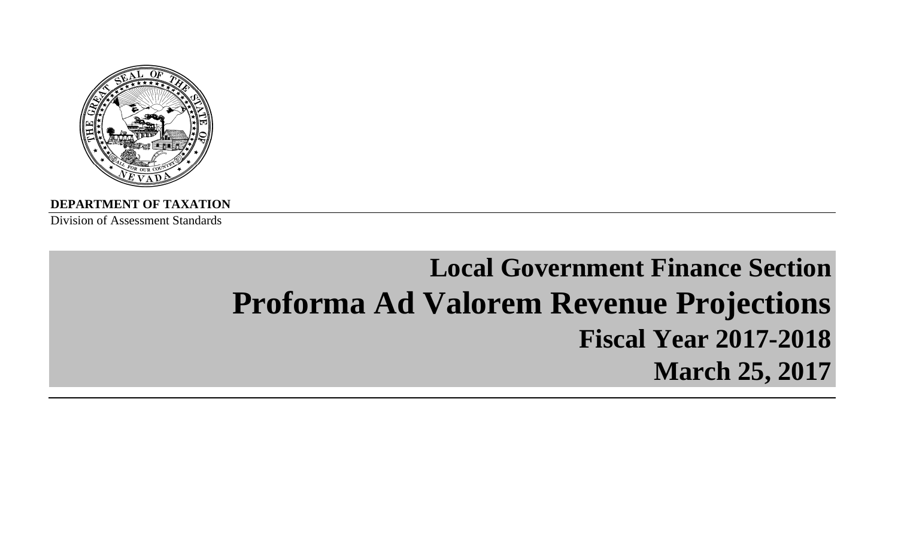**DEPARTMENT OF TAXATION**

Division of Assessment Standards

# Local Government Finance Section

# Proforma Ad Valorem Revenue Projections

## Fiscal Year 2017-2018

## March 25, 2017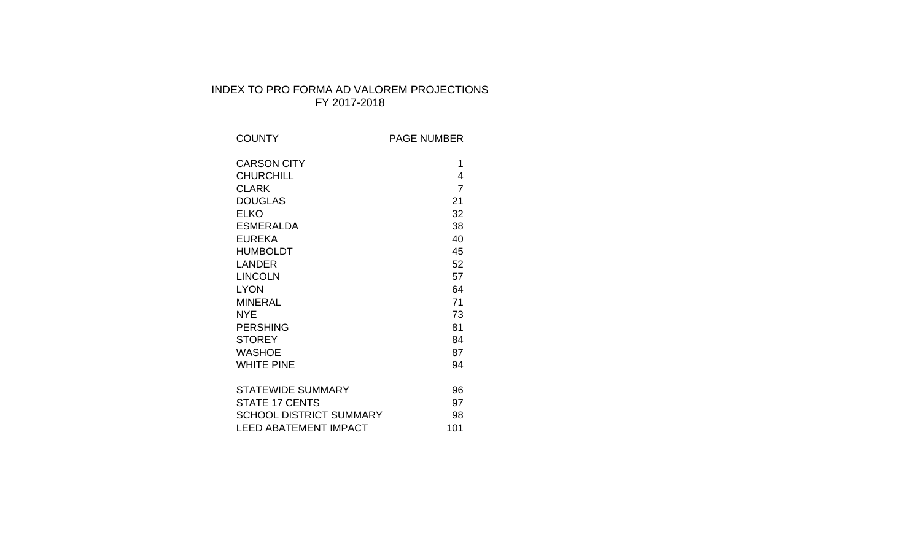# INDEX TO PRO FORMA AD VALOREM PROJECTIONS
## FY 2017-2018

| COUNTY | PAGE NUMBER |
| --- | --- |
| CARSON CITY | 1 |
| CHURCHILL | 4 |
| CLARK | 7 |
| DOUGLAS | 21 |
| ELKO | 32 |
| ESMERALDA | 38 |
| EUREKA | 40 |
| HUMBOLDT | 45 |
| LANDER | 52 |
| LINCOLN | 57 |
| LYON | 64 |
| MINERAL | 71 |
| NYE | 73 |
| PERSHING | 81 |
| STOREY | 84 |
| WASHOE | 87 |
| WHITE PINE | 94 |
| | |
| STATEWIDE SUMMARY | 96 |
| STATE 17 CENTS | 97 |
| SCHOOL DISTRICT SUMMARY | 98 |
| LEED ABATEMENT IMPACT | 101 |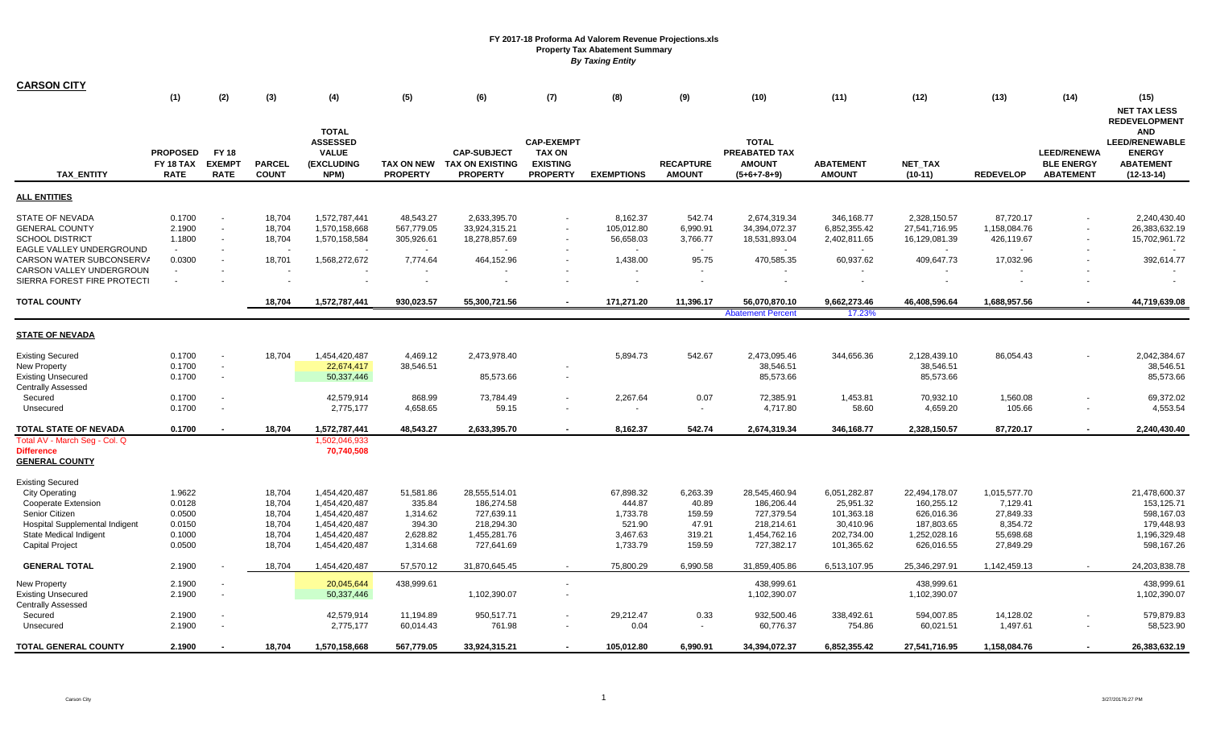**FY 2017-18 Proforma Ad Valorem Revenue Projections.xls**
**Property Tax Abatement Summary**
***By Taxing Entity***

**CARSON CITY**

| TAX_ENTITY | (1) PROPOSED FY 18 TAX RATE | (2) FY 18 EXEMPT RATE | (3) PARCEL COUNT | (4) TOTAL ASSESSED VALUE (EXCLUDING NPM) | (5) TAX ON NEW PROPERTY | (6) CAP-SUBJECT TAX ON EXISTING PROPERTY | (7) CAP-EXEMPT TAX ON EXISTING PROPERTY | (8) EXEMPTIONS | (9) RECAPTURE AMOUNT | (10) TOTAL PREABATED TAX AMOUNT (5+6+7-8+9) | (11) ABATEMENT AMOUNT | (12) NET_TAX (10-11) | (13) REDEVELOP | (14) LEED/RENEWABLE ENERGY ABATEMENT | (15) NET TAX LESS REDEVELOPMENT AND LEED/RENEWABLE ENERGY ABATEMENT (12-13-14) |
|---|---|---|---|---|---|---|---|---|---|---|---|---|---|---|---|
| **ALL ENTITIES** | | | | | | | | | | | | | | | |
| STATE OF NEVADA | 0.1700 | - | 18,704 | 1,572,787,441 | 48,543.27 | 2,633,395.70 | - | 8,162.37 | 542.74 | 2,674,319.34 | 346,168.77 | 2,328,150.57 | 87,720.17 | - | 2,240,430.40 |
| GENERAL COUNTY | 2.1900 | - | 18,704 | 1,570,158,668 | 567,779.05 | 33,924,315.21 | - | 105,012.80 | 6,990.91 | 34,394,072.37 | 6,852,355.42 | 27,541,716.95 | 1,158,084.76 | - | 26,383,632.19 |
| SCHOOL DISTRICT | 1.1800 | - | 18,704 | 1,570,158,584 | 305,926.61 | 18,278,857.69 | - | 56,658.03 | 3,766.77 | 18,531,893.04 | 2,402,811.65 | 16,129,081.39 | 426,119.67 | - | 15,702,961.72 |
| EAGLE VALLEY UNDERGROUND | - | - | - | - | - | - | - | - | - | - | - | - | - | - | - |
| CARSON WATER SUBCONSERVA | 0.0300 | - | 18,701 | 1,568,272,672 | 7,774.64 | 464,152.96 | - | 1,438.00 | 95.75 | 470,585.35 | 60,937.62 | 409,647.73 | 17,032.96 | - | 392,614.77 |
| CARSON VALLEY UNDERGROUN | - | - | - | - | - | - | - | - | - | - | - | - | - | - | - |
| SIERRA FOREST FIRE PROTECTI | - | - | - | - | - | - | - | - | - | - | - | - | - | - | - |
| **TOTAL COUNTY** | | | **18,704** | **1,572,787,441** | **930,023.57** | **55,300,721.56** | **-** | **171,271.20** | **11,396.17** | **56,070,870.10** | **9,662,273.46** | **46,408,596.64** | **1,688,957.56** | **-** | **44,719,639.08** |
| | | | | | | | | | | Abatement Percent | 17.23% | | | | |
| **STATE OF NEVADA** | | | | | | | | | | | | | | | |
| Existing Secured | 0.1700 | - | 18,704 | 1,454,420,487 | 4,469.12 | 2,473,978.40 | - | 5,894.73 | 542.67 | 2,473,095.46 | 344,656.36 | 2,128,439.10 | 86,054.43 | - | 2,042,384.67 |
| New Property | 0.1700 | - | | 22,674,417 | 38,546.51 | | - | | | 38,546.51 | | 38,546.51 | | | 38,546.51 |
| Existing Unsecured | 0.1700 | - | | 50,337,446 | | 85,573.66 | - | | | 85,573.66 | | 85,573.66 | | | 85,573.66 |
| Centrally Assessed | | | | | | | | | | | | | | | |
| Secured | 0.1700 | - | | 42,579,914 | 868.99 | 73,784.49 | - | 2,267.64 | 0.07 | 72,385.91 | 1,453.81 | 70,932.10 | 1,560.08 | - | 69,372.02 |
| Unsecured | 0.1700 | - | | 2,775,177 | 4,658.65 | 59.15 | - | - | - | 4,717.80 | 58.60 | 4,659.20 | 105.66 | - | 4,553.54 |
| **TOTAL STATE OF NEVADA** | **0.1700** | **-** | **18,704** | **1,572,787,441** | **48,543.27** | **2,633,395.70** | **-** | **8,162.37** | **542.74** | **2,674,319.34** | **346,168.77** | **2,328,150.57** | **87,720.17** | **-** | **2,240,430.40** |
| Total AV - March Seg - Col. Q | | | | 1,502,046,933 | | | | | | | | | | | |
| **Difference** | | | | **70,740,508** | | | | | | | | | | | |
| **GENERAL COUNTY** | | | | | | | | | | | | | | | |
| Existing Secured | | | | | | | | | | | | | | | |
| City Operating | 1.9622 | | 18,704 | 1,454,420,487 | 51,581.86 | 28,555,514.01 | | 67,898.32 | 6,263.39 | 28,545,460.94 | 6,051,282.87 | 22,494,178.07 | 1,015,577.70 | | 21,478,600.37 |
| Cooperate Extension | 0.0128 | | 18,704 | 1,454,420,487 | 335.84 | 186,274.58 | | 444.87 | 40.89 | 186,206.44 | 25,951.32 | 160,255.12 | 7,129.41 | | 153,125.71 |
| Senior Citizen | 0.0500 | | 18,704 | 1,454,420,487 | 1,314.62 | 727,639.11 | | 1,733.78 | 159.59 | 727,379.54 | 101,363.18 | 626,016.36 | 27,849.33 | | 598,167.03 |
| Hospital Supplemental Indigent | 0.0150 | | 18,704 | 1,454,420,487 | 394.30 | 218,294.30 | | 521.90 | 47.91 | 218,214.61 | 30,410.96 | 187,803.65 | 8,354.72 | | 179,448.93 |
| State Medical Indigent | 0.1000 | | 18,704 | 1,454,420,487 | 2,628.82 | 1,455,281.76 | | 3,467.63 | 319.21 | 1,454,762.16 | 202,734.00 | 1,252,028.16 | 55,698.68 | | 1,196,329.48 |
| Capital Project | 0.0500 | | 18,704 | 1,454,420,487 | 1,314.68 | 727,641.69 | | 1,733.79 | 159.59 | 727,382.17 | 101,365.62 | 626,016.55 | 27,849.29 | | 598,167.26 |
| **GENERAL TOTAL** | **2.1900** | **-** | **18,704** | **1,454,420,487** | **57,570.12** | **31,870,645.45** | **-** | **75,800.29** | **6,990.58** | **31,859,405.86** | **6,513,107.95** | **25,346,297.91** | **1,142,459.13** | **-** | **24,203,838.78** |
| New Property | 2.1900 | - | | 20,045,644 | 438,999.61 | | - | | | 438,999.61 | | 438,999.61 | | | 438,999.61 |
| Existing Unsecured | 2.1900 | - | | 50,337,446 | | 1,102,390.07 | - | | | 1,102,390.07 | | 1,102,390.07 | | | 1,102,390.07 |
| Centrally Assessed | | | | | | | | | | | | | | | |
| Secured | 2.1900 | - | | 42,579,914 | 11,194.89 | 950,517.71 | - | 29,212.47 | 0.33 | 932,500.46 | 338,492.61 | 594,007.85 | 14,128.02 | - | 579,879.83 |
| Unsecured | 2.1900 | - | | 2,775,177 | 60,014.43 | 761.98 | - | 0.04 | - | 60,776.37 | 754.86 | 60,021.51 | 1,497.61 | - | 58,523.90 |
| **TOTAL GENERAL COUNTY** | **2.1900** | **-** | **18,704** | **1,570,158,668** | **567,779.05** | **33,924,315.21** | **-** | **105,012.80** | **6,990.91** | **34,394,072.37** | **6,852,355.42** | **27,541,716.95** | **1,158,084.76** | **-** | **26,383,632.19** |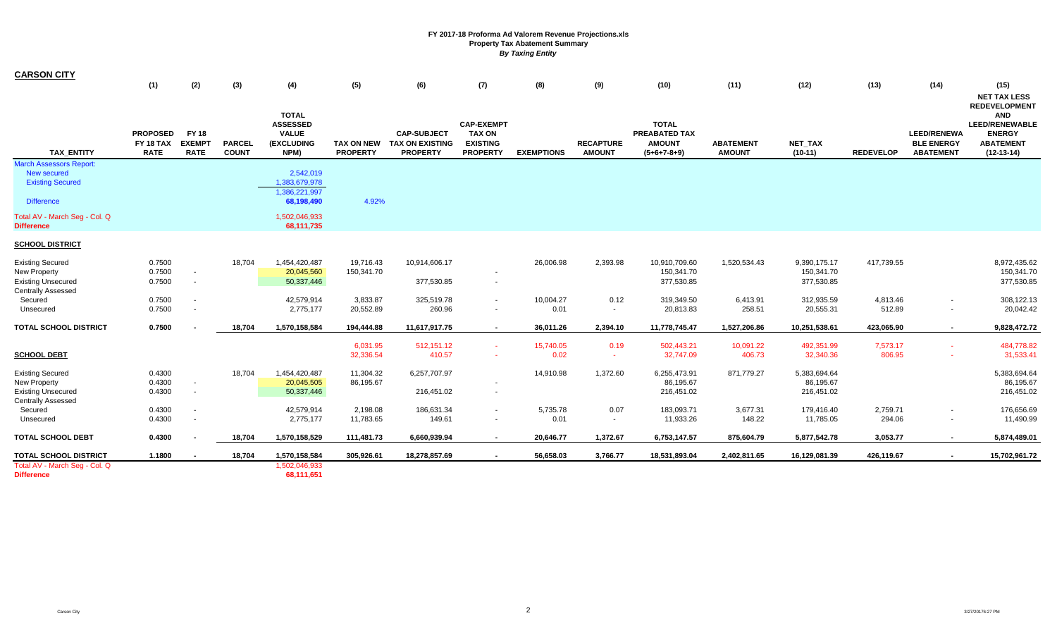**FY 2017-18 Proforma Ad Valorem Revenue Projections.xls**
**Property Tax Abatement Summary**
***By Taxing Entity***

**CARSON CITY**

| TAX_ENTITY | (1) PROPOSED FY 18 TAX RATE | (2) FY 18 EXEMPT RATE | (3) PARCEL COUNT | (4) TOTAL ASSESSED VALUE (EXCLUDING NPM) | (5) TAX ON NEW PROPERTY | (6) CAP-SUBJECT TAX ON EXISTING PROPERTY | (7) CAP-EXEMPT TAX ON EXISTING PROPERTY | (8) EXEMPTIONS | (9) RECAPTURE AMOUNT | (10) TOTAL PREABATED TAX AMOUNT (5+6+7-8+9) | (11) ABATEMENT AMOUNT | (12) NET_TAX (10-11) | (13) REDEVELOP | (14) LEED/RENEWABLE ENERGY ABATEMENT | (15) NET TAX LESS REDEVELOPMENT AND LEED/RENEWABLE ENERGY ABATEMENT (12-13-14) |
|---|---|---|---|---|---|---|---|---|---|---|---|---|---|---|---|
| March Assessors Report: | | | | | | | | | | | | | | | |
| New secured | | | | 2,542,019 | | | | | | | | | | | |
| Existing Secured | | | | 1,383,679,978 | | | | | | | | | | | |
| | | | | 1,386,221,997 | | | | | | | | | | | |
| Difference | | | | 68,198,490 | 4.92% | | | | | | | | | | |
| Total AV - March Seg - Col. Q | | | | 1,502,046,933 | | | | | | | | | | | |
| Difference | | | | 68,111,735 | | | | | | | | | | | |
| **SCHOOL DISTRICT** | | | | | | | | | | | | | | | |
| Existing Secured | 0.7500 | | 18,704 | 1,454,420,487 | 19,716.43 | 10,914,606.17 | | 26,006.98 | 2,393.98 | 10,910,709.60 | 1,520,534.43 | 9,390,175.17 | 417,739.55 | | 8,972,435.62 |
| New Property | 0.7500 | - | | 20,045,560 | 150,341.70 | | - | | | 150,341.70 | | 150,341.70 | | | 150,341.70 |
| Existing Unsecured | 0.7500 | - | | 50,337,446 | | 377,530.85 | - | | | 377,530.85 | | 377,530.85 | | | 377,530.85 |
| Centrally Assessed | | | | | | | | | | | | | | | |
| Secured | 0.7500 | - | | 42,579,914 | 3,833.87 | 325,519.78 | - | 10,004.27 | 0.12 | 319,349.50 | 6,413.91 | 312,935.59 | 4,813.46 | - | 308,122.13 |
| Unsecured | 0.7500 | - | | 2,775,177 | 20,552.89 | 260.96 | - | 0.01 | - | 20,813.83 | 258.51 | 20,555.31 | 512.89 | - | 20,042.42 |
| **TOTAL SCHOOL DISTRICT** | **0.7500** | **-** | **18,704** | **1,570,158,584** | **194,444.88** | **11,617,917.75** | **-** | **36,011.26** | **2,394.10** | **11,778,745.47** | **1,527,206.86** | **10,251,538.61** | **423,065.90** | **-** | **9,828,472.72** |
| | | | | | 6,031.95 | 512,151.12 | - | 15,740.05 | 0.19 | 502,443.21 | 10,091.22 | 492,351.99 | 7,573.17 | - | 484,778.82 |
| **SCHOOL DEBT** | | | | | 32,336.54 | 410.57 | - | 0.02 | - | 32,747.09 | 406.73 | 32,340.36 | 806.95 | - | 31,533.41 |
| Existing Secured | 0.4300 | | 18,704 | 1,454,420,487 | 11,304.32 | 6,257,707.97 | | 14,910.98 | 1,372.60 | 6,255,473.91 | 871,779.27 | 5,383,694.64 | | | 5,383,694.64 |
| New Property | 0.4300 | - | | 20,045,505 | 86,195.67 | | - | | | 86,195.67 | | 86,195.67 | | | 86,195.67 |
| Existing Unsecured | 0.4300 | - | | 50,337,446 | | 216,451.02 | - | | | 216,451.02 | | 216,451.02 | | | 216,451.02 |
| Centrally Assessed | | | | | | | | | | | | | | | |
| Secured | 0.4300 | - | | 42,579,914 | 2,198.08 | 186,631.34 | - | 5,735.78 | 0.07 | 183,093.71 | 3,677.31 | 179,416.40 | 2,759.71 | - | 176,656.69 |
| Unsecured | 0.4300 | - | | 2,775,177 | 11,783.65 | 149.61 | - | 0.01 | - | 11,933.26 | 148.22 | 11,785.05 | 294.06 | - | 11,490.99 |
| **TOTAL SCHOOL DEBT** | **0.4300** | **-** | **18,704** | **1,570,158,529** | **111,481.73** | **6,660,939.94** | **-** | **20,646.77** | **1,372.67** | **6,753,147.57** | **875,604.79** | **5,877,542.78** | **3,053.77** | **-** | **5,874,489.01** |
| **TOTAL SCHOOL DISTRICT** | **1.1800** | **-** | **18,704** | **1,570,158,584** | **305,926.61** | **18,278,857.69** | **-** | **56,658.03** | **3,766.77** | **18,531,893.04** | **2,402,811.65** | **16,129,081.39** | **426,119.67** | **-** | **15,702,961.72** |
| Total AV - March Seg - Col. Q | | | | 1,502,046,933 | | | | | | | | | | | |
| Difference | | | | 68,111,651 | | | | | | | | | | | |

Carson City 3/27/2017 6:27 PM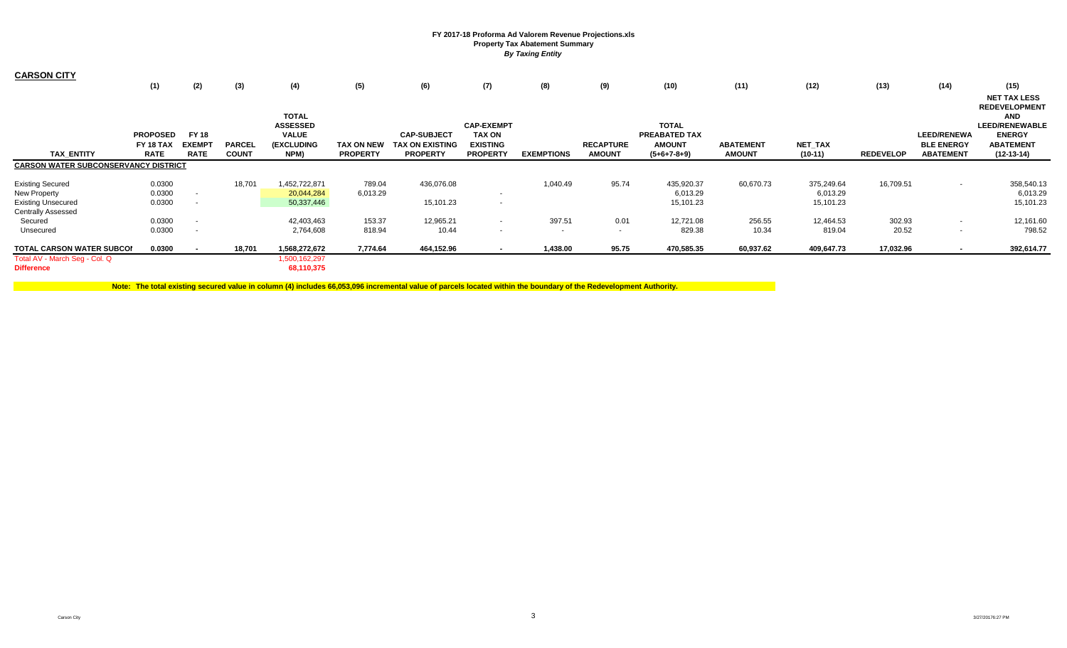FY 2017-18 Proforma Ad Valorem Revenue Projections.xls
Property Tax Abatement Summary
*By Taxing Entity*

## CARSON CITY

| TAX_ENTITY | (1) PROPOSED FY 18 TAX RATE | (2) FY 18 EXEMPT RATE | (3) PARCEL COUNT | (4) TOTAL ASSESSED VALUE (EXCLUDING NPM) | (5) TAX ON NEW PROPERTY | (6) CAP-SUBJECT TAX ON EXISTING PROPERTY | (7) CAP-EXEMPT TAX ON EXISTING PROPERTY | (8) EXEMPTIONS | (9) RECAPTURE AMOUNT | (10) TOTAL PREABATED TAX AMOUNT (5+6+7-8+9) | (11) ABATEMENT AMOUNT | (12) NET_TAX (10-11) | (13) REDEVELOP | (14) LEED/RENEWABLE ENERGY ABATEMENT | (15) NET TAX LESS REDEVELOPMENT AND LEED/RENEWABLE ENERGY ABATEMENT (12-13-14) |
|---|---|---|---|---|---|---|---|---|---|---|---|---|---|---|---|
| **CARSON WATER SUBCONSERVANCY DISTRICT** | | | | | | | | | | | | | | | |
| Existing Secured | 0.0300 | | 18,701 | 1,452,722,871 | 789.04 | 436,076.08 | | 1,040.49 | 95.74 | 435,920.37 | 60,670.73 | 375,249.64 | 16,709.51 | - | 358,540.13 |
| New Property | 0.0300 | - | | 20,044,284 | 6,013.29 | | - | | | 6,013.29 | | 6,013.29 | | | 6,013.29 |
| Existing Unsecured | 0.0300 | - | | 50,337,446 | | 15,101.23 | - | | | 15,101.23 | | 15,101.23 | | | 15,101.23 |
| Centrally Assessed | | | | | | | | | | | | | | | |
| Secured | 0.0300 | - | | 42,403,463 | 153.37 | 12,965.21 | - | 397.51 | 0.01 | 12,721.08 | 256.55 | 12,464.53 | 302.93 | - | 12,161.60 |
| Unsecured | 0.0300 | - | | 2,764,608 | 818.94 | 10.44 | - | - | - | 829.38 | 10.34 | 819.04 | 20.52 | - | 798.52 |
| **TOTAL CARSON WATER SUBCON** | **0.0300** | **-** | **18,701** | **1,568,272,672** | **7,774.64** | **464,152.96** | **-** | **1,438.00** | **95.75** | **470,585.35** | **60,937.62** | **409,647.73** | **17,032.96** | **-** | **392,614.77** |
| Total AV - March Seg - Col. Q | | | | 1,500,162,297 | | | | | | | | | | | |
| **Difference** | | | | **68,110,375** | | | | | | | | | | | |

**Note: The total existing secured value in column (4) includes 66,053,096 incremental value of parcels located within the boundary of the Redevelopment Authority.**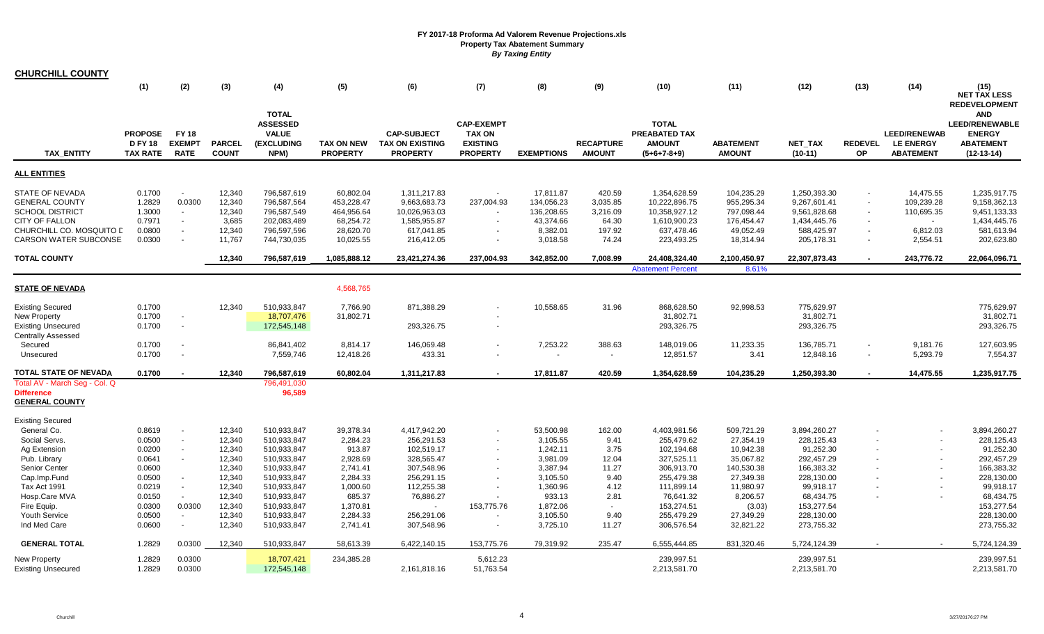# FY 2017-18 Proforma Ad Valorem Revenue Projections.xls
## Property Tax Abatement Summary
### *By Taxing Entity*

**CHURCHILL COUNTY**

| TAX_ENTITY | (1) PROPOSE D FY 18 TAX RATE | (2) FY 18 EXEMPT RATE | (3) PARCEL COUNT | (4) TOTAL ASSESSED VALUE (EXCLUDING NPM) | (5) TAX ON NEW PROPERTY | (6) CAP-SUBJECT TAX ON EXISTING PROPERTY | (7) CAP-EXEMPT TAX ON EXISTING PROPERTY | (8) EXEMPTIONS | (9) RECAPTURE AMOUNT | (10) TOTAL PREABATED TAX AMOUNT (5+6+7-8+9) | (11) ABATEMENT AMOUNT | (12) NET_TAX (10-11) | (13) REDEVEL OP | (14) LEED/RENEWAB LE ENERGY ABATEMENT | (15) NET TAX LESS REDEVELOPMENT AND LEED/RENEWABLE ENERGY ABATEMENT (12-13-14) |
|---|---|---|---|---|---|---|---|---|---|---|---|---|---|---|---|
| **ALL ENTITIES** | | | | | | | | | | | | | | | |
| STATE OF NEVADA | 0.1700 | - | 12,340 | 796,587,619 | 60,802.04 | 1,311,217.83 | - | 17,811.87 | 420.59 | 1,354,628.59 | 104,235.29 | 1,250,393.30 | - | 14,475.55 | 1,235,917.75 |
| GENERAL COUNTY | 1.2829 | 0.0300 | 12,340 | 796,587,564 | 453,228.47 | 9,663,683.73 | 237,004.93 | 134,056.23 | 3,035.85 | 10,222,896.75 | 955,295.34 | 9,267,601.41 | - | 109,239.28 | 9,158,362.13 |
| SCHOOL DISTRICT | 1.3000 | - | 12,340 | 796,587,549 | 464,956.64 | 10,026,963.03 | - | 136,208.65 | 3,216.09 | 10,358,927.12 | 797,098.44 | 9,561,828.68 | - | 110,695.35 | 9,451,133.33 |
| CITY OF FALLON | 0.7971 | - | 3,685 | 202,083,489 | 68,254.72 | 1,585,955.87 | - | 43,374.66 | 64.30 | 1,610,900.23 | 176,454.47 | 1,434,445.76 | - | - | 1,434,445.76 |
| CHURCHILL CO. MOSQUITO D | 0.0800 | - | 12,340 | 796,597,596 | 28,620.70 | 617,041.85 | - | 8,382.01 | 197.92 | 637,478.46 | 49,052.49 | 588,425.97 | - | 6,812.03 | 581,613.94 |
| CARSON WATER SUBCONSE | 0.0300 | - | 11,767 | 744,730,035 | 10,025.55 | 216,412.05 | - | 3,018.58 | 74.24 | 223,493.25 | 18,314.94 | 205,178.31 | - | 2,554.51 | 202,623.80 |
| **TOTAL COUNTY** | | | **12,340** | **796,587,619** | **1,085,888.12** | **23,421,274.36** | **237,004.93** | **342,852.00** | **7,008.99** | **24,408,324.40** | **2,100,450.97** | **22,307,873.43** | **-** | **243,776.72** | **22,064,096.71** |
| | | | | | | | | | | Abatement Percent | 8.61% | | | | |
| **STATE OF NEVADA** | | | | | 4,568,765 | | | | | | | | | | |
| Existing Secured | 0.1700 | | 12,340 | 510,933,847 | 7,766.90 | 871,388.29 | - | 10,558.65 | 31.96 | 868,628.50 | 92,998.53 | 775,629.97 | | | 775,629.97 |
| New Property | 0.1700 | - | | 18,707,476 | 31,802.71 | | - | | | 31,802.71 | | 31,802.71 | | | 31,802.71 |
| Existing Unsecured | 0.1700 | - | | 172,545,148 | | 293,326.75 | - | | | 293,326.75 | | 293,326.75 | | | 293,326.75 |
| Centrally Assessed | | | | | | | | | | | | | | | |
| Secured | 0.1700 | - | | 86,841,402 | 8,814.17 | 146,069.48 | - | 7,253.22 | 388.63 | 148,019.06 | 11,233.35 | 136,785.71 | - | 9,181.76 | 127,603.95 |
| Unsecured | 0.1700 | - | | 7,559,746 | 12,418.26 | 433.31 | - | - | - | 12,851.57 | 3.41 | 12,848.16 | - | 5,293.79 | 7,554.37 |
| **TOTAL STATE OF NEVADA** | **0.1700** | **-** | **12,340** | **796,587,619** | **60,802.04** | **1,311,217.83** | **-** | **17,811.87** | **420.59** | **1,354,628.59** | **104,235.29** | **1,250,393.30** | **-** | **14,475.55** | **1,235,917.75** |
| Total AV - March Seg - Col. Q | | | | 796,491,030 | | | | | | | | | | | |
| Difference | | | | 96,589 | | | | | | | | | | | |
| **GENERAL COUNTY** | | | | | | | | | | | | | | | |
| Existing Secured | | | | | | | | | | | | | | | |
| General Co. | 0.8619 | - | 12,340 | 510,933,847 | 39,378.34 | 4,417,942.20 | - | 53,500.98 | 162.00 | 4,403,981.56 | 509,721.29 | 3,894,260.27 | - | - | 3,894,260.27 |
| Social Servs. | 0.0500 | - | 12,340 | 510,933,847 | 2,284.23 | 256,291.53 | - | 3,105.55 | 9.41 | 255,479.62 | 27,354.19 | 228,125.43 | - | - | 228,125.43 |
| Ag Extension | 0.0200 | - | 12,340 | 510,933,847 | 913.87 | 102,519.17 | - | 1,242.11 | 3.75 | 102,194.68 | 10,942.38 | 91,252.30 | - | - | 91,252.30 |
| Pub. Library | 0.0641 | - | 12,340 | 510,933,847 | 2,928.69 | 328,565.47 | - | 3,981.09 | 12.04 | 327,525.11 | 35,067.82 | 292,457.29 | - | - | 292,457.29 |
| Senior Center | 0.0600 | | 12,340 | 510,933,847 | 2,741.41 | 307,548.96 | - | 3,387.94 | 11.27 | 306,913.70 | 140,530.38 | 166,383.32 | - | - | 166,383.32 |
| Cap.Imp.Fund | 0.0500 | - | 12,340 | 510,933,847 | 2,284.33 | 256,291.15 | - | 3,105.50 | 9.40 | 255,479.38 | 27,349.38 | 228,130.00 | - | - | 228,130.00 |
| Tax Act 1991 | 0.0219 | - | 12,340 | 510,933,847 | 1,000.60 | 112,255.38 | - | 1,360.96 | 4.12 | 111,899.14 | 11,980.97 | 99,918.17 | - | - | 99,918.17 |
| Hosp.Care MVA | 0.0150 | - | 12,340 | 510,933,847 | 685.37 | 76,886.27 | - | 933.13 | 2.81 | 76,641.32 | 8,206.57 | 68,434.75 | - | - | 68,434.75 |
| Fire Equip. | 0.0300 | 0.0300 | 12,340 | 510,933,847 | 1,370.81 | - | 153,775.76 | 1,872.06 | - | 153,274.51 | (3.03) | 153,277.54 | | | 153,277.54 |
| Youth Service | 0.0500 | - | 12,340 | 510,933,847 | 2,284.33 | 256,291.06 | - | 3,105.50 | 9.40 | 255,479.29 | 27,349.29 | 228,130.00 | | | 228,130.00 |
| Ind Med Care | 0.0600 | - | 12,340 | 510,933,847 | 2,741.41 | 307,548.96 | - | 3,725.10 | 11.27 | 306,576.54 | 32,821.22 | 273,755.32 | | | 273,755.32 |
| **GENERAL TOTAL** | **1.2829** | **0.0300** | **12,340** | **510,933,847** | **58,613.39** | **6,422,140.15** | **153,775.76** | **79,319.92** | **235.47** | **6,555,444.85** | **831,320.46** | **5,724,124.39** | **-** | **-** | **5,724,124.39** |
| New Property | 1.2829 | 0.0300 | | 18,707,421 | 234,385.28 | | 5,612.23 | | | 239,997.51 | | 239,997.51 | | | 239,997.51 |
| Existing Unsecured | 1.2829 | 0.0300 | | 172,545,148 | | 2,161,818.16 | 51,763.54 | | | 2,213,581.70 | | 2,213,581.70 | | | 2,213,581.70 |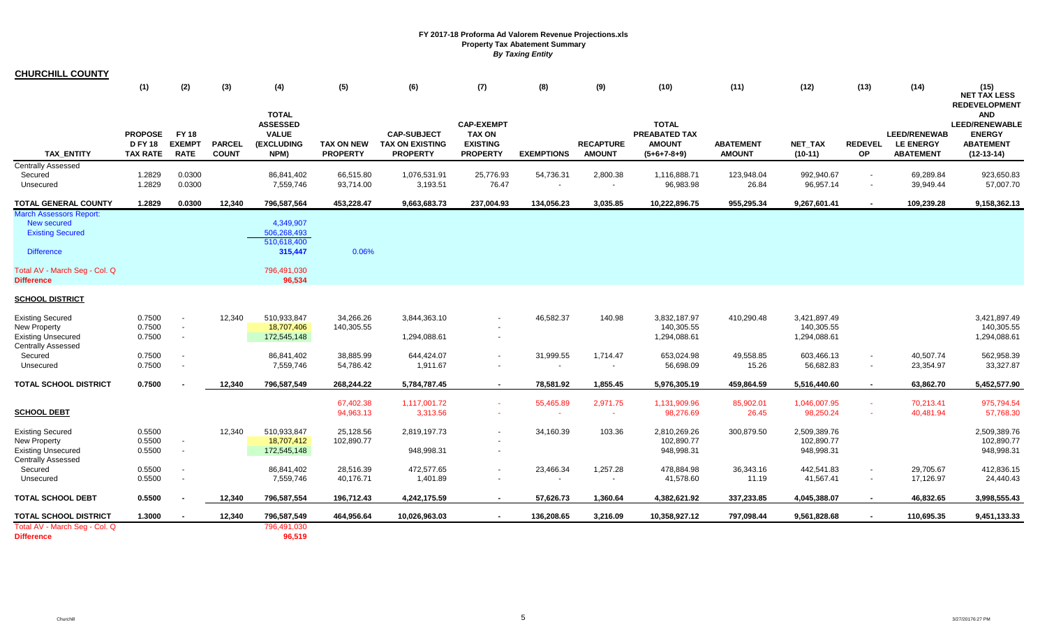# FY 2017-18 Proforma Ad Valorem Revenue Projections.xls
## Property Tax Abatement Summary
### *By Taxing Entity*

**CHURCHILL COUNTY**

| TAX_ENTITY | (1) PROPOSE D FY 18 TAX RATE | (2) FY 18 EXEMPT RATE | (3) PARCEL COUNT | (4) TOTAL ASSESSED VALUE (EXCLUDING NPM) | (5) TAX ON NEW PROPERTY | (6) CAP-SUBJECT TAX ON EXISTING PROPERTY | (7) CAP-EXEMPT TAX ON EXISTING PROPERTY | (8) EXEMPTIONS | (9) RECAPTURE AMOUNT | (10) TOTAL PREABATED TAX AMOUNT (5+6+7-8+9) | (11) ABATEMENT AMOUNT | (12) NET_TAX (10-11) | (13) REDEVEL OP | (14) LEED/RENEWAB LE ENERGY ABATEMENT | (15) NET TAX LESS REDEVELOPMENT AND LEED/RENEWABLE ENERGY ABATEMENT (12-13-14) |
|---|---|---|---|---|---|---|---|---|---|---|---|---|---|---|---|
| Centrally Assessed | | | | | | | | | | | | | | | |
| Secured | 1.2829 | 0.0300 | | 86,841,402 | 66,515.80 | 1,076,531.91 | 25,776.93 | 54,736.31 | 2,800.38 | 1,116,888.71 | 123,948.04 | 992,940.67 | - | 69,289.84 | 923,650.83 |
| Unsecured | 1.2829 | 0.0300 | | 7,559,746 | 93,714.00 | 3,193.51 | 76.47 | - | - | 96,983.98 | 26.84 | 96,957.14 | - | 39,949.44 | 57,007.70 |
| **TOTAL GENERAL COUNTY** | **1.2829** | **0.0300** | **12,340** | **796,587,564** | **453,228.47** | **9,663,683.73** | **237,004.93** | **134,056.23** | **3,035.85** | **10,222,896.75** | **955,295.34** | **9,267,601.41** | **-** | **109,239.28** | **9,158,362.13** |
| March Assessors Report: | | | | | | | | | | | | | | | |
| New secured | | | | 4,349,907 | | | | | | | | | | | |
| Existing Secured | | | | 506,268,493 | | | | | | | | | | | |
| | | | | 510,618,400 | | | | | | | | | | | |
| Difference | | | | 315,447 | 0.06% | | | | | | | | | | |
| Total AV - March Seg - Col. Q | | | | 796,491,030 | | | | | | | | | | | |
| **Difference** | | | | 96,534 | | | | | | | | | | | |
| **SCHOOL DISTRICT** | | | | | | | | | | | | | | | |
| Existing Secured | 0.7500 | - | 12,340 | 510,933,847 | 34,266.26 | 3,844,363.10 | - | 46,582.37 | 140.98 | 3,832,187.97 | 410,290.48 | 3,421,897.49 | | | 3,421,897.49 |
| New Property | 0.7500 | - | | 18,707,406 | 140,305.55 | | - | | | 140,305.55 | | 140,305.55 | | | 140,305.55 |
| Existing Unsecured | 0.7500 | - | | 172,545,148 | | 1,294,088.61 | - | | | 1,294,088.61 | | 1,294,088.61 | | | 1,294,088.61 |
| Centrally Assessed | | | | | | | | | | | | | | | |
| Secured | 0.7500 | - | | 86,841,402 | 38,885.99 | 644,424.07 | - | 31,999.55 | 1,714.47 | 653,024.98 | 49,558.85 | 603,466.13 | - | 40,507.74 | 562,958.39 |
| Unsecured | 0.7500 | - | | 7,559,746 | 54,786.42 | 1,911.67 | - | - | - | 56,698.09 | 15.26 | 56,682.83 | - | 23,354.97 | 33,327.87 |
| **TOTAL SCHOOL DISTRICT** | **0.7500** | **-** | **12,340** | **796,587,549** | **268,244.22** | **5,784,787.45** | **-** | **78,581.92** | **1,855.45** | **5,976,305.19** | **459,864.59** | **5,516,440.60** | **-** | **63,862.70** | **5,452,577.90** |
| | | | | | 67,402.38 | 1,117,001.72 | - | 55,465.89 | 2,971.75 | 1,131,909.96 | 85,902.01 | 1,046,007.95 | - | 70,213.41 | 975,794.54 |
| **SCHOOL DEBT** | | | | | 94,963.13 | 3,313.56 | - | - | - | 98,276.69 | 26.45 | 98,250.24 | - | 40,481.94 | 57,768.30 |
| Existing Secured | 0.5500 | | 12,340 | 510,933,847 | 25,128.56 | 2,819,197.73 | - | 34,160.39 | 103.36 | 2,810,269.26 | 300,879.50 | 2,509,389.76 | | | 2,509,389.76 |
| New Property | 0.5500 | - | | 18,707,412 | 102,890.77 | | - | | | 102,890.77 | | 102,890.77 | | | 102,890.77 |
| Existing Unsecured | 0.5500 | - | | 172,545,148 | | 948,998.31 | - | | | 948,998.31 | | 948,998.31 | | | 948,998.31 |
| Centrally Assessed | | | | | | | | | | | | | | | |
| Secured | 0.5500 | - | | 86,841,402 | 28,516.39 | 472,577.65 | - | 23,466.34 | 1,257.28 | 478,884.98 | 36,343.16 | 442,541.83 | - | 29,705.67 | 412,836.15 |
| Unsecured | 0.5500 | - | | 7,559,746 | 40,176.71 | 1,401.89 | - | - | - | 41,578.60 | 11.19 | 41,567.41 | - | 17,126.97 | 24,440.43 |
| **TOTAL SCHOOL DEBT** | **0.5500** | **-** | **12,340** | **796,587,554** | **196,712.43** | **4,242,175.59** | **-** | **57,626.73** | **1,360.64** | **4,382,621.92** | **337,233.85** | **4,045,388.07** | **-** | **46,832.65** | **3,998,555.43** |
| **TOTAL SCHOOL DISTRICT** | **1.3000** | **-** | **12,340** | **796,587,549** | **464,956.64** | **10,026,963.03** | **-** | **136,208.65** | **3,216.09** | **10,358,927.12** | **797,098.44** | **9,561,828.68** | **-** | **110,695.35** | **9,451,133.33** |
| Total AV - March Seg - Col. Q | | | | 796,491,030 | | | | | | | | | | | |
| **Difference** | | | | 96,519 | | | | | | | | | | | |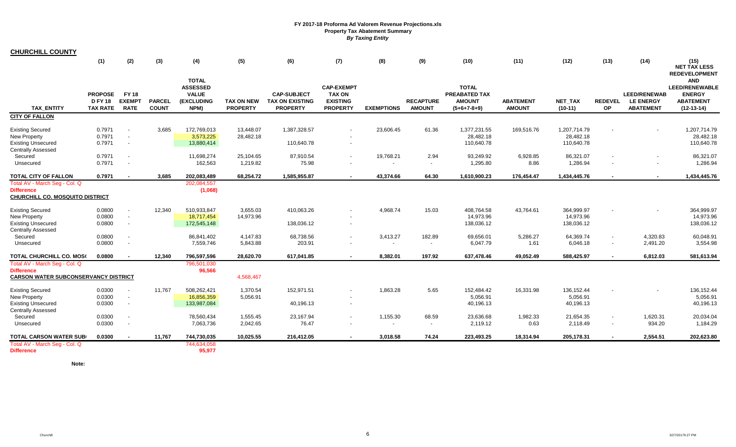**FY 2017-18 Proforma Ad Valorem Revenue Projections.xls**
**Property Tax Abatement Summary**
***By Taxing Entity***

**CHURCHILL COUNTY**

| TAX_ENTITY | (1) PROPOSED FY 18 TAX RATE | (2) FY 18 EXEMPT RATE | (3) PARCEL COUNT | (4) TOTAL ASSESSED VALUE (EXCLUDING NPM) | (5) TAX ON NEW PROPERTY | (6) CAP-SUBJECT TAX ON EXISTING PROPERTY | (7) CAP-EXEMPT TAX ON EXISTING PROPERTY | (8) EXEMPTIONS | (9) RECAPTURE AMOUNT | (10) TOTAL PREABATED TAX AMOUNT (5+6+7-8+9) | (11) ABATEMENT AMOUNT | (12) NET_TAX (10-11) | (13) REDEVELOP | (14) LEED/RENEWABLE ENERGY ABATEMENT | (15) NET TAX LESS REDEVELOPMENT AND LEED/RENEWABLE ENERGY ABATEMENT (12-13-14) |
|---|---|---|---|---|---|---|---|---|---|---|---|---|---|---|---|
| **CITY OF FALLON** | | | | | | | | | | | | | | | |
| Existing Secured | 0.7971 | - | 3,685 | 172,769,013 | 13,448.07 | 1,387,328.57 | - | 23,606.45 | 61.36 | 1,377,231.55 | 169,516.76 | 1,207,714.79 | - | - | 1,207,714.79 |
| New Property | 0.7971 | - | | 3,573,225 | 28,482.18 | | - | | | 28,482.18 | | 28,482.18 | | | 28,482.18 |
| Existing Unsecured | 0.7971 | - | | 13,880,414 | | 110,640.78 | - | | | 110,640.78 | | 110,640.78 | | | 110,640.78 |
| Centrally Assessed | | | | | | | | | | | | | | | |
| Secured | 0.7971 | - | | 11,698,274 | 25,104.65 | 87,910.54 | - | 19,768.21 | 2.94 | 93,249.92 | 6,928.85 | 86,321.07 | - | - | 86,321.07 |
| Unsecured | 0.7971 | - | | 162,563 | 1,219.82 | 75.98 | - | - | - | 1,295.80 | 8.86 | 1,286.94 | - | - | 1,286.94 |
| **TOTAL CITY OF FALLON** | **0.7971** | **-** | **3,685** | **202,083,489** | **68,254.72** | **1,585,955.87** | **-** | **43,374.66** | **64.30** | **1,610,900.23** | **176,454.47** | **1,434,445.76** | **-** | **-** | **1,434,445.76** |
| Total AV - March Seg - Col. Q | | | | 202,084,557 | | | | | | | | | | | |
| **Difference** | | | | (1,068) | | | | | | | | | | | |
| **CHURCHILL CO. MOSQUITO DISTRICT** | | | | | | | | | | | | | | | |
| Existing Secured | 0.0800 | - | 12,340 | 510,933,847 | 3,655.03 | 410,063.26 | - | 4,968.74 | 15.03 | 408,764.58 | 43,764.61 | 364,999.97 | - | - | 364,999.97 |
| New Property | 0.0800 | - | | 18,717,454 | 14,973.96 | | - | | | 14,973.96 | | 14,973.96 | | | 14,973.96 |
| Existing Unsecured | 0.0800 | - | | 172,545,148 | | 138,036.12 | - | | | 138,036.12 | | 138,036.12 | | | 138,036.12 |
| Centrally Assessed | | | | | | | | | | | | | | | |
| Secured | 0.0800 | - | | 86,841,402 | 4,147.83 | 68,738.56 | - | 3,413.27 | 182.89 | 69,656.01 | 5,286.27 | 64,369.74 | - | 4,320.83 | 60,048.91 |
| Unsecured | 0.0800 | - | | 7,559,746 | 5,843.88 | 203.91 | - | - | - | 6,047.79 | 1.61 | 6,046.18 | - | 2,491.20 | 3,554.98 |
| **TOTAL CHURCHILL CO. MOS(** | **0.0800** | **-** | **12,340** | **796,597,596** | **28,620.70** | **617,041.85** | **-** | **8,382.01** | **197.92** | **637,478.46** | **49,052.49** | **588,425.97** | **-** | **6,812.03** | **581,613.94** |
| Total AV - March Seg - Col. Q | | | | 796,501,030 | | | | | | | | | | | |
| **Difference** | | | | 96,566 | | | | | | | | | | | |
| **CARSON WATER SUBCONSERVANCY DISTRICT** | | | | | 4,568,467 | | | | | | | | | | |
| Existing Secured | 0.0300 | - | 11,767 | 508,262,421 | 1,370.54 | 152,971.51 | - | 1,863.28 | 5.65 | 152,484.42 | 16,331.98 | 136,152.44 | - | - | 136,152.44 |
| New Property | 0.0300 | - | | 16,856,359 | 5,056.91 | | - | | | 5,056.91 | | 5,056.91 | | | 5,056.91 |
| Existing Unsecured | 0.0300 | - | | 133,987,084 | | 40,196.13 | - | | | 40,196.13 | | 40,196.13 | | | 40,196.13 |
| Centrally Assessed | | | | | | | | | | | | | | | |
| Secured | 0.0300 | - | | 78,560,434 | 1,555.45 | 23,167.94 | - | 1,155.30 | 68.59 | 23,636.68 | 1,982.33 | 21,654.35 | - | 1,620.31 | 20,034.04 |
| Unsecured | 0.0300 | - | | 7,063,736 | 2,042.65 | 76.47 | - | - | - | 2,119.12 | 0.63 | 2,118.49 | - | 934.20 | 1,184.29 |
| **TOTAL CARSON WATER SUB(** | **0.0300** | **-** | **11,767** | **744,730,035** | **10,025.55** | **216,412.05** | **-** | **3,018.58** | **74.24** | **223,493.25** | **18,314.94** | **205,178.31** | **-** | **2,554.51** | **202,623.80** |
| Total AV - March Seg - Col. Q | | | | 744,634,058 | | | | | | | | | | | |
| **Difference** | | | | 95,977 | | | | | | | | | | | |

**Note:**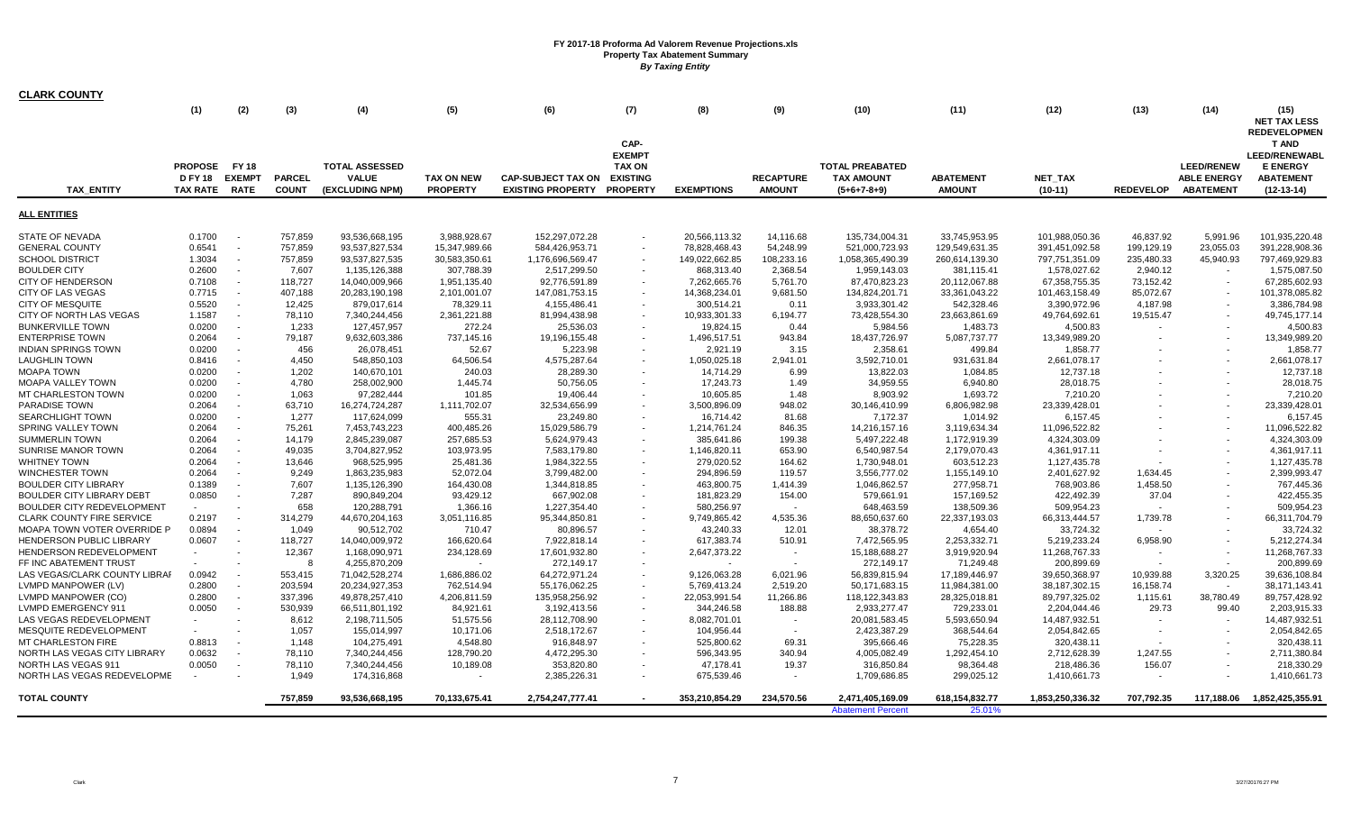# FY 2017-18 Proforma Ad Valorem Revenue Projections.xls
## Property Tax Abatement Summary
### *By Taxing Entity*

**CLARK COUNTY**

| TAX_ENTITY | (1) PROPOSE D FY 18 TAX RATE | (2) FY 18 EXEMPT RATE | (3) PARCEL COUNT | (4) TOTAL ASSESSED VALUE (EXCLUDING NPM) | (5) TAX ON NEW PROPERTY | (6) CAP-SUBJECT TAX ON EXISTING PROPERTY | (7) CAP-EXEMPT TAX ON EXISTING PROPERTY | (8) EXEMPTIONS | (9) RECAPTURE AMOUNT | (10) TOTAL PREABATED TAX AMOUNT (5+6+7-8+9) | (11) ABATEMENT AMOUNT | (12) NET_TAX (10-11) | (13) REDEVELOP | (14) LEED/RENEW ABLE ENERGY ABATEMENT | (15) NET TAX LESS REDEVELOPMEN T AND LEED/RENEWABL E ENERGY ABATEMENT (12-13-14) |
|---|---|---|---|---|---|---|---|---|---|---|---|---|---|---|---|
| **ALL ENTITIES** | | | | | | | | | | | | | | | |
| STATE OF NEVADA | 0.1700 | - | 757,859 | 93,536,668,195 | 3,988,928.67 | 152,297,072.28 | - | 20,566,113.32 | 14,116.68 | 135,734,004.31 | 33,745,953.95 | 101,988,050.36 | 46,837.92 | 5,991.96 | 101,935,220.48 |
| GENERAL COUNTY | 0.6541 | - | 757,859 | 93,537,827,534 | 15,347,989.66 | 584,426,953.71 | - | 78,828,468.43 | 54,248.99 | 521,000,723.93 | 129,549,631.35 | 391,451,092.58 | 199,129.19 | 23,055.03 | 391,228,908.36 |
| SCHOOL DISTRICT | 1.3034 | - | 757,859 | 93,537,827,535 | 30,583,350.61 | 1,176,696,569.47 | - | 149,022,662.85 | 108,233.16 | 1,058,365,490.39 | 260,614,139.30 | 797,751,351.09 | 235,480.33 | 45,940.93 | 797,469,929.83 |
| BOULDER CITY | 0.2600 | - | 7,607 | 1,135,126,388 | 307,788.39 | 2,517,299.50 | - | 868,313.40 | 2,368.54 | 1,959,143.03 | 381,115.41 | 1,578,027.62 | 2,940.12 | - | 1,575,087.50 |
| CITY OF HENDERSON | 0.7108 | - | 118,727 | 14,040,009,966 | 1,951,135.40 | 92,776,591.89 | - | 7,262,665.76 | 5,761.70 | 87,470,823.23 | 20,112,067.88 | 67,358,755.35 | 73,152.42 | - | 67,285,602.93 |
| CITY OF LAS VEGAS | 0.7715 | - | 407,188 | 20,283,190,198 | 2,101,001.07 | 147,081,753.15 | - | 14,368,234.01 | 9,681.50 | 134,824,201.71 | 33,361,043.22 | 101,463,158.49 | 85,072.67 | - | 101,378,085.82 |
| CITY OF MESQUITE | 0.5520 | - | 12,425 | 879,017,614 | 78,329.11 | 4,155,486.41 | - | 300,514.21 | 0.11 | 3,933,301.42 | 542,328.46 | 3,390,972.96 | 4,187.98 | - | 3,386,784.98 |
| CITY OF NORTH LAS VEGAS | 1.1587 | - | 78,110 | 7,340,244,456 | 2,361,221.88 | 81,994,438.98 | - | 10,933,301.33 | 6,194.77 | 73,428,554.30 | 23,663,861.69 | 49,764,692.61 | 19,515.47 | - | 49,745,177.14 |
| BUNKERVILLE TOWN | 0.0200 | - | 1,233 | 127,457,957 | 272.24 | 25,536.03 | - | 19,824.15 | 0.44 | 5,984.56 | 1,483.73 | 4,500.83 | - | - | 4,500.83 |
| ENTERPRISE TOWN | 0.2064 | - | 79,187 | 9,632,603,386 | 737,145.16 | 19,196,155.48 | - | 1,496,517.51 | 943.84 | 18,437,726.97 | 5,087,737.77 | 13,349,989.20 | - | - | 13,349,989.20 |
| INDIAN SPRINGS TOWN | 0.0200 | - | 456 | 26,078,451 | 52.67 | 5,223.98 | - | 2,921.19 | 3.15 | 2,358.61 | 499.84 | 1,858.77 | - | - | 1,858.77 |
| LAUGHLIN TOWN | 0.8416 | - | 4,450 | 548,850,103 | 64,506.54 | 4,575,287.64 | - | 1,050,025.18 | 2,941.01 | 3,592,710.01 | 931,631.84 | 2,661,078.17 | - | - | 2,661,078.17 |
| MOAPA TOWN | 0.0200 | - | 1,202 | 140,670,101 | 240.03 | 28,289.30 | - | 14,714.29 | 6.99 | 13,822.03 | 1,084.85 | 12,737.18 | - | - | 12,737.18 |
| MOAPA VALLEY TOWN | 0.0200 | - | 4,780 | 258,002,900 | 1,445.74 | 50,756.05 | - | 17,243.73 | 1.49 | 34,959.55 | 6,940.80 | 28,018.75 | - | - | 28,018.75 |
| MT CHARLESTON TOWN | 0.0200 | - | 1,063 | 97,282,444 | 101.85 | 19,406.44 | - | 10,605.85 | 1.48 | 8,903.92 | 1,693.72 | 7,210.20 | - | - | 7,210.20 |
| PARADISE TOWN | 0.2064 | - | 63,710 | 16,274,724,287 | 1,111,702.07 | 32,534,656.99 | - | 3,500,896.09 | 948.02 | 30,146,410.99 | 6,806,982.98 | 23,339,428.01 | - | - | 23,339,428.01 |
| SEARCHLIGHT TOWN | 0.0200 | - | 1,277 | 117,624,099 | 555.31 | 23,249.80 | - | 16,714.42 | 81.68 | 7,172.37 | 1,014.92 | 6,157.45 | - | - | 6,157.45 |
| SPRING VALLEY TOWN | 0.2064 | - | 75,261 | 7,453,743,223 | 400,485.26 | 15,029,586.79 | - | 1,214,761.24 | 846.35 | 14,216,157.16 | 3,119,634.34 | 11,096,522.82 | - | - | 11,096,522.82 |
| SUMMERLIN TOWN | 0.2064 | - | 14,179 | 2,845,239,087 | 257,685.53 | 5,624,979.43 | - | 385,641.86 | 199.38 | 5,497,222.48 | 1,172,919.39 | 4,324,303.09 | - | - | 4,324,303.09 |
| SUNRISE MANOR TOWN | 0.2064 | - | 49,035 | 3,704,827,952 | 103,973.95 | 7,583,179.80 | - | 1,146,820.11 | 653.90 | 6,540,987.54 | 2,179,070.43 | 4,361,917.11 | - | - | 4,361,917.11 |
| WHITNEY TOWN | 0.2064 | - | 13,646 | 968,525,995 | 25,481.36 | 1,984,322.55 | - | 279,020.52 | 164.62 | 1,730,948.01 | 603,512.23 | 1,127,435.78 | - | - | 1,127,435.78 |
| WINCHESTER TOWN | 0.2064 | - | 9,249 | 1,863,235,983 | 52,072.04 | 3,799,482.00 | - | 294,896.59 | 119.57 | 3,556,777.02 | 1,155,149.10 | 2,401,627.92 | 1,634.45 | - | 2,399,993.47 |
| BOULDER CITY LIBRARY | 0.1389 | - | 7,607 | 1,135,126,390 | 164,430.08 | 1,344,818.85 | - | 463,800.75 | 1,414.39 | 1,046,862.57 | 277,958.71 | 768,903.86 | 1,458.50 | - | 767,445.36 |
| BOULDER CITY LIBRARY DEBT | 0.0850 | - | 7,287 | 890,849,204 | 93,429.12 | 667,902.08 | - | 181,823.29 | 154.00 | 579,661.91 | 157,169.52 | 422,492.39 | 37.04 | - | 422,455.35 |
| BOULDER CITY REDEVELOPMENT | - | - | 658 | 120,288,791 | 1,366.16 | 1,227,354.40 | - | 580,256.97 | - | 648,463.59 | 138,509.36 | 509,954.23 | - | - | 509,954.23 |
| CLARK COUNTY FIRE SERVICE | 0.2197 | - | 314,279 | 44,670,204,163 | 3,051,116.85 | 95,344,850.81 | - | 9,749,865.42 | 4,535.36 | 88,650,637.60 | 22,337,193.03 | 66,313,444.57 | 1,739.78 | - | 66,311,704.79 |
| MOAPA TOWN VOTER OVERRIDE P | 0.0894 | - | 1,049 | 90,512,702 | 710.47 | 80,896.57 | - | 43,240.33 | 12.01 | 38,378.72 | 4,654.40 | 33,724.32 | - | - | 33,724.32 |
| HENDERSON PUBLIC LIBRARY | 0.0607 | - | 118,727 | 14,040,009,972 | 166,620.64 | 7,922,818.14 | - | 617,383.74 | 510.91 | 7,472,565.95 | 2,253,332.71 | 5,219,233.24 | 6,958.90 | - | 5,212,274.34 |
| HENDERSON REDEVELOPMENT | - | - | 12,367 | 1,168,090,971 | 234,128.69 | 17,601,932.80 | - | 2,647,373.22 | - | 15,188,688.27 | 3,919,920.94 | 11,268,767.33 | - | - | 11,268,767.33 |
| FF INC ABATEMENT TRUST | - | - | 8 | 4,255,870,209 | - | 272,149.17 | - | - | - | 272,149.17 | 71,249.48 | 200,899.69 | - | - | 200,899.69 |
| LAS VEGAS/CLARK COUNTY LIBRAI | 0.0942 | - | 553,415 | 71,042,528,274 | 1,686,886.02 | 64,272,971.24 | - | 9,126,063.28 | 6,021.96 | 56,839,815.94 | 17,189,446.97 | 39,650,368.97 | 10,939.88 | 3,320.25 | 39,636,108.84 |
| LVMPD MANPOWER (LV) | 0.2800 | - | 203,594 | 20,234,927,353 | 762,514.94 | 55,176,062.25 | - | 5,769,413.24 | 2,519.20 | 50,171,683.15 | 11,984,381.00 | 38,187,302.15 | 16,158.74 | - | 38,171,143.41 |
| LVMPD MANPOWER (CO) | 0.2800 | - | 337,396 | 49,878,257,410 | 4,206,811.59 | 135,958,256.92 | - | 22,053,991.54 | 11,266.86 | 118,122,343.83 | 28,325,018.81 | 89,797,325.02 | 1,115.61 | 38,780.49 | 89,757,428.92 |
| LVMPD EMERGENCY 911 | 0.0050 | - | 530,939 | 66,511,801,192 | 84,921.61 | 3,192,413.56 | - | 344,246.58 | 188.88 | 2,933,277.47 | 729,233.01 | 2,204,044.46 | 29.73 | 99.40 | 2,203,915.33 |
| LAS VEGAS REDEVELOPMENT | - | - | 8,612 | 2,198,711,505 | 51,575.56 | 28,112,708.90 | - | 8,082,701.01 | - | 20,081,583.45 | 5,593,650.94 | 14,487,932.51 | - | - | 14,487,932.51 |
| MESQUITE REDEVELOPMENT | - | - | 1,057 | 155,014,997 | 10,171.06 | 2,518,172.67 | - | 104,956.44 | - | 2,423,387.29 | 368,544.64 | 2,054,842.65 | - | - | 2,054,842.65 |
| MT CHARLESTON FIRE | 0.8813 | - | 1,148 | 104,275,491 | 4,548.80 | 916,848.97 | - | 525,800.62 | 69.31 | 395,666.46 | 75,228.35 | 320,438.11 | - | - | 320,438.11 |
| NORTH LAS VEGAS CITY LIBRARY | 0.0632 | - | 78,110 | 7,340,244,456 | 128,790.20 | 4,472,295.30 | - | 596,343.95 | 340.94 | 4,005,082.49 | 1,292,454.10 | 2,712,628.39 | 1,247.55 | - | 2,711,380.84 |
| NORTH LAS VEGAS 911 | 0.0050 | - | 78,110 | 7,340,244,456 | 10,189.08 | 353,820.80 | - | 47,178.41 | 19.37 | 316,850.84 | 98,364.48 | 218,486.36 | 156.07 | - | 218,330.29 |
| NORTH LAS VEGAS REDEVELOPME | - | - | 1,949 | 174,316,868 | - | 2,385,226.31 | - | 675,539.46 | - | 1,709,686.85 | 299,025.12 | 1,410,661.73 | - | - | 1,410,661.73 |
| **TOTAL COUNTY** | | | 757,859 | 93,536,668,195 | 70,133,675.41 | 2,754,247,777.41 | - | 353,210,854.29 | 234,570.56 | 2,471,405,169.09 | 618,154,832.77 | 1,853,250,336.32 | 707,792.35 | 117,188.06 | 1,852,425,355.91 |
| | | | | | | | | | | Abatement Percent | 25.01% | | | | |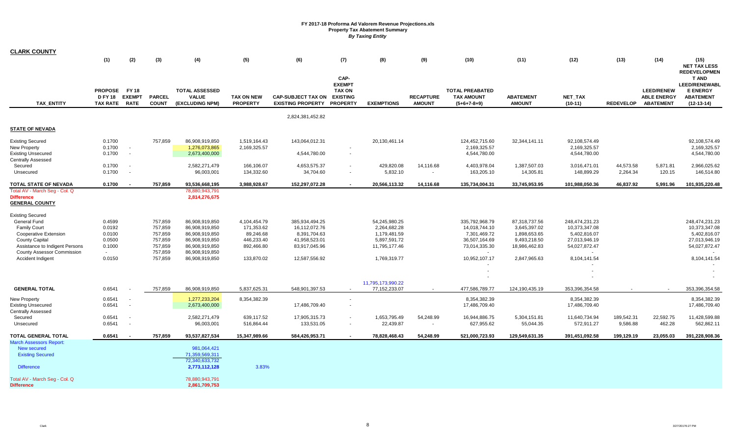# FY 2017-18 Proforma Ad Valorem Revenue Projections.xls
## Property Tax Abatement Summary
*By Taxing Entity*

**CLARK COUNTY**

| TAX_ENTITY | (1) PROPOSED FY 18 TAX RATE | (2) FY 18 EXEMPT RATE | (3) PARCEL COUNT | (4) TOTAL ASSESSED VALUE (EXCLUDING NPM) | (5) TAX ON NEW PROPERTY | (6) CAP-SUBJECT TAX ON EXISTING PROPERTY | (7) CAP-EXEMPT TAX ON EXISTING PROPERTY | (8) EXEMPTIONS | (9) RECAPTURE AMOUNT | (10) TOTAL PREABATED TAX AMOUNT (5+6+7-8+9) | (11) ABATEMENT AMOUNT | (12) NET_TAX (10-11) | (13) REDEVELOP | (14) LEED/RENEWABLE ENERGY ABATEMENT | (15) NET TAX LESS REDEVELOPMENT AND LEED/RENEWABLE ENERGY ABATEMENT (12-13-14) |
|---|---|---|---|---|---|---|---|---|---|---|---|---|---|---|---|
| | | | | | | 2,824,381,452.82 | | | | | | | | | |
| **STATE OF NEVADA** | | | | | | | | | | | | | | | |
| Existing Secured | 0.1700 | | 757,859 | 86,908,919,850 | 1,519,164.43 | 143,064,012.31 | | 20,130,461.14 | | 124,452,715.60 | 32,344,141.11 | 92,108,574.49 | | | 92,108,574.49 |
| New Property | 0.1700 | - | | 1,276,073,865 | 2,169,325.57 | | - | | | 2,169,325.57 | | 2,169,325.57 | | | 2,169,325.57 |
| Existing Unsecured | 0.1700 | - | | 2,673,400,000 | | 4,544,780.00 | - | | | 4,544,780.00 | | 4,544,780.00 | | | 4,544,780.00 |
| Centrally Assessed | | | | | | | | | | | | | | | |
| Secured | 0.1700 | - | | 2,582,271,479 | 166,106.07 | 4,653,575.37 | - | 429,820.08 | 14,116.68 | 4,403,978.04 | 1,387,507.03 | 3,016,471.01 | 44,573.58 | 5,871.81 | 2,966,025.62 |
| Unsecured | 0.1700 | - | | 96,003,001 | 134,332.60 | 34,704.60 | - | 5,832.10 | - | 163,205.10 | 14,305.81 | 148,899.29 | 2,264.34 | 120.15 | 146,514.80 |
| **TOTAL STATE OF NEVADA** | **0.1700** | **-** | **757,859** | **93,536,668,195** | **3,988,928.67** | **152,297,072.28** | **-** | **20,566,113.32** | **14,116.68** | **135,734,004.31** | **33,745,953.95** | **101,988,050.36** | **46,837.92** | **5,991.96** | **101,935,220.48** |
| Total AV - March Seg - Col. Q | | | | 78,880,943,791 | | | | | | | | | | | |
| **Difference** | | | | **2,814,276,675** | | | | | | | | | | | |
| **GENERAL COUNTY** | | | | | | | | | | | | | | | |
| Existing Secured | | | | | | | | | | | | | | | |
| General Fund | 0.4599 | | 757,859 | 86,908,919,850 | 4,104,454.79 | 385,934,494.25 | | 54,245,980.25 | | 335,792,968.79 | 87,318,737.56 | 248,474,231.23 | | | 248,474,231.23 |
| Family Court | 0.0192 | | 757,859 | 86,908,919,850 | 171,353.62 | 16,112,072.76 | | 2,264,682.28 | | 14,018,744.10 | 3,645,397.02 | 10,373,347.08 | | | 10,373,347.08 |
| Cooperative Extension | 0.0100 | | 757,859 | 86,908,919,850 | 89,246.68 | 8,391,704.63 | | 1,179,481.59 | | 7,301,469.72 | 1,898,653.65 | 5,402,816.07 | | | 5,402,816.07 |
| County Capital | 0.0500 | | 757,859 | 86,908,919,850 | 446,233.40 | 41,958,523.01 | | 5,897,591.72 | | 36,507,164.69 | 9,493,218.50 | 27,013,946.19 | | | 27,013,946.19 |
| Assistance to Indigent Persons | 0.1000 | | 757,859 | 86,908,919,850 | 892,466.80 | 83,917,045.96 | | 11,795,177.46 | | 73,014,335.30 | 18,986,462.83 | 54,027,872.47 | | | 54,027,872.47 |
| County Assessor Commission | - | | 757,859 | 86,908,919,850 | | | | | | - | | - | | | - |
| Accident Indigent | 0.0150 | | 757,859 | 86,908,919,850 | 133,870.02 | 12,587,556.92 | | 1,769,319.77 | | 10,952,107.17 | 2,847,965.63 | 8,104,141.54 | | | 8,104,141.54 |
| | | | | | | | | | | - | | - | | | - |
| | | | | | | | | | | - | | - | | | - |
| | | | | | | | | | | - | | - | | | - |
| | | | | | | | | 11,795,173,990.22 | | | | | | | |
| **GENERAL TOTAL** | 0.6541 | - | 757,859 | 86,908,919,850 | 5,837,625.31 | 548,901,397.53 | - | 77,152,233.07 | - | 477,586,789.77 | 124,190,435.19 | 353,396,354.58 | - | - | 353,396,354.58 |
| New Property | 0.6541 | - | | 1,277,233,204 | 8,354,382.39 | | - | | | 8,354,382.39 | | 8,354,382.39 | | | 8,354,382.39 |
| Existing Unsecured | 0.6541 | - | | 2,673,400,000 | | 17,486,709.40 | - | | | 17,486,709.40 | | 17,486,709.40 | | | 17,486,709.40 |
| Centrally Assessed | | | | | | | | | | | | | | | |
| Secured | 0.6541 | - | | 2,582,271,479 | 639,117.52 | 17,905,315.73 | - | 1,653,795.49 | 54,248.99 | 16,944,886.75 | 5,304,151.81 | 11,640,734.94 | 189,542.31 | 22,592.75 | 11,428,599.88 |
| Unsecured | 0.6541 | - | | 96,003,001 | 516,864.44 | 133,531.05 | - | 22,439.87 | - | 627,955.62 | 55,044.35 | 572,911.27 | 9,586.88 | 462.28 | 562,862.11 |
| **TOTAL GENERAL TOTAL** | **0.6541** | **-** | **757,859** | **93,537,827,534** | **15,347,989.66** | **584,426,953.71** | **-** | **78,828,468.43** | **54,248.99** | **521,000,723.93** | **129,549,631.35** | **391,451,092.58** | **199,129.19** | **23,055.03** | **391,228,908.36** |
| March Assessors Report: | | | | | | | | | | | | | | | |
| New secured | | | | 981,064,421 | | | | | | | | | | | |
| Existing Secured | | | | 71,359,569,311 | | | | | | | | | | | |
| | | | | 72,340,633,732 | | | | | | | | | | | |
| Difference | | | | **2,773,112,128** | 3.83% | | | | | | | | | | |
| Total AV - March Seg - Col. Q | | | | 78,880,943,791 | | | | | | | | | | | |
| **Difference** | | | | **2,861,709,753** | | | | | | | | | | | |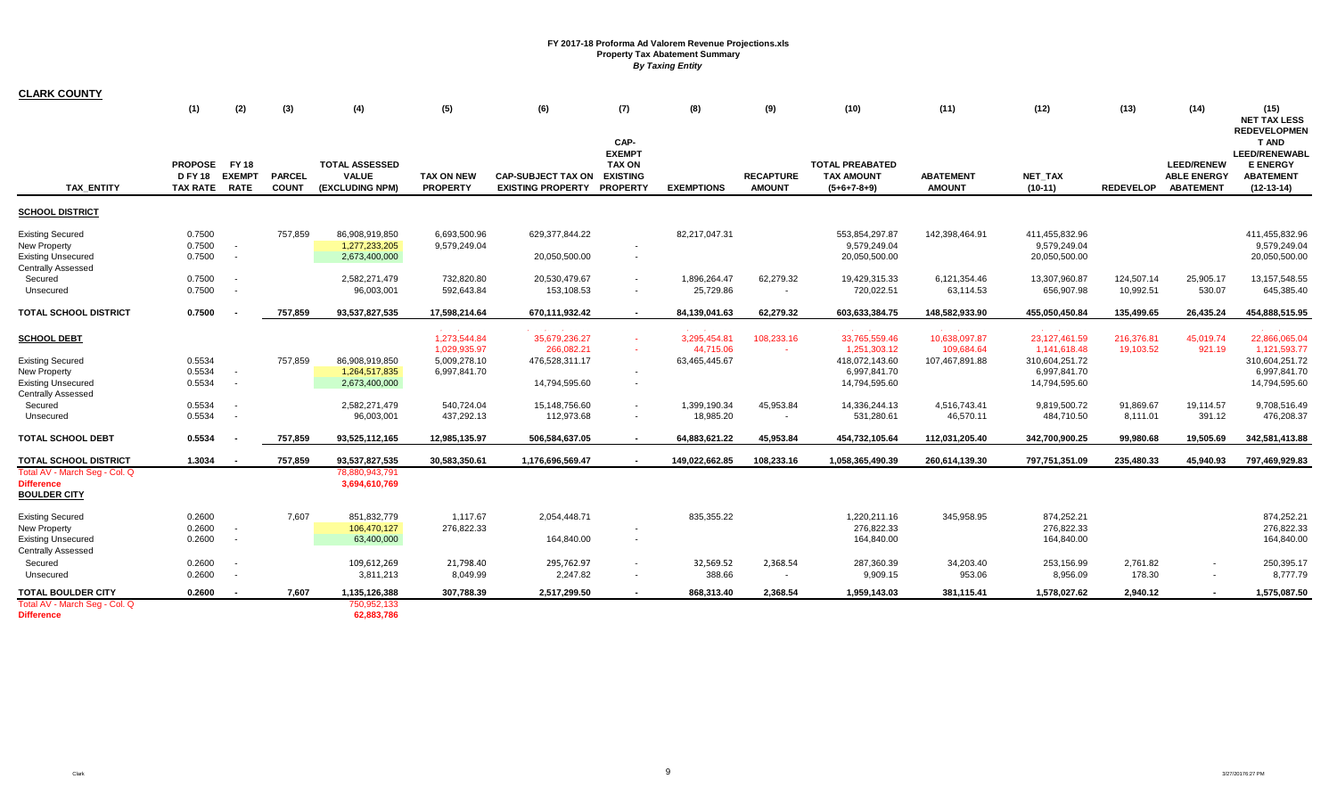**FY 2017-18 Proforma Ad Valorem Revenue Projections.xls**
**Property Tax Abatement Summary**
***By Taxing Entity***

**CLARK COUNTY**

| | (1) | (2) | (3) | (4) | (5) | (6) | (7) | (8) | (9) | (10) | (11) | (12) | (13) | (14) | (15) |
|---|---|---|---|---|---|---|---|---|---|---|---|---|---|---|---|
| **TAX_ENTITY** | **PROPOSE D FY 18 TAX RATE** | **FY 18 EXEMPT RATE** | **PARCEL COUNT** | **TOTAL ASSESSED VALUE (EXCLUDING NPM)** | **TAX ON NEW PROPERTY** | **CAP-SUBJECT TAX ON EXISTING PROPERTY** | **CAP-EXEMPT TAX ON EXISTING PROPERTY** | **EXEMPTIONS** | **RECAPTURE AMOUNT** | **TOTAL PREABATED TAX AMOUNT (5+6+7-8+9)** | **ABATEMENT AMOUNT** | **NET_TAX (10-11)** | **REDEVELOP** | **LEED/RENEW ABLE ENERGY ABATEMENT** | **NET TAX LESS REDEVELOPMEN T AND LEED/RENEWABL E ENERGY ABATEMENT (12-13-14)** |
| **SCHOOL DISTRICT** | | | | | | | | | | | | | | | |
| Existing Secured | 0.7500 | | 757,859 | 86,908,919,850 | 6,693,500.96 | 629,377,844.22 | | 82,217,047.31 | | 553,854,297.87 | 142,398,464.91 | 411,455,832.96 | | | 411,455,832.96 |
| New Property | 0.7500 | - | | 1,277,233,205 | 9,579,249.04 | | - | | | 9,579,249.04 | | 9,579,249.04 | | | 9,579,249.04 |
| Existing Unsecured | 0.7500 | - | | 2,673,400,000 | | 20,050,500.00 | - | | | 20,050,500.00 | | 20,050,500.00 | | | 20,050,500.00 |
| Centrally Assessed | | | | | | | | | | | | | | | |
| Secured | 0.7500 | - | | 2,582,271,479 | 732,820.80 | 20,530,479.67 | - | 1,896,264.47 | 62,279.32 | 19,429,315.33 | 6,121,354.46 | 13,307,960.87 | 124,507.14 | 25,905.17 | 13,157,548.55 |
| Unsecured | 0.7500 | - | | 96,003,001 | 592,643.84 | 153,108.53 | - | 25,729.86 | - | 720,022.51 | 63,114.53 | 656,907.98 | 10,992.51 | 530.07 | 645,385.40 |
| **TOTAL SCHOOL DISTRICT** | **0.7500** | **-** | **757,859** | **93,537,827,535** | **17,598,214.64** | **670,111,932.42** | **-** | **84,139,041.63** | **62,279.32** | **603,633,384.75** | **148,582,933.90** | **455,050,450.84** | **135,499.65** | **26,435.24** | **454,888,515.95** |
| **SCHOOL DEBT** | | | | | 1,273,544.84 | 35,679,236.27 | - | 3,295,454.81 | 108,233.16 | 33,765,559.46 | 10,638,097.87 | 23,127,461.59 | 216,376.81 | 45,019.74 | 22,866,065.04 |
| | | | | | 1,029,935.97 | 266,082.21 | - | 44,715.06 | - | 1,251,303.12 | 109,684.64 | 1,141,618.48 | 19,103.52 | 921.19 | 1,121,593.77 |
| Existing Secured | 0.5534 | | 757,859 | 86,908,919,850 | 5,009,278.10 | 476,528,311.17 | | 63,465,445.67 | | 418,072,143.60 | 107,467,891.88 | 310,604,251.72 | | | 310,604,251.72 |
| New Property | 0.5534 | - | | 1,264,517,835 | 6,997,841.70 | | - | | | 6,997,841.70 | | 6,997,841.70 | | | 6,997,841.70 |
| Existing Unsecured | 0.5534 | - | | 2,673,400,000 | | 14,794,595.60 | - | | | 14,794,595.60 | | 14,794,595.60 | | | 14,794,595.60 |
| Centrally Assessed | | | | | | | | | | | | | | | |
| Secured | 0.5534 | - | | 2,582,271,479 | 540,724.04 | 15,148,756.60 | - | 1,399,190.34 | 45,953.84 | 14,336,244.13 | 4,516,743.41 | 9,819,500.72 | 91,869.67 | 19,114.57 | 9,708,516.49 |
| Unsecured | 0.5534 | - | | 96,003,001 | 437,292.13 | 112,973.68 | - | 18,985.20 | - | 531,280.61 | 46,570.11 | 484,710.50 | 8,111.01 | 391.12 | 476,208.37 |
| **TOTAL SCHOOL DEBT** | **0.5534** | **-** | **757,859** | **93,525,112,165** | **12,985,135.97** | **506,584,637.05** | **-** | **64,883,621.22** | **45,953.84** | **454,732,105.64** | **112,031,205.40** | **342,700,900.25** | **99,980.68** | **19,505.69** | **342,581,413.88** |
| **TOTAL SCHOOL DISTRICT** | **1.3034** | **-** | **757,859** | **93,537,827,535** | **30,583,350.61** | **1,176,696,569.47** | **-** | **149,022,662.85** | **108,233.16** | **1,058,365,490.39** | **260,614,139.30** | **797,751,351.09** | **235,480.33** | **45,940.93** | **797,469,929.83** |
| Total AV - March Seg - Col. Q | | | | 78,880,943,791 | | | | | | | | | | | |
| **Difference** | | | | **3,694,610,769** | | | | | | | | | | | |
| **BOULDER CITY** | | | | | | | | | | | | | | | |
| Existing Secured | 0.2600 | | 7,607 | 851,832,779 | 1,117.67 | 2,054,448.71 | | 835,355.22 | | 1,220,211.16 | 345,958.95 | 874,252.21 | | | 874,252.21 |
| New Property | 0.2600 | - | | 106,470,127 | 276,822.33 | | - | | | 276,822.33 | | 276,822.33 | | | 276,822.33 |
| Existing Unsecured | 0.2600 | - | | 63,400,000 | | 164,840.00 | - | | | 164,840.00 | | 164,840.00 | | | 164,840.00 |
| Centrally Assessed | | | | | | | | | | | | | | | |
| Secured | 0.2600 | - | | 109,612,269 | 21,798.40 | 295,762.97 | - | 32,569.52 | 2,368.54 | 287,360.39 | 34,203.40 | 253,156.99 | 2,761.82 | - | 250,395.17 |
| Unsecured | 0.2600 | - | | 3,811,213 | 8,049.99 | 2,247.82 | - | 388.66 | - | 9,909.15 | 953.06 | 8,956.09 | 178.30 | - | 8,777.79 |
| **TOTAL BOULDER CITY** | **0.2600** | **-** | **7,607** | **1,135,126,388** | **307,788.39** | **2,517,299.50** | **-** | **868,313.40** | **2,368.54** | **1,959,143.03** | **381,115.41** | **1,578,027.62** | **2,940.12** | **-** | **1,575,087.50** |
| Total AV - March Seg - Col. Q | | | | 750,952,133 | | | | | | | | | | | |
| **Difference** | | | | **62,883,786** | | | | | | | | | | | |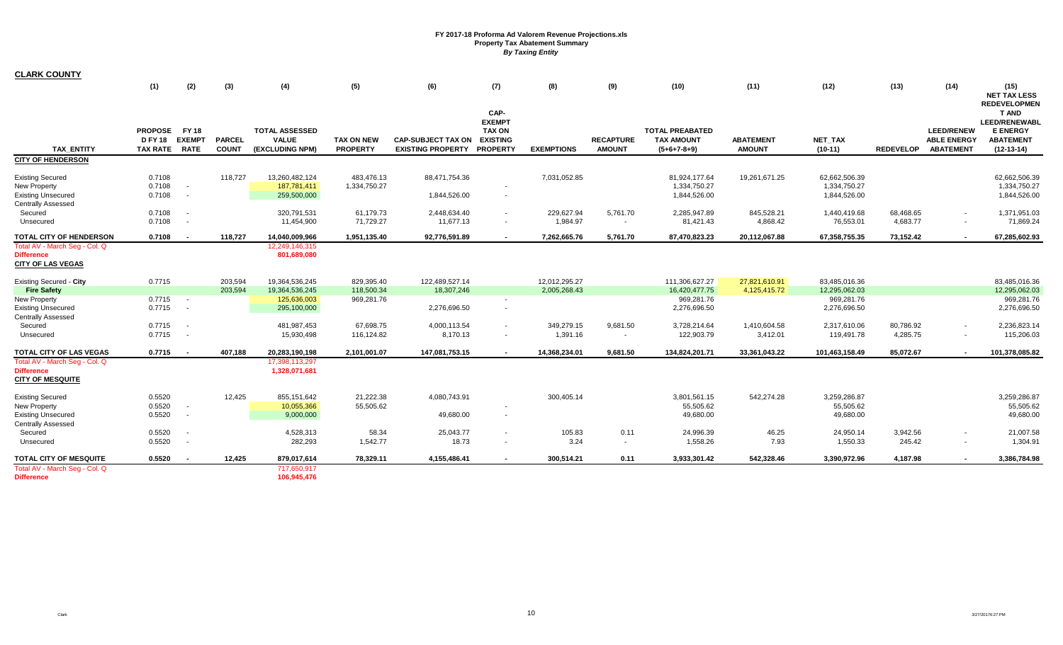# FY 2017-18 Proforma Ad Valorem Revenue Projections.xls
## Property Tax Abatement Summary
### *By Taxing Entity*

**CLARK COUNTY**

| | (1) | (2) | (3) | (4) | (5) | (6) | (7) | (8) | (9) | (10) | (11) | (12) | (13) | (14) | (15) |
|---|---|---|---|---|---|---|---|---|---|---|---|---|---|---|---|
| TAX_ENTITY | PROPOSE D FY 18 TAX RATE | FY 18 EXEMPT RATE | PARCEL COUNT | TOTAL ASSESSED VALUE (EXCLUDING NPM) | TAX ON NEW PROPERTY | CAP-SUBJECT TAX ON EXISTING PROPERTY | CAP-EXEMPT TAX ON EXISTING PROPERTY | EXEMPTIONS | RECAPTURE AMOUNT | TOTAL PREABATED TAX AMOUNT (5+6+7-8+9) | ABATEMENT AMOUNT | NET_TAX (10-11) | REDEVELOP | LEED/RENEWABLE ENERGY ABATEMENT | NET TAX LESS REDEVELOPMENT AND LEED/RENEWABLE ENERGY ABATEMENT (12-13-14) |
| **CITY OF HENDERSON** | | | | | | | | | | | | | | | |
| Existing Secured | 0.7108 | | 118,727 | 13,260,482,124 | 483,476.13 | 88,471,754.36 | | 7,031,052.85 | | 81,924,177.64 | 19,261,671.25 | 62,662,506.39 | | | 62,662,506.39 |
| New Property | 0.7108 | - | | 187,781,411 | 1,334,750.27 | | - | | | 1,334,750.27 | | 1,334,750.27 | | | 1,334,750.27 |
| Existing Unsecured | 0.7108 | - | | 259,500,000 | | 1,844,526.00 | - | | | 1,844,526.00 | | 1,844,526.00 | | | 1,844,526.00 |
| Centrally Assessed | | | | | | | | | | | | | | | |
| Secured | 0.7108 | - | | 320,791,531 | 61,179.73 | 2,448,634.40 | - | 229,627.94 | 5,761.70 | 2,285,947.89 | 845,528.21 | 1,440,419.68 | 68,468.65 | - | 1,371,951.03 |
| Unsecured | 0.7108 | - | | 11,454,900 | 71,729.27 | 11,677.13 | - | 1,984.97 | - | 81,421.43 | 4,868.42 | 76,553.01 | 4,683.77 | - | 71,869.24 |
| **TOTAL CITY OF HENDERSON** | **0.7108** | **-** | **118,727** | **14,040,009,966** | **1,951,135.40** | **92,776,591.89** | **-** | **7,262,665.76** | **5,761.70** | **87,470,823.23** | **20,112,067.88** | **67,358,755.35** | **73,152.42** | **-** | **67,285,602.93** |
| Total AV - March Seg - Col. Q | | | | 12,249,146,315 | | | | | | | | | | | |
| **Difference** | | | | **801,689,080** | | | | | | | | | | | |
| **CITY OF LAS VEGAS** | | | | | | | | | | | | | | | |
| Existing Secured - **City** | 0.7715 | | 203,594 | 19,364,536,245 | 829,395.40 | 122,489,527.14 | | 12,012,295.27 | | 111,306,627.27 | 27,821,610.91 | 83,485,016.36 | | | 83,485,016.36 |
| **Fire Safety** | | | 203,594 | 19,364,536,245 | 118,500.34 | 18,307,246 | | 2,005,268.43 | | 16,420,477.75 | 4,125,415.72 | 12,295,062.03 | | | 12,295,062.03 |
| New Property | 0.7715 | - | | 125,636,003 | 969,281.76 | | - | | | 969,281.76 | | 969,281.76 | | | 969,281.76 |
| Existing Unsecured | 0.7715 | - | | 295,100,000 | | 2,276,696.50 | - | | | 2,276,696.50 | | 2,276,696.50 | | | 2,276,696.50 |
| Centrally Assessed | | | | | | | | | | | | | | | |
| Secured | 0.7715 | - | | 481,987,453 | 67,698.75 | 4,000,113.54 | - | 349,279.15 | 9,681.50 | 3,728,214.64 | 1,410,604.58 | 2,317,610.06 | 80,786.92 | - | 2,236,823.14 |
| Unsecured | 0.7715 | - | | 15,930,498 | 116,124.82 | 8,170.13 | - | 1,391.16 | - | 122,903.79 | 3,412.01 | 119,491.78 | 4,285.75 | - | 115,206.03 |
| **TOTAL CITY OF LAS VEGAS** | **0.7715** | **-** | **407,188** | **20,283,190,198** | **2,101,001.07** | **147,081,753.15** | **-** | **14,368,234.01** | **9,681.50** | **134,824,201.71** | **33,361,043.22** | **101,463,158.49** | **85,072.67** | **-** | **101,378,085.82** |
| Total AV - March Seg - Col. Q | | | | 17,398,113,297 | | | | | | | | | | | |
| **Difference** | | | | **1,328,071,681** | | | | | | | | | | | |
| **CITY OF MESQUITE** | | | | | | | | | | | | | | | |
| Existing Secured | 0.5520 | | 12,425 | 855,151,642 | 21,222.38 | 4,080,743.91 | | 300,405.14 | | 3,801,561.15 | 542,274.28 | 3,259,286.87 | | | 3,259,286.87 |
| New Property | 0.5520 | - | | 10,055,366 | 55,505.62 | | - | | | 55,505.62 | | 55,505.62 | | | 55,505.62 |
| Existing Unsecured | 0.5520 | - | | 9,000,000 | | 49,680.00 | - | | | 49,680.00 | | 49,680.00 | | | 49,680.00 |
| Centrally Assessed | | | | | | | | | | | | | | | |
| Secured | 0.5520 | - | | 4,528,313 | 58.34 | 25,043.77 | - | 105.83 | 0.11 | 24,996.39 | 46.25 | 24,950.14 | 3,942.56 | - | 21,007.58 |
| Unsecured | 0.5520 | - | | 282,293 | 1,542.77 | 18.73 | - | 3.24 | - | 1,558.26 | 7.93 | 1,550.33 | 245.42 | - | 1,304.91 |
| **TOTAL CITY OF MESQUITE** | **0.5520** | **-** | **12,425** | **879,017,614** | **78,329.11** | **4,155,486.41** | **-** | **300,514.21** | **0.11** | **3,933,301.42** | **542,328.46** | **3,390,972.96** | **4,187.98** | **-** | **3,386,784.98** |
| Total AV - March Seg - Col. Q | | | | 717,650,917 | | | | | | | | | | | |
| **Difference** | | | | **106,945,476** | | | | | | | | | | | |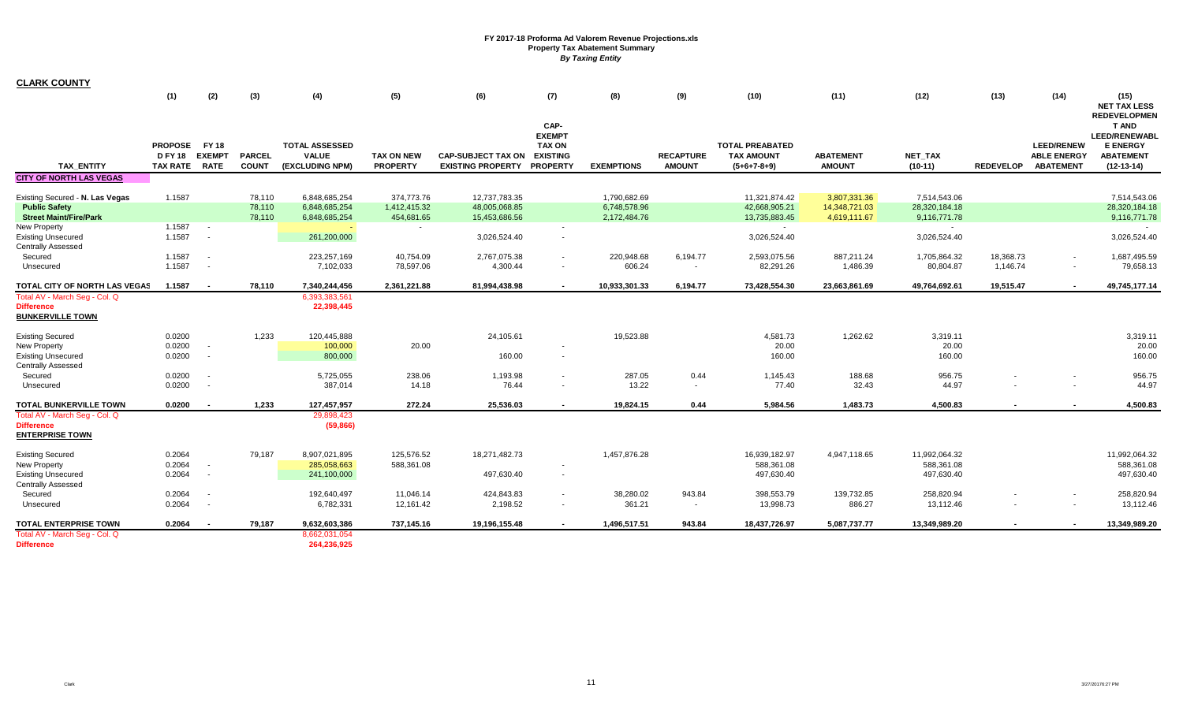**FY 2017-18 Proforma Ad Valorem Revenue Projections.xls**
**Property Tax Abatement Summary**
***By Taxing Entity***

**CLARK COUNTY**

| | (1) | (2) | (3) | (4) | (5) | (6) | (7) | (8) | (9) | (10) | (11) | (12) | (13) | (14) | (15) |
|---|---|---|---|---|---|---|---|---|---|---|---|---|---|---|---|
| TAX_ENTITY | PROPOSE D FY 18 TAX RATE | FY 18 EXEMPT RATE | PARCEL COUNT | TOTAL ASSESSED VALUE (EXCLUDING NPM) | TAX ON NEW PROPERTY | CAP-SUBJECT TAX ON EXISTING PROPERTY | CAP-EXEMPT TAX ON EXISTING PROPERTY | EXEMPTIONS | RECAPTURE AMOUNT | TOTAL PREABATED TAX AMOUNT (5+6+7-8+9) | ABATEMENT AMOUNT | NET_TAX (10-11) | REDEVELOP | LEED/RENEWABLE ENERGY ABATEMENT | NET TAX LESS REDEVELOPMENT AND LEED/RENEWABLE ENERGY ABATEMENT (12-13-14) |
| **CITY OF NORTH LAS VEGAS** | | | | | | | | | | | | | | | |
| Existing Secured - **N. Las Vegas** | 1.1587 | | 78,110 | 6,848,685,254 | 374,773.76 | 12,737,783.35 | | 1,790,682.69 | | 11,321,874.42 | 3,807,331.36 | 7,514,543.06 | | | 7,514,543.06 |
| **Public Safety** | | | 78,110 | 6,848,685,254 | 1,412,415.32 | 48,005,068.85 | | 6,748,578.96 | | 42,668,905.21 | 14,348,721.03 | 28,320,184.18 | | | 28,320,184.18 |
| **Street Maint/Fire/Park** | | | 78,110 | 6,848,685,254 | 454,681.65 | 15,453,686.56 | | 2,172,484.76 | | 13,735,883.45 | 4,619,111.67 | 9,116,771.78 | | | 9,116,771.78 |
| New Property | 1.1587 | - | | - | - | | - | | | - | | - | | | - |
| Existing Unsecured | 1.1587 | - | | 261,200,000 | | 3,026,524.40 | - | | | 3,026,524.40 | | 3,026,524.40 | | | 3,026,524.40 |
| Centrally Assessed | | | | | | | | | | | | | | | |
| Secured | 1.1587 | - | | 223,257,169 | 40,754.09 | 2,767,075.38 | - | 220,948.68 | 6,194.77 | 2,593,075.56 | 887,211.24 | 1,705,864.32 | 18,368.73 | - | 1,687,495.59 |
| Unsecured | 1.1587 | - | | 7,102,033 | 78,597.06 | 4,300.44 | - | 606.24 | - | 82,291.26 | 1,486.39 | 80,804.87 | 1,146.74 | - | 79,658.13 |
| **TOTAL CITY OF NORTH LAS VEGAS** | **1.1587** | **-** | **78,110** | **7,340,244,456** | **2,361,221.88** | **81,994,438.98** | **-** | **10,933,301.33** | **6,194.77** | **73,428,554.30** | **23,663,861.69** | **49,764,692.61** | **19,515.47** | **-** | **49,745,177.14** |
| Total AV - March Seg - Col. Q | | | | 6,393,383,561 | | | | | | | | | | | |
| **Difference** | | | | **22,398,445** | | | | | | | | | | | |
| **BUNKERVILLE TOWN** | | | | | | | | | | | | | | | |
| Existing Secured | 0.0200 | | 1,233 | 120,445,888 | | 24,105.61 | | 19,523.88 | | 4,581.73 | 1,262.62 | 3,319.11 | | | 3,319.11 |
| New Property | 0.0200 | - | | 100,000 | 20.00 | | - | | | 20.00 | | 20.00 | | | 20.00 |
| Existing Unsecured | 0.0200 | - | | 800,000 | | 160.00 | - | | | 160.00 | | 160.00 | | | 160.00 |
| Centrally Assessed | | | | | | | | | | | | | | | |
| Secured | 0.0200 | - | | 5,725,055 | 238.06 | 1,193.98 | - | 287.05 | 0.44 | 1,145.43 | 188.68 | 956.75 | - | - | 956.75 |
| Unsecured | 0.0200 | - | | 387,014 | 14.18 | 76.44 | - | 13.22 | - | 77.40 | 32.43 | 44.97 | - | - | 44.97 |
| **TOTAL BUNKERVILLE TOWN** | **0.0200** | **-** | **1,233** | **127,457,957** | **272.24** | **25,536.03** | **-** | **19,824.15** | **0.44** | **5,984.56** | **1,483.73** | **4,500.83** | **-** | **-** | **4,500.83** |
| Total AV - March Seg - Col. Q | | | | 29,898,423 | | | | | | | | | | | |
| **Difference** | | | | **(59,866)** | | | | | | | | | | | |
| **ENTERPRISE TOWN** | | | | | | | | | | | | | | | |
| Existing Secured | 0.2064 | | 79,187 | 8,907,021,895 | 125,576.52 | 18,271,482.73 | | 1,457,876.28 | | 16,939,182.97 | 4,947,118.65 | 11,992,064.32 | | | 11,992,064.32 |
| New Property | 0.2064 | - | | 285,058,663 | 588,361.08 | | - | | | 588,361.08 | | 588,361.08 | | | 588,361.08 |
| Existing Unsecured | 0.2064 | - | | 241,100,000 | | 497,630.40 | - | | | 497,630.40 | | 497,630.40 | | | 497,630.40 |
| Centrally Assessed | | | | | | | | | | | | | | | |
| Secured | 0.2064 | - | | 192,640,497 | 11,046.14 | 424,843.83 | - | 38,280.02 | 943.84 | 398,553.79 | 139,732.85 | 258,820.94 | - | - | 258,820.94 |
| Unsecured | 0.2064 | - | | 6,782,331 | 12,161.42 | 2,198.52 | - | 361.21 | - | 13,998.73 | 886.27 | 13,112.46 | - | - | 13,112.46 |
| **TOTAL ENTERPRISE TOWN** | **0.2064** | **-** | **79,187** | **9,632,603,386** | **737,145.16** | **19,196,155.48** | **-** | **1,496,517.51** | **943.84** | **18,437,726.97** | **5,087,737.77** | **13,349,989.20** | **-** | **-** | **13,349,989.20** |
| Total AV - March Seg - Col. Q | | | | 8,662,031,054 | | | | | | | | | | | |
| **Difference** | | | | **264,236,925** | | | | | | | | | | | |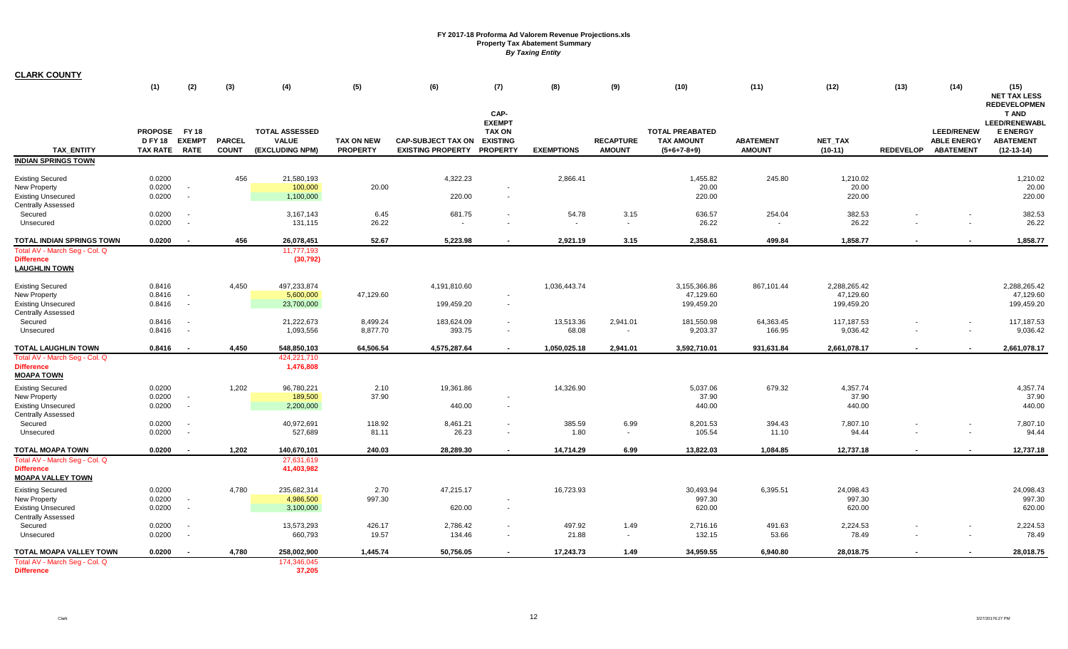# FY 2017-18 Proforma Ad Valorem Revenue Projections.xls

## Property Tax Abatement Summary

*By Taxing Entity*

**CLARK COUNTY**

| TAX_ENTITY | (1) PROPOSE D FY 18 TAX RATE | (2) FY 18 EXEMPT RATE | (3) PARCEL COUNT | (4) TOTAL ASSESSED VALUE (EXCLUDING NPM) | (5) TAX ON NEW PROPERTY | (6) CAP-SUBJECT TAX ON EXISTING PROPERTY | (7) CAP-EXEMPT TAX ON EXISTING PROPERTY | (8) EXEMPTIONS | (9) RECAPTURE AMOUNT | (10) TOTAL PREABATED TAX AMOUNT (5+6+7-8+9) | (11) ABATEMENT AMOUNT | (12) NET_TAX (10-11) | (13) REDEVELOP | (14) LEED/RENEWABLE ENERGY ABATEMENT | (15) NET TAX LESS REDEVELOPMENT AND LEED/RENEWABLE ENERGY ABATEMENT (12-13-14) |
|---|---|---|---|---|---|---|---|---|---|---|---|---|---|---|---|
| **INDIAN SPRINGS TOWN** | | | | | | | | | | | | | | | |
| Existing Secured | 0.0200 | | 456 | 21,580,193 | | 4,322.23 | | 2,866.41 | | 1,455.82 | 245.80 | 1,210.02 | | | 1,210.02 |
| New Property | 0.0200 | - | | 100,000 | 20.00 | | - | | | 20.00 | | 20.00 | | | 20.00 |
| Existing Unsecured | 0.0200 | - | | 1,100,000 | | 220.00 | - | | | 220.00 | | 220.00 | | | 220.00 |
| Centrally Assessed | | | | | | | | | | | | | | | |
| Secured | 0.0200 | - | | 3,167,143 | 6.45 | 681.75 | - | 54.78 | 3.15 | 636.57 | 254.04 | 382.53 | - | - | 382.53 |
| Unsecured | 0.0200 | - | | 131,115 | 26.22 | - | - | - | - | 26.22 | - | 26.22 | - | - | 26.22 |
| **TOTAL INDIAN SPRINGS TOWN** | **0.0200** | **-** | **456** | **26,078,451** | **52.67** | **5,223.98** | **-** | **2,921.19** | **3.15** | **2,358.61** | **499.84** | **1,858.77** | **-** | **-** | **1,858.77** |
| Total AV - March Seg - Col. Q | | | | 11,777,193 | | | | | | | | | | | |
| **Difference** | | | | **(30,792)** | | | | | | | | | | | |
| **LAUGHLIN TOWN** | | | | | | | | | | | | | | | |
| Existing Secured | 0.8416 | | 4,450 | 497,233,874 | | 4,191,810.60 | | 1,036,443.74 | | 3,155,366.86 | 867,101.44 | 2,288,265.42 | | | 2,288,265.42 |
| New Property | 0.8416 | - | | 5,600,000 | 47,129.60 | | - | | | 47,129.60 | | 47,129.60 | | | 47,129.60 |
| Existing Unsecured | 0.8416 | - | | 23,700,000 | | 199,459.20 | - | | | 199,459.20 | | 199,459.20 | | | 199,459.20 |
| Centrally Assessed | | | | | | | | | | | | | | | |
| Secured | 0.8416 | - | | 21,222,673 | 8,499.24 | 183,624.09 | - | 13,513.36 | 2,941.01 | 181,550.98 | 64,363.45 | 117,187.53 | - | - | 117,187.53 |
| Unsecured | 0.8416 | - | | 1,093,556 | 8,877.70 | 393.75 | - | 68.08 | - | 9,203.37 | 166.95 | 9,036.42 | - | - | 9,036.42 |
| **TOTAL LAUGHLIN TOWN** | **0.8416** | **-** | **4,450** | **548,850,103** | **64,506.54** | **4,575,287.64** | **-** | **1,050,025.18** | **2,941.01** | **3,592,710.01** | **931,631.84** | **2,661,078.17** | **-** | **-** | **2,661,078.17** |
| Total AV - March Seg - Col. Q | | | | 424,221,710 | | | | | | | | | | | |
| **Difference** | | | | **1,476,808** | | | | | | | | | | | |
| **MOAPA TOWN** | | | | | | | | | | | | | | | |
| Existing Secured | 0.0200 | | 1,202 | 96,780,221 | 2.10 | 19,361.86 | | 14,326.90 | | 5,037.06 | 679.32 | 4,357.74 | | | 4,357.74 |
| New Property | 0.0200 | - | | 189,500 | 37.90 | | - | | | 37.90 | | 37.90 | | | 37.90 |
| Existing Unsecured | 0.0200 | - | | 2,200,000 | | 440.00 | - | | | 440.00 | | 440.00 | | | 440.00 |
| Centrally Assessed | | | | | | | | | | | | | | | |
| Secured | 0.0200 | - | | 40,972,691 | 118.92 | 8,461.21 | - | 385.59 | 6.99 | 8,201.53 | 394.43 | 7,807.10 | - | - | 7,807.10 |
| Unsecured | 0.0200 | - | | 527,689 | 81.11 | 26.23 | - | 1.80 | - | 105.54 | 11.10 | 94.44 | - | - | 94.44 |
| **TOTAL MOAPA TOWN** | **0.0200** | **-** | **1,202** | **140,670,101** | **240.03** | **28,289.30** | **-** | **14,714.29** | **6.99** | **13,822.03** | **1,084.85** | **12,737.18** | **-** | **-** | **12,737.18** |
| Total AV - March Seg - Col. Q | | | | 27,631,619 | | | | | | | | | | | |
| **Difference** | | | | **41,403,982** | | | | | | | | | | | |
| **MOAPA VALLEY TOWN** | | | | | | | | | | | | | | | |
| Existing Secured | 0.0200 | | 4,780 | 235,682,314 | 2.70 | 47,215.17 | | 16,723.93 | | 30,493.94 | 6,395.51 | 24,098.43 | | | 24,098.43 |
| New Property | 0.0200 | - | | 4,986,500 | 997.30 | | - | | | 997.30 | | 997.30 | | | 997.30 |
| Existing Unsecured | 0.0200 | - | | 3,100,000 | | 620.00 | - | | | 620.00 | | 620.00 | | | 620.00 |
| Centrally Assessed | | | | | | | | | | | | | | | |
| Secured | 0.0200 | - | | 13,573,293 | 426.17 | 2,786.42 | - | 497.92 | 1.49 | 2,716.16 | 491.63 | 2,224.53 | - | - | 2,224.53 |
| Unsecured | 0.0200 | - | | 660,793 | 19.57 | 134.46 | - | 21.88 | - | 132.15 | 53.66 | 78.49 | - | - | 78.49 |
| **TOTAL MOAPA VALLEY TOWN** | **0.0200** | **-** | **4,780** | **258,002,900** | **1,445.74** | **50,756.05** | **-** | **17,243.73** | **1.49** | **34,959.55** | **6,940.80** | **28,018.75** | **-** | **-** | **28,018.75** |
| Total AV - March Seg - Col. Q | | | | 174,346,045 | | | | | | | | | | | |
| **Difference** | | | | **37,205** | | | | | | | | | | | |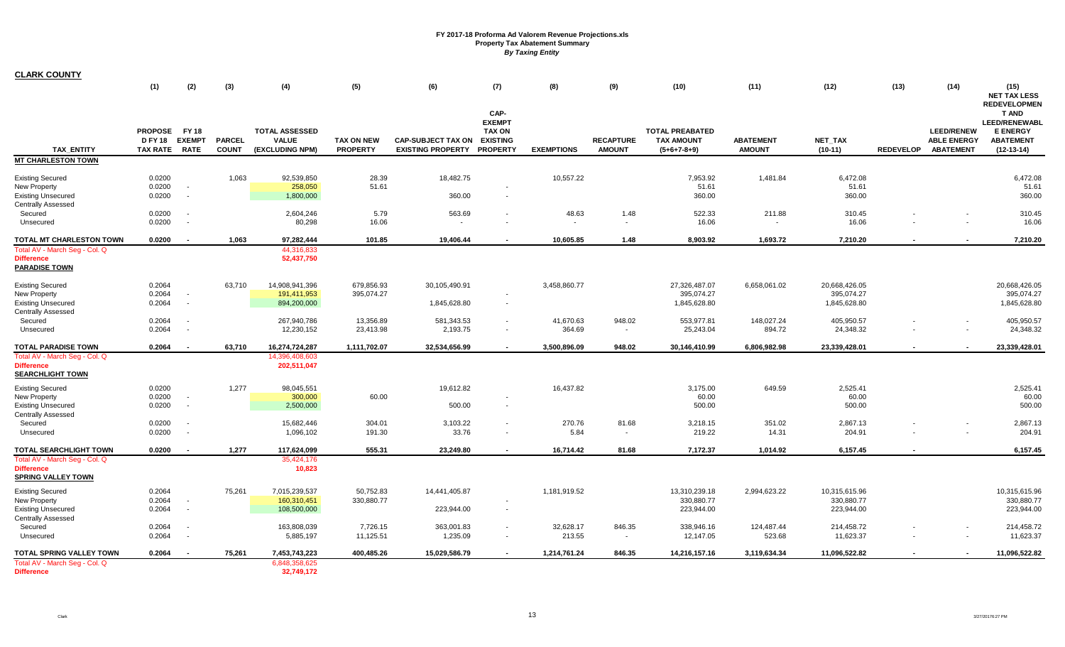# FY 2017-18 Proforma Ad Valorem Revenue Projections.xls
## Property Tax Abatement Summary
### *By Taxing Entity*

**CLARK COUNTY**

| TAX_ENTITY | (1) PROPOSED FY 18 TAX RATE | (2) FY 18 EXEMPT RATE | (3) PARCEL COUNT | (4) TOTAL ASSESSED VALUE (EXCLUDING NPM) | (5) TAX ON NEW PROPERTY | (6) CAP-SUBJECT TAX ON EXISTING PROPERTY | (7) CAP-EXEMPT TAX ON EXISTING PROPERTY | (8) EXEMPTIONS | (9) RECAPTURE AMOUNT | (10) TOTAL PREABATED TAX AMOUNT (5+6+7-8+9) | (11) ABATEMENT AMOUNT | (12) NET_TAX (10-11) | (13) REDEVELOP | (14) LEED/RENEW ABLE ENERGY ABATEMENT | (15) NET TAX LESS REDEVELOPMENT AND LEED/RENEWABLE ENERGY ABATEMENT (12-13-14) |
|---|---|---|---|---|---|---|---|---|---|---|---|---|---|---|---|
| **MT CHARLESTON TOWN** | | | | | | | | | | | | | | | |
| Existing Secured | 0.0200 | | 1,063 | 92,539,850 | 28.39 | 18,482.75 | | 10,557.22 | | 7,953.92 | 1,481.84 | 6,472.08 | | | 6,472.08 |
| New Property | 0.0200 | - | | 258,050 | 51.61 | | - | | | 51.61 | | 51.61 | | | 51.61 |
| Existing Unsecured | 0.0200 | - | | 1,800,000 | | 360.00 | - | | | 360.00 | | 360.00 | | | 360.00 |
| Centrally Assessed | | | | | | | | | | | | | | | |
| Secured | 0.0200 | - | | 2,604,246 | 5.79 | 563.69 | - | 48.63 | 1.48 | 522.33 | 211.88 | 310.45 | - | - | 310.45 |
| Unsecured | 0.0200 | - | | 80,298 | 16.06 | - | - | - | - | 16.06 | - | 16.06 | - | - | 16.06 |
| **TOTAL MT CHARLESTON TOWN** | **0.0200** | **-** | **1,063** | **97,282,444** | **101.85** | **19,406.44** | **-** | **10,605.85** | **1.48** | **8,903.92** | **1,693.72** | **7,210.20** | **-** | **-** | **7,210.20** |
| Total AV - March Seg - Col. Q | | | | 44,316,833 | | | | | | | | | | | |
| **Difference** | | | | **52,437,750** | | | | | | | | | | | |
| **PARADISE TOWN** | | | | | | | | | | | | | | | |
| Existing Secured | 0.2064 | | 63,710 | 14,908,941,396 | 679,856.93 | 30,105,490.91 | | 3,458,860.77 | | 27,326,487.07 | 6,658,061.02 | 20,668,426.05 | | | 20,668,426.05 |
| New Property | 0.2064 | - | | 191,411,953 | 395,074.27 | | - | | | 395,074.27 | | 395,074.27 | | | 395,074.27 |
| Existing Unsecured | 0.2064 | - | | 894,200,000 | | 1,845,628.80 | - | | | 1,845,628.80 | | 1,845,628.80 | | | 1,845,628.80 |
| Centrally Assessed | | | | | | | | | | | | | | | |
| Secured | 0.2064 | - | | 267,940,786 | 13,356.89 | 581,343.53 | - | 41,670.63 | 948.02 | 553,977.81 | 148,027.24 | 405,950.57 | - | - | 405,950.57 |
| Unsecured | 0.2064 | - | | 12,230,152 | 23,413.98 | 2,193.75 | - | 364.69 | - | 25,243.04 | 894.72 | 24,348.32 | - | - | 24,348.32 |
| **TOTAL PARADISE TOWN** | **0.2064** | **-** | **63,710** | **16,274,724,287** | **1,111,702.07** | **32,534,656.99** | **-** | **3,500,896.09** | **948.02** | **30,146,410.99** | **6,806,982.98** | **23,339,428.01** | **-** | **-** | **23,339,428.01** |
| Total AV - March Seg - Col. Q | | | | 14,396,408,603 | | | | | | | | | | | |
| **Difference** | | | | **202,511,047** | | | | | | | | | | | |
| **SEARCHLIGHT TOWN** | | | | | | | | | | | | | | | |
| Existing Secured | 0.0200 | | 1,277 | 98,045,551 | | 19,612.82 | | 16,437.82 | | 3,175.00 | 649.59 | 2,525.41 | | | 2,525.41 |
| New Property | 0.0200 | - | | 300,000 | 60.00 | | - | | | 60.00 | | 60.00 | | | 60.00 |
| Existing Unsecured | 0.0200 | - | | 2,500,000 | | 500.00 | - | | | 500.00 | | 500.00 | | | 500.00 |
| Centrally Assessed | | | | | | | | | | | | | | | |
| Secured | 0.0200 | - | | 15,682,446 | 304.01 | 3,103.22 | - | 270.76 | 81.68 | 3,218.15 | 351.02 | 2,867.13 | - | - | 2,867.13 |
| Unsecured | 0.0200 | - | | 1,096,102 | 191.30 | 33.76 | - | 5.84 | - | 219.22 | 14.31 | 204.91 | - | - | 204.91 |
| **TOTAL SEARCHLIGHT TOWN** | **0.0200** | **-** | **1,277** | **117,624,099** | **555.31** | **23,249.80** | **-** | **16,714.42** | **81.68** | **7,172.37** | **1,014.92** | **6,157.45** | **-** | | **6,157.45** |
| Total AV - March Seg - Col. Q | | | | 35,424,176 | | | | | | | | | | | |
| **Difference** | | | | **10,823** | | | | | | | | | | | |
| **SPRING VALLEY TOWN** | | | | | | | | | | | | | | | |
| Existing Secured | 0.2064 | | 75,261 | 7,015,239,537 | 50,752.83 | 14,441,405.87 | | 1,181,919.52 | | 13,310,239.18 | 2,994,623.22 | 10,315,615.96 | | | 10,315,615.96 |
| New Property | 0.2064 | - | | 160,310,451 | 330,880.77 | | - | | | 330,880.77 | | 330,880.77 | | | 330,880.77 |
| Existing Unsecured | 0.2064 | - | | 108,500,000 | | 223,944.00 | - | | | 223,944.00 | | 223,944.00 | | | 223,944.00 |
| Centrally Assessed | | | | | | | | | | | | | | | |
| Secured | 0.2064 | - | | 163,808,039 | 7,726.15 | 363,001.83 | - | 32,628.17 | 846.35 | 338,946.16 | 124,487.44 | 214,458.72 | - | - | 214,458.72 |
| Unsecured | 0.2064 | - | | 5,885,197 | 11,125.51 | 1,235.09 | - | 213.55 | - | 12,147.05 | 523.68 | 11,623.37 | - | - | 11,623.37 |
| **TOTAL SPRING VALLEY TOWN** | **0.2064** | **-** | **75,261** | **7,453,743,223** | **400,485.26** | **15,029,586.79** | **-** | **1,214,761.24** | **846.35** | **14,216,157.16** | **3,119,634.34** | **11,096,522.82** | **-** | **-** | **11,096,522.82** |
| Total AV - March Seg - Col. Q | | | | 6,848,358,625 | | | | | | | | | | | |
| **Difference** | | | | **32,749,172** | | | | | | | | | | | |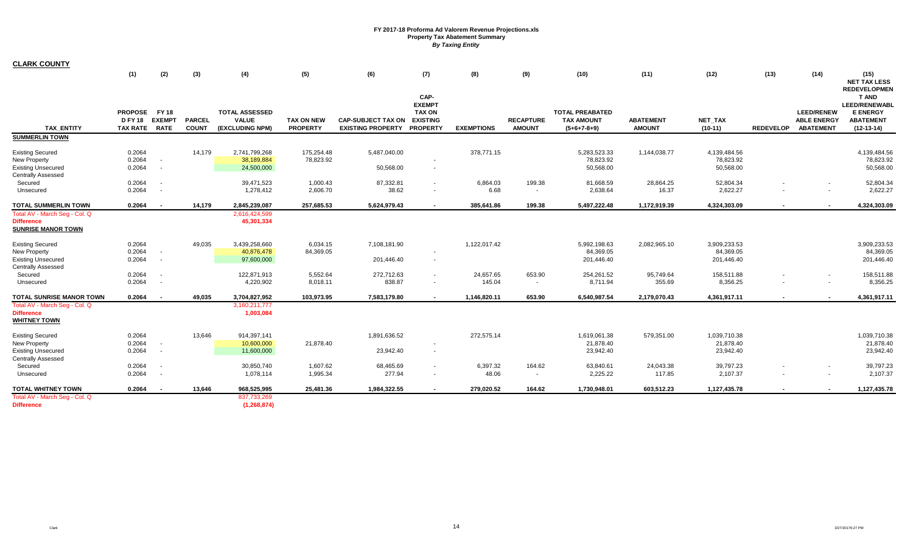# FY 2017-18 Proforma Ad Valorem Revenue Projections.xls
## Property Tax Abatement Summary
*By Taxing Entity*

**CLARK COUNTY**

| | (1) | (2) | (3) | (4) | (5) | (6) | (7) | (8) | (9) | (10) | (11) | (12) | (13) | (14) | (15) |
|---|---|---|---|---|---|---|---|---|---|---|---|---|---|---|---|
| TAX_ENTITY | PROPOSE D FY 18 TAX RATE | FY 18 EXEMPT RATE | PARCEL COUNT | TOTAL ASSESSED VALUE (EXCLUDING NPM) | TAX ON NEW PROPERTY | CAP-SUBJECT TAX ON EXISTING PROPERTY | CAP-EXEMPT TAX ON EXISTING PROPERTY | EXEMPTIONS | RECAPTURE AMOUNT | TOTAL PREABATED TAX AMOUNT (5+6+7-8+9) | ABATEMENT AMOUNT | NET_TAX (10-11) | REDEVELOP | LEED/RENEWABLE ENERGY ABATEMENT | NET TAX LESS REDEVELOPMENT AND LEED/RENEWABLE ENERGY ABATEMENT (12-13-14) |
| **SUMMERLIN TOWN** | | | | | | | | | | | | | | | |
| Existing Secured | 0.2064 | | 14,179 | 2,741,799,268 | 175,254.48 | 5,487,040.00 | | 378,771.15 | | 5,283,523.33 | 1,144,038.77 | 4,139,484.56 | | | 4,139,484.56 |
| New Property | 0.2064 | - | | 38,189,884 | 78,823.92 | | - | | | 78,823.92 | | 78,823.92 | | | 78,823.92 |
| Existing Unsecured | 0.2064 | - | | 24,500,000 | | 50,568.00 | - | | | 50,568.00 | | 50,568.00 | | | 50,568.00 |
| Centrally Assessed | | | | | | | | | | | | | | | |
| Secured | 0.2064 | - | | 39,471,523 | 1,000.43 | 87,332.81 | - | 6,864.03 | 199.38 | 81,668.59 | 28,864.25 | 52,804.34 | - | - | 52,804.34 |
| Unsecured | 0.2064 | - | | 1,278,412 | 2,606.70 | 38.62 | - | 6.68 | - | 2,638.64 | 16.37 | 2,622.27 | - | - | 2,622.27 |
| **TOTAL SUMMERLIN TOWN** | **0.2064** | **-** | **14,179** | **2,845,239,087** | **257,685.53** | **5,624,979.43** | **-** | **385,641.86** | **199.38** | **5,497,222.48** | **1,172,919.39** | **4,324,303.09** | **-** | **-** | **4,324,303.09** |
| Total AV - March Seg - Col. Q | | | | 2,616,424,599 | | | | | | | | | | | |
| **Difference** | | | | **45,301,334** | | | | | | | | | | | |
| **SUNRISE MANOR TOWN** | | | | | | | | | | | | | | | |
| Existing Secured | 0.2064 | | 49,035 | 3,439,258,660 | 6,034.15 | 7,108,181.90 | | 1,122,017.42 | | 5,992,198.63 | 2,082,965.10 | 3,909,233.53 | | | 3,909,233.53 |
| New Property | 0.2064 | - | | 40,876,478 | 84,369.05 | | - | | | 84,369.05 | | 84,369.05 | | | 84,369.05 |
| Existing Unsecured | 0.2064 | - | | 97,600,000 | | 201,446.40 | - | | | 201,446.40 | | 201,446.40 | | | 201,446.40 |
| Centrally Assessed | | | | | | | | | | | | | | | |
| Secured | 0.2064 | - | | 122,871,913 | 5,552.64 | 272,712.63 | - | 24,657.65 | 653.90 | 254,261.52 | 95,749.64 | 158,511.88 | - | - | 158,511.88 |
| Unsecured | 0.2064 | - | | 4,220,902 | 8,018.11 | 838.87 | - | 145.04 | - | 8,711.94 | 355.69 | 8,356.25 | - | - | 8,356.25 |
| **TOTAL SUNRISE MANOR TOWN** | **0.2064** | **-** | **49,035** | **3,704,827,952** | **103,973.95** | **7,583,179.80** | **-** | **1,146,820.11** | **653.90** | **6,540,987.54** | **2,179,070.43** | **4,361,917.11** | **-** | **-** | **4,361,917.11** |
| Total AV - March Seg - Col. Q | | | | 3,160,211,777 | | | | | | | | | | | |
| **Difference** | | | | **1,003,084** | | | | | | | | | | | |
| **WHITNEY TOWN** | | | | | | | | | | | | | | | |
| Existing Secured | 0.2064 | | 13,646 | 914,397,141 | | 1,891,636.52 | | 272,575.14 | | 1,619,061.38 | 579,351.00 | 1,039,710.38 | | | 1,039,710.38 |
| New Property | 0.2064 | - | | 10,600,000 | 21,878.40 | | - | | | 21,878.40 | | 21,878.40 | | | 21,878.40 |
| Existing Unsecured | 0.2064 | - | | 11,600,000 | | 23,942.40 | - | | | 23,942.40 | | 23,942.40 | | | 23,942.40 |
| Centrally Assessed | | | | | | | | | | | | | | | |
| Secured | 0.2064 | - | | 30,850,740 | 1,607.62 | 68,465.69 | - | 6,397.32 | 164.62 | 63,840.61 | 24,043.38 | 39,797.23 | - | - | 39,797.23 |
| Unsecured | 0.2064 | - | | 1,078,114 | 1,995.34 | 277.94 | - | 48.06 | - | 2,225.22 | 117.85 | 2,107.37 | - | - | 2,107.37 |
| **TOTAL WHITNEY TOWN** | **0.2064** | **-** | **13,646** | **968,525,995** | **25,481.36** | **1,984,322.55** | **-** | **279,020.52** | **164.62** | **1,730,948.01** | **603,512.23** | **1,127,435.78** | **-** | **-** | **1,127,435.78** |
| Total AV - March Seg - Col. Q | | | | 837,733,269 | | | | | | | | | | | |
| **Difference** | | | | **(1,268,874)** | | | | | | | | | | | |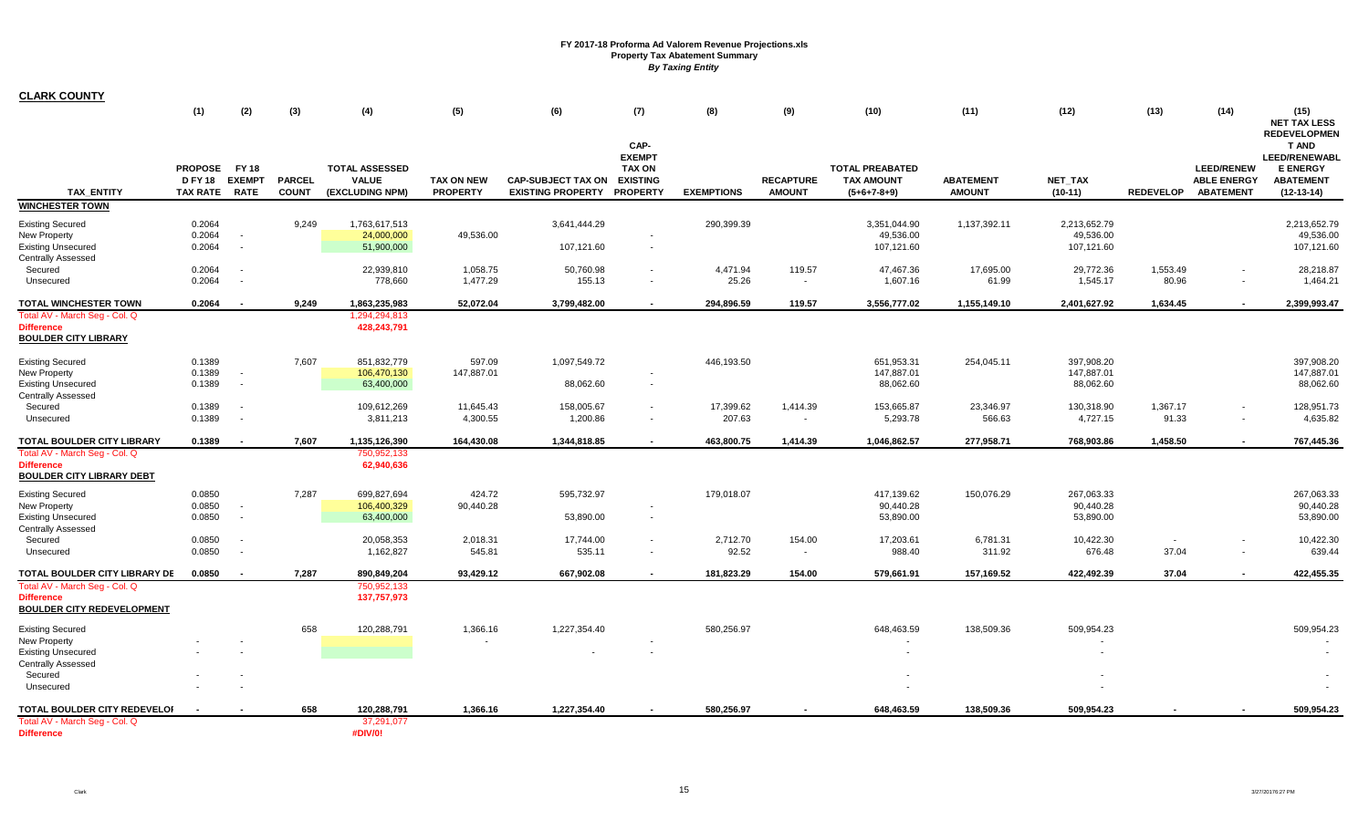# FY 2017-18 Proforma Ad Valorem Revenue Projections.xls
## Property Tax Abatement Summary
### *By Taxing Entity*

**CLARK COUNTY**

| TAX_ENTITY | (1) PROPOSE D FY 18 TAX RATE | (2) FY 18 EXEMPT RATE | (3) PARCEL COUNT | (4) TOTAL ASSESSED VALUE (EXCLUDING NPM) | (5) TAX ON NEW PROPERTY | (6) CAP-SUBJECT TAX ON EXISTING PROPERTY | (7) CAP-EXEMPT TAX ON EXISTING PROPERTY | (8) EXEMPTIONS | (9) RECAPTURE AMOUNT | (10) TOTAL PREABATED TAX AMOUNT (5+6+7-8+9) | (11) ABATEMENT AMOUNT | (12) NET_TAX (10-11) | (13) REDEVELOP | (14) LEED/RENEW ABLE ENERGY ABATEMENT | (15) NET TAX LESS REDEVELOPMEN T AND LEED/RENEWABL E ENERGY ABATEMENT (12-13-14) |
|---|---|---|---|---|---|---|---|---|---|---|---|---|---|---|---|
| **WINCHESTER TOWN** | | | | | | | | | | | | | | | |
| Existing Secured | 0.2064 | | 9,249 | 1,763,617,513 | | 3,641,444.29 | | 290,399.39 | | 3,351,044.90 | 1,137,392.11 | 2,213,652.79 | | | 2,213,652.79 |
| New Property | 0.2064 | - | | 24,000,000 | 49,536.00 | | - | | | 49,536.00 | | 49,536.00 | | | 49,536.00 |
| Existing Unsecured | 0.2064 | - | | 51,900,000 | | 107,121.60 | - | | | 107,121.60 | | 107,121.60 | | | 107,121.60 |
| Centrally Assessed | | | | | | | | | | | | | | | |
| Secured | 0.2064 | - | | 22,939,810 | 1,058.75 | 50,760.98 | - | 4,471.94 | 119.57 | 47,467.36 | 17,695.00 | 29,772.36 | 1,553.49 | - | 28,218.87 |
| Unsecured | 0.2064 | - | | 778,660 | 1,477.29 | 155.13 | - | 25.26 | - | 1,607.16 | 61.99 | 1,545.17 | 80.96 | - | 1,464.21 |
| **TOTAL WINCHESTER TOWN** | **0.2064** | **-** | **9,249** | **1,863,235,983** | **52,072.04** | **3,799,482.00** | **-** | **294,896.59** | **119.57** | **3,556,777.02** | **1,155,149.10** | **2,401,627.92** | **1,634.45** | **-** | **2,399,993.47** |
| Total AV - March Seg - Col. Q | | | | 1,294,294,813 | | | | | | | | | | | |
| **Difference** | | | | 428,243,791 | | | | | | | | | | | |
| **BOULDER CITY LIBRARY** | | | | | | | | | | | | | | | |
| Existing Secured | 0.1389 | | 7,607 | 851,832,779 | 597.09 | 1,097,549.72 | | 446,193.50 | | 651,953.31 | 254,045.11 | 397,908.20 | | | 397,908.20 |
| New Property | 0.1389 | - | | 106,470,130 | 147,887.01 | | - | | | 147,887.01 | | 147,887.01 | | | 147,887.01 |
| Existing Unsecured | 0.1389 | - | | 63,400,000 | | 88,062.60 | - | | | 88,062.60 | | 88,062.60 | | | 88,062.60 |
| Centrally Assessed | | | | | | | | | | | | | | | |
| Secured | 0.1389 | - | | 109,612,269 | 11,645.43 | 158,005.67 | - | 17,399.62 | 1,414.39 | 153,665.87 | 23,346.97 | 130,318.90 | 1,367.17 | - | 128,951.73 |
| Unsecured | 0.1389 | - | | 3,811,213 | 4,300.55 | 1,200.86 | - | 207.63 | - | 5,293.78 | 566.63 | 4,727.15 | 91.33 | - | 4,635.82 |
| **TOTAL BOULDER CITY LIBRARY** | **0.1389** | **-** | **7,607** | **1,135,126,390** | **164,430.08** | **1,344,818.85** | **-** | **463,800.75** | **1,414.39** | **1,046,862.57** | **277,958.71** | **768,903.86** | **1,458.50** | **-** | **767,445.36** |
| Total AV - March Seg - Col. Q | | | | 750,952,133 | | | | | | | | | | | |
| **Difference** | | | | 62,940,636 | | | | | | | | | | | |
| **BOULDER CITY LIBRARY DEBT** | | | | | | | | | | | | | | | |
| Existing Secured | 0.0850 | | 7,287 | 699,827,694 | 424.72 | 595,732.97 | | 179,018.07 | | 417,139.62 | 150,076.29 | 267,063.33 | | | 267,063.33 |
| New Property | 0.0850 | - | | 106,400,329 | 90,440.28 | | - | | | 90,440.28 | | 90,440.28 | | | 90,440.28 |
| Existing Unsecured | 0.0850 | - | | 63,400,000 | | 53,890.00 | - | | | 53,890.00 | | 53,890.00 | | | 53,890.00 |
| Centrally Assessed | | | | | | | | | | | | | | | |
| Secured | 0.0850 | - | | 20,058,353 | 2,018.31 | 17,744.00 | - | 2,712.70 | 154.00 | 17,203.61 | 6,781.31 | 10,422.30 | - | - | 10,422.30 |
| Unsecured | 0.0850 | - | | 1,162,827 | 545.81 | 535.11 | - | 92.52 | - | 988.40 | 311.92 | 676.48 | 37.04 | - | 639.44 |
| **TOTAL BOULDER CITY LIBRARY DE** | **0.0850** | **-** | **7,287** | **890,849,204** | **93,429.12** | **667,902.08** | **-** | **181,823.29** | **154.00** | **579,661.91** | **157,169.52** | **422,492.39** | **37.04** | **-** | **422,455.35** |
| Total AV - March Seg - Col. Q | | | | 750,952,133 | | | | | | | | | | | |
| **Difference** | | | | 137,757,973 | | | | | | | | | | | |
| **BOULDER CITY REDEVELOPMENT** | | | | | | | | | | | | | | | |
| Existing Secured | | | 658 | 120,288,791 | 1,366.16 | 1,227,354.40 | | 580,256.97 | | 648,463.59 | 138,509.36 | 509,954.23 | | | 509,954.23 |
| New Property | - | - | | | - | | - | | | - | | - | | | - |
| Existing Unsecured | - | - | | | | - | - | | | - | | - | | | - |
| Centrally Assessed | | | | | | | | | | | | | | | |
| Secured | - | - | | | | | | | | - | | - | | | - |
| Unsecured | - | - | | | | | | | | - | | - | | | - |
| **TOTAL BOULDER CITY REDEVELOI** | **-** | **-** | **658** | **120,288,791** | **1,366.16** | **1,227,354.40** | **-** | **580,256.97** | **-** | **648,463.59** | **138,509.36** | **509,954.23** | **-** | **-** | **509,954.23** |
| Total AV - March Seg - Col. Q | | | | 37,291,077 | | | | | | | | | | | |
| **Difference** | | | | #DIV/0! | | | | | | | | | | | |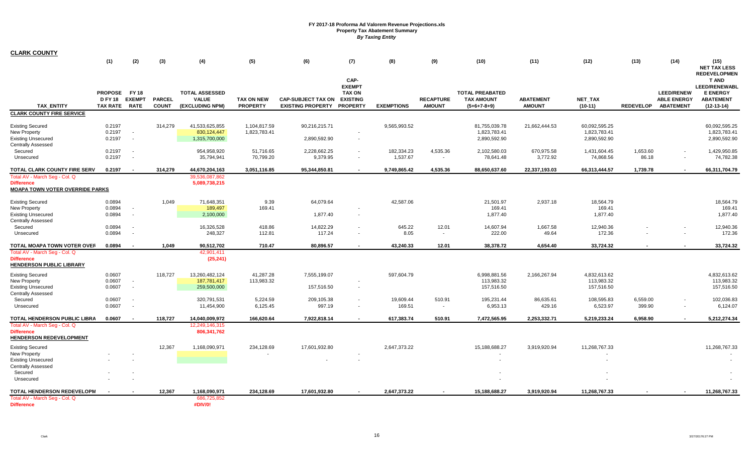**FY 2017-18 Proforma Ad Valorem Revenue Projections.xls**
**Property Tax Abatement Summary**
***By Taxing Entity***

**CLARK COUNTY**

| | (1) | (2) | (3) | (4) | (5) | (6) | (7) | (8) | (9) | (10) | (11) | (12) | (13) | (14) | (15) |
|---|---|---|---|---|---|---|---|---|---|---|---|---|---|---|---|
| TAX_ENTITY | PROPOSED FY 18 TAX RATE | FY 18 EXEMPT RATE | PARCEL COUNT | TOTAL ASSESSED VALUE (EXCLUDING NPM) | TAX ON NEW PROPERTY | CAP-SUBJECT TAX ON EXISTING PROPERTY | CAP-EXEMPT TAX ON EXISTING PROPERTY | EXEMPTIONS | RECAPTURE AMOUNT | TOTAL PREABATED TAX AMOUNT (5+6+7-8+9) | ABATEMENT AMOUNT | NET_TAX (10-11) | REDEVELOP | LEED/RENEWABLE ENERGY ABATEMENT | NET TAX LESS REDEVELOPMENT AND LEED/RENEWABLE ENERGY ABATEMENT (12-13-14) |
| **CLARK COUNTY FIRE SERVICE** | | | | | | | | | | | | | | | |
| Existing Secured | 0.2197 | | 314,279 | 41,533,625,855 | 1,104,817.59 | 90,216,215.71 | | 9,565,993.52 | | 81,755,039.78 | 21,662,444.53 | 60,092,595.25 | | | 60,092,595.25 |
| New Property | 0.2197 | - | | 830,124,447 | 1,823,783.41 | | - | | | 1,823,783.41 | | 1,823,783.41 | | | 1,823,783.41 |
| Existing Unsecured | 0.2197 | - | | 1,315,700,000 | | 2,890,592.90 | - | | | 2,890,592.90 | | 2,890,592.90 | | | 2,890,592.90 |
| Centrally Assessed | | | | | | | | | | | | | | | |
| Secured | 0.2197 | - | | 954,958,920 | 51,716.65 | 2,228,662.25 | - | 182,334.23 | 4,535.36 | 2,102,580.03 | 670,975.58 | 1,431,604.45 | 1,653.60 | - | 1,429,950.85 |
| Unsecured | 0.2197 | - | | 35,794,941 | 70,799.20 | 9,379.95 | - | 1,537.67 | - | 78,641.48 | 3,772.92 | 74,868.56 | 86.18 | - | 74,782.38 |
| **TOTAL CLARK COUNTY FIRE SERV** | **0.2197** | **-** | **314,279** | **44,670,204,163** | **3,051,116.85** | **95,344,850.81** | **-** | **9,749,865.42** | **4,535.36** | **88,650,637.60** | **22,337,193.03** | **66,313,444.57** | **1,739.78** | **-** | **66,311,704.79** |
| Total AV - March Seg - Col. Q | | | | 39,536,087,862 | | | | | | | | | | | |
| **Difference** | | | | **5,089,738,215** | | | | | | | | | | | |
| **MOAPA TOWN VOTER OVERRIDE PARKS** | | | | | | | | | | | | | | | |
| Existing Secured | 0.0894 | | 1,049 | 71,648,351 | 9.39 | 64,079.64 | | 42,587.06 | | 21,501.97 | 2,937.18 | 18,564.79 | | | 18,564.79 |
| New Property | 0.0894 | - | | 189,497 | 169.41 | | - | | | 169.41 | | 169.41 | | | 169.41 |
| Existing Unsecured | 0.0894 | - | | 2,100,000 | | 1,877.40 | - | | | 1,877.40 | | 1,877.40 | | | 1,877.40 |
| Centrally Assessed | | | | | | | | | | | | | | | |
| Secured | 0.0894 | - | | 16,326,528 | 418.86 | 14,822.29 | - | 645.22 | 12.01 | 14,607.94 | 1,667.58 | 12,940.36 | - | - | 12,940.36 |
| Unsecured | 0.0894 | - | | 248,327 | 112.81 | 117.24 | - | 8.05 | - | 222.00 | 49.64 | 172.36 | - | - | 172.36 |
| **TOTAL MOAPA TOWN VOTER OVEF** | **0.0894** | **-** | **1,049** | **90,512,702** | **710.47** | **80,896.57** | **-** | **43,240.33** | **12.01** | **38,378.72** | **4,654.40** | **33,724.32** | **-** | **-** | **33,724.32** |
| Total AV - March Seg - Col. Q | | | | 42,901,411 | | | | | | | | | | | |
| **Difference** | | | | **(25,241)** | | | | | | | | | | | |
| **HENDERSON PUBLIC LIBRARY** | | | | | | | | | | | | | | | |
| Existing Secured | 0.0607 | | 118,727 | 13,260,482,124 | 41,287.28 | 7,555,199.07 | | 597,604.79 | | 6,998,881.56 | 2,166,267.94 | 4,832,613.62 | | | 4,832,613.62 |
| New Property | 0.0607 | - | | 187,781,417 | 113,983.32 | | - | | | 113,983.32 | | 113,983.32 | | | 113,983.32 |
| Existing Unsecured | 0.0607 | - | | 259,500,000 | | 157,516.50 | - | | | 157,516.50 | | 157,516.50 | | | 157,516.50 |
| Centrally Assessed | | | | | | | | | | | | | | | |
| Secured | 0.0607 | - | | 320,791,531 | 5,224.59 | 209,105.38 | - | 19,609.44 | 510.91 | 195,231.44 | 86,635.61 | 108,595.83 | 6,559.00 | - | 102,036.83 |
| Unsecured | 0.0607 | - | | 11,454,900 | 6,125.45 | 997.19 | - | 169.51 | - | 6,953.13 | 429.16 | 6,523.97 | 399.90 | - | 6,124.07 |
| **TOTAL HENDERSON PUBLIC LIBRA** | **0.0607** | **-** | **118,727** | **14,040,009,972** | **166,620.64** | **7,922,818.14** | **-** | **617,383.74** | **510.91** | **7,472,565.95** | **2,253,332.71** | **5,219,233.24** | **6,958.90** | **-** | **5,212,274.34** |
| Total AV - March Seg - Col. Q | | | | 12,249,146,315 | | | | | | | | | | | |
| **Difference** | | | | **806,341,762** | | | | | | | | | | | |
| **HENDERSON REDEVELOPMENT** | | | | | | | | | | | | | | | |
| Existing Secured | | | 12,367 | 1,168,090,971 | 234,128.69 | 17,601,932.80 | | 2,647,373.22 | | 15,188,688.27 | 3,919,920.94 | 11,268,767.33 | | | 11,268,767.33 |
| New Property | - | - | | | - | | - | | | - | | - | | | - |
| Existing Unsecured | - | - | | | | - | - | | | - | | - | | | - |
| Centrally Assessed | | | | | | | | | | | | | | | |
| Secured | - | - | | | | | | | | - | | - | | | - |
| Unsecured | - | - | | | | | | | | - | | - | | | - |
| **TOTAL HENDERSON REDEVELOPM** | **-** | **-** | **12,367** | **1,168,090,971** | **234,128.69** | **17,601,932.80** | **-** | **2,647,373.22** | **-** | **15,188,688.27** | **3,919,920.94** | **11,268,767.33** | **-** | **-** | **11,268,767.33** |
| Total AV - March Seg - Col. Q | | | | 686,725,852 | | | | | | | | | | | |
| **Difference** | | | | **#DIV/0!** | | | | | | | | | | | |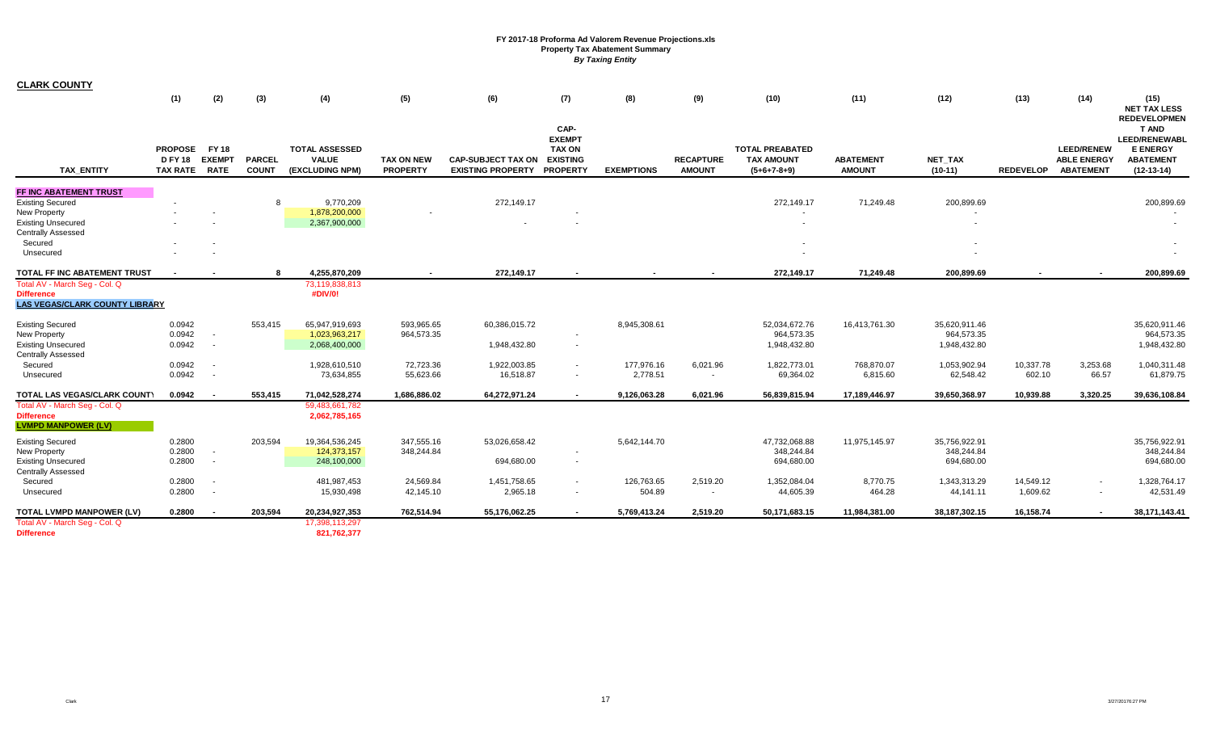# FY 2017-18 Proforma Ad Valorem Revenue Projections.xls
## Property Tax Abatement Summary
### *By Taxing Entity*

**CLARK COUNTY**

| TAX_ENTITY | (1) PROPOSE D FY 18 TAX RATE | (2) FY 18 EXEMPT RATE | (3) PARCEL COUNT | (4) TOTAL ASSESSED VALUE (EXCLUDING NPM) | (5) TAX ON NEW PROPERTY | (6) CAP-SUBJECT TAX ON EXISTING PROPERTY | (7) CAP-EXEMPT TAX ON EXISTING PROPERTY | (8) EXEMPTIONS | (9) RECAPTURE AMOUNT | (10) TOTAL PREABATED TAX AMOUNT (5+6+7-8+9) | (11) ABATEMENT AMOUNT | (12) NET_TAX (10-11) | (13) REDEVELOP | (14) LEED/RENEW ABLE ENERGY ABATEMENT | (15) NET TAX LESS REDEVELOPMENT AND LEED/RENEWABLE ENERGY ABATEMENT (12-13-14) |
|---|---|---|---|---|---|---|---|---|---|---|---|---|---|---|---|
| **FF INC ABATEMENT TRUST** | | | | | | | | | | | | | | | |
| Existing Secured | - | - | 8 | 9,770,209 | | 272,149.17 | | | | 272,149.17 | 71,249.48 | 200,899.69 | | | 200,899.69 |
| New Property | - | - | | 1,878,200,000 | - | | - | | | - | | - | | | - |
| Existing Unsecured | - | - | | 2,367,900,000 | | - | - | | | - | | - | | | - |
| Centrally Assessed | | | | | | | | | | | | | | | |
| Secured | - | - | | | | | | | | - | | - | | | - |
| Unsecured | - | - | | | | | | | | - | | - | | | - |
| **TOTAL FF INC ABATEMENT TRUST** | **-** | **-** | **8** | **4,255,870,209** | **-** | **272,149.17** | **-** | **-** | **-** | **272,149.17** | **71,249.48** | **200,899.69** | **-** | **-** | **200,899.69** |
| Total AV - March Seg - Col. Q | | | | 73,119,838,813 | | | | | | | | | | | |
| Difference | | | | #DIV/0! | | | | | | | | | | | |
| **LAS VEGAS/CLARK COUNTY LIBRARY** | | | | | | | | | | | | | | | |
| Existing Secured | 0.0942 | | 553,415 | 65,947,919,693 | 593,965.65 | 60,386,015.72 | | 8,945,308.61 | | 52,034,672.76 | 16,413,761.30 | 35,620,911.46 | | | 35,620,911.46 |
| New Property | 0.0942 | - | | 1,023,963,217 | 964,573.35 | | - | | | 964,573.35 | | 964,573.35 | | | 964,573.35 |
| Existing Unsecured | 0.0942 | - | | 2,068,400,000 | | 1,948,432.80 | - | | | 1,948,432.80 | | 1,948,432.80 | | | 1,948,432.80 |
| Centrally Assessed | | | | | | | | | | | | | | | |
| Secured | 0.0942 | - | | 1,928,610,510 | 72,723.36 | 1,922,003.85 | - | 177,976.16 | 6,021.96 | 1,822,773.01 | 768,870.07 | 1,053,902.94 | 10,337.78 | 3,253.68 | 1,040,311.48 |
| Unsecured | 0.0942 | - | | 73,634,855 | 55,623.66 | 16,518.87 | - | 2,778.51 | - | 69,364.02 | 6,815.60 | 62,548.42 | 602.10 | 66.57 | 61,879.75 |
| **TOTAL LAS VEGAS/CLARK COUNTY** | **0.0942** | **-** | **553,415** | **71,042,528,274** | **1,686,886.02** | **64,272,971.24** | **-** | **9,126,063.28** | **6,021.96** | **56,839,815.94** | **17,189,446.97** | **39,650,368.97** | **10,939.88** | **3,320.25** | **39,636,108.84** |
| Total AV - March Seg - Col. Q | | | | 59,483,661,782 | | | | | | | | | | | |
| Difference | | | | 2,062,785,165 | | | | | | | | | | | |
| **LVMPD MANPOWER (LV)** | | | | | | | | | | | | | | | |
| Existing Secured | 0.2800 | | 203,594 | 19,364,536,245 | 347,555.16 | 53,026,658.42 | | 5,642,144.70 | | 47,732,068.88 | 11,975,145.97 | 35,756,922.91 | | | 35,756,922.91 |
| New Property | 0.2800 | - | | 124,373,157 | 348,244.84 | | - | | | 348,244.84 | | 348,244.84 | | | 348,244.84 |
| Existing Unsecured | 0.2800 | - | | 248,100,000 | | 694,680.00 | - | | | 694,680.00 | | 694,680.00 | | | 694,680.00 |
| Centrally Assessed | | | | | | | | | | | | | | | |
| Secured | 0.2800 | - | | 481,987,453 | 24,569.84 | 1,451,758.65 | - | 126,763.65 | 2,519.20 | 1,352,084.04 | 8,770.75 | 1,343,313.29 | 14,549.12 | - | 1,328,764.17 |
| Unsecured | 0.2800 | - | | 15,930,498 | 42,145.10 | 2,965.18 | - | 504.89 | - | 44,605.39 | 464.28 | 44,141.11 | 1,609.62 | - | 42,531.49 |
| **TOTAL LVMPD MANPOWER (LV)** | **0.2800** | **-** | **203,594** | **20,234,927,353** | **762,514.94** | **55,176,062.25** | **-** | **5,769,413.24** | **2,519.20** | **50,171,683.15** | **11,984,381.00** | **38,187,302.15** | **16,158.74** | **-** | **38,171,143.41** |
| Total AV - March Seg - Col. Q | | | | 17,398,113,297 | | | | | | | | | | | |
| Difference | | | | 821,762,377 | | | | | | | | | | | |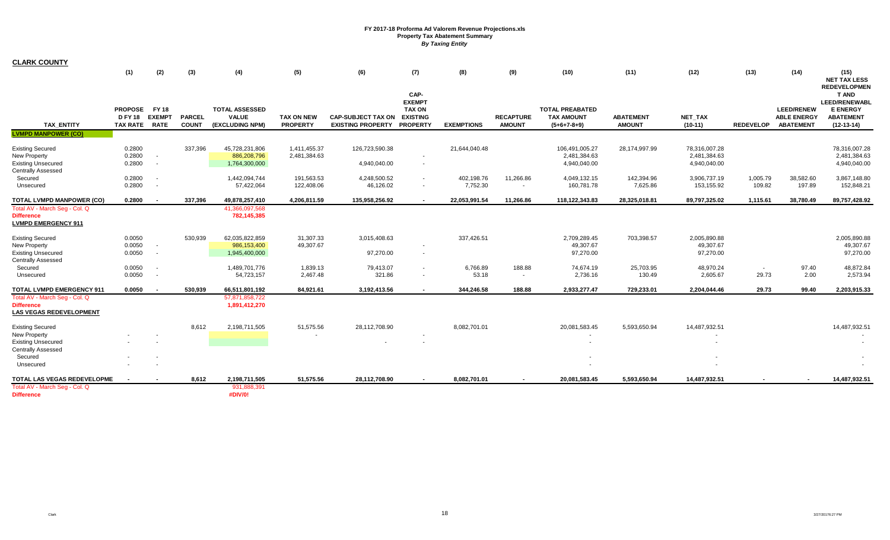**FY 2017-18 Proforma Ad Valorem Revenue Projections.xls**
**Property Tax Abatement Summary**
***By Taxing Entity***

**CLARK COUNTY**

| TAX_ENTITY | (1) PROPOSE D FY 18 TAX RATE | (2) FY 18 EXEMPT RATE | (3) PARCEL COUNT | (4) TOTAL ASSESSED VALUE (EXCLUDING NPM) | (5) TAX ON NEW PROPERTY | (6) CAP-SUBJECT TAX ON EXISTING PROPERTY | (7) CAP-EXEMPT TAX ON EXISTING PROPERTY | (8) EXEMPTIONS | (9) RECAPTURE AMOUNT | (10) TOTAL PREABATED TAX AMOUNT (5+6+7-8+9) | (11) ABATEMENT AMOUNT | (12) NET_TAX (10-11) | (13) REDEVELOP | (14) LEED/RENEWABLE ENERGY ABATEMENT | (15) NET TAX LESS REDEVELOPMENT AND LEED/RENEWABLE ENERGY ABATEMENT (12-13-14) |
|---|---|---|---|---|---|---|---|---|---|---|---|---|---|---|---|
| **LVMPD MANPOWER (CO)** | | | | | | | | | | | | | | | |
| Existing Secured | 0.2800 | | 337,396 | 45,728,231,806 | 1,411,455.37 | 126,723,590.38 | | 21,644,040.48 | | 106,491,005.27 | 28,174,997.99 | 78,316,007.28 | | | 78,316,007.28 |
| New Property | 0.2800 | - | | 886,208,796 | 2,481,384.63 | | - | | | 2,481,384.63 | | 2,481,384.63 | | | 2,481,384.63 |
| Existing Unsecured | 0.2800 | - | | 1,764,300,000 | | 4,940,040.00 | - | | | 4,940,040.00 | | 4,940,040.00 | | | 4,940,040.00 |
| Centrally Assessed | | | | | | | | | | | | | | | |
| Secured | 0.2800 | - | | 1,442,094,744 | 191,563.53 | 4,248,500.52 | - | 402,198.76 | 11,266.86 | 4,049,132.15 | 142,394.96 | 3,906,737.19 | 1,005.79 | 38,582.60 | 3,867,148.80 |
| Unsecured | 0.2800 | - | | 57,422,064 | 122,408.06 | 46,126.02 | - | 7,752.30 | - | 160,781.78 | 7,625.86 | 153,155.92 | 109.82 | 197.89 | 152,848.21 |
| **TOTAL LVMPD MANPOWER (CO)** | **0.2800** | **-** | **337,396** | **49,878,257,410** | **4,206,811.59** | **135,958,256.92** | **-** | **22,053,991.54** | **11,266.86** | **118,122,343.83** | **28,325,018.81** | **89,797,325.02** | **1,115.61** | **38,780.49** | **89,757,428.92** |
| Total AV - March Seg - Col. Q | | | | 41,366,097,568 | | | | | | | | | | | |
| **Difference** | | | | 782,145,385 | | | | | | | | | | | |
| **LVMPD EMERGENCY 911** | | | | | | | | | | | | | | | |
| Existing Secured | 0.0050 | | 530,939 | 62,035,822,859 | 31,307.33 | 3,015,408.63 | | 337,426.51 | | 2,709,289.45 | 703,398.57 | 2,005,890.88 | | | 2,005,890.88 |
| New Property | 0.0050 | - | | 986,153,400 | 49,307.67 | | - | | | 49,307.67 | | 49,307.67 | | | 49,307.67 |
| Existing Unsecured | 0.0050 | - | | 1,945,400,000 | | 97,270.00 | - | | | 97,270.00 | | 97,270.00 | | | 97,270.00 |
| Centrally Assessed | | | | | | | | | | | | | | | |
| Secured | 0.0050 | - | | 1,489,701,776 | 1,839.13 | 79,413.07 | - | 6,766.89 | 188.88 | 74,674.19 | 25,703.95 | 48,970.24 | - | 97.40 | 48,872.84 |
| Unsecured | 0.0050 | - | | 54,723,157 | 2,467.48 | 321.86 | - | 53.18 | - | 2,736.16 | 130.49 | 2,605.67 | 29.73 | 2.00 | 2,573.94 |
| **TOTAL LVMPD EMERGENCY 911** | **0.0050** | **-** | **530,939** | **66,511,801,192** | **84,921.61** | **3,192,413.56** | **-** | **344,246.58** | **188.88** | **2,933,277.47** | **729,233.01** | **2,204,044.46** | **29.73** | **99.40** | **2,203,915.33** |
| Total AV - March Seg - Col. Q | | | | 57,871,858,722 | | | | | | | | | | | |
| **Difference** | | | | 1,891,412,270 | | | | | | | | | | | |
| **LAS VEGAS REDEVELOPMENT** | | | | | | | | | | | | | | | |
| Existing Secured | | | 8,612 | 2,198,711,505 | 51,575.56 | 28,112,708.90 | | 8,082,701.01 | | 20,081,583.45 | 5,593,650.94 | 14,487,932.51 | | | 14,487,932.51 |
| New Property | - | - | | | - | | - | | | - | | - | | | - |
| Existing Unsecured | - | - | | | | - | - | | | - | | - | | | - |
| Centrally Assessed | | | | | | | | | | | | | | | |
| Secured | - | - | | | | | | | | - | | - | | | - |
| Unsecured | - | - | | | | | | | | - | | - | | | - |
| **TOTAL LAS VEGAS REDEVELOPME** | **-** | **-** | **8,612** | **2,198,711,505** | **51,575.56** | **28,112,708.90** | **-** | **8,082,701.01** | **-** | **20,081,583.45** | **5,593,650.94** | **14,487,932.51** | **-** | **-** | **14,487,932.51** |
| Total AV - March Seg - Col. Q | | | | 931,888,391 | | | | | | | | | | | |
| **Difference** | | | | #DIV/0! | | | | | | | | | | | |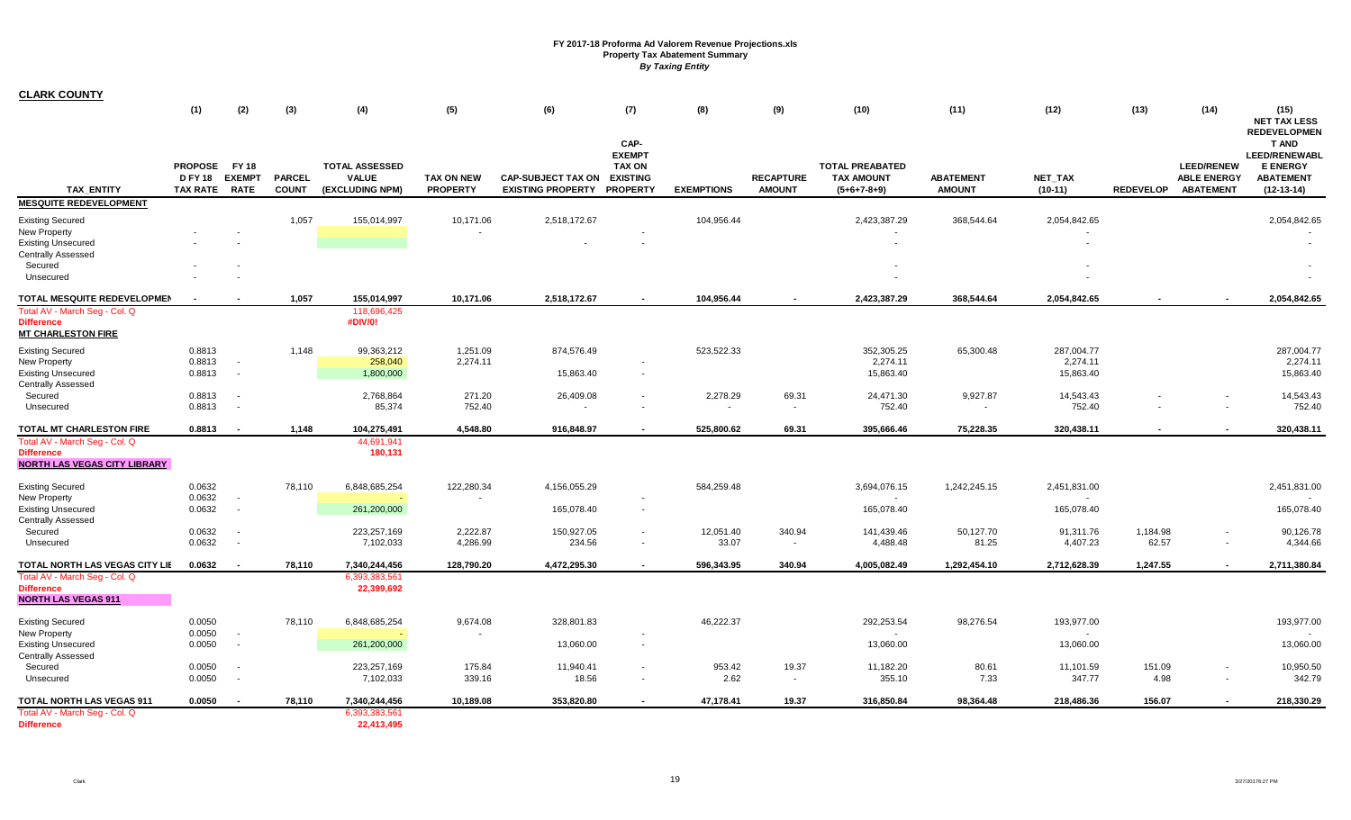# FY 2017-18 Proforma Ad Valorem Revenue Projections.xls
## Property Tax Abatement Summary
*By Taxing Entity*

**CLARK COUNTY**

| TAX_ENTITY | (1) PROPOSE D FY 18 TAX RATE | (2) FY 18 EXEMPT RATE | (3) PARCEL COUNT | (4) TOTAL ASSESSED VALUE (EXCLUDING NPM) | (5) TAX ON NEW PROPERTY | (6) CAP-SUBJECT TAX ON EXISTING PROPERTY | (7) CAP-EXEMPT TAX ON EXISTING PROPERTY | (8) EXEMPTIONS | (9) RECAPTURE AMOUNT | (10) TOTAL PREABATED TAX AMOUNT (5+6+7-8+9) | (11) ABATEMENT AMOUNT | (12) NET_TAX (10-11) | (13) REDEVELOP | (14) LEED/RENEW ABLE ENERGY ABATEMENT | (15) NET TAX LESS REDEVELOPMEN T AND LEED/RENEWABL E ENERGY ABATEMENT (12-13-14) |
|---|---|---|---|---|---|---|---|---|---|---|---|---|---|---|---|
| **MESQUITE REDEVELOPMENT** | | | | | | | | | | | | | | | |
| Existing Secured | | | 1,057 | 155,014,997 | 10,171.06 | 2,518,172.67 | | 104,956.44 | | 2,423,387.29 | 368,544.64 | 2,054,842.65 | | | 2,054,842.65 |
| New Property | - | - | | | - | | - | | | - | | - | | | - |
| Existing Unsecured | - | - | | | | - | - | | | - | | - | | | - |
| Centrally Assessed | | | | | | | | | | | | | | | |
| Secured | - | - | | | | | | | | - | | - | | | - |
| Unsecured | - | - | | | | | | | | - | | - | | | - |
| **TOTAL MESQUITE REDEVELOPMEN** | - | - | 1,057 | 155,014,997 | 10,171.06 | 2,518,172.67 | - | 104,956.44 | - | 2,423,387.29 | 368,544.64 | 2,054,842.65 | - | - | 2,054,842.65 |
| Total AV - March Seg - Col. Q | | | | 118,696,425 | | | | | | | | | | | |
| Difference | | | | #DIV/0! | | | | | | | | | | | |
| **MT CHARLESTON FIRE** | | | | | | | | | | | | | | | |
| Existing Secured | 0.8813 | | 1,148 | 99,363,212 | 1,251.09 | 874,576.49 | | 523,522.33 | | 352,305.25 | 65,300.48 | 287,004.77 | | | 287,004.77 |
| New Property | 0.8813 | - | | 258,040 | 2,274.11 | | - | | | 2,274.11 | | 2,274.11 | | | 2,274.11 |
| Existing Unsecured | 0.8813 | - | | 1,800,000 | | 15,863.40 | - | | | 15,863.40 | | 15,863.40 | | | 15,863.40 |
| Centrally Assessed | | | | | | | | | | | | | | | |
| Secured | 0.8813 | - | | 2,768,864 | 271.20 | 26,409.08 | - | 2,278.29 | 69.31 | 24,471.30 | 9,927.87 | 14,543.43 | - | - | 14,543.43 |
| Unsecured | 0.8813 | - | | 85,374 | 752.40 | - | - | - | - | 752.40 | - | 752.40 | - | - | 752.40 |
| **TOTAL MT CHARLESTON FIRE** | 0.8813 | - | 1,148 | 104,275,491 | 4,548.80 | 916,848.97 | - | 525,800.62 | 69.31 | 395,666.46 | 75,228.35 | 320,438.11 | - | - | 320,438.11 |
| Total AV - March Seg - Col. Q | | | | 44,691,941 | | | | | | | | | | | |
| Difference | | | | 180,131 | | | | | | | | | | | |
| **NORTH LAS VEGAS CITY LIBRARY** | | | | | | | | | | | | | | | |
| Existing Secured | 0.0632 | | 78,110 | 6,848,685,254 | 122,280.34 | 4,156,055.29 | | 584,259.48 | | 3,694,076.15 | 1,242,245.15 | 2,451,831.00 | | | 2,451,831.00 |
| New Property | 0.0632 | - | | - | - | | - | | | - | | - | | | - |
| Existing Unsecured | 0.0632 | - | | 261,200,000 | | 165,078.40 | - | | | 165,078.40 | | 165,078.40 | | | 165,078.40 |
| Centrally Assessed | | | | | | | | | | | | | | | |
| Secured | 0.0632 | - | | 223,257,169 | 2,222.87 | 150,927.05 | - | 12,051.40 | 340.94 | 141,439.46 | 50,127.70 | 91,311.76 | 1,184.98 | - | 90,126.78 |
| Unsecured | 0.0632 | - | | 7,102,033 | 4,286.99 | 234.56 | - | 33.07 | - | 4,488.48 | 81.25 | 4,407.23 | 62.57 | - | 4,344.66 |
| **TOTAL NORTH LAS VEGAS CITY LIE** | 0.0632 | - | 78,110 | 7,340,244,456 | 128,790.20 | 4,472,295.30 | - | 596,343.95 | 340.94 | 4,005,082.49 | 1,292,454.10 | 2,712,628.39 | 1,247.55 | - | 2,711,380.84 |
| Total AV - March Seg - Col. Q | | | | 6,393,383,561 | | | | | | | | | | | |
| Difference | | | | 22,399,692 | | | | | | | | | | | |
| **NORTH LAS VEGAS 911** | | | | | | | | | | | | | | | |
| Existing Secured | 0.0050 | | 78,110 | 6,848,685,254 | 9,674.08 | 328,801.83 | | 46,222.37 | | 292,253.54 | 98,276.54 | 193,977.00 | | | 193,977.00 |
| New Property | 0.0050 | - | | - | - | | - | | | - | | - | | | - |
| Existing Unsecured | 0.0050 | - | | 261,200,000 | | 13,060.00 | - | | | 13,060.00 | | 13,060.00 | | | 13,060.00 |
| Centrally Assessed | | | | | | | | | | | | | | | |
| Secured | 0.0050 | - | | 223,257,169 | 175.84 | 11,940.41 | - | 953.42 | 19.37 | 11,182.20 | 80.61 | 11,101.59 | 151.09 | - | 10,950.50 |
| Unsecured | 0.0050 | - | | 7,102,033 | 339.16 | 18.56 | - | 2.62 | - | 355.10 | 7.33 | 347.77 | 4.98 | - | 342.79 |
| **TOTAL NORTH LAS VEGAS 911** | 0.0050 | - | 78,110 | 7,340,244,456 | 10,189.08 | 353,820.80 | - | 47,178.41 | 19.37 | 316,850.84 | 98,364.48 | 218,486.36 | 156.07 | - | 218,330.29 |
| Total AV - March Seg - Col. Q | | | | 6,393,383,561 | | | | | | | | | | | |
| Difference | | | | 22,413,495 | | | | | | | | | | | |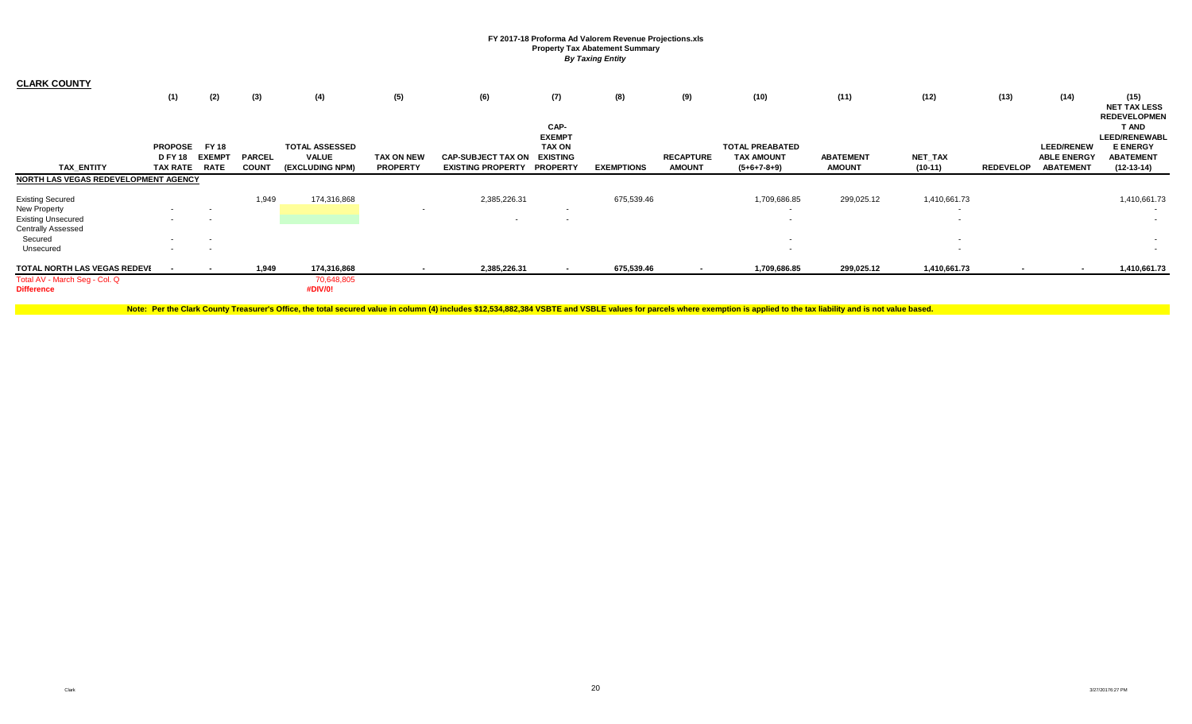FY 2017-18 Proforma Ad Valorem Revenue Projections.xls
Property Tax Abatement Summary
*By Taxing Entity*

**CLARK COUNTY**

| TAX_ENTITY | (1) PROPOSED FY 18 TAX RATE | (2) FY 18 EXEMPT RATE | (3) PARCEL COUNT | (4) TOTAL ASSESSED VALUE (EXCLUDING NPM) | (5) TAX ON NEW PROPERTY | (6) CAP-SUBJECT TAX ON EXISTING PROPERTY | (7) CAP-EXEMPT TAX ON EXISTING PROPERTY | (8) EXEMPTIONS | (9) RECAPTURE AMOUNT | (10) TOTAL PREABATED TAX AMOUNT (5+6+7-8+9) | (11) ABATEMENT AMOUNT | (12) NET_TAX (10-11) | (13) REDEVELOP | (14) LEED/RENEWABLE ENERGY ABATEMENT | (15) NET TAX LESS REDEVELOPMENT AND LEED/RENEWABLE ENERGY ABATEMENT (12-13-14) |
|---|---|---|---|---|---|---|---|---|---|---|---|---|---|---|---|
| **NORTH LAS VEGAS REDEVELOPMENT AGENCY** | | | | | | | | | | | | | | | |
| Existing Secured | | | 1,949 | 174,316,868 | | 2,385,226.31 | | 675,539.46 | | 1,709,686.85 | 299,025.12 | 1,410,661.73 | | | 1,410,661.73 |
| New Property | - | - | | | - | | - | | | - | | - | | | - |
| Existing Unsecured | - | - | | | | - | - | | | - | | - | | | - |
| Centrally Assessed | | | | | | | | | | | | | | | |
| Secured | - | - | | | | | | | | - | | - | | | - |
| Unsecured | - | - | | | | | | | | - | | - | | | - |
| **TOTAL NORTH LAS VEGAS REDEVE** | - | - | **1,949** | **174,316,868** | - | **2,385,226.31** | - | **675,539.46** | - | **1,709,686.85** | **299,025.12** | **1,410,661.73** | - | - | **1,410,661.73** |
| Total AV - March Seg - Col. Q | | | | 70,648,805 | | | | | | | | | | | |
| **Difference** | | | | **#DIV/0!** | | | | | | | | | | | |

**Note: Per the Clark County Treasurer's Office, the total secured value in column (4) includes $12,534,882,384 VSBTE and VSBLE values for parcels where exemption is applied to the tax liability and is not value based.**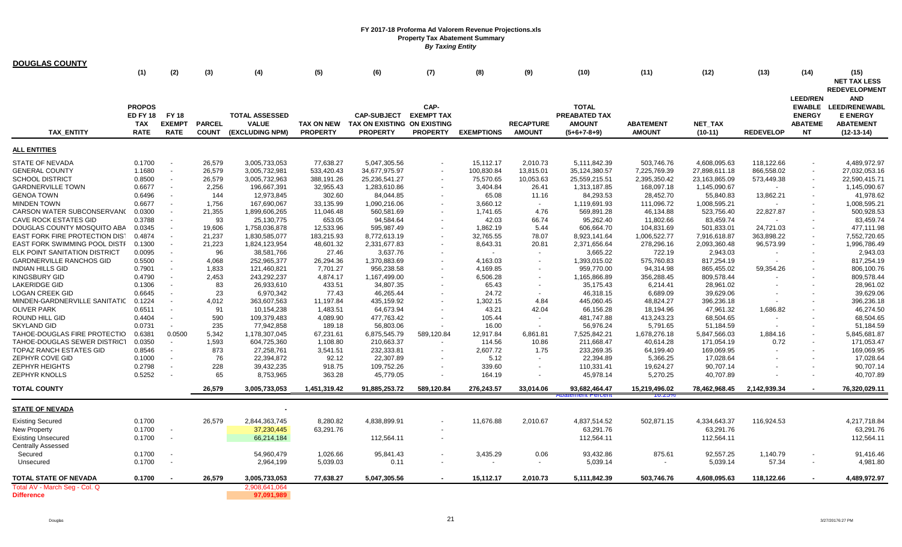# FY 2017-18 Proforma Ad Valorem Revenue Projections.xls

## Property Tax Abatement Summary

*By Taxing Entity*

**DOUGLAS COUNTY**

| TAX_ENTITY | (1) PROPOS ED FY 18 TAX RATE | (2) FY 18 EXEMPT RATE | (3) PARCEL COUNT | (4) TOTAL ASSESSED VALUE (EXCLUDING NPM) | (5) TAX ON NEW PROPERTY | (6) CAP-SUBJECT TAX ON EXISTING PROPERTY | (7) CAP-EXEMPT TAX ON EXISTING PROPERTY | (8) EXEMPTIONS | (9) RECAPTURE AMOUNT | (10) TOTAL PREABATED TAX AMOUNT (5+6+7-8+9) | (11) ABATEMENT AMOUNT | (12) NET_TAX (10-11) | (13) REDEVELOP | (14) LEED/REN EWABLE ENERGY ABATEME NT | (15) NET TAX LESS REDEVELOPMENT AND LEED/RENEWABL E ENERGY ABATEMENT (12-13-14) |
|---|---|---|---|---|---|---|---|---|---|---|---|---|---|---|---|
| **ALL ENTITIES** | | | | | | | | | | | | | | | |
| STATE OF NEVADA | 0.1700 | - | 26,579 | 3,005,733,053 | 77,638.27 | 5,047,305.56 | - | 15,112.17 | 2,010.73 | 5,111,842.39 | 503,746.76 | 4,608,095.63 | 118,122.66 | - | 4,489,972.97 |
| GENERAL COUNTY | 1.1680 | - | 26,579 | 3,005,732,981 | 533,420.43 | 34,677,975.97 | - | 100,830.84 | 13,815.01 | 35,124,380.57 | 7,225,769.39 | 27,898,611.18 | 866,558.02 | - | 27,032,053.16 |
| SCHOOL DISTRICT | 0.8500 | - | 26,579 | 3,005,732,963 | 388,191.26 | 25,236,541.27 | - | 75,570.65 | 10,053.63 | 25,559,215.51 | 2,395,350.42 | 23,163,865.09 | 573,449.38 | - | 22,590,415.71 |
| GARDNERVILLE TOWN | 0.6677 | - | 2,256 | 196,667,391 | 32,955.43 | 1,283,610.86 | - | 3,404.84 | 26.41 | 1,313,187.85 | 168,097.18 | 1,145,090.67 | - | - | 1,145,090.67 |
| GENOA TOWN | 0.6496 | - | 144 | 12,973,845 | 302.60 | 84,044.85 | - | 65.08 | 11.16 | 84,293.53 | 28,452.70 | 55,840.83 | 13,862.21 | - | 41,978.62 |
| MINDEN TOWN | 0.6677 | - | 1,756 | 167,690,067 | 33,135.99 | 1,090,216.06 | - | 3,660.12 | - | 1,119,691.93 | 111,096.72 | 1,008,595.21 | - | - | 1,008,595.21 |
| CARSON WATER SUBCONSERVANC | 0.0300 | - | 21,355 | 1,899,606,265 | 11,046.48 | 560,581.69 | - | 1,741.65 | 4.76 | 569,891.28 | 46,134.88 | 523,756.40 | 22,827.87 | - | 500,928.53 |
| CAVE ROCK ESTATES GID | 0.3788 | - | 93 | 25,130,775 | 653.05 | 94,584.64 | - | 42.03 | 66.74 | 95,262.40 | 11,802.66 | 83,459.74 | - | - | 83,459.74 |
| DOUGLAS COUNTY MOSQUITO ABA | 0.0345 | - | 19,606 | 1,758,036,878 | 12,533.96 | 595,987.49 | - | 1,862.19 | 5.44 | 606,664.70 | 104,831.69 | 501,833.01 | 24,721.03 | - | 477,111.98 |
| EAST FORK FIRE PROTECTION DIST | 0.4874 | - | 21,237 | 1,830,585,077 | 183,215.93 | 8,772,613.19 | - | 32,765.55 | 78.07 | 8,923,141.64 | 1,006,522.77 | 7,916,618.87 | 363,898.22 | - | 7,552,720.65 |
| EAST FORK SWIMMING POOL DISTF | 0.1300 | - | 21,223 | 1,824,123,954 | 48,601.32 | 2,331,677.83 | - | 8,643.31 | 20.81 | 2,371,656.64 | 278,296.16 | 2,093,360.48 | 96,573.99 | - | 1,996,786.49 |
| ELK POINT SANITATION DISTRICT | 0.0095 | - | 96 | 38,581,766 | 27.46 | 3,637.76 | - | - | - | 3,665.22 | 722.19 | 2,943.03 | - | - | 2,943.03 |
| GARDNERVILLE RANCHOS GID | 0.5500 | - | 4,068 | 252,965,377 | 26,294.36 | 1,370,883.69 | - | 4,163.03 | - | 1,393,015.02 | 575,760.83 | 817,254.19 | - | - | 817,254.19 |
| INDIAN HILLS GID | 0.7901 | - | 1,833 | 121,460,821 | 7,701.27 | 956,238.58 | - | 4,169.85 | - | 959,770.00 | 94,314.98 | 865,455.02 | 59,354.26 | - | 806,100.76 |
| KINGSBURY GID | 0.4790 | - | 2,453 | 243,292,237 | 4,874.17 | 1,167,499.00 | - | 6,506.28 | - | 1,165,866.89 | 356,288.45 | 809,578.44 | - | - | 809,578.44 |
| LAKERIDGE GID | 0.1306 | - | 83 | 26,933,610 | 433.51 | 34,807.35 | - | 65.43 | - | 35,175.43 | 6,214.41 | 28,961.02 | - | - | 28,961.02 |
| LOGAN CREEK GID | 0.6645 | - | 23 | 6,970,342 | 77.43 | 46,265.44 | - | 24.72 | - | 46,318.15 | 6,689.09 | 39,629.06 | - | - | 39,629.06 |
| MINDEN-GARDNERVILLE SANITATIC | 0.1224 | - | 4,012 | 363,607,563 | 11,197.84 | 435,159.92 | - | 1,302.15 | 4.84 | 445,060.45 | 48,824.27 | 396,236.18 | - | - | 396,236.18 |
| OLIVER PARK | 0.6511 | - | 91 | 10,154,238 | 1,483.51 | 64,673.94 | - | 43.21 | 42.04 | 66,156.28 | 18,194.96 | 47,961.32 | 1,686.82 | - | 46,274.50 |
| ROUND HILL GID | 0.4404 | - | 590 | 109,379,483 | 4,089.90 | 477,763.42 | - | 105.44 | - | 481,747.88 | 413,243.23 | 68,504.65 | - | - | 68,504.65 |
| SKYLAND GID | 0.0731 | - | 235 | 77,942,858 | 189.18 | 56,803.06 | - | 16.00 | - | 56,976.24 | 5,791.65 | 51,184.59 | - | - | 51,184.59 |
| TAHOE-DOUGLAS FIRE PROTECTIO | 0.6381 | 0.0500 | 5,342 | 1,178,307,045 | 67,231.61 | 6,875,545.79 | 589,120.84 | 12,917.84 | 6,861.81 | 7,525,842.21 | 1,678,276.18 | 5,847,566.03 | 1,884.16 | - | 5,845,681.87 |
| TAHOE-DOUGLAS SEWER DISTRICT | 0.0350 | - | 1,593 | 604,725,360 | 1,108.80 | 210,663.37 | - | 114.56 | 10.86 | 211,668.47 | 40,614.28 | 171,054.19 | 0.72 | - | 171,053.47 |
| TOPAZ RANCH ESTATES GID | 0.8546 | - | 873 | 27,258,761 | 3,541.51 | 232,333.81 | - | 2,607.72 | 1.75 | 233,269.35 | 64,199.40 | 169,069.95 | - | - | 169,069.95 |
| ZEPHYR COVE GID | 0.1000 | - | 76 | 22,394,872 | 92.12 | 22,307.89 | - | 5.12 | - | 22,394.89 | 5,366.25 | 17,028.64 | - | - | 17,028.64 |
| ZEPHYR HEIGHTS | 0.2798 | - | 228 | 39,432,235 | 918.75 | 109,752.26 | - | 339.60 | - | 110,331.41 | 19,624.27 | 90,707.14 | - | - | 90,707.14 |
| ZEPHYR KNOLLS | 0.5252 | - | 65 | 8,753,965 | 363.28 | 45,779.05 | - | 164.19 | - | 45,978.14 | 5,270.25 | 40,707.89 | - | - | 40,707.89 |
| **TOTAL COUNTY** | | | **26,579** | **3,005,733,053** | **1,451,319.42** | **91,885,253.72** | **589,120.84** | **276,243.57** | **33,014.06** | **93,682,464.47** | **15,219,496.02** | **78,462,968.45** | **2,142,939.34** | **-** | **76,320,029.11** |
| | | | | | | | | | | Abatement Percent | 16.25% | | | | |
| **STATE OF NEVADA** | | | | - | | | | | | | | | | | |
| Existing Secured | 0.1700 | | 26,579 | 2,844,363,745 | 8,280.82 | 4,838,899.91 | - | 11,676.88 | 2,010.67 | 4,837,514.52 | 502,871.15 | 4,334,643.37 | 116,924.53 | | 4,217,718.84 |
| New Property | 0.1700 | - | | 37,230,445 | 63,291.76 | | - | | | 63,291.76 | | 63,291.76 | | | 63,291.76 |
| Existing Unsecured | 0.1700 | - | | 66,214,184 | | 112,564.11 | - | | | 112,564.11 | | 112,564.11 | | | 112,564.11 |
| Centrally Assessed | | | | | | | | | | | | | | | |
| Secured | 0.1700 | - | | 54,960,479 | 1,026.66 | 95,841.43 | - | 3,435.29 | 0.06 | 93,432.86 | 875.61 | 92,557.25 | 1,140.79 | - | 91,416.46 |
| Unsecured | 0.1700 | - | | 2,964,199 | 5,039.03 | 0.11 | - | - | - | 5,039.14 | - | 5,039.14 | 57.34 | - | 4,981.80 |
| **TOTAL STATE OF NEVADA** | **0.1700** | **-** | **26,579** | **3,005,733,053** | **77,638.27** | **5,047,305.56** | **-** | **15,112.17** | **2,010.73** | **5,111,842.39** | **503,746.76** | **4,608,095.63** | **118,122.66** | **-** | **4,489,972.97** |
| Total AV - March Seg - Col. Q | | | | 2,908,641,064 | | | | | | | | | | | |
| **Difference** | | | | **97,091,989** | | | | | | | | | | | |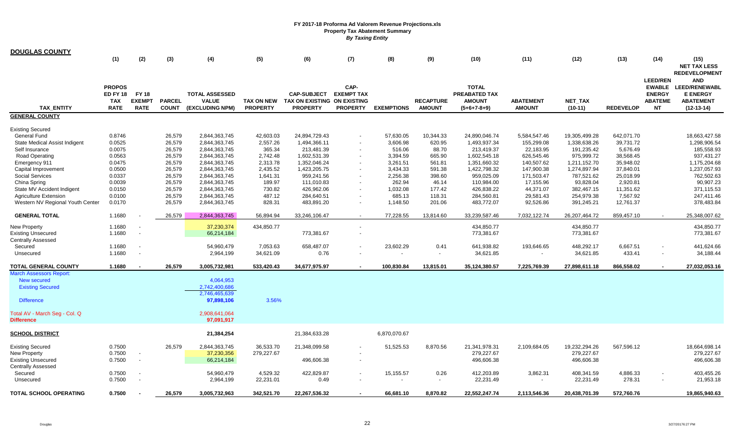**FY 2017-18 Proforma Ad Valorem Revenue Projections.xls**
**Property Tax Abatement Summary**
***By Taxing Entity***

## DOUGLAS COUNTY

| | (1) | (2) | (3) | (4) | (5) | (6) | (7) | (8) | (9) | (10) | (11) | (12) | (13) | (14) | (15) |
|---|---|---|---|---|---|---|---|---|---|---|---|---|---|---|---|
| **TAX_ENTITY** | **PROPOS ED FY 18 TAX RATE** | **FY 18 EXEMPT RATE** | **PARCEL COUNT** | **TOTAL ASSESSED VALUE (EXCLUDING NPM)** | **TAX ON NEW PROPERTY** | **CAP-SUBJECT TAX ON EXISTING PROPERTY** | **CAP-EXEMPT TAX ON EXISTING PROPERTY** | **EXEMPTIONS** | **RECAPTURE AMOUNT** | **TOTAL PREABATED TAX AMOUNT (5+6+7-8+9)** | **ABATEMENT AMOUNT** | **NET_TAX (10-11)** | **REDEVELOP** | **LEED/RENEWABLE ENERGY ABATEMENT** | **NET TAX LESS REDEVELOPMENT AND LEED/RENEWABLE ENERGY ABATEMENT (12-13-14)** |
| **GENERAL COUNTY** | | | | | | | | | | | | | | | |
| Existing Secured | | | | | | | | | | | | | | | |
| General Fund | 0.8746 | | 26,579 | 2,844,363,745 | 42,603.03 | 24,894,729.43 | - | 57,630.05 | 10,344.33 | 24,890,046.74 | 5,584,547.46 | 19,305,499.28 | 642,071.70 | | 18,663,427.58 |
| State Medical Assist Indigent | 0.0525 | | 26,579 | 2,844,363,745 | 2,557.26 | 1,494,366.11 | - | 3,606.98 | 620.95 | 1,493,937.34 | 155,299.08 | 1,338,638.26 | 39,731.72 | | 1,298,906.54 |
| Self Insurance | 0.0075 | | 26,579 | 2,844,363,745 | 365.34 | 213,481.39 | - | 516.06 | 88.70 | 213,419.37 | 22,183.95 | 191,235.42 | 5,676.49 | | 185,558.93 |
| Road Operating | 0.0563 | | 26,579 | 2,844,363,745 | 2,742.48 | 1,602,531.39 | - | 3,394.59 | 665.90 | 1,602,545.18 | 626,545.46 | 975,999.72 | 38,568.45 | | 937,431.27 |
| Emergency 911 | 0.0475 | | 26,579 | 2,844,363,745 | 2,313.78 | 1,352,046.24 | - | 3,261.51 | 561.81 | 1,351,660.32 | 140,507.62 | 1,211,152.70 | 35,948.02 | | 1,175,204.68 |
| Capital Improvement | 0.0500 | | 26,579 | 2,844,363,745 | 2,435.52 | 1,423,205.75 | - | 3,434.33 | 591.38 | 1,422,798.32 | 147,900.38 | 1,274,897.94 | 37,840.01 | | 1,237,057.93 |
| Social Services | 0.0337 | | 26,579 | 2,844,363,745 | 1,641.31 | 959,241.56 | - | 2,256.38 | 398.60 | 959,025.09 | 171,503.47 | 787,521.62 | 25,018.99 | | 762,502.63 |
| China Spring | 0.0039 | | 26,579 | 2,844,363,745 | 189.97 | 111,010.83 | - | 262.94 | 46.14 | 110,984.00 | 17,155.96 | 93,828.04 | 2,920.81 | | 90,907.23 |
| State MV Accident Indigent | 0.0150 | | 26,579 | 2,844,363,745 | 730.82 | 426,962.06 | - | 1,032.08 | 177.42 | 426,838.22 | 44,371.07 | 382,467.15 | 11,351.62 | | 371,115.53 |
| Agriculture Extension | 0.0100 | | 26,579 | 2,844,363,745 | 487.12 | 284,640.51 | - | 685.13 | 118.31 | 284,560.81 | 29,581.43 | 254,979.38 | 7,567.92 | | 247,411.46 |
| Western NV Regional Youth Center | 0.0170 | | 26,579 | 2,844,363,745 | 828.31 | 483,891.20 | - | 1,148.50 | 201.06 | 483,772.07 | 92,526.86 | 391,245.21 | 12,761.37 | | 378,483.84 |
| **GENERAL TOTAL** | 1.1680 | - | 26,579 | 2,844,363,745 | 56,894.94 | 33,246,106.47 | - | 77,228.55 | 13,814.60 | 33,239,587.46 | 7,032,122.74 | 26,207,464.72 | 859,457.10 | - | 25,348,007.62 |
| New Property | 1.1680 | - | | 37,230,374 | 434,850.77 | | - | | | 434,850.77 | | 434,850.77 | | | 434,850.77 |
| Existing Unsecured | 1.1680 | - | | 66,214,184 | | 773,381.67 | - | | | 773,381.67 | | 773,381.67 | | | 773,381.67 |
| Centrally Assessed | | | | | | | | | | | | | | | |
| Secured | 1.1680 | - | | 54,960,479 | 7,053.63 | 658,487.07 | - | 23,602.29 | 0.41 | 641,938.82 | 193,646.65 | 448,292.17 | 6,667.51 | - | 441,624.66 |
| Unsecured | 1.1680 | - | | 2,964,199 | 34,621.09 | 0.76 | - | - | - | 34,621.85 | - | 34,621.85 | 433.41 | - | 34,188.44 |
| **TOTAL GENERAL COUNTY** | **1.1680** | **-** | **26,579** | **3,005,732,981** | **533,420.43** | **34,677,975.97** | **-** | **100,830.84** | **13,815.01** | **35,124,380.57** | **7,225,769.39** | **27,898,611.18** | **866,558.02** | **-** | **27,032,053.16** |
| March Assessors Report: | | | | | | | | | | | | | | | |
| New secured | | | | 4,064,953 | | | | | | | | | | | |
| Existing Secured | | | | 2,742,400,686 | | | | | | | | | | | |
| | | | | 2,746,465,639 | | | | | | | | | | | |
| Difference | | | | **97,898,106** | 3.56% | | | | | | | | | | |
| Total AV - March Seg - Col. Q | | | | 2,908,641,064 | | | | | | | | | | | |
| **Difference** | | | | **97,091,917** | | | | | | | | | | | |
| **SCHOOL DISTRICT** | | | | 21,384,254 | | 21,384,633.28 | | 6,870,070.67 | | | | | | | |
| Existing Secured | 0.7500 | | 26,579 | 2,844,363,745 | 36,533.70 | 21,348,099.58 | - | 51,525.53 | 8,870.56 | 21,341,978.31 | 2,109,684.05 | 19,232,294.26 | 567,596.12 | | 18,664,698.14 |
| New Property | 0.7500 | - | | 37,230,356 | 279,227.67 | | - | | | 279,227.67 | | 279,227.67 | | | 279,227.67 |
| Existing Unsecured | 0.7500 | - | | 66,214,184 | | 496,606.38 | - | | | 496,606.38 | | 496,606.38 | | | 496,606.38 |
| Centrally Assessed | | | | | | | | | | | | | | | |
| Secured | 0.7500 | - | | 54,960,479 | 4,529.32 | 422,829.87 | - | 15,155.57 | 0.26 | 412,203.89 | 3,862.31 | 408,341.59 | 4,886.33 | - | 403,455.26 |
| Unsecured | 0.7500 | - | | 2,964,199 | 22,231.01 | 0.49 | - | - | - | 22,231.49 | - | 22,231.49 | 278.31 | - | 21,953.18 |
| **TOTAL SCHOOL OPERATING** | **0.7500** | **-** | **26,579** | **3,005,732,963** | **342,521.70** | **22,267,536.32** | **-** | **66,681.10** | **8,870.82** | **22,552,247.74** | **2,113,546.36** | **20,438,701.39** | **572,760.76** | | **19,865,940.63** |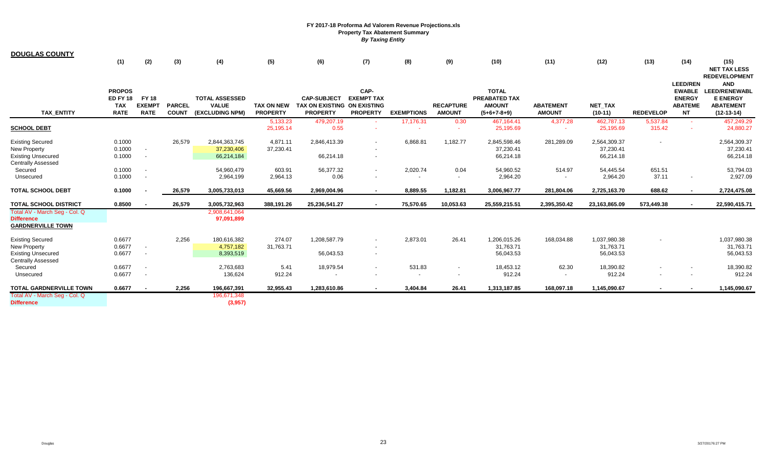**FY 2017-18 Proforma Ad Valorem Revenue Projections.xls**
**Property Tax Abatement Summary**
***By Taxing Entity***

**DOUGLAS COUNTY**

| TAX_ENTITY | (1) PROPOS ED FY 18 TAX RATE | (2) FY 18 EXEMPT RATE | (3) PARCEL COUNT | (4) TOTAL ASSESSED VALUE (EXCLUDING NPM) | (5) TAX ON NEW PROPERTY | (6) CAP-SUBJECT TAX ON EXISTING PROPERTY | (7) CAP-EXEMPT TAX ON EXISTING PROPERTY | (8) EXEMPTIONS | (9) RECAPTURE AMOUNT | (10) TOTAL PREABATED TAX AMOUNT (5+6+7-8+9) | (11) ABATEMENT AMOUNT | (12) NET_TAX (10-11) | (13) REDEVELOP | (14) LEED/RENEWABLE ENERGY ABATEMENT | (15) NET TAX LESS REDEVELOPMENT AND LEED/RENEWABLE ENERGY ABATEMENT (12-13-14) |
|---|---|---|---|---|---|---|---|---|---|---|---|---|---|---|---|
| **SCHOOL DEBT** | | | | | 5,133.23 | 479,207.19 | - | 17,176.31 | 0.30 | 467,164.41 | 4,377.28 | 462,787.13 | 5,537.84 | - | 457,249.29 |
| | | | | | 25,195.14 | 0.55 | - | - | - | 25,195.69 | - | 25,195.69 | 315.42 | - | 24,880.27 |
| Existing Secured | 0.1000 | | 26,579 | 2,844,363,745 | 4,871.11 | 2,846,413.39 | - | 6,868.81 | 1,182.77 | 2,845,598.46 | 281,289.09 | 2,564,309.37 | - | | 2,564,309.37 |
| New Property | 0.1000 | - | | 37,230,406 | 37,230.41 | | - | | | 37,230.41 | | 37,230.41 | | | 37,230.41 |
| Existing Unsecured | 0.1000 | - | | 66,214,184 | | 66,214.18 | - | | | 66,214.18 | | 66,214.18 | | | 66,214.18 |
| Centrally Assessed | | | | | | | | | | | | | | | |
| Secured | 0.1000 | - | | 54,960,479 | 603.91 | 56,377.32 | - | 2,020.74 | 0.04 | 54,960.52 | 514.97 | 54,445.54 | 651.51 | | 53,794.03 |
| Unsecured | 0.1000 | - | | 2,964,199 | 2,964.13 | 0.06 | - | - | - | 2,964.20 | - | 2,964.20 | 37.11 | - | 2,927.09 |
| **TOTAL SCHOOL DEBT** | **0.1000** | **-** | **26,579** | **3,005,733,013** | **45,669.56** | **2,969,004.96** | **-** | **8,889.55** | **1,182.81** | **3,006,967.77** | **281,804.06** | **2,725,163.70** | **688.62** | **-** | **2,724,475.08** |
| **TOTAL SCHOOL DISTRICT** | **0.8500** | **-** | **26,579** | **3,005,732,963** | **388,191.26** | **25,236,541.27** | **-** | **75,570.65** | **10,053.63** | **25,559,215.51** | **2,395,350.42** | **23,163,865.09** | **573,449.38** | **-** | **22,590,415.71** |
| Total AV - March Seg - Col. Q | | | | 2,908,641,064 | | | | | | | | | | | |
| **Difference** | | | | **97,091,899** | | | | | | | | | | | |
| **GARDNERVILLE TOWN** | | | | | | | | | | | | | | | |
| Existing Secured | 0.6677 | | 2,256 | 180,616,382 | 274.07 | 1,208,587.79 | - | 2,873.01 | 26.41 | 1,206,015.26 | 168,034.88 | 1,037,980.38 | - | | 1,037,980.38 |
| New Property | 0.6677 | - | | 4,757,182 | 31,763.71 | | - | | | 31,763.71 | | 31,763.71 | | | 31,763.71 |
| Existing Unsecured | 0.6677 | - | | 8,393,519 | | 56,043.53 | - | | | 56,043.53 | | 56,043.53 | | | 56,043.53 |
| Centrally Assessed | | | | | | | | | | | | | | | |
| Secured | 0.6677 | - | | 2,763,683 | 5.41 | 18,979.54 | - | 531.83 | - | 18,453.12 | 62.30 | 18,390.82 | - | - | 18,390.82 |
| Unsecured | 0.6677 | - | | 136,624 | 912.24 | - | - | - | - | 912.24 | - | 912.24 | - | - | 912.24 |
| **TOTAL GARDNERVILLE TOWN** | **0.6677** | **-** | **2,256** | **196,667,391** | **32,955.43** | **1,283,610.86** | **-** | **3,404.84** | **26.41** | **1,313,187.85** | **168,097.18** | **1,145,090.67** | **-** | **-** | **1,145,090.67** |
| Total AV - March Seg - Col. Q | | | | 196,671,348 | | | | | | | | | | | |
| **Difference** | | | | **(3,957)** | | | | | | | | | | | |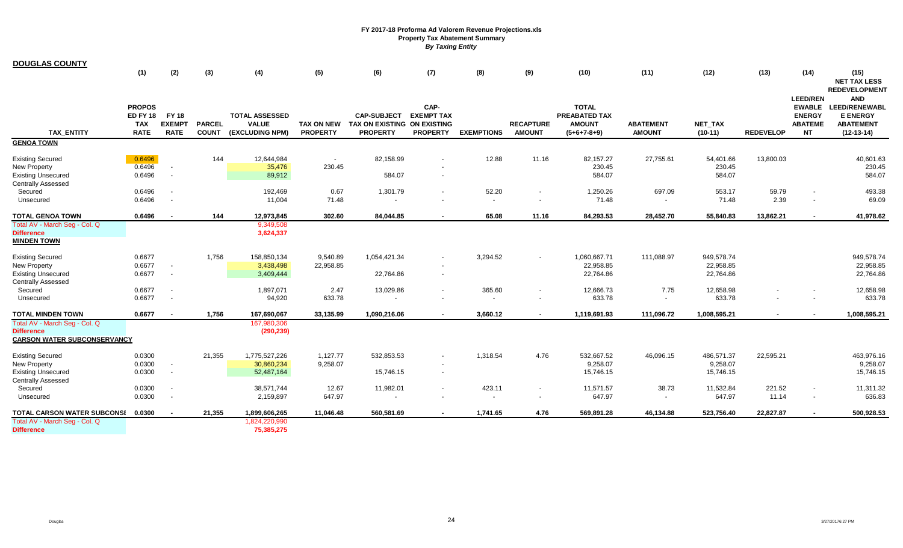**FY 2017-18 Proforma Ad Valorem Revenue Projections.xls**
**Property Tax Abatement Summary**
***By Taxing Entity***

## DOUGLAS COUNTY

| TAX_ENTITY | (1) PROPOSED FY 18 TAX RATE | (2) FY 18 EXEMPT RATE | (3) PARCEL COUNT | (4) TOTAL ASSESSED VALUE (EXCLUDING NPM) | (5) TAX ON NEW PROPERTY | (6) CAP-SUBJECT TAX ON EXISTING PROPERTY | (7) CAP-EXEMPT TAX ON EXISTING PROPERTY | (8) EXEMPTIONS | (9) RECAPTURE AMOUNT | (10) TOTAL PREABATED TAX AMOUNT (5+6+7-8+9) | (11) ABATEMENT AMOUNT | (12) NET_TAX (10-11) | (13) REDEVELOP | (14) LEED/RENEWABLE ENERGY ABATEMENT | (15) NET TAX LESS REDEVELOPMENT AND LEED/RENEWABLE ENERGY ABATEMENT (12-13-14) |
|---|---|---|---|---|---|---|---|---|---|---|---|---|---|---|---|
| **GENOA TOWN** | | | | | | | | | | | | | | | |
| Existing Secured | 0.6496 | | 144 | 12,644,984 | - | 82,158.99 | - | 12.88 | 11.16 | 82,157.27 | 27,755.61 | 54,401.66 | 13,800.03 | | 40,601.63 |
| New Property | 0.6496 | - | | 35,476 | 230.45 | | - | | | 230.45 | | 230.45 | | | 230.45 |
| Existing Unsecured | 0.6496 | - | | 89,912 | | 584.07 | - | | | 584.07 | | 584.07 | | | 584.07 |
| Centrally Assessed | | | | | | | | | | | | | | | |
| Secured | 0.6496 | - | | 192,469 | 0.67 | 1,301.79 | - | 52.20 | - | 1,250.26 | 697.09 | 553.17 | 59.79 | - | 493.38 |
| Unsecured | 0.6496 | - | | 11,004 | 71.48 | - | - | - | - | 71.48 | - | 71.48 | 2.39 | - | 69.09 |
| **TOTAL GENOA TOWN** | **0.6496** | **-** | **144** | **12,973,845** | **302.60** | **84,044.85** | **-** | **65.08** | **11.16** | **84,293.53** | **28,452.70** | **55,840.83** | **13,862.21** | **-** | **41,978.62** |
| Total AV - March Seg - Col. Q | | | | 9,349,508 | | | | | | | | | | | |
| **Difference** | | | | **3,624,337** | | | | | | | | | | | |
| **MINDEN TOWN** | | | | | | | | | | | | | | | |
| Existing Secured | 0.6677 | | 1,756 | 158,850,134 | 9,540.89 | 1,054,421.34 | - | 3,294.52 | - | 1,060,667.71 | 111,088.97 | 949,578.74 | | | 949,578.74 |
| New Property | 0.6677 | - | | 3,438,498 | 22,958.85 | | - | | | 22,958.85 | | 22,958.85 | | | 22,958.85 |
| Existing Unsecured | 0.6677 | - | | 3,409,444 | | 22,764.86 | - | | | 22,764.86 | | 22,764.86 | | | 22,764.86 |
| Centrally Assessed | | | | | | | | | | | | | | | |
| Secured | 0.6677 | - | | 1,897,071 | 2.47 | 13,029.86 | - | 365.60 | - | 12,666.73 | 7.75 | 12,658.98 | - | - | 12,658.98 |
| Unsecured | 0.6677 | - | | 94,920 | 633.78 | - | - | - | - | 633.78 | - | 633.78 | - | - | 633.78 |
| **TOTAL MINDEN TOWN** | **0.6677** | **-** | **1,756** | **167,690,067** | **33,135.99** | **1,090,216.06** | **-** | **3,660.12** | **-** | **1,119,691.93** | **111,096.72** | **1,008,595.21** | **-** | **-** | **1,008,595.21** |
| Total AV - March Seg - Col. Q | | | | 167,980,306 | | | | | | | | | | | |
| **Difference** | | | | **(290,239)** | | | | | | | | | | | |
| **CARSON WATER SUBCONSERVANCY** | | | | | | | | | | | | | | | |
| Existing Secured | 0.0300 | | 21,355 | 1,775,527,226 | 1,127.77 | 532,853.53 | - | 1,318.54 | 4.76 | 532,667.52 | 46,096.15 | 486,571.37 | 22,595.21 | | 463,976.16 |
| New Property | 0.0300 | - | | 30,860,234 | 9,258.07 | | - | | | 9,258.07 | | 9,258.07 | | | 9,258.07 |
| Existing Unsecured | 0.0300 | - | | 52,487,164 | | 15,746.15 | - | | | 15,746.15 | | 15,746.15 | | | 15,746.15 |
| Centrally Assessed | | | | | | | | | | | | | | | |
| Secured | 0.0300 | - | | 38,571,744 | 12.67 | 11,982.01 | - | 423.11 | - | 11,571.57 | 38.73 | 11,532.84 | 221.52 | - | 11,311.32 |
| Unsecured | 0.0300 | - | | 2,159,897 | 647.97 | - | - | - | - | 647.97 | - | 647.97 | 11.14 | - | 636.83 |
| **TOTAL CARSON WATER SUBCONSI** | **0.0300** | **-** | **21,355** | **1,899,606,265** | **11,046.48** | **560,581.69** | **-** | **1,741.65** | **4.76** | **569,891.28** | **46,134.88** | **523,756.40** | **22,827.87** | **-** | **500,928.53** |
| Total AV - March Seg - Col. Q | | | | 1,824,220,990 | | | | | | | | | | | |
| **Difference** | | | | **75,385,275** | | | | | | | | | | | |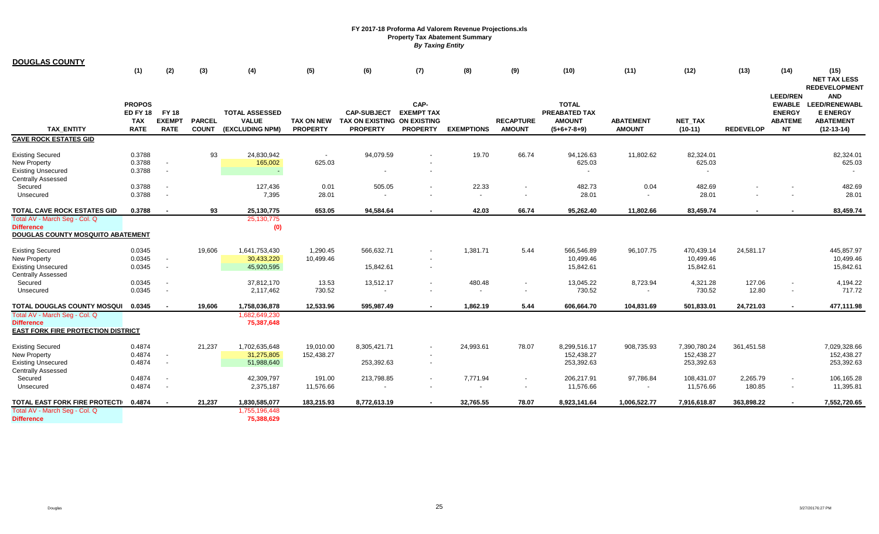# FY 2017-18 Proforma Ad Valorem Revenue Projections.xls
## Property Tax Abatement Summary
### *By Taxing Entity*

**DOUGLAS COUNTY**

| TAX_ENTITY | (1) PROPOSED FY 18 TAX RATE | (2) FY 18 EXEMPT RATE | (3) PARCEL COUNT | (4) TOTAL ASSESSED VALUE (EXCLUDING NPM) | (5) TAX ON NEW PROPERTY | (6) CAP-SUBJECT TAX ON EXISTING PROPERTY | (7) CAP-EXEMPT TAX ON EXISTING PROPERTY | (8) EXEMPTIONS | (9) RECAPTURE AMOUNT | (10) TOTAL PREABATED TAX AMOUNT (5+6+7-8+9) | (11) ABATEMENT AMOUNT | (12) NET_TAX (10-11) | (13) REDEVELOP | (14) LEED/RENEWABLE ENERGY ABATEMENT | (15) NET TAX LESS REDEVELOPMENT AND LEED/RENEWABLE ENERGY ABATEMENT (12-13-14) |
|---|---|---|---|---|---|---|---|---|---|---|---|---|---|---|---|
| **CAVE ROCK ESTATES GID** | | | | | | | | | | | | | | | |
| Existing Secured | 0.3788 | | 93 | 24,830,942 | - | 94,079.59 | - | 19.70 | 66.74 | 94,126.63 | 11,802.62 | 82,324.01 | | | 82,324.01 |
| New Property | 0.3788 | - | | 165,002 | 625.03 | | - | | | 625.03 | | 625.03 | | | 625.03 |
| Existing Unsecured | 0.3788 | - | | - | | - | - | | | - | | - | | | - |
| Centrally Assessed | | | | | | | | | | | | | | | |
| Secured | 0.3788 | - | | 127,436 | 0.01 | 505.05 | - | 22.33 | - | 482.73 | 0.04 | 482.69 | - | - | 482.69 |
| Unsecured | 0.3788 | - | | 7,395 | 28.01 | - | - | - | - | 28.01 | - | 28.01 | - | - | 28.01 |
| **TOTAL CAVE ROCK ESTATES GID** | **0.3788** | **-** | **93** | **25,130,775** | **653.05** | **94,584.64** | **-** | **42.03** | **66.74** | **95,262.40** | **11,802.66** | **83,459.74** | **-** | **-** | **83,459.74** |
| Total AV - March Seg - Col. Q | | | | 25,130,775 | | | | | | | | | | | |
| **Difference** | | | | (0) | | | | | | | | | | | |
| **DOUGLAS COUNTY MOSQUITO ABATEMENT** | | | | | | | | | | | | | | | |
| Existing Secured | 0.0345 | | 19,606 | 1,641,753,430 | 1,290.45 | 566,632.71 | - | 1,381.71 | 5.44 | 566,546.89 | 96,107.75 | 470,439.14 | 24,581.17 | | 445,857.97 |
| New Property | 0.0345 | - | | 30,433,220 | 10,499.46 | | - | | | 10,499.46 | | 10,499.46 | | | 10,499.46 |
| Existing Unsecured | 0.0345 | - | | 45,920,595 | | 15,842.61 | - | | | 15,842.61 | | 15,842.61 | | | 15,842.61 |
| Centrally Assessed | | | | | | | | | | | | | | | |
| Secured | 0.0345 | - | | 37,812,170 | 13.53 | 13,512.17 | - | 480.48 | - | 13,045.22 | 8,723.94 | 4,321.28 | 127.06 | - | 4,194.22 |
| Unsecured | 0.0345 | - | | 2,117,462 | 730.52 | - | - | - | - | 730.52 | - | 730.52 | 12.80 | - | 717.72 |
| **TOTAL DOUGLAS COUNTY MOSQUI** | **0.0345** | **-** | **19,606** | **1,758,036,878** | **12,533.96** | **595,987.49** | **-** | **1,862.19** | **5.44** | **606,664.70** | **104,831.69** | **501,833.01** | **24,721.03** | **-** | **477,111.98** |
| Total AV - March Seg - Col. Q | | | | 1,682,649,230 | | | | | | | | | | | |
| **Difference** | | | | 75,387,648 | | | | | | | | | | | |
| **EAST FORK FIRE PROTECTION DISTRICT** | | | | | | | | | | | | | | | |
| Existing Secured | 0.4874 | | 21,237 | 1,702,635,648 | 19,010.00 | 8,305,421.71 | - | 24,993.61 | 78.07 | 8,299,516.17 | 908,735.93 | 7,390,780.24 | 361,451.58 | | 7,029,328.66 |
| New Property | 0.4874 | - | | 31,275,805 | 152,438.27 | | - | | | 152,438.27 | | 152,438.27 | | | 152,438.27 |
| Existing Unsecured | 0.4874 | - | | 51,988,640 | | 253,392.63 | - | | | 253,392.63 | | 253,392.63 | | | 253,392.63 |
| Centrally Assessed | | | | | | | | | | | | | | | |
| Secured | 0.4874 | - | | 42,309,797 | 191.00 | 213,798.85 | - | 7,771.94 | - | 206,217.91 | 97,786.84 | 108,431.07 | 2,265.79 | - | 106,165.28 |
| Unsecured | 0.4874 | - | | 2,375,187 | 11,576.66 | - | - | - | - | 11,576.66 | - | 11,576.66 | 180.85 | - | 11,395.81 |
| **TOTAL EAST FORK FIRE PROTECTI** | **0.4874** | **-** | **21,237** | **1,830,585,077** | **183,215.93** | **8,772,613.19** | **-** | **32,765.55** | **78.07** | **8,923,141.64** | **1,006,522.77** | **7,916,618.87** | **363,898.22** | **-** | **7,552,720.65** |
| Total AV - March Seg - Col. Q | | | | 1,755,196,448 | | | | | | | | | | | |
| **Difference** | | | | 75,388,629 | | | | | | | | | | | |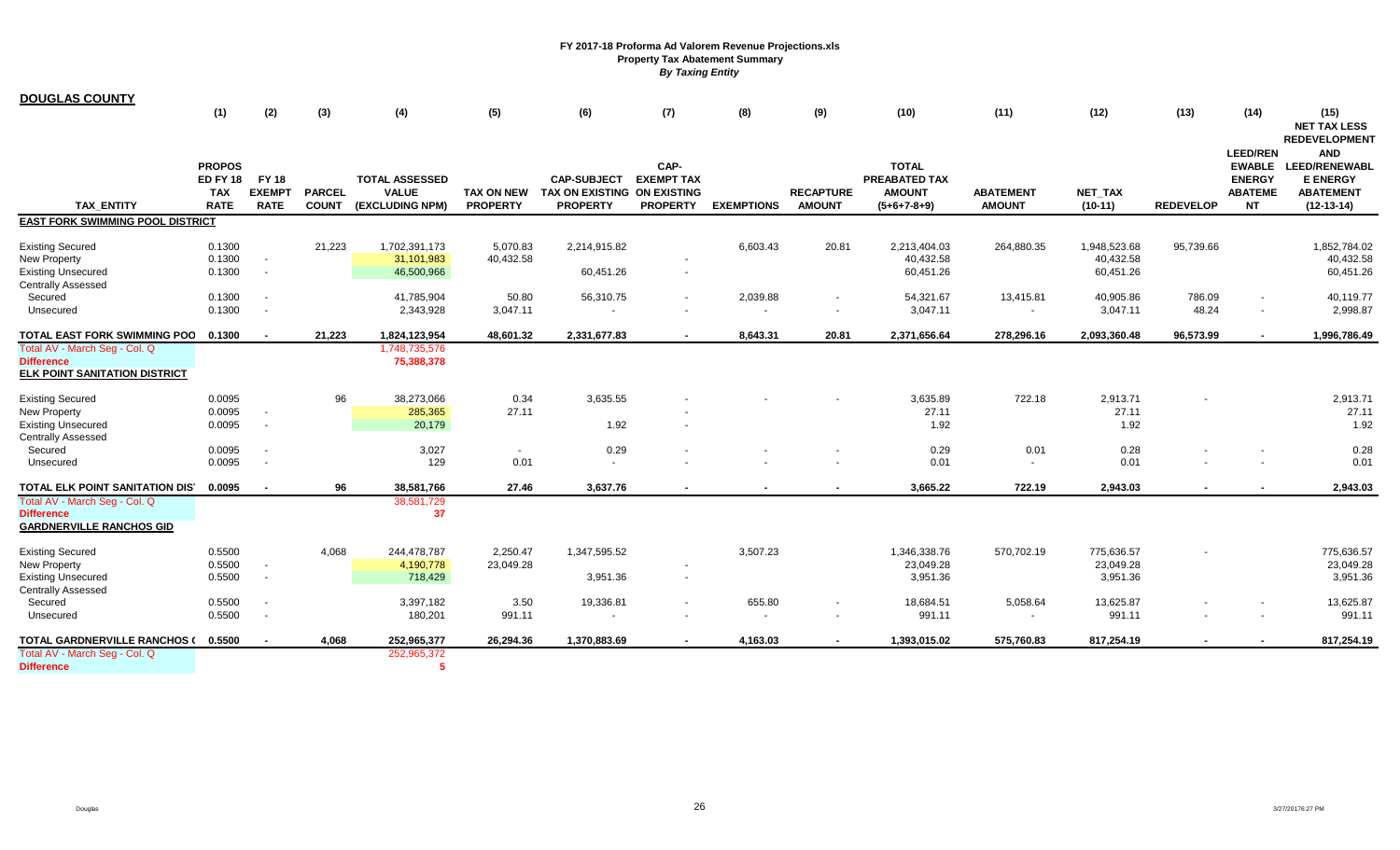# FY 2017-18 Proforma Ad Valorem Revenue Projections.xls
## Property Tax Abatement Summary
### *By Taxing Entity*

**DOUGLAS COUNTY**

| TAX_ENTITY | (1) PROPOSED FY 18 TAX RATE | (2) FY 18 EXEMPT RATE | (3) PARCEL COUNT | (4) TOTAL ASSESSED VALUE (EXCLUDING NPM) | (5) TAX ON NEW PROPERTY | (6) CAP-SUBJECT TAX ON EXISTING PROPERTY | (7) CAP-EXEMPT TAX ON EXISTING PROPERTY | (8) EXEMPTIONS | (9) RECAPTURE AMOUNT | (10) TOTAL PREABATED TAX AMOUNT (5+6+7-8+9) | (11) ABATEMENT AMOUNT | (12) NET_TAX (10-11) | (13) REDEVELOP | (14) LEED/RENEWABLE ENERGY ABATEMENT | (15) NET TAX LESS REDEVELOPMENT AND LEED/RENEWABLE ENERGY ABATEMENT (12-13-14) |
|---|---|---|---|---|---|---|---|---|---|---|---|---|---|---|---|
| **EAST FORK SWIMMING POOL DISTRICT** | | | | | | | | | | | | | | | |
| Existing Secured | 0.1300 | | 21,223 | 1,702,391,173 | 5,070.83 | 2,214,915.82 | | 6,603.43 | 20.81 | 2,213,404.03 | 264,880.35 | 1,948,523.68 | 95,739.66 | | 1,852,784.02 |
| New Property | 0.1300 | - | | 31,101,983 | 40,432.58 | | - | | | 40,432.58 | | 40,432.58 | | | 40,432.58 |
| Existing Unsecured | 0.1300 | - | | 46,500,966 | | 60,451.26 | - | | | 60,451.26 | | 60,451.26 | | | 60,451.26 |
| Centrally Assessed | | | | | | | | | | | | | | | |
| Secured | 0.1300 | - | | 41,785,904 | 50.80 | 56,310.75 | - | 2,039.88 | - | 54,321.67 | 13,415.81 | 40,905.86 | 786.09 | - | 40,119.77 |
| Unsecured | 0.1300 | - | | 2,343,928 | 3,047.11 | - | - | - | - | 3,047.11 | - | 3,047.11 | 48.24 | - | 2,998.87 |
| **TOTAL EAST FORK SWIMMING POO** | **0.1300** | **-** | **21,223** | **1,824,123,954** | **48,601.32** | **2,331,677.83** | **-** | **8,643.31** | **20.81** | **2,371,656.64** | **278,296.16** | **2,093,360.48** | **96,573.99** | **-** | **1,996,786.49** |
| Total AV - March Seg - Col. Q | | | | 1,748,735,576 | | | | | | | | | | | |
| **Difference** | | | | **75,388,378** | | | | | | | | | | | |
| **ELK POINT SANITATION DISTRICT** | | | | | | | | | | | | | | | |
| Existing Secured | 0.0095 | | 96 | 38,273,066 | 0.34 | 3,635.55 | - | - | - | 3,635.89 | 722.18 | 2,913.71 | - | | 2,913.71 |
| New Property | 0.0095 | - | | 285,365 | 27.11 | | - | | | 27.11 | | 27.11 | | | 27.11 |
| Existing Unsecured | 0.0095 | - | | 20,179 | | 1.92 | - | | | 1.92 | | 1.92 | | | 1.92 |
| Centrally Assessed | | | | | | | | | | | | | | | |
| Secured | 0.0095 | - | | 3,027 | - | 0.29 | - | - | - | 0.29 | 0.01 | 0.28 | - | - | 0.28 |
| Unsecured | 0.0095 | - | | 129 | 0.01 | - | - | - | - | 0.01 | - | 0.01 | - | - | 0.01 |
| **TOTAL ELK POINT SANITATION DIS** | **0.0095** | **-** | **96** | **38,581,766** | **27.46** | **3,637.76** | **-** | **-** | **-** | **3,665.22** | **722.19** | **2,943.03** | **-** | **-** | **2,943.03** |
| Total AV - March Seg - Col. Q | | | | 38,581,729 | | | | | | | | | | | |
| **Difference** | | | | **37** | | | | | | | | | | | |
| **GARDNERVILLE RANCHOS GID** | | | | | | | | | | | | | | | |
| Existing Secured | 0.5500 | | 4,068 | 244,478,787 | 2,250.47 | 1,347,595.52 | | 3,507.23 | | 1,346,338.76 | 570,702.19 | 775,636.57 | - | | 775,636.57 |
| New Property | 0.5500 | - | | 4,190,778 | 23,049.28 | | - | | | 23,049.28 | | 23,049.28 | | | 23,049.28 |
| Existing Unsecured | 0.5500 | - | | 718,429 | | 3,951.36 | - | | | 3,951.36 | | 3,951.36 | | | 3,951.36 |
| Centrally Assessed | | | | | | | | | | | | | | | |
| Secured | 0.5500 | - | | 3,397,182 | 3.50 | 19,336.81 | - | 655.80 | - | 18,684.51 | 5,058.64 | 13,625.87 | - | - | 13,625.87 |
| Unsecured | 0.5500 | - | | 180,201 | 991.11 | - | - | - | - | 991.11 | - | 991.11 | - | - | 991.11 |
| **TOTAL GARDNERVILLE RANCHOS (** | **0.5500** | **-** | **4,068** | **252,965,377** | **26,294.36** | **1,370,883.69** | **-** | **4,163.03** | **-** | **1,393,015.02** | **575,760.83** | **817,254.19** | **-** | **-** | **817,254.19** |
| Total AV - March Seg - Col. Q | | | | 252,965,372 | | | | | | | | | | | |
| **Difference** | | | | **5** | | | | | | | | | | | |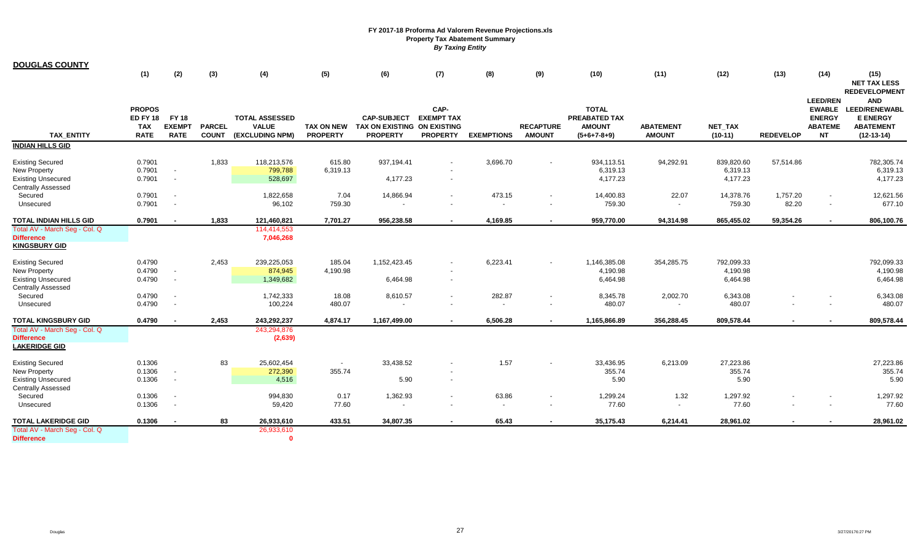**FY 2017-18 Proforma Ad Valorem Revenue Projections.xls**
**Property Tax Abatement Summary**
***By Taxing Entity***

## DOUGLAS COUNTY

| | (1) | (2) | (3) | (4) | (5) | (6) | (7) | (8) | (9) | (10) | (11) | (12) | (13) | (14) | (15) |
|---|---|---|---|---|---|---|---|---|---|---|---|---|---|---|---|
| **TAX_ENTITY** | **PROPOSED FY 18 TAX RATE** | **FY 18 EXEMPT RATE** | **PARCEL COUNT** | **TOTAL ASSESSED VALUE (EXCLUDING NPM)** | **TAX ON NEW PROPERTY** | **CAP-SUBJECT TAX ON EXISTING PROPERTY** | **CAP-EXEMPT TAX ON EXISTING PROPERTY** | **EXEMPTIONS** | **RECAPTURE AMOUNT** | **TOTAL PREABATED TAX AMOUNT (5+6+7-8+9)** | **ABATEMENT AMOUNT** | **NET_TAX (10-11)** | **REDEVELOP** | **LEED/RENEWABLE ENERGY ABATEMENT** | **NET TAX LESS REDEVELOPMENT AND LEED/RENEWABLE ENERGY ABATEMENT (12-13-14)** |
| **INDIAN HILLS GID** | | | | | | | | | | | | | | | |
| Existing Secured | 0.7901 | | 1,833 | 118,213,576 | 615.80 | 937,194.41 | - | 3,696.70 | - | 934,113.51 | 94,292.91 | 839,820.60 | 57,514.86 | | 782,305.74 |
| New Property | 0.7901 | - | | 799,788 | 6,319.13 | | - | | | 6,319.13 | | 6,319.13 | | | 6,319.13 |
| Existing Unsecured | 0.7901 | - | | 528,697 | | 4,177.23 | - | | | 4,177.23 | | 4,177.23 | | | 4,177.23 |
| Centrally Assessed | | | | | | | | | | | | | | | |
| Secured | 0.7901 | - | | 1,822,658 | 7.04 | 14,866.94 | - | 473.15 | - | 14,400.83 | 22.07 | 14,378.76 | 1,757.20 | - | 12,621.56 |
| Unsecured | 0.7901 | - | | 96,102 | 759.30 | - | - | - | - | 759.30 | - | 759.30 | 82.20 | - | 677.10 |
| **TOTAL INDIAN HILLS GID** | **0.7901** | **-** | **1,833** | **121,460,821** | **7,701.27** | **956,238.58** | **-** | **4,169.85** | **-** | **959,770.00** | **94,314.98** | **865,455.02** | **59,354.26** | **-** | **806,100.76** |
| Total AV - March Seg - Col. Q | | | | 114,414,553 | | | | | | | | | | | |
| **Difference** | | | | **7,046,268** | | | | | | | | | | | |
| **KINGSBURY GID** | | | | | | | | | | | | | | | |
| Existing Secured | 0.4790 | | 2,453 | 239,225,053 | 185.04 | 1,152,423.45 | - | 6,223.41 | - | 1,146,385.08 | 354,285.75 | 792,099.33 | | | 792,099.33 |
| New Property | 0.4790 | - | | 874,945 | 4,190.98 | | - | | | 4,190.98 | | 4,190.98 | | | 4,190.98 |
| Existing Unsecured | 0.4790 | - | | 1,349,682 | | 6,464.98 | - | | | 6,464.98 | | 6,464.98 | | | 6,464.98 |
| Centrally Assessed | | | | | | | | | | | | | | | |
| Secured | 0.4790 | - | | 1,742,333 | 18.08 | 8,610.57 | - | 282.87 | - | 8,345.78 | 2,002.70 | 6,343.08 | - | - | 6,343.08 |
| Unsecured | 0.4790 | - | | 100,224 | 480.07 | - | - | - | - | 480.07 | - | 480.07 | - | - | 480.07 |
| **TOTAL KINGSBURY GID** | **0.4790** | **-** | **2,453** | **243,292,237** | **4,874.17** | **1,167,499.00** | **-** | **6,506.28** | **-** | **1,165,866.89** | **356,288.45** | **809,578.44** | **-** | **-** | **809,578.44** |
| Total AV - March Seg - Col. Q | | | | 243,294,876 | | | | | | | | | | | |
| **Difference** | | | | **(2,639)** | | | | | | | | | | | |
| **LAKERIDGE GID** | | | | | | | | | | | | | | | |
| Existing Secured | 0.1306 | | 83 | 25,602,454 | - | 33,438.52 | - | 1.57 | - | 33,436.95 | 6,213.09 | 27,223.86 | | | 27,223.86 |
| New Property | 0.1306 | - | | 272,390 | 355.74 | | - | | | 355.74 | | 355.74 | | | 355.74 |
| Existing Unsecured | 0.1306 | - | | 4,516 | | 5.90 | - | | | 5.90 | | 5.90 | | | 5.90 |
| Centrally Assessed | | | | | | | | | | | | | | | |
| Secured | 0.1306 | - | | 994,830 | 0.17 | 1,362.93 | - | 63.86 | - | 1,299.24 | 1.32 | 1,297.92 | - | - | 1,297.92 |
| Unsecured | 0.1306 | - | | 59,420 | 77.60 | - | - | - | - | 77.60 | - | 77.60 | - | - | 77.60 |
| **TOTAL LAKERIDGE GID** | **0.1306** | **-** | **83** | **26,933,610** | **433.51** | **34,807.35** | **-** | **65.43** | **-** | **35,175.43** | **6,214.41** | **28,961.02** | **-** | **-** | **28,961.02** |
| Total AV - March Seg - Col. Q | | | | 26,933,610 | | | | | | | | | | | |
| **Difference** | | | | **0** | | | | | | | | | | | |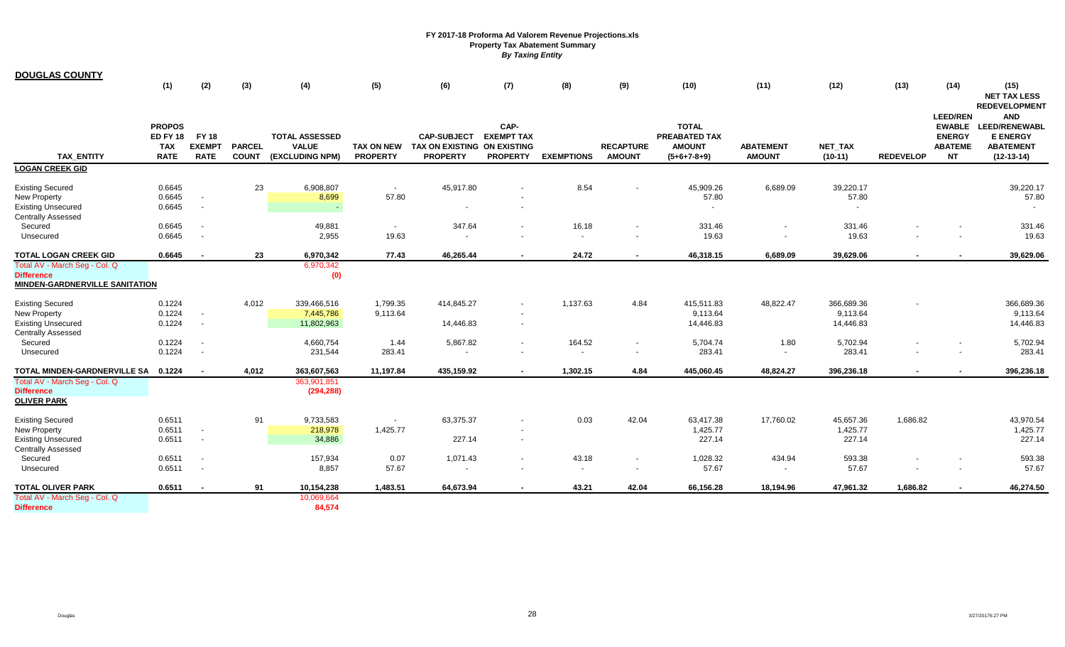**FY 2017-18 Proforma Ad Valorem Revenue Projections.xls**
**Property Tax Abatement Summary**
***By Taxing Entity***

## DOUGLAS COUNTY

| TAX_ENTITY | (1) PROPOSED FY 18 TAX RATE | (2) FY 18 EXEMPT RATE | (3) PARCEL COUNT | (4) TOTAL ASSESSED VALUE (EXCLUDING NPM) | (5) TAX ON NEW PROPERTY | (6) CAP-SUBJECT TAX ON EXISTING PROPERTY | (7) CAP-EXEMPT TAX ON EXISTING PROPERTY | (8) EXEMPTIONS | (9) RECAPTURE AMOUNT | (10) TOTAL PREABATED TAX AMOUNT (5+6+7-8+9) | (11) ABATEMENT AMOUNT | (12) NET_TAX (10-11) | (13) REDEVELOP | (14) LEED/RENEWABLE ENERGY ABATEMENT | (15) NET TAX LESS REDEVELOPMENT AND LEED/RENEWABLE ENERGY ABATEMENT (12-13-14) |
|---|---|---|---|---|---|---|---|---|---|---|---|---|---|---|---|
| **LOGAN CREEK GID** | | | | | | | | | | | | | | | |
| Existing Secured | 0.6645 | | 23 | 6,908,807 | - | 45,917.80 | - | 8.54 | - | 45,909.26 | 6,689.09 | 39,220.17 | | | 39,220.17 |
| New Property | 0.6645 | - | | 8,699 | 57.80 | | - | | | 57.80 | | 57.80 | | | 57.80 |
| Existing Unsecured | 0.6645 | - | | - | | - | - | | | - | | - | | | - |
| Centrally Assessed | | | | | | | | | | | | | | | |
| Secured | 0.6645 | - | | 49,881 | - | 347.64 | - | 16.18 | - | 331.46 | - | 331.46 | - | - | 331.46 |
| Unsecured | 0.6645 | - | | 2,955 | 19.63 | - | - | - | - | 19.63 | - | 19.63 | - | - | 19.63 |
| **TOTAL LOGAN CREEK GID** | **0.6645** | **-** | **23** | **6,970,342** | **77.43** | **46,265.44** | **-** | **24.72** | **-** | **46,318.15** | **6,689.09** | **39,629.06** | **-** | **-** | **39,629.06** |
| Total AV - March Seg - Col. Q | | | | 6,970,342 | | | | | | | | | | | |
| **Difference** | | | | **(0)** | | | | | | | | | | | |
| **MINDEN-GARDNERVILLE SANITATION** | | | | | | | | | | | | | | | |
| Existing Secured | 0.1224 | | 4,012 | 339,466,516 | 1,799.35 | 414,845.27 | - | 1,137.63 | 4.84 | 415,511.83 | 48,822.47 | 366,689.36 | - | | 366,689.36 |
| New Property | 0.1224 | - | | 7,445,786 | 9,113.64 | | - | | | 9,113.64 | | 9,113.64 | | | 9,113.64 |
| Existing Unsecured | 0.1224 | - | | 11,802,963 | | 14,446.83 | - | | | 14,446.83 | | 14,446.83 | | | 14,446.83 |
| Centrally Assessed | | | | | | | | | | | | | | | |
| Secured | 0.1224 | - | | 4,660,754 | 1.44 | 5,867.82 | - | 164.52 | - | 5,704.74 | 1.80 | 5,702.94 | - | - | 5,702.94 |
| Unsecured | 0.1224 | - | | 231,544 | 283.41 | - | - | - | - | 283.41 | - | 283.41 | - | - | 283.41 |
| **TOTAL MINDEN-GARDNERVILLE SA** | **0.1224** | **-** | **4,012** | **363,607,563** | **11,197.84** | **435,159.92** | **-** | **1,302.15** | **4.84** | **445,060.45** | **48,824.27** | **396,236.18** | **-** | **-** | **396,236.18** |
| Total AV - March Seg - Col. Q | | | | 363,901,851 | | | | | | | | | | | |
| **Difference** | | | | **(294,288)** | | | | | | | | | | | |
| **OLIVER PARK** | | | | | | | | | | | | | | | |
| Existing Secured | 0.6511 | | 91 | 9,733,583 | - | 63,375.37 | - | 0.03 | 42.04 | 63,417.38 | 17,760.02 | 45,657.36 | 1,686.82 | | 43,970.54 |
| New Property | 0.6511 | - | | 218,978 | 1,425.77 | | - | | | 1,425.77 | | 1,425.77 | | | 1,425.77 |
| Existing Unsecured | 0.6511 | - | | 34,886 | | 227.14 | - | | | 227.14 | | 227.14 | | | 227.14 |
| Centrally Assessed | | | | | | | | | | | | | | | |
| Secured | 0.6511 | - | | 157,934 | 0.07 | 1,071.43 | - | 43.18 | - | 1,028.32 | 434.94 | 593.38 | - | - | 593.38 |
| Unsecured | 0.6511 | - | | 8,857 | 57.67 | - | - | - | - | 57.67 | - | 57.67 | - | - | 57.67 |
| **TOTAL OLIVER PARK** | **0.6511** | **-** | **91** | **10,154,238** | **1,483.51** | **64,673.94** | **-** | **43.21** | **42.04** | **66,156.28** | **18,194.96** | **47,961.32** | **1,686.82** | **-** | **46,274.50** |
| Total AV - March Seg - Col. Q | | | | 10,069,664 | | | | | | | | | | | |
| **Difference** | | | | **84,574** | | | | | | | | | | | |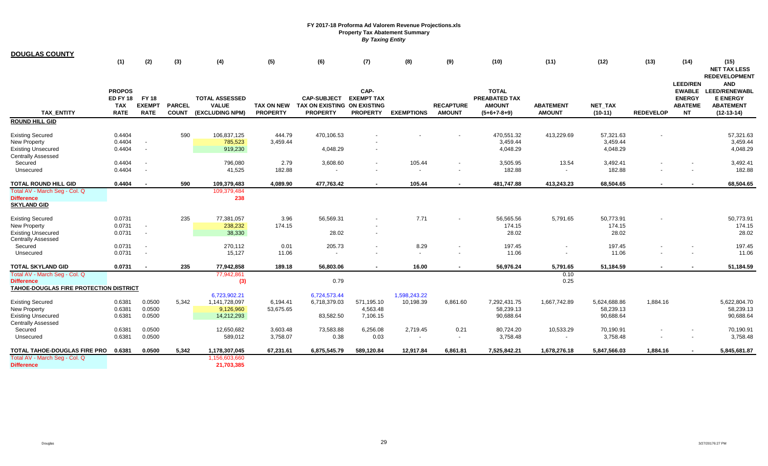# FY 2017-18 Proforma Ad Valorem Revenue Projections.xls
## Property Tax Abatement Summary
### *By Taxing Entity*

**DOUGLAS COUNTY**

| TAX_ENTITY | (1) PROPOSED FY 18 TAX RATE | (2) FY 18 EXEMPT RATE | (3) PARCEL COUNT | (4) TOTAL ASSESSED VALUE (EXCLUDING NPM) | (5) TAX ON NEW PROPERTY | (6) CAP-SUBJECT TAX ON EXISTING PROPERTY | (7) CAP-EXEMPT TAX ON EXISTING PROPERTY | (8) EXEMPTIONS | (9) RECAPTURE AMOUNT | (10) TOTAL PREABATED TAX AMOUNT (5+6+7-8+9) | (11) ABATEMENT AMOUNT | (12) NET_TAX (10-11) | (13) REDEVELOP | (14) LEED/RENEWABLE ENERGY ABATEMENT | (15) NET TAX LESS REDEVELOPMENT AND LEED/RENEWABLE ENERGY ABATEMENT (12-13-14) |
|---|---|---|---|---|---|---|---|---|---|---|---|---|---|---|---|
| **ROUND HILL GID** | | | | | | | | | | | | | | | |
| Existing Secured | 0.4404 | | 590 | 106,837,125 | 444.79 | 470,106.53 | - | - | - | 470,551.32 | 413,229.69 | 57,321.63 | - | | 57,321.63 |
| New Property | 0.4404 | - | | 785,523 | 3,459.44 | | - | | | 3,459.44 | | 3,459.44 | | | 3,459.44 |
| Existing Unsecured | 0.4404 | - | | 919,230 | | 4,048.29 | - | | | 4,048.29 | | 4,048.29 | | | 4,048.29 |
| Centrally Assessed | | | | | | | | | | | | | | | |
| Secured | 0.4404 | - | | 796,080 | 2.79 | 3,608.60 | - | 105.44 | - | 3,505.95 | 13.54 | 3,492.41 | - | - | 3,492.41 |
| Unsecured | 0.4404 | - | | 41,525 | 182.88 | - | - | - | - | 182.88 | - | 182.88 | - | - | 182.88 |
| **TOTAL ROUND HILL GID** | **0.4404** | **-** | **590** | **109,379,483** | **4,089.90** | **477,763.42** | **-** | **105.44** | **-** | **481,747.88** | **413,243.23** | **68,504.65** | **-** | **-** | **68,504.65** |
| Total AV - March Seg - Col. Q | | | | 109,379,484 | | | | | | | | | | | |
| **Difference** | | | | **238** | | | | | | | | | | | |
| **SKYLAND GID** | | | | | | | | | | | | | | | |
| Existing Secured | 0.0731 | | 235 | 77,381,057 | 3.96 | 56,569.31 | - | 7.71 | - | 56,565.56 | 5,791.65 | 50,773.91 | - | | 50,773.91 |
| New Property | 0.0731 | - | | 238,232 | 174.15 | | - | | | 174.15 | | 174.15 | | | 174.15 |
| Existing Unsecured | 0.0731 | - | | 38,330 | | 28.02 | - | | | 28.02 | | 28.02 | | | 28.02 |
| Centrally Assessed | | | | | | | | | | | | | | | |
| Secured | 0.0731 | - | | 270,112 | 0.01 | 205.73 | - | 8.29 | - | 197.45 | - | 197.45 | - | - | 197.45 |
| Unsecured | 0.0731 | - | | 15,127 | 11.06 | - | - | - | - | 11.06 | - | 11.06 | - | - | 11.06 |
| **TOTAL SKYLAND GID** | **0.0731** | **-** | **235** | **77,942,858** | **189.18** | **56,803.06** | **-** | **16.00** | **-** | **56,976.24** | **5,791.65** | **51,184.59** | **-** | **-** | **51,184.59** |
| Total AV - March Seg - Col. Q | | | | 77,942,861 | | | | | | | 0.10 | | | | |
| **Difference** | | | | **(3)** | | 0.79 | | | | | 0.25 | | | | |
| **TAHOE-DOUGLAS FIRE PROTECTION DISTRICT** | | | | | | | | | | | | | | | |
| | | | | 6,723,902.21 | | 6,724,573.44 | | 1,598,243.22 | | | | | | | |
| Existing Secured | 0.6381 | 0.0500 | 5,342 | 1,141,728,097 | 6,194.41 | 6,718,379.03 | 571,195.10 | 10,198.39 | 6,861.60 | 7,292,431.75 | 1,667,742.89 | 5,624,688.86 | 1,884.16 | | 5,622,804.70 |
| New Property | 0.6381 | 0.0500 | | 9,126,960 | 53,675.65 | | 4,563.48 | | | 58,239.13 | | 58,239.13 | | | 58,239.13 |
| Existing Unsecured | 0.6381 | 0.0500 | | 14,212,293 | | 83,582.50 | 7,106.15 | | | 90,688.64 | | 90,688.64 | | | 90,688.64 |
| Centrally Assessed | | | | | | | | | | | | | | | |
| Secured | 0.6381 | 0.0500 | | 12,650,682 | 3,603.48 | 73,583.88 | 6,256.08 | 2,719.45 | 0.21 | 80,724.20 | 10,533.29 | 70,190.91 | - | - | 70,190.91 |
| Unsecured | 0.6381 | 0.0500 | | 589,012 | 3,758.07 | 0.38 | 0.03 | - | - | 3,758.48 | - | 3,758.48 | - | - | 3,758.48 |
| **TOTAL TAHOE-DOUGLAS FIRE PRO** | **0.6381** | **0.0500** | **5,342** | **1,178,307,045** | **67,231.61** | **6,875,545.79** | **589,120.84** | **12,917.84** | **6,861.81** | **7,525,842.21** | **1,678,276.18** | **5,847,566.03** | **1,884.16** | **-** | **5,845,681.87** |
| Total AV - March Seg - Col. Q | | | | 1,156,603,660 | | | | | | | | | | | |
| **Difference** | | | | **21,703,385** | | | | | | | | | | | |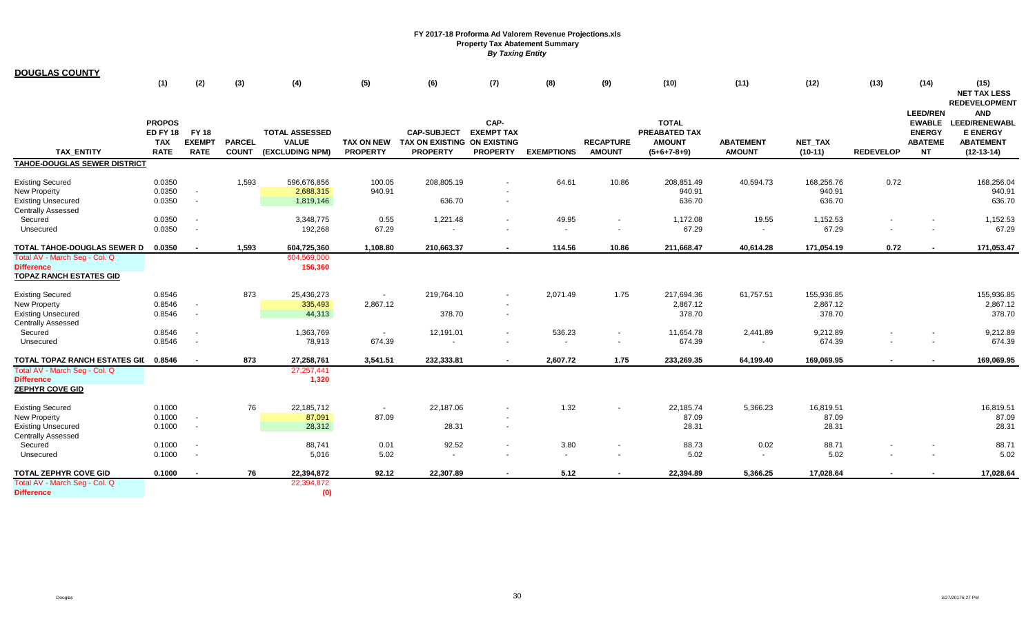**FY 2017-18 Proforma Ad Valorem Revenue Projections.xls**
**Property Tax Abatement Summary**
***By Taxing Entity***

## DOUGLAS COUNTY

| TAX_ENTITY | (1) PROPOSED FY 18 TAX RATE | (2) FY 18 EXEMPT RATE | (3) PARCEL COUNT | (4) TOTAL ASSESSED VALUE (EXCLUDING NPM) | (5) TAX ON NEW PROPERTY | (6) CAP-SUBJECT TAX ON EXISTING PROPERTY | (7) CAP-EXEMPT TAX ON EXISTING PROPERTY | (8) EXEMPTIONS | (9) RECAPTURE AMOUNT | (10) TOTAL PREABATED TAX AMOUNT (5+6+7-8+9) | (11) ABATEMENT AMOUNT | (12) NET_TAX (10-11) | (13) REDEVELOP | (14) LEED/RENEWABLE ENERGY ABATEMENT | (15) NET TAX LESS REDEVELOPMENT AND LEED/RENEWABLE ENERGY ABATEMENT (12-13-14) |
|---|---|---|---|---|---|---|---|---|---|---|---|---|---|---|---|
| **TAHOE-DOUGLAS SEWER DISTRICT** | | | | | | | | | | | | | | | |
| Existing Secured | 0.0350 | | 1,593 | 596,676,856 | 100.05 | 208,805.19 | - | 64.61 | 10.86 | 208,851.49 | 40,594.73 | 168,256.76 | 0.72 | | 168,256.04 |
| New Property | 0.0350 | - | | 2,688,315 | 940.91 | | - | | | 940.91 | | 940.91 | | | 940.91 |
| Existing Unsecured | 0.0350 | - | | 1,819,146 | | 636.70 | - | | | 636.70 | | 636.70 | | | 636.70 |
| Centrally Assessed | | | | | | | | | | | | | | | |
| Secured | 0.0350 | - | | 3,348,775 | 0.55 | 1,221.48 | - | 49.95 | - | 1,172.08 | 19.55 | 1,152.53 | - | - | 1,152.53 |
| Unsecured | 0.0350 | - | | 192,268 | 67.29 | - | - | - | - | 67.29 | - | 67.29 | - | - | 67.29 |
| **TOTAL TAHOE-DOUGLAS SEWER D** | **0.0350** | **-** | **1,593** | **604,725,360** | **1,108.80** | **210,663.37** | **-** | **114.56** | **10.86** | **211,668.47** | **40,614.28** | **171,054.19** | **0.72** | **-** | **171,053.47** |
| Total AV - March Seg - Col. Q | | | | 604,569,000 | | | | | | | | | | | |
| **Difference** | | | | **156,360** | | | | | | | | | | | |
| **TOPAZ RANCH ESTATES GID** | | | | | | | | | | | | | | | |
| Existing Secured | 0.8546 | | 873 | 25,436,273 | - | 219,764.10 | - | 2,071.49 | 1.75 | 217,694.36 | 61,757.51 | 155,936.85 | | | 155,936.85 |
| New Property | 0.8546 | - | | 335,493 | 2,867.12 | | - | | | 2,867.12 | | 2,867.12 | | | 2,867.12 |
| Existing Unsecured | 0.8546 | - | | 44,313 | | 378.70 | - | | | 378.70 | | 378.70 | | | 378.70 |
| Centrally Assessed | | | | | | | | | | | | | | | |
| Secured | 0.8546 | - | | 1,363,769 | - | 12,191.01 | - | 536.23 | - | 11,654.78 | 2,441.89 | 9,212.89 | - | - | 9,212.89 |
| Unsecured | 0.8546 | - | | 78,913 | 674.39 | - | - | - | - | 674.39 | - | 674.39 | - | - | 674.39 |
| **TOTAL TOPAZ RANCH ESTATES GID** | **0.8546** | **-** | **873** | **27,258,761** | **3,541.51** | **232,333.81** | **-** | **2,607.72** | **1.75** | **233,269.35** | **64,199.40** | **169,069.95** | **-** | **-** | **169,069.95** |
| Total AV - March Seg - Col. Q | | | | 27,257,441 | | | | | | | | | | | |
| **Difference** | | | | **1,320** | | | | | | | | | | | |
| **ZEPHYR COVE GID** | | | | | | | | | | | | | | | |
| Existing Secured | 0.1000 | | 76 | 22,185,712 | - | 22,187.06 | - | 1.32 | - | 22,185.74 | 5,366.23 | 16,819.51 | | | 16,819.51 |
| New Property | 0.1000 | - | | 87,091 | 87.09 | | - | | | 87.09 | | 87.09 | | | 87.09 |
| Existing Unsecured | 0.1000 | - | | 28,312 | | 28.31 | - | | | 28.31 | | 28.31 | | | 28.31 |
| Centrally Assessed | | | | | | | | | | | | | | | |
| Secured | 0.1000 | - | | 88,741 | 0.01 | 92.52 | - | 3.80 | - | 88.73 | 0.02 | 88.71 | - | - | 88.71 |
| Unsecured | 0.1000 | - | | 5,016 | 5.02 | - | - | - | - | 5.02 | - | 5.02 | - | - | 5.02 |
| **TOTAL ZEPHYR COVE GID** | **0.1000** | **-** | **76** | **22,394,872** | **92.12** | **22,307.89** | **-** | **5.12** | **-** | **22,394.89** | **5,366.25** | **17,028.64** | **-** | **-** | **17,028.64** |
| Total AV - March Seg - Col. Q | | | | 22,394,872 | | | | | | | | | | | |
| **Difference** | | | | **(0)** | | | | | | | | | | | |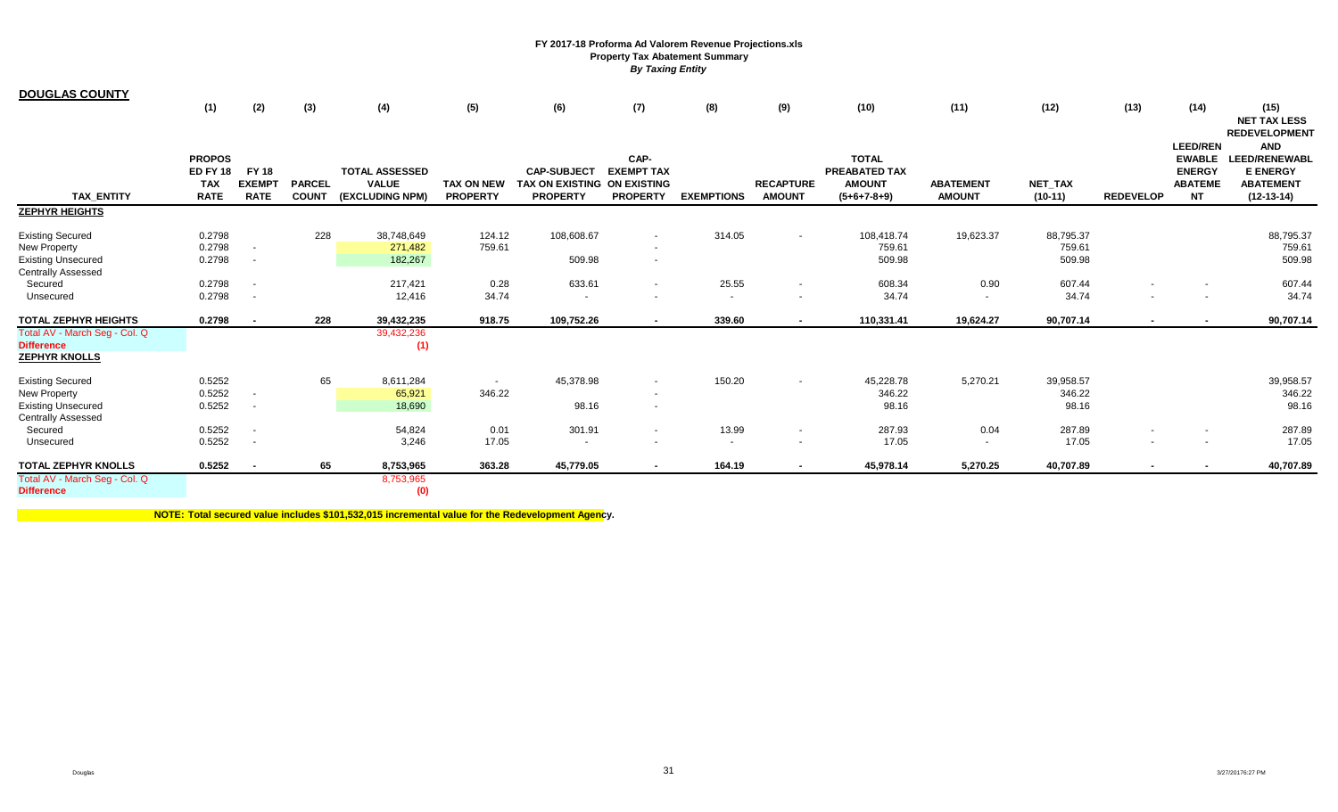**FY 2017-18 Proforma Ad Valorem Revenue Projections.xls**
**Property Tax Abatement Summary**
***By Taxing Entity***

## DOUGLAS COUNTY

| TAX_ENTITY | (1) PROPOS ED FY 18 TAX RATE | (2) FY 18 EXEMPT RATE | (3) PARCEL COUNT | (4) TOTAL ASSESSED VALUE (EXCLUDING NPM) | (5) TAX ON NEW PROPERTY | (6) CAP-SUBJECT TAX ON EXISTING PROPERTY | (7) CAP-EXEMPT TAX ON EXISTING PROPERTY | (8) EXEMPTIONS | (9) RECAPTURE AMOUNT | (10) TOTAL PREABATED TAX AMOUNT (5+6+7-8+9) | (11) ABATEMENT AMOUNT | (12) NET_TAX (10-11) | (13) REDEVELOP | (14) LEED/RENEWABLE ENERGY ABATEMENT | (15) NET TAX LESS REDEVELOPMENT AND LEED/RENEWABLE ENERGY ABATEMENT (12-13-14) |
|---|---|---|---|---|---|---|---|---|---|---|---|---|---|---|---|
| **ZEPHYR HEIGHTS** | | | | | | | | | | | | | | | |
| Existing Secured | 0.2798 | | 228 | 38,748,649 | 124.12 | 108,608.67 | - | 314.05 | - | 108,418.74 | 19,623.37 | 88,795.37 | | | 88,795.37 |
| New Property | 0.2798 | - | | 271,482 | 759.61 | | - | | | 759.61 | | 759.61 | | | 759.61 |
| Existing Unsecured | 0.2798 | - | | 182,267 | | 509.98 | - | | | 509.98 | | 509.98 | | | 509.98 |
| Centrally Assessed | | | | | | | | | | | | | | | |
| Secured | 0.2798 | - | | 217,421 | 0.28 | 633.61 | - | 25.55 | - | 608.34 | 0.90 | 607.44 | - | - | 607.44 |
| Unsecured | 0.2798 | - | | 12,416 | 34.74 | - | - | - | - | 34.74 | - | 34.74 | - | - | 34.74 |
| **TOTAL ZEPHYR HEIGHTS** | **0.2798** | **-** | **228** | **39,432,235** | **918.75** | **109,752.26** | **-** | **339.60** | **-** | **110,331.41** | **19,624.27** | **90,707.14** | **-** | **-** | **90,707.14** |
| Total AV - March Seg - Col. Q | | | | 39,432,236 | | | | | | | | | | | |
| **Difference** | | | | **(1)** | | | | | | | | | | | |
| **ZEPHYR KNOLLS** | | | | | | | | | | | | | | | |
| Existing Secured | 0.5252 | | 65 | 8,611,284 | - | 45,378.98 | - | 150.20 | - | 45,228.78 | 5,270.21 | 39,958.57 | | | 39,958.57 |
| New Property | 0.5252 | - | | 65,921 | 346.22 | | - | | | 346.22 | | 346.22 | | | 346.22 |
| Existing Unsecured | 0.5252 | - | | 18,690 | | 98.16 | - | | | 98.16 | | 98.16 | | | 98.16 |
| Centrally Assessed | | | | | | | | | | | | | | | |
| Secured | 0.5252 | - | | 54,824 | 0.01 | 301.91 | - | 13.99 | - | 287.93 | 0.04 | 287.89 | - | - | 287.89 |
| Unsecured | 0.5252 | - | | 3,246 | 17.05 | - | - | - | - | 17.05 | - | 17.05 | - | - | 17.05 |
| **TOTAL ZEPHYR KNOLLS** | **0.5252** | **-** | **65** | **8,753,965** | **363.28** | **45,779.05** | **-** | **164.19** | **-** | **45,978.14** | **5,270.25** | **40,707.89** | **-** | **-** | **40,707.89** |
| Total AV - March Seg - Col. Q | | | | 8,753,965 | | | | | | | | | | | |
| **Difference** | | | | **(0)** | | | | | | | | | | | |

**NOTE: Total secured value includes $101,532,015 incremental value for the Redevelopment Agency.**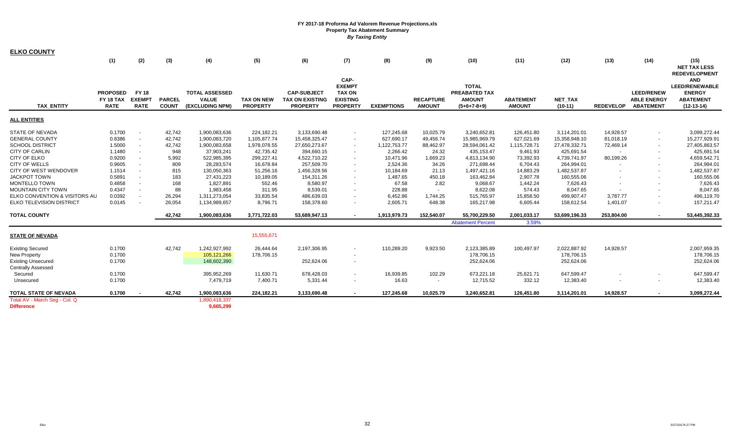# FY 2017-18 Proforma Ad Valorem Revenue Projections.xls
## Property Tax Abatement Summary
### *By Taxing Entity*

**ELKO COUNTY**

| | (1) | (2) | (3) | (4) | (5) | (6) | (7) | (8) | (9) | (10) | (11) | (12) | (13) | (14) | (15) |
|---|---|---|---|---|---|---|---|---|---|---|---|---|---|---|---|
| **TAX_ENTITY** | **PROPOSED FY 18 TAX RATE** | **FY 18 EXEMPT RATE** | **PARCEL COUNT** | **TOTAL ASSESSED VALUE (EXCLUDING NPM)** | **TAX ON NEW PROPERTY** | **CAP-SUBJECT TAX ON EXISTING PROPERTY** | **CAP-EXEMPT TAX ON EXISTING PROPERTY** | **EXEMPTIONS** | **RECAPTURE AMOUNT** | **TOTAL PREABATED TAX AMOUNT (5+6+7-8+9)** | **ABATEMENT AMOUNT** | **NET_TAX (10-11)** | **REDEVELOP** | **LEED/RENEWABLE ENERGY ABATEMENT** | **NET TAX LESS REDEVELOPMENT AND LEED/RENEWABLE ENERGY ABATEMENT (12-13-14)** |
| **ALL ENTITIES** | | | | | | | | | | | | | | | |
| STATE OF NEVADA | 0.1700 | - | 42,742 | 1,900,083,636 | 224,182.21 | 3,133,690.48 | - | 127,245.68 | 10,025.79 | 3,240,652.81 | 126,451.80 | 3,114,201.01 | 14,928.57 | - | 3,099,272.44 |
| GENERAL COUNTY | 0.8386 | - | 42,742 | 1,900,083,720 | 1,105,877.74 | 15,458,325.47 | - | 627,690.17 | 49,456.74 | 15,985,969.79 | 627,021.69 | 15,358,948.10 | 81,018.19 | - | 15,277,929.91 |
| SCHOOL DISTRICT | 1.5000 | - | 42,742 | 1,900,083,658 | 1,978,078.55 | 27,650,273.67 | - | 1,122,753.77 | 88,462.97 | 28,594,061.42 | 1,115,728.71 | 27,478,332.71 | 72,469.14 | - | 27,405,863.57 |
| CITY OF CARLIN | 1.1480 | - | 948 | 37,903,241 | 42,735.42 | 394,660.15 | - | 2,266.42 | 24.32 | 435,153.47 | 9,461.93 | 425,691.54 | - | - | 425,691.54 |
| CITY OF ELKO | 0.9200 | - | 5,992 | 522,985,395 | 299,227.41 | 4,522,710.22 | - | 10,471.96 | 1,669.23 | 4,813,134.90 | 73,392.93 | 4,739,741.97 | 80,199.26 | - | 4,659,542.71 |
| CITY OF WELLS | 0.9605 | - | 809 | 28,283,574 | 16,678.84 | 257,509.70 | - | 2,524.36 | 34.26 | 271,698.44 | 6,704.43 | 264,994.01 | - | - | 264,994.01 |
| CITY OF WEST WENDOVER | 1.1514 | - | 815 | 130,050,363 | 51,256.16 | 1,456,328.56 | - | 10,184.69 | 21.13 | 1,497,421.16 | 14,883.29 | 1,482,537.87 | - | - | 1,482,537.87 |
| JACKPOT TOWN | 0.5891 | - | 183 | 27,431,223 | 10,189.05 | 154,311.26 | - | 1,487.65 | 450.18 | 163,462.84 | 2,907.78 | 160,555.06 | - | - | 160,555.06 |
| MONTELLO TOWN | 0.4858 | - | 168 | 1,827,891 | 552.46 | 8,580.97 | - | 67.58 | 2.82 | 9,068.67 | 1,442.24 | 7,626.43 | - | - | 7,626.43 |
| MOUNTAIN CITY TOWN | 0.4347 | - | 88 | 1,983,458 | 311.95 | 8,539.01 | - | 228.88 | - | 8,622.08 | 574.43 | 8,047.65 | - | - | 8,047.65 |
| ELKO CONVENTION & VISITORS AU | 0.0392 | - | 26,294 | 1,311,273,054 | 33,835.54 | 486,639.03 | - | 6,452.86 | 1,744.25 | 515,765.97 | 15,858.50 | 499,907.47 | 3,787.77 | - | 496,119.70 |
| ELKO TELEVISION DISTRICT | 0.0145 | - | 26,054 | 1,134,989,657 | 8,796.71 | 158,378.60 | - | 2,605.71 | 648.38 | 165,217.98 | 6,605.44 | 158,612.54 | 1,401.07 | - | 157,211.47 |
| **TOTAL COUNTY** | | | **42,742** | **1,900,083,636** | **3,771,722.03** | **53,689,947.13** | **-** | **1,913,979.73** | **152,540.07** | **55,700,229.50** | **2,001,033.17** | **53,699,196.33** | **253,804.00** | **-** | **53,445,392.33** |
| | | | | | | | | | | Abatement Percent | 3.59% | | | | |
| **STATE OF NEVADA** | | | | | 15,555,671 | | | | | | | | | | |
| Existing Secured | 0.1700 | | 42,742 | 1,242,927,992 | 26,444.64 | 2,197,306.95 | - | 110,289.20 | 9,923.50 | 2,123,385.89 | 100,497.97 | 2,022,887.92 | 14,928.57 | | 2,007,959.35 |
| New Property | 0.1700 | | | 105,121,266 | 178,706.15 | | - | | | 178,706.15 | | 178,706.15 | | | 178,706.15 |
| Existing Unsecured | 0.1700 | | | 148,602,390 | | 252,624.06 | - | | | 252,624.06 | | 252,624.06 | | | 252,624.06 |
| Centrally Assessed | | | | | | | | | | | | | | | |
| Secured | 0.1700 | | | 395,952,269 | 11,630.71 | 678,428.03 | - | 16,939.85 | 102.29 | 673,221.18 | 25,621.71 | 647,599.47 | - | - | 647,599.47 |
| Unsecured | 0.1700 | | | 7,479,719 | 7,400.71 | 5,331.44 | - | 16.63 | - | 12,715.52 | 332.12 | 12,383.40 | - | - | 12,383.40 |
| **TOTAL STATE OF NEVADA** | **0.1700** | **-** | **42,742** | **1,900,083,636** | **224,182.21** | **3,133,690.48** | **-** | **127,245.68** | **10,025.79** | **3,240,652.81** | **126,451.80** | **3,114,201.01** | **14,928.57** | **-** | **3,099,272.44** |
| Total AV - March Seg - Col. Q | | | | 1,890,418,337 | | | | | | | | | | | |
| **Difference** | | | | **9,665,299** | | | | | | | | | | | |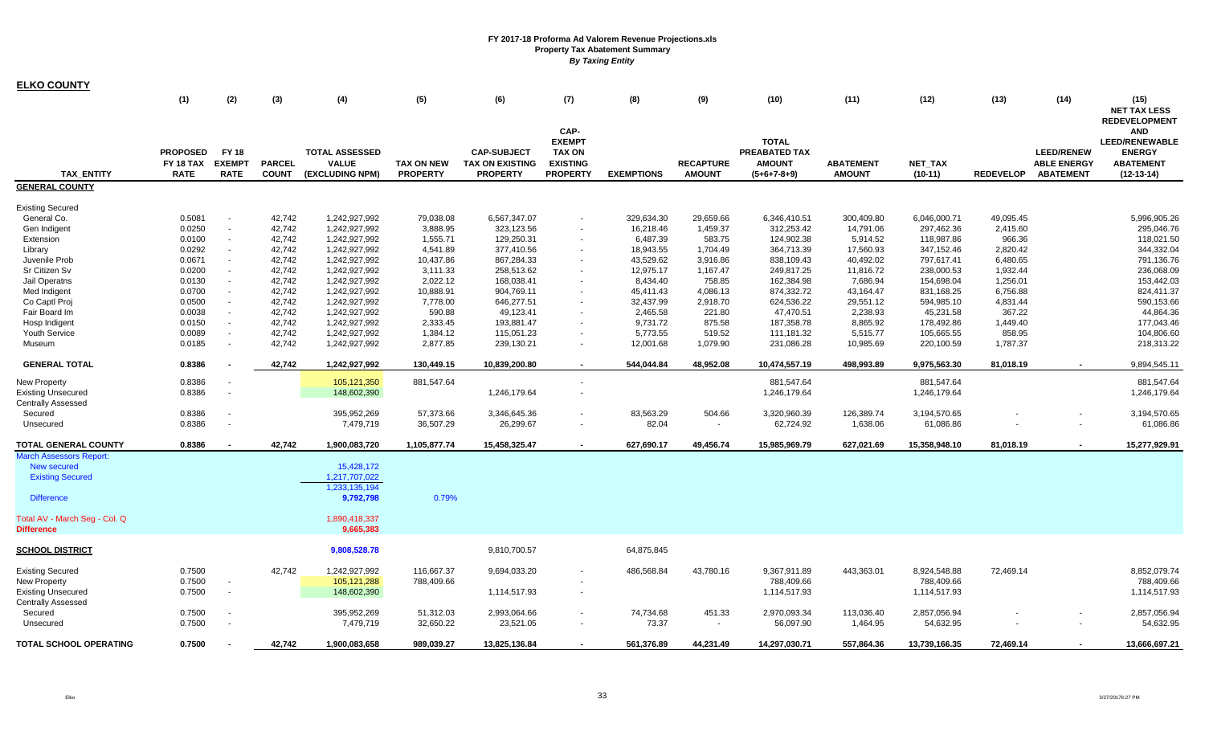**FY 2017-18 Proforma Ad Valorem Revenue Projections.xls**
**Property Tax Abatement Summary**
***By Taxing Entity***

**ELKO COUNTY**

| TAX_ENTITY | (1) PROPOSED FY 18 TAX RATE | (2) FY 18 EXEMPT RATE | (3) PARCEL COUNT | (4) TOTAL ASSESSED VALUE (EXCLUDING NPM) | (5) TAX ON NEW PROPERTY | (6) CAP-SUBJECT TAX ON EXISTING PROPERTY | (7) CAP-EXEMPT TAX ON EXISTING PROPERTY | (8) EXEMPTIONS | (9) RECAPTURE AMOUNT | (10) TOTAL PREABATED TAX AMOUNT (5+6+7-8+9) | (11) ABATEMENT AMOUNT | (12) NET_TAX (10-11) | (13) REDEVELOP | (14) LEED/RENEWABLE ENERGY ABATEMENT | (15) NET TAX LESS REDEVELOPMENT AND LEED/RENEWABLE ENERGY ABATEMENT (12-13-14) |
|---|---|---|---|---|---|---|---|---|---|---|---|---|---|---|---|
| **GENERAL COUNTY** | | | | | | | | | | | | | | | |
| Existing Secured | | | | | | | | | | | | | | | |
| General Co. | 0.5081 | - | 42,742 | 1,242,927,992 | 79,038.08 | 6,567,347.07 | - | 329,634.30 | 29,659.66 | 6,346,410.51 | 300,409.80 | 6,046,000.71 | 49,095.45 | | 5,996,905.26 |
| Gen Indigent | 0.0250 | - | 42,742 | 1,242,927,992 | 3,888.95 | 323,123.56 | - | 16,218.46 | 1,459.37 | 312,253.42 | 14,791.06 | 297,462.36 | 2,415.60 | | 295,046.76 |
| Extension | 0.0100 | - | 42,742 | 1,242,927,992 | 1,555.71 | 129,250.31 | - | 6,487.39 | 583.75 | 124,902.38 | 5,914.52 | 118,987.86 | 966.36 | | 118,021.50 |
| Library | 0.0292 | - | 42,742 | 1,242,927,992 | 4,541.89 | 377,410.56 | - | 18,943.55 | 1,704.49 | 364,713.39 | 17,560.93 | 347,152.46 | 2,820.42 | | 344,332.04 |
| Juvenile Prob | 0.0671 | - | 42,742 | 1,242,927,992 | 10,437.86 | 867,284.33 | - | 43,529.62 | 3,916.86 | 838,109.43 | 40,492.02 | 797,617.41 | 6,480.65 | | 791,136.76 |
| Sr Citizen Sv | 0.0200 | - | 42,742 | 1,242,927,992 | 3,111.33 | 258,513.62 | - | 12,975.17 | 1,167.47 | 249,817.25 | 11,816.72 | 238,000.53 | 1,932.44 | | 236,068.09 |
| Jail Operatns | 0.0130 | - | 42,742 | 1,242,927,992 | 2,022.12 | 168,038.41 | - | 8,434.40 | 758.85 | 162,384.98 | 7,686.94 | 154,698.04 | 1,256.01 | | 153,442.03 |
| Med Indigent | 0.0700 | - | 42,742 | 1,242,927,992 | 10,888.91 | 904,769.11 | - | 45,411.43 | 4,086.13 | 874,332.72 | 43,164.47 | 831,168.25 | 6,756.88 | | 824,411.37 |
| Co Captl Proj | 0.0500 | - | 42,742 | 1,242,927,992 | 7,778.00 | 646,277.51 | - | 32,437.99 | 2,918.70 | 624,536.22 | 29,551.12 | 594,985.10 | 4,831.44 | | 590,153.66 |
| Fair Board Im | 0.0038 | - | 42,742 | 1,242,927,992 | 590.88 | 49,123.41 | - | 2,465.58 | 221.80 | 47,470.51 | 2,238.93 | 45,231.58 | 367.22 | | 44,864.36 |
| Hosp Indigent | 0.0150 | - | 42,742 | 1,242,927,992 | 2,333.45 | 193,881.47 | - | 9,731.72 | 875.58 | 187,358.78 | 8,865.92 | 178,492.86 | 1,449.40 | | 177,043.46 |
| Youth Service | 0.0089 | - | 42,742 | 1,242,927,992 | 1,384.12 | 115,051.23 | - | 5,773.55 | 519.52 | 111,181.32 | 5,515.77 | 105,665.55 | 858.95 | | 104,806.60 |
| Museum | 0.0185 | - | 42,742 | 1,242,927,992 | 2,877.85 | 239,130.21 | - | 12,001.68 | 1,079.90 | 231,086.28 | 10,985.69 | 220,100.59 | 1,787.37 | | 218,313.22 |
| **GENERAL TOTAL** | **0.8386** | **-** | **42,742** | **1,242,927,992** | **130,449.15** | **10,839,200.80** | **-** | **544,044.84** | **48,952.08** | **10,474,557.19** | **498,993.89** | **9,975,563.30** | **81,018.19** | **-** | **9,894,545.11** |
| New Property | 0.8386 | - | | 105,121,350 | 881,547.64 | | - | | | 881,547.64 | | 881,547.64 | | | 881,547.64 |
| Existing Unsecured | 0.8386 | - | | 148,602,390 | | 1,246,179.64 | - | | | 1,246,179.64 | | 1,246,179.64 | | | 1,246,179.64 |
| Centrally Assessed | | | | | | | | | | | | | | | |
| Secured | 0.8386 | - | | 395,952,269 | 57,373.66 | 3,346,645.36 | - | 83,563.29 | 504.66 | 3,320,960.39 | 126,389.74 | 3,194,570.65 | - | - | 3,194,570.65 |
| Unsecured | 0.8386 | - | | 7,479,719 | 36,507.29 | 26,299.67 | - | 82.04 | - | 62,724.92 | 1,638.06 | 61,086.86 | - | - | 61,086.86 |
| **TOTAL GENERAL COUNTY** | **0.8386** | **-** | **42,742** | **1,900,083,720** | **1,105,877.74** | **15,458,325.47** | **-** | **627,690.17** | **49,456.74** | **15,985,969.79** | **627,021.69** | **15,358,948.10** | **81,018.19** | **-** | **15,277,929.91** |
| March Assessors Report: | | | | | | | | | | | | | | | |
| New secured | | | | 15,428,172 | | | | | | | | | | | |
| Existing Secured | | | | 1,217,707,022 | | | | | | | | | | | |
| | | | | 1,233,135,194 | | | | | | | | | | | |
| Difference | | | | **9,792,798** | 0.79% | | | | | | | | | | |
| Total AV - March Seg - Col. Q | | | | 1,890,418,337 | | | | | | | | | | | |
| **Difference** | | | | **9,665,383** | | | | | | | | | | | |
| **SCHOOL DISTRICT** | | | | **9,808,528.78** | | 9,810,700.57 | | 64,875,845 | | | | | | | |
| Existing Secured | 0.7500 | | 42,742 | 1,242,927,992 | 116,667.37 | 9,694,033.20 | - | 486,568.84 | 43,780.16 | 9,367,911.89 | 443,363.01 | 8,924,548.88 | 72,469.14 | | 8,852,079.74 |
| New Property | 0.7500 | - | | 105,121,288 | 788,409.66 | | - | | | 788,409.66 | | 788,409.66 | | | 788,409.66 |
| Existing Unsecured | 0.7500 | - | | 148,602,390 | | 1,114,517.93 | - | | | 1,114,517.93 | | 1,114,517.93 | | | 1,114,517.93 |
| Centrally Assessed | | | | | | | | | | | | | | | |
| Secured | 0.7500 | - | | 395,952,269 | 51,312.03 | 2,993,064.66 | - | 74,734.68 | 451.33 | 2,970,093.34 | 113,036.40 | 2,857,056.94 | - | - | 2,857,056.94 |
| Unsecured | 0.7500 | - | | 7,479,719 | 32,650.22 | 23,521.05 | - | 73.37 | - | 56,097.90 | 1,464.95 | 54,632.95 | - | - | 54,632.95 |
| **TOTAL SCHOOL OPERATING** | **0.7500** | **-** | **42,742** | **1,900,083,658** | **989,039.27** | **13,825,136.84** | **-** | **561,376.89** | **44,231.49** | **14,297,030.71** | **557,864.36** | **13,739,166.35** | **72,469.14** | **-** | **13,666,697.21** |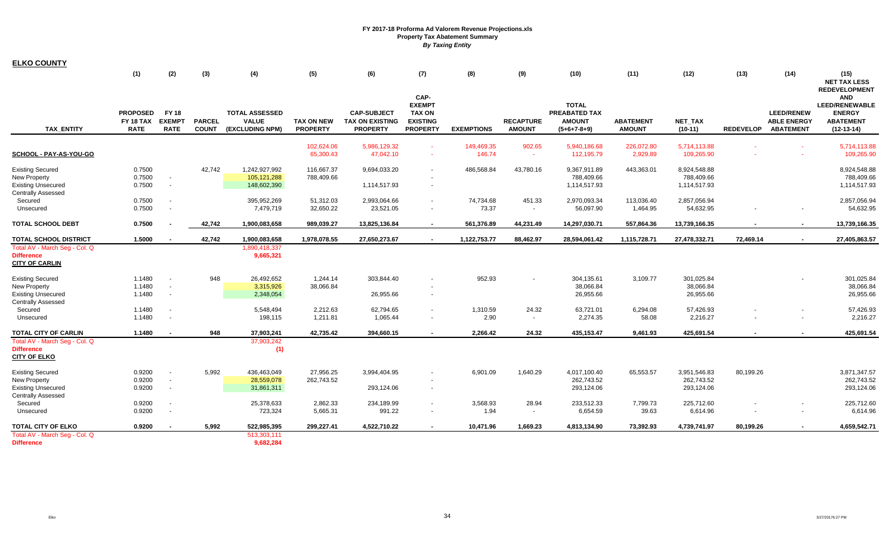**FY 2017-18 Proforma Ad Valorem Revenue Projections.xls**
**Property Tax Abatement Summary**
***By Taxing Entity***

## ELKO COUNTY

| TAX_ENTITY | (1) PROPOSED FY 18 TAX RATE | (2) FY 18 EXEMPT RATE | (3) PARCEL COUNT | (4) TOTAL ASSESSED VALUE (EXCLUDING NPM) | (5) TAX ON NEW PROPERTY | (6) CAP-SUBJECT TAX ON EXISTING PROPERTY | (7) CAP-EXEMPT TAX ON EXISTING PROPERTY | (8) EXEMPTIONS | (9) RECAPTURE AMOUNT | (10) TOTAL PREABATED TAX AMOUNT (5+6+7-8+9) | (11) ABATEMENT AMOUNT | (12) NET_TAX (10-11) | (13) REDEVELOP | (14) LEED/RENEW ABLE ENERGY ABATEMENT | (15) NET TAX LESS REDEVELOPMENT AND LEED/RENEWABLE ENERGY ABATEMENT (12-13-14) |
|---|---|---|---|---|---|---|---|---|---|---|---|---|---|---|---|
| | | | | | 102,624.06 | 5,986,129.32 | - | 149,469.35 | 902.65 | 5,940,186.68 | 226,072.80 | 5,714,113.88 | - | - | 5,714,113.88 |
| **SCHOOL - PAY-AS-YOU-GO** | | | | | 65,300.43 | 47,042.10 | - | 146.74 | - | 112,195.79 | 2,929.89 | 109,265.90 | - | - | 109,265.90 |
| Existing Secured | 0.7500 | | 42,742 | 1,242,927,992 | 116,667.37 | 9,694,033.20 | - | 486,568.84 | 43,780.16 | 9,367,911.89 | 443,363.01 | 8,924,548.88 | | | 8,924,548.88 |
| New Property | 0.7500 | - | | 105,121,288 | 788,409.66 | | - | | | 788,409.66 | | 788,409.66 | | | 788,409.66 |
| Existing Unsecured | 0.7500 | - | | 148,602,390 | | 1,114,517.93 | - | | | 1,114,517.93 | | 1,114,517.93 | | | 1,114,517.93 |
| Centrally Assessed | | | | | | | | | | | | | | | |
| Secured | 0.7500 | - | | 395,952,269 | 51,312.03 | 2,993,064.66 | - | 74,734.68 | 451.33 | 2,970,093.34 | 113,036.40 | 2,857,056.94 | | | 2,857,056.94 |
| Unsecured | 0.7500 | - | | 7,479,719 | 32,650.22 | 23,521.05 | - | 73.37 | - | 56,097.90 | 1,464.95 | 54,632.95 | - | - | 54,632.95 |
| **TOTAL SCHOOL DEBT** | **0.7500** | **-** | **42,742** | **1,900,083,658** | **989,039.27** | **13,825,136.84** | **-** | **561,376.89** | **44,231.49** | **14,297,030.71** | **557,864.36** | **13,739,166.35** | **-** | **-** | **13,739,166.35** |
| **TOTAL SCHOOL DISTRICT** | **1.5000** | **-** | **42,742** | **1,900,083,658** | **1,978,078.55** | **27,650,273.67** | **-** | **1,122,753.77** | **88,462.97** | **28,594,061.42** | **1,115,728.71** | **27,478,332.71** | **72,469.14** | **-** | **27,405,863.57** |
| Total AV - March Seg - Col. Q | | | | 1,890,418,337 | | | | | | | | | | | |
| **Difference** | | | | **9,665,321** | | | | | | | | | | | |
| **CITY OF CARLIN** | | | | | | | | | | | | | | | |
| Existing Secured | 1.1480 | - | 948 | 26,492,652 | 1,244.14 | 303,844.40 | - | 952.93 | - | 304,135.61 | 3,109.77 | 301,025.84 | | - | 301,025.84 |
| New Property | 1.1480 | - | | 3,315,926 | 38,066.84 | | - | | | 38,066.84 | | 38,066.84 | | | 38,066.84 |
| Existing Unsecured | 1.1480 | - | | 2,348,054 | | 26,955.66 | - | | | 26,955.66 | | 26,955.66 | | | 26,955.66 |
| Centrally Assessed | | | | | | | | | | | | | | | |
| Secured | 1.1480 | - | | 5,548,494 | 2,212.63 | 62,794.65 | - | 1,310.59 | 24.32 | 63,721.01 | 6,294.08 | 57,426.93 | - | - | 57,426.93 |
| Unsecured | 1.1480 | - | | 198,115 | 1,211.81 | 1,065.44 | - | 2.90 | - | 2,274.35 | 58.08 | 2,216.27 | - | - | 2,216.27 |
| **TOTAL CITY OF CARLIN** | **1.1480** | **-** | **948** | **37,903,241** | **42,735.42** | **394,660.15** | **-** | **2,266.42** | **24.32** | **435,153.47** | **9,461.93** | **425,691.54** | **-** | **-** | **425,691.54** |
| Total AV - March Seg - Col. Q | | | | 37,903,242 | | | | | | | | | | | |
| **Difference** | | | | **(1)** | | | | | | | | | | | |
| **CITY OF ELKO** | | | | | | | | | | | | | | | |
| Existing Secured | 0.9200 | - | 5,992 | 436,463,049 | 27,956.25 | 3,994,404.95 | - | 6,901.09 | 1,640.29 | 4,017,100.40 | 65,553.57 | 3,951,546.83 | 80,199.26 | | 3,871,347.57 |
| New Property | 0.9200 | - | | 28,559,078 | 262,743.52 | | - | | | 262,743.52 | | 262,743.52 | | | 262,743.52 |
| Existing Unsecured | 0.9200 | - | | 31,861,311 | | 293,124.06 | - | | | 293,124.06 | | 293,124.06 | | | 293,124.06 |
| Centrally Assessed | | | | | | | | | | | | | | | |
| Secured | 0.9200 | - | | 25,378,633 | 2,862.33 | 234,189.99 | - | 3,568.93 | 28.94 | 233,512.33 | 7,799.73 | 225,712.60 | - | - | 225,712.60 |
| Unsecured | 0.9200 | - | | 723,324 | 5,665.31 | 991.22 | - | 1.94 | - | 6,654.59 | 39.63 | 6,614.96 | - | - | 6,614.96 |
| **TOTAL CITY OF ELKO** | **0.9200** | **-** | **5,992** | **522,985,395** | **299,227.41** | **4,522,710.22** | **-** | **10,471.96** | **1,669.23** | **4,813,134.90** | **73,392.93** | **4,739,741.97** | **80,199.26** | **-** | **4,659,542.71** |
| Total AV - March Seg - Col. Q | | | | 513,303,111 | | | | | | | | | | | |
| **Difference** | | | | **9,682,284** | | | | | | | | | | | |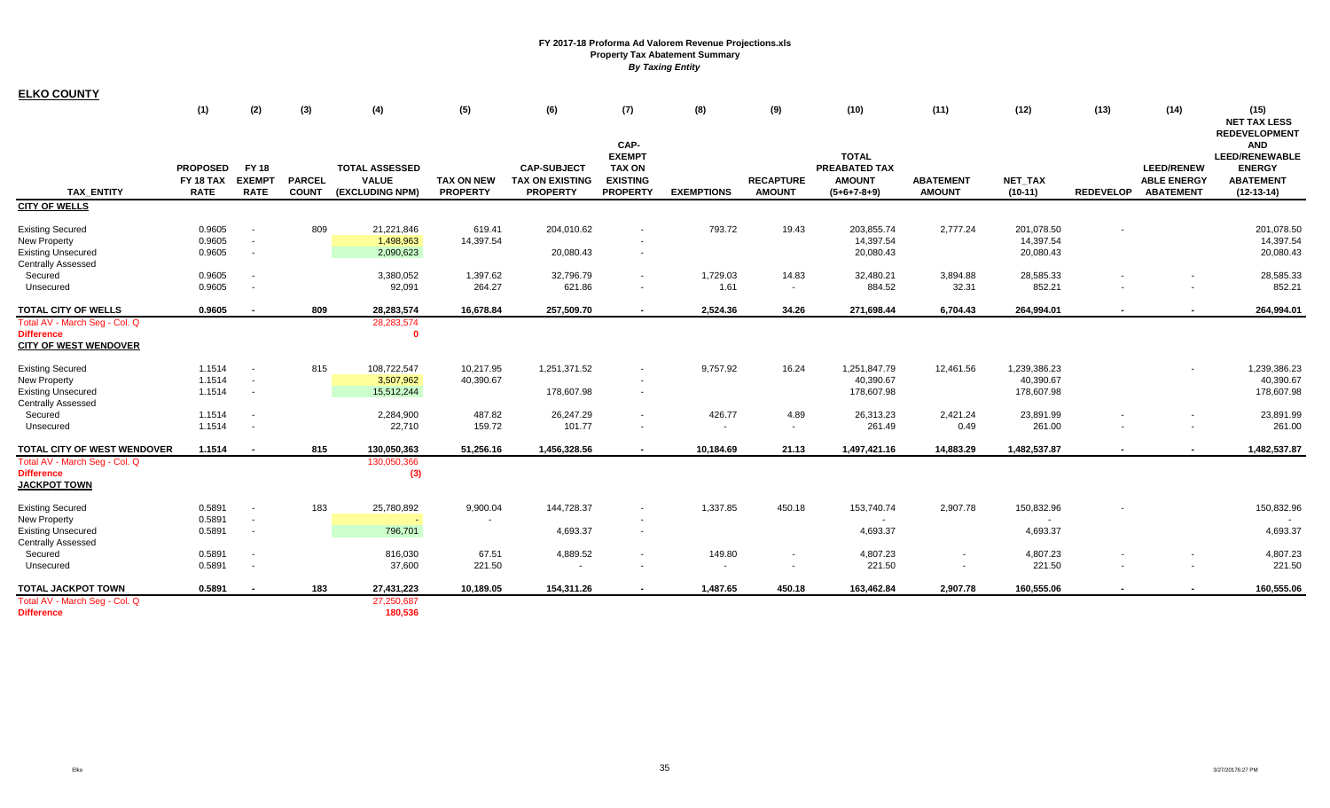**FY 2017-18 Proforma Ad Valorem Revenue Projections.xls**
**Property Tax Abatement Summary**
***By Taxing Entity***

**ELKO COUNTY**

| TAX_ENTITY | (1) PROPOSED FY 18 TAX RATE | (2) FY 18 EXEMPT RATE | (3) PARCEL COUNT | (4) TOTAL ASSESSED VALUE (EXCLUDING NPM) | (5) TAX ON NEW PROPERTY | (6) CAP-SUBJECT TAX ON EXISTING PROPERTY | (7) CAP-EXEMPT TAX ON EXISTING PROPERTY | (8) EXEMPTIONS | (9) RECAPTURE AMOUNT | (10) TOTAL PREABATED TAX AMOUNT (5+6+7-8+9) | (11) ABATEMENT AMOUNT | (12) NET_TAX (10-11) | (13) REDEVELOP | (14) LEED/RENEWABLE ENERGY ABATEMENT | (15) NET TAX LESS REDEVELOPMENT AND LEED/RENEWABLE ENERGY ABATEMENT (12-13-14) |
|---|---|---|---|---|---|---|---|---|---|---|---|---|---|---|---|
| **CITY OF WELLS** | | | | | | | | | | | | | | | |
| Existing Secured | 0.9605 | - | 809 | 21,221,846 | 619.41 | 204,010.62 | - | 793.72 | 19.43 | 203,855.74 | 2,777.24 | 201,078.50 | - | | 201,078.50 |
| New Property | 0.9605 | - | | 1,498,963 | 14,397.54 | | - | | | 14,397.54 | | 14,397.54 | | | 14,397.54 |
| Existing Unsecured | 0.9605 | - | | 2,090,623 | | 20,080.43 | - | | | 20,080.43 | | 20,080.43 | | | 20,080.43 |
| Centrally Assessed | | | | | | | | | | | | | | | |
| Secured | 0.9605 | - | | 3,380,052 | 1,397.62 | 32,796.79 | - | 1,729.03 | 14.83 | 32,480.21 | 3,894.88 | 28,585.33 | - | - | 28,585.33 |
| Unsecured | 0.9605 | - | | 92,091 | 264.27 | 621.86 | - | 1.61 | - | 884.52 | 32.31 | 852.21 | - | - | 852.21 |
| **TOTAL CITY OF WELLS** | **0.9605** | **-** | **809** | **28,283,574** | **16,678.84** | **257,509.70** | **-** | **2,524.36** | **34.26** | **271,698.44** | **6,704.43** | **264,994.01** | **-** | **-** | **264,994.01** |
| Total AV - March Seg - Col. Q | | | | 28,283,574 | | | | | | | | | | | |
| **Difference** | | | | **0** | | | | | | | | | | | |
| **CITY OF WEST WENDOVER** | | | | | | | | | | | | | | | |
| Existing Secured | 1.1514 | - | 815 | 108,722,547 | 10,217.95 | 1,251,371.52 | - | 9,757.92 | 16.24 | 1,251,847.79 | 12,461.56 | 1,239,386.23 | | - | 1,239,386.23 |
| New Property | 1.1514 | - | | 3,507,962 | 40,390.67 | | - | | | 40,390.67 | | 40,390.67 | | | 40,390.67 |
| Existing Unsecured | 1.1514 | - | | 15,512,244 | | 178,607.98 | - | | | 178,607.98 | | 178,607.98 | | | 178,607.98 |
| Centrally Assessed | | | | | | | | | | | | | | | |
| Secured | 1.1514 | - | | 2,284,900 | 487.82 | 26,247.29 | - | 426.77 | 4.89 | 26,313.23 | 2,421.24 | 23,891.99 | - | - | 23,891.99 |
| Unsecured | 1.1514 | - | | 22,710 | 159.72 | 101.77 | - | - | - | 261.49 | 0.49 | 261.00 | - | - | 261.00 |
| **TOTAL CITY OF WEST WENDOVER** | **1.1514** | **-** | **815** | **130,050,363** | **51,256.16** | **1,456,328.56** | **-** | **10,184.69** | **21.13** | **1,497,421.16** | **14,883.29** | **1,482,537.87** | **-** | **-** | **1,482,537.87** |
| Total AV - March Seg - Col. Q | | | | 130,050,366 | | | | | | | | | | | |
| **Difference** | | | | **(3)** | | | | | | | | | | | |
| **JACKPOT TOWN** | | | | | | | | | | | | | | | |
| Existing Secured | 0.5891 | - | 183 | 25,780,892 | 9,900.04 | 144,728.37 | - | 1,337.85 | 450.18 | 153,740.74 | 2,907.78 | 150,832.96 | - | | 150,832.96 |
| New Property | 0.5891 | - | | - | - | | - | | | - | | - | | | - |
| Existing Unsecured | 0.5891 | - | | 796,701 | | 4,693.37 | - | | | 4,693.37 | | 4,693.37 | | | 4,693.37 |
| Centrally Assessed | | | | | | | | | | | | | | | |
| Secured | 0.5891 | - | | 816,030 | 67.51 | 4,889.52 | - | 149.80 | - | 4,807.23 | - | 4,807.23 | - | - | 4,807.23 |
| Unsecured | 0.5891 | - | | 37,600 | 221.50 | - | - | - | - | 221.50 | - | 221.50 | - | - | 221.50 |
| **TOTAL JACKPOT TOWN** | **0.5891** | **-** | **183** | **27,431,223** | **10,189.05** | **154,311.26** | **-** | **1,487.65** | **450.18** | **163,462.84** | **2,907.78** | **160,555.06** | **-** | **-** | **160,555.06** |
| Total AV - March Seg - Col. Q | | | | 27,250,687 | | | | | | | | | | | |
| **Difference** | | | | **180,536** | | | | | | | | | | | |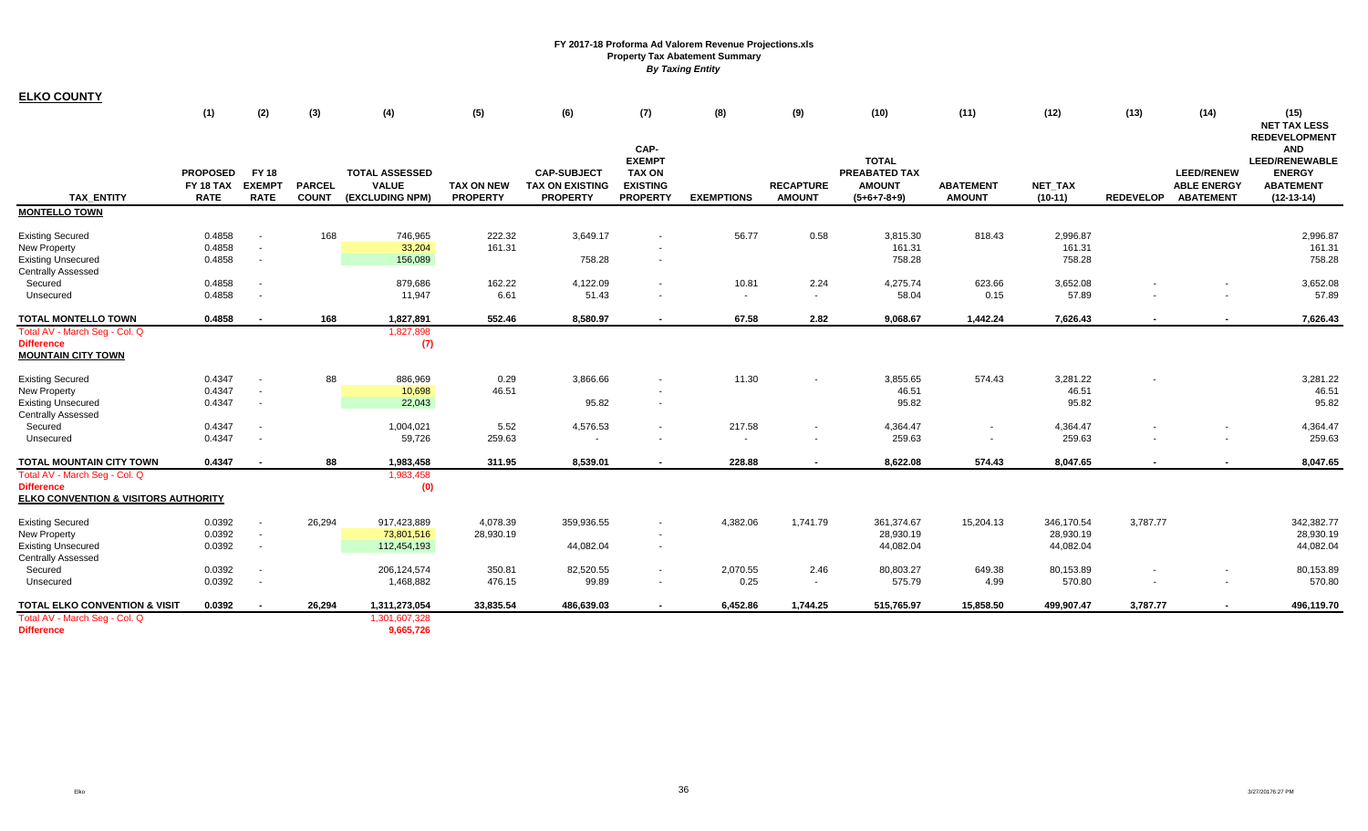**FY 2017-18 Proforma Ad Valorem Revenue Projections.xls**
**Property Tax Abatement Summary**
***By Taxing Entity***

## ELKO COUNTY

| | (1) | (2) | (3) | (4) | (5) | (6) | (7) | (8) | (9) | (10) | (11) | (12) | (13) | (14) | (15) |
|---|---|---|---|---|---|---|---|---|---|---|---|---|---|---|---|
| **TAX_ENTITY** | **PROPOSED FY 18 TAX RATE** | **FY 18 EXEMPT RATE** | **PARCEL COUNT** | **TOTAL ASSESSED VALUE (EXCLUDING NPM)** | **TAX ON NEW PROPERTY** | **CAP-SUBJECT TAX ON EXISTING PROPERTY** | **CAP-EXEMPT TAX ON EXISTING PROPERTY** | **EXEMPTIONS** | **RECAPTURE AMOUNT** | **TOTAL PREABATED TAX AMOUNT (5+6+7-8+9)** | **ABATEMENT AMOUNT** | **NET_TAX (10-11)** | **REDEVELOP** | **LEED/RENEWABLE ENERGY ABATEMENT** | **NET TAX LESS REDEVELOPMENT AND LEED/RENEWABLE ENERGY ABATEMENT (12-13-14)** |
| **MONTELLO TOWN** | | | | | | | | | | | | | | | |
| Existing Secured | 0.4858 | - | 168 | 746,965 | 222.32 | 3,649.17 | - | 56.77 | 0.58 | 3,815.30 | 818.43 | 2,996.87 | | | 2,996.87 |
| New Property | 0.4858 | - | | 33,204 | 161.31 | | - | | | 161.31 | | 161.31 | | | 161.31 |
| Existing Unsecured | 0.4858 | - | | 156,089 | | 758.28 | - | | | 758.28 | | 758.28 | | | 758.28 |
| Centrally Assessed | | | | | | | | | | | | | | | |
| Secured | 0.4858 | - | | 879,686 | 162.22 | 4,122.09 | - | 10.81 | 2.24 | 4,275.74 | 623.66 | 3,652.08 | - | - | 3,652.08 |
| Unsecured | 0.4858 | - | | 11,947 | 6.61 | 51.43 | - | - | - | 58.04 | 0.15 | 57.89 | - | - | 57.89 |
| **TOTAL MONTELLO TOWN** | **0.4858** | **-** | **168** | **1,827,891** | **552.46** | **8,580.97** | **-** | **67.58** | **2.82** | **9,068.67** | **1,442.24** | **7,626.43** | **-** | **-** | **7,626.43** |
| Total AV - March Seg - Col. Q | | | | 1,827,898 | | | | | | | | | | | |
| **Difference** | | | | **(7)** | | | | | | | | | | | |
| **MOUNTAIN CITY TOWN** | | | | | | | | | | | | | | | |
| Existing Secured | 0.4347 | - | 88 | 886,969 | 0.29 | 3,866.66 | - | 11.30 | - | 3,855.65 | 574.43 | 3,281.22 | - | | 3,281.22 |
| New Property | 0.4347 | - | | 10,698 | 46.51 | | - | | | 46.51 | | 46.51 | | | 46.51 |
| Existing Unsecured | 0.4347 | - | | 22,043 | | 95.82 | - | | | 95.82 | | 95.82 | | | 95.82 |
| Centrally Assessed | | | | | | | | | | | | | | | |
| Secured | 0.4347 | - | | 1,004,021 | 5.52 | 4,576.53 | - | 217.58 | - | 4,364.47 | - | 4,364.47 | - | - | 4,364.47 |
| Unsecured | 0.4347 | - | | 59,726 | 259.63 | - | - | - | - | 259.63 | - | 259.63 | - | - | 259.63 |
| **TOTAL MOUNTAIN CITY TOWN** | **0.4347** | **-** | **88** | **1,983,458** | **311.95** | **8,539.01** | **-** | **228.88** | **-** | **8,622.08** | **574.43** | **8,047.65** | **-** | **-** | **8,047.65** |
| Total AV - March Seg - Col. Q | | | | 1,983,458 | | | | | | | | | | | |
| **Difference** | | | | **(0)** | | | | | | | | | | | |
| **ELKO CONVENTION & VISITORS AUTHORITY** | | | | | | | | | | | | | | | |
| Existing Secured | 0.0392 | - | 26,294 | 917,423,889 | 4,078.39 | 359,936.55 | - | 4,382.06 | 1,741.79 | 361,374.67 | 15,204.13 | 346,170.54 | 3,787.77 | | 342,382.77 |
| New Property | 0.0392 | - | | 73,801,516 | 28,930.19 | | - | | | 28,930.19 | | 28,930.19 | | | 28,930.19 |
| Existing Unsecured | 0.0392 | - | | 112,454,193 | | 44,082.04 | - | | | 44,082.04 | | 44,082.04 | | | 44,082.04 |
| Centrally Assessed | | | | | | | | | | | | | | | |
| Secured | 0.0392 | - | | 206,124,574 | 350.81 | 82,520.55 | - | 2,070.55 | 2.46 | 80,803.27 | 649.38 | 80,153.89 | - | - | 80,153.89 |
| Unsecured | 0.0392 | - | | 1,468,882 | 476.15 | 99.89 | - | 0.25 | - | 575.79 | 4.99 | 570.80 | - | - | 570.80 |
| **TOTAL ELKO CONVENTION & VISIT** | **0.0392** | **-** | **26,294** | **1,311,273,054** | **33,835.54** | **486,639.03** | **-** | **6,452.86** | **1,744.25** | **515,765.97** | **15,858.50** | **499,907.47** | **3,787.77** | **-** | **496,119.70** |
| Total AV - March Seg - Col. Q | | | | 1,301,607,328 | | | | | | | | | | | |
| **Difference** | | | | **9,665,726** | | | | | | | | | | | |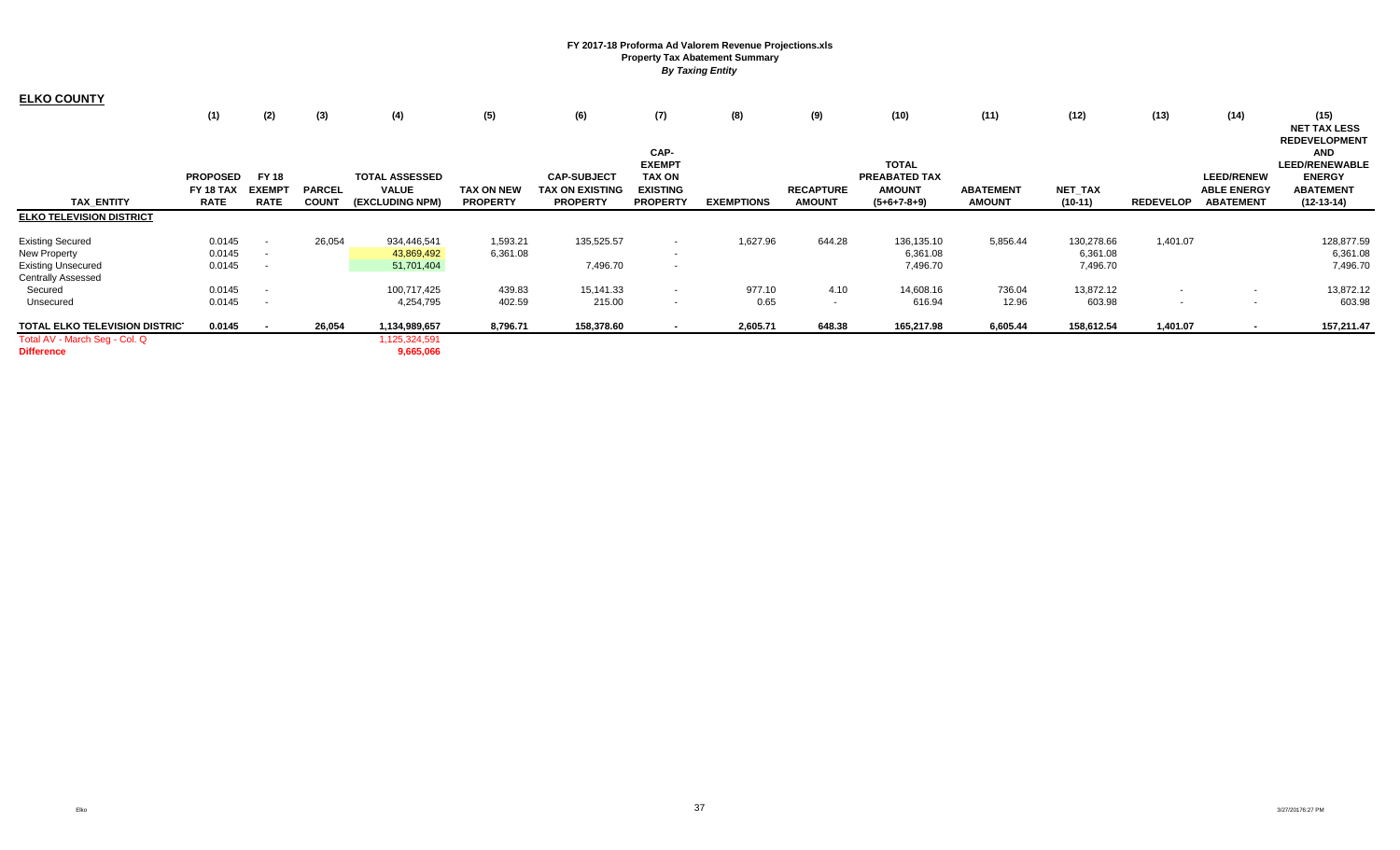**FY 2017-18 Proforma Ad Valorem Revenue Projections.xls**
**Property Tax Abatement Summary**
***By Taxing Entity***

## ELKO COUNTY

| TAX_ENTITY | (1) PROPOSED FY 18 TAX RATE | (2) FY 18 EXEMPT RATE | (3) PARCEL COUNT | (4) TOTAL ASSESSED VALUE (EXCLUDING NPM) | (5) TAX ON NEW PROPERTY | (6) CAP-SUBJECT TAX ON EXISTING PROPERTY | (7) CAP-EXEMPT TAX ON EXISTING PROPERTY | (8) EXEMPTIONS | (9) RECAPTURE AMOUNT | (10) TOTAL PREABATED TAX AMOUNT (5+6+7+8+9) | (11) ABATEMENT AMOUNT | (12) NET_TAX (10-11) | (13) REDEVELOP | (14) LEED/RENEWABLE ENERGY ABATEMENT | (15) NET TAX LESS REDEVELOPMENT AND LEED/RENEWABLE ENERGY ABATEMENT (12-13-14) |
|---|---|---|---|---|---|---|---|---|---|---|---|---|---|---|---|
| **ELKO TELEVISION DISTRICT** | | | | | | | | | | | | | | | |
| Existing Secured | 0.0145 | - | 26,054 | 934,446,541 | 1,593.21 | 135,525.57 | - | 1,627.96 | 644.28 | 136,135.10 | 5,856.44 | 130,278.66 | 1,401.07 | | 128,877.59 |
| New Property | 0.0145 | - | | 43,869,492 | 6,361.08 | | - | | | 6,361.08 | | 6,361.08 | | | 6,361.08 |
| Existing Unsecured | 0.0145 | - | | 51,701,404 | | 7,496.70 | - | | | 7,496.70 | | 7,496.70 | | | 7,496.70 |
| Centrally Assessed | | | | | | | | | | | | | | | |
| Secured | 0.0145 | - | | 100,717,425 | 439.83 | 15,141.33 | - | 977.10 | 4.10 | 14,608.16 | 736.04 | 13,872.12 | - | - | 13,872.12 |
| Unsecured | 0.0145 | - | | 4,254,795 | 402.59 | 215.00 | - | 0.65 | - | 616.94 | 12.96 | 603.98 | - | - | 603.98 |
| **TOTAL ELKO TELEVISION DISTRICT** | **0.0145** | **-** | **26,054** | **1,134,989,657** | **8,796.71** | **158,378.60** | **-** | **2,605.71** | **648.38** | **165,217.98** | **6,605.44** | **158,612.54** | **1,401.07** | **-** | **157,211.47** |
| Total AV - March Seg - Col. Q | | | | 1,125,324,591 | | | | | | | | | | | |
| **Difference** | | | | **9,665,066** | | | | | | | | | | | |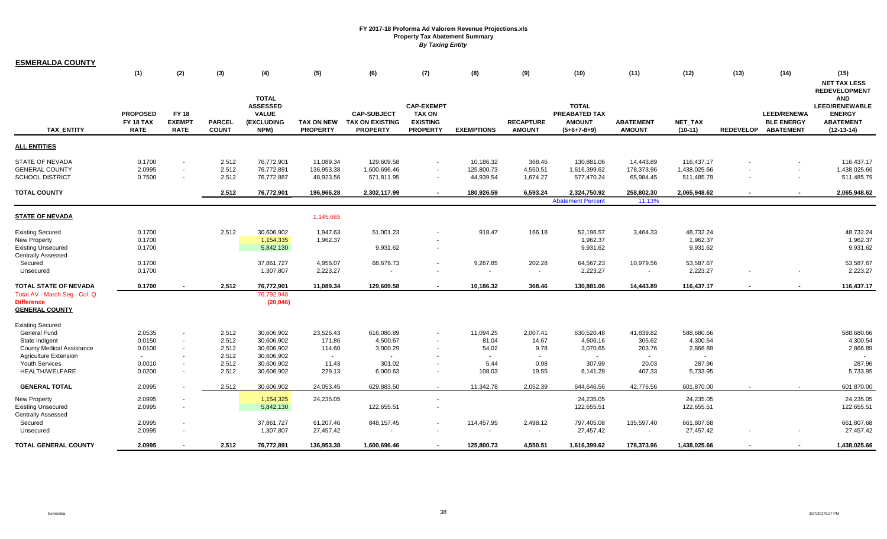**FY 2017-18 Proforma Ad Valorem Revenue Projections.xls**
**Property Tax Abatement Summary**
***By Taxing Entity***

## ESMERALDA COUNTY

| TAX_ENTITY | (1) PROPOSED FY 18 TAX RATE | (2) FY 18 EXEMPT RATE | (3) PARCEL COUNT | (4) TOTAL ASSESSED VALUE (EXCLUDING NPM) | (5) TAX ON NEW PROPERTY | (6) CAP-SUBJECT TAX ON EXISTING PROPERTY | (7) CAP-EXEMPT TAX ON EXISTING PROPERTY | (8) EXEMPTIONS | (9) RECAPTURE AMOUNT | (10) TOTAL PREABATED TAX AMOUNT (5+6+7-8+9) | (11) ABATEMENT AMOUNT | (12) NET_TAX (10-11) | (13) REDEVELOP | (14) LEED/RENEWA BLE ENERGY ABATEMENT | (15) NET TAX LESS REDEVELOPMENT AND LEED/RENEWABLE ENERGY ABATEMENT (12-13-14) |
|---|---|---|---|---|---|---|---|---|---|---|---|---|---|---|---|
| **ALL ENTITIES** | | | | | | | | | | | | | | | |
| STATE OF NEVADA | 0.1700 | - | 2,512 | 76,772,901 | 11,089.34 | 129,609.58 | - | 10,186.32 | 368.46 | 130,881.06 | 14,443.89 | 116,437.17 | - | - | 116,437.17 |
| GENERAL COUNTY | 2.0995 | - | 2,512 | 76,772,891 | 136,953.38 | 1,600,696.46 | - | 125,800.73 | 4,550.51 | 1,616,399.62 | 178,373.96 | 1,438,025.66 | - | - | 1,438,025.66 |
| SCHOOL DISTRICT | 0.7500 | - | 2,512 | 76,772,887 | 48,923.56 | 571,811.95 | - | 44,939.54 | 1,674.27 | 577,470.24 | 65,984.45 | 511,485.79 | - | - | 511,485.79 |
| **TOTAL COUNTY** | | | **2,512** | **76,772,901** | **196,966.28** | **2,302,117.99** | **-** | **180,926.59** | **6,593.24** | **2,324,750.92** | **258,802.30** | **2,065,948.62** | **-** | **-** | **2,065,948.62** |
| | | | | | | | | | | Abatement Percent | 11.13% | | | | |
| **STATE OF NEVADA** | | | | | 1,145,665 | | | | | | | | | | |
| Existing Secured | 0.1700 | | 2,512 | 30,606,902 | 1,947.63 | 51,001.23 | - | 918.47 | 166.18 | 52,196.57 | 3,464.33 | 48,732.24 | | | 48,732.24 |
| New Property | 0.1700 | | | 1,154,335 | 1,962.37 | | - | | | 1,962.37 | | 1,962.37 | | | 1,962.37 |
| Existing Unsecured | 0.1700 | | | 5,842,130 | | 9,931.62 | - | | | 9,931.62 | | 9,931.62 | | | 9,931.62 |
| Centrally Assessed | | | | | | | | | | | | | | | |
| Secured | 0.1700 | | | 37,861,727 | 4,956.07 | 68,676.73 | - | 9,267.85 | 202.28 | 64,567.23 | 10,979.56 | 53,587.67 | | | 53,587.67 |
| Unsecured | 0.1700 | | | 1,307,807 | 2,223.27 | - | - | - | - | 2,223.27 | - | 2,223.27 | - | - | 2,223.27 |
| **TOTAL STATE OF NEVADA** | **0.1700** | **-** | **2,512** | **76,772,901** | **11,089.34** | **129,609.58** | **-** | **10,186.32** | **368.46** | **130,881.06** | **14,443.89** | **116,437.17** | **-** | **-** | **116,437.17** |
| Total AV - March Seg - Col. Q | | | | 76,792,948 | | | | | | | | | | | |
| Difference | | | | (20,046) | | | | | | | | | | | |
| **GENERAL COUNTY** | | | | | | | | | | | | | | | |
| Existing Secured | | | | | | | | | | | | | | | |
| General Fund | 2.0535 | - | 2,512 | 30,606,902 | 23,526.43 | 616,080.89 | - | 11,094.25 | 2,007.41 | 630,520.48 | 41,839.82 | 588,680.66 | | | 588,680.66 |
| State Indigent | 0.0150 | - | 2,512 | 30,606,902 | 171.86 | 4,500.67 | - | 81.04 | 14.67 | 4,606.16 | 305.62 | 4,300.54 | | | 4,300.54 |
| County Medical Assistance | 0.0100 | - | 2,512 | 30,606,902 | 114.60 | 3,000.29 | - | 54.02 | 9.78 | 3,070.65 | 203.76 | 2,866.89 | | | 2,866.89 |
| Agriculture Extension | - | - | 2,512 | 30,606,902 | - | - | - | - | - | - | - | - | | | - |
| Youth Services | 0.0010 | - | 2,512 | 30,606,902 | 11.43 | 301.02 | - | 5.44 | 0.98 | 307.99 | 20.03 | 287.96 | | | 287.96 |
| HEALTH/WELFARE | 0.0200 | - | 2,512 | 30,606,902 | 229.13 | 6,000.63 | - | 108.03 | 19.55 | 6,141.28 | 407.33 | 5,733.95 | | | 5,733.95 |
| **GENERAL TOTAL** | 2.0995 | - | 2,512 | 30,606,902 | 24,053.45 | 629,883.50 | - | 11,342.78 | 2,052.39 | 644,646.56 | 42,776.56 | 601,870.00 | - | - | 601,870.00 |
| New Property | 2.0995 | - | | 1,154,325 | 24,235.05 | | - | | | 24,235.05 | | 24,235.05 | | | 24,235.05 |
| Existing Unsecured | 2.0995 | - | | 5,842,130 | | 122,655.51 | - | | | 122,655.51 | | 122,655.51 | | | 122,655.51 |
| Centrally Assessed | | | | | | | | | | | | | | | |
| Secured | 2.0995 | - | | 37,861,727 | 61,207.46 | 848,157.45 | - | 114,457.95 | 2,498.12 | 797,405.08 | 135,597.40 | 661,807.68 | | | 661,807.68 |
| Unsecured | 2.0995 | - | | 1,307,807 | 27,457.42 | - | - | - | - | 27,457.42 | - | 27,457.42 | - | - | 27,457.42 |
| **TOTAL GENERAL COUNTY** | **2.0995** | **-** | **2,512** | **76,772,891** | **136,953.38** | **1,600,696.46** | **-** | **125,800.73** | **4,550.51** | **1,616,399.62** | **178,373.96** | **1,438,025.66** | **-** | **-** | **1,438,025.66** |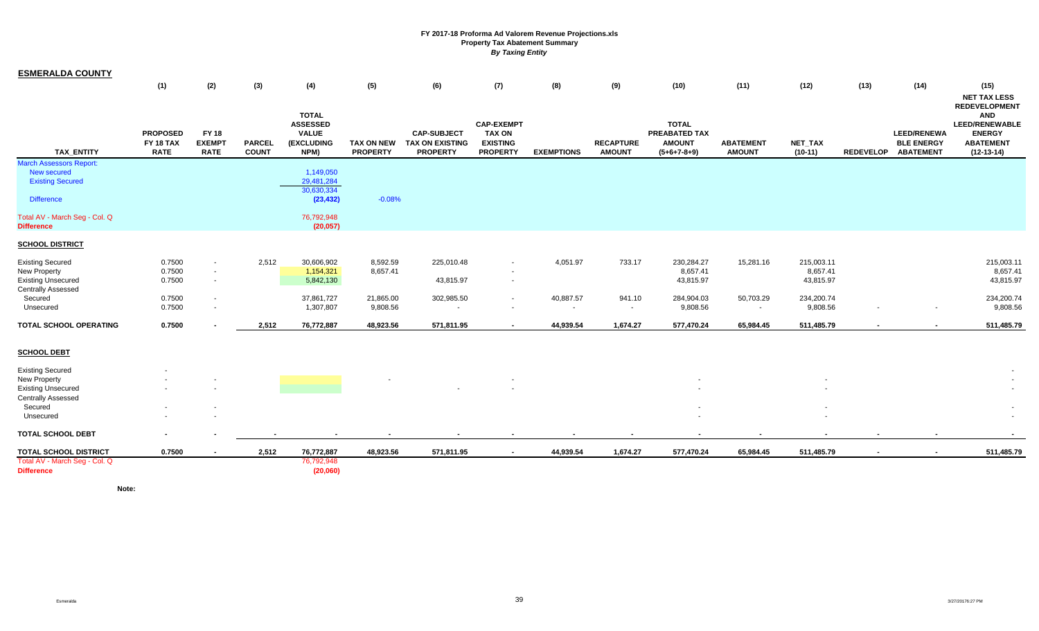FY 2017-18 Proforma Ad Valorem Revenue Projections.xls
Property Tax Abatement Summary
*By Taxing Entity*

## ESMERALDA COUNTY

| TAX_ENTITY | (1) PROPOSED FY 18 TAX RATE | (2) FY 18 EXEMPT RATE | (3) PARCEL COUNT | (4) TOTAL ASSESSED VALUE (EXCLUDING NPM) | (5) TAX ON NEW PROPERTY | (6) CAP-SUBJECT TAX ON EXISTING PROPERTY | (7) CAP-EXEMPT TAX ON EXISTING PROPERTY | (8) EXEMPTIONS | (9) RECAPTURE AMOUNT | (10) TOTAL PREABATED TAX AMOUNT (5+6+7-8+9) | (11) ABATEMENT AMOUNT | (12) NET_TAX (10-11) | (13) REDEVELOP | (14) LEED/RENEWABLE ENERGY ABATEMENT | (15) NET TAX LESS REDEVELOPMENT AND LEED/RENEWABLE ENERGY ABATEMENT (12-13-14) |
|---|---|---|---|---|---|---|---|---|---|---|---|---|---|---|---|
| March Assessors Report: | | | | | | | | | | | | | | | |
| New secured | | | | 1,149,050 | | | | | | | | | | | |
| Existing Secured | | | | 29,481,284 | | | | | | | | | | | |
| | | | | 30,630,334 | | | | | | | | | | | |
| Difference | | | | (23,432) | -0.08% | | | | | | | | | | |
| Total AV - March Seg - Col. Q | | | | 76,792,948 | | | | | | | | | | | |
| **Difference** | | | | (20,057) | | | | | | | | | | | |
| **SCHOOL DISTRICT** | | | | | | | | | | | | | | | |
| Existing Secured | 0.7500 | - | 2,512 | 30,606,902 | 8,592.59 | 225,010.48 | - | 4,051.97 | 733.17 | 230,284.27 | 15,281.16 | 215,003.11 | | | 215,003.11 |
| New Property | 0.7500 | - | | 1,154,321 | 8,657.41 | | - | | | 8,657.41 | | 8,657.41 | | | 8,657.41 |
| Existing Unsecured | 0.7500 | - | | 5,842,130 | | 43,815.97 | - | | | 43,815.97 | | 43,815.97 | | | 43,815.97 |
| Centrally Assessed | | | | | | | | | | | | | | | |
| Secured | 0.7500 | - | | 37,861,727 | 21,865.00 | 302,985.50 | - | 40,887.57 | 941.10 | 284,904.03 | 50,703.29 | 234,200.74 | | | 234,200.74 |
| Unsecured | 0.7500 | - | | 1,307,807 | 9,808.56 | - | - | - | - | 9,808.56 | - | 9,808.56 | - | - | 9,808.56 |
| **TOTAL SCHOOL OPERATING** | **0.7500** | **-** | **2,512** | **76,772,887** | **48,923.56** | **571,811.95** | **-** | **44,939.54** | **1,674.27** | **577,470.24** | **65,984.45** | **511,485.79** | **-** | **-** | **511,485.79** |
| **SCHOOL DEBT** | | | | | | | | | | | | | | | |
| Existing Secured | - | | | | | | | | | | | | | | - |
| New Property | - | - | | | - | | - | | | - | | - | | | - |
| Existing Unsecured | - | - | | | | - | - | | | - | | - | | | - |
| Centrally Assessed | | | | | | | | | | | | | | | |
| Secured | - | - | | | | | | | | - | | - | | | - |
| Unsecured | - | - | | | | | | | | - | | - | | | - |
| **TOTAL SCHOOL DEBT** | **-** | **-** | **-** | **-** | **-** | **-** | **-** | **-** | **-** | **-** | **-** | **-** | **-** | **-** | **-** |
| **TOTAL SCHOOL DISTRICT** | **0.7500** | **-** | **2,512** | **76,772,887** | **48,923.56** | **571,811.95** | **-** | **44,939.54** | **1,674.27** | **577,470.24** | **65,984.45** | **511,485.79** | **-** | **-** | **511,485.79** |
| Total AV - March Seg - Col. Q | | | | 76,792,948 | | | | | | | | | | | |
| **Difference** | | | | (20,060) | | | | | | | | | | | |

**Note:**

Esmeralda

3/27/2017 6:27 PM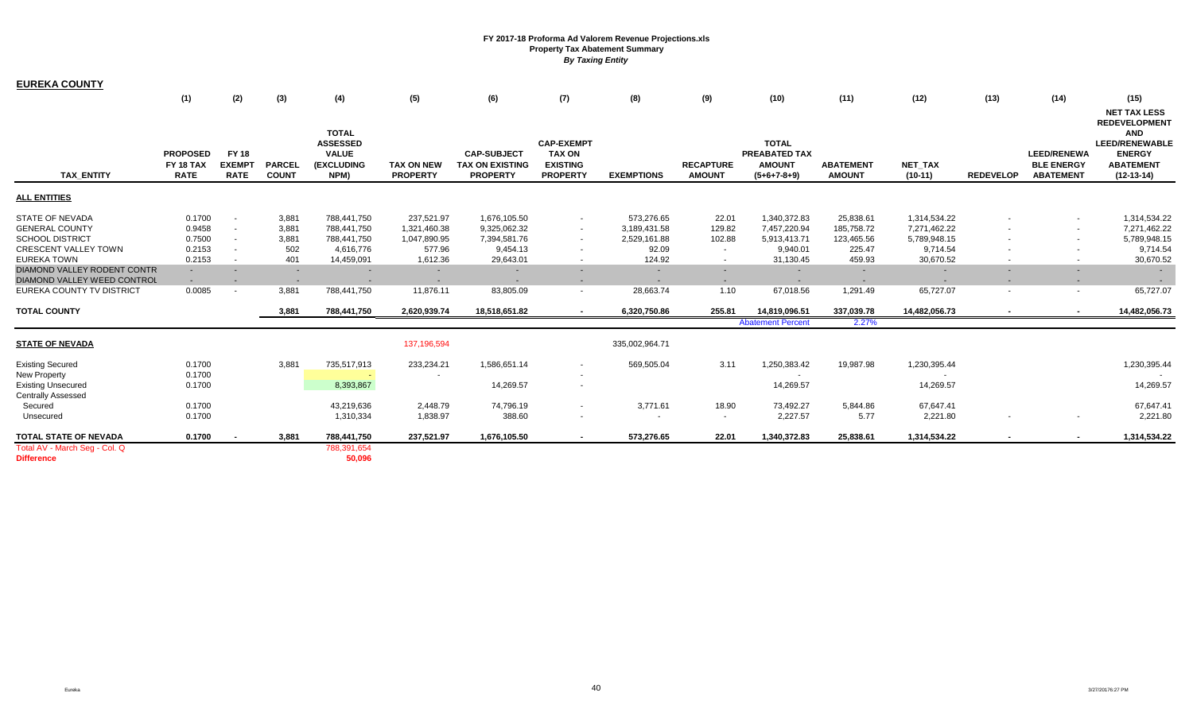**FY 2017-18 Proforma Ad Valorem Revenue Projections.xls**
**Property Tax Abatement Summary**
***By Taxing Entity***

## EUREKA COUNTY

| | (1) | (2) | (3) | (4) | (5) | (6) | (7) | (8) | (9) | (10) | (11) | (12) | (13) | (14) | (15) |
|---|---|---|---|---|---|---|---|---|---|---|---|---|---|---|---|
| **TAX_ENTITY** | **PROPOSED FY 18 TAX RATE** | **FY 18 EXEMPT RATE** | **PARCEL COUNT** | **TOTAL ASSESSED VALUE (EXCLUDING NPM)** | **TAX ON NEW PROPERTY** | **CAP-SUBJECT TAX ON EXISTING PROPERTY** | **CAP-EXEMPT TAX ON EXISTING PROPERTY** | **EXEMPTIONS** | **RECAPTURE AMOUNT** | **TOTAL PREABATED TAX AMOUNT (5+6+7-8+9)** | **ABATEMENT AMOUNT** | **NET_TAX (10-11)** | **REDEVELOP** | **LEED/RENEWABLE ENERGY ABATEMENT** | **NET TAX LESS REDEVELOPMENT AND LEED/RENEWABLE ENERGY ABATEMENT (12-13-14)** |
| **ALL ENTITIES** | | | | | | | | | | | | | | | |
| STATE OF NEVADA | 0.1700 | - | 3,881 | 788,441,750 | 237,521.97 | 1,676,105.50 | - | 573,276.65 | 22.01 | 1,340,372.83 | 25,838.61 | 1,314,534.22 | - | - | 1,314,534.22 |
| GENERAL COUNTY | 0.9458 | - | 3,881 | 788,441,750 | 1,321,460.38 | 9,325,062.32 | - | 3,189,431.58 | 129.82 | 7,457,220.94 | 185,758.72 | 7,271,462.22 | - | - | 7,271,462.22 |
| SCHOOL DISTRICT | 0.7500 | - | 3,881 | 788,441,750 | 1,047,890.95 | 7,394,581.76 | - | 2,529,161.88 | 102.88 | 5,913,413.71 | 123,465.56 | 5,789,948.15 | - | - | 5,789,948.15 |
| CRESCENT VALLEY TOWN | 0.2153 | - | 502 | 4,616,776 | 577.96 | 9,454.13 | - | 92.09 | - | 9,940.01 | 225.47 | 9,714.54 | - | - | 9,714.54 |
| EUREKA TOWN | 0.2153 | - | 401 | 14,459,091 | 1,612.36 | 29,643.01 | - | 124.92 | - | 31,130.45 | 459.93 | 30,670.52 | - | - | 30,670.52 |
| DIAMOND VALLEY RODENT CONTR | - | - | - | - | - | - | - | - | - | - | - | - | - | - | - |
| DIAMOND VALLEY WEED CONTROL | - | - | - | - | - | - | - | - | - | - | - | - | - | - | - |
| EUREKA COUNTY TV DISTRICT | 0.0085 | - | 3,881 | 788,441,750 | 11,876.11 | 83,805.09 | - | 28,663.74 | 1.10 | 67,018.56 | 1,291.49 | 65,727.07 | - | - | 65,727.07 |
| **TOTAL COUNTY** | | | **3,881** | **788,441,750** | **2,620,939.74** | **18,518,651.82** | **-** | **6,320,750.86** | **255.81** | **14,819,096.51** | **337,039.78** | **14,482,056.73** | **-** | **-** | **14,482,056.73** |
| | | | | | | | | | | Abatement Percent | 2.27% | | | | |
| **STATE OF NEVADA** | | | | | 137,196,594 | | | 335,002,964.71 | | | | | | | |
| Existing Secured | 0.1700 | | 3,881 | 735,517,913 | 233,234.21 | 1,586,651.14 | - | 569,505.04 | 3.11 | 1,250,383.42 | 19,987.98 | 1,230,395.44 | | | 1,230,395.44 |
| New Property | 0.1700 | | | - | - | | - | | | - | | - | | | - |
| Existing Unsecured | 0.1700 | | | 8,393,867 | | 14,269.57 | - | | | 14,269.57 | | 14,269.57 | | | 14,269.57 |
| Centrally Assessed | | | | | | | | | | | | | | | |
| Secured | 0.1700 | | | 43,219,636 | 2,448.79 | 74,796.19 | - | 3,771.61 | 18.90 | 73,492.27 | 5,844.86 | 67,647.41 | | | 67,647.41 |
| Unsecured | 0.1700 | | | 1,310,334 | 1,838.97 | 388.60 | - | - | - | 2,227.57 | 5.77 | 2,221.80 | - | - | 2,221.80 |
| **TOTAL STATE OF NEVADA** | **0.1700** | **-** | **3,881** | **788,441,750** | **237,521.97** | **1,676,105.50** | **-** | **573,276.65** | **22.01** | **1,340,372.83** | **25,838.61** | **1,314,534.22** | **-** | **-** | **1,314,534.22** |
| Total AV - March Seg - Col. Q | | | | 788,391,654 | | | | | | | | | | | |
| **Difference** | | | | **50,096** | | | | | | | | | | | |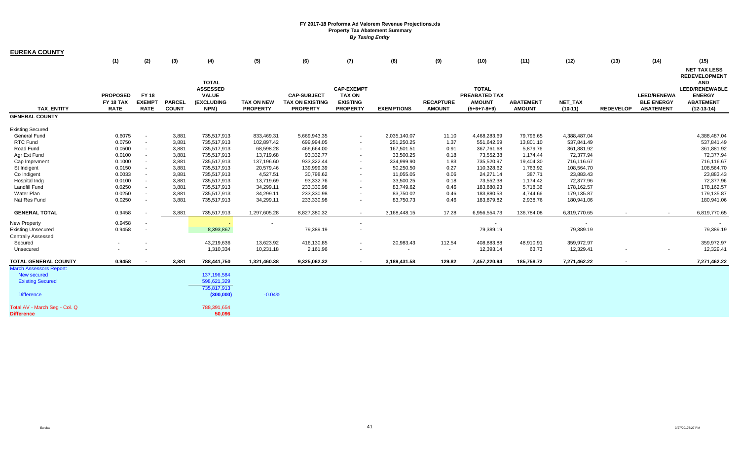**FY 2017-18 Proforma Ad Valorem Revenue Projections.xls**
**Property Tax Abatement Summary**
***By Taxing Entity***

## EUREKA COUNTY

| | (1) | (2) | (3) | (4) | (5) | (6) | (7) | (8) | (9) | (10) | (11) | (12) | (13) | (14) | (15) |
|---|---|---|---|---|---|---|---|---|---|---|---|---|---|---|---|
| TAX_ENTITY | PROPOSED FY 18 TAX RATE | FY 18 EXEMPT RATE | PARCEL COUNT | TOTAL ASSESSED VALUE (EXCLUDING NPM) | TAX ON NEW PROPERTY | CAP-SUBJECT TAX ON EXISTING PROPERTY | CAP-EXEMPT TAX ON EXISTING PROPERTY | EXEMPTIONS | RECAPTURE AMOUNT | TOTAL PREABATED TAX AMOUNT (5+6+7-8+9) | ABATEMENT AMOUNT | NET_TAX (10-11) | REDEVELOP | LEED/RENEWABLE ENERGY ABATEMENT | NET TAX LESS REDEVELOPMENT AND LEED/RENEWABLE ENERGY ABATEMENT (12-13-14) |
| **GENERAL COUNTY** | | | | | | | | | | | | | | | |
| Existing Secured | | | | | | | | | | | | | | | |
| General Fund | 0.6075 | - | 3,881 | 735,517,913 | 833,469.31 | 5,669,943.35 | - | 2,035,140.07 | 11.10 | 4,468,283.69 | 79,796.65 | 4,388,487.04 | | | 4,388,487.04 |
| RTC Fund | 0.0750 | - | 3,881 | 735,517,913 | 102,897.42 | 699,994.05 | - | 251,250.25 | 1.37 | 551,642.59 | 13,801.10 | 537,841.49 | | | 537,841.49 |
| Road Fund | 0.0500 | - | 3,881 | 735,517,913 | 68,598.28 | 466,664.00 | - | 167,501.51 | 0.91 | 367,761.68 | 5,879.76 | 361,881.92 | | | 361,881.92 |
| Agr Ext Fund | 0.0100 | - | 3,881 | 735,517,913 | 13,719.68 | 93,332.77 | - | 33,500.25 | 0.18 | 73,552.38 | 1,174.44 | 72,377.94 | | | 72,377.94 |
| Cap Imprvment | 0.1000 | - | 3,881 | 735,517,913 | 137,196.60 | 933,322.44 | - | 334,999.90 | 1.83 | 735,520.97 | 19,404.30 | 716,116.67 | | | 716,116.67 |
| St Indigent | 0.0150 | - | 3,881 | 735,517,913 | 20,579.46 | 139,999.39 | - | 50,250.50 | 0.27 | 110,328.62 | 1,763.92 | 108,564.70 | | | 108,564.70 |
| Co Indigent | 0.0033 | - | 3,881 | 735,517,913 | 4,527.51 | 30,798.62 | - | 11,055.05 | 0.06 | 24,271.14 | 387.71 | 23,883.43 | | | 23,883.43 |
| Hospital Indg | 0.0100 | - | 3,881 | 735,517,913 | 13,719.69 | 93,332.76 | - | 33,500.25 | 0.18 | 73,552.38 | 1,174.42 | 72,377.96 | | | 72,377.96 |
| Landfill Fund | 0.0250 | - | 3,881 | 735,517,913 | 34,299.11 | 233,330.98 | - | 83,749.62 | 0.46 | 183,880.93 | 5,718.36 | 178,162.57 | | | 178,162.57 |
| Water Plan | 0.0250 | - | 3,881 | 735,517,913 | 34,299.11 | 233,330.98 | - | 83,750.02 | 0.46 | 183,880.53 | 4,744.66 | 179,135.87 | | | 179,135.87 |
| Nat Res Fund | 0.0250 | - | 3,881 | 735,517,913 | 34,299.11 | 233,330.98 | - | 83,750.73 | 0.46 | 183,879.82 | 2,938.76 | 180,941.06 | | | 180,941.06 |
| **GENERAL TOTAL** | 0.9458 | - | 3,881 | 735,517,913 | 1,297,605.28 | 8,827,380.32 | - | 3,168,448.15 | 17.28 | 6,956,554.73 | 136,784.08 | 6,819,770.65 | - | - | 6,819,770.65 |
| New Property | 0.9458 | - | | - | - | | - | | | - | | - | | | - |
| Existing Unsecured | 0.9458 | - | | 8,393,867 | | 79,389.19 | - | | | 79,389.19 | | 79,389.19 | | | 79,389.19 |
| Centrally Assessed | | | | | | | | | | | | | | | |
| Secured | - | - | | 43,219,636 | 13,623.92 | 416,130.85 | - | 20,983.43 | 112.54 | 408,883.88 | 48,910.91 | 359,972.97 | | | 359,972.97 |
| Unsecured | - | - | | 1,310,334 | 10,231.18 | 2,161.96 | - | - | - | 12,393.14 | 63.73 | 12,329.41 | - | - | 12,329.41 |
| **TOTAL GENERAL COUNTY** | 0.9458 | - | 3,881 | 788,441,750 | 1,321,460.38 | 9,325,062.32 | - | 3,189,431.58 | 129.82 | 7,457,220.94 | 185,758.72 | 7,271,462.22 | - | | 7,271,462.22 |
| March Assessors Report: | | | | | | | | | | | | | | | |
| New secured | | | | 137,196,584 | | | | | | | | | | | |
| Existing Secured | | | | 598,621,329 | | | | | | | | | | | |
| | | | | 735,817,913 | | | | | | | | | | | |
| Difference | | | | (300,000) | -0.04% | | | | | | | | | | |
| Total AV - March Seg - Col. Q | | | | 788,391,654 | | | | | | | | | | | |
| **Difference** | | | | 50,096 | | | | | | | | | | | |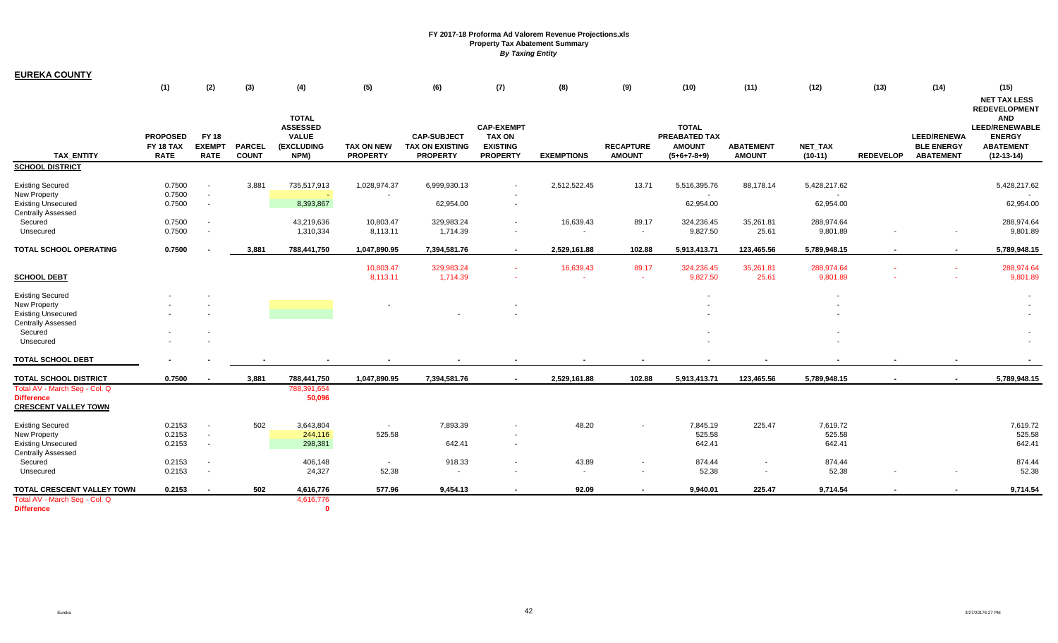**FY 2017-18 Proforma Ad Valorem Revenue Projections.xls**
**Property Tax Abatement Summary**
***By Taxing Entity***

## EUREKA COUNTY

| TAX_ENTITY | (1) PROPOSED FY 18 TAX RATE | (2) FY 18 EXEMPT RATE | (3) PARCEL COUNT | (4) TOTAL ASSESSED VALUE (EXCLUDING NPM) | (5) TAX ON NEW PROPERTY | (6) CAP-SUBJECT TAX ON EXISTING PROPERTY | (7) CAP-EXEMPT TAX ON EXISTING PROPERTY | (8) EXEMPTIONS | (9) RECAPTURE AMOUNT | (10) TOTAL PREABATED TAX AMOUNT (5+6+7-8+9) | (11) ABATEMENT AMOUNT | (12) NET_TAX (10-11) | (13) REDEVELOP | (14) LEED/RENEWABLE ENERGY ABATEMENT | (15) NET TAX LESS REDEVELOPMENT AND LEED/RENEWABLE ENERGY ABATEMENT (12-13-14) |
|---|---|---|---|---|---|---|---|---|---|---|---|---|---|---|---|
| **SCHOOL DISTRICT** | | | | | | | | | | | | | | | |
| Existing Secured | 0.7500 | - | 3,881 | 735,517,913 | 1,028,974.37 | 6,999,930.13 | - | 2,512,522.45 | 13.71 | 5,516,395.76 | 88,178.14 | 5,428,217.62 | | | 5,428,217.62 |
| New Property | 0.7500 | - | | - | - | | - | | | - | | - | | | - |
| Existing Unsecured | 0.7500 | - | | 8,393,867 | | 62,954.00 | - | | | 62,954.00 | | 62,954.00 | | | 62,954.00 |
| Centrally Assessed | | | | | | | | | | | | | | | |
| Secured | 0.7500 | - | | 43,219,636 | 10,803.47 | 329,983.24 | - | 16,639.43 | 89.17 | 324,236.45 | 35,261.81 | 288,974.64 | | | 288,974.64 |
| Unsecured | 0.7500 | - | | 1,310,334 | 8,113.11 | 1,714.39 | - | - | - | 9,827.50 | 25.61 | 9,801.89 | - | - | 9,801.89 |
| **TOTAL SCHOOL OPERATING** | **0.7500** | **-** | **3,881** | **788,441,750** | **1,047,890.95** | **7,394,581.76** | **-** | **2,529,161.88** | **102.88** | **5,913,413.71** | **123,465.56** | **5,789,948.15** | **-** | **-** | **5,789,948.15** |
| | | | | | 10,803.47 | 329,983.24 | - | 16,639.43 | 89.17 | 324,236.45 | 35,261.81 | 288,974.64 | - | - | 288,974.64 |
| **SCHOOL DEBT** | | | | | 8,113.11 | 1,714.39 | - | - | - | 9,827.50 | 25.61 | 9,801.89 | - | - | 9,801.89 |
| Existing Secured | - | - | | | | | | | | - | | - | | | - |
| New Property | - | - | | | - | | - | | | - | | - | | | - |
| Existing Unsecured | - | - | | | | - | - | | | - | | - | | | - |
| Centrally Assessed | | | | | | | | | | | | | | | |
| Secured | - | - | | | | | | | | - | | - | | | - |
| Unsecured | - | - | | | | | | | | - | | - | | | - |
| **TOTAL SCHOOL DEBT** | **-** | **-** | **-** | **-** | **-** | **-** | **-** | **-** | **-** | **-** | **-** | **-** | **-** | **-** | **-** |
| **TOTAL SCHOOL DISTRICT** | **0.7500** | **-** | **3,881** | **788,441,750** | **1,047,890.95** | **7,394,581.76** | **-** | **2,529,161.88** | **102.88** | **5,913,413.71** | **123,465.56** | **5,789,948.15** | **-** | **-** | **5,789,948.15** |
| Total AV - March Seg - Col. Q | | | | 788,391,654 | | | | | | | | | | | |
| **Difference** | | | | **50,096** | | | | | | | | | | | |
| **CRESCENT VALLEY TOWN** | | | | | | | | | | | | | | | |
| Existing Secured | 0.2153 | - | 502 | 3,643,804 | - | 7,893.39 | - | 48.20 | - | 7,845.19 | 225.47 | 7,619.72 | | | 7,619.72 |
| New Property | 0.2153 | - | | 244,116 | 525.58 | | - | | | 525.58 | | 525.58 | | | 525.58 |
| Existing Unsecured | 0.2153 | - | | 298,381 | | 642.41 | - | | | 642.41 | | 642.41 | | | 642.41 |
| Centrally Assessed | | | | | | | | | | | | | | | |
| Secured | 0.2153 | - | | 406,148 | - | 918.33 | - | 43.89 | - | 874.44 | - | 874.44 | | | 874.44 |
| Unsecured | 0.2153 | - | | 24,327 | 52.38 | - | - | - | - | 52.38 | - | 52.38 | - | - | 52.38 |
| **TOTAL CRESCENT VALLEY TOWN** | **0.2153** | **-** | **502** | **4,616,776** | **577.96** | **9,454.13** | **-** | **92.09** | **-** | **9,940.01** | **225.47** | **9,714.54** | **-** | **-** | **9,714.54** |
| Total AV - March Seg - Col. Q | | | | 4,616,776 | | | | | | | | | | | |
| **Difference** | | | | **0** | | | | | | | | | | | |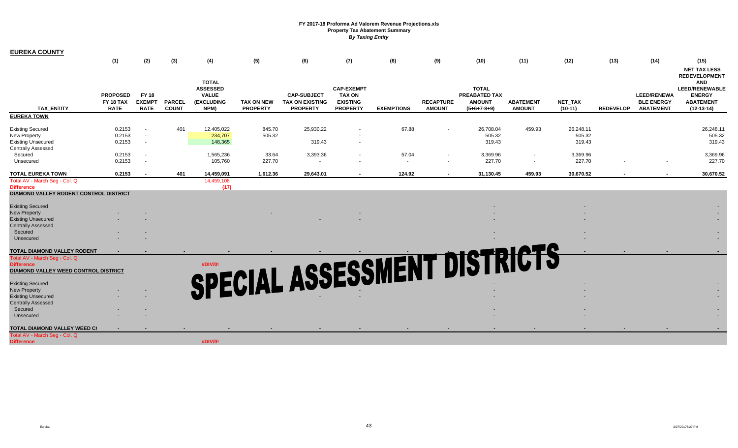**FY 2017-18 Proforma Ad Valorem Revenue Projections.xls**
**Property Tax Abatement Summary**
***By Taxing Entity***

## EUREKA COUNTY

| TAX_ENTITY | (1) PROPOSED FY 18 TAX RATE | (2) FY 18 EXEMPT RATE | (3) PARCEL COUNT | (4) TOTAL ASSESSED VALUE (EXCLUDING NPM) | (5) TAX ON NEW PROPERTY | (6) CAP-SUBJECT TAX ON EXISTING PROPERTY | (7) CAP-EXEMPT TAX ON EXISTING PROPERTY | (8) EXEMPTIONS | (9) RECAPTURE AMOUNT | (10) TOTAL PREABATED TAX AMOUNT (5+6+7-8+9) | (11) ABATEMENT AMOUNT | (12) NET_TAX (10-11) | (13) REDEVELOP | (14) LEED/RENEWABLE ENERGY ABATEMENT | (15) NET TAX LESS REDEVELOPMENT AND LEED/RENEWABLE ENERGY ABATEMENT (12-13-14) |
|---|---|---|---|---|---|---|---|---|---|---|---|---|---|---|---|
| **EUREKA TOWN** | | | | | | | | | | | | | | | |
| Existing Secured | 0.2153 | - | 401 | 12,405,022 | 845.70 | 25,930.22 | - | 67.88 | - | 26,708.04 | 459.93 | 26,248.11 | | | 26,248.11 |
| New Property | 0.2153 | - | | 234,707 | 505.32 | | - | | | 505.32 | | 505.32 | | | 505.32 |
| Existing Unsecured | 0.2153 | - | | 148,365 | | 319.43 | - | | | 319.43 | | 319.43 | | | 319.43 |
| Centrally Assessed | | | | | | | | | | | | | | | |
| Secured | 0.2153 | - | | 1,565,236 | 33.64 | 3,393.36 | - | 57.04 | - | 3,369.96 | - | 3,369.96 | | | 3,369.96 |
| Unsecured | 0.2153 | - | | 105,760 | 227.70 | - | - | - | - | 227.70 | - | 227.70 | - | - | 227.70 |
| **TOTAL EUREKA TOWN** | **0.2153** | **-** | **401** | **14,459,091** | **1,612.36** | **29,643.01** | **-** | **124.92** | **-** | **31,130.45** | **459.93** | **30,670.52** | **-** | **-** | **30,670.52** |
| Total AV - March Seg - Col. Q | | | | 14,459,108 | | | | | | | | | | | |
| **Difference** | | | | **(17)** | | | | | | | | | | | |
| **DIAMOND VALLEY RODENT CONTROL DISTRICT** | | | | | | | | | | | | | | | |
| Existing Secured | | | | | | | | | | - | | - | | | - |
| New Property | - | - | | | - | | - | | | - | | - | | | - |
| Existing Unsecured | - | - | | | | - | - | | | - | | - | | | - |
| Centrally Assessed | | | | | | | | | | | | | | | |
| Secured | - | - | | | | | | | | - | | - | | | - |
| Unsecured | - | - | | | | | | | | - | | - | | | - |
| **TOTAL DIAMOND VALLEY RODENT** | **-** | **-** | **-** | **-** | **-** | **-** | **-** | **-** | **-** | **-** | **-** | **-** | **-** | **-** | **-** |
| Total AV - March Seg - Col. Q | | | | | | | | | | | | | | | |
| **Difference** | | | | **#DIV/0!** | | | | | | | | | | | |
| **DIAMOND VALLEY WEED CONTROL DISTRICT** | | | | | | | | | | | | | | | |
| Existing Secured | | | | | | | | | | - | | - | | | - |
| New Property | - | - | | | | | - | | | - | | - | | | - |
| Existing Unsecured | - | - | | | | - | - | | | - | | - | | | - |
| Centrally Assessed | | | | | | | | | | | | | | | |
| Secured | - | - | | | | | | | | - | | - | | | - |
| Unsecured | - | - | | | | | | | | - | | - | | | - |
| **TOTAL DIAMOND VALLEY WEED C(** | **-** | **-** | **-** | **-** | **-** | **-** | **-** | **-** | **-** | **-** | **-** | **-** | **-** | **-** | **-** |
| Total AV - March Seg - Col. Q | | | | | | | | | | | | | | | |
| **Difference** | | | | **#DIV/0!** | | | | | | | | | | | |

**SPECIAL ASSESSMENT DISTRICTS**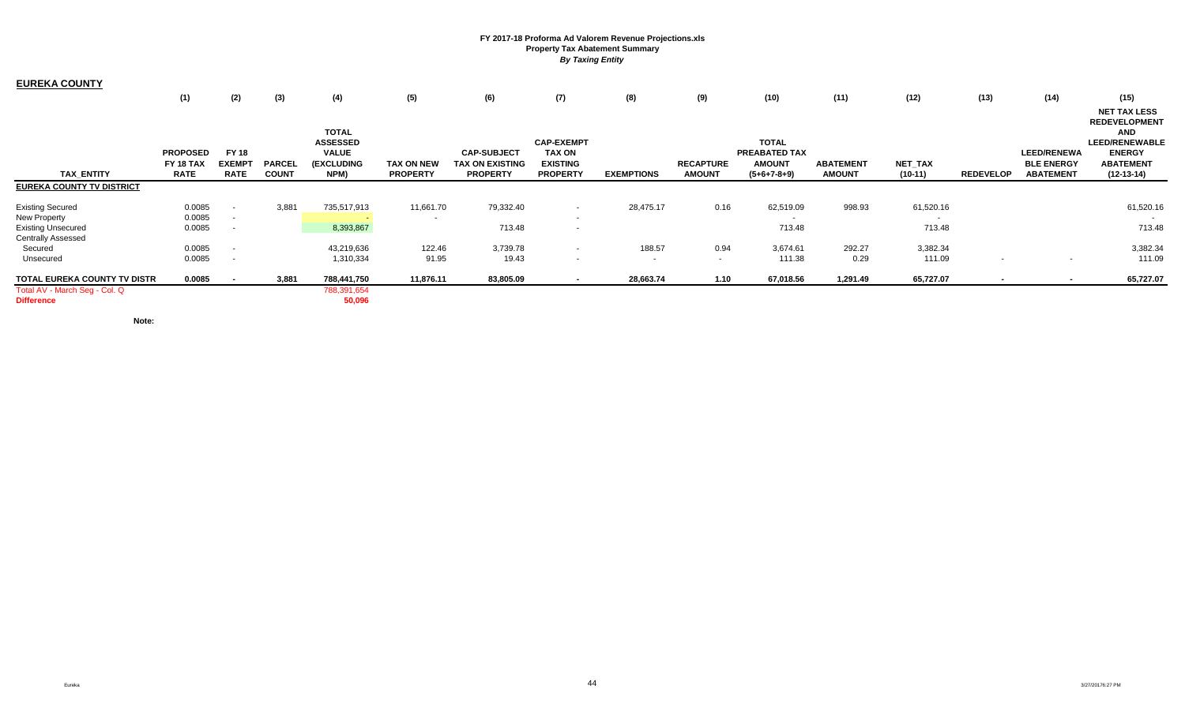**FY 2017-18 Proforma Ad Valorem Revenue Projections.xls**
**Property Tax Abatement Summary**
***By Taxing Entity***

## EUREKA COUNTY

| TAX_ENTITY | (1) PROPOSED FY 18 TAX RATE | (2) FY 18 EXEMPT RATE | (3) PARCEL COUNT | (4) TOTAL ASSESSED VALUE (EXCLUDING NPM) | (5) TAX ON NEW PROPERTY | (6) CAP-SUBJECT TAX ON EXISTING PROPERTY | (7) CAP-EXEMPT TAX ON EXISTING PROPERTY | (8) EXEMPTIONS | (9) RECAPTURE AMOUNT | (10) TOTAL PREABATED TAX AMOUNT (5+6+7-8+9) | (11) ABATEMENT AMOUNT | (12) NET_TAX (10-11) | (13) REDEVELOP | (14) LEED/RENEWABLE ENERGY ABATEMENT | (15) NET TAX LESS REDEVELOPMENT AND LEED/RENEWABLE ENERGY ABATEMENT (12-13-14) |
|---|---|---|---|---|---|---|---|---|---|---|---|---|---|---|---|
| **EUREKA COUNTY TV DISTRICT** | | | | | | | | | | | | | | | |
| Existing Secured | 0.0085 | - | 3,881 | 735,517,913 | 11,661.70 | 79,332.40 | - | 28,475.17 | 0.16 | 62,519.09 | 998.93 | 61,520.16 | | | 61,520.16 |
| New Property | 0.0085 | - | | - | - | | - | | | - | | - | | | - |
| Existing Unsecured | 0.0085 | - | | 8,393,867 | | 713.48 | - | | | 713.48 | | 713.48 | | | 713.48 |
| Centrally Assessed | | | | | | | | | | | | | | | |
| Secured | 0.0085 | - | | 43,219,636 | 122.46 | 3,739.78 | - | 188.57 | 0.94 | 3,674.61 | 292.27 | 3,382.34 | | | 3,382.34 |
| Unsecured | 0.0085 | - | | 1,310,334 | 91.95 | 19.43 | - | - | - | 111.38 | 0.29 | 111.09 | - | - | 111.09 |
| **TOTAL EUREKA COUNTY TV DISTR** | **0.0085** | **-** | **3,881** | **788,441,750** | **11,876.11** | **83,805.09** | **-** | **28,663.74** | **1.10** | **67,018.56** | **1,291.49** | **65,727.07** | **-** | **-** | **65,727.07** |
| Total AV - March Seg - Col. Q | | | | 788,391,654 | | | | | | | | | | | |
| **Difference** | | | | **50,096** | | | | | | | | | | | |

**Note:**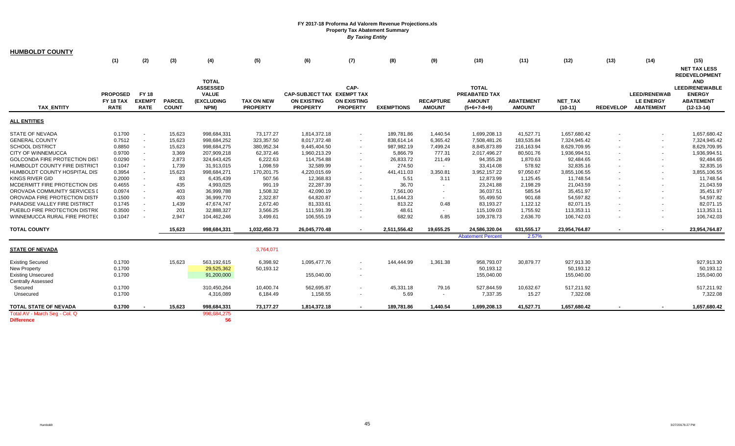# FY 2017-18 Proforma Ad Valorem Revenue Projections.xls
## Property Tax Abatement Summary
### *By Taxing Entity*

**HUMBOLDT COUNTY**

| TAX_ENTITY | (1) PROPOSED FY 18 TAX RATE | (2) FY 18 EXEMPT RATE | (3) PARCEL COUNT | (4) TOTAL ASSESSED VALUE (EXCLUDING NPM) | (5) TAX ON NEW PROPERTY | (6) CAP-SUBJECT TAX ON EXISTING PROPERTY | (7) CAP-EXEMPT TAX ON EXISTING PROPERTY | (8) EXEMPTIONS | (9) RECAPTURE AMOUNT | (10) TOTAL PREABATED TAX AMOUNT (5+6+7-8+9) | (11) ABATEMENT AMOUNT | (12) NET_TAX (10-11) | (13) REDEVELOP | (14) LEED/RENEWAB LE ENERGY ABATEMENT | (15) NET TAX LESS REDEVELOPMENT AND LEED/RENEWABLE ENERGY ABATEMENT (12-13-14) |
|---|---|---|---|---|---|---|---|---|---|---|---|---|---|---|---|
| **ALL ENTITIES** | | | | | | | | | | | | | | | |
| STATE OF NEVADA | 0.1700 | - | 15,623 | 998,684,331 | 73,177.27 | 1,814,372.18 | - | 189,781.86 | 1,440.54 | 1,699,208.13 | 41,527.71 | 1,657,680.42 | - | - | 1,657,680.42 |
| GENERAL COUNTY | 0.7512 | - | 15,623 | 998,684,252 | 323,357.50 | 8,017,372.48 | - | 838,614.14 | 6,365.42 | 7,508,481.26 | 183,535.84 | 7,324,945.42 | - | - | 7,324,945.42 |
| SCHOOL DISTRICT | 0.8850 | - | 15,623 | 998,684,275 | 380,952.34 | 9,445,404.50 | - | 987,982.19 | 7,499.24 | 8,845,873.89 | 216,163.94 | 8,629,709.95 | - | - | 8,629,709.95 |
| CITY OF WINNEMUCCA | 0.9700 | - | 3,369 | 207,909,218 | 62,372.46 | 1,960,213.29 | - | 5,866.79 | 777.31 | 2,017,496.27 | 80,501.76 | 1,936,994.51 | - | - | 1,936,994.51 |
| GOLCONDA FIRE PROTECTION DIST | 0.0290 | - | 2,873 | 324,643,425 | 6,222.63 | 114,754.88 | - | 26,833.72 | 211.49 | 94,355.28 | 1,870.63 | 92,484.65 | - | - | 92,484.65 |
| HUMBOLDT COUNTY FIRE DISTRICT | 0.1047 | - | 1,739 | 31,913,015 | 1,098.59 | 32,589.99 | - | 274.50 | - | 33,414.08 | 578.92 | 32,835.16 | - | - | 32,835.16 |
| HUMBOLDT COUNTY HOSPITAL DIS | 0.3954 | - | 15,623 | 998,684,271 | 170,201.75 | 4,220,015.69 | - | 441,411.03 | 3,350.81 | 3,952,157.22 | 97,050.67 | 3,855,106.55 | - | - | 3,855,106.55 |
| KINGS RIVER GID | 0.2000 | - | 83 | 6,435,439 | 507.56 | 12,368.83 | - | 5.51 | 3.11 | 12,873.99 | 1,125.45 | 11,748.54 | - | - | 11,748.54 |
| MCDERMITT FIRE PROTECTION DIS | 0.4655 | - | 435 | 4,993,025 | 991.19 | 22,287.39 | - | 36.70 | - | 23,241.88 | 2,198.29 | 21,043.59 | - | - | 21,043.59 |
| OROVADA COMMUNITY SERVICES I | 0.0974 | - | 403 | 36,999,788 | 1,508.32 | 42,090.19 | - | 7,561.00 | - | 36,037.51 | 585.54 | 35,451.97 | - | - | 35,451.97 |
| OROVADA FIRE PROTECTION DISTF | 0.1500 | - | 403 | 36,999,770 | 2,322.87 | 64,820.87 | - | 11,644.23 | - | 55,499.50 | 901.68 | 54,597.82 | - | - | 54,597.82 |
| PARADISE VALLEY FIRE DISTRICT | 0.1745 | - | 1,439 | 47,674,747 | 2,672.40 | 81,333.61 | - | 813.22 | 0.48 | 83,193.27 | 1,122.12 | 82,071.15 | - | - | 82,071.15 |
| PUEBLO FIRE PROTECTION DISTRI( | 0.3500 | - | 201 | 32,888,327 | 3,566.25 | 111,591.39 | - | 48.61 | - | 115,109.03 | 1,755.92 | 113,353.11 | - | - | 113,353.11 |
| WINNEMUCCA RURAL FIRE PROTE( | 0.1047 | - | 2,947 | 104,462,246 | 3,499.61 | 106,555.19 | - | 682.92 | 6.85 | 109,378.73 | 2,636.70 | 106,742.03 | - | - | 106,742.03 |
| **TOTAL COUNTY** | | | **15,623** | **998,684,331** | **1,032,450.73** | **26,045,770.48** | **-** | **2,511,556.42** | **19,655.25** | **24,586,320.04** | **631,555.17** | **23,954,764.87** | **-** | **-** | **23,954,764.87** |
| | | | | | | | | | | Abatement Percent | 2.57% | | | | |
| **STATE OF NEVADA** | | | | | 3,764,071 | | | | | | | | | | |
| Existing Secured | 0.1700 | | 15,623 | 563,192,615 | 6,398.92 | 1,095,477.76 | - | 144,444.99 | 1,361.38 | 958,793.07 | 30,879.77 | 927,913.30 | | | 927,913.30 |
| New Property | 0.1700 | | | 29,525,362 | 50,193.12 | | - | | | 50,193.12 | | 50,193.12 | | | 50,193.12 |
| Existing Unsecured | 0.1700 | | | 91,200,000 | | 155,040.00 | - | | | 155,040.00 | | 155,040.00 | | | 155,040.00 |
| Centrally Assessed | | | | | | | | | | | | | | | |
| Secured | 0.1700 | | | 310,450,264 | 10,400.74 | 562,695.87 | - | 45,331.18 | 79.16 | 527,844.59 | 10,632.67 | 517,211.92 | | | 517,211.92 |
| Unsecured | 0.1700 | | | 4,316,089 | 6,184.49 | 1,158.55 | - | 5.69 | - | 7,337.35 | 15.27 | 7,322.08 | | | 7,322.08 |
| **TOTAL STATE OF NEVADA** | **0.1700** | **-** | **15,623** | **998,684,331** | **73,177.27** | **1,814,372.18** | **-** | **189,781.86** | **1,440.54** | **1,699,208.13** | **41,527.71** | **1,657,680.42** | **-** | **-** | **1,657,680.42** |
| Total AV - March Seg - Col. Q | | | | 998,684,275 | | | | | | | | | | | |
| **Difference** | | | | **56** | | | | | | | | | | | |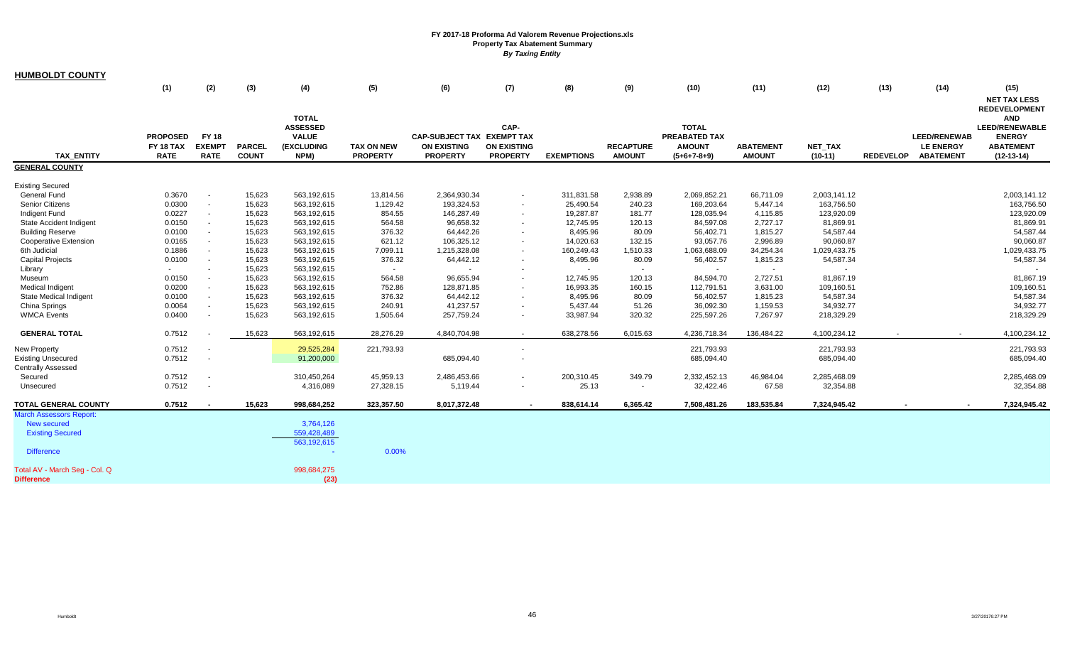**FY 2017-18 Proforma Ad Valorem Revenue Projections.xls**
**Property Tax Abatement Summary**
***By Taxing Entity***

## HUMBOLDT COUNTY

| TAX_ENTITY | (1) PROPOSED FY 18 TAX RATE | (2) FY 18 EXEMPT RATE | (3) PARCEL COUNT | (4) TOTAL ASSESSED VALUE (EXCLUDING NPM) | (5) TAX ON NEW PROPERTY | (6) CAP-SUBJECT TAX ON EXISTING PROPERTY | (7) CAP-EXEMPT TAX ON EXISTING PROPERTY | (8) EXEMPTIONS | (9) RECAPTURE AMOUNT | (10) TOTAL PREABATED TAX AMOUNT (5+6+7-8+9) | (11) ABATEMENT AMOUNT | (12) NET_TAX (10-11) | (13) REDEVELOP | (14) LEED/RENEWAB LE ENERGY ABATEMENT | (15) NET TAX LESS REDEVELOPMENT AND LEED/RENEWABLE ENERGY ABATEMENT (12-13-14) |
|---|---|---|---|---|---|---|---|---|---|---|---|---|---|---|---|
| **GENERAL COUNTY** | | | | | | | | | | | | | | | |
| Existing Secured | | | | | | | | | | | | | | | |
| General Fund | 0.3670 | - | 15,623 | 563,192,615 | 13,814.56 | 2,364,930.34 | - | 311,831.58 | 2,938.89 | 2,069,852.21 | 66,711.09 | 2,003,141.12 | | | 2,003,141.12 |
| Senior Citizens | 0.0300 | - | 15,623 | 563,192,615 | 1,129.42 | 193,324.53 | - | 25,490.54 | 240.23 | 169,203.64 | 5,447.14 | 163,756.50 | | | 163,756.50 |
| Indigent Fund | 0.0227 | - | 15,623 | 563,192,615 | 854.55 | 146,287.49 | - | 19,287.87 | 181.77 | 128,035.94 | 4,115.85 | 123,920.09 | | | 123,920.09 |
| State Accident Indigent | 0.0150 | - | 15,623 | 563,192,615 | 564.58 | 96,658.32 | - | 12,745.95 | 120.13 | 84,597.08 | 2,727.17 | 81,869.91 | | | 81,869.91 |
| Building Reserve | 0.0100 | - | 15,623 | 563,192,615 | 376.32 | 64,442.26 | - | 8,495.96 | 80.09 | 56,402.71 | 1,815.27 | 54,587.44 | | | 54,587.44 |
| Cooperative Extension | 0.0165 | - | 15,623 | 563,192,615 | 621.12 | 106,325.12 | - | 14,020.63 | 132.15 | 93,057.76 | 2,996.89 | 90,060.87 | | | 90,060.87 |
| 6th Judicial | 0.1886 | - | 15,623 | 563,192,615 | 7,099.11 | 1,215,328.08 | - | 160,249.43 | 1,510.33 | 1,063,688.09 | 34,254.34 | 1,029,433.75 | | | 1,029,433.75 |
| Capital Projects | 0.0100 | - | 15,623 | 563,192,615 | 376.32 | 64,442.12 | - | 8,495.96 | 80.09 | 56,402.57 | 1,815.23 | 54,587.34 | | | 54,587.34 |
| Library | - | - | 15,623 | 563,192,615 | - | - | - | - | - | - | - | - | | | - |
| Museum | 0.0150 | - | 15,623 | 563,192,615 | 564.58 | 96,655.94 | - | 12,745.95 | 120.13 | 84,594.70 | 2,727.51 | 81,867.19 | | | 81,867.19 |
| Medical Indigent | 0.0200 | - | 15,623 | 563,192,615 | 752.86 | 128,871.85 | - | 16,993.35 | 160.15 | 112,791.51 | 3,631.00 | 109,160.51 | | | 109,160.51 |
| State Medical Indigent | 0.0100 | - | 15,623 | 563,192,615 | 376.32 | 64,442.12 | - | 8,495.96 | 80.09 | 56,402.57 | 1,815.23 | 54,587.34 | | | 54,587.34 |
| China Springs | 0.0064 | - | 15,623 | 563,192,615 | 240.91 | 41,237.57 | - | 5,437.44 | 51.26 | 36,092.30 | 1,159.53 | 34,932.77 | | | 34,932.77 |
| WMCA Events | 0.0400 | - | 15,623 | 563,192,615 | 1,505.64 | 257,759.24 | - | 33,987.94 | 320.32 | 225,597.26 | 7,267.97 | 218,329.29 | | | 218,329.29 |
| **GENERAL TOTAL** | 0.7512 | - | 15,623 | 563,192,615 | 28,276.29 | 4,840,704.98 | - | 638,278.56 | 6,015.63 | 4,236,718.34 | 136,484.22 | 4,100,234.12 | - | - | 4,100,234.12 |
| New Property | 0.7512 | - | | 29,525,284 | 221,793.93 | | - | | | 221,793.93 | | 221,793.93 | | | 221,793.93 |
| Existing Unsecured | 0.7512 | - | | 91,200,000 | | 685,094.40 | - | | | 685,094.40 | | 685,094.40 | | | 685,094.40 |
| Centrally Assessed | | | | | | | | | | | | | | | |
| Secured | 0.7512 | - | | 310,450,264 | 45,959.13 | 2,486,453.66 | - | 200,310.45 | 349.79 | 2,332,452.13 | 46,984.04 | 2,285,468.09 | | | 2,285,468.09 |
| Unsecured | 0.7512 | - | | 4,316,089 | 27,328.15 | 5,119.44 | - | 25.13 | - | 32,422.46 | 67.58 | 32,354.88 | | | 32,354.88 |
| **TOTAL GENERAL COUNTY** | **0.7512** | **-** | **15,623** | **998,684,252** | **323,357.50** | **8,017,372.48** | **-** | **838,614.14** | **6,365.42** | **7,508,481.26** | **183,535.84** | **7,324,945.42** | **-** | **-** | **7,324,945.42** |
| March Assessors Report: | | | | | | | | | | | | | | | |
| New secured | | | | 3,764,126 | | | | | | | | | | | |
| Existing Secured | | | | 559,428,489 | | | | | | | | | | | |
| | | | | 563,192,615 | | | | | | | | | | | |
| Difference | | | | - | 0.00% | | | | | | | | | | |
| Total AV - March Seg - Col. Q | | | | 998,684,275 | | | | | | | | | | | |
| **Difference** | | | | **(23)** | | | | | | | | | | | |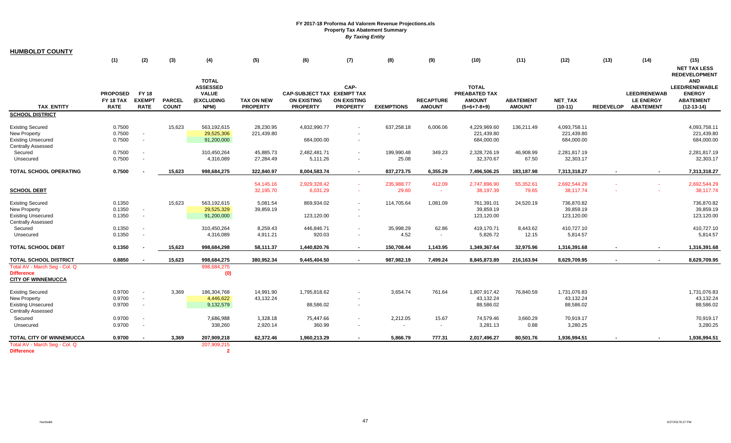**FY 2017-18 Proforma Ad Valorem Revenue Projections.xls**
**Property Tax Abatement Summary**
***By Taxing Entity***

## HUMBOLDT COUNTY

| TAX_ENTITY | (1) PROPOSED FY 18 TAX RATE | (2) FY 18 EXEMPT RATE | (3) PARCEL COUNT | (4) TOTAL ASSESSED VALUE (EXCLUDING NPM) | (5) TAX ON NEW PROPERTY | (6) CAP-SUBJECT TAX ON EXISTING PROPERTY | (7) CAP-EXEMPT TAX ON EXISTING PROPERTY | (8) EXEMPTIONS | (9) RECAPTURE AMOUNT | (10) TOTAL PREABATED TAX AMOUNT (5+6+7-8+9) | (11) ABATEMENT AMOUNT | (12) NET_TAX (10-11) | (13) REDEVELOP | (14) LEED/RENEWAB LE ENERGY ABATEMENT | (15) NET TAX LESS REDEVELOPMENT AND LEED/RENEWABLE ENERGY ABATEMENT (12-13-14) |
|---|---|---|---|---|---|---|---|---|---|---|---|---|---|---|---|
| **SCHOOL DISTRICT** | | | | | | | | | | | | | | | |
| Existing Secured | 0.7500 | | 15,623 | 563,192,615 | 28,230.95 | 4,832,990.77 | - | 637,258.18 | 6,006.06 | 4,229,969.60 | 136,211.49 | 4,093,758.11 | | | 4,093,758.11 |
| New Property | 0.7500 | - | | 29,525,306 | 221,439.80 | | - | | | 221,439.80 | | 221,439.80 | | | 221,439.80 |
| Existing Unsecured | 0.7500 | - | | 91,200,000 | | 684,000.00 | - | | | 684,000.00 | | 684,000.00 | | | 684,000.00 |
| Centrally Assessed | | | | | | | | | | | | | | | |
| Secured | 0.7500 | - | | 310,450,264 | 45,885.73 | 2,482,481.71 | - | 199,990.48 | 349.23 | 2,328,726.19 | 46,908.99 | 2,281,817.19 | | | 2,281,817.19 |
| Unsecured | 0.7500 | - | | 4,316,089 | 27,284.49 | 5,111.26 | - | 25.08 | - | 32,370.67 | 67.50 | 32,303.17 | | | 32,303.17 |
| **TOTAL SCHOOL OPERATING** | **0.7500** | **-** | **15,623** | **998,684,275** | **322,840.97** | **8,004,583.74** | **-** | **837,273.75** | **6,355.29** | **7,496,506.25** | **183,187.98** | **7,313,318.27** | **-** | **-** | **7,313,318.27** |
| | | | | | 54,145.16 | 2,929,328.42 | - | 235,988.77 | 412.09 | 2,747,896.90 | 55,352.61 | 2,692,544.29 | - | - | 2,692,544.29 |
| **SCHOOL DEBT** | | | | | 32,195.70 | 6,031.29 | - | 29.60 | - | 38,197.39 | 79.65 | 38,117.74 | - | - | 38,117.74 |
| Existing Secured | 0.1350 | | 15,623 | 563,192,615 | 5,081.54 | 869,934.02 | - | 114,705.64 | 1,081.09 | 761,391.01 | 24,520.19 | 736,870.82 | | | 736,870.82 |
| New Property | 0.1350 | - | | 29,525,329 | 39,859.19 | | - | | | 39,859.19 | | 39,859.19 | | | 39,859.19 |
| Existing Unsecured | 0.1350 | - | | 91,200,000 | | 123,120.00 | - | | | 123,120.00 | | 123,120.00 | | | 123,120.00 |
| Centrally Assessed | | | | | | | | | | | | | | | |
| Secured | 0.1350 | - | | 310,450,264 | 8,259.43 | 446,846.71 | - | 35,998.29 | 62.86 | 419,170.71 | 8,443.62 | 410,727.10 | | | 410,727.10 |
| Unsecured | 0.1350 | - | | 4,316,089 | 4,911.21 | 920.03 | - | 4.52 | - | 5,826.72 | 12.15 | 5,814.57 | | | 5,814.57 |
| **TOTAL SCHOOL DEBT** | **0.1350** | **-** | **15,623** | **998,684,298** | **58,111.37** | **1,440,820.76** | **-** | **150,708.44** | **1,143.95** | **1,349,367.64** | **32,975.96** | **1,316,391.68** | **-** | **-** | **1,316,391.68** |
| **TOTAL SCHOOL DISTRICT** | **0.8850** | **-** | **15,623** | **998,684,275** | **380,952.34** | **9,445,404.50** | **-** | **987,982.19** | **7,499.24** | **8,845,873.89** | **216,163.94** | **8,629,709.95** | **-** | **-** | **8,629,709.95** |
| Total AV - March Seg - Col. Q | | | | 998,684,275 | | | | | | | | | | | |
| **Difference** | | | | (0) | | | | | | | | | | | |
| **CITY OF WINNEMUCCA** | | | | | | | | | | | | | | | |
| Existing Secured | 0.9700 | - | 3,369 | 186,304,768 | 14,991.90 | 1,795,818.62 | - | 3,654.74 | 761.64 | 1,807,917.42 | 76,840.59 | 1,731,076.83 | | | 1,731,076.83 |
| New Property | 0.9700 | - | | 4,446,622 | 43,132.24 | | - | | | 43,132.24 | | 43,132.24 | | | 43,132.24 |
| Existing Unsecured | 0.9700 | - | | 9,132,579 | | 88,586.02 | - | | | 88,586.02 | | 88,586.02 | | | 88,586.02 |
| Centrally Assessed | | | | | | | | | | | | | | | |
| Secured | 0.9700 | - | | 7,686,988 | 1,328.18 | 75,447.66 | - | 2,212.05 | 15.67 | 74,579.46 | 3,660.29 | 70,919.17 | | | 70,919.17 |
| Unsecured | 0.9700 | - | | 338,260 | 2,920.14 | 360.99 | - | - | - | 3,281.13 | 0.88 | 3,280.25 | | | 3,280.25 |
| **TOTAL CITY OF WINNEMUCCA** | **0.9700** | **-** | **3,369** | **207,909,218** | **62,372.46** | **1,960,213.29** | **-** | **5,866.79** | **777.31** | **2,017,496.27** | **80,501.76** | **1,936,994.51** | **-** | **-** | **1,936,994.51** |
| Total AV - March Seg - Col. Q | | | | 207,909,215 | | | | | | | | | | | |
| **Difference** | | | | 2 | | | | | | | | | | | |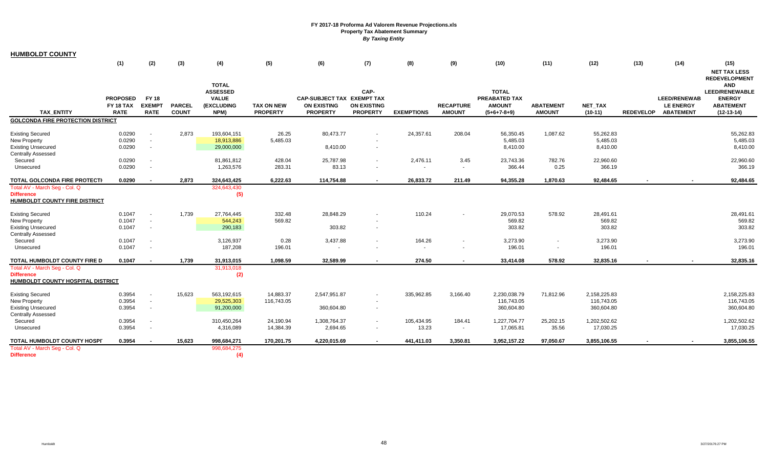**FY 2017-18 Proforma Ad Valorem Revenue Projections.xls**
**Property Tax Abatement Summary**
***By Taxing Entity***

## HUMBOLDT COUNTY

| TAX_ENTITY | (1) PROPOSED FY 18 TAX RATE | (2) FY 18 EXEMPT RATE | (3) PARCEL COUNT | (4) TOTAL ASSESSED VALUE (EXCLUDING NPM) | (5) TAX ON NEW PROPERTY | (6) CAP-SUBJECT TAX ON EXISTING PROPERTY | (7) CAP-EXEMPT TAX ON EXISTING PROPERTY | (8) EXEMPTIONS | (9) RECAPTURE AMOUNT | (10) TOTAL PREABATED TAX AMOUNT (5+6+7-8+9) | (11) ABATEMENT AMOUNT | (12) NET_TAX (10-11) | (13) REDEVELOP | (14) LEED/RENEWABLE ENERGY ABATEMENT | (15) NET TAX LESS REDEVELOPMENT AND LEED/RENEWABLE ENERGY ABATEMENT (12-13-14) |
|---|---|---|---|---|---|---|---|---|---|---|---|---|---|---|---|
| **GOLCONDA FIRE PROTECTION DISTRICT** | | | | | | | | | | | | | | | |
| Existing Secured | 0.0290 | - | 2,873 | 193,604,151 | 26.25 | 80,473.77 | - | 24,357.61 | 208.04 | 56,350.45 | 1,087.62 | 55,262.83 | | | 55,262.83 |
| New Property | 0.0290 | - | | 18,913,886 | 5,485.03 | | - | | | 5,485.03 | | 5,485.03 | | | 5,485.03 |
| Existing Unsecured | 0.0290 | - | | 29,000,000 | | 8,410.00 | - | | | 8,410.00 | | 8,410.00 | | | 8,410.00 |
| Centrally Assessed | | | | | | | | | | | | | | | |
| Secured | 0.0290 | - | | 81,861,812 | 428.04 | 25,787.98 | - | 2,476.11 | 3.45 | 23,743.36 | 782.76 | 22,960.60 | | | 22,960.60 |
| Unsecured | 0.0290 | - | | 1,263,576 | 283.31 | 83.13 | - | - | - | 366.44 | 0.25 | 366.19 | | | 366.19 |
| **TOTAL GOLCONDA FIRE PROTECTI** | **0.0290** | **-** | **2,873** | **324,643,425** | **6,222.63** | **114,754.88** | **-** | **26,833.72** | **211.49** | **94,355.28** | **1,870.63** | **92,484.65** | **-** | **-** | **92,484.65** |
| Total AV - March Seg - Col. Q | | | | 324,643,430 | | | | | | | | | | | |
| **Difference** | | | | **(5)** | | | | | | | | | | | |
| **HUMBOLDT COUNTY FIRE DISTRICT** | | | | | | | | | | | | | | | |
| Existing Secured | 0.1047 | - | 1,739 | 27,764,445 | 332.48 | 28,848.29 | - | 110.24 | - | 29,070.53 | 578.92 | 28,491.61 | | | 28,491.61 |
| New Property | 0.1047 | - | | 544,243 | 569.82 | | - | | | 569.82 | | 569.82 | | | 569.82 |
| Existing Unsecured | 0.1047 | - | | 290,183 | | 303.82 | - | | | 303.82 | | 303.82 | | | 303.82 |
| Centrally Assessed | | | | | | | | | | | | | | | |
| Secured | 0.1047 | - | | 3,126,937 | 0.28 | 3,437.88 | - | 164.26 | - | 3,273.90 | - | 3,273.90 | | | 3,273.90 |
| Unsecured | 0.1047 | - | | 187,208 | 196.01 | - | - | - | - | 196.01 | - | 196.01 | | | 196.01 |
| **TOTAL HUMBOLDT COUNTY FIRE D** | **0.1047** | **-** | **1,739** | **31,913,015** | **1,098.59** | **32,589.99** | **-** | **274.50** | **-** | **33,414.08** | **578.92** | **32,835.16** | **-** | **-** | **32,835.16** |
| Total AV - March Seg - Col. Q | | | | 31,913,018 | | | | | | | | | | | |
| **Difference** | | | | **(2)** | | | | | | | | | | | |
| **HUMBOLDT COUNTY HOSPITAL DISTRICT** | | | | | | | | | | | | | | | |
| Existing Secured | 0.3954 | - | 15,623 | 563,192,615 | 14,883.37 | 2,547,951.87 | - | 335,962.85 | 3,166.40 | 2,230,038.79 | 71,812.96 | 2,158,225.83 | | | 2,158,225.83 |
| New Property | 0.3954 | - | | 29,525,303 | 116,743.05 | | - | | | 116,743.05 | | 116,743.05 | | | 116,743.05 |
| Existing Unsecured | 0.3954 | - | | 91,200,000 | | 360,604.80 | - | | | 360,604.80 | | 360,604.80 | | | 360,604.80 |
| Centrally Assessed | | | | | | | | | | | | | | | |
| Secured | 0.3954 | - | | 310,450,264 | 24,190.94 | 1,308,764.37 | - | 105,434.95 | 184.41 | 1,227,704.77 | 25,202.15 | 1,202,502.62 | | | 1,202,502.62 |
| Unsecured | 0.3954 | - | | 4,316,089 | 14,384.39 | 2,694.65 | - | 13.23 | - | 17,065.81 | 35.56 | 17,030.25 | | | 17,030.25 |
| **TOTAL HUMBOLDT COUNTY HOSPI** | **0.3954** | **-** | **15,623** | **998,684,271** | **170,201.75** | **4,220,015.69** | **-** | **441,411.03** | **3,350.81** | **3,952,157.22** | **97,050.67** | **3,855,106.55** | **-** | **-** | **3,855,106.55** |
| Total AV - March Seg - Col. Q | | | | 998,684,275 | | | | | | | | | | | |
| **Difference** | | | | **(4)** | | | | | | | | | | | |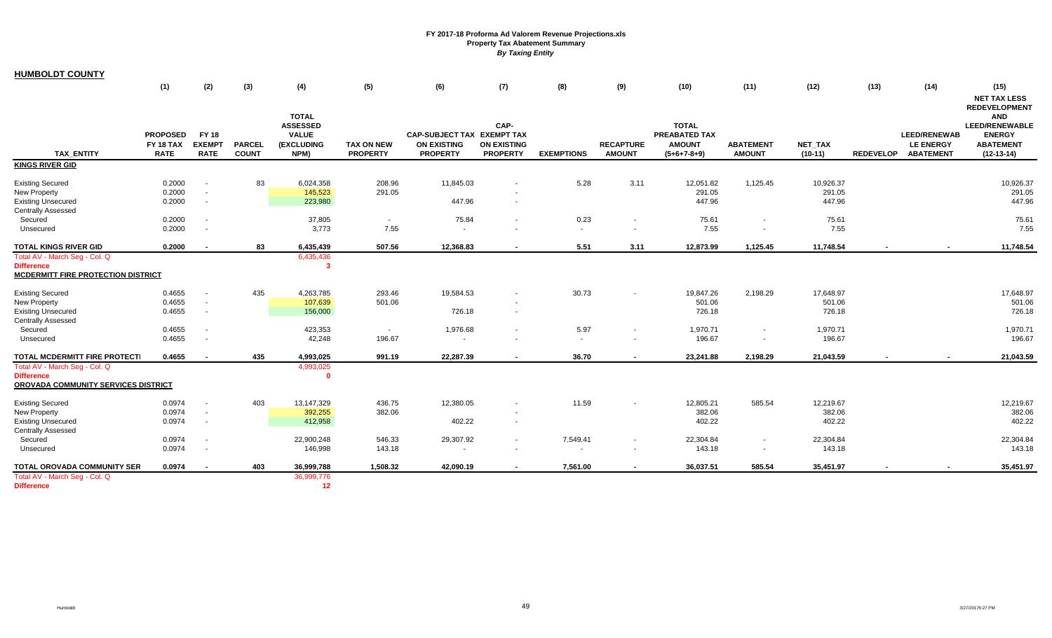**FY 2017-18 Proforma Ad Valorem Revenue Projections.xls**
**Property Tax Abatement Summary**
*By Taxing Entity*

## HUMBOLDT COUNTY

| | (1) | (2) | (3) | (4) | (5) | (6) | (7) | (8) | (9) | (10) | (11) | (12) | (13) | (14) | (15) |
|---|---|---|---|---|---|---|---|---|---|---|---|---|---|---|---|
| **TAX_ENTITY** | **PROPOSED FY 18 TAX RATE** | **FY 18 EXEMPT RATE** | **PARCEL COUNT** | **TOTAL ASSESSED VALUE (EXCLUDING NPM)** | **TAX ON NEW PROPERTY** | **CAP-SUBJECT TAX ON EXISTING PROPERTY** | **CAP-EXEMPT TAX ON EXISTING PROPERTY** | **EXEMPTIONS** | **RECAPTURE AMOUNT** | **TOTAL PREABATED TAX AMOUNT (5+6+7-8+9)** | **ABATEMENT AMOUNT** | **NET_TAX (10-11)** | **REDEVELOP** | **LEED/RENEWABLE ENERGY ABATEMENT** | **NET TAX LESS REDEVELOPMENT AND LEED/RENEWABLE ENERGY ABATEMENT (12-13-14)** |
| **KINGS RIVER GID** | | | | | | | | | | | | | | | |
| Existing Secured | 0.2000 | - | 83 | 6,024,358 | 208.96 | 11,845.03 | - | 5.28 | 3.11 | 12,051.82 | 1,125.45 | 10,926.37 | | | 10,926.37 |
| New Property | 0.2000 | - | | 145,523 | 291.05 | | - | | | 291.05 | | 291.05 | | | 291.05 |
| Existing Unsecured | 0.2000 | - | | 223,980 | | 447.96 | - | | | 447.96 | | 447.96 | | | 447.96 |
| Centrally Assessed | | | | | | | | | | | | | | | |
| Secured | 0.2000 | - | | 37,805 | - | 75.84 | - | 0.23 | - | 75.61 | - | 75.61 | | | 75.61 |
| Unsecured | 0.2000 | - | | 3,773 | 7.55 | - | - | - | - | 7.55 | - | 7.55 | | | 7.55 |
| **TOTAL KINGS RIVER GID** | **0.2000** | **-** | **83** | **6,435,439** | **507.56** | **12,368.83** | **-** | **5.51** | **3.11** | **12,873.99** | **1,125.45** | **11,748.54** | **-** | **-** | **11,748.54** |
| Total AV - March Seg - Col. Q | | | | 6,435,436 | | | | | | | | | | | |
| **Difference** | | | | **3** | | | | | | | | | | | |
| **MCDERMITT FIRE PROTECTION DISTRICT** | | | | | | | | | | | | | | | |
| Existing Secured | 0.4655 | - | 435 | 4,263,785 | 293.46 | 19,584.53 | - | 30.73 | - | 19,847.26 | 2,198.29 | 17,648.97 | | | 17,648.97 |
| New Property | 0.4655 | - | | 107,639 | 501.06 | | - | | | 501.06 | | 501.06 | | | 501.06 |
| Existing Unsecured | 0.4655 | - | | 156,000 | | 726.18 | - | | | 726.18 | | 726.18 | | | 726.18 |
| Centrally Assessed | | | | | | | | | | | | | | | |
| Secured | 0.4655 | - | | 423,353 | - | 1,976.68 | - | 5.97 | - | 1,970.71 | - | 1,970.71 | | | 1,970.71 |
| Unsecured | 0.4655 | - | | 42,248 | 196.67 | - | - | - | - | 196.67 | - | 196.67 | | | 196.67 |
| **TOTAL MCDERMITT FIRE PROTECTI** | **0.4655** | **-** | **435** | **4,993,025** | **991.19** | **22,287.39** | **-** | **36.70** | **-** | **23,241.88** | **2,198.29** | **21,043.59** | **-** | **-** | **21,043.59** |
| Total AV - March Seg - Col. Q | | | | 4,993,025 | | | | | | | | | | | |
| **Difference** | | | | **0** | | | | | | | | | | | |
| **OROVADA COMMUNITY SERVICES DISTRICT** | | | | | | | | | | | | | | | |
| Existing Secured | 0.0974 | - | 403 | 13,147,329 | 436.75 | 12,380.05 | - | 11.59 | - | 12,805.21 | 585.54 | 12,219.67 | | | 12,219.67 |
| New Property | 0.0974 | - | | 392,255 | 382.06 | | - | | | 382.06 | | 382.06 | | | 382.06 |
| Existing Unsecured | 0.0974 | - | | 412,958 | | 402.22 | - | | | 402.22 | | 402.22 | | | 402.22 |
| Centrally Assessed | | | | | | | | | | | | | | | |
| Secured | 0.0974 | - | | 22,900,248 | 546.33 | 29,307.92 | - | 7,549.41 | - | 22,304.84 | - | 22,304.84 | | | 22,304.84 |
| Unsecured | 0.0974 | - | | 146,998 | 143.18 | - | - | - | - | 143.18 | - | 143.18 | | | 143.18 |
| **TOTAL OROVADA COMMUNITY SER** | **0.0974** | **-** | **403** | **36,999,788** | **1,508.32** | **42,090.19** | **-** | **7,561.00** | **-** | **36,037.51** | **585.54** | **35,451.97** | **-** | **-** | **35,451.97** |
| Total AV - March Seg - Col. Q | | | | 36,999,776 | | | | | | | | | | | |
| **Difference** | | | | **12** | | | | | | | | | | | |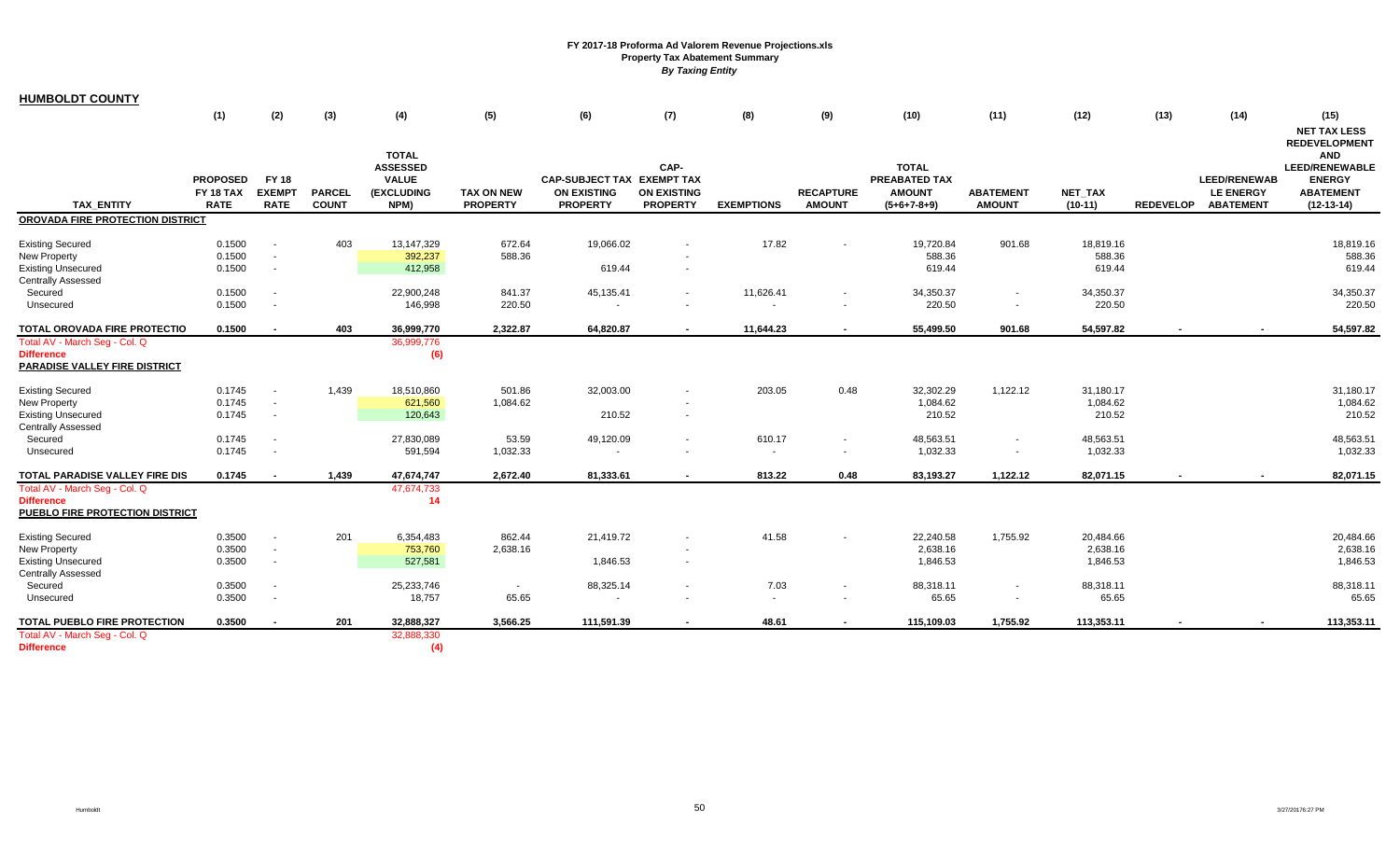FY 2017-18 Proforma Ad Valorem Revenue Projections.xls
Property Tax Abatement Summary
*By Taxing Entity*

**HUMBOLDT COUNTY**

| TAX_ENTITY | (1) PROPOSED FY 18 TAX RATE | (2) FY 18 EXEMPT RATE | (3) PARCEL COUNT | (4) TOTAL ASSESSED VALUE (EXCLUDING NPM) | (5) TAX ON NEW PROPERTY | (6) CAP-SUBJECT TAX ON EXISTING PROPERTY | (7) CAP-EXEMPT TAX ON EXISTING PROPERTY | (8) EXEMPTIONS | (9) RECAPTURE AMOUNT | (10) TOTAL PREABATED TAX AMOUNT (5+6+7-8+9) | (11) ABATEMENT AMOUNT | (12) NET_TAX (10-11) | (13) REDEVELOP | (14) LEED/RENEWABLE ENERGY ABATEMENT | (15) NET TAX LESS REDEVELOPMENT AND LEED/RENEWABLE ENERGY ABATEMENT (12-13-14) |
|---|---|---|---|---|---|---|---|---|---|---|---|---|---|---|---|
| **OROVADA FIRE PROTECTION DISTRICT** | | | | | | | | | | | | | | | |
| Existing Secured | 0.1500 | - | 403 | 13,147,329 | 672.64 | 19,066.02 | - | 17.82 | - | 19,720.84 | 901.68 | 18,819.16 | | | 18,819.16 |
| New Property | 0.1500 | - | | 392,237 | 588.36 | | - | | | 588.36 | | 588.36 | | | 588.36 |
| Existing Unsecured | 0.1500 | - | | 412,958 | | 619.44 | - | | | 619.44 | | 619.44 | | | 619.44 |
| Centrally Assessed | | | | | | | | | | | | | | | |
| Secured | 0.1500 | - | | 22,900,248 | 841.37 | 45,135.41 | - | 11,626.41 | - | 34,350.37 | - | 34,350.37 | | | 34,350.37 |
| Unsecured | 0.1500 | - | | 146,998 | 220.50 | - | - | - | - | 220.50 | - | 220.50 | | | 220.50 |
| **TOTAL OROVADA FIRE PROTECTIO** | **0.1500** | **-** | **403** | **36,999,770** | **2,322.87** | **64,820.87** | **-** | **11,644.23** | **-** | **55,499.50** | **901.68** | **54,597.82** | **-** | **-** | **54,597.82** |
| Total AV - March Seg - Col. Q | | | | 36,999,776 | | | | | | | | | | | |
| **Difference** | | | | **(6)** | | | | | | | | | | | |
| **PARADISE VALLEY FIRE DISTRICT** | | | | | | | | | | | | | | | |
| Existing Secured | 0.1745 | - | 1,439 | 18,510,860 | 501.86 | 32,003.00 | - | 203.05 | 0.48 | 32,302.29 | 1,122.12 | 31,180.17 | | | 31,180.17 |
| New Property | 0.1745 | - | | 621,560 | 1,084.62 | | - | | | 1,084.62 | | 1,084.62 | | | 1,084.62 |
| Existing Unsecured | 0.1745 | - | | 120,643 | | 210.52 | - | | | 210.52 | | 210.52 | | | 210.52 |
| Centrally Assessed | | | | | | | | | | | | | | | |
| Secured | 0.1745 | - | | 27,830,089 | 53.59 | 49,120.09 | - | 610.17 | - | 48,563.51 | - | 48,563.51 | | | 48,563.51 |
| Unsecured | 0.1745 | - | | 591,594 | 1,032.33 | - | - | - | - | 1,032.33 | - | 1,032.33 | | | 1,032.33 |
| **TOTAL PARADISE VALLEY FIRE DIS** | **0.1745** | **-** | **1,439** | **47,674,747** | **2,672.40** | **81,333.61** | **-** | **813.22** | **0.48** | **83,193.27** | **1,122.12** | **82,071.15** | **-** | **-** | **82,071.15** |
| Total AV - March Seg - Col. Q | | | | 47,674,733 | | | | | | | | | | | |
| **Difference** | | | | **14** | | | | | | | | | | | |
| **PUEBLO FIRE PROTECTION DISTRICT** | | | | | | | | | | | | | | | |
| Existing Secured | 0.3500 | - | 201 | 6,354,483 | 862.44 | 21,419.72 | - | 41.58 | - | 22,240.58 | 1,755.92 | 20,484.66 | | | 20,484.66 |
| New Property | 0.3500 | - | | 753,760 | 2,638.16 | | - | | | 2,638.16 | | 2,638.16 | | | 2,638.16 |
| Existing Unsecured | 0.3500 | - | | 527,581 | | 1,846.53 | - | | | 1,846.53 | | 1,846.53 | | | 1,846.53 |
| Centrally Assessed | | | | | | | | | | | | | | | |
| Secured | 0.3500 | - | | 25,233,746 | - | 88,325.14 | - | 7.03 | - | 88,318.11 | - | 88,318.11 | | | 88,318.11 |
| Unsecured | 0.3500 | - | | 18,757 | 65.65 | - | - | - | - | 65.65 | - | 65.65 | | | 65.65 |
| **TOTAL PUEBLO FIRE PROTECTION** | **0.3500** | **-** | **201** | **32,888,327** | **3,566.25** | **111,591.39** | **-** | **48.61** | **-** | **115,109.03** | **1,755.92** | **113,353.11** | **-** | **-** | **113,353.11** |
| Total AV - March Seg - Col. Q | | | | 32,888,330 | | | | | | | | | | | |
| **Difference** | | | | **(4)** | | | | | | | | | | | |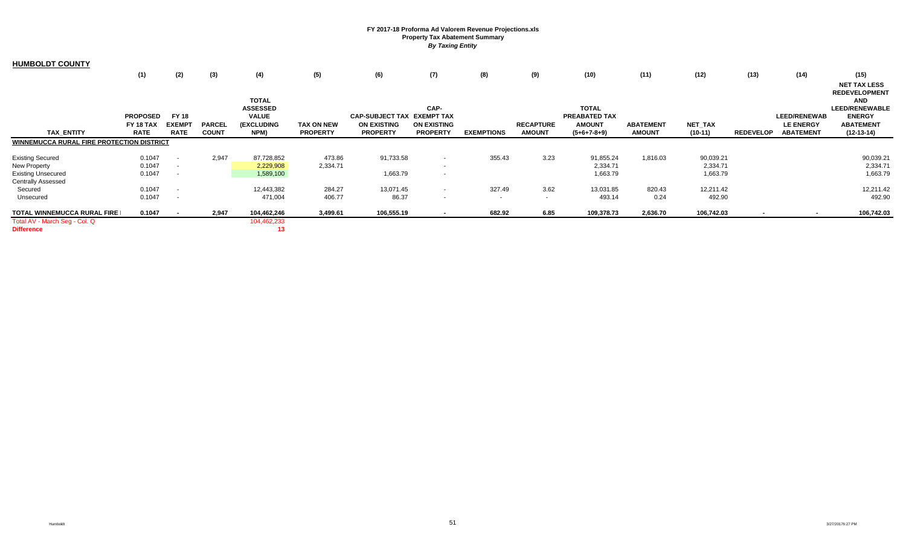**FY 2017-18 Proforma Ad Valorem Revenue Projections.xls**
**Property Tax Abatement Summary**
***By Taxing Entity***

## HUMBOLDT COUNTY

| TAX_ENTITY | (1) PROPOSED FY 18 TAX RATE | (2) FY 18 EXEMPT RATE | (3) PARCEL COUNT | (4) TOTAL ASSESSED VALUE (EXCLUDING NPM) | (5) TAX ON NEW PROPERTY | (6) CAP-SUBJECT TAX ON EXISTING PROPERTY | (7) CAP-EXEMPT TAX ON EXISTING PROPERTY | (8) EXEMPTIONS | (9) RECAPTURE AMOUNT | (10) TOTAL PREABATED TAX AMOUNT (5+6+7-8+9) | (11) ABATEMENT AMOUNT | (12) NET_TAX (10-11) | (13) REDEVELOP | (14) LEED/RENEWABLE ENERGY ABATEMENT | (15) NET TAX LESS REDEVELOPMENT AND LEED/RENEWABLE ENERGY ABATEMENT (12-13-14) |
|---|---|---|---|---|---|---|---|---|---|---|---|---|---|---|---|
| **WINNEMUCCA RURAL FIRE PROTECTION DISTRICT** | | | | | | | | | | | | | | | |
| Existing Secured | 0.1047 | - | 2,947 | 87,728,852 | 473.86 | 91,733.58 | - | 355.43 | 3.23 | 91,855.24 | 1,816.03 | 90,039.21 | | | 90,039.21 |
| New Property | 0.1047 | - | | 2,229,908 | 2,334.71 | | - | | | 2,334.71 | | 2,334.71 | | | 2,334.71 |
| Existing Unsecured | 0.1047 | - | | 1,589,100 | | 1,663.79 | - | | | 1,663.79 | | 1,663.79 | | | 1,663.79 |
| Centrally Assessed | | | | | | | | | | | | | | | |
| Secured | 0.1047 | - | | 12,443,382 | 284.27 | 13,071.45 | - | 327.49 | 3.62 | 13,031.85 | 820.43 | 12,211.42 | | | 12,211.42 |
| Unsecured | 0.1047 | - | | 471,004 | 406.77 | 86.37 | - | - | - | 493.14 | 0.24 | 492.90 | | | 492.90 |
| **TOTAL WINNEMUCCA RURAL FIRE** | **0.1047** | **-** | **2,947** | **104,462,246** | **3,499.61** | **106,555.19** | **-** | **682.92** | **6.85** | **109,378.73** | **2,636.70** | **106,742.03** | **-** | **-** | **106,742.03** |
| Total AV - March Seg - Col. Q | | | | 104,462,233 | | | | | | | | | | | |
| **Difference** | | | | **13** | | | | | | | | | | | |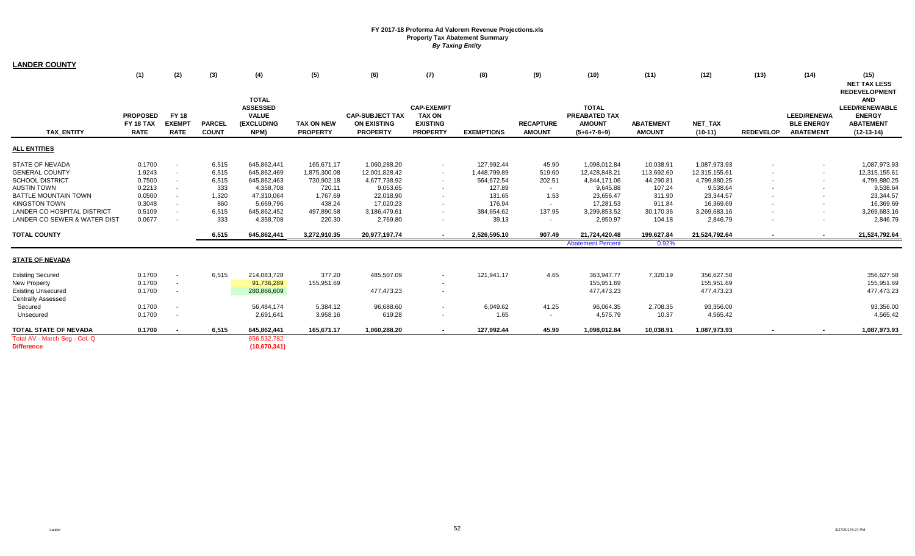**FY 2017-18 Proforma Ad Valorem Revenue Projections.xls**
**Property Tax Abatement Summary**
***By Taxing Entity***

## LANDER COUNTY

| | (1) | (2) | (3) | (4) | (5) | (6) | (7) | (8) | (9) | (10) | (11) | (12) | (13) | (14) | (15) |
|---|---|---|---|---|---|---|---|---|---|---|---|---|---|---|---|
| TAX_ENTITY | PROPOSED FY 18 TAX RATE | FY 18 EXEMPT RATE | PARCEL COUNT | TOTAL ASSESSED VALUE (EXCLUDING NPM) | TAX ON NEW PROPERTY | CAP-SUBJECT TAX ON EXISTING PROPERTY | CAP-EXEMPT TAX ON EXISTING PROPERTY | EXEMPTIONS | RECAPTURE AMOUNT | TOTAL PREABATED TAX AMOUNT (5+6+7-8+9) | ABATEMENT AMOUNT | NET_TAX (10-11) | REDEVELOP | LEED/RENEWABLE ENERGY ABATEMENT | NET TAX LESS REDEVELOPMENT AND LEED/RENEWABLE ENERGY ABATEMENT (12-13-14) |
| **ALL ENTITIES** | | | | | | | | | | | | | | | |
| STATE OF NEVADA | 0.1700 | - | 6,515 | 645,862,441 | 165,671.17 | 1,060,288.20 | - | 127,992.44 | 45.90 | 1,098,012.84 | 10,038.91 | 1,087,973.93 | - | - | 1,087,973.93 |
| GENERAL COUNTY | 1.9243 | - | 6,515 | 645,862,469 | 1,875,300.08 | 12,001,828.42 | - | 1,448,799.89 | 519.60 | 12,428,848.21 | 113,692.60 | 12,315,155.61 | - | - | 12,315,155.61 |
| SCHOOL DISTRICT | 0.7500 | - | 6,515 | 645,862,463 | 730,902.18 | 4,677,738.92 | - | 564,672.54 | 202.51 | 4,844,171.06 | 44,290.81 | 4,799,880.25 | - | - | 4,799,880.25 |
| AUSTIN TOWN | 0.2213 | - | 333 | 4,358,708 | 720.11 | 9,053.65 | - | 127.89 | - | 9,645.88 | 107.24 | 9,538.64 | - | - | 9,538.64 |
| BATTLE MOUNTAIN TOWN | 0.0500 | - | 1,320 | 47,310,064 | 1,767.69 | 22,018.90 | - | 131.65 | 1.53 | 23,656.47 | 311.90 | 23,344.57 | - | - | 23,344.57 |
| KINGSTON TOWN | 0.3048 | - | 860 | 5,669,796 | 438.24 | 17,020.23 | - | 176.94 | - | 17,281.53 | 911.84 | 16,369.69 | - | - | 16,369.69 |
| LANDER CO HOSPITAL DISTRICT | 0.5109 | - | 6,515 | 645,862,452 | 497,890.58 | 3,186,479.61 | - | 384,654.62 | 137.95 | 3,299,853.52 | 30,170.36 | 3,269,683.16 | - | - | 3,269,683.16 |
| LANDER CO SEWER & WATER DIST | 0.0677 | - | 333 | 4,358,708 | 220.30 | 2,769.80 | - | 39.13 | - | 2,950.97 | 104.18 | 2,846.79 | - | - | 2,846.79 |
| **TOTAL COUNTY** | | | **6,515** | **645,862,441** | **3,272,910.35** | **20,977,197.74** | **-** | **2,526,595.10** | **907.49** | **21,724,420.48** | **199,627.84** | **21,524,792.64** | **-** | **-** | **21,524,792.64** |
| | | | | | | | | | | Abatement Percent | 0.92% | | | | |
| **STATE OF NEVADA** | | | | | | | | | | | | | | | |
| Existing Secured | 0.1700 | - | 6,515 | 214,083,728 | 377.20 | 485,507.09 | - | 121,941.17 | 4.65 | 363,947.77 | 7,320.19 | 356,627.58 | | | 356,627.58 |
| New Property | 0.1700 | - | | 91,736,289 | 155,951.69 | | - | | | 155,951.69 | | 155,951.69 | | | 155,951.69 |
| Existing Unsecured | 0.1700 | - | | 280,866,609 | | 477,473.23 | - | | | 477,473.23 | | 477,473.23 | | | 477,473.23 |
| Centrally Assessed | | | | | | | | | | | | | | | |
| Secured | 0.1700 | - | | 56,484,174 | 5,384.12 | 96,688.60 | - | 6,049.62 | 41.25 | 96,064.35 | 2,708.35 | 93,356.00 | | | 93,356.00 |
| Unsecured | 0.1700 | - | | 2,691,641 | 3,958.16 | 619.28 | - | 1.65 | - | 4,575.79 | 10.37 | 4,565.42 | | | 4,565.42 |
| **TOTAL STATE OF NEVADA** | **0.1700** | **-** | **6,515** | **645,862,441** | **165,671.17** | **1,060,288.20** | **-** | **127,992.44** | **45.90** | **1,098,012.84** | **10,038.91** | **1,087,973.93** | **-** | **-** | **1,087,973.93** |
| Total AV - March Seg - Col. Q | | | | 656,532,782 | | | | | | | | | | | |
| **Difference** | | | | **(10,670,341)** | | | | | | | | | | | |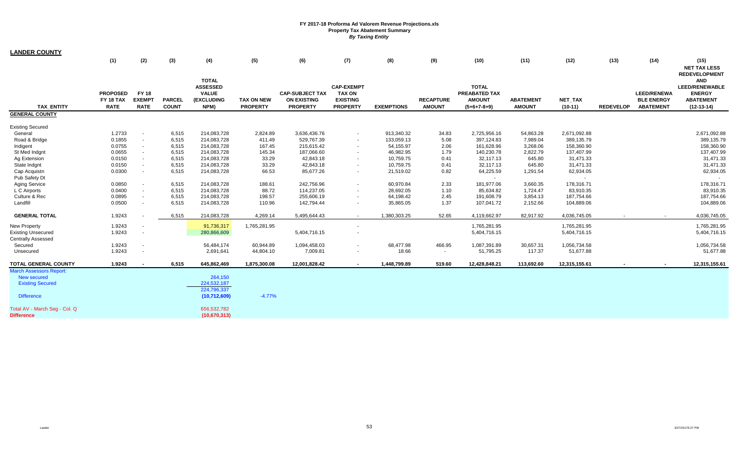# FY 2017-18 Proforma Ad Valorem Revenue Projections.xls

## Property Tax Abatement Summary

*By Taxing Entity*

## LANDER COUNTY

| TAX_ENTITY | (1) PROPOSED FY 18 TAX RATE | (2) FY 18 EXEMPT RATE | (3) PARCEL COUNT | (4) TOTAL ASSESSED VALUE (EXCLUDING NPM) | (5) TAX ON NEW PROPERTY | (6) CAP-SUBJECT TAX ON EXISTING PROPERTY | (7) CAP-EXEMPT TAX ON EXISTING PROPERTY | (8) EXEMPTIONS | (9) RECAPTURE AMOUNT | (10) TOTAL PREABATED TAX AMOUNT (5+6+7-8+9) | (11) ABATEMENT AMOUNT | (12) NET_TAX (10-11) | (13) REDEVELOP | (14) LEED/RENEWABLE ENERGY ABATEMENT | (15) NET TAX LESS REDEVELOPMENT AND LEED/RENEWABLE ENERGY ABATEMENT (12-13-14) |
|---|---|---|---|---|---|---|---|---|---|---|---|---|---|---|---|
| **GENERAL COUNTY** | | | | | | | | | | | | | | | |
| Existing Secured | | | | | | | | | | | | | | | |
| General | 1.2733 | - | 6,515 | 214,083,728 | 2,824.89 | 3,636,436.76 | - | 913,340.32 | 34.83 | 2,725,956.16 | 54,863.28 | 2,671,092.88 | | | 2,671,092.88 |
| Road & Bridge | 0.1855 | - | 6,515 | 214,083,728 | 411.49 | 529,767.39 | - | 133,059.13 | 5.08 | 397,124.83 | 7,989.04 | 389,135.79 | | | 389,135.79 |
| Indigent | 0.0755 | - | 6,515 | 214,083,728 | 167.45 | 215,615.42 | - | 54,155.97 | 2.06 | 161,628.96 | 3,268.06 | 158,360.90 | | | 158,360.90 |
| St Med Indgnt | 0.0655 | - | 6,515 | 214,083,728 | 145.34 | 187,066.60 | - | 46,982.95 | 1.79 | 140,230.78 | 2,822.79 | 137,407.99 | | | 137,407.99 |
| Ag Extension | 0.0150 | - | 6,515 | 214,083,728 | 33.29 | 42,843.18 | - | 10,759.75 | 0.41 | 32,117.13 | 645.80 | 31,471.33 | | | 31,471.33 |
| State Indgnt | 0.0150 | - | 6,515 | 214,083,728 | 33.29 | 42,843.18 | - | 10,759.75 | 0.41 | 32,117.13 | 645.80 | 31,471.33 | | | 31,471.33 |
| Cap Acquistn | 0.0300 | - | 6,515 | 214,083,728 | 66.53 | 85,677.26 | - | 21,519.02 | 0.82 | 64,225.59 | 1,291.54 | 62,934.05 | | | 62,934.05 |
| Pub Safety Dt | | | | | | | | | | - | | - | | | - |
| Aging Service | 0.0850 | - | 6,515 | 214,083,728 | 188.61 | 242,756.96 | - | 60,970.84 | 2.33 | 181,977.06 | 3,660.35 | 178,316.71 | | | 178,316.71 |
| L C Airports | 0.0400 | - | 6,515 | 214,083,728 | 88.72 | 114,237.05 | - | 28,692.05 | 1.10 | 85,634.82 | 1,724.47 | 83,910.35 | | | 83,910.35 |
| Culture & Rec | 0.0895 | - | 6,515 | 214,083,728 | 198.57 | 255,606.19 | - | 64,198.42 | 2.45 | 191,608.79 | 3,854.13 | 187,754.66 | | | 187,754.66 |
| Landfill | 0.0500 | - | 6,515 | 214,083,728 | 110.96 | 142,794.44 | - | 35,865.05 | 1.37 | 107,041.72 | 2,152.66 | 104,889.06 | | | 104,889.06 |
| **GENERAL TOTAL** | 1.9243 | - | 6,515 | 214,083,728 | 4,269.14 | 5,495,644.43 | - | 1,380,303.25 | 52.65 | 4,119,662.97 | 82,917.92 | 4,036,745.05 | - | - | 4,036,745.05 |
| New Property | 1.9243 | - | | 91,736,317 | 1,765,281.95 | | - | | | 1,765,281.95 | | 1,765,281.95 | | | 1,765,281.95 |
| Existing Unsecured | 1.9243 | - | | 280,866,609 | | 5,404,716.15 | - | | | 5,404,716.15 | | 5,404,716.15 | | | 5,404,716.15 |
| Centrally Assessed | | | | | | | | | | | | | | | |
| Secured | 1.9243 | - | | 56,484,174 | 60,944.89 | 1,094,458.03 | - | 68,477.98 | 466.95 | 1,087,391.89 | 30,657.31 | 1,056,734.58 | | | 1,056,734.58 |
| Unsecured | 1.9243 | - | | 2,691,641 | 44,804.10 | 7,009.81 | - | 18.66 | - | 51,795.25 | 117.37 | 51,677.88 | | | 51,677.88 |
| **TOTAL GENERAL COUNTY** | **1.9243** | **-** | **6,515** | **645,862,469** | **1,875,300.08** | **12,001,828.42** | **-** | **1,448,799.89** | **519.60** | **12,428,848.21** | **113,692.60** | **12,315,155.61** | **-** | **-** | **12,315,155.61** |
| March Assessors Report: | | | | | | | | | | | | | | | |
| New secured | | | | 264,150 | | | | | | | | | | | |
| Existing Secured | | | | 224,532,187 | | | | | | | | | | | |
| | | | | 224,796,337 | | | | | | | | | | | |
| Difference | | | | (10,712,609) | -4.77% | | | | | | | | | | |
| Total AV - March Seg - Col. Q | | | | 656,532,782 | | | | | | | | | | | |
| **Difference** | | | | (10,670,313) | | | | | | | | | | | |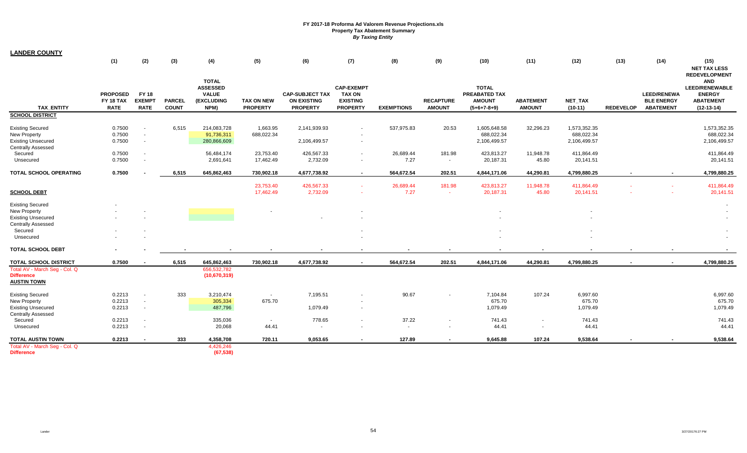### FY 2017-18 Proforma Ad Valorem Revenue Projections.xls
### Property Tax Abatement Summary
*By Taxing Entity*

**LANDER COUNTY**

| TAX_ENTITY | (1) PROPOSED FY 18 TAX RATE | (2) FY 18 EXEMPT RATE | (3) PARCEL COUNT | (4) TOTAL ASSESSED VALUE (EXCLUDING NPM) | (5) TAX ON NEW PROPERTY | (6) CAP-SUBJECT TAX ON EXISTING PROPERTY | (7) CAP-EXEMPT TAX ON EXISTING PROPERTY | (8) EXEMPTIONS | (9) RECAPTURE AMOUNT | (10) TOTAL PREABATED TAX AMOUNT (5+6+7-8+9) | (11) ABATEMENT AMOUNT | (12) NET_TAX (10-11) | (13) REDEVELOP | (14) LEED/RENEWABLE ENERGY ABATEMENT | (15) NET TAX LESS REDEVELOPMENT AND LEED/RENEWABLE ENERGY ABATEMENT (12-13-14) |
|---|---|---|---|---|---|---|---|---|---|---|---|---|---|---|---|
| **SCHOOL DISTRICT** | | | | | | | | | | | | | | | |
| Existing Secured | 0.7500 | - | 6,515 | 214,083,728 | 1,663.95 | 2,141,939.93 | - | 537,975.83 | 20.53 | 1,605,648.58 | 32,296.23 | 1,573,352.35 | | | 1,573,352.35 |
| New Property | 0.7500 | - | | 91,736,311 | 688,022.34 | | - | | | 688,022.34 | | 688,022.34 | | | 688,022.34 |
| Existing Unsecured | 0.7500 | - | | 280,866,609 | | 2,106,499.57 | - | | | 2,106,499.57 | | 2,106,499.57 | | | 2,106,499.57 |
| Centrally Assessed | | | | | | | | | | | | | | | |
| Secured | 0.7500 | - | | 56,484,174 | 23,753.40 | 426,567.33 | - | 26,689.44 | 181.98 | 423,813.27 | 11,948.78 | 411,864.49 | | | 411,864.49 |
| Unsecured | 0.7500 | - | | 2,691,641 | 17,462.49 | 2,732.09 | - | 7.27 | - | 20,187.31 | 45.80 | 20,141.51 | | | 20,141.51 |
| **TOTAL SCHOOL OPERATING** | **0.7500** | **-** | **6,515** | **645,862,463** | **730,902.18** | **4,677,738.92** | **-** | **564,672.54** | **202.51** | **4,844,171.06** | **44,290.81** | **4,799,880.25** | **-** | **-** | **4,799,880.25** |
| | | | | | 23,753.40 | 426,567.33 | - | 26,689.44 | 181.98 | 423,813.27 | 11,948.78 | 411,864.49 | - | - | 411,864.49 |
| **SCHOOL DEBT** | | | | | 17,462.49 | 2,732.09 | - | 7.27 | - | 20,187.31 | 45.80 | 20,141.51 | - | - | 20,141.51 |
| Existing Secured | - | | | | | | | | | | | | | | - |
| New Property | - | - | | | - | | - | | | - | | - | | | - |
| Existing Unsecured | - | - | | | | - | - | | | - | | - | | | - |
| Centrally Assessed | | | | | | | | | | | | | | | |
| Secured | - | - | | | | | - | | | - | | - | | | - |
| Unsecured | - | - | | | | | - | | | - | | - | | | - |
| **TOTAL SCHOOL DEBT** | **-** | **-** | **-** | **-** | **-** | **-** | **-** | **-** | **-** | **-** | **-** | **-** | **-** | **-** | **-** |
| **TOTAL SCHOOL DISTRICT** | **0.7500** | **-** | **6,515** | **645,862,463** | **730,902.18** | **4,677,738.92** | **-** | **564,672.54** | **202.51** | **4,844,171.06** | **44,290.81** | **4,799,880.25** | **-** | **-** | **4,799,880.25** |
| Total AV - March Seg - Col. Q | | | | 656,532,782 | | | | | | | | | | | |
| **Difference** | | | | **(10,670,319)** | | | | | | | | | | | |
| **AUSTIN TOWN** | | | | | | | | | | | | | | | |
| Existing Secured | 0.2213 | - | 333 | 3,210,474 | - | 7,195.51 | - | 90.67 | - | 7,104.84 | 107.24 | 6,997.60 | | | 6,997.60 |
| New Property | 0.2213 | - | | 305,334 | 675.70 | | - | | | 675.70 | | 675.70 | | | 675.70 |
| Existing Unsecured | 0.2213 | - | | 487,796 | | 1,079.49 | - | | | 1,079.49 | | 1,079.49 | | | 1,079.49 |
| Centrally Assessed | | | | | | | | | | | | | | | |
| Secured | 0.2213 | - | | 335,036 | - | 778.65 | - | 37.22 | - | 741.43 | - | 741.43 | | | 741.43 |
| Unsecured | 0.2213 | - | | 20,068 | 44.41 | - | - | - | - | 44.41 | - | 44.41 | | | 44.41 |
| **TOTAL AUSTIN TOWN** | **0.2213** | **-** | **333** | **4,358,708** | **720.11** | **9,053.65** | **-** | **127.89** | **-** | **9,645.88** | **107.24** | **9,538.64** | **-** | **-** | **9,538.64** |
| Total AV - March Seg - Col. Q | | | | 4,426,246 | | | | | | | | | | | |
| **Difference** | | | | **(67,538)** | | | | | | | | | | | |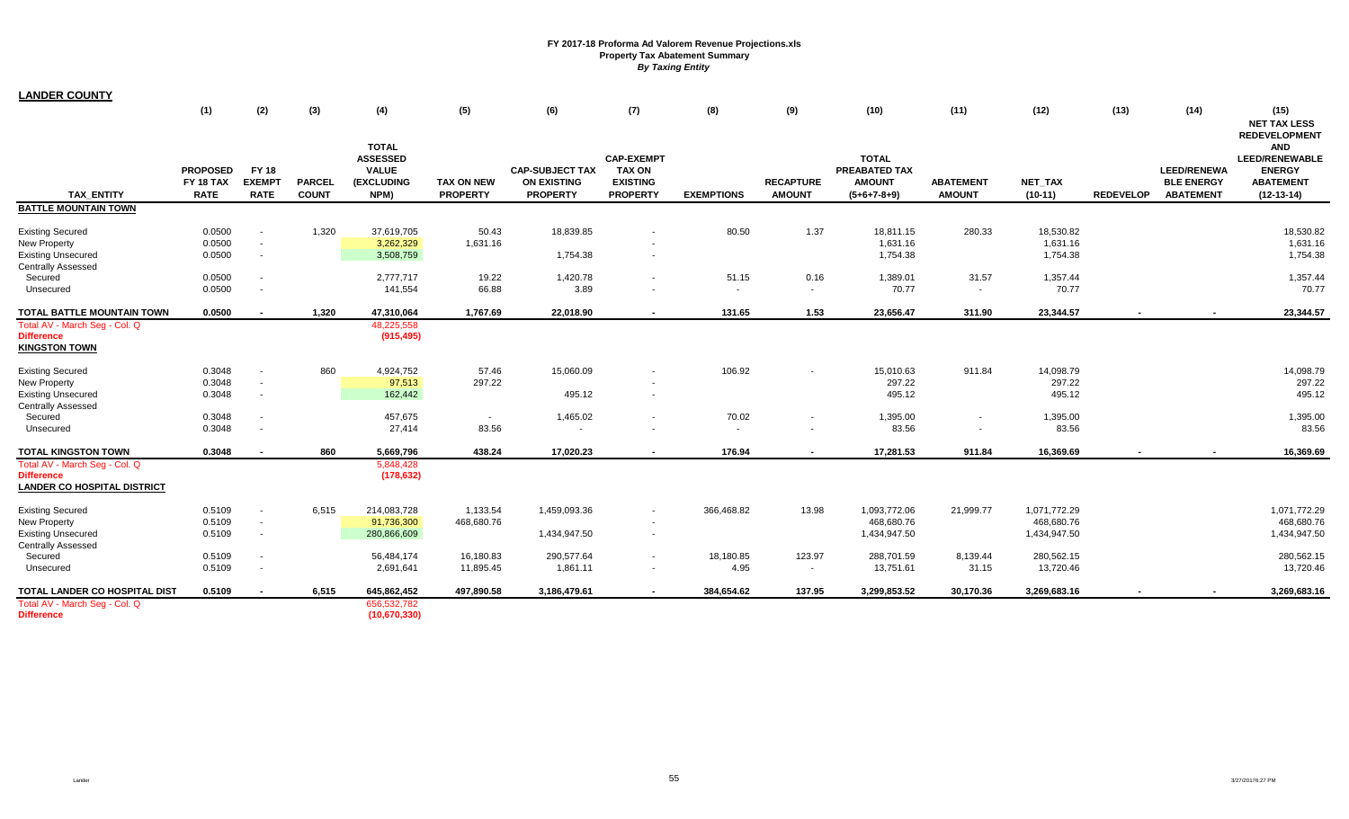FY 2017-18 Proforma Ad Valorem Revenue Projections.xls
Property Tax Abatement Summary
*By Taxing Entity*

**LANDER COUNTY**

| TAX_ENTITY | (1) PROPOSED FY 18 TAX RATE | (2) FY 18 EXEMPT RATE | (3) PARCEL COUNT | (4) TOTAL ASSESSED VALUE (EXCLUDING NPM) | (5) TAX ON NEW PROPERTY | (6) CAP-SUBJECT TAX ON EXISTING PROPERTY | (7) CAP-EXEMPT TAX ON EXISTING PROPERTY | (8) EXEMPTIONS | (9) RECAPTURE AMOUNT | (10) TOTAL PREABATED TAX AMOUNT (5+6+7-8+9) | (11) ABATEMENT AMOUNT | (12) NET_TAX (10-11) | (13) REDEVELOP | (14) LEED/RENEWABLE ENERGY ABATEMENT | (15) NET TAX LESS REDEVELOPMENT AND LEED/RENEWABLE ENERGY ABATEMENT (12-13-14) |
|---|---|---|---|---|---|---|---|---|---|---|---|---|---|---|---|
| **BATTLE MOUNTAIN TOWN** | | | | | | | | | | | | | | | |
| Existing Secured | 0.0500 | - | 1,320 | 37,619,705 | 50.43 | 18,839.85 | - | 80.50 | 1.37 | 18,811.15 | 280.33 | 18,530.82 | | | 18,530.82 |
| New Property | 0.0500 | - | | 3,262,329 | 1,631.16 | | - | | | 1,631.16 | | 1,631.16 | | | 1,631.16 |
| Existing Unsecured | 0.0500 | - | | 3,508,759 | | 1,754.38 | - | | | 1,754.38 | | 1,754.38 | | | 1,754.38 |
| Centrally Assessed | | | | | | | | | | | | | | | |
| Secured | 0.0500 | - | | 2,777,717 | 19.22 | 1,420.78 | - | 51.15 | 0.16 | 1,389.01 | 31.57 | 1,357.44 | | | 1,357.44 |
| Unsecured | 0.0500 | - | | 141,554 | 66.88 | 3.89 | - | - | - | 70.77 | - | 70.77 | | | 70.77 |
| **TOTAL BATTLE MOUNTAIN TOWN** | **0.0500** | **-** | **1,320** | **47,310,064** | **1,767.69** | **22,018.90** | **-** | **131.65** | **1.53** | **23,656.47** | **311.90** | **23,344.57** | **-** | **-** | **23,344.57** |
| Total AV - March Seg - Col. Q | | | | 48,225,558 | | | | | | | | | | | |
| Difference | | | | (915,495) | | | | | | | | | | | |
| **KINGSTON TOWN** | | | | | | | | | | | | | | | |
| Existing Secured | 0.3048 | - | 860 | 4,924,752 | 57.46 | 15,060.09 | - | 106.92 | - | 15,010.63 | 911.84 | 14,098.79 | | | 14,098.79 |
| New Property | 0.3048 | - | | 97,513 | 297.22 | | - | | | 297.22 | | 297.22 | | | 297.22 |
| Existing Unsecured | 0.3048 | - | | 162,442 | | 495.12 | - | | | 495.12 | | 495.12 | | | 495.12 |
| Centrally Assessed | | | | | | | | | | | | | | | |
| Secured | 0.3048 | - | | 457,675 | - | 1,465.02 | - | 70.02 | - | 1,395.00 | - | 1,395.00 | | | 1,395.00 |
| Unsecured | 0.3048 | - | | 27,414 | 83.56 | - | - | - | - | 83.56 | - | 83.56 | | | 83.56 |
| **TOTAL KINGSTON TOWN** | **0.3048** | **-** | **860** | **5,669,796** | **438.24** | **17,020.23** | **-** | **176.94** | **-** | **17,281.53** | **911.84** | **16,369.69** | **-** | **-** | **16,369.69** |
| Total AV - March Seg - Col. Q | | | | 5,848,428 | | | | | | | | | | | |
| Difference | | | | (178,632) | | | | | | | | | | | |
| **LANDER CO HOSPITAL DISTRICT** | | | | | | | | | | | | | | | |
| Existing Secured | 0.5109 | - | 6,515 | 214,083,728 | 1,133.54 | 1,459,093.36 | - | 366,468.82 | 13.98 | 1,093,772.06 | 21,999.77 | 1,071,772.29 | | | 1,071,772.29 |
| New Property | 0.5109 | - | | 91,736,300 | 468,680.76 | | - | | | 468,680.76 | | 468,680.76 | | | 468,680.76 |
| Existing Unsecured | 0.5109 | - | | 280,866,609 | | 1,434,947.50 | - | | | 1,434,947.50 | | 1,434,947.50 | | | 1,434,947.50 |
| Centrally Assessed | | | | | | | | | | | | | | | |
| Secured | 0.5109 | - | | 56,484,174 | 16,180.83 | 290,577.64 | - | 18,180.85 | 123.97 | 288,701.59 | 8,139.44 | 280,562.15 | | | 280,562.15 |
| Unsecured | 0.5109 | - | | 2,691,641 | 11,895.45 | 1,861.11 | - | 4.95 | - | 13,751.61 | 31.15 | 13,720.46 | | | 13,720.46 |
| **TOTAL LANDER CO HOSPITAL DIST** | **0.5109** | **-** | **6,515** | **645,862,452** | **497,890.58** | **3,186,479.61** | **-** | **384,654.62** | **137.95** | **3,299,853.52** | **30,170.36** | **3,269,683.16** | **-** | **-** | **3,269,683.16** |
| Total AV - March Seg - Col. Q | | | | 656,532,782 | | | | | | | | | | | |
| Difference | | | | (10,670,330) | | | | | | | | | | | |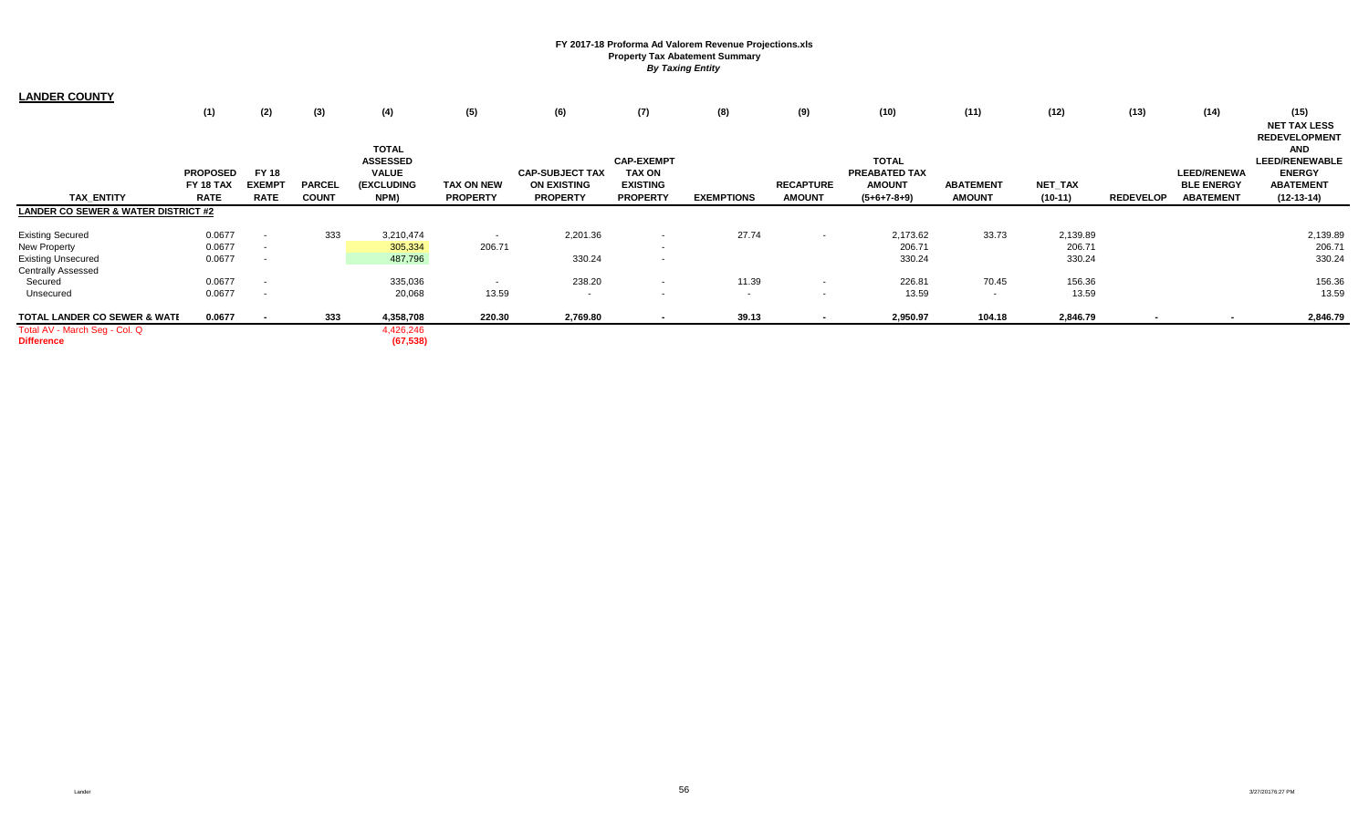**FY 2017-18 Proforma Ad Valorem Revenue Projections.xls**
**Property Tax Abatement Summary**
***By Taxing Entity***

## LANDER COUNTY

| TAX_ENTITY | (1) PROPOSED FY 18 TAX RATE | (2) FY 18 EXEMPT RATE | (3) PARCEL COUNT | (4) TOTAL ASSESSED VALUE (EXCLUDING NPM) | (5) TAX ON NEW PROPERTY | (6) CAP-SUBJECT TAX ON EXISTING PROPERTY | (7) CAP-EXEMPT TAX ON EXISTING PROPERTY | (8) EXEMPTIONS | (9) RECAPTURE AMOUNT | (10) TOTAL PREABATED TAX AMOUNT (5+6+7-8+9) | (11) ABATEMENT AMOUNT | (12) NET_TAX (10-11) | (13) REDEVELOP | (14) LEED/RENEWABLE ENERGY ABATEMENT | (15) NET TAX LESS REDEVELOPMENT AND LEED/RENEWABLE ENERGY ABATEMENT (12-13-14) |
|---|---|---|---|---|---|---|---|---|---|---|---|---|---|---|---|
| **LANDER CO SEWER & WATER DISTRICT #2** | | | | | | | | | | | | | | | |
| Existing Secured | 0.0677 | - | 333 | 3,210,474 | - | 2,201.36 | - | 27.74 | - | 2,173.62 | 33.73 | 2,139.89 | | | 2,139.89 |
| New Property | 0.0677 | - | | 305,334 | 206.71 | | - | | | 206.71 | | 206.71 | | | 206.71 |
| Existing Unsecured | 0.0677 | - | | 487,796 | | 330.24 | - | | | 330.24 | | 330.24 | | | 330.24 |
| Centrally Assessed | | | | | | | | | | | | | | | |
| Secured | 0.0677 | - | | 335,036 | - | 238.20 | - | 11.39 | - | 226.81 | 70.45 | 156.36 | | | 156.36 |
| Unsecured | 0.0677 | - | | 20,068 | 13.59 | - | - | - | - | 13.59 | - | 13.59 | | | 13.59 |
| **TOTAL LANDER CO SEWER & WATE** | **0.0677** | **-** | **333** | **4,358,708** | **220.30** | **2,769.80** | **-** | **39.13** | **-** | **2,950.97** | **104.18** | **2,846.79** | **-** | **-** | **2,846.79** |
| Total AV - March Seg - Col. Q | | | | 4,426,246 | | | | | | | | | | | |
| **Difference** | | | | **(67,538)** | | | | | | | | | | | |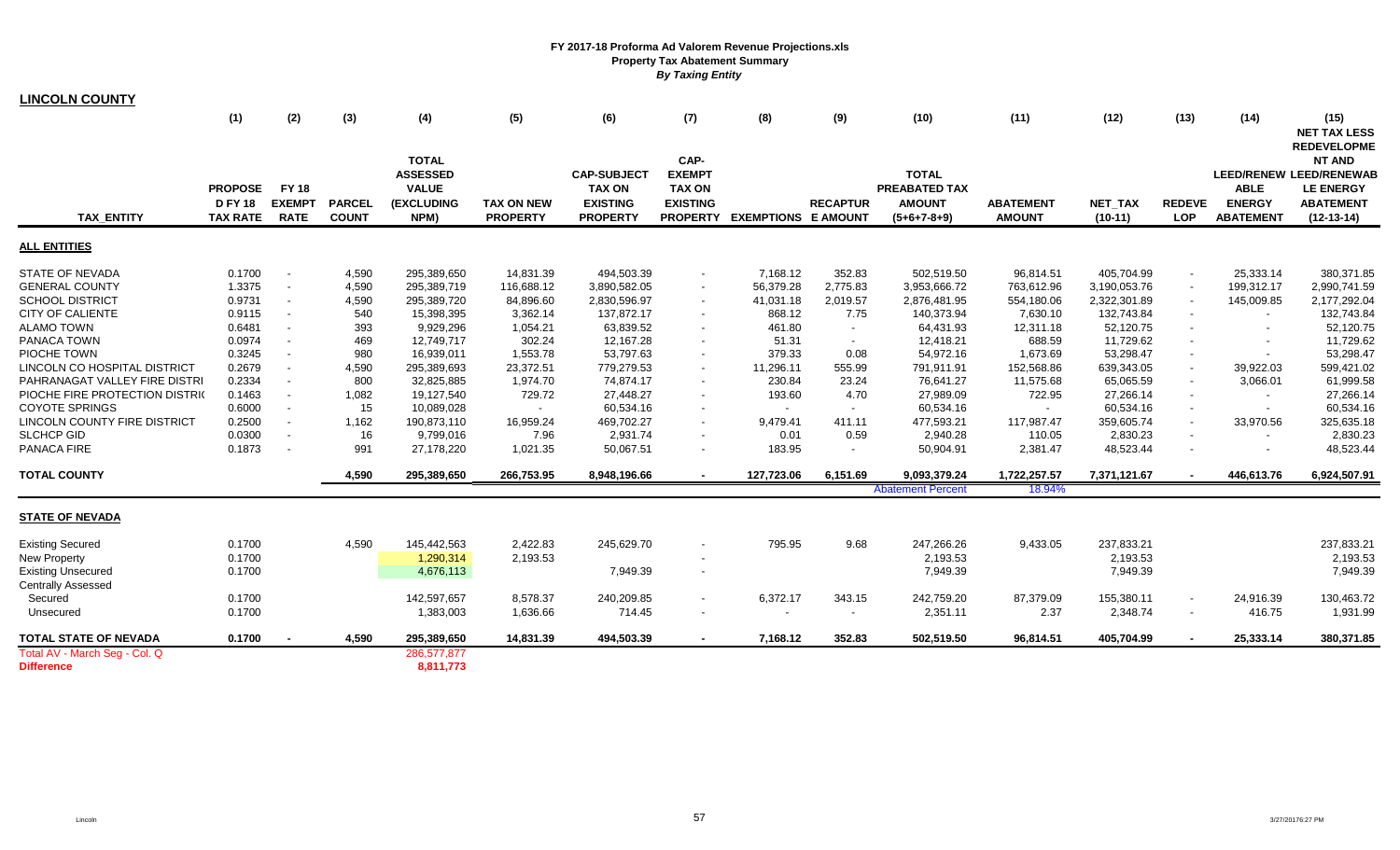# FY 2017-18 Proforma Ad Valorem Revenue Projections.xls
## Property Tax Abatement Summary
### *By Taxing Entity*

**LINCOLN COUNTY**

| TAX_ENTITY | (1) PROPOSED FY 18 TAX RATE | (2) FY 18 EXEMPT RATE | (3) PARCEL COUNT | (4) TOTAL ASSESSED VALUE (EXCLUDING NPM) | (5) TAX ON NEW PROPERTY | (6) CAP-SUBJECT TAX ON EXISTING PROPERTY | (7) CAP-EXEMPT TAX ON EXISTING PROPERTY | (8) EXEMPTIONS | (9) RECAPTURE AMOUNT | (10) TOTAL PREABATED TAX AMOUNT (5+6+7-8+9) | (11) ABATEMENT AMOUNT | (12) NET_TAX (10-11) | (13) REDEVELOP | (14) LEED/RENEWABLE ENERGY ABATEMENT | (15) NET TAX LESS REDEVELOPMENT AND LEED/RENEWABLE ENERGY ABATEMENT (12-13-14) |
|---|---|---|---|---|---|---|---|---|---|---|---|---|---|---|---|
| **ALL ENTITIES** | | | | | | | | | | | | | | | |
| STATE OF NEVADA | 0.1700 | - | 4,590 | 295,389,650 | 14,831.39 | 494,503.39 | - | 7,168.12 | 352.83 | 502,519.50 | 96,814.51 | 405,704.99 | - | 25,333.14 | 380,371.85 |
| GENERAL COUNTY | 1.3375 | - | 4,590 | 295,389,719 | 116,688.12 | 3,890,582.05 | - | 56,379.28 | 2,775.83 | 3,953,666.72 | 763,612.96 | 3,190,053.76 | - | 199,312.17 | 2,990,741.59 |
| SCHOOL DISTRICT | 0.9731 | - | 4,590 | 295,389,720 | 84,896.60 | 2,830,596.97 | - | 41,031.18 | 2,019.57 | 2,876,481.95 | 554,180.06 | 2,322,301.89 | - | 145,009.85 | 2,177,292.04 |
| CITY OF CALIENTE | 0.9115 | - | 540 | 15,398,395 | 3,362.14 | 137,872.17 | - | 868.12 | 7.75 | 140,373.94 | 7,630.10 | 132,743.84 | - | - | 132,743.84 |
| ALAMO TOWN | 0.6481 | - | 393 | 9,929,296 | 1,054.21 | 63,839.52 | - | 461.80 | - | 64,431.93 | 12,311.18 | 52,120.75 | - | - | 52,120.75 |
| PANACA TOWN | 0.0974 | - | 469 | 12,749,717 | 302.24 | 12,167.28 | - | 51.31 | - | 12,418.21 | 688.59 | 11,729.62 | - | - | 11,729.62 |
| PIOCHE TOWN | 0.3245 | - | 980 | 16,939,011 | 1,553.78 | 53,797.63 | - | 379.33 | 0.08 | 54,972.16 | 1,673.69 | 53,298.47 | - | - | 53,298.47 |
| LINCOLN CO HOSPITAL DISTRICT | 0.2679 | - | 4,590 | 295,389,693 | 23,372.51 | 779,279.53 | - | 11,296.11 | 555.99 | 791,911.91 | 152,568.86 | 639,343.05 | - | 39,922.03 | 599,421.02 |
| PAHRANAGAT VALLEY FIRE DISTRI | 0.2334 | - | 800 | 32,825,885 | 1,974.70 | 74,874.17 | - | 230.84 | 23.24 | 76,641.27 | 11,575.68 | 65,065.59 | - | 3,066.01 | 61,999.58 |
| PIOCHE FIRE PROTECTION DISTRI( | 0.1463 | - | 1,082 | 19,127,540 | 729.72 | 27,448.27 | - | 193.60 | 4.70 | 27,989.09 | 722.95 | 27,266.14 | - | - | 27,266.14 |
| COYOTE SPRINGS | 0.6000 | - | 15 | 10,089,028 | - | 60,534.16 | - | - | - | 60,534.16 | - | 60,534.16 | - | - | 60,534.16 |
| LINCOLN COUNTY FIRE DISTRICT | 0.2500 | - | 1,162 | 190,873,110 | 16,959.24 | 469,702.27 | - | 9,479.41 | 411.11 | 477,593.21 | 117,987.47 | 359,605.74 | - | 33,970.56 | 325,635.18 |
| SLCHCP GID | 0.0300 | - | 16 | 9,799,016 | 7.96 | 2,931.74 | - | 0.01 | 0.59 | 2,940.28 | 110.05 | 2,830.23 | - | - | 2,830.23 |
| PANACA FIRE | 0.1873 | - | 991 | 27,178,220 | 1,021.35 | 50,067.51 | - | 183.95 | - | 50,904.91 | 2,381.47 | 48,523.44 | - | - | 48,523.44 |
| **TOTAL COUNTY** | | | **4,590** | **295,389,650** | **266,753.95** | **8,948,196.66** | **-** | **127,723.06** | **6,151.69** | **9,093,379.24** | **1,722,257.57** | **7,371,121.67** | **-** | **446,613.76** | **6,924,507.91** |
| | | | | | | | | | | Abatement Percent | 18.94% | | | | |
| **STATE OF NEVADA** | | | | | | | | | | | | | | | |
| Existing Secured | 0.1700 | | 4,590 | 145,442,563 | 2,422.83 | 245,629.70 | - | 795.95 | 9.68 | 247,266.26 | 9,433.05 | 237,833.21 | | | 237,833.21 |
| New Property | 0.1700 | | | 1,290,314 | 2,193.53 | | - | | | 2,193.53 | | 2,193.53 | | | 2,193.53 |
| Existing Unsecured | 0.1700 | | | 4,676,113 | | 7,949.39 | - | | | 7,949.39 | | 7,949.39 | | | 7,949.39 |
| Centrally Assessed | | | | | | | | | | | | | | | |
| Secured | 0.1700 | | | 142,597,657 | 8,578.37 | 240,209.85 | - | 6,372.17 | 343.15 | 242,759.20 | 87,379.09 | 155,380.11 | - | 24,916.39 | 130,463.72 |
| Unsecured | 0.1700 | | | 1,383,003 | 1,636.66 | 714.45 | - | - | - | 2,351.11 | 2.37 | 2,348.74 | - | 416.75 | 1,931.99 |
| **TOTAL STATE OF NEVADA** | **0.1700** | **-** | **4,590** | **295,389,650** | **14,831.39** | **494,503.39** | **-** | **7,168.12** | **352.83** | **502,519.50** | **96,814.51** | **405,704.99** | **-** | **25,333.14** | **380,371.85** |
| Total AV - March Seg - Col. Q | | | | 286,577,877 | | | | | | | | | | | |
| **Difference** | | | | **8,811,773** | | | | | | | | | | | |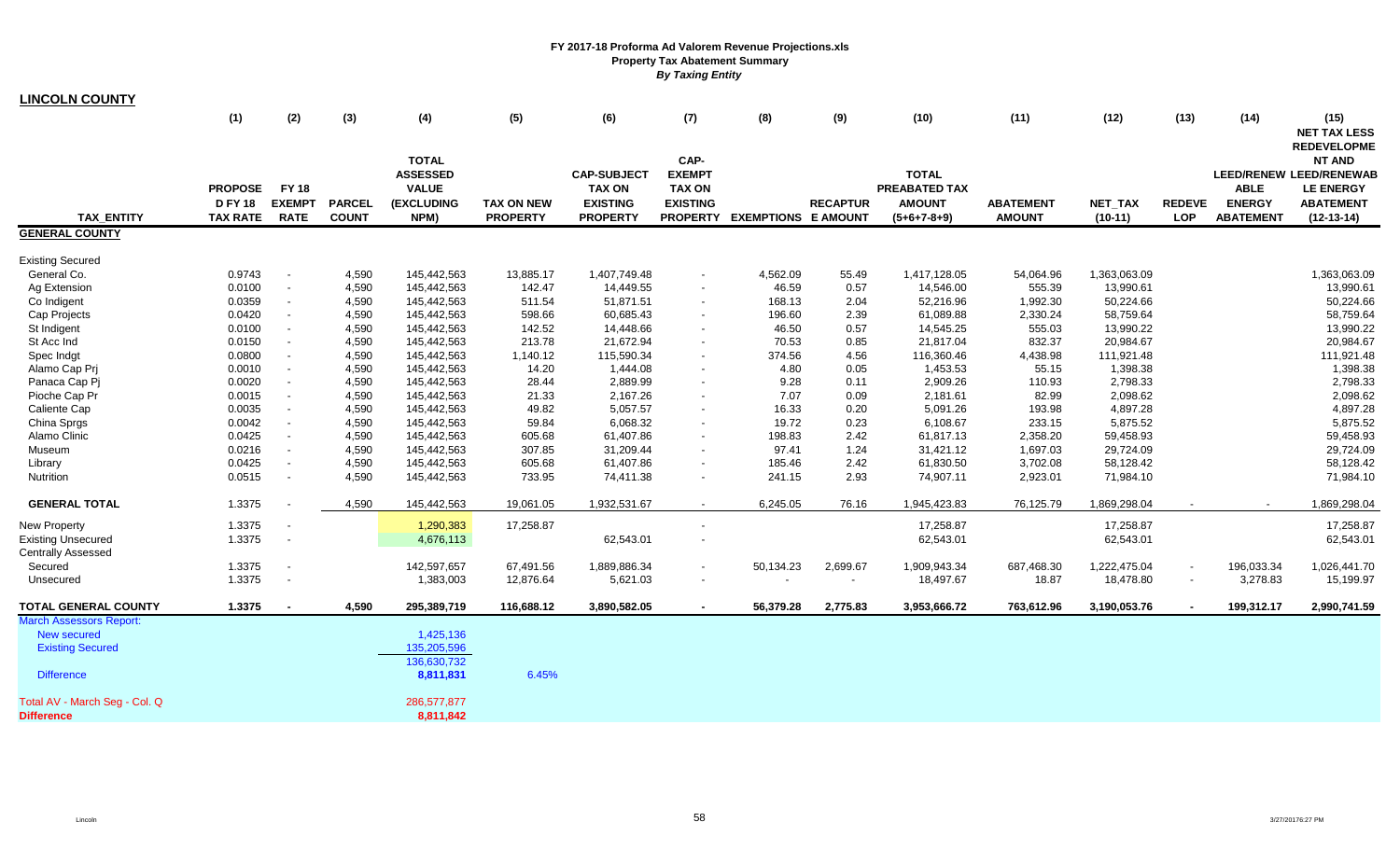**FY 2017-18 Proforma Ad Valorem Revenue Projections.xls**
**Property Tax Abatement Summary**
***By Taxing Entity***

**LINCOLN COUNTY**

| TAX_ENTITY | (1) PROPOSED FY 18 TAX RATE | (2) FY 18 EXEMPT RATE | (3) PARCEL COUNT | (4) TOTAL ASSESSED VALUE (EXCLUDING NPM) | (5) TAX ON NEW PROPERTY | (6) CAP-SUBJECT TAX ON EXISTING PROPERTY | (7) CAP-EXEMPT TAX ON EXISTING PROPERTY | (8) EXEMPTIONS | (9) RECAPTURE AMOUNT | (10) TOTAL PREABATED TAX AMOUNT (5+6+7-8+9) | (11) ABATEMENT AMOUNT | (12) NET_TAX (10-11) | (13) REDEVELOP | (14) LEED/RENEWABLE ENERGY ABATEMENT | (15) NET TAX LESS REDEVELOPMENT AND LEED/RENEWABLE ENERGY ABATEMENT (12-13-14) |
|---|---|---|---|---|---|---|---|---|---|---|---|---|---|---|---|
| **GENERAL COUNTY** | | | | | | | | | | | | | | | |
| Existing Secured | | | | | | | | | | | | | | | |
| General Co. | 0.9743 | - | 4,590 | 145,442,563 | 13,885.17 | 1,407,749.48 | - | 4,562.09 | 55.49 | 1,417,128.05 | 54,064.96 | 1,363,063.09 | | | 1,363,063.09 |
| Ag Extension | 0.0100 | - | 4,590 | 145,442,563 | 142.47 | 14,449.55 | - | 46.59 | 0.57 | 14,546.00 | 555.39 | 13,990.61 | | | 13,990.61 |
| Co Indigent | 0.0359 | - | 4,590 | 145,442,563 | 511.54 | 51,871.51 | - | 168.13 | 2.04 | 52,216.96 | 1,992.30 | 50,224.66 | | | 50,224.66 |
| Cap Projects | 0.0420 | - | 4,590 | 145,442,563 | 598.66 | 60,685.43 | - | 196.60 | 2.39 | 61,089.88 | 2,330.24 | 58,759.64 | | | 58,759.64 |
| St Indigent | 0.0100 | - | 4,590 | 145,442,563 | 142.52 | 14,448.66 | - | 46.50 | 0.57 | 14,545.25 | 555.03 | 13,990.22 | | | 13,990.22 |
| St Acc Ind | 0.0150 | - | 4,590 | 145,442,563 | 213.78 | 21,672.94 | - | 70.53 | 0.85 | 21,817.04 | 832.37 | 20,984.67 | | | 20,984.67 |
| Spec Indgt | 0.0800 | - | 4,590 | 145,442,563 | 1,140.12 | 115,590.34 | - | 374.56 | 4.56 | 116,360.46 | 4,438.98 | 111,921.48 | | | 111,921.48 |
| Alamo Cap Prj | 0.0010 | - | 4,590 | 145,442,563 | 14.20 | 1,444.08 | - | 4.80 | 0.05 | 1,453.53 | 55.15 | 1,398.38 | | | 1,398.38 |
| Panaca Cap Pj | 0.0020 | - | 4,590 | 145,442,563 | 28.44 | 2,889.99 | - | 9.28 | 0.11 | 2,909.26 | 110.93 | 2,798.33 | | | 2,798.33 |
| Pioche Cap Pr | 0.0015 | - | 4,590 | 145,442,563 | 21.33 | 2,167.26 | - | 7.07 | 0.09 | 2,181.61 | 82.99 | 2,098.62 | | | 2,098.62 |
| Caliente Cap | 0.0035 | - | 4,590 | 145,442,563 | 49.82 | 5,057.57 | - | 16.33 | 0.20 | 5,091.26 | 193.98 | 4,897.28 | | | 4,897.28 |
| China Sprgs | 0.0042 | - | 4,590 | 145,442,563 | 59.84 | 6,068.32 | - | 19.72 | 0.23 | 6,108.67 | 233.15 | 5,875.52 | | | 5,875.52 |
| Alamo Clinic | 0.0425 | - | 4,590 | 145,442,563 | 605.68 | 61,407.86 | - | 198.83 | 2.42 | 61,817.13 | 2,358.20 | 59,458.93 | | | 59,458.93 |
| Museum | 0.0216 | - | 4,590 | 145,442,563 | 307.85 | 31,209.44 | - | 97.41 | 1.24 | 31,421.12 | 1,697.03 | 29,724.09 | | | 29,724.09 |
| Library | 0.0425 | - | 4,590 | 145,442,563 | 605.68 | 61,407.86 | - | 185.46 | 2.42 | 61,830.50 | 3,702.08 | 58,128.42 | | | 58,128.42 |
| Nutrition | 0.0515 | - | 4,590 | 145,442,563 | 733.95 | 74,411.38 | - | 241.15 | 2.93 | 74,907.11 | 2,923.01 | 71,984.10 | | | 71,984.10 |
| **GENERAL TOTAL** | 1.3375 | - | 4,590 | 145,442,563 | 19,061.05 | 1,932,531.67 | - | 6,245.05 | 76.16 | 1,945,423.83 | 76,125.79 | 1,869,298.04 | - | - | 1,869,298.04 |
| New Property | 1.3375 | - | | 1,290,383 | 17,258.87 | | - | | | 17,258.87 | | 17,258.87 | | | 17,258.87 |
| Existing Unsecured | 1.3375 | - | | 4,676,113 | | 62,543.01 | - | | | 62,543.01 | | 62,543.01 | | | 62,543.01 |
| Centrally Assessed | | | | | | | | | | | | | | | |
| Secured | 1.3375 | - | | 142,597,657 | 67,491.56 | 1,889,886.34 | - | 50,134.23 | 2,699.67 | 1,909,943.34 | 687,468.30 | 1,222,475.04 | - | 196,033.34 | 1,026,441.70 |
| Unsecured | 1.3375 | - | | 1,383,003 | 12,876.64 | 5,621.03 | - | - | - | 18,497.67 | 18.87 | 18,478.80 | - | 3,278.83 | 15,199.97 |
| **TOTAL GENERAL COUNTY** | **1.3375** | **-** | **4,590** | **295,389,719** | **116,688.12** | **3,890,582.05** | **-** | **56,379.28** | **2,775.83** | **3,953,666.72** | **763,612.96** | **3,190,053.76** | **-** | **199,312.17** | **2,990,741.59** |
| March Assessors Report: | | | | | | | | | | | | | | | |
| New secured | | | | 1,425,136 | | | | | | | | | | | |
| Existing Secured | | | | 135,205,596 | | | | | | | | | | | |
| | | | | 136,630,732 | | | | | | | | | | | |
| Difference | | | | **8,811,831** | 6.45% | | | | | | | | | | |
| Total AV - March Seg - Col. Q | | | | 286,577,877 | | | | | | | | | | | |
| **Difference** | | | | **8,811,842** | | | | | | | | | | | |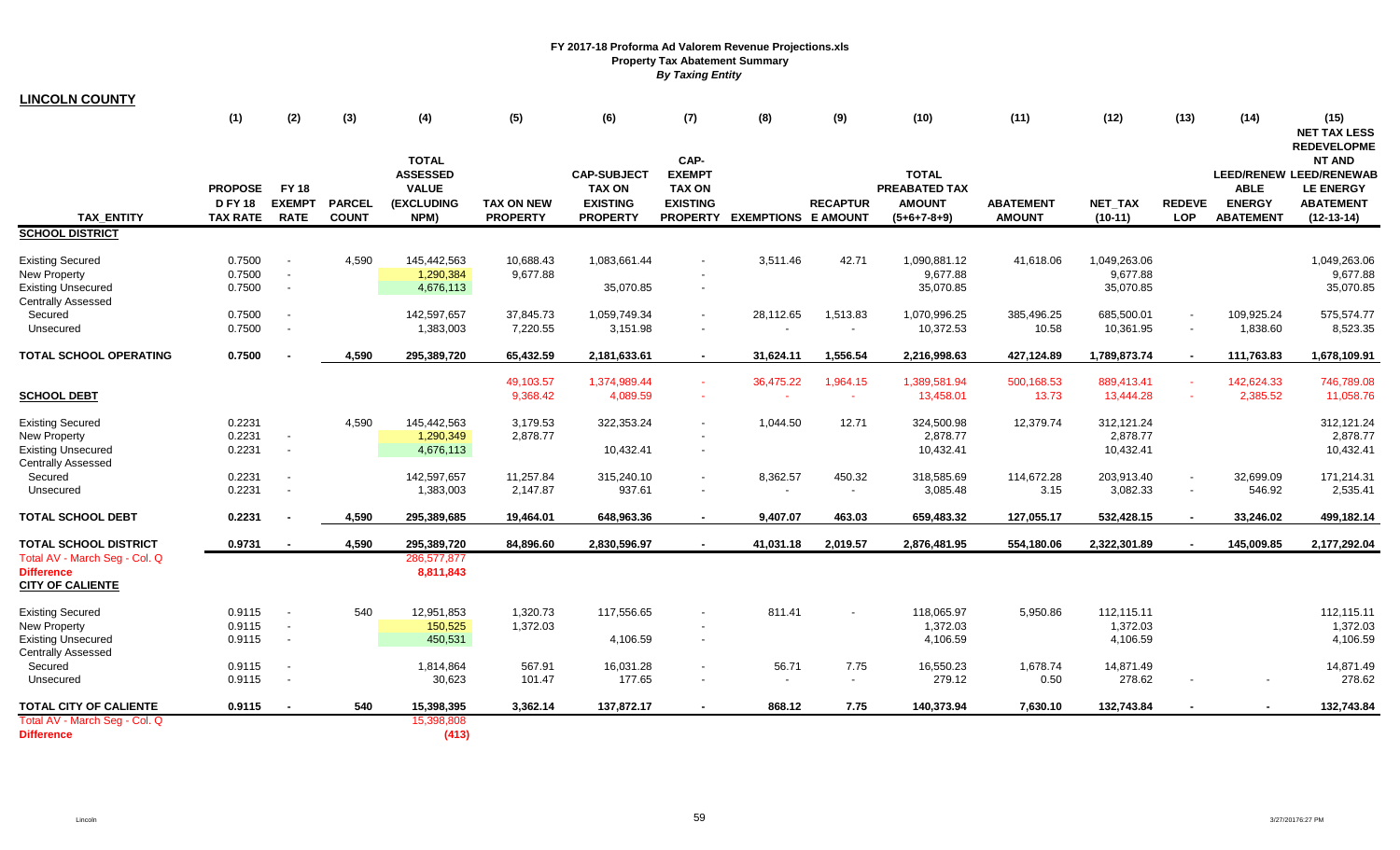# FY 2017-18 Proforma Ad Valorem Revenue Projections.xls
## Property Tax Abatement Summary
### *By Taxing Entity*

**LINCOLN COUNTY**

| | (1) | (2) | (3) | (4) | (5) | (6) | (7) | (8) | (9) | (10) | (11) | (12) | (13) | (14) | (15) |
|---|---|---|---|---|---|---|---|---|---|---|---|---|---|---|---|
| **TAX_ENTITY** | **PROPOSED FY 18 TAX RATE** | **FY 18 EXEMPT RATE** | **PARCEL COUNT** | **TOTAL ASSESSED VALUE (EXCLUDING NPM)** | **TAX ON NEW PROPERTY** | **CAP-SUBJECT TAX ON EXISTING PROPERTY** | **CAP-EXEMPT TAX ON EXISTING PROPERTY** | **EXEMPTIONS** | **RECAPTURE AMOUNT** | **TOTAL PREABATED TAX AMOUNT (5+6+7-8+9)** | **ABATEMENT AMOUNT** | **NET_TAX (10-11)** | **REDEVELOP** | **LEED/RENEWABLE ENERGY ABATEMENT** | **NET TAX LESS REDEVELOPMENT AND LEED/RENEWABLE ENERGY ABATEMENT (12-13-14)** |
| **SCHOOL DISTRICT** | | | | | | | | | | | | | | | |
| Existing Secured | 0.7500 | - | 4,590 | 145,442,563 | 10,688.43 | 1,083,661.44 | - | 3,511.46 | 42.71 | 1,090,881.12 | 41,618.06 | 1,049,263.06 | | | 1,049,263.06 |
| New Property | 0.7500 | - | | 1,290,384 | 9,677.88 | | - | | | 9,677.88 | | 9,677.88 | | | 9,677.88 |
| Existing Unsecured | 0.7500 | - | | 4,676,113 | | 35,070.85 | - | | | 35,070.85 | | 35,070.85 | | | 35,070.85 |
| Centrally Assessed | | | | | | | | | | | | | | | |
| Secured | 0.7500 | - | | 142,597,657 | 37,845.73 | 1,059,749.34 | - | 28,112.65 | 1,513.83 | 1,070,996.25 | 385,496.25 | 685,500.01 | - | 109,925.24 | 575,574.77 |
| Unsecured | 0.7500 | - | | 1,383,003 | 7,220.55 | 3,151.98 | - | - | - | 10,372.53 | 10.58 | 10,361.95 | - | 1,838.60 | 8,523.35 |
| **TOTAL SCHOOL OPERATING** | **0.7500** | **-** | **4,590** | **295,389,720** | **65,432.59** | **2,181,633.61** | **-** | **31,624.11** | **1,556.54** | **2,216,998.63** | **427,124.89** | **1,789,873.74** | **-** | **111,763.83** | **1,678,109.91** |
| | | | | | 49,103.57 | 1,374,989.44 | - | 36,475.22 | 1,964.15 | 1,389,581.94 | 500,168.53 | 889,413.41 | - | 142,624.33 | 746,789.08 |
| **SCHOOL DEBT** | | | | | 9,368.42 | 4,089.59 | - | - | - | 13,458.01 | 13.73 | 13,444.28 | - | 2,385.52 | 11,058.76 |
| Existing Secured | 0.2231 | | 4,590 | 145,442,563 | 3,179.53 | 322,353.24 | - | 1,044.50 | 12.71 | 324,500.98 | 12,379.74 | 312,121.24 | | | 312,121.24 |
| New Property | 0.2231 | - | | 1,290,349 | 2,878.77 | | - | | | 2,878.77 | | 2,878.77 | | | 2,878.77 |
| Existing Unsecured | 0.2231 | - | | 4,676,113 | | 10,432.41 | - | | | 10,432.41 | | 10,432.41 | | | 10,432.41 |
| Centrally Assessed | | | | | | | | | | | | | | | |
| Secured | 0.2231 | - | | 142,597,657 | 11,257.84 | 315,240.10 | - | 8,362.57 | 450.32 | 318,585.69 | 114,672.28 | 203,913.40 | - | 32,699.09 | 171,214.31 |
| Unsecured | 0.2231 | - | | 1,383,003 | 2,147.87 | 937.61 | - | - | - | 3,085.48 | 3.15 | 3,082.33 | - | 546.92 | 2,535.41 |
| **TOTAL SCHOOL DEBT** | **0.2231** | **-** | **4,590** | **295,389,685** | **19,464.01** | **648,963.36** | **-** | **9,407.07** | **463.03** | **659,483.32** | **127,055.17** | **532,428.15** | **-** | **33,246.02** | **499,182.14** |
| **TOTAL SCHOOL DISTRICT** | **0.9731** | **-** | **4,590** | **295,389,720** | **84,896.60** | **2,830,596.97** | **-** | **41,031.18** | **2,019.57** | **2,876,481.95** | **554,180.06** | **2,322,301.89** | **-** | **145,009.85** | **2,177,292.04** |
| Total AV - March Seg - Col. Q | | | | 286,577,877 | | | | | | | | | | | |
| **Difference** | | | | **8,811,843** | | | | | | | | | | | |
| **CITY OF CALIENTE** | | | | | | | | | | | | | | | |
| Existing Secured | 0.9115 | - | 540 | 12,951,853 | 1,320.73 | 117,556.65 | - | 811.41 | - | 118,065.97 | 5,950.86 | 112,115.11 | | | 112,115.11 |
| New Property | 0.9115 | - | | 150,525 | 1,372.03 | | - | | | 1,372.03 | | 1,372.03 | | | 1,372.03 |
| Existing Unsecured | 0.9115 | - | | 450,531 | | 4,106.59 | - | | | 4,106.59 | | 4,106.59 | | | 4,106.59 |
| Centrally Assessed | | | | | | | | | | | | | | | |
| Secured | 0.9115 | - | | 1,814,864 | 567.91 | 16,031.28 | - | 56.71 | 7.75 | 16,550.23 | 1,678.74 | 14,871.49 | | | 14,871.49 |
| Unsecured | 0.9115 | - | | 30,623 | 101.47 | 177.65 | - | - | - | 279.12 | 0.50 | 278.62 | - | - | 278.62 |
| **TOTAL CITY OF CALIENTE** | **0.9115** | **-** | **540** | **15,398,395** | **3,362.14** | **137,872.17** | **-** | **868.12** | **7.75** | **140,373.94** | **7,630.10** | **132,743.84** | **-** | **-** | **132,743.84** |
| Total AV - March Seg - Col. Q | | | | 15,398,808 | | | | | | | | | | | |
| **Difference** | | | | **(413)** | | | | | | | | | | | |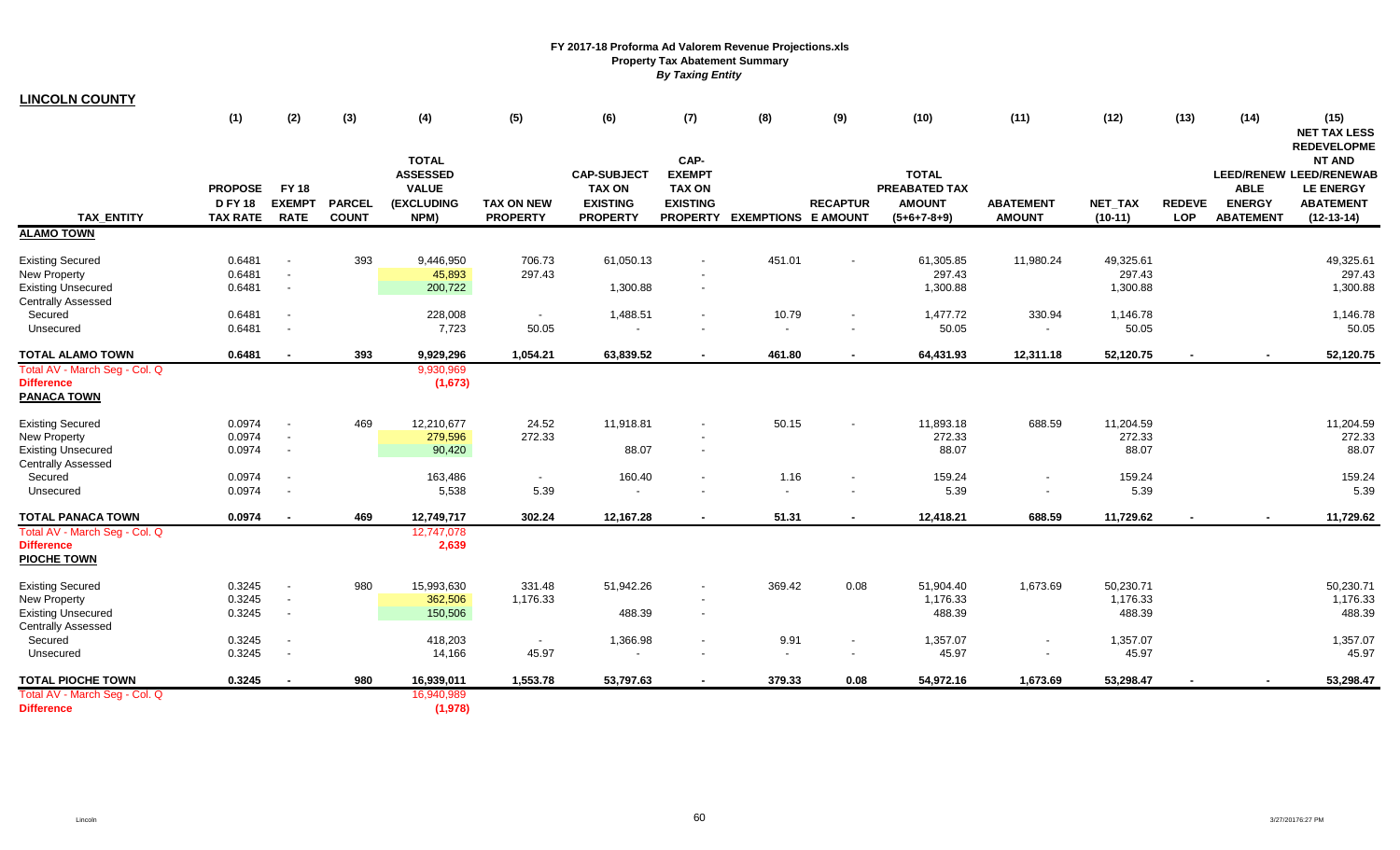**FY 2017-18 Proforma Ad Valorem Revenue Projections.xls**
**Property Tax Abatement Summary**
***By Taxing Entity***

**LINCOLN COUNTY**

| TAX_ENTITY | (1) PROPOSED FY 18 TAX RATE | (2) FY 18 EXEMPT RATE | (3) PARCEL COUNT | (4) TOTAL ASSESSED VALUE (EXCLUDING NPM) | (5) TAX ON NEW PROPERTY | (6) CAP-SUBJECT TAX ON EXISTING PROPERTY | (7) CAP-EXEMPT TAX ON EXISTING PROPERTY | (8) EXEMPTIONS | (9) RECAPTURE AMOUNT | (10) TOTAL PREABATED TAX AMOUNT (5+6+7-8+9) | (11) ABATEMENT AMOUNT | (12) NET_TAX (10-11) | (13) REDEVELOP | (14) LEED/RENEWABLE ENERGY ABATEMENT | (15) NET TAX LESS REDEVELOPMENT AND LEED/RENEWABLE ENERGY ABATEMENT (12-13-14) |
|---|---|---|---|---|---|---|---|---|---|---|---|---|---|---|---|
| **ALAMO TOWN** | | | | | | | | | | | | | | | |
| Existing Secured | 0.6481 | - | 393 | 9,446,950 | 706.73 | 61,050.13 | - | 451.01 | - | 61,305.85 | 11,980.24 | 49,325.61 | | | 49,325.61 |
| New Property | 0.6481 | - | | 45,893 | 297.43 | | - | | | 297.43 | | 297.43 | | | 297.43 |
| Existing Unsecured | 0.6481 | - | | 200,722 | | 1,300.88 | - | | | 1,300.88 | | 1,300.88 | | | 1,300.88 |
| Centrally Assessed | | | | | | | | | | | | | | | |
| Secured | 0.6481 | - | | 228,008 | - | 1,488.51 | - | 10.79 | - | 1,477.72 | 330.94 | 1,146.78 | | | 1,146.78 |
| Unsecured | 0.6481 | - | | 7,723 | 50.05 | - | - | - | - | 50.05 | - | 50.05 | | | 50.05 |
| **TOTAL ALAMO TOWN** | **0.6481** | **-** | **393** | **9,929,296** | **1,054.21** | **63,839.52** | **-** | **461.80** | **-** | **64,431.93** | **12,311.18** | **52,120.75** | **-** | **-** | **52,120.75** |
| Total AV - March Seg - Col. Q | | | | 9,930,969 | | | | | | | | | | | |
| **Difference** | | | | **(1,673)** | | | | | | | | | | | |
| **PANACA TOWN** | | | | | | | | | | | | | | | |
| Existing Secured | 0.0974 | - | 469 | 12,210,677 | 24.52 | 11,918.81 | - | 50.15 | - | 11,893.18 | 688.59 | 11,204.59 | | | 11,204.59 |
| New Property | 0.0974 | - | | 279,596 | 272.33 | | - | | | 272.33 | | 272.33 | | | 272.33 |
| Existing Unsecured | 0.0974 | - | | 90,420 | | 88.07 | - | | | 88.07 | | 88.07 | | | 88.07 |
| Centrally Assessed | | | | | | | | | | | | | | | |
| Secured | 0.0974 | - | | 163,486 | - | 160.40 | - | 1.16 | - | 159.24 | - | 159.24 | | | 159.24 |
| Unsecured | 0.0974 | - | | 5,538 | 5.39 | - | - | - | - | 5.39 | - | 5.39 | | | 5.39 |
| **TOTAL PANACA TOWN** | **0.0974** | **-** | **469** | **12,749,717** | **302.24** | **12,167.28** | **-** | **51.31** | **-** | **12,418.21** | **688.59** | **11,729.62** | **-** | **-** | **11,729.62** |
| Total AV - March Seg - Col. Q | | | | 12,747,078 | | | | | | | | | | | |
| **Difference** | | | | **2,639** | | | | | | | | | | | |
| **PIOCHE TOWN** | | | | | | | | | | | | | | | |
| Existing Secured | 0.3245 | - | 980 | 15,993,630 | 331.48 | 51,942.26 | - | 369.42 | 0.08 | 51,904.40 | 1,673.69 | 50,230.71 | | | 50,230.71 |
| New Property | 0.3245 | - | | 362,506 | 1,176.33 | | - | | | 1,176.33 | | 1,176.33 | | | 1,176.33 |
| Existing Unsecured | 0.3245 | - | | 150,506 | | 488.39 | - | | | 488.39 | | 488.39 | | | 488.39 |
| Centrally Assessed | | | | | | | | | | | | | | | |
| Secured | 0.3245 | - | | 418,203 | - | 1,366.98 | - | 9.91 | - | 1,357.07 | - | 1,357.07 | | | 1,357.07 |
| Unsecured | 0.3245 | - | | 14,166 | 45.97 | - | - | - | - | 45.97 | - | 45.97 | | | 45.97 |
| **TOTAL PIOCHE TOWN** | **0.3245** | **-** | **980** | **16,939,011** | **1,553.78** | **53,797.63** | **-** | **379.33** | **0.08** | **54,972.16** | **1,673.69** | **53,298.47** | **-** | **-** | **53,298.47** |
| Total AV - March Seg - Col. Q | | | | 16,940,989 | | | | | | | | | | | |
| **Difference** | | | | **(1,978)** | | | | | | | | | | | |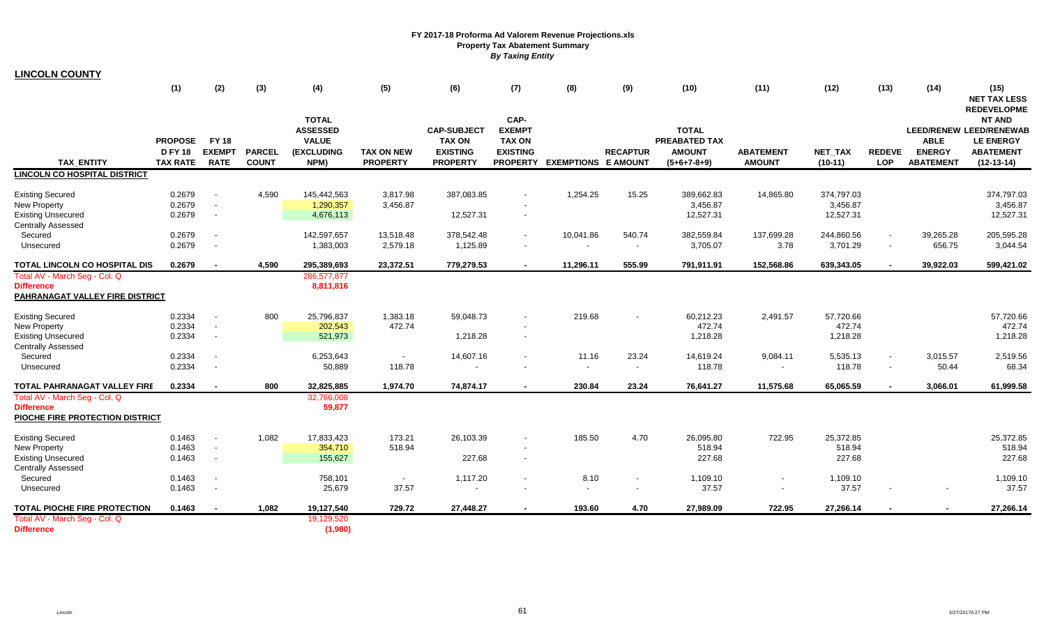# FY 2017-18 Proforma Ad Valorem Revenue Projections.xls
## Property Tax Abatement Summary
*By Taxing Entity*

**LINCOLN COUNTY**

| TAX_ENTITY | (1) PROPOSED FY 18 TAX RATE | (2) FY 18 EXEMPT RATE | (3) PARCEL COUNT | (4) TOTAL ASSESSED VALUE (EXCLUDING NPM) | (5) TAX ON NEW PROPERTY | (6) CAP-SUBJECT TAX ON EXISTING PROPERTY | (7) CAP-EXEMPT TAX ON EXISTING PROPERTY | (8) EXEMPTIONS | (9) RECAPTURE AMOUNT | (10) TOTAL PREABATED TAX AMOUNT (5+6+7-8+9) | (11) ABATEMENT AMOUNT | (12) NET_TAX (10-11) | (13) REDEVELOP | (14) LEED/RENEWABLE ENERGY ABATEMENT | (15) NET TAX LESS REDEVELOPMENT AND LEED/RENEWABLE ENERGY ABATEMENT (12-13-14) |
|---|---|---|---|---|---|---|---|---|---|---|---|---|---|---|---|
| **LINCOLN CO HOSPITAL DISTRICT** | | | | | | | | | | | | | | | |
| Existing Secured | 0.2679 | - | 4,590 | 145,442,563 | 3,817.98 | 387,083.85 | - | 1,254.25 | 15.25 | 389,662.83 | 14,865.80 | 374,797.03 | | | 374,797.03 |
| New Property | 0.2679 | - | | 1,290,357 | 3,456.87 | | - | | | 3,456.87 | | 3,456.87 | | | 3,456.87 |
| Existing Unsecured | 0.2679 | - | | 4,676,113 | | 12,527.31 | - | | | 12,527.31 | | 12,527.31 | | | 12,527.31 |
| Centrally Assessed | | | | | | | | | | | | | | | |
| Secured | 0.2679 | - | | 142,597,657 | 13,518.48 | 378,542.48 | - | 10,041.86 | 540.74 | 382,559.84 | 137,699.28 | 244,860.56 | - | 39,265.28 | 205,595.28 |
| Unsecured | 0.2679 | - | | 1,383,003 | 2,579.18 | 1,125.89 | - | - | - | 3,705.07 | 3.78 | 3,701.29 | - | 656.75 | 3,044.54 |
| **TOTAL LINCOLN CO HOSPITAL DIS** | **0.2679** | **-** | **4,590** | **295,389,693** | **23,372.51** | **779,279.53** | **-** | **11,296.11** | **555.99** | **791,911.91** | **152,568.86** | **639,343.05** | **-** | **39,922.03** | **599,421.02** |
| Total AV - March Seg - Col. Q | | | | 286,577,877 | | | | | | | | | | | |
| **Difference** | | | | **8,811,816** | | | | | | | | | | | |
| **PAHRANAGAT VALLEY FIRE DISTRICT** | | | | | | | | | | | | | | | |
| Existing Secured | 0.2334 | - | 800 | 25,796,837 | 1,383.18 | 59,048.73 | - | 219.68 | - | 60,212.23 | 2,491.57 | 57,720.66 | | | 57,720.66 |
| New Property | 0.2334 | - | | 202,543 | 472.74 | | - | | | 472.74 | | 472.74 | | | 472.74 |
| Existing Unsecured | 0.2334 | - | | 521,973 | | 1,218.28 | - | | | 1,218.28 | | 1,218.28 | | | 1,218.28 |
| Centrally Assessed | | | | | | | | | | | | | | | |
| Secured | 0.2334 | - | | 6,253,643 | - | 14,607.16 | - | 11.16 | 23.24 | 14,619.24 | 9,084.11 | 5,535.13 | - | 3,015.57 | 2,519.56 |
| Unsecured | 0.2334 | - | | 50,889 | 118.78 | - | - | - | - | 118.78 | - | 118.78 | - | 50.44 | 68.34 |
| **TOTAL PAHRANAGAT VALLEY FIRE** | **0.2334** | **-** | **800** | **32,825,885** | **1,974.70** | **74,874.17** | **-** | **230.84** | **23.24** | **76,641.27** | **11,575.68** | **65,065.59** | **-** | **3,066.01** | **61,999.58** |
| Total AV - March Seg - Col. Q | | | | 32,766,008 | | | | | | | | | | | |
| **Difference** | | | | **59,877** | | | | | | | | | | | |
| **PIOCHE FIRE PROTECTION DISTRICT** | | | | | | | | | | | | | | | |
| Existing Secured | 0.1463 | - | 1,082 | 17,833,423 | 173.21 | 26,103.39 | - | 185.50 | 4.70 | 26,095.80 | 722.95 | 25,372.85 | | | 25,372.85 |
| New Property | 0.1463 | - | | 354,710 | 518.94 | | - | | | 518.94 | | 518.94 | | | 518.94 |
| Existing Unsecured | 0.1463 | - | | 155,627 | | 227.68 | - | | | 227.68 | | 227.68 | | | 227.68 |
| Centrally Assessed | | | | | | | | | | | | | | | |
| Secured | 0.1463 | - | | 758,101 | - | 1,117.20 | - | 8.10 | - | 1,109.10 | - | 1,109.10 | | | 1,109.10 |
| Unsecured | 0.1463 | - | | 25,679 | 37.57 | - | - | - | - | 37.57 | - | 37.57 | - | - | 37.57 |
| **TOTAL PIOCHE FIRE PROTECTION** | **0.1463** | **-** | **1,082** | **19,127,540** | **729.72** | **27,448.27** | **-** | **193.60** | **4.70** | **27,989.09** | **722.95** | **27,266.14** | **-** | **-** | **27,266.14** |
| Total AV - March Seg - Col. Q | | | | 19,129,520 | | | | | | | | | | | |
| **Difference** | | | | **(1,980)** | | | | | | | | | | | |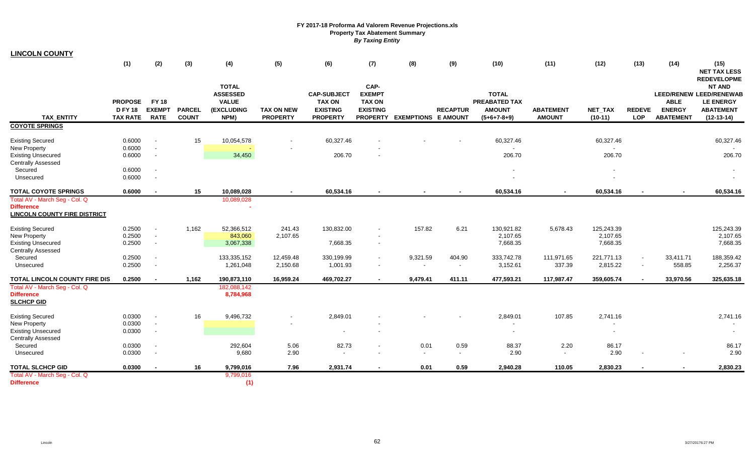**FY 2017-18 Proforma Ad Valorem Revenue Projections.xls**
**Property Tax Abatement Summary**
***By Taxing Entity***

## LINCOLN COUNTY

| TAX_ENTITY | (1) PROPOSED FY 18 TAX RATE | (2) FY 18 EXEMPT RATE | (3) PARCEL COUNT | (4) TOTAL ASSESSED VALUE (EXCLUDING NPM) | (5) TAX ON NEW PROPERTY | (6) CAP-SUBJECT TAX ON EXISTING PROPERTY | (7) CAP-EXEMPT TAX ON EXISTING PROPERTY | (8) EXEMPTIONS | (9) RECAPTURE AMOUNT | (10) TOTAL PREABATED TAX AMOUNT (5+6+7-8+9) | (11) ABATEMENT AMOUNT | (12) NET_TAX (10-11) | (13) REDEVELOP | (14) LEED/RENEWABLE ENERGY ABATEMENT | (15) NET TAX LESS REDEVELOPMENT AND LEED/RENEWABLE ENERGY ABATEMENT (12-13-14) |
|---|---|---|---|---|---|---|---|---|---|---|---|---|---|---|---|
| **COYOTE SPRINGS** | | | | | | | | | | | | | | | |
| Existing Secured | 0.6000 | - | 15 | 10,054,578 | - | 60,327.46 | - | - | - | 60,327.46 | | 60,327.46 | | | 60,327.46 |
| New Property | 0.6000 | - | | - | - | | - | | | - | | - | | | - |
| Existing Unsecured | 0.6000 | - | | 34,450 | | 206.70 | - | | | 206.70 | | 206.70 | | | 206.70 |
| Centrally Assessed | | | | | | | | | | | | | | | |
| Secured | 0.6000 | - | | | | | | | | - | | - | | | - |
| Unsecured | 0.6000 | - | | | | | | | | - | | - | | | - |
| **TOTAL COYOTE SPRINGS** | **0.6000** | **-** | **15** | **10,089,028** | **-** | **60,534.16** | **-** | **-** | **-** | **60,534.16** | **-** | **60,534.16** | **-** | **-** | **60,534.16** |
| Total AV - March Seg - Col. Q | | | | 10,089,028 | | | | | | | | | | | |
| **Difference** | | | | **-** | | | | | | | | | | | |
| **LINCOLN COUNTY FIRE DISTRICT** | | | | | | | | | | | | | | | |
| Existing Secured | 0.2500 | - | 1,162 | 52,366,512 | 241.43 | 130,832.00 | - | 157.82 | 6.21 | 130,921.82 | 5,678.43 | 125,243.39 | | | 125,243.39 |
| New Property | 0.2500 | - | | 843,060 | 2,107.65 | | - | | | 2,107.65 | | 2,107.65 | | | 2,107.65 |
| Existing Unsecured | 0.2500 | - | | 3,067,338 | | 7,668.35 | - | | | 7,668.35 | | 7,668.35 | | | 7,668.35 |
| Centrally Assessed | | | | | | | | | | | | | | | |
| Secured | 0.2500 | - | | 133,335,152 | 12,459.48 | 330,199.99 | - | 9,321.59 | 404.90 | 333,742.78 | 111,971.65 | 221,771.13 | - | 33,411.71 | 188,359.42 |
| Unsecured | 0.2500 | - | | 1,261,048 | 2,150.68 | 1,001.93 | - | - | - | 3,152.61 | 337.39 | 2,815.22 | - | 558.85 | 2,256.37 |
| **TOTAL LINCOLN COUNTY FIRE DIS** | **0.2500** | **-** | **1,162** | **190,873,110** | **16,959.24** | **469,702.27** | **-** | **9,479.41** | **411.11** | **477,593.21** | **117,987.47** | **359,605.74** | **-** | **33,970.56** | **325,635.18** |
| Total AV - March Seg - Col. Q | | | | 182,088,142 | | | | | | | | | | | |
| **Difference** | | | | **8,784,968** | | | | | | | | | | | |
| **SLCHCP GID** | | | | | | | | | | | | | | | |
| Existing Secured | 0.0300 | - | 16 | 9,496,732 | - | 2,849.01 | - | - | - | 2,849.01 | 107.85 | 2,741.16 | | | 2,741.16 |
| New Property | 0.0300 | - | | | - | | - | | | - | | - | | | - |
| Existing Unsecured | 0.0300 | - | | | | - | - | | | - | | - | | | - |
| Centrally Assessed | | | | | | | | | | | | | | | |
| Secured | 0.0300 | - | | 292,604 | 5.06 | 82.73 | - | 0.01 | 0.59 | 88.37 | 2.20 | 86.17 | | | 86.17 |
| Unsecured | 0.0300 | - | | 9,680 | 2.90 | - | - | - | - | 2.90 | - | 2.90 | - | - | 2.90 |
| **TOTAL SLCHCP GID** | **0.0300** | **-** | **16** | **9,799,016** | **7.96** | **2,931.74** | **-** | **0.01** | **0.59** | **2,940.28** | **110.05** | **2,830.23** | **-** | **-** | **2,830.23** |
| Total AV - March Seg - Col. Q | | | | 9,799,016 | | | | | | | | | | | |
| **Difference** | | | | **(1)** | | | | | | | | | | | |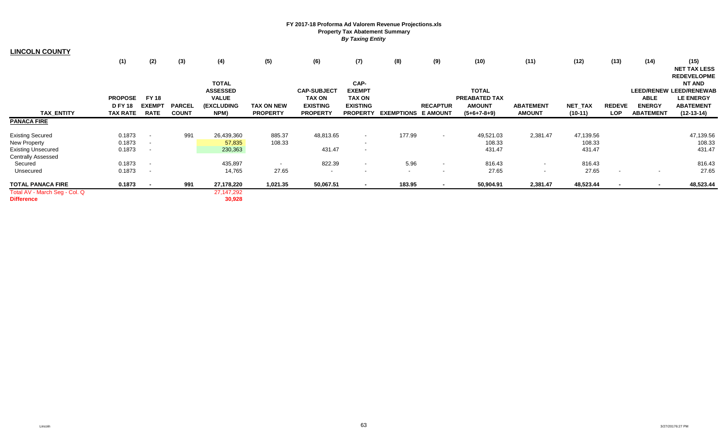**FY 2017-18 Proforma Ad Valorem Revenue Projections.xls**
**Property Tax Abatement Summary**
***By Taxing Entity***

**LINCOLN COUNTY**

| TAX_ENTITY | (1) PROPOSED FY 18 TAX RATE | (2) FY 18 EXEMPT RATE | (3) PARCEL COUNT | (4) TOTAL ASSESSED VALUE (EXCLUDING NPM) | (5) TAX ON NEW PROPERTY | (6) CAP-SUBJECT TAX ON EXISTING PROPERTY | (7) CAP-EXEMPT TAX ON EXISTING PROPERTY | (8) EXEMPTIONS | (9) RECAPTURE AMOUNT | (10) TOTAL PREABATED TAX AMOUNT (5+6+7-8+9) | (11) ABATEMENT AMOUNT | (12) NET_TAX (10-11) | (13) REDEVELOP | (14) LEED/RENEWABLE ENERGY ABATEMENT | (15) NET TAX LESS REDEVELOPMENT AND LEED/RENEWABLE ENERGY ABATEMENT (12-13-14) |
|---|---|---|---|---|---|---|---|---|---|---|---|---|---|---|---|
| **PANACA FIRE** | | | | | | | | | | | | | | | |
| Existing Secured | 0.1873 | - | 991 | 26,439,360 | 885.37 | 48,813.65 | - | 177.99 | - | 49,521.03 | 2,381.47 | 47,139.56 | | | 47,139.56 |
| New Property | 0.1873 | - | | 57,835 | 108.33 | | - | | | 108.33 | | 108.33 | | | 108.33 |
| Existing Unsecured | 0.1873 | - | | 230,363 | | 431.47 | - | | | 431.47 | | 431.47 | | | 431.47 |
| Centrally Assessed | | | | | | | | | | | | | | | |
| Secured | 0.1873 | - | | 435,897 | - | 822.39 | - | 5.96 | - | 816.43 | - | 816.43 | | | 816.43 |
| Unsecured | 0.1873 | - | | 14,765 | 27.65 | - | - | - | - | 27.65 | - | 27.65 | - | - | 27.65 |
| **TOTAL PANACA FIRE** | **0.1873** | **-** | **991** | **27,178,220** | **1,021.35** | **50,067.51** | **-** | **183.95** | **-** | **50,904.91** | **2,381.47** | **48,523.44** | **-** | **-** | **48,523.44** |
| Total AV - March Seg - Col. Q | | | | 27,147,292 | | | | | | | | | | | |
| **Difference** | | | | **30,928** | | | | | | | | | | | |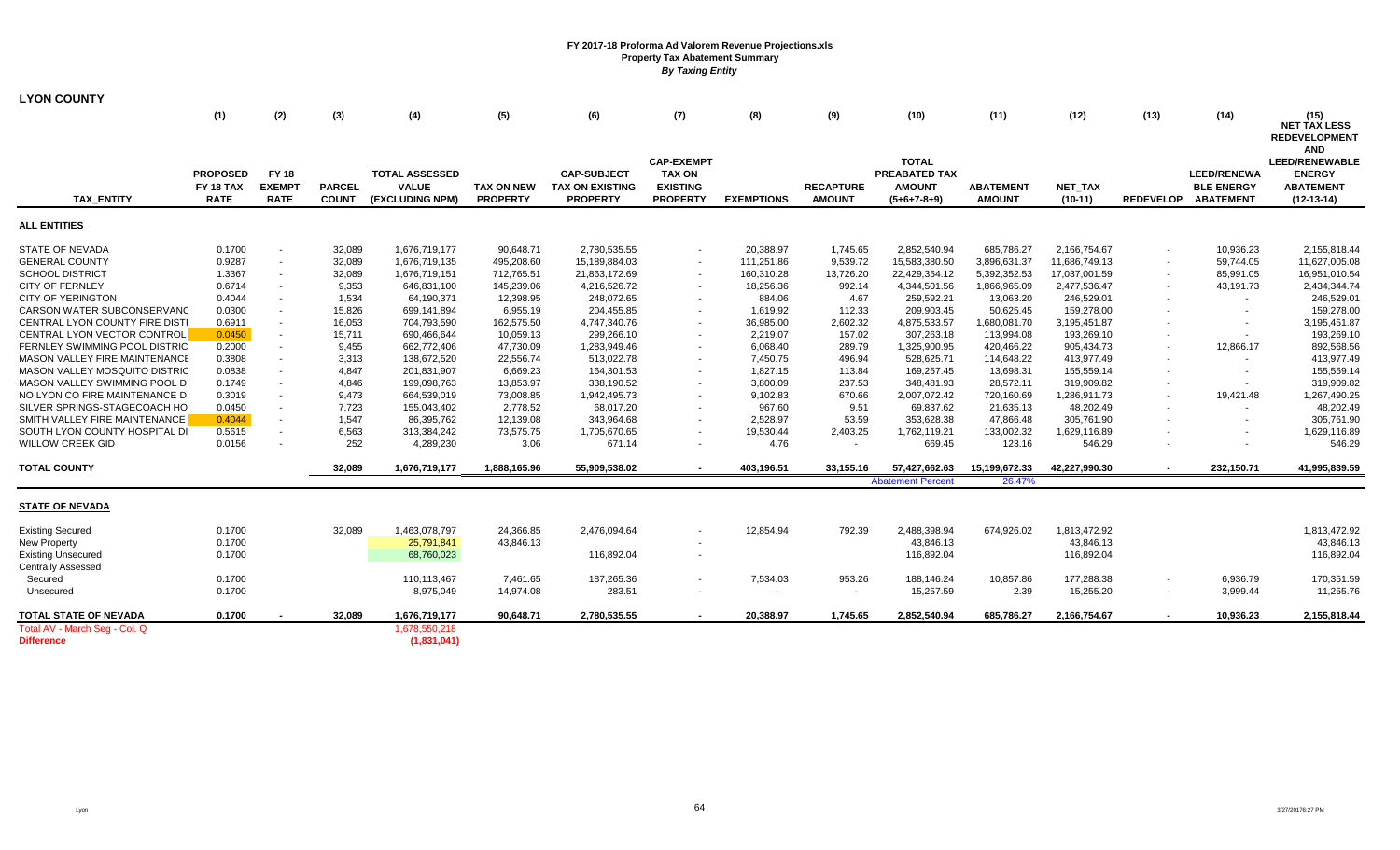# FY 2017-18 Proforma Ad Valorem Revenue Projections.xls
## Property Tax Abatement Summary
### *By Taxing Entity*

**LYON COUNTY**

| TAX_ENTITY | (1) PROPOSED FY 18 TAX RATE | (2) FY 18 EXEMPT RATE | (3) PARCEL COUNT | (4) TOTAL ASSESSED VALUE (EXCLUDING NPM) | (5) TAX ON NEW PROPERTY | (6) CAP-SUBJECT TAX ON EXISTING PROPERTY | (7) CAP-EXEMPT TAX ON EXISTING PROPERTY | (8) EXEMPTIONS | (9) RECAPTURE AMOUNT | (10) TOTAL PREABATED TAX AMOUNT (5+6+7-8+9) | (11) ABATEMENT AMOUNT | (12) NET_TAX (10-11) | (13) REDEVELOP | (14) LEED/RENEWABLE ENERGY ABATEMENT | (15) NET TAX LESS REDEVELOPMENT AND LEED/RENEWABLE ENERGY ABATEMENT (12-13-14) |
|---|---|---|---|---|---|---|---|---|---|---|---|---|---|---|---|
| **ALL ENTITIES** | | | | | | | | | | | | | | | |
| STATE OF NEVADA | 0.1700 | - | 32,089 | 1,676,719,177 | 90,648.71 | 2,780,535.55 | - | 20,388.97 | 1,745.65 | 2,852,540.94 | 685,786.27 | 2,166,754.67 | - | 10,936.23 | 2,155,818.44 |
| GENERAL COUNTY | 0.9287 | - | 32,089 | 1,676,719,135 | 495,208.60 | 15,189,884.03 | - | 111,251.86 | 9,539.72 | 15,583,380.50 | 3,896,631.37 | 11,686,749.13 | - | 59,744.05 | 11,627,005.08 |
| SCHOOL DISTRICT | 1.3367 | - | 32,089 | 1,676,719,151 | 712,765.51 | 21,863,172.69 | - | 160,310.28 | 13,726.20 | 22,429,354.12 | 5,392,352.53 | 17,037,001.59 | - | 85,991.05 | 16,951,010.54 |
| CITY OF FERNLEY | 0.6714 | - | 9,353 | 646,831,100 | 145,239.06 | 4,216,526.72 | - | 18,256.36 | 992.14 | 4,344,501.56 | 1,866,965.09 | 2,477,536.47 | - | 43,191.73 | 2,434,344.74 |
| CITY OF YERINGTON | 0.4044 | - | 1,534 | 64,190,371 | 12,398.95 | 248,072.65 | - | 884.06 | 4.67 | 259,592.21 | 13,063.20 | 246,529.01 | - | - | 246,529.01 |
| CARSON WATER SUBCONSERVANC | 0.0300 | - | 15,826 | 699,141,894 | 6,955.19 | 204,455.85 | - | 1,619.92 | 112.33 | 209,903.45 | 50,625.45 | 159,278.00 | - | - | 159,278.00 |
| CENTRAL LYON COUNTY FIRE DISTI | 0.6911 | - | 16,053 | 704,793,590 | 162,575.50 | 4,747,340.76 | - | 36,985.00 | 2,602.32 | 4,875,533.57 | 1,680,081.70 | 3,195,451.87 | - | - | 3,195,451.87 |
| CENTRAL LYON VECTOR CONTROL | 0.0450 | - | 15,711 | 690,466,644 | 10,059.13 | 299,266.10 | - | 2,219.07 | 157.02 | 307,263.18 | 113,994.08 | 193,269.10 | - | - | 193,269.10 |
| FERNLEY SWIMMING POOL DISTRIC | 0.2000 | - | 9,455 | 662,772,406 | 47,730.09 | 1,283,949.46 | - | 6,068.40 | 289.79 | 1,325,900.95 | 420,466.22 | 905,434.73 | - | 12,866.17 | 892,568.56 |
| MASON VALLEY FIRE MAINTENANCE | 0.3808 | - | 3,313 | 138,672,520 | 22,556.74 | 513,022.78 | - | 7,450.75 | 496.94 | 528,625.71 | 114,648.22 | 413,977.49 | - | - | 413,977.49 |
| MASON VALLEY MOSQUITO DISTRIC | 0.0838 | - | 4,847 | 201,831,907 | 6,669.23 | 164,301.53 | - | 1,827.15 | 113.84 | 169,257.45 | 13,698.31 | 155,559.14 | - | - | 155,559.14 |
| MASON VALLEY SWIMMING POOL D | 0.1749 | - | 4,846 | 199,098,763 | 13,853.97 | 338,190.52 | - | 3,800.09 | 237.53 | 348,481.93 | 28,572.11 | 319,909.82 | - | - | 319,909.82 |
| NO LYON CO FIRE MAINTENANCE D | 0.3019 | - | 9,473 | 664,539,019 | 73,008.85 | 1,942,495.73 | - | 9,102.83 | 670.66 | 2,007,072.42 | 720,160.69 | 1,286,911.73 | - | 19,421.48 | 1,267,490.25 |
| SILVER SPRINGS-STAGECOACH HO | 0.0450 | - | 7,723 | 155,043,402 | 2,778.52 | 68,017.20 | - | 967.60 | 9.51 | 69,837.62 | 21,635.13 | 48,202.49 | - | - | 48,202.49 |
| SMITH VALLEY FIRE MAINTENANCE | 0.4044 | - | 1,547 | 86,395,762 | 12,139.08 | 343,964.68 | - | 2,528.97 | 53.59 | 353,628.38 | 47,866.48 | 305,761.90 | - | - | 305,761.90 |
| SOUTH LYON COUNTY HOSPITAL DI | 0.5615 | - | 6,563 | 313,384,242 | 73,575.75 | 1,705,670.65 | - | 19,530.44 | 2,403.25 | 1,762,119.21 | 133,002.32 | 1,629,116.89 | - | - | 1,629,116.89 |
| WILLOW CREEK GID | 0.0156 | - | 252 | 4,289,230 | 3.06 | 671.14 | - | 4.76 | - | 669.45 | 123.16 | 546.29 | - | - | 546.29 |
| **TOTAL COUNTY** | | | 32,089 | 1,676,719,177 | 1,888,165.96 | 55,909,538.02 | - | 403,196.51 | 33,155.16 | 57,427,662.63 | 15,199,672.33 | 42,227,990.30 | - | 232,150.71 | 41,995,839.59 |
| | | | | | | | | | | Abatement Percent | 26.47% | | | | |
| **STATE OF NEVADA** | | | | | | | | | | | | | | | |
| Existing Secured | 0.1700 | | 32,089 | 1,463,078,797 | 24,366.85 | 2,476,094.64 | - | 12,854.94 | 792.39 | 2,488,398.94 | 674,926.02 | 1,813,472.92 | | | 1,813,472.92 |
| New Property | 0.1700 | | | 25,791,841 | 43,846.13 | | - | | | 43,846.13 | | 43,846.13 | | | 43,846.13 |
| Existing Unsecured | 0.1700 | | | 68,760,023 | | 116,892.04 | - | | | 116,892.04 | | 116,892.04 | | | 116,892.04 |
| Centrally Assessed | | | | | | | | | | | | | | | |
| Secured | 0.1700 | | | 110,113,467 | 7,461.65 | 187,265.36 | - | 7,534.03 | 953.26 | 188,146.24 | 10,857.86 | 177,288.38 | - | 6,936.79 | 170,351.59 |
| Unsecured | 0.1700 | | | 8,975,049 | 14,974.08 | 283.51 | - | - | - | 15,257.59 | 2.39 | 15,255.20 | - | 3,999.44 | 11,255.76 |
| **TOTAL STATE OF NEVADA** | 0.1700 | - | 32,089 | 1,676,719,177 | 90,648.71 | 2,780,535.55 | - | 20,388.97 | 1,745.65 | 2,852,540.94 | 685,786.27 | 2,166,754.67 | - | 10,936.23 | 2,155,818.44 |
| Total AV - March Seg - Col. Q | | | | 1,678,550,218 | | | | | | | | | | | |
| **Difference** | | | | (1,831,041) | | | | | | | | | | | |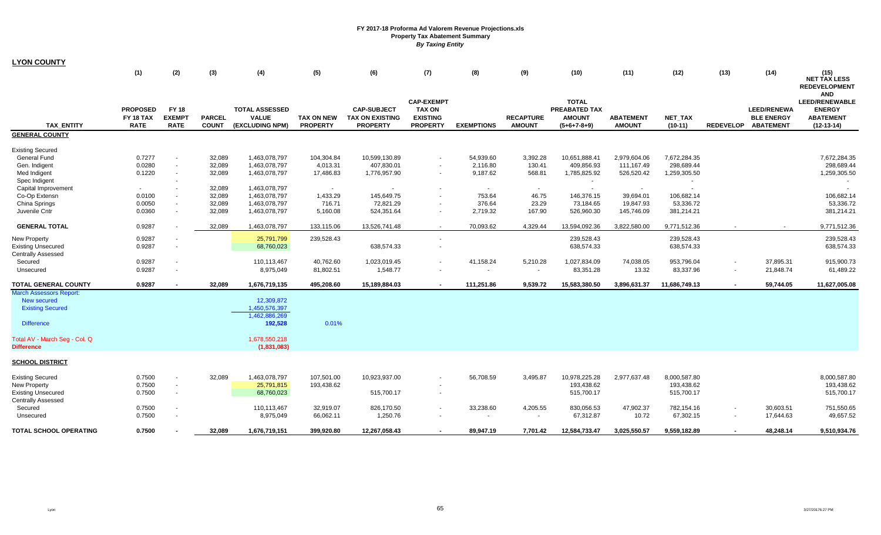# FY 2017-18 Proforma Ad Valorem Revenue Projections.xls
## Property Tax Abatement Summary
### *By Taxing Entity*

**LYON COUNTY**

| TAX_ENTITY | (1) PROPOSED FY 18 TAX RATE | (2) FY 18 EXEMPT RATE | (3) PARCEL COUNT | (4) TOTAL ASSESSED VALUE (EXCLUDING NPM) | (5) TAX ON NEW PROPERTY | (6) CAP-SUBJECT TAX ON EXISTING PROPERTY | (7) CAP-EXEMPT TAX ON EXISTING PROPERTY | (8) EXEMPTIONS | (9) RECAPTURE AMOUNT | (10) TOTAL PREABATED TAX AMOUNT (5+6+7-8+9) | (11) ABATEMENT AMOUNT | (12) NET_TAX (10-11) | (13) REDEVELOP | (14) LEED/RENEWABLE ENERGY ABATEMENT | (15) NET TAX LESS REDEVELOPMENT AND LEED/RENEWABLE ENERGY ABATEMENT (12-13-14) |
|---|---|---|---|---|---|---|---|---|---|---|---|---|---|---|---|
| **GENERAL COUNTY** | | | | | | | | | | | | | | | |
| Existing Secured | | | | | | | | | | | | | | | |
| General Fund | 0.7277 | - | 32,089 | 1,463,078,797 | 104,304.84 | 10,599,130.89 | - | 54,939.60 | 3,392.28 | 10,651,888.41 | 2,979,604.06 | 7,672,284.35 | | | 7,672,284.35 |
| Gen. Indigent | 0.0280 | - | 32,089 | 1,463,078,797 | 4,013.31 | 407,830.01 | - | 2,116.80 | 130.41 | 409,856.93 | 111,167.49 | 298,689.44 | | | 298,689.44 |
| Med Indigent | 0.1220 | - | 32,089 | 1,463,078,797 | 17,486.83 | 1,776,957.90 | - | 9,187.62 | 568.81 | 1,785,825.92 | 526,520.42 | 1,259,305.50 | | | 1,259,305.50 |
| Spec Indigent | | - | | | | | | | | - | | - | | | - |
| Capital Improvement | - | - | 32,089 | 1,463,078,797 | - | - | - | - | - | - | - | - | | | - |
| Co-Op Extensn | 0.0100 | - | 32,089 | 1,463,078,797 | 1,433.29 | 145,649.75 | - | 753.64 | 46.75 | 146,376.15 | 39,694.01 | 106,682.14 | | | 106,682.14 |
| China Springs | 0.0050 | - | 32,089 | 1,463,078,797 | 716.71 | 72,821.29 | - | 376.64 | 23.29 | 73,184.65 | 19,847.93 | 53,336.72 | | | 53,336.72 |
| Juvenile Cntr | 0.0360 | - | 32,089 | 1,463,078,797 | 5,160.08 | 524,351.64 | - | 2,719.32 | 167.90 | 526,960.30 | 145,746.09 | 381,214.21 | | | 381,214.21 |
| **GENERAL TOTAL** | 0.9287 | - | 32,089 | 1,463,078,797 | 133,115.06 | 13,526,741.48 | - | 70,093.62 | 4,329.44 | 13,594,092.36 | 3,822,580.00 | 9,771,512.36 | - | - | 9,771,512.36 |
| New Property | 0.9287 | - | | 25,791,799 | 239,528.43 | | - | | | 239,528.43 | | 239,528.43 | | | 239,528.43 |
| Existing Unsecured | 0.9287 | - | | 68,760,023 | | 638,574.33 | - | | | 638,574.33 | | 638,574.33 | | | 638,574.33 |
| Centrally Assessed | | | | | | | | | | | | | | | |
| Secured | 0.9287 | - | | 110,113,467 | 40,762.60 | 1,023,019.45 | - | 41,158.24 | 5,210.28 | 1,027,834.09 | 74,038.05 | 953,796.04 | - | 37,895.31 | 915,900.73 |
| Unsecured | 0.9287 | - | | 8,975,049 | 81,802.51 | 1,548.77 | - | - | - | 83,351.28 | 13.32 | 83,337.96 | - | 21,848.74 | 61,489.22 |
| **TOTAL GENERAL COUNTY** | **0.9287** | **-** | **32,089** | **1,676,719,135** | **495,208.60** | **15,189,884.03** | **-** | **111,251.86** | **9,539.72** | **15,583,380.50** | **3,896,631.37** | **11,686,749.13** | **-** | **59,744.05** | **11,627,005.08** |
| March Assessors Report: | | | | | | | | | | | | | | | |
| New secured | | | | 12,309,872 | | | | | | | | | | | |
| Existing Secured | | | | 1,450,576,397 | | | | | | | | | | | |
| | | | | 1,462,886,269 | | | | | | | | | | | |
| Difference | | | | **192,528** | 0.01% | | | | | | | | | | |
| Total AV - March Seg - Col. Q | | | | 1,678,550,218 | | | | | | | | | | | |
| **Difference** | | | | **(1,831,083)** | | | | | | | | | | | |
| **SCHOOL DISTRICT** | | | | | | | | | | | | | | | |
| Existing Secured | 0.7500 | - | 32,089 | 1,463,078,797 | 107,501.00 | 10,923,937.00 | - | 56,708.59 | 3,495.87 | 10,978,225.28 | 2,977,637.48 | 8,000,587.80 | | | 8,000,587.80 |
| New Property | 0.7500 | - | | 25,791,815 | 193,438.62 | | - | | | 193,438.62 | | 193,438.62 | | | 193,438.62 |
| Existing Unsecured | 0.7500 | - | | 68,760,023 | | 515,700.17 | - | | | 515,700.17 | | 515,700.17 | | | 515,700.17 |
| Centrally Assessed | | | | | | | | | | | | | | | |
| Secured | 0.7500 | - | | 110,113,467 | 32,919.07 | 826,170.50 | - | 33,238.60 | 4,205.55 | 830,056.53 | 47,902.37 | 782,154.16 | - | 30,603.51 | 751,550.65 |
| Unsecured | 0.7500 | - | | 8,975,049 | 66,062.11 | 1,250.76 | - | - | - | 67,312.87 | 10.72 | 67,302.15 | - | 17,644.63 | 49,657.52 |
| **TOTAL SCHOOL OPERATING** | **0.7500** | **-** | **32,089** | **1,676,719,151** | **399,920.80** | **12,267,058.43** | **-** | **89,947.19** | **7,701.42** | **12,584,733.47** | **3,025,550.57** | **9,559,182.89** | **-** | **48,248.14** | **9,510,934.76** |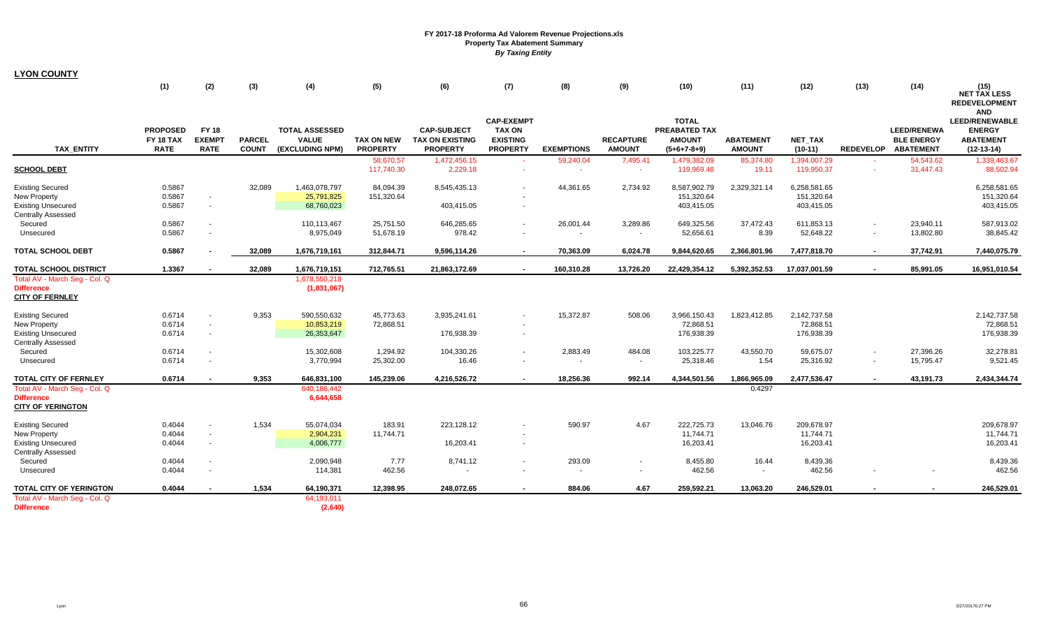# FY 2017-18 Proforma Ad Valorem Revenue Projections.xls
## Property Tax Abatement Summary
### *By Taxing Entity*

**LYON COUNTY**

| TAX_ENTITY | (1) PROPOSED FY 18 TAX RATE | (2) FY 18 EXEMPT RATE | (3) PARCEL COUNT | (4) TOTAL ASSESSED VALUE (EXCLUDING NPM) | (5) TAX ON NEW PROPERTY | (6) CAP-SUBJECT TAX ON EXISTING PROPERTY | (7) CAP-EXEMPT TAX ON EXISTING PROPERTY | (8) EXEMPTIONS | (9) RECAPTURE AMOUNT | (10) TOTAL PREABATED TAX AMOUNT (5+6+7-8+9) | (11) ABATEMENT AMOUNT | (12) NET_TAX (10-11) | (13) REDEVELOP | (14) LEED/RENEWABLE ENERGY ABATEMENT | (15) NET TAX LESS REDEVELOPMENT AND LEED/RENEWABLE ENERGY ABATEMENT (12-13-14) |
|---|---|---|---|---|---|---|---|---|---|---|---|---|---|---|---|
| | | | | | 58,670.57 | 1,472,456.15 | - | 59,240.04 | 7,495.41 | 1,479,382.09 | 85,374.80 | 1,394,007.29 | - | 54,543.62 | 1,339,463.67 |
| **SCHOOL DEBT** | | | | | 117,740.30 | 2,229.18 | - | - | - | 119,969.48 | 19.11 | 119,950.37 | - | 31,447.43 | 88,502.94 |
| Existing Secured | 0.5867 | | 32,089 | 1,463,078,797 | 84,094.39 | 8,545,435.13 | - | 44,361.65 | 2,734.92 | 8,587,902.79 | 2,329,321.14 | 6,258,581.65 | | | 6,258,581.65 |
| New Property | 0.5867 | - | | 25,791,825 | 151,320.64 | | - | | | 151,320.64 | | 151,320.64 | | | 151,320.64 |
| Existing Unsecured | 0.5867 | - | | 68,760,023 | | 403,415.05 | - | | | 403,415.05 | | 403,415.05 | | | 403,415.05 |
| Centrally Assessed | | | | | | | | | | | | | | | |
| Secured | 0.5867 | - | | 110,113,467 | 25,751.50 | 646,285.65 | - | 26,001.44 | 3,289.86 | 649,325.56 | 37,472.43 | 611,853.13 | - | 23,940.11 | 587,913.02 |
| Unsecured | 0.5867 | - | | 8,975,049 | 51,678.19 | 978.42 | - | - | - | 52,656.61 | 8.39 | 52,648.22 | - | 13,802.80 | 38,845.42 |
| **TOTAL SCHOOL DEBT** | **0.5867** | **-** | **32,089** | **1,676,719,161** | **312,844.71** | **9,596,114.26** | **-** | **70,363.09** | **6,024.78** | **9,844,620.65** | **2,366,801.96** | **7,477,818.70** | **-** | **37,742.91** | **7,440,075.79** |
| **TOTAL SCHOOL DISTRICT** | **1.3367** | **-** | **32,089** | **1,676,719,151** | **712,765.51** | **21,863,172.69** | **-** | **160,310.28** | **13,726.20** | **22,429,354.12** | **5,392,352.53** | **17,037,001.59** | **-** | **85,991.05** | **16,951,010.54** |
| Total AV - March Seg - Col. Q | | | | 1,678,550,218 | | | | | | | | | | | |
| **Difference** | | | | **(1,831,067)** | | | | | | | | | | | |
| **CITY OF FERNLEY** | | | | | | | | | | | | | | | |
| Existing Secured | 0.6714 | - | 9,353 | 590,550,632 | 45,773.63 | 3,935,241.61 | - | 15,372.87 | 508.06 | 3,966,150.43 | 1,823,412.85 | 2,142,737.58 | | | 2,142,737.58 |
| New Property | 0.6714 | - | | 10,853,219 | 72,868.51 | | - | | | 72,868.51 | | 72,868.51 | | | 72,868.51 |
| Existing Unsecured | 0.6714 | - | | 26,353,647 | | 176,938.39 | - | | | 176,938.39 | | 176,938.39 | | | 176,938.39 |
| Centrally Assessed | | | | | | | | | | | | | | | |
| Secured | 0.6714 | - | | 15,302,608 | 1,294.92 | 104,330.26 | - | 2,883.49 | 484.08 | 103,225.77 | 43,550.70 | 59,675.07 | - | 27,396.26 | 32,278.81 |
| Unsecured | 0.6714 | - | | 3,770,994 | 25,302.00 | 16.46 | - | - | - | 25,318.46 | 1.54 | 25,316.92 | - | 15,795.47 | 9,521.45 |
| **TOTAL CITY OF FERNLEY** | **0.6714** | **-** | **9,353** | **646,831,100** | **145,239.06** | **4,216,526.72** | **-** | **18,256.36** | **992.14** | **4,344,501.56** | **1,866,965.09** | **2,477,536.47** | **-** | **43,191.73** | **2,434,344.74** |
| Total AV - March Seg - Col. Q | | | | 640,186,442 | | | | | | | 0.4297 | | | | |
| **Difference** | | | | **6,644,658** | | | | | | | | | | | |
| **CITY OF YERINGTON** | | | | | | | | | | | | | | | |
| Existing Secured | 0.4044 | - | 1,534 | 55,074,034 | 183.91 | 223,128.12 | - | 590.97 | 4.67 | 222,725.73 | 13,046.76 | 209,678.97 | | | 209,678.97 |
| New Property | 0.4044 | - | | 2,904,231 | 11,744.71 | | - | | | 11,744.71 | | 11,744.71 | | | 11,744.71 |
| Existing Unsecured | 0.4044 | - | | 4,006,777 | | 16,203.41 | - | | | 16,203.41 | | 16,203.41 | | | 16,203.41 |
| Centrally Assessed | | | | | | | | | | | | | | | |
| Secured | 0.4044 | - | | 2,090,948 | 7.77 | 8,741.12 | - | 293.09 | - | 8,455.80 | 16.44 | 8,439.36 | | | 8,439.36 |
| Unsecured | 0.4044 | - | | 114,381 | 462.56 | - | - | - | - | 462.56 | - | 462.56 | - | - | 462.56 |
| **TOTAL CITY OF YERINGTON** | **0.4044** | **-** | **1,534** | **64,190,371** | **12,398.95** | **248,072.65** | **-** | **884.06** | **4.67** | **259,592.21** | **13,063.20** | **246,529.01** | **-** | **-** | **246,529.01** |
| Total AV - March Seg - Col. Q | | | | 64,193,011 | | | | | | | | | | | |
| **Difference** | | | | **(2,640)** | | | | | | | | | | | |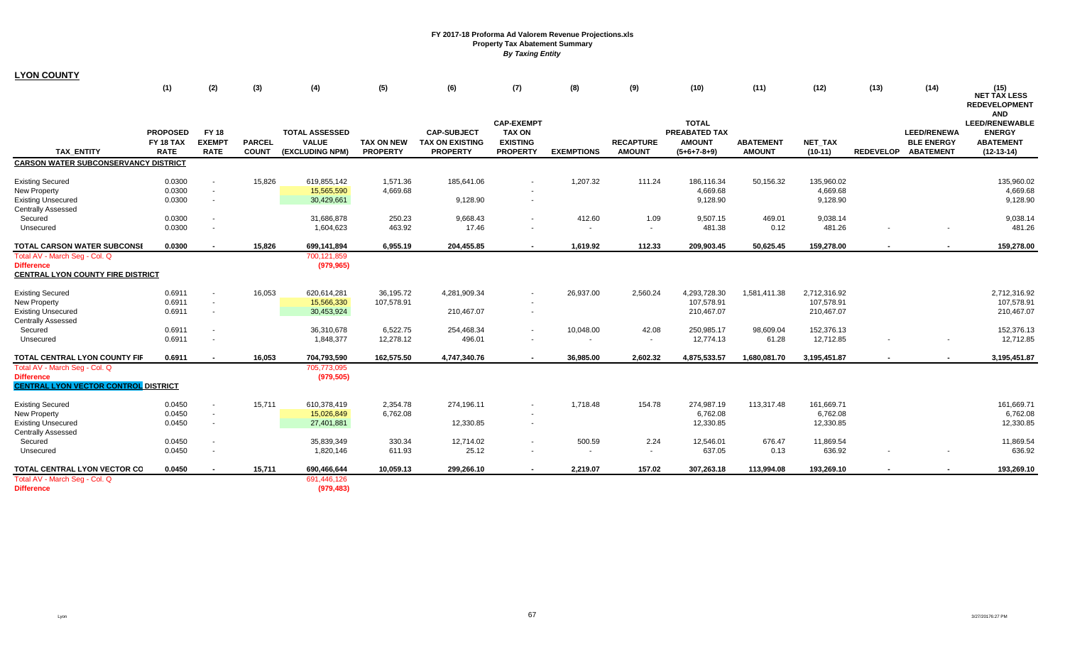**FY 2017-18 Proforma Ad Valorem Revenue Projections.xls**
**Property Tax Abatement Summary**
***By Taxing Entity***

## LYON COUNTY

| TAX_ENTITY | (1) PROPOSED FY 18 TAX RATE | (2) FY 18 EXEMPT RATE | (3) PARCEL COUNT | (4) TOTAL ASSESSED VALUE (EXCLUDING NPM) | (5) TAX ON NEW PROPERTY | (6) CAP-SUBJECT TAX ON EXISTING PROPERTY | (7) CAP-EXEMPT TAX ON EXISTING PROPERTY | (8) EXEMPTIONS | (9) RECAPTURE AMOUNT | (10) TOTAL PREABATED TAX AMOUNT (5+6+7-8+9) | (11) ABATEMENT AMOUNT | (12) NET_TAX (10-11) | (13) REDEVELOP | (14) LEED/RENEWABLE ENERGY ABATEMENT | (15) NET TAX LESS REDEVELOPMENT AND LEED/RENEWABLE ENERGY ABATEMENT (12-13-14) |
|---|---|---|---|---|---|---|---|---|---|---|---|---|---|---|---|
| **CARSON WATER SUBCONSERVANCY DISTRICT** | | | | | | | | | | | | | | | |
| Existing Secured | 0.0300 | - | 15,826 | 619,855,142 | 1,571.36 | 185,641.06 | - | 1,207.32 | 111.24 | 186,116.34 | 50,156.32 | 135,960.02 | | | 135,960.02 |
| New Property | 0.0300 | - | | 15,565,590 | 4,669.68 | | - | | | 4,669.68 | | 4,669.68 | | | 4,669.68 |
| Existing Unsecured | 0.0300 | - | | 30,429,661 | | 9,128.90 | - | | | 9,128.90 | | 9,128.90 | | | 9,128.90 |
| Centrally Assessed | | | | | | | | | | | | | | | |
| Secured | 0.0300 | - | | 31,686,878 | 250.23 | 9,668.43 | - | 412.60 | 1.09 | 9,507.15 | 469.01 | 9,038.14 | | | 9,038.14 |
| Unsecured | 0.0300 | - | | 1,604,623 | 463.92 | 17.46 | - | - | - | 481.38 | 0.12 | 481.26 | - | - | 481.26 |
| **TOTAL CARSON WATER SUBCONSE** | **0.0300** | **-** | **15,826** | **699,141,894** | **6,955.19** | **204,455.85** | **-** | **1,619.92** | **112.33** | **209,903.45** | **50,625.45** | **159,278.00** | **-** | **-** | **159,278.00** |
| Total AV - March Seg - Col. Q | | | | 700,121,859 | | | | | | | | | | | |
| **Difference** | | | | **(979,965)** | | | | | | | | | | | |
| **CENTRAL LYON COUNTY FIRE DISTRICT** | | | | | | | | | | | | | | | |
| Existing Secured | 0.6911 | - | 16,053 | 620,614,281 | 36,195.72 | 4,281,909.34 | - | 26,937.00 | 2,560.24 | 4,293,728.30 | 1,581,411.38 | 2,712,316.92 | | | 2,712,316.92 |
| New Property | 0.6911 | - | | 15,566,330 | 107,578.91 | | - | | | 107,578.91 | | 107,578.91 | | | 107,578.91 |
| Existing Unsecured | 0.6911 | - | | 30,453,924 | | 210,467.07 | - | | | 210,467.07 | | 210,467.07 | | | 210,467.07 |
| Centrally Assessed | | | | | | | | | | | | | | | |
| Secured | 0.6911 | - | | 36,310,678 | 6,522.75 | 254,468.34 | - | 10,048.00 | 42.08 | 250,985.17 | 98,609.04 | 152,376.13 | | | 152,376.13 |
| Unsecured | 0.6911 | - | | 1,848,377 | 12,278.12 | 496.01 | - | - | - | 12,774.13 | 61.28 | 12,712.85 | - | - | 12,712.85 |
| **TOTAL CENTRAL LYON COUNTY FIF** | **0.6911** | **-** | **16,053** | **704,793,590** | **162,575.50** | **4,747,340.76** | **-** | **36,985.00** | **2,602.32** | **4,875,533.57** | **1,680,081.70** | **3,195,451.87** | **-** | **-** | **3,195,451.87** |
| Total AV - March Seg - Col. Q | | | | 705,773,095 | | | | | | | | | | | |
| **Difference** | | | | **(979,505)** | | | | | | | | | | | |
| **CENTRAL LYON VECTOR CONTROL DISTRICT** | | | | | | | | | | | | | | | |
| Existing Secured | 0.0450 | - | 15,711 | 610,378,419 | 2,354.78 | 274,196.11 | - | 1,718.48 | 154.78 | 274,987.19 | 113,317.48 | 161,669.71 | | | 161,669.71 |
| New Property | 0.0450 | - | | 15,026,849 | 6,762.08 | | - | | | 6,762.08 | | 6,762.08 | | | 6,762.08 |
| Existing Unsecured | 0.0450 | - | | 27,401,881 | | 12,330.85 | - | | | 12,330.85 | | 12,330.85 | | | 12,330.85 |
| Centrally Assessed | | | | | | | | | | | | | | | |
| Secured | 0.0450 | - | | 35,839,349 | 330.34 | 12,714.02 | - | 500.59 | 2.24 | 12,546.01 | 676.47 | 11,869.54 | | | 11,869.54 |
| Unsecured | 0.0450 | - | | 1,820,146 | 611.93 | 25.12 | - | - | - | 637.05 | 0.13 | 636.92 | - | - | 636.92 |
| **TOTAL CENTRAL LYON VECTOR CO** | **0.0450** | **-** | **15,711** | **690,466,644** | **10,059.13** | **299,266.10** | **-** | **2,219.07** | **157.02** | **307,263.18** | **113,994.08** | **193,269.10** | **-** | **-** | **193,269.10** |
| Total AV - March Seg - Col. Q | | | | 691,446,126 | | | | | | | | | | | |
| **Difference** | | | | **(979,483)** | | | | | | | | | | | |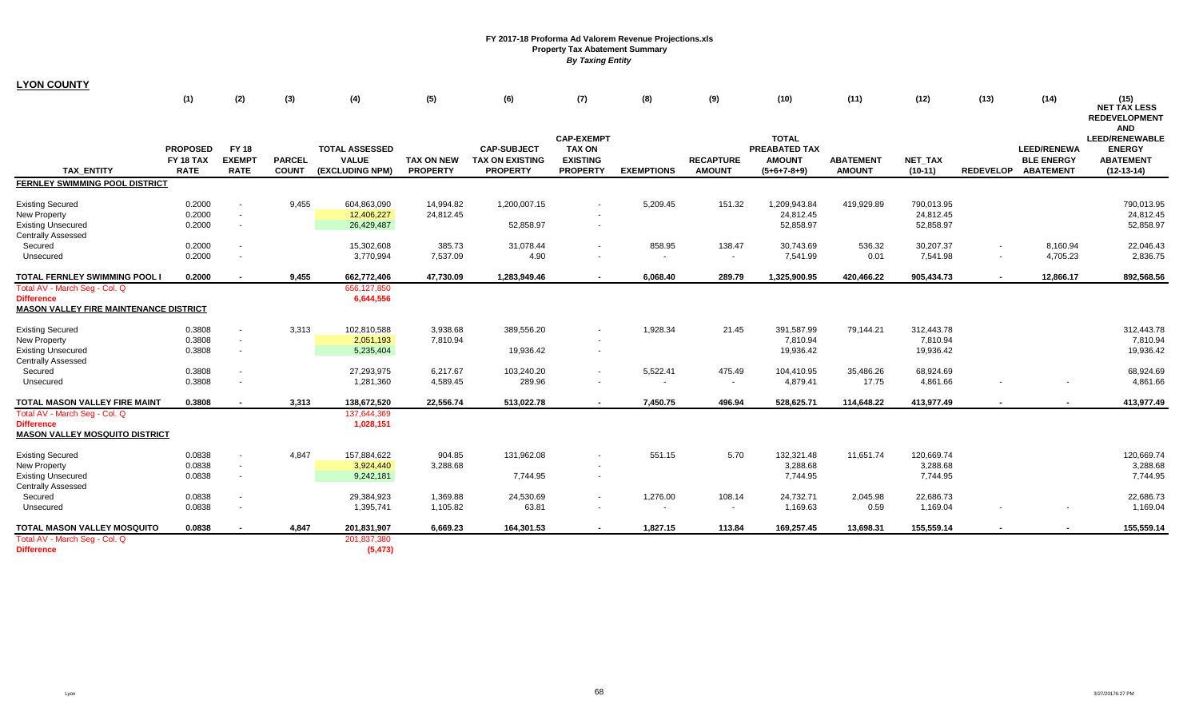# FY 2017-18 Proforma Ad Valorem Revenue Projections.xls
## Property Tax Abatement Summary
### *By Taxing Entity*

**LYON COUNTY**

| TAX_ENTITY | (1) PROPOSED FY 18 TAX RATE | (2) FY 18 EXEMPT RATE | (3) PARCEL COUNT | (4) TOTAL ASSESSED VALUE (EXCLUDING NPM) | (5) TAX ON NEW PROPERTY | (6) CAP-SUBJECT TAX ON EXISTING PROPERTY | (7) CAP-EXEMPT TAX ON EXISTING PROPERTY | (8) EXEMPTIONS | (9) RECAPTURE AMOUNT | (10) TOTAL PREABATED TAX AMOUNT (5+6+7-8+9) | (11) ABATEMENT AMOUNT | (12) NET_TAX (10-11) | (13) REDEVELOP | (14) LEED/RENEWABLE ENERGY ABATEMENT | (15) NET TAX LESS REDEVELOPMENT AND LEED/RENEWABLE ENERGY ABATEMENT (12-13-14) |
|---|---|---|---|---|---|---|---|---|---|---|---|---|---|---|---|
| **FERNLEY SWIMMING POOL DISTRICT** | | | | | | | | | | | | | | | |
| Existing Secured | 0.2000 | - | 9,455 | 604,863,090 | 14,994.82 | 1,200,007.15 | - | 5,209.45 | 151.32 | 1,209,943.84 | 419,929.89 | 790,013.95 | | | 790,013.95 |
| New Property | 0.2000 | - | | 12,406,227 | 24,812.45 | | - | | | 24,812.45 | | 24,812.45 | | | 24,812.45 |
| Existing Unsecured | 0.2000 | - | | 26,429,487 | | 52,858.97 | - | | | 52,858.97 | | 52,858.97 | | | 52,858.97 |
| Centrally Assessed | | | | | | | | | | | | | | | |
| Secured | 0.2000 | - | | 15,302,608 | 385.73 | 31,078.44 | - | 858.95 | 138.47 | 30,743.69 | 536.32 | 30,207.37 | - | 8,160.94 | 22,046.43 |
| Unsecured | 0.2000 | - | | 3,770,994 | 7,537.09 | 4.90 | - | - | - | 7,541.99 | 0.01 | 7,541.98 | - | 4,705.23 | 2,836.75 |
| **TOTAL FERNLEY SWIMMING POOL I** | **0.2000** | **-** | **9,455** | **662,772,406** | **47,730.09** | **1,283,949.46** | **-** | **6,068.40** | **289.79** | **1,325,900.95** | **420,466.22** | **905,434.73** | **-** | **12,866.17** | **892,568.56** |
| Total AV - March Seg - Col. Q | | | | 656,127,850 | | | | | | | | | | | |
| **Difference** | | | | **6,644,556** | | | | | | | | | | | |
| **MASON VALLEY FIRE MAINTENANCE DISTRICT** | | | | | | | | | | | | | | | |
| Existing Secured | 0.3808 | - | 3,313 | 102,810,588 | 3,938.68 | 389,556.20 | - | 1,928.34 | 21.45 | 391,587.99 | 79,144.21 | 312,443.78 | | | 312,443.78 |
| New Property | 0.3808 | - | | 2,051,193 | 7,810.94 | | - | | | 7,810.94 | | 7,810.94 | | | 7,810.94 |
| Existing Unsecured | 0.3808 | - | | 5,235,404 | | 19,936.42 | - | | | 19,936.42 | | 19,936.42 | | | 19,936.42 |
| Centrally Assessed | | | | | | | | | | | | | | | |
| Secured | 0.3808 | - | | 27,293,975 | 6,217.67 | 103,240.20 | - | 5,522.41 | 475.49 | 104,410.95 | 35,486.26 | 68,924.69 | | | 68,924.69 |
| Unsecured | 0.3808 | - | | 1,281,360 | 4,589.45 | 289.96 | - | - | - | 4,879.41 | 17.75 | 4,861.66 | - | - | 4,861.66 |
| **TOTAL MASON VALLEY FIRE MAINT** | **0.3808** | **-** | **3,313** | **138,672,520** | **22,556.74** | **513,022.78** | **-** | **7,450.75** | **496.94** | **528,625.71** | **114,648.22** | **413,977.49** | **-** | **-** | **413,977.49** |
| Total AV - March Seg - Col. Q | | | | 137,644,369 | | | | | | | | | | | |
| **Difference** | | | | **1,028,151** | | | | | | | | | | | |
| **MASON VALLEY MOSQUITO DISTRICT** | | | | | | | | | | | | | | | |
| Existing Secured | 0.0838 | - | 4,847 | 157,884,622 | 904.85 | 131,962.08 | - | 551.15 | 5.70 | 132,321.48 | 11,651.74 | 120,669.74 | | | 120,669.74 |
| New Property | 0.0838 | - | | 3,924,440 | 3,288.68 | | - | | | 3,288.68 | | 3,288.68 | | | 3,288.68 |
| Existing Unsecured | 0.0838 | - | | 9,242,181 | | 7,744.95 | - | | | 7,744.95 | | 7,744.95 | | | 7,744.95 |
| Centrally Assessed | | | | | | | | | | | | | | | |
| Secured | 0.0838 | - | | 29,384,923 | 1,369.88 | 24,530.69 | - | 1,276.00 | 108.14 | 24,732.71 | 2,045.98 | 22,686.73 | | | 22,686.73 |
| Unsecured | 0.0838 | - | | 1,395,741 | 1,105.82 | 63.81 | - | - | - | 1,169.63 | 0.59 | 1,169.04 | - | - | 1,169.04 |
| **TOTAL MASON VALLEY MOSQUITO** | **0.0838** | **-** | **4,847** | **201,831,907** | **6,669.23** | **164,301.53** | **-** | **1,827.15** | **113.84** | **169,257.45** | **13,698.31** | **155,559.14** | **-** | **-** | **155,559.14** |
| Total AV - March Seg - Col. Q | | | | 201,837,380 | | | | | | | | | | | |
| **Difference** | | | | **(5,473)** | | | | | | | | | | | |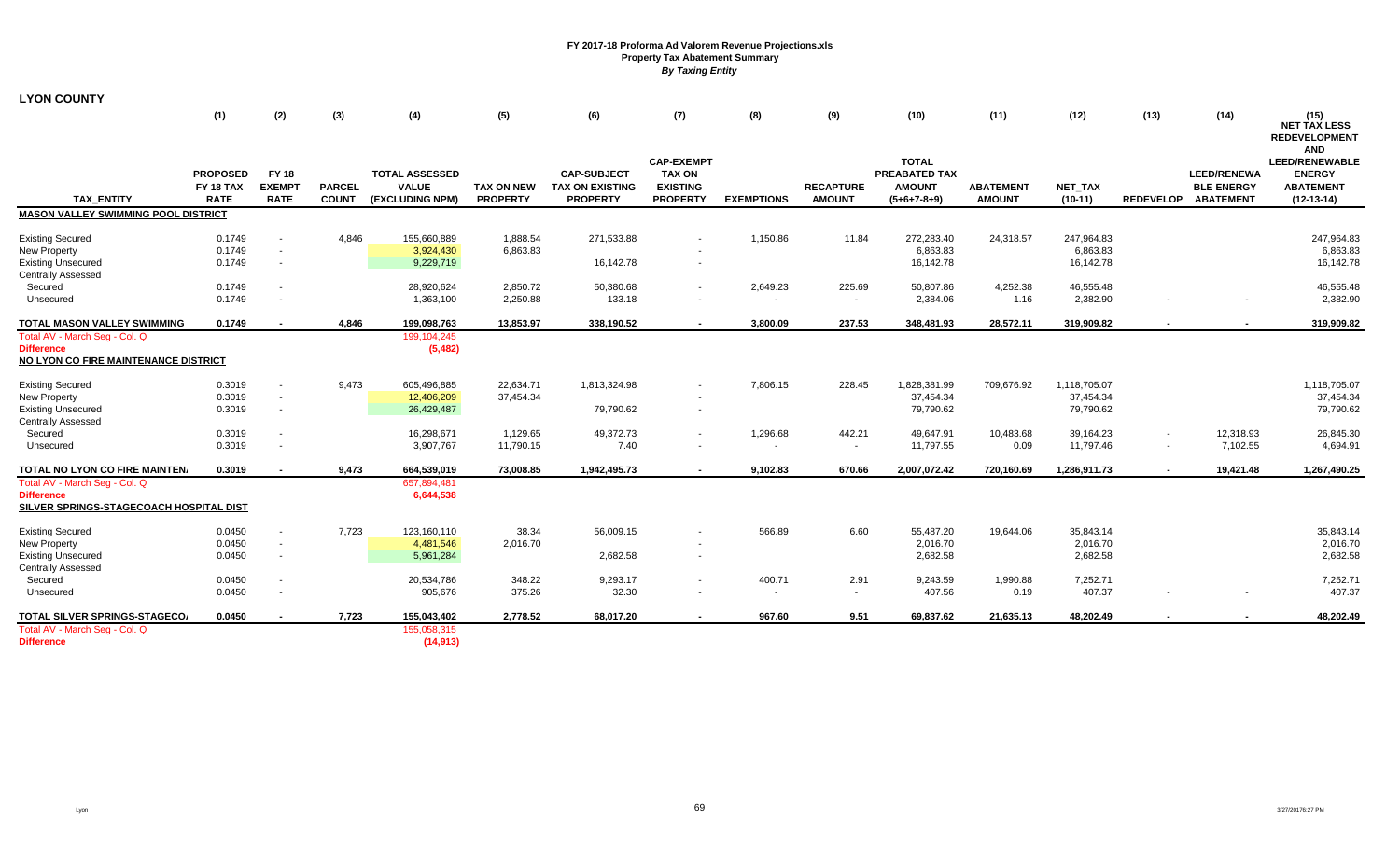# FY 2017-18 Proforma Ad Valorem Revenue Projections.xls
## Property Tax Abatement Summary
### *By Taxing Entity*

**LYON COUNTY**

| TAX_ENTITY | (1) PROPOSED FY 18 TAX RATE | (2) FY 18 EXEMPT RATE | (3) PARCEL COUNT | (4) TOTAL ASSESSED VALUE (EXCLUDING NPM) | (5) TAX ON NEW PROPERTY | (6) CAP-SUBJECT TAX ON EXISTING PROPERTY | (7) CAP-EXEMPT TAX ON EXISTING PROPERTY | (8) EXEMPTIONS | (9) RECAPTURE AMOUNT | (10) TOTAL PREABATED TAX AMOUNT (5+6+7-8+9) | (11) ABATEMENT AMOUNT | (12) NET_TAX (10-11) | (13) REDEVELOP | (14) LEED/RENEWABLE ENERGY ABATEMENT | (15) NET TAX LESS REDEVELOPMENT AND LEED/RENEWABLE ENERGY ABATEMENT (12-13-14) |
|---|---|---|---|---|---|---|---|---|---|---|---|---|---|---|---|
| **MASON VALLEY SWIMMING POOL DISTRICT** | | | | | | | | | | | | | | | |
| Existing Secured | 0.1749 | - | 4,846 | 155,660,889 | 1,888.54 | 271,533.88 | - | 1,150.86 | 11.84 | 272,283.40 | 24,318.57 | 247,964.83 | | | 247,964.83 |
| New Property | 0.1749 | - | | 3,924,430 | 6,863.83 | | - | | | 6,863.83 | | 6,863.83 | | | 6,863.83 |
| Existing Unsecured | 0.1749 | - | | 9,229,719 | | 16,142.78 | - | | | 16,142.78 | | 16,142.78 | | | 16,142.78 |
| Centrally Assessed | | | | | | | | | | | | | | | |
| Secured | 0.1749 | - | | 28,920,624 | 2,850.72 | 50,380.68 | - | 2,649.23 | 225.69 | 50,807.86 | 4,252.38 | 46,555.48 | | | 46,555.48 |
| Unsecured | 0.1749 | - | | 1,363,100 | 2,250.88 | 133.18 | - | - | - | 2,384.06 | 1.16 | 2,382.90 | - | - | 2,382.90 |
| **TOTAL MASON VALLEY SWIMMING** | **0.1749** | **-** | **4,846** | **199,098,763** | **13,853.97** | **338,190.52** | **-** | **3,800.09** | **237.53** | **348,481.93** | **28,572.11** | **319,909.82** | **-** | **-** | **319,909.82** |
| Total AV - March Seg - Col. Q | | | | 199,104,245 | | | | | | | | | | | |
| **Difference** | | | | **(5,482)** | | | | | | | | | | | |
| **NO LYON CO FIRE MAINTENANCE DISTRICT** | | | | | | | | | | | | | | | |
| Existing Secured | 0.3019 | - | 9,473 | 605,496,885 | 22,634.71 | 1,813,324.98 | - | 7,806.15 | 228.45 | 1,828,381.99 | 709,676.92 | 1,118,705.07 | | | 1,118,705.07 |
| New Property | 0.3019 | - | | 12,406,209 | 37,454.34 | | - | | | 37,454.34 | | 37,454.34 | | | 37,454.34 |
| Existing Unsecured | 0.3019 | - | | 26,429,487 | | 79,790.62 | - | | | 79,790.62 | | 79,790.62 | | | 79,790.62 |
| Centrally Assessed | | | | | | | | | | | | | | | |
| Secured | 0.3019 | - | | 16,298,671 | 1,129.65 | 49,372.73 | - | 1,296.68 | 442.21 | 49,647.91 | 10,483.68 | 39,164.23 | - | 12,318.93 | 26,845.30 |
| Unsecured | 0.3019 | - | | 3,907,767 | 11,790.15 | 7.40 | - | - | - | 11,797.55 | 0.09 | 11,797.46 | - | 7,102.55 | 4,694.91 |
| **TOTAL NO LYON CO FIRE MAINTEN.** | **0.3019** | **-** | **9,473** | **664,539,019** | **73,008.85** | **1,942,495.73** | **-** | **9,102.83** | **670.66** | **2,007,072.42** | **720,160.69** | **1,286,911.73** | **-** | **19,421.48** | **1,267,490.25** |
| Total AV - March Seg - Col. Q | | | | 657,894,481 | | | | | | | | | | | |
| **Difference** | | | | **6,644,538** | | | | | | | | | | | |
| **SILVER SPRINGS-STAGECOACH HOSPITAL DIST** | | | | | | | | | | | | | | | |
| Existing Secured | 0.0450 | - | 7,723 | 123,160,110 | 38.34 | 56,009.15 | - | 566.89 | 6.60 | 55,487.20 | 19,644.06 | 35,843.14 | | | 35,843.14 |
| New Property | 0.0450 | - | | 4,481,546 | 2,016.70 | | - | | | 2,016.70 | | 2,016.70 | | | 2,016.70 |
| Existing Unsecured | 0.0450 | - | | 5,961,284 | | 2,682.58 | - | | | 2,682.58 | | 2,682.58 | | | 2,682.58 |
| Centrally Assessed | | | | | | | | | | | | | | | |
| Secured | 0.0450 | - | | 20,534,786 | 348.22 | 9,293.17 | - | 400.71 | 2.91 | 9,243.59 | 1,990.88 | 7,252.71 | | | 7,252.71 |
| Unsecured | 0.0450 | - | | 905,676 | 375.26 | 32.30 | - | - | - | 407.56 | 0.19 | 407.37 | - | - | 407.37 |
| **TOTAL SILVER SPRINGS-STAGECO.** | **0.0450** | **-** | **7,723** | **155,043,402** | **2,778.52** | **68,017.20** | **-** | **967.60** | **9.51** | **69,837.62** | **21,635.13** | **48,202.49** | **-** | **-** | **48,202.49** |
| Total AV - March Seg - Col. Q | | | | 155,058,315 | | | | | | | | | | | |
| **Difference** | | | | **(14,913)** | | | | | | | | | | | |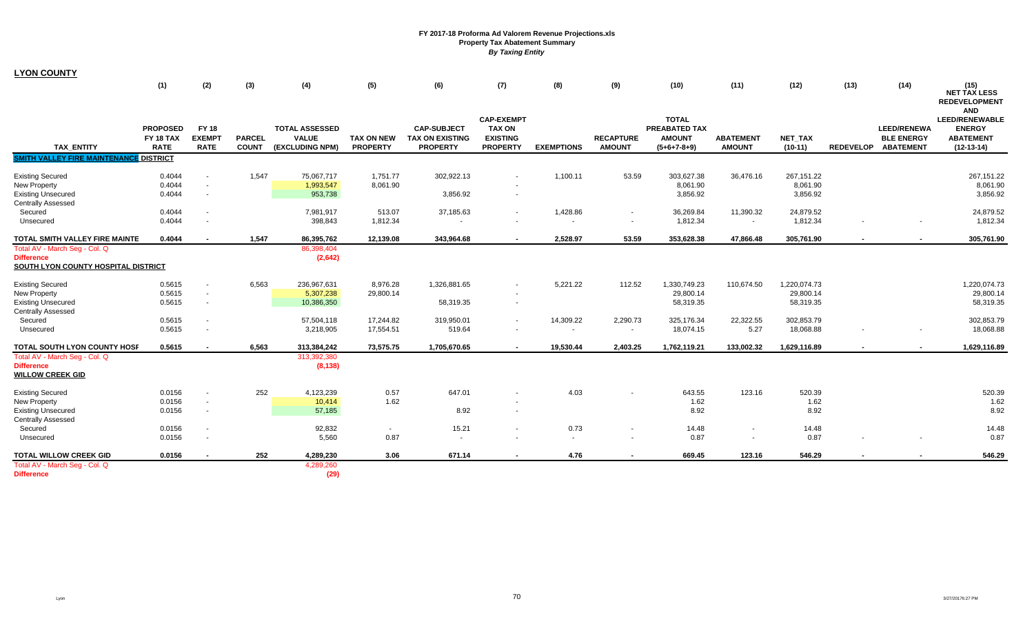**FY 2017-18 Proforma Ad Valorem Revenue Projections.xls**
**Property Tax Abatement Summary**
***By Taxing Entity***

**LYON COUNTY**

| TAX_ENTITY | (1) PROPOSED FY 18 TAX RATE | (2) FY 18 EXEMPT RATE | (3) PARCEL COUNT | (4) TOTAL ASSESSED VALUE (EXCLUDING NPM) | (5) TAX ON NEW PROPERTY | (6) CAP-SUBJECT TAX ON EXISTING PROPERTY | (7) CAP-EXEMPT TAX ON EXISTING PROPERTY | (8) EXEMPTIONS | (9) RECAPTURE AMOUNT | (10) TOTAL PREABATED TAX AMOUNT (5+6+7-8+9) | (11) ABATEMENT AMOUNT | (12) NET_TAX (10-11) | (13) REDEVELOP | (14) LEED/RENEWABLE ENERGY ABATEMENT | (15) NET TAX LESS REDEVELOPMENT AND LEED/RENEWABLE ENERGY ABATEMENT (12-13-14) |
|---|---|---|---|---|---|---|---|---|---|---|---|---|---|---|---|
| **SMITH VALLEY FIRE MAINTENANCE DISTRICT** | | | | | | | | | | | | | | | |
| Existing Secured | 0.4044 | - | 1,547 | 75,067,717 | 1,751.77 | 302,922.13 | - | 1,100.11 | 53.59 | 303,627.38 | 36,476.16 | 267,151.22 | | | 267,151.22 |
| New Property | 0.4044 | - | | 1,993,547 | 8,061.90 | | - | | | 8,061.90 | | 8,061.90 | | | 8,061.90 |
| Existing Unsecured | 0.4044 | - | | 953,738 | | 3,856.92 | - | | | 3,856.92 | | 3,856.92 | | | 3,856.92 |
| Centrally Assessed | | | | | | | | | | | | | | | |
| Secured | 0.4044 | - | | 7,981,917 | 513.07 | 37,185.63 | - | 1,428.86 | - | 36,269.84 | 11,390.32 | 24,879.52 | | | 24,879.52 |
| Unsecured | 0.4044 | - | | 398,843 | 1,812.34 | - | - | - | - | 1,812.34 | - | 1,812.34 | - | - | 1,812.34 |
| **TOTAL SMITH VALLEY FIRE MAINTE** | **0.4044** | **-** | **1,547** | **86,395,762** | **12,139.08** | **343,964.68** | **-** | **2,528.97** | **53.59** | **353,628.38** | **47,866.48** | **305,761.90** | **-** | **-** | **305,761.90** |
| Total AV - March Seg - Col. Q | | | | 86,398,404 | | | | | | | | | | | |
| **Difference** | | | | **(2,642)** | | | | | | | | | | | |
| **SOUTH LYON COUNTY HOSPITAL DISTRICT** | | | | | | | | | | | | | | | |
| Existing Secured | 0.5615 | - | 6,563 | 236,967,631 | 8,976.28 | 1,326,881.65 | - | 5,221.22 | 112.52 | 1,330,749.23 | 110,674.50 | 1,220,074.73 | | | 1,220,074.73 |
| New Property | 0.5615 | - | | 5,307,238 | 29,800.14 | | - | | | 29,800.14 | | 29,800.14 | | | 29,800.14 |
| Existing Unsecured | 0.5615 | - | | 10,386,350 | | 58,319.35 | - | | | 58,319.35 | | 58,319.35 | | | 58,319.35 |
| Centrally Assessed | | | | | | | | | | | | | | | |
| Secured | 0.5615 | - | | 57,504,118 | 17,244.82 | 319,950.01 | - | 14,309.22 | 2,290.73 | 325,176.34 | 22,322.55 | 302,853.79 | | | 302,853.79 |
| Unsecured | 0.5615 | - | | 3,218,905 | 17,554.51 | 519.64 | - | - | - | 18,074.15 | 5.27 | 18,068.88 | - | - | 18,068.88 |
| **TOTAL SOUTH LYON COUNTY HOSP** | **0.5615** | **-** | **6,563** | **313,384,242** | **73,575.75** | **1,705,670.65** | **-** | **19,530.44** | **2,403.25** | **1,762,119.21** | **133,002.32** | **1,629,116.89** | **-** | **-** | **1,629,116.89** |
| Total AV - March Seg - Col. Q | | | | 313,392,380 | | | | | | | | | | | |
| **Difference** | | | | **(8,138)** | | | | | | | | | | | |
| **WILLOW CREEK GID** | | | | | | | | | | | | | | | |
| Existing Secured | 0.0156 | - | 252 | 4,123,239 | 0.57 | 647.01 | - | 4.03 | - | 643.55 | 123.16 | 520.39 | | | 520.39 |
| New Property | 0.0156 | - | | 10,414 | 1.62 | | - | | | 1.62 | | 1.62 | | | 1.62 |
| Existing Unsecured | 0.0156 | - | | 57,185 | | 8.92 | - | | | 8.92 | | 8.92 | | | 8.92 |
| Centrally Assessed | | | | | | | | | | | | | | | |
| Secured | 0.0156 | - | | 92,832 | - | 15.21 | - | 0.73 | - | 14.48 | - | 14.48 | | | 14.48 |
| Unsecured | 0.0156 | - | | 5,560 | 0.87 | - | - | - | - | 0.87 | - | 0.87 | - | - | 0.87 |
| **TOTAL WILLOW CREEK GID** | **0.0156** | **-** | **252** | **4,289,230** | **3.06** | **671.14** | **-** | **4.76** | **-** | **669.45** | **123.16** | **546.29** | **-** | **-** | **546.29** |
| Total AV - March Seg - Col. Q | | | | 4,289,260 | | | | | | | | | | | |
| **Difference** | | | | **(29)** | | | | | | | | | | | |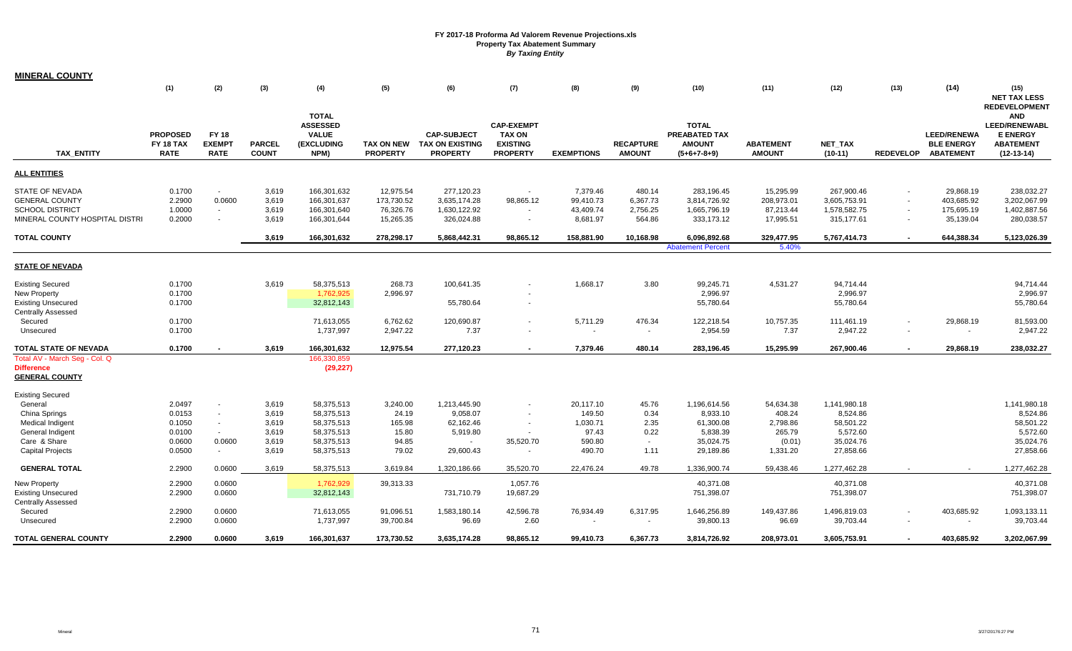# FY 2017-18 Proforma Ad Valorem Revenue Projections.xls
## Property Tax Abatement Summary
### *By Taxing Entity*

**MINERAL COUNTY**

| TAX_ENTITY | (1) PROPOSED FY 18 TAX RATE | (2) FY 18 EXEMPT RATE | (3) PARCEL COUNT | (4) TOTAL ASSESSED VALUE (EXCLUDING NPM) | (5) TAX ON NEW PROPERTY | (6) CAP-SUBJECT TAX ON EXISTING PROPERTY | (7) CAP-EXEMPT TAX ON EXISTING PROPERTY | (8) EXEMPTIONS | (9) RECAPTURE AMOUNT | (10) TOTAL PREABATED TAX AMOUNT (5+6+7-8+9) | (11) ABATEMENT AMOUNT | (12) NET_TAX (10-11) | (13) REDEVELOP | (14) LEED/RENEWABLE ENERGY ABATEMENT | (15) NET TAX LESS REDEVELOPMENT AND LEED/RENEWABLE ENERGY ABATEMENT (12-13-14) |
|---|---|---|---|---|---|---|---|---|---|---|---|---|---|---|---|
| **ALL ENTITIES** | | | | | | | | | | | | | | | |
| STATE OF NEVADA | 0.1700 | - | 3,619 | 166,301,632 | 12,975.54 | 277,120.23 | - | 7,379.46 | 480.14 | 283,196.45 | 15,295.99 | 267,900.46 | - | 29,868.19 | 238,032.27 |
| GENERAL COUNTY | 2.2900 | 0.0600 | 3,619 | 166,301,637 | 173,730.52 | 3,635,174.28 | 98,865.12 | 99,410.73 | 6,367.73 | 3,814,726.92 | 208,973.01 | 3,605,753.91 | - | 403,685.92 | 3,202,067.99 |
| SCHOOL DISTRICT | 1.0000 | - | 3,619 | 166,301,640 | 76,326.76 | 1,630,122.92 | - | 43,409.74 | 2,756.25 | 1,665,796.19 | 87,213.44 | 1,578,582.75 | - | 175,695.19 | 1,402,887.56 |
| MINERAL COUNTY HOSPITAL DISTRI | 0.2000 | - | 3,619 | 166,301,644 | 15,265.35 | 326,024.88 | - | 8,681.97 | 564.86 | 333,173.12 | 17,995.51 | 315,177.61 | - | 35,139.04 | 280,038.57 |
| **TOTAL COUNTY** | | | **3,619** | **166,301,632** | **278,298.17** | **5,868,442.31** | **98,865.12** | **158,881.90** | **10,168.98** | **6,096,892.68** | **329,477.95** | **5,767,414.73** | **-** | **644,388.34** | **5,123,026.39** |
| | | | | | | | | | | Abatement Percent | 5.40% | | | | |
| **STATE OF NEVADA** | | | | | | | | | | | | | | | |
| Existing Secured | 0.1700 | | 3,619 | 58,375,513 | 268.73 | 100,641.35 | - | 1,668.17 | 3.80 | 99,245.71 | 4,531.27 | 94,714.44 | | | 94,714.44 |
| New Property | 0.1700 | | | 1,762,925 | 2,996.97 | | - | | | 2,996.97 | | 2,996.97 | | | 2,996.97 |
| Existing Unsecured | 0.1700 | | | 32,812,143 | | 55,780.64 | - | | | 55,780.64 | | 55,780.64 | | | 55,780.64 |
| Centrally Assessed | | | | | | | | | | | | | | | |
| Secured | 0.1700 | | | 71,613,055 | 6,762.62 | 120,690.87 | - | 5,711.29 | 476.34 | 122,218.54 | 10,757.35 | 111,461.19 | - | 29,868.19 | 81,593.00 |
| Unsecured | 0.1700 | | | 1,737,997 | 2,947.22 | 7.37 | - | - | - | 2,954.59 | 7.37 | 2,947.22 | - | - | 2,947.22 |
| **TOTAL STATE OF NEVADA** | **0.1700** | **-** | **3,619** | **166,301,632** | **12,975.54** | **277,120.23** | **-** | **7,379.46** | **480.14** | **283,196.45** | **15,295.99** | **267,900.46** | **-** | **29,868.19** | **238,032.27** |
| Total AV - March Seg - Col. Q | | | | 166,330,859 | | | | | | | | | | | |
| **Difference** | | | | **(29,227)** | | | | | | | | | | | |
| **GENERAL COUNTY** | | | | | | | | | | | | | | | |
| Existing Secured | | | | | | | | | | | | | | | |
| General | 2.0497 | - | 3,619 | 58,375,513 | 3,240.00 | 1,213,445.90 | - | 20,117.10 | 45.76 | 1,196,614.56 | 54,634.38 | 1,141,980.18 | | | 1,141,980.18 |
| China Springs | 0.0153 | - | 3,619 | 58,375,513 | 24.19 | 9,058.07 | - | 149.50 | 0.34 | 8,933.10 | 408.24 | 8,524.86 | | | 8,524.86 |
| Medical Indigent | 0.1050 | - | 3,619 | 58,375,513 | 165.98 | 62,162.46 | - | 1,030.71 | 2.35 | 61,300.08 | 2,798.86 | 58,501.22 | | | 58,501.22 |
| General Indigent | 0.0100 | - | 3,619 | 58,375,513 | 15.80 | 5,919.80 | - | 97.43 | 0.22 | 5,838.39 | 265.79 | 5,572.60 | | | 5,572.60 |
| Care & Share | 0.0600 | 0.0600 | 3,619 | 58,375,513 | 94.85 | - | 35,520.70 | 590.80 | - | 35,024.75 | (0.01) | 35,024.76 | | | 35,024.76 |
| Capital Projects | 0.0500 | - | 3,619 | 58,375,513 | 79.02 | 29,600.43 | - | 490.70 | 1.11 | 29,189.86 | 1,331.20 | 27,858.66 | | | 27,858.66 |
| **GENERAL TOTAL** | 2.2900 | 0.0600 | 3,619 | 58,375,513 | 3,619.84 | 1,320,186.66 | 35,520.70 | 22,476.24 | 49.78 | 1,336,900.74 | 59,438.46 | 1,277,462.28 | - | - | 1,277,462.28 |
| New Property | 2.2900 | 0.0600 | | 1,762,929 | 39,313.33 | | 1,057.76 | | | 40,371.08 | | 40,371.08 | | | 40,371.08 |
| Existing Unsecured | 2.2900 | 0.0600 | | 32,812,143 | | 731,710.79 | 19,687.29 | | | 751,398.07 | | 751,398.07 | | | 751,398.07 |
| Centrally Assessed | | | | | | | | | | | | | | | |
| Secured | 2.2900 | 0.0600 | | 71,613,055 | 91,096.51 | 1,583,180.14 | 42,596.78 | 76,934.49 | 6,317.95 | 1,646,256.89 | 149,437.86 | 1,496,819.03 | - | 403,685.92 | 1,093,133.11 |
| Unsecured | 2.2900 | 0.0600 | | 1,737,997 | 39,700.84 | 96.69 | 2.60 | - | - | 39,800.13 | 96.69 | 39,703.44 | - | - | 39,703.44 |
| **TOTAL GENERAL COUNTY** | **2.2900** | **0.0600** | **3,619** | **166,301,637** | **173,730.52** | **3,635,174.28** | **98,865.12** | **99,410.73** | **6,367.73** | **3,814,726.92** | **208,973.01** | **3,605,753.91** | **-** | **403,685.92** | **3,202,067.99** |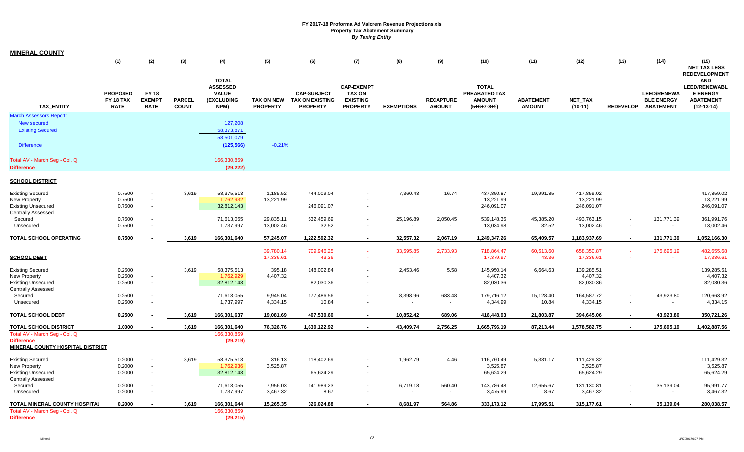**FY 2017-18 Proforma Ad Valorem Revenue Projections.xls**
**Property Tax Abatement Summary**
***By Taxing Entity***

## MINERAL COUNTY

| | (1) | (2) | (3) | (4) | (5) | (6) | (7) | (8) | (9) | (10) | (11) | (12) | (13) | (14) | (15) |
|---|---|---|---|---|---|---|---|---|---|---|---|---|---|---|---|
| **TAX_ENTITY** | **PROPOSED FY 18 TAX RATE** | **FY 18 EXEMPT RATE** | **PARCEL COUNT** | **TOTAL ASSESSED VALUE (EXCLUDING NPM)** | **TAX ON NEW PROPERTY** | **CAP-SUBJECT TAX ON EXISTING PROPERTY** | **CAP-EXEMPT TAX ON EXISTING PROPERTY** | **EXEMPTIONS** | **RECAPTURE AMOUNT** | **TOTAL PREABATED TAX AMOUNT (5+6+7-8+9)** | **ABATEMENT AMOUNT** | **NET_TAX (10-11)** | **REDEVELOP** | **LEED/RENEWABLE ENERGY ABATEMENT** | **NET TAX LESS REDEVELOPMENT AND LEED/RENEWABLE ENERGY ABATEMENT (12-13-14)** |
| March Assessors Report: | | | | | | | | | | | | | | | |
| New secured | | | | 127,208 | | | | | | | | | | | |
| Existing Secured | | | | 58,373,871 | | | | | | | | | | | |
| | | | | 58,501,079 | | | | | | | | | | | |
| Difference | | | | (125,566) | -0.21% | | | | | | | | | | |
| Total AV - March Seg - Col. Q | | | | 166,330,859 | | | | | | | | | | | |
| **Difference** | | | | (29,222) | | | | | | | | | | | |
| **SCHOOL DISTRICT** | | | | | | | | | | | | | | | |
| Existing Secured | 0.7500 | - | 3,619 | 58,375,513 | 1,185.52 | 444,009.04 | - | 7,360.43 | 16.74 | 437,850.87 | 19,991.85 | 417,859.02 | | | 417,859.02 |
| New Property | 0.7500 | - | | 1,762,932 | 13,221.99 | | - | | | 13,221.99 | | 13,221.99 | | | 13,221.99 |
| Existing Unsecured | 0.7500 | - | | 32,812,143 | | 246,091.07 | - | | | 246,091.07 | | 246,091.07 | | | 246,091.07 |
| Centrally Assessed | | | | | | | | | | | | | | | |
| Secured | 0.7500 | - | | 71,613,055 | 29,835.11 | 532,459.69 | - | 25,196.89 | 2,050.45 | 539,148.35 | 45,385.20 | 493,763.15 | - | 131,771.39 | 361,991.76 |
| Unsecured | 0.7500 | - | | 1,737,997 | 13,002.46 | 32.52 | - | - | - | 13,034.98 | 32.52 | 13,002.46 | - | - | 13,002.46 |
| **TOTAL SCHOOL OPERATING** | **0.7500** | **-** | **3,619** | **166,301,640** | **57,245.07** | **1,222,592.32** | **-** | **32,557.32** | **2,067.19** | **1,249,347.26** | **65,409.57** | **1,183,937.69** | **-** | **131,771.39** | **1,052,166.30** |
| | | | | | 39,780.14 | 709,946.25 | - | 33,595.85 | 2,733.93 | 718,864.47 | 60,513.60 | 658,350.87 | - | 175,695.19 | 482,655.68 |
| **SCHOOL DEBT** | | | | | 17,336.61 | 43.36 | - | - | - | 17,379.97 | 43.36 | 17,336.61 | - | - | 17,336.61 |
| Existing Secured | 0.2500 | | 3,619 | 58,375,513 | 395.18 | 148,002.84 | - | 2,453.46 | 5.58 | 145,950.14 | 6,664.63 | 139,285.51 | | | 139,285.51 |
| New Property | 0.2500 | - | | 1,762,929 | 4,407.32 | | - | | | 4,407.32 | | 4,407.32 | | | 4,407.32 |
| Existing Unsecured | 0.2500 | - | | 32,812,143 | | 82,030.36 | - | | | 82,030.36 | | 82,030.36 | | | 82,030.36 |
| Centrally Assessed | | | | | | | | | | | | | | | |
| Secured | 0.2500 | - | | 71,613,055 | 9,945.04 | 177,486.56 | - | 8,398.96 | 683.48 | 179,716.12 | 15,128.40 | 164,587.72 | - | 43,923.80 | 120,663.92 |
| Unsecured | 0.2500 | - | | 1,737,997 | 4,334.15 | 10.84 | - | - | - | 4,344.99 | 10.84 | 4,334.15 | - | - | 4,334.15 |
| **TOTAL SCHOOL DEBT** | **0.2500** | **-** | **3,619** | **166,301,637** | **19,081.69** | **407,530.60** | **-** | **10,852.42** | **689.06** | **416,448.93** | **21,803.87** | **394,645.06** | **-** | **43,923.80** | **350,721.26** |
| **TOTAL SCHOOL DISTRICT** | **1.0000** | **-** | **3,619** | **166,301,640** | **76,326.76** | **1,630,122.92** | **-** | **43,409.74** | **2,756.25** | **1,665,796.19** | **87,213.44** | **1,578,582.75** | **-** | **175,695.19** | **1,402,887.56** |
| Total AV - March Seg - Col. Q | | | | 166,330,859 | | | | | | | | | | | |
| **Difference** | | | | (29,219) | | | | | | | | | | | |
| **MINERAL COUNTY HOSPITAL DISTRICT** | | | | | | | | | | | | | | | |
| Existing Secured | 0.2000 | - | 3,619 | 58,375,513 | 316.13 | 118,402.69 | - | 1,962.79 | 4.46 | 116,760.49 | 5,331.17 | 111,429.32 | | | 111,429.32 |
| New Property | 0.2000 | - | | 1,762,936 | 3,525.87 | | - | | | 3,525.87 | | 3,525.87 | | | 3,525.87 |
| Existing Unsecured | 0.2000 | - | | 32,812,143 | | 65,624.29 | - | | | 65,624.29 | | 65,624.29 | | | 65,624.29 |
| Centrally Assessed | | | | | | | | | | | | | | | |
| Secured | 0.2000 | - | | 71,613,055 | 7,956.03 | 141,989.23 | - | 6,719.18 | 560.40 | 143,786.48 | 12,655.67 | 131,130.81 | - | 35,139.04 | 95,991.77 |
| Unsecured | 0.2000 | - | | 1,737,997 | 3,467.32 | 8.67 | - | - | - | 3,475.99 | 8.67 | 3,467.32 | - | - | 3,467.32 |
| **TOTAL MINERAL COUNTY HOSPITAL** | **0.2000** | **-** | **3,619** | **166,301,644** | **15,265.35** | **326,024.88** | **-** | **8,681.97** | **564.86** | **333,173.12** | **17,995.51** | **315,177.61** | **-** | **35,139.04** | **280,038.57** |
| Total AV - March Seg - Col. Q | | | | 166,330,859 | | | | | | | | | | | |
| **Difference** | | | | (29,215) | | | | | | | | | | | |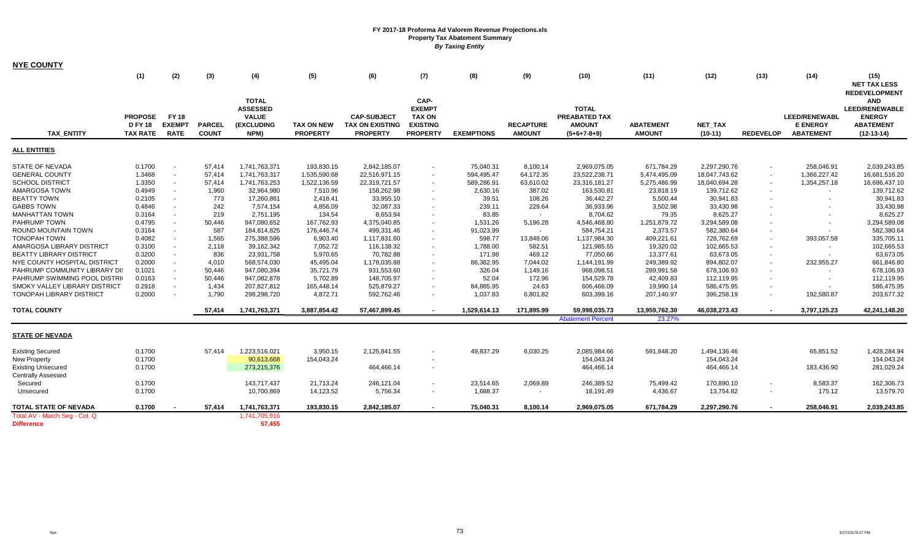# FY 2017-18 Proforma Ad Valorem Revenue Projections.xls
## Property Tax Abatement Summary
### *By Taxing Entity*

**NYE COUNTY**

| TAX_ENTITY | (1) PROPOSE D FY 18 TAX RATE | (2) FY 18 EXEMPT RATE | (3) PARCEL COUNT | (4) TOTAL ASSESSED VALUE (EXCLUDING NPM) | (5) TAX ON NEW PROPERTY | (6) CAP-SUBJECT TAX ON EXISTING PROPERTY | (7) CAP-EXEMPT TAX ON EXISTING PROPERTY | (8) EXEMPTIONS | (9) RECAPTURE AMOUNT | (10) TOTAL PREABATED TAX AMOUNT (5+6+7-8+9) | (11) ABATEMENT AMOUNT | (12) NET_TAX (10-11) | (13) REDEVELOP | (14) LEED/RENEWABL E ENERGY ABATEMENT | (15) NET TAX LESS REDEVELOPMENT AND LEED/RENEWABLE ENERGY ABATEMENT (12-13-14) |
|---|---|---|---|---|---|---|---|---|---|---|---|---|---|---|---|
| **ALL ENTITIES** | | | | | | | | | | | | | | | |
| STATE OF NEVADA | 0.1700 | - | 57,414 | 1,741,763,371 | 193,830.15 | 2,842,185.07 | - | 75,040.31 | 8,100.14 | 2,969,075.05 | 671,784.29 | 2,297,290.76 | - | 258,046.91 | 2,039,243.85 |
| GENERAL COUNTY | 1.3468 | - | 57,414 | 1,741,763,317 | 1,535,590.68 | 22,516,971.15 | - | 594,495.47 | 64,172.35 | 23,522,238.71 | 5,474,495.09 | 18,047,743.62 | - | 1,366,227.42 | 16,681,516.20 |
| SCHOOL DISTRICT | 1.3350 | - | 57,414 | 1,741,763,253 | 1,522,136.59 | 22,319,721.57 | - | 589,286.91 | 63,610.02 | 23,316,181.27 | 5,275,486.99 | 18,040,694.28 | - | 1,354,257.18 | 16,686,437.10 |
| AMARGOSA TOWN | 0.4949 | - | 1,960 | 32,964,980 | 7,510.96 | 158,262.98 | - | 2,630.16 | 387.02 | 163,530.81 | 23,818.19 | 139,712.62 | - | - | 139,712.62 |
| BEATTY TOWN | 0.2105 | - | 773 | 17,260,861 | 2,418.41 | 33,955.10 | - | 39.51 | 108.26 | 36,442.27 | 5,500.44 | 30,941.83 | - | - | 30,941.83 |
| GABBS TOWN | 0.4846 | - | 242 | 7,574,154 | 4,856.09 | 32,087.33 | - | 239.11 | 229.64 | 36,933.96 | 3,502.98 | 33,430.98 | - | - | 33,430.98 |
| MANHATTAN TOWN | 0.3164 | - | 219 | 2,751,195 | 134.54 | 8,653.94 | - | 83.85 | - | 8,704.62 | 79.35 | 8,625.27 | - | - | 8,625.27 |
| PAHRUMP TOWN | 0.4795 | - | 50,446 | 947,080,652 | 167,762.93 | 4,375,040.85 | - | 1,531.26 | 5,196.28 | 4,546,468.80 | 1,251,879.72 | 3,294,589.08 | - | - | 3,294,589.08 |
| ROUND MOUNTAIN TOWN | 0.3164 | - | 587 | 184,814,825 | 176,446.74 | 499,331.46 | - | 91,023.99 | - | 584,754.21 | 2,373.57 | 582,380.64 | - | - | 582,380.64 |
| TONOPAH TOWN | 0.4082 | - | 1,565 | 275,388,596 | 6,903.40 | 1,117,831.60 | - | 598.77 | 13,848.06 | 1,137,984.30 | 409,221.61 | 728,762.69 | - | 393,057.58 | 335,705.11 |
| AMARGOSA LIBRARY DISTRICT | 0.3100 | - | 2,118 | 39,162,342 | 7,052.72 | 116,138.32 | - | 1,788.00 | 582.51 | 121,985.55 | 19,320.02 | 102,665.53 | - | - | 102,665.53 |
| BEATTY LIBRARY DISTRICT | 0.3200 | - | 836 | 23,931,758 | 5,970.65 | 70,782.88 | - | 171.98 | 469.12 | 77,050.66 | 13,377.61 | 63,673.05 | - | - | 63,673.05 |
| NYE COUNTY HOSPITAL DISTRICT | 0.2000 | - | 4,010 | 568,574,030 | 45,495.04 | 1,178,035.88 | - | 86,382.95 | 7,044.02 | 1,144,191.99 | 249,389.92 | 894,802.07 | - | 232,955.27 | 661,846.80 |
| PAHRUMP COMMUNITY LIBRARY DI | 0.1021 | - | 50,446 | 947,080,394 | 35,721.79 | 931,553.60 | - | 326.04 | 1,149.16 | 968,098.51 | 289,991.58 | 678,106.93 | - | - | 678,106.93 |
| PAHRUMP SWIMMING POOL DISTRI | 0.0163 | - | 50,446 | 947,082,878 | 5,702.89 | 148,705.97 | - | 52.04 | 172.96 | 154,529.78 | 42,409.83 | 112,119.95 | - | - | 112,119.95 |
| SMOKY VALLEY LIBRARY DISTRICT | 0.2918 | - | 1,434 | 207,827,812 | 165,448.14 | 525,879.27 | - | 84,885.95 | 24.63 | 606,466.09 | 19,990.14 | 586,475.95 | - | - | 586,475.95 |
| TONOPAH LIBRARY DISTRICT | 0.2000 | - | 1,790 | 298,298,720 | 4,872.71 | 592,762.46 | - | 1,037.83 | 6,801.82 | 603,399.16 | 207,140.97 | 396,258.19 | - | 192,580.87 | 203,677.32 |
| **TOTAL COUNTY** | | | **57,414** | **1,741,763,371** | **3,887,854.42** | **57,467,899.45** | **-** | **1,529,614.13** | **171,895.99** | **59,998,035.73** | **13,959,762.30** | **46,038,273.43** | **-** | **3,797,125.23** | **42,241,148.20** |
| | | | | | | | | | | Abatement Percent | 23.27% | | | | |
| **STATE OF NEVADA** | | | | | | | | | | | | | | | |
| Existing Secured | 0.1700 | | 57,414 | 1,223,516,021 | 3,950.15 | 2,125,841.55 | - | 49,837.29 | 6,030.25 | 2,085,984.66 | 591,848.20 | 1,494,136.46 | | 65,851.52 | 1,428,284.94 |
| New Property | 0.1700 | | | 90,613,668 | 154,043.24 | | - | | | 154,043.24 | | 154,043.24 | | | 154,043.24 |
| Existing Unsecured | 0.1700 | | | 273,215,376 | | 464,466.14 | - | | | 464,466.14 | | 464,466.14 | | 183,436.90 | 281,029.24 |
| Centrally Assessed | | | | | | | | | | | | | | | |
| Secured | 0.1700 | | | 143,717,437 | 21,713.24 | 246,121.04 | - | 23,514.65 | 2,069.89 | 246,389.52 | 75,499.42 | 170,890.10 | - | 8,583.37 | 162,306.73 |
| Unsecured | 0.1700 | | | 10,700,869 | 14,123.52 | 5,756.34 | - | 1,688.37 | - | 18,191.49 | 4,436.67 | 13,754.82 | - | 175.12 | 13,579.70 |
| **TOTAL STATE OF NEVADA** | **0.1700** | **-** | **57,414** | **1,741,763,371** | **193,830.15** | **2,842,185.07** | **-** | **75,040.31** | **8,100.14** | **2,969,075.05** | **671,784.29** | **2,297,290.76** | **-** | **258,046.91** | **2,039,243.85** |
| Total AV - March Seg - Col. Q | | | | 1,741,705,916 | | | | | | | | | | | |
| **Difference** | | | | **57,455** | | | | | | | | | | | |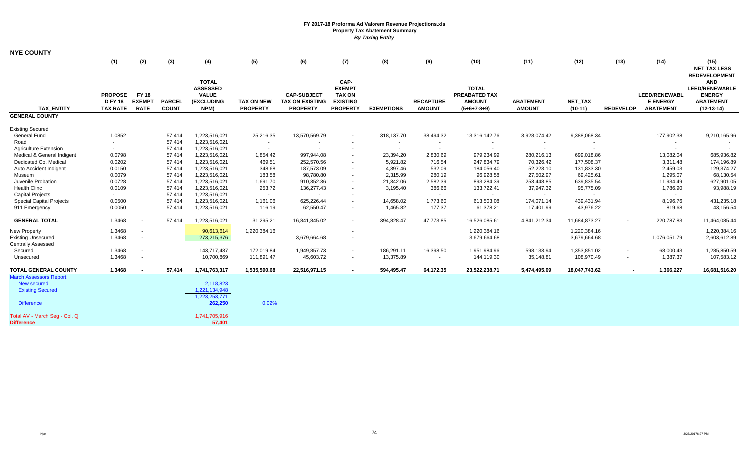# FY 2017-18 Proforma Ad Valorem Revenue Projections.xls
**Property Tax Abatement Summary**
***By Taxing Entity***

**NYE COUNTY**

| | (1) | (2) | (3) | (4) | (5) | (6) | (7) | (8) | (9) | (10) | (11) | (12) | (13) | (14) | (15) |
|---|---|---|---|---|---|---|---|---|---|---|---|---|---|---|---|
| **TAX_ENTITY** | **PROPOSE D FY 18 TAX RATE** | **FY 18 EXEMPT RATE** | **PARCEL COUNT** | **TOTAL ASSESSED VALUE (EXCLUDING NPM)** | **TAX ON NEW PROPERTY** | **CAP-SUBJECT TAX ON EXISTING PROPERTY** | **CAP-EXEMPT TAX ON EXISTING PROPERTY** | **EXEMPTIONS** | **RECAPTURE AMOUNT** | **TOTAL PREABATED TAX AMOUNT (5+6+7-8+9)** | **ABATEMENT AMOUNT** | **NET_TAX (10-11)** | **REDEVELOP** | **LEED/RENEWABLE ENERGY ABATEMENT** | **NET TAX LESS REDEVELOPMENT AND LEED/RENEWABLE ENERGY ABATEMENT (12-13-14)** |
| **GENERAL COUNTY** | | | | | | | | | | | | | | | |
| Existing Secured | | | | | | | | | | | | | | | |
| General Fund | 1.0852 | | 57,414 | 1,223,516,021 | 25,216.35 | 13,570,569.79 | - | 318,137.70 | 38,494.32 | 13,316,142.76 | 3,928,074.42 | 9,388,068.34 | | 177,902.38 | 9,210,165.96 |
| Road | - | | 57,414 | 1,223,516,021 | - | - | - | - | - | - | - | - | | - | - |
| Agriculture Extension | - | | 57,414 | 1,223,516,021 | - | - | - | - | - | - | - | - | | - | - |
| Medical & General Indigent | 0.0798 | | 57,414 | 1,223,516,021 | 1,854.42 | 997,944.08 | - | 23,394.20 | 2,830.69 | 979,234.99 | 280,216.13 | 699,018.86 | | 13,082.04 | 685,936.82 |
| Dedicated Co. Medical | 0.0202 | | 57,414 | 1,223,516,021 | 469.51 | 252,570.56 | - | 5,921.82 | 716.54 | 247,834.79 | 70,326.42 | 177,508.37 | | 3,311.48 | 174,196.89 |
| Auto Accident Indigent | 0.0150 | | 57,414 | 1,223,516,021 | 348.68 | 187,573.09 | - | 4,397.46 | 532.09 | 184,056.40 | 52,223.10 | 131,833.30 | | 2,459.03 | 129,374.27 |
| Museum | 0.0079 | | 57,414 | 1,223,516,021 | 183.58 | 98,780.80 | - | 2,315.99 | 280.19 | 96,928.58 | 27,502.97 | 69,425.61 | | 1,295.07 | 68,130.54 |
| Juvenile Probation | 0.0728 | | 57,414 | 1,223,516,021 | 1,691.70 | 910,352.36 | - | 21,342.06 | 2,582.39 | 893,284.39 | 253,448.85 | 639,835.54 | | 11,934.49 | 627,901.05 |
| Health Clinc | 0.0109 | | 57,414 | 1,223,516,021 | 253.72 | 136,277.43 | - | 3,195.40 | 386.66 | 133,722.41 | 37,947.32 | 95,775.09 | | 1,786.90 | 93,988.19 |
| Capital Projects | - | | 57,414 | 1,223,516,021 | - | - | - | - | - | - | - | - | | - | - |
| Special Capital Projects | 0.0500 | | 57,414 | 1,223,516,021 | 1,161.06 | 625,226.44 | - | 14,658.02 | 1,773.60 | 613,503.08 | 174,071.14 | 439,431.94 | | 8,196.76 | 431,235.18 |
| 911 Emergency | 0.0050 | | 57,414 | 1,223,516,021 | 116.19 | 62,550.47 | - | 1,465.82 | 177.37 | 61,378.21 | 17,401.99 | 43,976.22 | | 819.68 | 43,156.54 |
| **GENERAL TOTAL** | 1.3468 | - | 57,414 | 1,223,516,021 | 31,295.21 | 16,841,845.02 | - | 394,828.47 | 47,773.85 | 16,526,085.61 | 4,841,212.34 | 11,684,873.27 | - | 220,787.83 | 11,464,085.44 |
| New Property | 1.3468 | - | | 90,613,614 | 1,220,384.16 | | - | | | 1,220,384.16 | | 1,220,384.16 | | | 1,220,384.16 |
| Existing Unsecured | 1.3468 | - | | 273,215,376 | | 3,679,664.68 | - | | | 3,679,664.68 | | 3,679,664.68 | | 1,076,051.79 | 2,603,612.89 |
| Centrally Assessed | | | | | | | | | | | | | | | |
| Secured | 1.3468 | - | | 143,717,437 | 172,019.84 | 1,949,857.73 | - | 186,291.11 | 16,398.50 | 1,951,984.96 | 598,133.94 | 1,353,851.02 | - | 68,000.43 | 1,285,850.59 |
| Unsecured | 1.3468 | - | | 10,700,869 | 111,891.47 | 45,603.72 | - | 13,375.89 | - | 144,119.30 | 35,148.81 | 108,970.49 | - | 1,387.37 | 107,583.12 |
| **TOTAL GENERAL COUNTY** | **1.3468** | **-** | **57,414** | **1,741,763,317** | **1,535,590.68** | **22,516,971.15** | **-** | **594,495.47** | **64,172.35** | **23,522,238.71** | **5,474,495.09** | **18,047,743.62** | **-** | **1,366,227** | **16,681,516.20** |
| March Assessors Report: | | | | | | | | | | | | | | | |
| New secured | | | | 2,118,823 | | | | | | | | | | | |
| Existing Secured | | | | 1,221,134,948 | | | | | | | | | | | |
| | | | | 1,223,253,771 | | | | | | | | | | | |
| Difference | | | | **262,250** | 0.02% | | | | | | | | | | |
| Total AV - March Seg - Col. Q | | | | 1,741,705,916 | | | | | | | | | | | |
| **Difference** | | | | **57,401** | | | | | | | | | | | |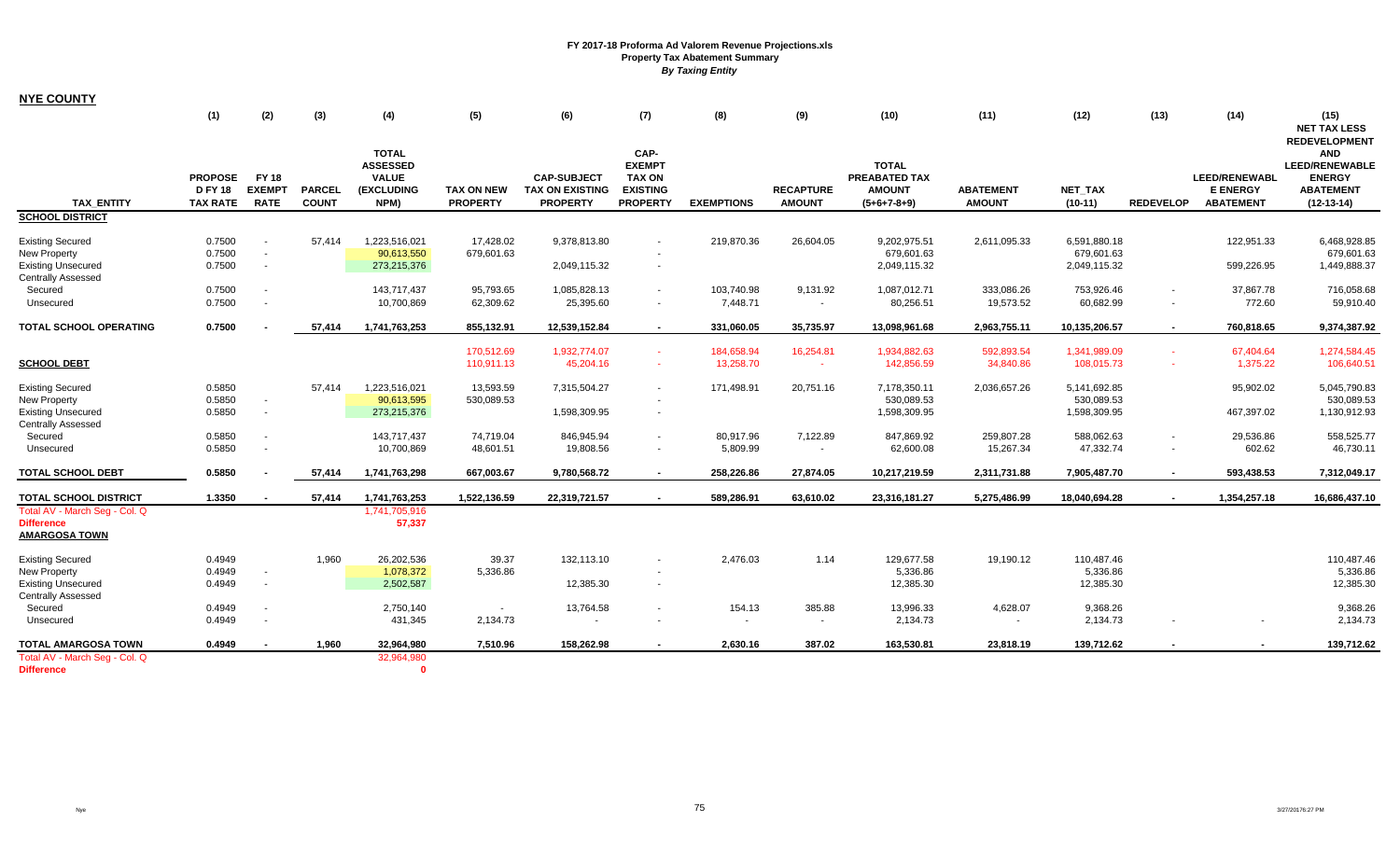**FY 2017-18 Proforma Ad Valorem Revenue Projections.xls**
**Property Tax Abatement Summary**
***By Taxing Entity***

**NYE COUNTY**

| TAX_ENTITY | (1) PROPOSED FY 18 TAX RATE | (2) FY 18 EXEMPT RATE | (3) PARCEL COUNT | (4) TOTAL ASSESSED VALUE (EXCLUDING NPM) | (5) TAX ON NEW PROPERTY | (6) CAP-SUBJECT TAX ON EXISTING PROPERTY | (7) CAP-EXEMPT TAX ON EXISTING PROPERTY | (8) EXEMPTIONS | (9) RECAPTURE AMOUNT | (10) TOTAL PREABATED TAX AMOUNT (5+6+7-8+9) | (11) ABATEMENT AMOUNT | (12) NET_TAX (10-11) | (13) REDEVELOP | (14) LEED/RENEWABLE ENERGY ABATEMENT | (15) NET TAX LESS REDEVELOPMENT AND LEED/RENEWABLE ENERGY ABATEMENT (12-13-14) |
|---|---|---|---|---|---|---|---|---|---|---|---|---|---|---|---|
| **SCHOOL DISTRICT** | | | | | | | | | | | | | | | |
| Existing Secured | 0.7500 | - | 57,414 | 1,223,516,021 | 17,428.02 | 9,378,813.80 | - | 219,870.36 | 26,604.05 | 9,202,975.51 | 2,611,095.33 | 6,591,880.18 | | 122,951.33 | 6,468,928.85 |
| New Property | 0.7500 | - | | 90,613,550 | 679,601.63 | | - | | | 679,601.63 | | 679,601.63 | | | 679,601.63 |
| Existing Unsecured | 0.7500 | - | | 273,215,376 | | 2,049,115.32 | - | | | 2,049,115.32 | | 2,049,115.32 | | 599,226.95 | 1,449,888.37 |
| Centrally Assessed | | | | | | | | | | | | | | | |
| Secured | 0.7500 | - | | 143,717,437 | 95,793.65 | 1,085,828.13 | - | 103,740.98 | 9,131.92 | 1,087,012.71 | 333,086.26 | 753,926.46 | - | 37,867.78 | 716,058.68 |
| Unsecured | 0.7500 | - | | 10,700,869 | 62,309.62 | 25,395.60 | - | 7,448.71 | - | 80,256.51 | 19,573.52 | 60,682.99 | - | 772.60 | 59,910.40 |
| **TOTAL SCHOOL OPERATING** | **0.7500** | **-** | **57,414** | **1,741,763,253** | **855,132.91** | **12,539,152.84** | **-** | **331,060.05** | **35,735.97** | **13,098,961.68** | **2,963,755.11** | **10,135,206.57** | **-** | **760,818.65** | **9,374,387.92** |
| | | | | | 170,512.69 | 1,932,774.07 | - | 184,658.94 | 16,254.81 | 1,934,882.63 | 592,893.54 | 1,341,989.09 | - | 67,404.64 | 1,274,584.45 |
| **SCHOOL DEBT** | | | | | 110,911.13 | 45,204.16 | - | 13,258.70 | - | 142,856.59 | 34,840.86 | 108,015.73 | - | 1,375.22 | 106,640.51 |
| Existing Secured | 0.5850 | | 57,414 | 1,223,516,021 | 13,593.59 | 7,315,504.27 | - | 171,498.91 | 20,751.16 | 7,178,350.11 | 2,036,657.26 | 5,141,692.85 | | 95,902.02 | 5,045,790.83 |
| New Property | 0.5850 | - | | 90,613,595 | 530,089.53 | | - | | | 530,089.53 | | 530,089.53 | | | 530,089.53 |
| Existing Unsecured | 0.5850 | - | | 273,215,376 | | 1,598,309.95 | - | | | 1,598,309.95 | | 1,598,309.95 | | 467,397.02 | 1,130,912.93 |
| Centrally Assessed | | | | | | | | | | | | | | | |
| Secured | 0.5850 | - | | 143,717,437 | 74,719.04 | 846,945.94 | - | 80,917.96 | 7,122.89 | 847,869.92 | 259,807.28 | 588,062.63 | - | 29,536.86 | 558,525.77 |
| Unsecured | 0.5850 | - | | 10,700,869 | 48,601.51 | 19,808.56 | - | 5,809.99 | - | 62,600.08 | 15,267.34 | 47,332.74 | - | 602.62 | 46,730.11 |
| **TOTAL SCHOOL DEBT** | **0.5850** | **-** | **57,414** | **1,741,763,298** | **667,003.67** | **9,780,568.72** | **-** | **258,226.86** | **27,874.05** | **10,217,219.59** | **2,311,731.88** | **7,905,487.70** | **-** | **593,438.53** | **7,312,049.17** |
| **TOTAL SCHOOL DISTRICT** | **1.3350** | **-** | **57,414** | **1,741,763,253** | **1,522,136.59** | **22,319,721.57** | **-** | **589,286.91** | **63,610.02** | **23,316,181.27** | **5,275,486.99** | **18,040,694.28** | **-** | **1,354,257.18** | **16,686,437.10** |
| Total AV - March Seg - Col. Q | | | | 1,741,705,916 | | | | | | | | | | | |
| **Difference** | | | | **57,337** | | | | | | | | | | | |
| **AMARGOSA TOWN** | | | | | | | | | | | | | | | |
| Existing Secured | 0.4949 | | 1,960 | 26,202,536 | 39.37 | 132,113.10 | - | 2,476.03 | 1.14 | 129,677.58 | 19,190.12 | 110,487.46 | | | 110,487.46 |
| New Property | 0.4949 | - | | 1,078,372 | 5,336.86 | | - | | | 5,336.86 | | 5,336.86 | | | 5,336.86 |
| Existing Unsecured | 0.4949 | - | | 2,502,587 | | 12,385.30 | - | | | 12,385.30 | | 12,385.30 | | | 12,385.30 |
| Centrally Assessed | | | | | | | | | | | | | | | |
| Secured | 0.4949 | - | | 2,750,140 | - | 13,764.58 | - | 154.13 | 385.88 | 13,996.33 | 4,628.07 | 9,368.26 | | | 9,368.26 |
| Unsecured | 0.4949 | - | | 431,345 | 2,134.73 | - | - | - | - | 2,134.73 | - | 2,134.73 | - | - | 2,134.73 |
| **TOTAL AMARGOSA TOWN** | **0.4949** | **-** | **1,960** | **32,964,980** | **7,510.96** | **158,262.98** | **-** | **2,630.16** | **387.02** | **163,530.81** | **23,818.19** | **139,712.62** | **-** | **-** | **139,712.62** |
| Total AV - March Seg - Col. Q | | | | 32,964,980 | | | | | | | | | | | |
| **Difference** | | | | **0** | | | | | | | | | | | |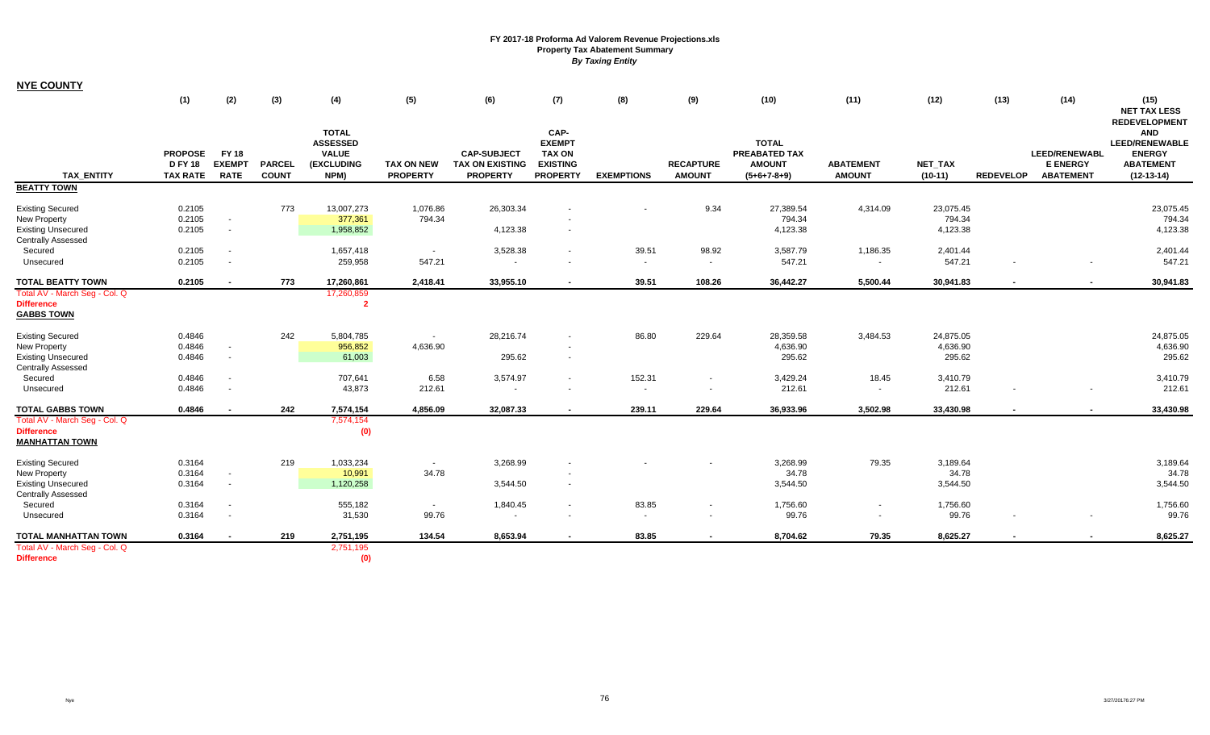**FY 2017-18 Proforma Ad Valorem Revenue Projections.xls**
**Property Tax Abatement Summary**
***By Taxing Entity***

**NYE COUNTY**

| TAX_ENTITY | (1) PROPOSED FY 18 TAX RATE | (2) FY 18 EXEMPT RATE | (3) PARCEL COUNT | (4) TOTAL ASSESSED VALUE (EXCLUDING NPM) | (5) TAX ON NEW PROPERTY | (6) CAP-SUBJECT TAX ON EXISTING PROPERTY | (7) CAP-EXEMPT TAX ON EXISTING PROPERTY | (8) EXEMPTIONS | (9) RECAPTURE AMOUNT | (10) TOTAL PREABATED TAX AMOUNT (5+6+7-8+9) | (11) ABATEMENT AMOUNT | (12) NET_TAX (10-11) | (13) REDEVELOP | (14) LEED/RENEWABLE ENERGY ABATEMENT | (15) NET TAX LESS REDEVELOPMENT AND LEED/RENEWABLE ENERGY ABATEMENT (12-13-14) |
|---|---|---|---|---|---|---|---|---|---|---|---|---|---|---|---|
| **BEATTY TOWN** | | | | | | | | | | | | | | | |
| Existing Secured | 0.2105 | | 773 | 13,007,273 | 1,076.86 | 26,303.34 | - | - | 9.34 | 27,389.54 | 4,314.09 | 23,075.45 | | | 23,075.45 |
| New Property | 0.2105 | - | | 377,361 | 794.34 | | - | | | 794.34 | | 794.34 | | | 794.34 |
| Existing Unsecured | 0.2105 | - | | 1,958,852 | | 4,123.38 | - | | | 4,123.38 | | 4,123.38 | | | 4,123.38 |
| Centrally Assessed | | | | | | | | | | | | | | | |
| Secured | 0.2105 | - | | 1,657,418 | - | 3,528.38 | - | 39.51 | 98.92 | 3,587.79 | 1,186.35 | 2,401.44 | | | 2,401.44 |
| Unsecured | 0.2105 | - | | 259,958 | 547.21 | - | - | - | - | 547.21 | - | 547.21 | - | - | 547.21 |
| **TOTAL BEATTY TOWN** | **0.2105** | **-** | **773** | **17,260,861** | **2,418.41** | **33,955.10** | **-** | **39.51** | **108.26** | **36,442.27** | **5,500.44** | **30,941.83** | **-** | **-** | **30,941.83** |
| Total AV - March Seg - Col. Q | | | | 17,260,859 | | | | | | | | | | | |
| **Difference** | | | | **2** | | | | | | | | | | | |
| **GABBS TOWN** | | | | | | | | | | | | | | | |
| Existing Secured | 0.4846 | | 242 | 5,804,785 | - | 28,216.74 | - | 86.80 | 229.64 | 28,359.58 | 3,484.53 | 24,875.05 | | | 24,875.05 |
| New Property | 0.4846 | - | | 956,852 | 4,636.90 | | - | | | 4,636.90 | | 4,636.90 | | | 4,636.90 |
| Existing Unsecured | 0.4846 | - | | 61,003 | | 295.62 | - | | | 295.62 | | 295.62 | | | 295.62 |
| Centrally Assessed | | | | | | | | | | | | | | | |
| Secured | 0.4846 | - | | 707,641 | 6.58 | 3,574.97 | - | 152.31 | - | 3,429.24 | 18.45 | 3,410.79 | | | 3,410.79 |
| Unsecured | 0.4846 | - | | 43,873 | 212.61 | - | - | - | - | 212.61 | - | 212.61 | - | - | 212.61 |
| **TOTAL GABBS TOWN** | **0.4846** | **-** | **242** | **7,574,154** | **4,856.09** | **32,087.33** | **-** | **239.11** | **229.64** | **36,933.96** | **3,502.98** | **33,430.98** | **-** | **-** | **33,430.98** |
| Total AV - March Seg - Col. Q | | | | 7,574,154 | | | | | | | | | | | |
| **Difference** | | | | **(0)** | | | | | | | | | | | |
| **MANHATTAN TOWN** | | | | | | | | | | | | | | | |
| Existing Secured | 0.3164 | | 219 | 1,033,234 | - | 3,268.99 | - | - | - | 3,268.99 | 79.35 | 3,189.64 | | | 3,189.64 |
| New Property | 0.3164 | - | | 10,991 | 34.78 | | - | | | 34.78 | | 34.78 | | | 34.78 |
| Existing Unsecured | 0.3164 | - | | 1,120,258 | | 3,544.50 | - | | | 3,544.50 | | 3,544.50 | | | 3,544.50 |
| Centrally Assessed | | | | | | | | | | | | | | | |
| Secured | 0.3164 | - | | 555,182 | - | 1,840.45 | - | 83.85 | - | 1,756.60 | - | 1,756.60 | | | 1,756.60 |
| Unsecured | 0.3164 | - | | 31,530 | 99.76 | - | - | - | - | 99.76 | - | 99.76 | - | - | 99.76 |
| **TOTAL MANHATTAN TOWN** | **0.3164** | **-** | **219** | **2,751,195** | **134.54** | **8,653.94** | **-** | **83.85** | **-** | **8,704.62** | **79.35** | **8,625.27** | **-** | **-** | **8,625.27** |
| Total AV - March Seg - Col. Q | | | | 2,751,195 | | | | | | | | | | | |
| **Difference** | | | | **(0)** | | | | | | | | | | | |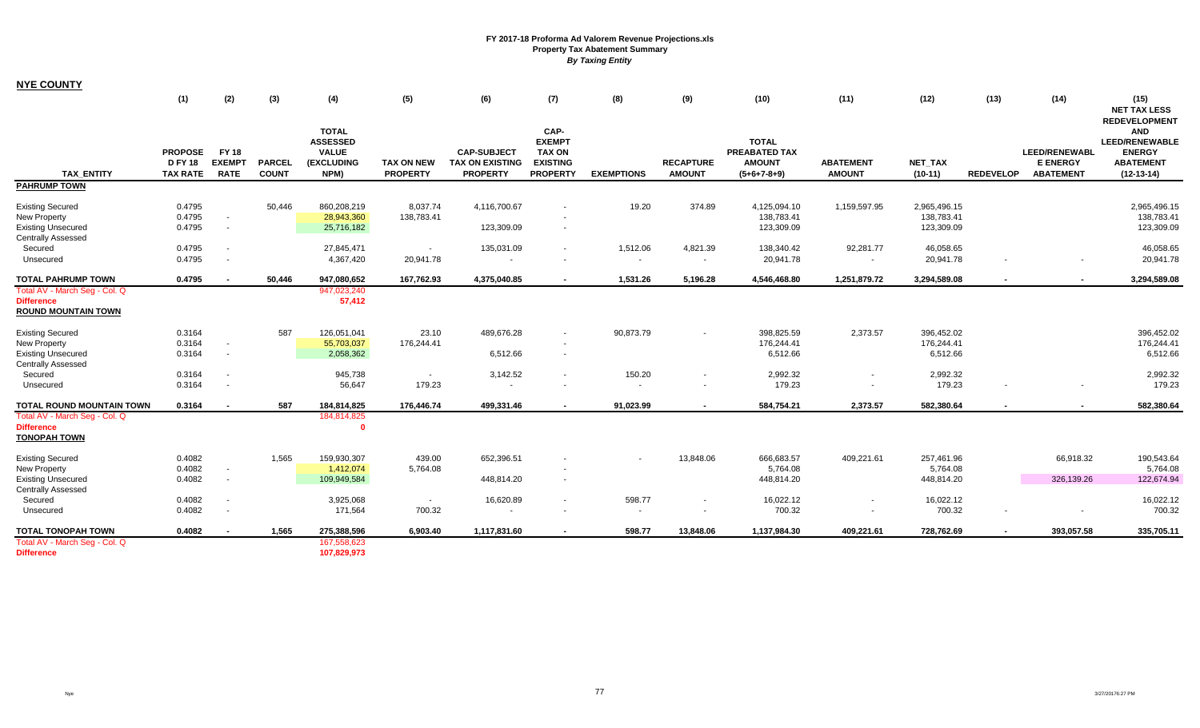### FY 2017-18 Proforma Ad Valorem Revenue Projections.xls
### Property Tax Abatement Summary
### *By Taxing Entity*

**NYE COUNTY**

| TAX_ENTITY | (1) PROPOSED FY 18 TAX RATE | (2) FY 18 EXEMPT RATE | (3) PARCEL COUNT | (4) TOTAL ASSESSED VALUE (EXCLUDING NPM) | (5) TAX ON NEW PROPERTY | (6) CAP-SUBJECT TAX ON EXISTING PROPERTY | (7) CAP-EXEMPT TAX ON EXISTING PROPERTY | (8) EXEMPTIONS | (9) RECAPTURE AMOUNT | (10) TOTAL PREABATED TAX AMOUNT (5+6+7-8+9) | (11) ABATEMENT AMOUNT | (12) NET_TAX (10-11) | (13) REDEVELOP | (14) LEED/RENEWABLE ENERGY ABATEMENT | (15) NET TAX LESS REDEVELOPMENT AND LEED/RENEWABLE ENERGY ABATEMENT (12-13-14) |
|---|---|---|---|---|---|---|---|---|---|---|---|---|---|---|---|
| **PAHRUMP TOWN** | | | | | | | | | | | | | | | |
| Existing Secured | 0.4795 | | 50,446 | 860,208,219 | 8,037.74 | 4,116,700.67 | - | 19.20 | 374.89 | 4,125,094.10 | 1,159,597.95 | 2,965,496.15 | | | 2,965,496.15 |
| New Property | 0.4795 | - | | 28,943,360 | 138,783.41 | | - | | | 138,783.41 | | 138,783.41 | | | 138,783.41 |
| Existing Unsecured | 0.4795 | - | | 25,716,182 | | 123,309.09 | - | | | 123,309.09 | | 123,309.09 | | | 123,309.09 |
| Centrally Assessed | | | | | | | | | | | | | | | |
| Secured | 0.4795 | - | | 27,845,471 | - | 135,031.09 | - | 1,512.06 | 4,821.39 | 138,340.42 | 92,281.77 | 46,058.65 | | | 46,058.65 |
| Unsecured | 0.4795 | - | | 4,367,420 | 20,941.78 | - | - | - | - | 20,941.78 | - | 20,941.78 | - | - | 20,941.78 |
| **TOTAL PAHRUMP TOWN** | **0.4795** | **-** | **50,446** | **947,080,652** | **167,762.93** | **4,375,040.85** | **-** | **1,531.26** | **5,196.28** | **4,546,468.80** | **1,251,879.72** | **3,294,589.08** | **-** | **-** | **3,294,589.08** |
| Total AV - March Seg - Col. Q | | | | 947,023,240 | | | | | | | | | | | |
| **Difference** | | | | **57,412** | | | | | | | | | | | |
| **ROUND MOUNTAIN TOWN** | | | | | | | | | | | | | | | |
| Existing Secured | 0.3164 | | 587 | 126,051,041 | 23.10 | 489,676.28 | - | 90,873.79 | - | 398,825.59 | 2,373.57 | 396,452.02 | | | 396,452.02 |
| New Property | 0.3164 | - | | 55,703,037 | 176,244.41 | | - | | | 176,244.41 | | 176,244.41 | | | 176,244.41 |
| Existing Unsecured | 0.3164 | - | | 2,058,362 | | 6,512.66 | - | | | 6,512.66 | | 6,512.66 | | | 6,512.66 |
| Centrally Assessed | | | | | | | | | | | | | | | |
| Secured | 0.3164 | - | | 945,738 | - | 3,142.52 | - | 150.20 | - | 2,992.32 | - | 2,992.32 | | | 2,992.32 |
| Unsecured | 0.3164 | - | | 56,647 | 179.23 | - | - | - | - | 179.23 | - | 179.23 | - | - | 179.23 |
| **TOTAL ROUND MOUNTAIN TOWN** | **0.3164** | **-** | **587** | **184,814,825** | **176,446.74** | **499,331.46** | **-** | **91,023.99** | **-** | **584,754.21** | **2,373.57** | **582,380.64** | **-** | **-** | **582,380.64** |
| Total AV - March Seg - Col. Q | | | | 184,814,825 | | | | | | | | | | | |
| **Difference** | | | | **0** | | | | | | | | | | | |
| **TONOPAH TOWN** | | | | | | | | | | | | | | | |
| Existing Secured | 0.4082 | | 1,565 | 159,930,307 | 439.00 | 652,396.51 | - | - | 13,848.06 | 666,683.57 | 409,221.61 | 257,461.96 | | 66,918.32 | 190,543.64 |
| New Property | 0.4082 | - | | 1,412,074 | 5,764.08 | | - | | | 5,764.08 | | 5,764.08 | | | 5,764.08 |
| Existing Unsecured | 0.4082 | - | | 109,949,584 | | 448,814.20 | - | | | 448,814.20 | | 448,814.20 | | 326,139.26 | 122,674.94 |
| Centrally Assessed | | | | | | | | | | | | | | | |
| Secured | 0.4082 | - | | 3,925,068 | - | 16,620.89 | - | 598.77 | - | 16,022.12 | - | 16,022.12 | | | 16,022.12 |
| Unsecured | 0.4082 | - | | 171,564 | 700.32 | - | - | - | - | 700.32 | - | 700.32 | - | - | 700.32 |
| **TOTAL TONOPAH TOWN** | **0.4082** | **-** | **1,565** | **275,388,596** | **6,903.40** | **1,117,831.60** | **-** | **598.77** | **13,848.06** | **1,137,984.30** | **409,221.61** | **728,762.69** | **-** | **393,057.58** | **335,705.11** |
| Total AV - March Seg - Col. Q | | | | 167,558,623 | | | | | | | | | | | |
| **Difference** | | | | **107,829,973** | | | | | | | | | | | |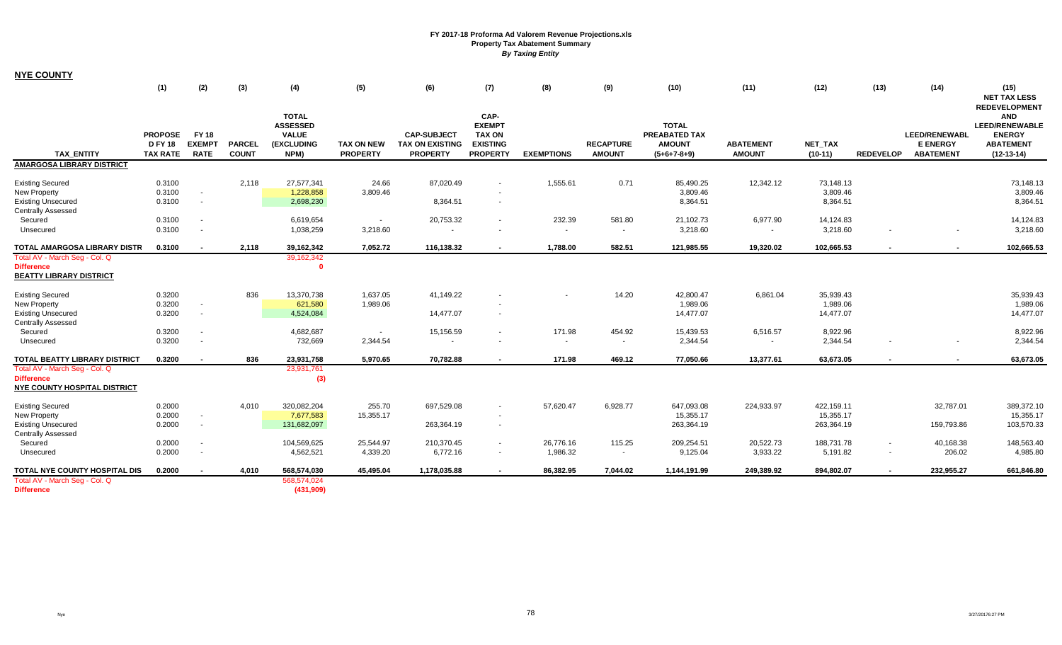**FY 2017-18 Proforma Ad Valorem Revenue Projections.xls**
**Property Tax Abatement Summary**
***By Taxing Entity***

**NYE COUNTY**

| TAX_ENTITY | (1) PROPOSED FY 18 TAX RATE | (2) FY 18 EXEMPT RATE | (3) PARCEL COUNT | (4) TOTAL ASSESSED VALUE (EXCLUDING NPM) | (5) TAX ON NEW PROPERTY | (6) CAP-SUBJECT TAX ON EXISTING PROPERTY | (7) CAP-EXEMPT TAX ON EXISTING PROPERTY | (8) EXEMPTIONS | (9) RECAPTURE AMOUNT | (10) TOTAL PREABATED TAX AMOUNT (5+6+7-8+9) | (11) ABATEMENT AMOUNT | (12) NET_TAX (10-11) | (13) REDEVELOP | (14) LEED/RENEWABLE ENERGY ABATEMENT | (15) NET TAX LESS REDEVELOPMENT AND LEED/RENEWABLE ENERGY ABATEMENT (12-13-14) |
|---|---|---|---|---|---|---|---|---|---|---|---|---|---|---|---|
| **AMARGOSA LIBRARY DISTRICT** | | | | | | | | | | | | | | | |
| Existing Secured | 0.3100 | | 2,118 | 27,577,341 | 24.66 | 87,020.49 | - | 1,555.61 | 0.71 | 85,490.25 | 12,342.12 | 73,148.13 | | | 73,148.13 |
| New Property | 0.3100 | - | | 1,228,858 | 3,809.46 | | - | | | 3,809.46 | | 3,809.46 | | | 3,809.46 |
| Existing Unsecured | 0.3100 | - | | 2,698,230 | | 8,364.51 | - | | | 8,364.51 | | 8,364.51 | | | 8,364.51 |
| Centrally Assessed | | | | | | | | | | | | | | | |
| Secured | 0.3100 | - | | 6,619,654 | - | 20,753.32 | - | 232.39 | 581.80 | 21,102.73 | 6,977.90 | 14,124.83 | | | 14,124.83 |
| Unsecured | 0.3100 | - | | 1,038,259 | 3,218.60 | - | - | - | - | 3,218.60 | - | 3,218.60 | - | - | 3,218.60 |
| **TOTAL AMARGOSA LIBRARY DISTR** | **0.3100** | **-** | **2,118** | **39,162,342** | **7,052.72** | **116,138.32** | **-** | **1,788.00** | **582.51** | **121,985.55** | **19,320.02** | **102,665.53** | **-** | **-** | **102,665.53** |
| Total AV - March Seg - Col. Q | | | | 39,162,342 | | | | | | | | | | | |
| **Difference** | | | | **0** | | | | | | | | | | | |
| **BEATTY LIBRARY DISTRICT** | | | | | | | | | | | | | | | |
| Existing Secured | 0.3200 | | 836 | 13,370,738 | 1,637.05 | 41,149.22 | - | - | 14.20 | 42,800.47 | 6,861.04 | 35,939.43 | | | 35,939.43 |
| New Property | 0.3200 | - | | 621,580 | 1,989.06 | | - | | | 1,989.06 | | 1,989.06 | | | 1,989.06 |
| Existing Unsecured | 0.3200 | - | | 4,524,084 | | 14,477.07 | - | | | 14,477.07 | | 14,477.07 | | | 14,477.07 |
| Centrally Assessed | | | | | | | | | | | | | | | |
| Secured | 0.3200 | - | | 4,682,687 | - | 15,156.59 | - | 171.98 | 454.92 | 15,439.53 | 6,516.57 | 8,922.96 | | | 8,922.96 |
| Unsecured | 0.3200 | - | | 732,669 | 2,344.54 | - | - | - | - | 2,344.54 | - | 2,344.54 | - | - | 2,344.54 |
| **TOTAL BEATTY LIBRARY DISTRICT** | **0.3200** | **-** | **836** | **23,931,758** | **5,970.65** | **70,782.88** | **-** | **171.98** | **469.12** | **77,050.66** | **13,377.61** | **63,673.05** | **-** | **-** | **63,673.05** |
| Total AV - March Seg - Col. Q | | | | 23,931,761 | | | | | | | | | | | |
| **Difference** | | | | **(3)** | | | | | | | | | | | |
| **NYE COUNTY HOSPITAL DISTRICT** | | | | | | | | | | | | | | | |
| Existing Secured | 0.2000 | | 4,010 | 320,082,204 | 255.70 | 697,529.08 | - | 57,620.47 | 6,928.77 | 647,093.08 | 224,933.97 | 422,159.11 | | 32,787.01 | 389,372.10 |
| New Property | 0.2000 | - | | 7,677,583 | 15,355.17 | | - | | | 15,355.17 | | 15,355.17 | | | 15,355.17 |
| Existing Unsecured | 0.2000 | - | | 131,682,097 | | 263,364.19 | - | | | 263,364.19 | | 263,364.19 | | 159,793.86 | 103,570.33 |
| Centrally Assessed | | | | | | | | | | | | | | | |
| Secured | 0.2000 | - | | 104,569,625 | 25,544.97 | 210,370.45 | - | 26,776.16 | 115.25 | 209,254.51 | 20,522.73 | 188,731.78 | - | 40,168.38 | 148,563.40 |
| Unsecured | 0.2000 | - | | 4,562,521 | 4,339.20 | 6,772.16 | - | 1,986.32 | - | 9,125.04 | 3,933.22 | 5,191.82 | - | 206.02 | 4,985.80 |
| **TOTAL NYE COUNTY HOSPITAL DIS** | **0.2000** | **-** | **4,010** | **568,574,030** | **45,495.04** | **1,178,035.88** | **-** | **86,382.95** | **7,044.02** | **1,144,191.99** | **249,389.92** | **894,802.07** | **-** | **232,955.27** | **661,846.80** |
| Total AV - March Seg - Col. Q | | | | 568,574,024 | | | | | | | | | | | |
| **Difference** | | | | **(431,909)** | | | | | | | | | | | |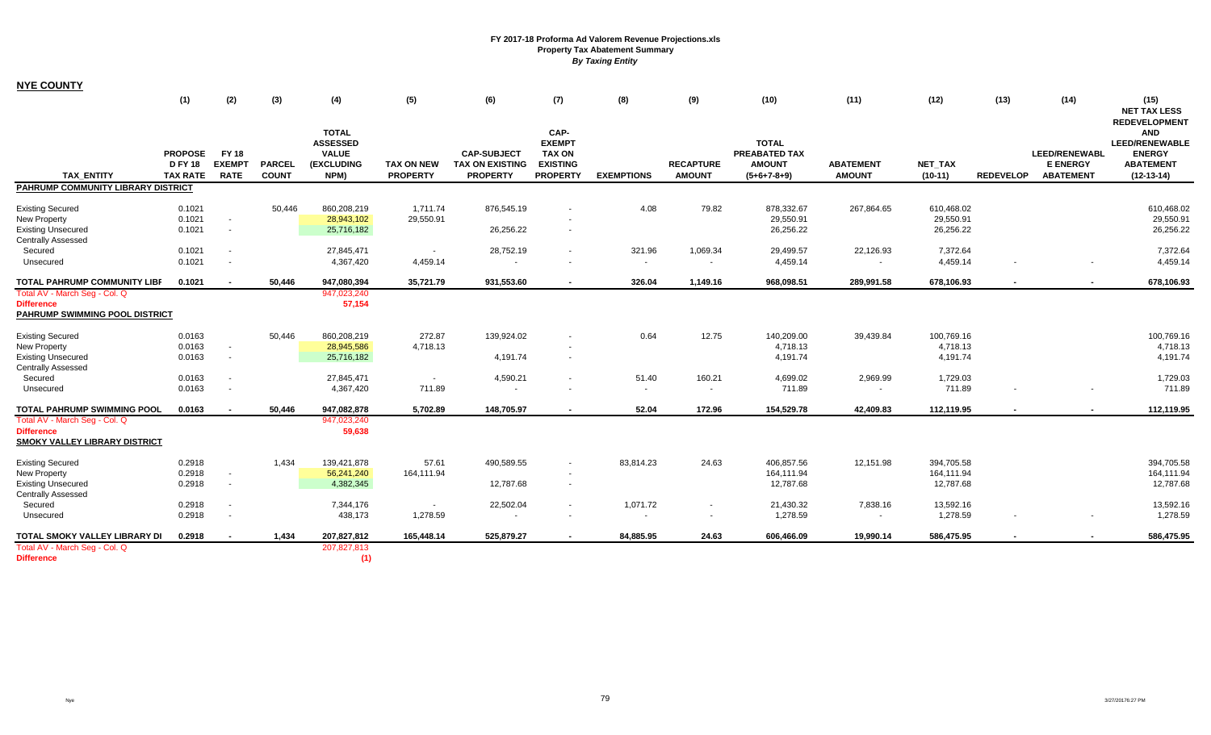# FY 2017-18 Proforma Ad Valorem Revenue Projections.xls
## Property Tax Abatement Summary
### *By Taxing Entity*

**NYE COUNTY**

| TAX_ENTITY | (1) PROPOSED FY 18 TAX RATE | (2) FY 18 EXEMPT RATE | (3) PARCEL COUNT | (4) TOTAL ASSESSED VALUE (EXCLUDING NPM) | (5) TAX ON NEW PROPERTY | (6) CAP-SUBJECT TAX ON EXISTING PROPERTY | (7) CAP-EXEMPT TAX ON EXISTING PROPERTY | (8) EXEMPTIONS | (9) RECAPTURE AMOUNT | (10) TOTAL PREABATED TAX AMOUNT (5+6+7-8+9) | (11) ABATEMENT AMOUNT | (12) NET_TAX (10-11) | (13) REDEVELOP | (14) LEED/RENEWABLE ENERGY ABATEMENT | (15) NET TAX LESS REDEVELOPMENT AND LEED/RENEWABLE ENERGY ABATEMENT (12-13-14) |
|---|---|---|---|---|---|---|---|---|---|---|---|---|---|---|---|
| **PAHRUMP COMMUNITY LIBRARY DISTRICT** | | | | | | | | | | | | | | | |
| Existing Secured | 0.1021 | | 50,446 | 860,208,219 | 1,711.74 | 876,545.19 | - | 4.08 | 79.82 | 878,332.67 | 267,864.65 | 610,468.02 | | | 610,468.02 |
| New Property | 0.1021 | - | | 28,943,102 | 29,550.91 | | - | | | 29,550.91 | | 29,550.91 | | | 29,550.91 |
| Existing Unsecured | 0.1021 | - | | 25,716,182 | | 26,256.22 | - | | | 26,256.22 | | 26,256.22 | | | 26,256.22 |
| Centrally Assessed | | | | | | | | | | | | | | | |
| Secured | 0.1021 | - | | 27,845,471 | - | 28,752.19 | - | 321.96 | 1,069.34 | 29,499.57 | 22,126.93 | 7,372.64 | | | 7,372.64 |
| Unsecured | 0.1021 | - | | 4,367,420 | 4,459.14 | - | - | - | - | 4,459.14 | - | 4,459.14 | - | - | 4,459.14 |
| **TOTAL PAHRUMP COMMUNITY LIBR** | **0.1021** | **-** | **50,446** | **947,080,394** | **35,721.79** | **931,553.60** | **-** | **326.04** | **1,149.16** | **968,098.51** | **289,991.58** | **678,106.93** | **-** | **-** | **678,106.93** |
| Total AV - March Seg - Col. Q | | | | 947,023,240 | | | | | | | | | | | |
| **Difference** | | | | **57,154** | | | | | | | | | | | |
| **PAHRUMP SWIMMING POOL DISTRICT** | | | | | | | | | | | | | | | |
| Existing Secured | 0.0163 | | 50,446 | 860,208,219 | 272.87 | 139,924.02 | - | 0.64 | 12.75 | 140,209.00 | 39,439.84 | 100,769.16 | | | 100,769.16 |
| New Property | 0.0163 | - | | 28,945,586 | 4,718.13 | | - | | | 4,718.13 | | 4,718.13 | | | 4,718.13 |
| Existing Unsecured | 0.0163 | - | | 25,716,182 | | 4,191.74 | - | | | 4,191.74 | | 4,191.74 | | | 4,191.74 |
| Centrally Assessed | | | | | | | | | | | | | | | |
| Secured | 0.0163 | - | | 27,845,471 | - | 4,590.21 | - | 51.40 | 160.21 | 4,699.02 | 2,969.99 | 1,729.03 | | | 1,729.03 |
| Unsecured | 0.0163 | - | | 4,367,420 | 711.89 | - | - | - | - | 711.89 | - | 711.89 | - | - | 711.89 |
| **TOTAL PAHRUMP SWIMMING POOL** | **0.0163** | **-** | **50,446** | **947,082,878** | **5,702.89** | **148,705.97** | **-** | **52.04** | **172.96** | **154,529.78** | **42,409.83** | **112,119.95** | **-** | **-** | **112,119.95** |
| Total AV - March Seg - Col. Q | | | | 947,023,240 | | | | | | | | | | | |
| **Difference** | | | | **59,638** | | | | | | | | | | | |
| **SMOKY VALLEY LIBRARY DISTRICT** | | | | | | | | | | | | | | | |
| Existing Secured | 0.2918 | | 1,434 | 139,421,878 | 57.61 | 490,589.55 | - | 83,814.23 | 24.63 | 406,857.56 | 12,151.98 | 394,705.58 | | | 394,705.58 |
| New Property | 0.2918 | - | | 56,241,240 | 164,111.94 | | - | | | 164,111.94 | | 164,111.94 | | | 164,111.94 |
| Existing Unsecured | 0.2918 | - | | 4,382,345 | | 12,787.68 | - | | | 12,787.68 | | 12,787.68 | | | 12,787.68 |
| Centrally Assessed | | | | | | | | | | | | | | | |
| Secured | 0.2918 | - | | 7,344,176 | - | 22,502.04 | - | 1,071.72 | - | 21,430.32 | 7,838.16 | 13,592.16 | | | 13,592.16 |
| Unsecured | 0.2918 | - | | 438,173 | 1,278.59 | - | - | - | - | 1,278.59 | - | 1,278.59 | - | - | 1,278.59 |
| **TOTAL SMOKY VALLEY LIBRARY DI** | **0.2918** | **-** | **1,434** | **207,827,812** | **165,448.14** | **525,879.27** | **-** | **84,885.95** | **24.63** | **606,466.09** | **19,990.14** | **586,475.95** | **-** | **-** | **586,475.95** |
| Total AV - March Seg - Col. Q | | | | 207,827,813 | | | | | | | | | | | |
| **Difference** | | | | **(1)** | | | | | | | | | | | |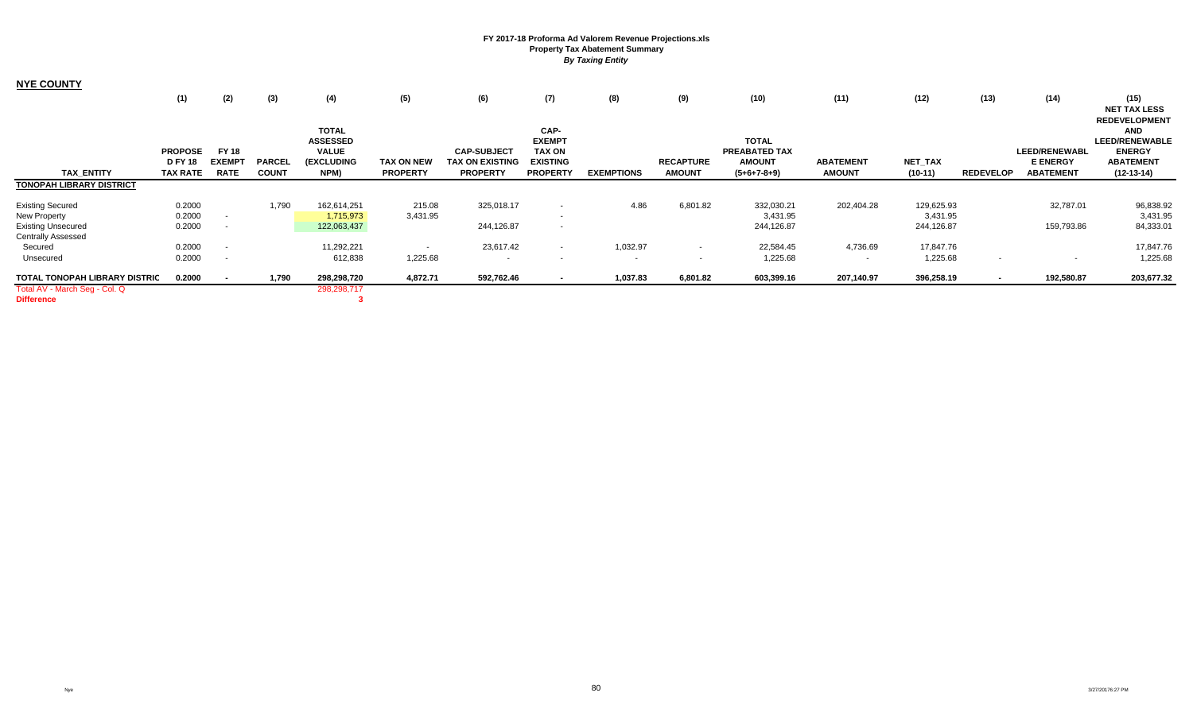FY 2017-18 Proforma Ad Valorem Revenue Projections.xls
**Property Tax Abatement Summary**
***By Taxing Entity***

**NYE COUNTY**

| TAX_ENTITY | (1) PROPOSED FY 18 TAX RATE | (2) FY 18 EXEMPT RATE | (3) PARCEL COUNT | (4) TOTAL ASSESSED VALUE (EXCLUDING NPM) | (5) TAX ON NEW PROPERTY | (6) CAP-SUBJECT TAX ON EXISTING PROPERTY | (7) CAP-EXEMPT TAX ON EXISTING PROPERTY | (8) EXEMPTIONS | (9) RECAPTURE AMOUNT | (10) TOTAL PREABATED TAX AMOUNT (5+6+7-8+9) | (11) ABATEMENT AMOUNT | (12) NET_TAX (10-11) | (13) REDEVELOP | (14) LEED/RENEWABLE ENERGY ABATEMENT | (15) NET TAX LESS REDEVELOPMENT AND LEED/RENEWABLE ENERGY ABATEMENT (12-13-14) |
|---|---|---|---|---|---|---|---|---|---|---|---|---|---|---|---|
| **TONOPAH LIBRARY DISTRICT** | | | | | | | | | | | | | | | |
| Existing Secured | 0.2000 | | 1,790 | 162,614,251 | 215.08 | 325,018.17 | - | 4.86 | 6,801.82 | 332,030.21 | 202,404.28 | 129,625.93 | | 32,787.01 | 96,838.92 |
| New Property | 0.2000 | - | | 1,715,973 | 3,431.95 | | - | | | 3,431.95 | | 3,431.95 | | | 3,431.95 |
| Existing Unsecured | 0.2000 | - | | 122,063,437 | | 244,126.87 | - | | | 244,126.87 | | 244,126.87 | | 159,793.86 | 84,333.01 |
| Centrally Assessed | | | | | | | | | | | | | | | |
| Secured | 0.2000 | - | | 11,292,221 | - | 23,617.42 | - | 1,032.97 | - | 22,584.45 | 4,736.69 | 17,847.76 | | | 17,847.76 |
| Unsecured | 0.2000 | - | | 612,838 | 1,225.68 | - | - | - | - | 1,225.68 | - | 1,225.68 | - | - | 1,225.68 |
| **TOTAL TONOPAH LIBRARY DISTRIC** | **0.2000** | **-** | **1,790** | **298,298,720** | **4,872.71** | **592,762.46** | **-** | **1,037.83** | **6,801.82** | **603,399.16** | **207,140.97** | **396,258.19** | **-** | **192,580.87** | **203,677.32** |
| Total AV - March Seg - Col. Q | | | | 298,298,717 | | | | | | | | | | | |
| **Difference** | | | | **3** | | | | | | | | | | | |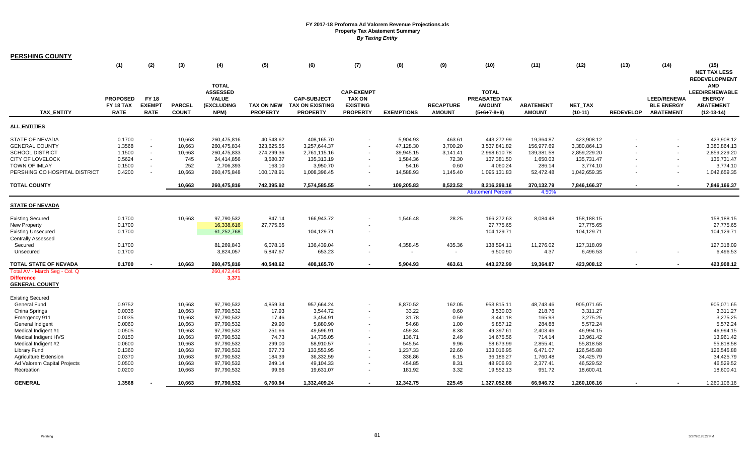# FY 2017-18 Proforma Ad Valorem Revenue Projections.xls
## Property Tax Abatement Summary
*By Taxing Entity*

**PERSHING COUNTY**

| TAX_ENTITY | (1) PROPOSED FY 18 TAX RATE | (2) FY 18 EXEMPT RATE | (3) PARCEL COUNT | (4) TOTAL ASSESSED VALUE (EXCLUDING NPM) | (5) TAX ON NEW PROPERTY | (6) CAP-SUBJECT TAX ON EXISTING PROPERTY | (7) CAP-EXEMPT TAX ON EXISTING PROPERTY | (8) EXEMPTIONS | (9) RECAPTURE AMOUNT | (10) TOTAL PREABATED TAX AMOUNT (5+6+7-8+9) | (11) ABATEMENT AMOUNT | (12) NET_TAX (10-11) | (13) REDEVELOP | (14) LEED/RENEWABLE ENERGY ABATEMENT | (15) NET TAX LESS REDEVELOPMENT AND LEED/RENEWABLE ENERGY ABATEMENT (12-13-14) |
|---|---|---|---|---|---|---|---|---|---|---|---|---|---|---|---|
| **ALL ENTITIES** | | | | | | | | | | | | | | | |
| STATE OF NEVADA | 0.1700 | - | 10,663 | 260,475,816 | 40,548.62 | 408,165.70 | - | 5,904.93 | 463.61 | 443,272.99 | 19,364.87 | 423,908.12 | - | - | 423,908.12 |
| GENERAL COUNTY | 1.3568 | - | 10,663 | 260,475,834 | 323,625.55 | 3,257,644.37 | - | 47,128.30 | 3,700.20 | 3,537,841.82 | 156,977.69 | 3,380,864.13 | - | - | 3,380,864.13 |
| SCHOOL DISTRICT | 1.1500 | - | 10,663 | 260,475,833 | 274,299.36 | 2,761,115.16 | - | 39,945.15 | 3,141.41 | 2,998,610.78 | 139,381.58 | 2,859,229.20 | - | - | 2,859,229.20 |
| CITY OF LOVELOCK | 0.5624 | - | 745 | 24,414,856 | 3,580.37 | 135,313.19 | - | 1,584.36 | 72.30 | 137,381.50 | 1,650.03 | 135,731.47 | - | - | 135,731.47 |
| TOWN OF IMLAY | 0.1500 | - | 252 | 2,706,393 | 163.10 | 3,950.70 | - | 54.16 | 0.60 | 4,060.24 | 286.14 | 3,774.10 | - | - | 3,774.10 |
| PERSHING CO HOSPITAL DISTRICT | 0.4200 | - | 10,663 | 260,475,848 | 100,178.91 | 1,008,396.45 | - | 14,588.93 | 1,145.40 | 1,095,131.83 | 52,472.48 | 1,042,659.35 | - | - | 1,042,659.35 |
| **TOTAL COUNTY** | | | **10,663** | **260,475,816** | **742,395.92** | **7,574,585.55** | **-** | **109,205.83** | **8,523.52** | **8,216,299.16** | **370,132.79** | **7,846,166.37** | **-** | **-** | **7,846,166.37** |
| | | | | | | | | | | Abatement Percent | 4.50% | | | | |
| **STATE OF NEVADA** | | | | | | | | | | | | | | | |
| Existing Secured | 0.1700 | | 10,663 | 97,790,532 | 847.14 | 166,943.72 | - | 1,546.48 | 28.25 | 166,272.63 | 8,084.48 | 158,188.15 | | | 158,188.15 |
| New Property | 0.1700 | | | 16,338,616 | 27,775.65 | | - | | | 27,775.65 | | 27,775.65 | | | 27,775.65 |
| Existing Unsecured | 0.1700 | | | 61,252,768 | | 104,129.71 | - | | | 104,129.71 | | 104,129.71 | | | 104,129.71 |
| Centrally Assessed | | | | | | | | | | | | | | | |
| Secured | 0.1700 | | | 81,269,843 | 6,078.16 | 136,439.04 | - | 4,358.45 | 435.36 | 138,594.11 | 11,276.02 | 127,318.09 | | | 127,318.09 |
| Unsecured | 0.1700 | | | 3,824,057 | 5,847.67 | 653.23 | - | - | - | 6,500.90 | 4.37 | 6,496.53 | - | - | 6,496.53 |
| **TOTAL STATE OF NEVADA** | **0.1700** | **-** | **10,663** | **260,475,816** | **40,548.62** | **408,165.70** | **-** | **5,904.93** | **463.61** | **443,272.99** | **19,364.87** | **423,908.12** | **-** | **-** | **423,908.12** |
| Total AV - March Seg - Col. Q | | | | 260,472,445 | | | | | | | | | | | |
| **Difference** | | | | **3,371** | | | | | | | | | | | |
| **GENERAL COUNTY** | | | | | | | | | | | | | | | |
| Existing Secured | | | | | | | | | | | | | | | |
| General Fund | 0.9752 | | 10,663 | 97,790,532 | 4,859.34 | 957,664.24 | - | 8,870.52 | 162.05 | 953,815.11 | 48,743.46 | 905,071.65 | | | 905,071.65 |
| China Springs | 0.0036 | | 10,663 | 97,790,532 | 17.93 | 3,544.72 | - | 33.22 | 0.60 | 3,530.03 | 218.76 | 3,311.27 | | | 3,311.27 |
| Emergency 911 | 0.0035 | | 10,663 | 97,790,532 | 17.46 | 3,454.91 | - | 31.78 | 0.59 | 3,441.18 | 165.93 | 3,275.25 | | | 3,275.25 |
| General Indigent | 0.0060 | | 10,663 | 97,790,532 | 29.90 | 5,880.90 | - | 54.68 | 1.00 | 5,857.12 | 284.88 | 5,572.24 | | | 5,572.24 |
| Medical Indigent #1 | 0.0505 | | 10,663 | 97,790,532 | 251.66 | 49,596.91 | - | 459.34 | 8.38 | 49,397.61 | 2,403.46 | 46,994.15 | | | 46,994.15 |
| Medical Indigent HVS | 0.0150 | | 10,663 | 97,790,532 | 74.73 | 14,735.05 | - | 136.71 | 2.49 | 14,675.56 | 714.14 | 13,961.42 | | | 13,961.42 |
| Medical Indigent #2 | 0.0600 | | 10,663 | 97,790,532 | 299.00 | 58,910.57 | - | 545.54 | 9.96 | 58,673.99 | 2,855.41 | 55,818.58 | | | 55,818.58 |
| Library Fund | 0.1360 | | 10,663 | 97,790,532 | 677.73 | 133,553.95 | - | 1,237.33 | 22.60 | 133,016.95 | 6,471.07 | 126,545.88 | | | 126,545.88 |
| Agriculture Extension | 0.0370 | | 10,663 | 97,790,532 | 184.39 | 36,332.59 | - | 336.86 | 6.15 | 36,186.27 | 1,760.48 | 34,425.79 | | | 34,425.79 |
| Ad Valorem Capital Projects | 0.0500 | | 10,663 | 97,790,532 | 249.14 | 49,104.33 | - | 454.85 | 8.31 | 48,906.93 | 2,377.41 | 46,529.52 | | | 46,529.52 |
| Recreation | 0.0200 | | 10,663 | 97,790,532 | 99.66 | 19,631.07 | - | 181.92 | 3.32 | 19,552.13 | 951.72 | 18,600.41 | | | 18,600.41 |
| **GENERAL** | **1.3568** | **-** | **10,663** | **97,790,532** | **6,760.94** | **1,332,409.24** | **-** | **12,342.75** | **225.45** | **1,327,052.88** | **66,946.72** | **1,260,106.16** | **-** | **-** | **1,260,106.16** |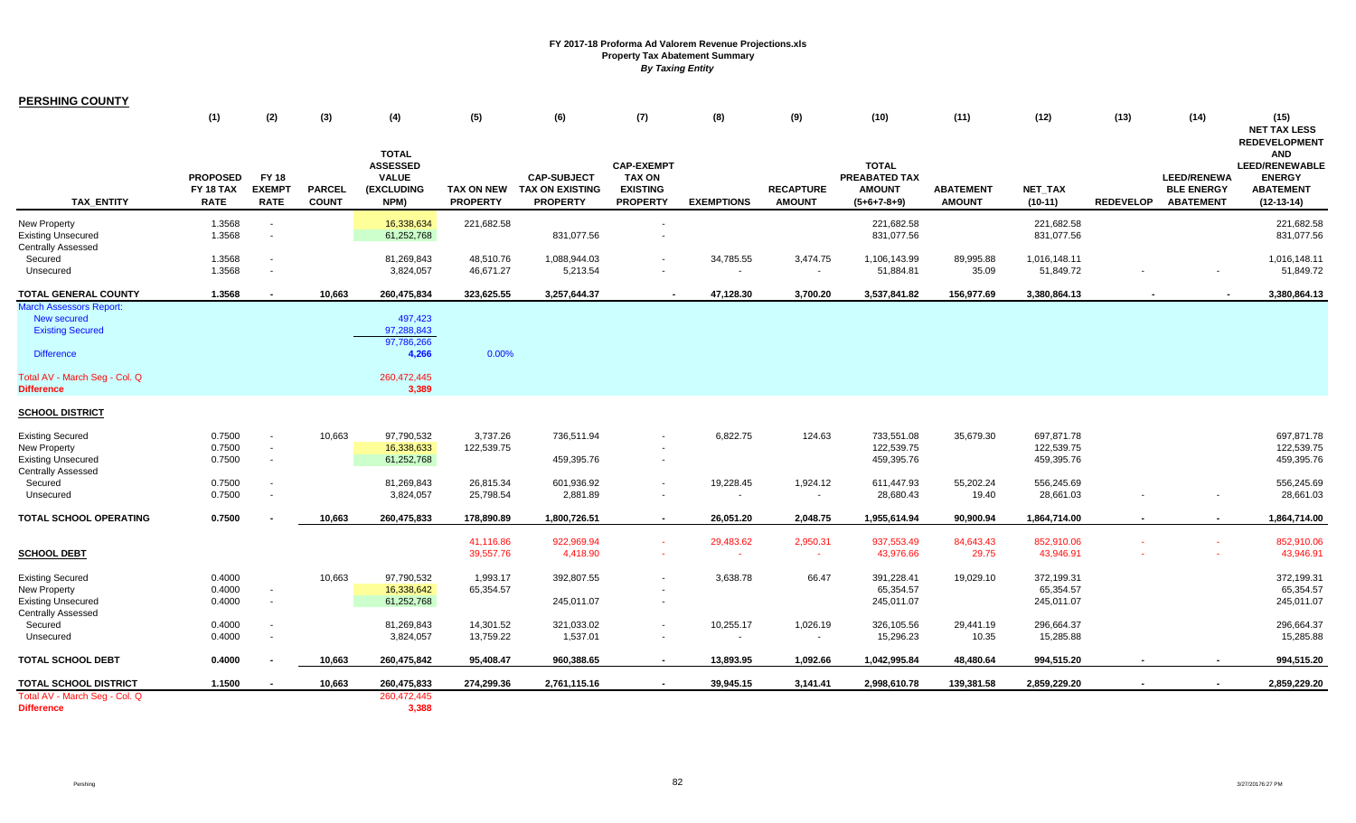**FY 2017-18 Proforma Ad Valorem Revenue Projections.xls**
**Property Tax Abatement Summary**
***By Taxing Entity***

## PERSHING COUNTY

| | (1) | (2) | (3) | (4) | (5) | (6) | (7) | (8) | (9) | (10) | (11) | (12) | (13) | (14) | (15) |
|---|---|---|---|---|---|---|---|---|---|---|---|---|---|---|---|
| **TAX_ENTITY** | **PROPOSED FY 18 TAX RATE** | **FY 18 EXEMPT RATE** | **PARCEL COUNT** | **TOTAL ASSESSED VALUE (EXCLUDING NPM)** | **TAX ON NEW PROPERTY** | **CAP-SUBJECT TAX ON EXISTING PROPERTY** | **CAP-EXEMPT TAX ON EXISTING PROPERTY** | **EXEMPTIONS** | **RECAPTURE AMOUNT** | **TOTAL PREABATED TAX AMOUNT (5+6+7-8+9)** | **ABATEMENT AMOUNT** | **NET_TAX (10-11)** | **REDEVELOP** | **LEED/RENEWABLE ENERGY ABATEMENT** | **NET TAX LESS REDEVELOPMENT AND LEED/RENEWABLE ENERGY ABATEMENT (12-13-14)** |
| New Property | 1.3568 | - | | 16,338,634 | 221,682.58 | | - | | | 221,682.58 | | 221,682.58 | | | 221,682.58 |
| Existing Unsecured | 1.3568 | - | | 61,252,768 | | 831,077.56 | - | | | 831,077.56 | | 831,077.56 | | | 831,077.56 |
| Centrally Assessed | | | | | | | | | | | | | | | |
| Secured | 1.3568 | - | | 81,269,843 | 48,510.76 | 1,088,944.03 | - | 34,785.55 | 3,474.75 | 1,106,143.99 | 89,995.88 | 1,016,148.11 | | | 1,016,148.11 |
| Unsecured | 1.3568 | - | | 3,824,057 | 46,671.27 | 5,213.54 | - | - | - | 51,884.81 | 35.09 | 51,849.72 | - | - | 51,849.72 |
| **TOTAL GENERAL COUNTY** | **1.3568** | **-** | **10,663** | **260,475,834** | **323,625.55** | **3,257,644.37** | **-** | **47,128.30** | **3,700.20** | **3,537,841.82** | **156,977.69** | **3,380,864.13** | **-** | **-** | **3,380,864.13** |
| March Assessors Report: | | | | | | | | | | | | | | | |
| New secured | | | | 497,423 | | | | | | | | | | | |
| Existing Secured | | | | 97,288,843 | | | | | | | | | | | |
| | | | | 97,786,266 | | | | | | | | | | | |
| Difference | | | | 4,266 | 0.00% | | | | | | | | | | |
| Total AV - March Seg - Col. Q | | | | 260,472,445 | | | | | | | | | | | |
| **Difference** | | | | **3,389** | | | | | | | | | | | |

## SCHOOL DISTRICT

| TAX_ENTITY | (1) | (2) | (3) | (4) | (5) | (6) | (7) | (8) | (9) | (10) | (11) | (12) | (13) | (14) | (15) |
|---|---|---|---|---|---|---|---|---|---|---|---|---|---|---|---|
| Existing Secured | 0.7500 | - | 10,663 | 97,790,532 | 3,737.26 | 736,511.94 | - | 6,822.75 | 124.63 | 733,551.08 | 35,679.30 | 697,871.78 | | | 697,871.78 |
| New Property | 0.7500 | - | | 16,338,633 | 122,539.75 | | - | | | 122,539.75 | | 122,539.75 | | | 122,539.75 |
| Existing Unsecured | 0.7500 | - | | 61,252,768 | | 459,395.76 | - | | | 459,395.76 | | 459,395.76 | | | 459,395.76 |
| Centrally Assessed | | | | | | | | | | | | | | | |
| Secured | 0.7500 | - | | 81,269,843 | 26,815.34 | 601,936.92 | - | 19,228.45 | 1,924.12 | 611,447.93 | 55,202.24 | 556,245.69 | | | 556,245.69 |
| Unsecured | 0.7500 | - | | 3,824,057 | 25,798.54 | 2,881.89 | - | - | - | 28,680.43 | 19.40 | 28,661.03 | - | - | 28,661.03 |
| **TOTAL SCHOOL OPERATING** | **0.7500** | **-** | **10,663** | **260,475,833** | **178,890.89** | **1,800,726.51** | **-** | **26,051.20** | **2,048.75** | **1,955,614.94** | **90,900.94** | **1,864,714.00** | **-** | **-** | **1,864,714.00** |
| | | | | | 41,116.86 | 922,969.94 | - | 29,483.62 | 2,950.31 | 937,553.49 | 84,643.43 | 852,910.06 | - | - | 852,910.06 |
| **SCHOOL DEBT** | | | | | 39,557.76 | 4,418.90 | - | - | - | 43,976.66 | 29.75 | 43,946.91 | - | - | 43,946.91 |
| Existing Secured | 0.4000 | | 10,663 | 97,790,532 | 1,993.17 | 392,807.55 | - | 3,638.78 | 66.47 | 391,228.41 | 19,029.10 | 372,199.31 | | | 372,199.31 |
| New Property | 0.4000 | - | | 16,338,642 | 65,354.57 | | - | | | 65,354.57 | | 65,354.57 | | | 65,354.57 |
| Existing Unsecured | 0.4000 | - | | 61,252,768 | | 245,011.07 | - | | | 245,011.07 | | 245,011.07 | | | 245,011.07 |
| Centrally Assessed | | | | | | | | | | | | | | | |
| Secured | 0.4000 | - | | 81,269,843 | 14,301.52 | 321,033.02 | - | 10,255.17 | 1,026.19 | 326,105.56 | 29,441.19 | 296,664.37 | | | 296,664.37 |
| Unsecured | 0.4000 | - | | 3,824,057 | 13,759.22 | 1,537.01 | - | - | - | 15,296.23 | 10.35 | 15,285.88 | | | 15,285.88 |
| **TOTAL SCHOOL DEBT** | **0.4000** | **-** | **10,663** | **260,475,842** | **95,408.47** | **960,388.65** | **-** | **13,893.95** | **1,092.66** | **1,042,995.84** | **48,480.64** | **994,515.20** | **-** | **-** | **994,515.20** |
| **TOTAL SCHOOL DISTRICT** | **1.1500** | **-** | **10,663** | **260,475,833** | **274,299.36** | **2,761,115.16** | **-** | **39,945.15** | **3,141.41** | **2,998,610.78** | **139,381.58** | **2,859,229.20** | **-** | **-** | **2,859,229.20** |
| Total AV - March Seg - Col. Q | | | | 260,472,445 | | | | | | | | | | | |
| **Difference** | | | | **3,388** | | | | | | | | | | | |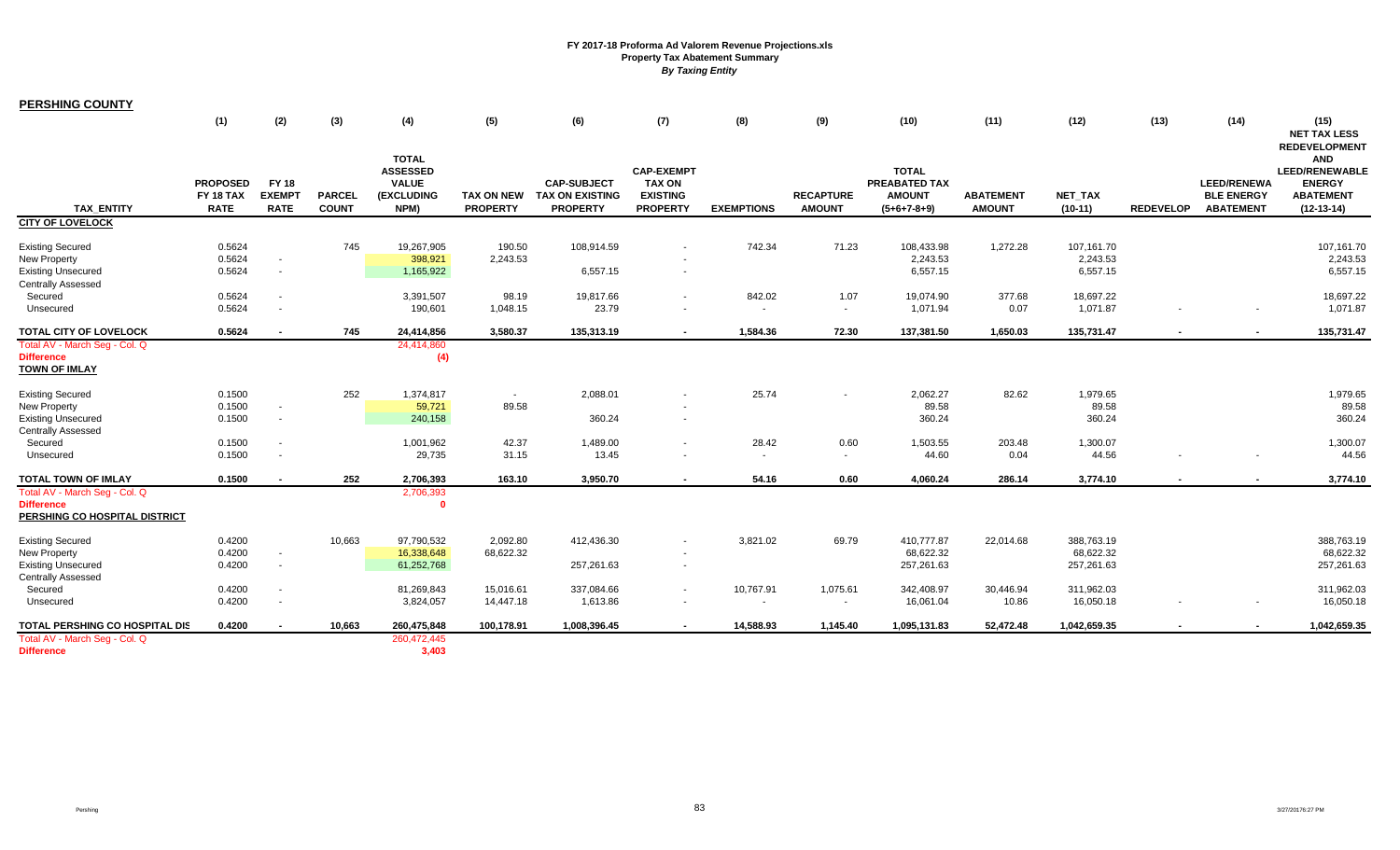**FY 2017-18 Proforma Ad Valorem Revenue Projections.xls**
**Property Tax Abatement Summary**
***By Taxing Entity***

**PERSHING COUNTY**

| TAX_ENTITY | (1) PROPOSED FY 18 TAX RATE | (2) FY 18 EXEMPT RATE | (3) PARCEL COUNT | (4) TOTAL ASSESSED VALUE (EXCLUDING NPM) | (5) TAX ON NEW PROPERTY | (6) CAP-SUBJECT TAX ON EXISTING PROPERTY | (7) CAP-EXEMPT TAX ON EXISTING PROPERTY | (8) EXEMPTIONS | (9) RECAPTURE AMOUNT | (10) TOTAL PREABATED TAX AMOUNT (5+6+7-8+9) | (11) ABATEMENT AMOUNT | (12) NET_TAX (10-11) | (13) REDEVELOP | (14) LEED/RENEWABLE ENERGY ABATEMENT | (15) NET TAX LESS REDEVELOPMENT AND LEED/RENEWABLE ENERGY ABATEMENT (12-13-14) |
|---|---|---|---|---|---|---|---|---|---|---|---|---|---|---|---|
| **CITY OF LOVELOCK** | | | | | | | | | | | | | | | |
| Existing Secured | 0.5624 | | 745 | 19,267,905 | 190.50 | 108,914.59 | - | 742.34 | 71.23 | 108,433.98 | 1,272.28 | 107,161.70 | | | 107,161.70 |
| New Property | 0.5624 | - | | 398,921 | 2,243.53 | | - | | | 2,243.53 | | 2,243.53 | | | 2,243.53 |
| Existing Unsecured | 0.5624 | - | | 1,165,922 | | 6,557.15 | - | | | 6,557.15 | | 6,557.15 | | | 6,557.15 |
| Centrally Assessed | | | | | | | | | | | | | | | |
| Secured | 0.5624 | - | | 3,391,507 | 98.19 | 19,817.66 | - | 842.02 | 1.07 | 19,074.90 | 377.68 | 18,697.22 | | | 18,697.22 |
| Unsecured | 0.5624 | - | | 190,601 | 1,048.15 | 23.79 | - | - | - | 1,071.94 | 0.07 | 1,071.87 | - | - | 1,071.87 |
| **TOTAL CITY OF LOVELOCK** | **0.5624** | **-** | **745** | **24,414,856** | **3,580.37** | **135,313.19** | **-** | **1,584.36** | **72.30** | **137,381.50** | **1,650.03** | **135,731.47** | **-** | **-** | **135,731.47** |
| Total AV - March Seg - Col. Q | | | | 24,414,860 | | | | | | | | | | | |
| **Difference** | | | | **(4)** | | | | | | | | | | | |
| **TOWN OF IMLAY** | | | | | | | | | | | | | | | |
| Existing Secured | 0.1500 | | 252 | 1,374,817 | - | 2,088.01 | - | 25.74 | - | 2,062.27 | 82.62 | 1,979.65 | | | 1,979.65 |
| New Property | 0.1500 | - | | 59,721 | 89.58 | | - | | | 89.58 | | 89.58 | | | 89.58 |
| Existing Unsecured | 0.1500 | - | | 240,158 | | 360.24 | - | | | 360.24 | | 360.24 | | | 360.24 |
| Centrally Assessed | | | | | | | | | | | | | | | |
| Secured | 0.1500 | - | | 1,001,962 | 42.37 | 1,489.00 | - | 28.42 | 0.60 | 1,503.55 | 203.48 | 1,300.07 | | | 1,300.07 |
| Unsecured | 0.1500 | - | | 29,735 | 31.15 | 13.45 | - | - | - | 44.60 | 0.04 | 44.56 | - | - | 44.56 |
| **TOTAL TOWN OF IMLAY** | **0.1500** | **-** | **252** | **2,706,393** | **163.10** | **3,950.70** | **-** | **54.16** | **0.60** | **4,060.24** | **286.14** | **3,774.10** | **-** | **-** | **3,774.10** |
| Total AV - March Seg - Col. Q | | | | 2,706,393 | | | | | | | | | | | |
| **Difference** | | | | **0** | | | | | | | | | | | |
| **PERSHING CO HOSPITAL DISTRICT** | | | | | | | | | | | | | | | |
| Existing Secured | 0.4200 | | 10,663 | 97,790,532 | 2,092.80 | 412,436.30 | - | 3,821.02 | 69.79 | 410,777.87 | 22,014.68 | 388,763.19 | | | 388,763.19 |
| New Property | 0.4200 | - | | 16,338,648 | 68,622.32 | | - | | | 68,622.32 | | 68,622.32 | | | 68,622.32 |
| Existing Unsecured | 0.4200 | - | | 61,252,768 | | 257,261.63 | - | | | 257,261.63 | | 257,261.63 | | | 257,261.63 |
| Centrally Assessed | | | | | | | | | | | | | | | |
| Secured | 0.4200 | - | | 81,269,843 | 15,016.61 | 337,084.66 | - | 10,767.91 | 1,075.61 | 342,408.97 | 30,446.94 | 311,962.03 | | | 311,962.03 |
| Unsecured | 0.4200 | - | | 3,824,057 | 14,447.18 | 1,613.86 | - | - | - | 16,061.04 | 10.86 | 16,050.18 | - | - | 16,050.18 |
| **TOTAL PERSHING CO HOSPITAL DIS** | **0.4200** | **-** | **10,663** | **260,475,848** | **100,178.91** | **1,008,396.45** | **-** | **14,588.93** | **1,145.40** | **1,095,131.83** | **52,472.48** | **1,042,659.35** | **-** | **-** | **1,042,659.35** |
| Total AV - March Seg - Col. Q | | | | 260,472,445 | | | | | | | | | | | |
| **Difference** | | | | **3,403** | | | | | | | | | | | |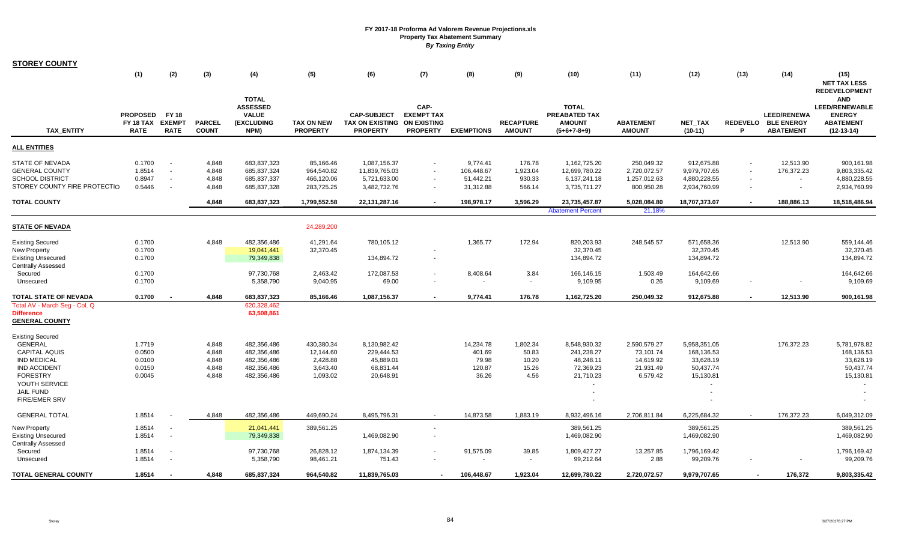# FY 2017-18 Proforma Ad Valorem Revenue Projections.xls
## Property Tax Abatement Summary
### *By Taxing Entity*

**STOREY COUNTY**

| TAX_ENTITY | (1) PROPOSED FY 18 TAX RATE | (2) FY 18 EXEMPT RATE | (3) PARCEL COUNT | (4) TOTAL ASSESSED VALUE (EXCLUDING NPM) | (5) TAX ON NEW PROPERTY | (6) CAP-SUBJECT TAX ON EXISTING PROPERTY | (7) CAP-EXEMPT TAX ON EXISTING PROPERTY | (8) EXEMPTIONS | (9) RECAPTURE AMOUNT | (10) TOTAL PREABATED TAX AMOUNT (5+6+7-8+9) | (11) ABATEMENT AMOUNT | (12) NET_TAX (10-11) | (13) REDEVELOP | (14) LEED/RENEWABLE ENERGY ABATEMENT | (15) NET TAX LESS REDEVELOPMENT AND LEED/RENEWABLE ENERGY ABATEMENT (12-13-14) |
|---|---|---|---|---|---|---|---|---|---|---|---|---|---|---|---|
| **ALL ENTITIES** | | | | | | | | | | | | | | | |
| STATE OF NEVADA | 0.1700 | - | 4,848 | 683,837,323 | 85,166.46 | 1,087,156.37 | - | 9,774.41 | 176.78 | 1,162,725.20 | 250,049.32 | 912,675.88 | - | 12,513.90 | 900,161.98 |
| GENERAL COUNTY | 1.8514 | - | 4,848 | 685,837,324 | 964,540.82 | 11,839,765.03 | - | 106,448.67 | 1,923.04 | 12,699,780.22 | 2,720,072.57 | 9,979,707.65 | - | 176,372.23 | 9,803,335.42 |
| SCHOOL DISTRICT | 0.8947 | - | 4,848 | 685,837,337 | 466,120.06 | 5,721,633.00 | - | 51,442.21 | 930.33 | 6,137,241.18 | 1,257,012.63 | 4,880,228.55 | - | - | 4,880,228.55 |
| STOREY COUNTY FIRE PROTECTIO | 0.5446 | - | 4,848 | 685,837,328 | 283,725.25 | 3,482,732.76 | - | 31,312.88 | 566.14 | 3,735,711.27 | 800,950.28 | 2,934,760.99 | - | - | 2,934,760.99 |
| **TOTAL COUNTY** | | | **4,848** | **683,837,323** | **1,799,552.58** | **22,131,287.16** | **-** | **198,978.17** | **3,596.29** | **23,735,457.87** | **5,028,084.80** | **18,707,373.07** | **-** | **188,886.13** | **18,518,486.94** |
| | | | | | | | | | | Abatement Percent | 21.18% | | | | |
| **STATE OF NEVADA** | | | | | 24,289,200 | | | | | | | | | | |
| Existing Secured | 0.1700 | | 4,848 | 482,356,486 | 41,291.64 | 780,105.12 | | 1,365.77 | 172.94 | 820,203.93 | 248,545.57 | 571,658.36 | | 12,513.90 | 559,144.46 |
| New Property | 0.1700 | | | 19,041,441 | 32,370.45 | | - | | | 32,370.45 | | 32,370.45 | | | 32,370.45 |
| Existing Unsecured | 0.1700 | | | 79,349,838 | | 134,894.72 | - | | | 134,894.72 | | 134,894.72 | | | 134,894.72 |
| Centrally Assessed | | | | | | | | | | | | | | | |
| Secured | 0.1700 | | | 97,730,768 | 2,463.42 | 172,087.53 | - | 8,408.64 | 3.84 | 166,146.15 | 1,503.49 | 164,642.66 | | | 164,642.66 |
| Unsecured | 0.1700 | | | 5,358,790 | 9,040.95 | 69.00 | - | - | - | 9,109.95 | 0.26 | 9,109.69 | - | - | 9,109.69 |
| **TOTAL STATE OF NEVADA** | **0.1700** | **-** | **4,848** | **683,837,323** | **85,166.46** | **1,087,156.37** | **-** | **9,774.41** | **176.78** | **1,162,725.20** | **250,049.32** | **912,675.88** | **-** | **12,513.90** | **900,161.98** |
| Total AV - March Seg - Col. Q | | | | 620,328,462 | | | | | | | | | | | |
| Difference | | | | 63,508,861 | | | | | | | | | | | |
| **GENERAL COUNTY** | | | | | | | | | | | | | | | |
| Existing Secured | | | | | | | | | | | | | | | |
| GENERAL | 1.7719 | | 4,848 | 482,356,486 | 430,380.34 | 8,130,982.42 | | 14,234.78 | 1,802.34 | 8,548,930.32 | 2,590,579.27 | 5,958,351.05 | | 176,372.23 | 5,781,978.82 |
| CAPITAL AQUIS | 0.0500 | | 4,848 | 482,356,486 | 12,144.60 | 229,444.53 | | 401.69 | 50.83 | 241,238.27 | 73,101.74 | 168,136.53 | | | 168,136.53 |
| IND MEDICAL | 0.0100 | | 4,848 | 482,356,486 | 2,428.88 | 45,889.01 | | 79.98 | 10.20 | 48,248.11 | 14,619.92 | 33,628.19 | | | 33,628.19 |
| IND ACCIDENT | 0.0150 | | 4,848 | 482,356,486 | 3,643.40 | 68,831.44 | | 120.87 | 15.26 | 72,369.23 | 21,931.49 | 50,437.74 | | | 50,437.74 |
| FORESTRY | 0.0045 | | 4,848 | 482,356,486 | 1,093.02 | 20,648.91 | | 36.26 | 4.56 | 21,710.23 | 6,579.42 | 15,130.81 | | | 15,130.81 |
| YOUTH SERVICE | | | | | | | | | | - | | - | | | - |
| JAIL FUND | | | | | | | | | | - | | - | | | - |
| FIRE/EMER SRV | | | | | | | | | | - | | - | | | - |
| GENERAL TOTAL | 1.8514 | - | 4,848 | 482,356,486 | 449,690.24 | 8,495,796.31 | - | 14,873.58 | 1,883.19 | 8,932,496.16 | 2,706,811.84 | 6,225,684.32 | - | 176,372.23 | 6,049,312.09 |
| New Property | 1.8514 | - | | 21,041,441 | 389,561.25 | | - | | | 389,561.25 | | 389,561.25 | | | 389,561.25 |
| Existing Unsecured | 1.8514 | - | | 79,349,838 | | 1,469,082.90 | - | | | 1,469,082.90 | | 1,469,082.90 | | | 1,469,082.90 |
| Centrally Assessed | | | | | | | | | | | | | | | |
| Secured | 1.8514 | - | | 97,730,768 | 26,828.12 | 1,874,134.39 | - | 91,575.09 | 39.85 | 1,809,427.27 | 13,257.85 | 1,796,169.42 | | | 1,796,169.42 |
| Unsecured | 1.8514 | - | | 5,358,790 | 98,461.21 | 751.43 | - | - | - | 99,212.64 | 2.88 | 99,209.76 | - | - | 99,209.76 |
| **TOTAL GENERAL COUNTY** | **1.8514** | **-** | **4,848** | **685,837,324** | **964,540.82** | **11,839,765.03** | **-** | **106,448.67** | **1,923.04** | **12,699,780.22** | **2,720,072.57** | **9,979,707.65** | **-** | **176,372** | **9,803,335.42** |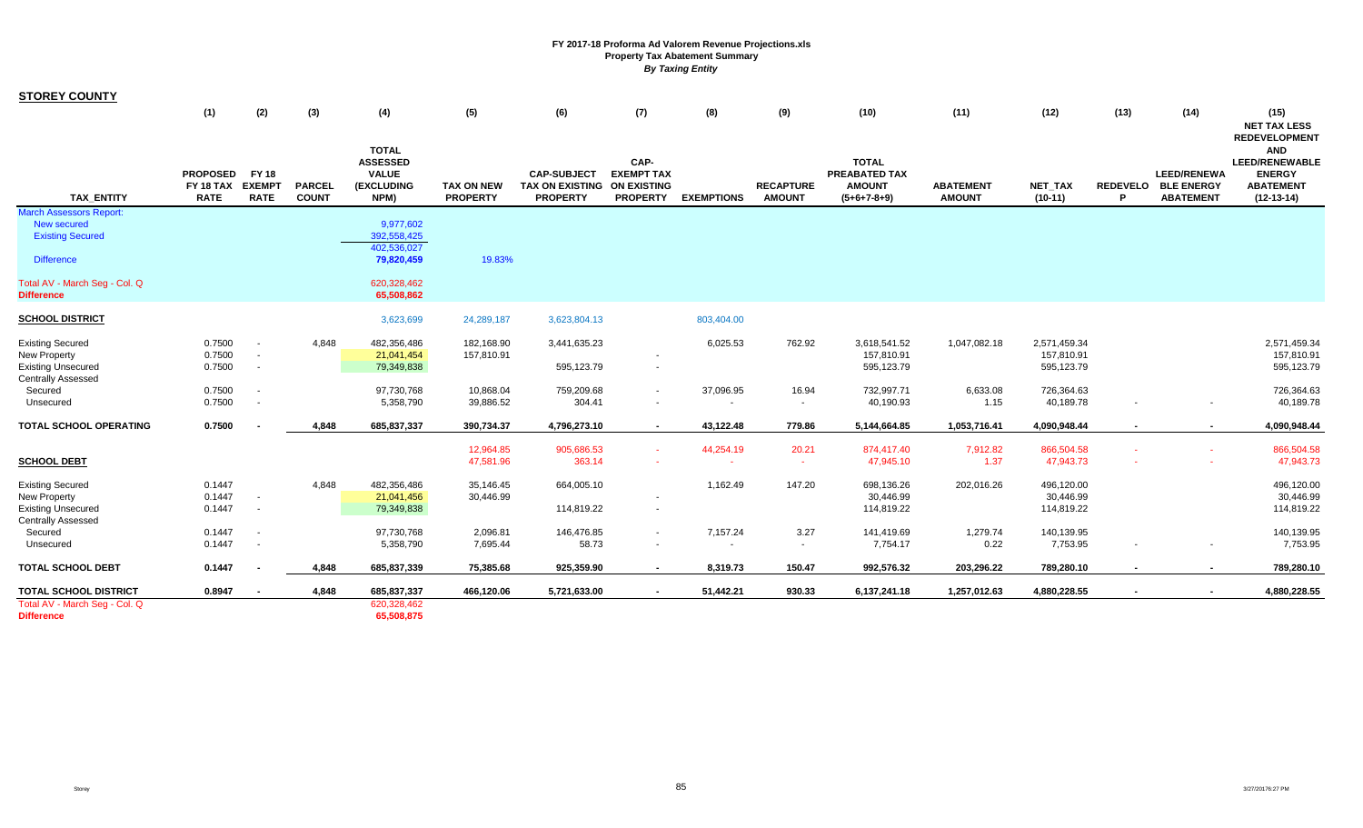**FY 2017-18 Proforma Ad Valorem Revenue Projections.xls**
**Property Tax Abatement Summary**
***By Taxing Entity***

**STOREY COUNTY**

| TAX_ENTITY | (1) PROPOSED FY 18 TAX RATE | (2) FY 18 EXEMPT RATE | (3) PARCEL COUNT | (4) TOTAL ASSESSED VALUE (EXCLUDING NPM) | (5) TAX ON NEW PROPERTY | (6) CAP-SUBJECT TAX ON EXISTING PROPERTY | (7) CAP-EXEMPT TAX ON EXISTING PROPERTY | (8) EXEMPTIONS | (9) RECAPTURE AMOUNT | (10) TOTAL PREABATED TAX AMOUNT (5+6+7-8+9) | (11) ABATEMENT AMOUNT | (12) NET_TAX (10-11) | (13) REDEVELOP | (14) LEED/RENEWABLE ENERGY ABATEMENT | (15) NET TAX LESS REDEVELOPMENT AND LEED/RENEWABLE ENERGY ABATEMENT (12-13-14) |
|---|---|---|---|---|---|---|---|---|---|---|---|---|---|---|---|
| March Assessors Report: | | | | | | | | | | | | | | | |
| New secured | | | | 9,977,602 | | | | | | | | | | | |
| Existing Secured | | | | 392,558,425 | | | | | | | | | | | |
| | | | | 402,536,027 | | | | | | | | | | | |
| Difference | | | | 79,820,459 | 19.83% | | | | | | | | | | |
| Total AV - March Seg - Col. Q | | | | 620,328,462 | | | | | | | | | | | |
| **Difference** | | | | 65,508,862 | | | | | | | | | | | |
| **SCHOOL DISTRICT** | | | | 3,623,699 | 24,289,187 | 3,623,804.13 | | 803,404.00 | | | | | | | |
| Existing Secured | 0.7500 | - | 4,848 | 482,356,486 | 182,168.90 | 3,441,635.23 | | 6,025.53 | 762.92 | 3,618,541.52 | 1,047,082.18 | 2,571,459.34 | | | 2,571,459.34 |
| New Property | 0.7500 | - | | 21,041,454 | 157,810.91 | | - | | | 157,810.91 | | 157,810.91 | | | 157,810.91 |
| Existing Unsecured | 0.7500 | - | | 79,349,838 | | 595,123.79 | - | | | 595,123.79 | | 595,123.79 | | | 595,123.79 |
| Centrally Assessed | | | | | | | | | | | | | | | |
| Secured | 0.7500 | - | | 97,730,768 | 10,868.04 | 759,209.68 | - | 37,096.95 | 16.94 | 732,997.71 | 6,633.08 | 726,364.63 | | | 726,364.63 |
| Unsecured | 0.7500 | - | | 5,358,790 | 39,886.52 | 304.41 | - | - | - | 40,190.93 | 1.15 | 40,189.78 | - | - | 40,189.78 |
| **TOTAL SCHOOL OPERATING** | **0.7500** | **-** | **4,848** | **685,837,337** | **390,734.37** | **4,796,273.10** | **-** | **43,122.48** | **779.86** | **5,144,664.85** | **1,053,716.41** | **4,090,948.44** | **-** | **-** | **4,090,948.44** |
| | | | | | 12,964.85 | 905,686.53 | - | 44,254.19 | 20.21 | 874,417.40 | 7,912.82 | 866,504.58 | - | - | 866,504.58 |
| **SCHOOL DEBT** | | | | | 47,581.96 | 363.14 | - | - | - | 47,945.10 | 1.37 | 47,943.73 | - | - | 47,943.73 |
| Existing Secured | 0.1447 | | 4,848 | 482,356,486 | 35,146.45 | 664,005.10 | | 1,162.49 | 147.20 | 698,136.26 | 202,016.26 | 496,120.00 | | | 496,120.00 |
| New Property | 0.1447 | - | | 21,041,456 | 30,446.99 | | - | | | 30,446.99 | | 30,446.99 | | | 30,446.99 |
| Existing Unsecured | 0.1447 | - | | 79,349,838 | | 114,819.22 | - | | | 114,819.22 | | 114,819.22 | | | 114,819.22 |
| Centrally Assessed | | | | | | | | | | | | | | | |
| Secured | 0.1447 | - | | 97,730,768 | 2,096.81 | 146,476.85 | - | 7,157.24 | 3.27 | 141,419.69 | 1,279.74 | 140,139.95 | | | 140,139.95 |
| Unsecured | 0.1447 | - | | 5,358,790 | 7,695.44 | 58.73 | - | - | - | 7,754.17 | 0.22 | 7,753.95 | - | - | 7,753.95 |
| **TOTAL SCHOOL DEBT** | **0.1447** | **-** | **4,848** | **685,837,339** | **75,385.68** | **925,359.90** | **-** | **8,319.73** | **150.47** | **992,576.32** | **203,296.22** | **789,280.10** | **-** | **-** | **789,280.10** |
| **TOTAL SCHOOL DISTRICT** | **0.8947** | **-** | **4,848** | **685,837,337** | **466,120.06** | **5,721,633.00** | **-** | **51,442.21** | **930.33** | **6,137,241.18** | **1,257,012.63** | **4,880,228.55** | **-** | **-** | **4,880,228.55** |
| Total AV - March Seg - Col. Q | | | | 620,328,462 | | | | | | | | | | | |
| **Difference** | | | | 65,508,875 | | | | | | | | | | | |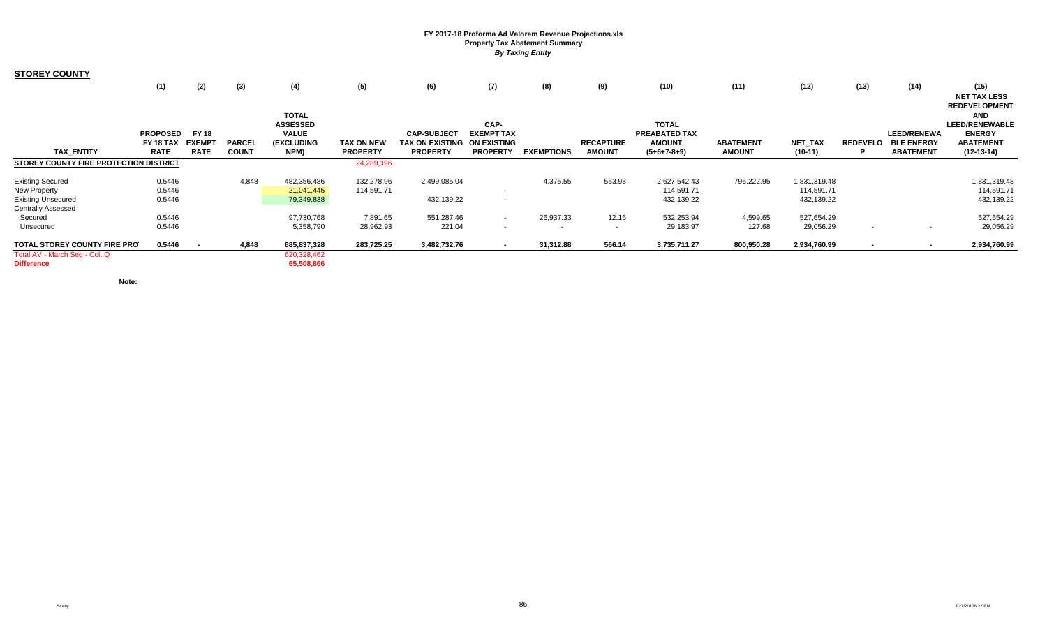FY 2017-18 Proforma Ad Valorem Revenue Projections.xls
Property Tax Abatement Summary
*By Taxing Entity*

**STOREY COUNTY**

| TAX_ENTITY | (1) PROPOSED FY 18 TAX RATE | (2) FY 18 EXEMPT RATE | (3) PARCEL COUNT | (4) TOTAL ASSESSED VALUE (EXCLUDING NPM) | (5) TAX ON NEW PROPERTY | (6) CAP-SUBJECT TAX ON EXISTING PROPERTY | (7) CAP-EXEMPT TAX ON EXISTING PROPERTY | (8) EXEMPTIONS | (9) RECAPTURE AMOUNT | (10) TOTAL PREABATED TAX AMOUNT (5+6+7-8+9) | (11) ABATEMENT AMOUNT | (12) NET_TAX (10-11) | (13) REDEVELOP | (14) LEED/RENEWABLE ENERGY ABATEMENT | (15) NET TAX LESS REDEVELOPMENT AND LEED/RENEWABLE ENERGY ABATEMENT (12-13-14) |
|---|---|---|---|---|---|---|---|---|---|---|---|---|---|---|---|
| **STOREY COUNTY FIRE PROTECTION DISTRICT** | | | | | 24,289,196 | | | | | | | | | | |
| Existing Secured | 0.5446 | | 4,848 | 482,356,486 | 132,278.96 | 2,499,085.04 | | 4,375.55 | 553.98 | 2,627,542.43 | 796,222.95 | 1,831,319.48 | | | 1,831,319.48 |
| New Property | 0.5446 | | | 21,041,445 | 114,591.71 | | - | | | 114,591.71 | | 114,591.71 | | | 114,591.71 |
| Existing Unsecured | 0.5446 | | | 79,349,838 | | 432,139.22 | - | | | 432,139.22 | | 432,139.22 | | | 432,139.22 |
| Centrally Assessed | | | | | | | | | | | | | | | |
| Secured | 0.5446 | | | 97,730,768 | 7,891.65 | 551,287.46 | - | 26,937.33 | 12.16 | 532,253.94 | 4,599.65 | 527,654.29 | | | 527,654.29 |
| Unsecured | 0.5446 | | | 5,358,790 | 28,962.93 | 221.04 | - | - | - | 29,183.97 | 127.68 | 29,056.29 | - | - | 29,056.29 |
| **TOTAL STOREY COUNTY FIRE PRO** | **0.5446** | **-** | **4,848** | **685,837,328** | **283,725.25** | **3,482,732.76** | **-** | **31,312.88** | **566.14** | **3,735,711.27** | **800,950.28** | **2,934,760.99** | **-** | **-** | **2,934,760.99** |
| Total AV - March Seg - Col. Q | | | | 620,328,462 | | | | | | | | | | | |
| **Difference** | | | | **65,508,866** | | | | | | | | | | | |

**Note:**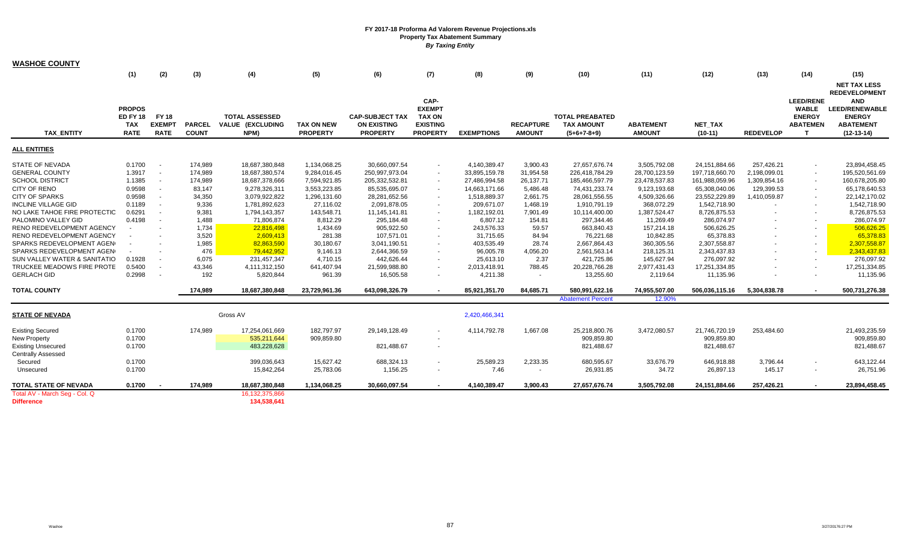# FY 2017-18 Proforma Ad Valorem Revenue Projections.xls
## Property Tax Abatement Summary
### *By Taxing Entity*

**WASHOE COUNTY**

| TAX_ENTITY | (1) PROPOS ED FY 18 TAX RATE | (2) FY 18 EXEMPT RATE | (3) PARCEL COUNT | (4) TOTAL ASSESSED VALUE (EXCLUDING NPM) | (5) TAX ON NEW PROPERTY | (6) CAP-SUBJECT TAX ON EXISTING PROPERTY | (7) CAP-EXEMPT TAX ON EXISTING PROPERTY | (8) EXEMPTIONS | (9) RECAPTURE AMOUNT | (10) TOTAL PREABATED TAX AMOUNT (5+6+7-8+9) | (11) ABATEMENT AMOUNT | (12) NET_TAX (10-11) | (13) REDEVELOP | (14) LEED/RENEWABLE ENERGY ABATEMENT | (15) NET TAX LESS REDEVELOPMENT AND LEED/RENEWABLE ENERGY ABATEMENT (12-13-14) |
|---|---|---|---|---|---|---|---|---|---|---|---|---|---|---|---|
| **ALL ENTITIES** | | | | | | | | | | | | | | | |
| STATE OF NEVADA | 0.1700 | - | 174,989 | 18,687,380,848 | 1,134,068.25 | 30,660,097.54 | - | 4,140,389.47 | 3,900.43 | 27,657,676.74 | 3,505,792.08 | 24,151,884.66 | 257,426.21 | - | 23,894,458.45 |
| GENERAL COUNTY | 1.3917 | - | 174,989 | 18,687,380,574 | 9,284,016.45 | 250,997,973.04 | - | 33,895,159.78 | 31,954.58 | 226,418,784.29 | 28,700,123.59 | 197,718,660.70 | 2,198,099.01 | - | 195,520,561.69 |
| SCHOOL DISTRICT | 1.1385 | - | 174,989 | 18,687,378,666 | 7,594,921.85 | 205,332,532.81 | - | 27,486,994.58 | 26,137.71 | 185,466,597.79 | 23,478,537.83 | 161,988,059.96 | 1,309,854.16 | - | 160,678,205.80 |
| CITY OF RENO | 0.9598 | - | 83,147 | 9,278,326,311 | 3,553,223.85 | 85,535,695.07 | - | 14,663,171.66 | 5,486.48 | 74,431,233.74 | 9,123,193.68 | 65,308,040.06 | 129,399.53 | - | 65,178,640.53 |
| CITY OF SPARKS | 0.9598 | - | 34,350 | 3,079,922,822 | 1,296,131.60 | 28,281,652.56 | - | 1,518,889.37 | 2,661.75 | 28,061,556.55 | 4,509,326.66 | 23,552,229.89 | 1,410,059.87 | - | 22,142,170.02 |
| INCLINE VILLAGE GID | 0.1189 | - | 9,336 | 1,781,892,623 | 27,116.02 | 2,091,878.05 | - | 209,671.07 | 1,468.19 | 1,910,791.19 | 368,072.29 | 1,542,718.90 | - | - | 1,542,718.90 |
| NO LAKE TAHOE FIRE PROTECTIC | 0.6291 | - | 9,381 | 1,794,143,357 | 143,548.71 | 11,145,141.81 | - | 1,182,192.01 | 7,901.49 | 10,114,400.00 | 1,387,524.47 | 8,726,875.53 | - | - | 8,726,875.53 |
| PALOMINO VALLEY GID | 0.4198 | - | 1,488 | 71,806,874 | 8,812.29 | 295,184.48 | - | 6,807.12 | 154.81 | 297,344.46 | 11,269.49 | 286,074.97 | - | - | 286,074.97 |
| RENO REDEVELOPMENT AGENCY | - | - | 1,734 | 22,816,498 | 1,434.69 | 905,922.50 | - | 243,576.33 | 59.57 | 663,840.43 | 157,214.18 | 506,626.25 | - | - | 506,626.25 |
| RENO REDEVELOPMENT AGENCY | - | - | 3,520 | 2,609,413 | 281.38 | 107,571.01 | - | 31,715.65 | 84.94 | 76,221.68 | 10,842.85 | 65,378.83 | - | - | 65,378.83 |
| SPARKS REDEVELOPMENT AGEN | - | - | 1,985 | 82,863,590 | 30,180.67 | 3,041,190.51 | - | 403,535.49 | 28.74 | 2,667,864.43 | 360,305.56 | 2,307,558.87 | - | - | 2,307,558.87 |
| SPARKS REDEVELOPMENT AGEN | - | - | 476 | 79,442,952 | 9,146.13 | 2,644,366.59 | - | 96,005.78 | 4,056.20 | 2,561,563.14 | 218,125.31 | 2,343,437.83 | - | - | 2,343,437.83 |
| SUN VALLEY WATER & SANITATIO | 0.1928 | - | 6,075 | 231,457,347 | 4,710.15 | 442,626.44 | - | 25,613.10 | 2.37 | 421,725.86 | 145,627.94 | 276,097.92 | - | - | 276,097.92 |
| TRUCKEE MEADOWS FIRE PROTE | 0.5400 | - | 43,346 | 4,111,312,150 | 641,407.94 | 21,599,988.80 | - | 2,013,418.91 | 788.45 | 20,228,766.28 | 2,977,431.43 | 17,251,334.85 | - | - | 17,251,334.85 |
| GERLACH GID | 0.2998 | - | 192 | 5,820,844 | 961.39 | 16,505.58 | - | 4,211.38 | - | 13,255.60 | 2,119.64 | 11,135.96 | - | - | 11,135.96 |
| **TOTAL COUNTY** | | | **174,989** | **18,687,380,848** | **23,729,961.36** | **643,098,326.79** | **-** | **85,921,351.70** | **84,685.71** | **580,991,622.16** | **74,955,507.00** | **506,036,115.16** | **5,304,838.78** | **-** | **500,731,276.38** |
| | | | | | | | | | | Abatement Percent | 12.90% | | | | |
| **STATE OF NEVADA** | | | | Gross AV | | | | 2,420,466,341 | | | | | | | |
| Existing Secured | 0.1700 | | 174,989 | 17,254,061,669 | 182,797.97 | 29,149,128.49 | - | 4,114,792.78 | 1,667.08 | 25,218,800.76 | 3,472,080.57 | 21,746,720.19 | 253,484.60 | | 21,493,235.59 |
| New Property | 0.1700 | | | 535,211,644 | 909,859.80 | | - | | | 909,859.80 | | 909,859.80 | | | 909,859.80 |
| Existing Unsecured | 0.1700 | | | 483,228,628 | | 821,488.67 | - | | | 821,488.67 | | 821,488.67 | | | 821,488.67 |
| Centrally Assessed | | | | | | | | | | | | | | | |
| Secured | 0.1700 | | | 399,036,643 | 15,627.42 | 688,324.13 | - | 25,589.23 | 2,233.35 | 680,595.67 | 33,676.79 | 646,918.88 | 3,796.44 | - | 643,122.44 |
| Unsecured | 0.1700 | | | 15,842,264 | 25,783.06 | 1,156.25 | - | 7.46 | - | 26,931.85 | 34.72 | 26,897.13 | 145.17 | - | 26,751.96 |
| **TOTAL STATE OF NEVADA** | **0.1700** | **-** | **174,989** | **18,687,380,848** | **1,134,068.25** | **30,660,097.54** | **-** | **4,140,389.47** | **3,900.43** | **27,657,676.74** | **3,505,792.08** | **24,151,884.66** | **257,426.21** | **-** | **23,894,458.45** |
| Total AV - March Seg - Col. Q | | | | 16,132,375,866 | | | | | | | | | | | |
| **Difference** | | | | **134,538,641** | | | | | | | | | | | |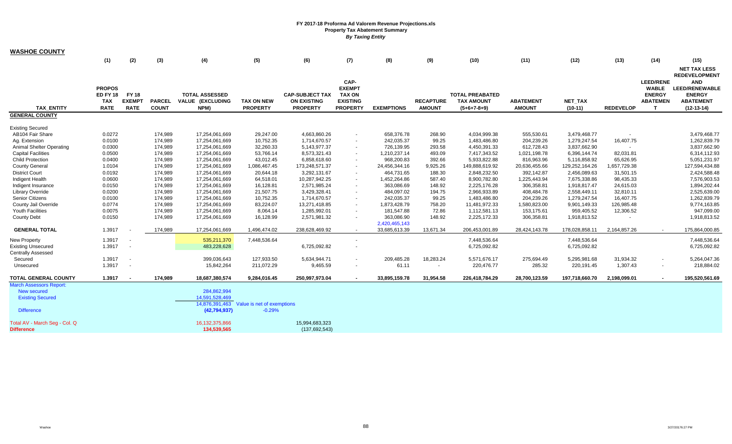FY 2017-18 Proforma Ad Valorem Revenue Projections.xls
Property Tax Abatement Summary
*By Taxing Entity*

**WASHOE COUNTY**

| | (1) | (2) | (3) | (4) | (5) | (6) | (7) | (8) | (9) | (10) | (11) | (12) | (13) | (14) | (15) |
|---|---|---|---|---|---|---|---|---|---|---|---|---|---|---|---|
| TAX_ENTITY | PROPOSED FY 18 TAX RATE | FY 18 EXEMPT RATE | PARCEL COUNT | TOTAL ASSESSED VALUE (EXCLUDING NPM) | TAX ON NEW PROPERTY | CAP-SUBJECT TAX ON EXISTING PROPERTY | CAP-EXEMPT TAX ON EXISTING PROPERTY | EXEMPTIONS | RECAPTURE AMOUNT | TOTAL PREABATED TAX AMOUNT (5+6+7-8+9) | ABATEMENT AMOUNT | NET_TAX (10-11) | REDEVELOP | LEED/RENEWABLE ENERGY ABATEMENT | NET TAX LESS REDEVELOPMENT AND LEED/RENEWABLE ENERGY ABATEMENT (12-13-14) |
| **GENERAL COUNTY** | | | | | | | | | | | | | | | |
| Existing Secured | | | | | | | | | | | | | | | |
| AB104 Fair Share | 0.0272 | | 174,989 | 17,254,061,669 | 29,247.00 | 4,663,860.26 | - | 658,376.78 | 268.90 | 4,034,999.38 | 555,530.61 | 3,479,468.77 | - | | 3,479,468.77 |
| Ag. Extension | 0.0100 | | 174,989 | 17,254,061,669 | 10,752.35 | 1,714,670.57 | - | 242,035.37 | 99.25 | 1,483,486.80 | 204,239.26 | 1,279,247.54 | 16,407.75 | | 1,262,839.79 |
| Animal Shelter Operating | 0.0300 | | 174,989 | 17,254,061,669 | 32,260.33 | 5,143,977.37 | - | 726,139.95 | 293.58 | 4,450,391.33 | 612,728.43 | 3,837,662.90 | - | | 3,837,662.90 |
| Capital Facilities | 0.0500 | | 174,989 | 17,254,061,669 | 53,766.14 | 8,573,321.43 | - | 1,210,237.14 | 493.09 | 7,417,343.52 | 1,021,198.78 | 6,396,144.74 | 82,031.81 | | 6,314,112.93 |
| Child Protection | 0.0400 | | 174,989 | 17,254,061,669 | 43,012.45 | 6,858,618.60 | - | 968,200.83 | 392.66 | 5,933,822.88 | 816,963.96 | 5,116,858.92 | 65,626.95 | | 5,051,231.97 |
| County General | 1.0104 | | 174,989 | 17,254,061,669 | 1,086,467.45 | 173,248,571.37 | - | 24,456,344.16 | 9,925.26 | 149,888,619.92 | 20,636,455.66 | 129,252,164.26 | 1,657,729.38 | | 127,594,434.88 |
| District Court | 0.0192 | | 174,989 | 17,254,061,669 | 20,644.18 | 3,292,131.67 | - | 464,731.65 | 188.30 | 2,848,232.50 | 392,142.87 | 2,456,089.63 | 31,501.15 | | 2,424,588.48 |
| Indigent Health | 0.0600 | | 174,989 | 17,254,061,669 | 64,518.01 | 10,287,942.25 | - | 1,452,264.86 | 587.40 | 8,900,782.80 | 1,225,443.94 | 7,675,338.86 | 98,435.33 | | 7,576,903.53 |
| Indigent Insurance | 0.0150 | | 174,989 | 17,254,061,669 | 16,128.81 | 2,571,985.24 | - | 363,086.69 | 148.92 | 2,225,176.28 | 306,358.81 | 1,918,817.47 | 24,615.03 | | 1,894,202.44 |
| Library Override | 0.0200 | | 174,989 | 17,254,061,669 | 21,507.75 | 3,429,328.41 | - | 484,097.02 | 194.75 | 2,966,933.89 | 408,484.78 | 2,558,449.11 | 32,810.11 | | 2,525,639.00 |
| Senior Citizens | 0.0100 | | 174,989 | 17,254,061,669 | 10,752.35 | 1,714,670.57 | - | 242,035.37 | 99.25 | 1,483,486.80 | 204,239.26 | 1,279,247.54 | 16,407.75 | | 1,262,839.79 |
| County Jail Override | 0.0774 | | 174,989 | 17,254,061,669 | 83,224.07 | 13,271,418.85 | - | 1,873,428.79 | 758.20 | 11,481,972.33 | 1,580,823.00 | 9,901,149.33 | 126,985.48 | | 9,774,163.85 |
| Youth Facilities | 0.0075 | | 174,989 | 17,254,061,669 | 8,064.14 | 1,285,992.01 | - | 181,547.88 | 72.86 | 1,112,581.13 | 153,175.61 | 959,405.52 | 12,306.52 | | 947,099.00 |
| County Debt | 0.0150 | | 174,989 | 17,254,061,669 | 16,128.99 | 2,571,981.32 | - | 363,086.90 | 148.92 | 2,225,172.33 | 306,358.81 | 1,918,813.52 | - | | 1,918,813.52 |
| | | | | | | | | 2,420,465,143 | | | | | | | |
| **GENERAL TOTAL** | 1.3917 | - | 174,989 | 17,254,061,669 | 1,496,474.02 | 238,628,469.92 | - | 33,685,613.39 | 13,671.34 | 206,453,001.89 | 28,424,143.78 | 178,028,858.11 | 2,164,857.26 | - | 175,864,000.85 |
| New Property | 1.3917 | - | | 535,211,370 | 7,448,536.64 | | - | | | 7,448,536.64 | | 7,448,536.64 | | | 7,448,536.64 |
| Existing Unsecured | 1.3917 | - | | 483,228,628 | | 6,725,092.82 | - | | | 6,725,092.82 | | 6,725,092.82 | | | 6,725,092.82 |
| Centrally Assessed | | | | | | | | | | | | | | | |
| Secured | 1.3917 | - | | 399,036,643 | 127,933.50 | 5,634,944.71 | - | 209,485.28 | 18,283.24 | 5,571,676.17 | 275,694.49 | 5,295,981.68 | 31,934.32 | - | 5,264,047.36 |
| Unsecured | 1.3917 | - | | 15,842,264 | 211,072.29 | 9,465.59 | - | 61.11 | - | 220,476.77 | 285.32 | 220,191.45 | 1,307.43 | - | 218,884.02 |
| **TOTAL GENERAL COUNTY** | **1.3917** | **-** | **174,989** | **18,687,380,574** | **9,284,016.45** | **250,997,973.04** | **-** | **33,895,159.78** | **31,954.58** | **226,418,784.29** | **28,700,123.59** | **197,718,660.70** | **2,198,099.01** | **-** | **195,520,561.69** |
| March Assessors Report: | | | | | | | | | | | | | | | |
| New secured | | | | 284,862,994 | | | | | | | | | | | |
| Existing Secured | | | | 14,591,528,469 | | | | | | | | | | | |
| | | | | 14,876,391,463 | Value is net of exemptions | | | | | | | | | | |
| Difference | | | | (42,794,937) | -0.29% | | | | | | | | | | |
| Total AV - March Seg - Col. Q | | | | 16,132,375,866 | | 15,994,683,323 | | | | | | | | | |
| **Difference** | | | | **134,539,565** | | (137,692,543) | | | | | | | | | |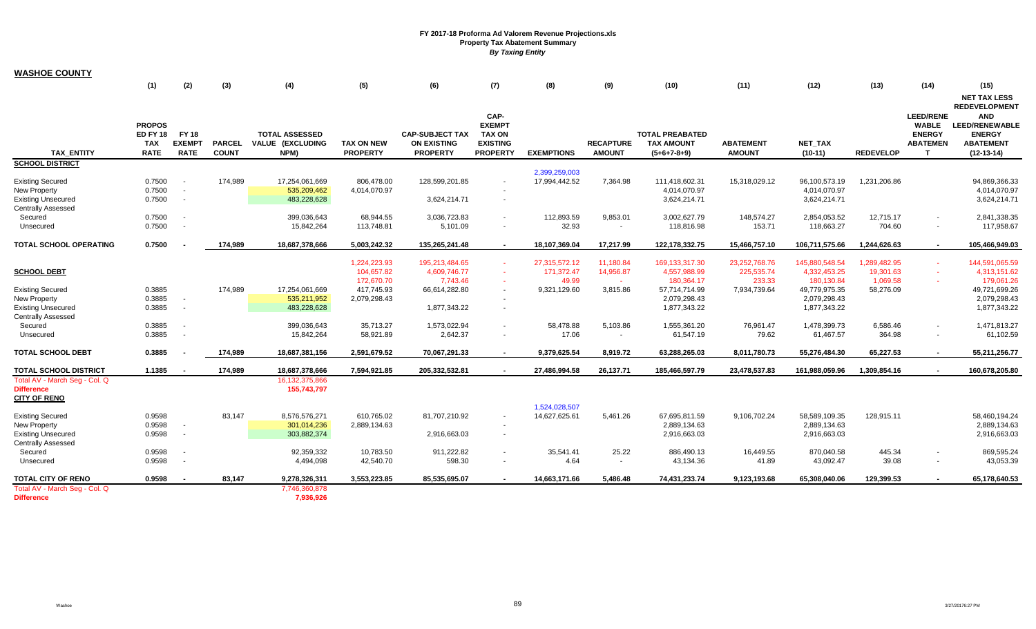# FY 2017-18 Proforma Ad Valorem Revenue Projections.xls
## Property Tax Abatement Summary
*By Taxing Entity*

**WASHOE COUNTY**

| TAX_ENTITY | (1) PROPOSED FY 18 TAX RATE | (2) FY 18 EXEMPT RATE | (3) PARCEL COUNT | (4) TOTAL ASSESSED VALUE (EXCLUDING NPM) | (5) TAX ON NEW PROPERTY | (6) CAP-SUBJECT TAX ON EXISTING PROPERTY | (7) CAP-EXEMPT TAX ON EXISTING PROPERTY | (8) EXEMPTIONS | (9) RECAPTURE AMOUNT | (10) TOTAL PREABATED TAX AMOUNT (5+6+7-8+9) | (11) ABATEMENT AMOUNT | (12) NET_TAX (10-11) | (13) REDEVELOP | (14) LEED/RENEWABLE ENERGY ABATEMENT | (15) NET TAX LESS REDEVELOPMENT AND LEED/RENEWABLE ENERGY ABATEMENT (12-13-14) |
|---|---|---|---|---|---|---|---|---|---|---|---|---|---|---|---|
| **SCHOOL DISTRICT** | | | | | | | | | | | | | | | |
| | | | | | | | | 2,399,259,003 | | | | | | | |
| Existing Secured | 0.7500 | - | 174,989 | 17,254,061,669 | 806,478.00 | 128,599,201.85 | - | 17,994,442.52 | 7,364.98 | 111,418,602.31 | 15,318,029.12 | 96,100,573.19 | 1,231,206.86 | | 94,869,366.33 |
| New Property | 0.7500 | - | | 535,209,462 | 4,014,070.97 | | - | | | 4,014,070.97 | | 4,014,070.97 | | | 4,014,070.97 |
| Existing Unsecured | 0.7500 | - | | 483,228,628 | | 3,624,214.71 | - | | | 3,624,214.71 | | 3,624,214.71 | | | 3,624,214.71 |
| Centrally Assessed | | | | | | | | | | | | | | | |
| Secured | 0.7500 | - | | 399,036,643 | 68,944.55 | 3,036,723.83 | - | 112,893.59 | 9,853.01 | 3,002,627.79 | 148,574.27 | 2,854,053.52 | 12,715.17 | - | 2,841,338.35 |
| Unsecured | 0.7500 | - | | 15,842,264 | 113,748.81 | 5,101.09 | - | 32.93 | - | 118,816.98 | 153.71 | 118,663.27 | 704.60 | - | 117,958.67 |
| **TOTAL SCHOOL OPERATING** | **0.7500** | **-** | **174,989** | **18,687,378,666** | **5,003,242.32** | **135,265,241.48** | **-** | **18,107,369.04** | **17,217.99** | **122,178,332.75** | **15,466,757.10** | **106,711,575.66** | **1,244,626.63** | **-** | **105,466,949.03** |
| | | | | | 1,224,223.93 | 195,213,484.65 | - | 27,315,572.12 | 11,180.84 | 169,133,317.30 | 23,252,768.76 | 145,880,548.54 | 1,289,482.95 | - | 144,591,065.59 |
| **SCHOOL DEBT** | | | | | 104,657.82 | 4,609,746.77 | - | 171,372.47 | 14,956.87 | 4,557,988.99 | 225,535.74 | 4,332,453.25 | 19,301.63 | - | 4,313,151.62 |
| | | | | | 172,670.70 | 7,743.46 | - | 49.99 | - | 180,364.17 | 233.33 | 180,130.84 | 1,069.58 | - | 179,061.26 |
| Existing Secured | 0.3885 | | 174,989 | 17,254,061,669 | 417,745.93 | 66,614,282.80 | - | 9,321,129.60 | 3,815.86 | 57,714,714.99 | 7,934,739.64 | 49,779,975.35 | 58,276.09 | | 49,721,699.26 |
| New Property | 0.3885 | - | | 535,211,952 | 2,079,298.43 | | - | | | 2,079,298.43 | | 2,079,298.43 | | | 2,079,298.43 |
| Existing Unsecured | 0.3885 | - | | 483,228,628 | | 1,877,343.22 | - | | | 1,877,343.22 | | 1,877,343.22 | | | 1,877,343.22 |
| Centrally Assessed | | | | | | | | | | | | | | | |
| Secured | 0.3885 | - | | 399,036,643 | 35,713.27 | 1,573,022.94 | - | 58,478.88 | 5,103.86 | 1,555,361.20 | 76,961.47 | 1,478,399.73 | 6,586.46 | - | 1,471,813.27 |
| Unsecured | 0.3885 | - | | 15,842,264 | 58,921.89 | 2,642.37 | - | 17.06 | - | 61,547.19 | 79.62 | 61,467.57 | 364.98 | - | 61,102.59 |
| **TOTAL SCHOOL DEBT** | **0.3885** | **-** | **174,989** | **18,687,381,156** | **2,591,679.52** | **70,067,291.33** | **-** | **9,379,625.54** | **8,919.72** | **63,288,265.03** | **8,011,780.73** | **55,276,484.30** | **65,227.53** | **-** | **55,211,256.77** |
| **TOTAL SCHOOL DISTRICT** | **1.1385** | **-** | **174,989** | **18,687,378,666** | **7,594,921.85** | **205,332,532.81** | **-** | **27,486,994.58** | **26,137.71** | **185,466,597.79** | **23,478,537.83** | **161,988,059.96** | **1,309,854.16** | **-** | **160,678,205.80** |
| Total AV - March Seg - Col. Q | | | | 16,132,375,866 | | | | | | | | | | | |
| **Difference** | | | | **155,743,797** | | | | | | | | | | | |
| **CITY OF RENO** | | | | | | | | | | | | | | | |
| | | | | | | | | 1,524,028,507 | | | | | | | |
| Existing Secured | 0.9598 | | 83,147 | 8,576,576,271 | 610,765.02 | 81,707,210.92 | - | 14,627,625.61 | 5,461.26 | 67,695,811.59 | 9,106,702.24 | 58,589,109.35 | 128,915.11 | | 58,460,194.24 |
| New Property | 0.9598 | - | | 301,014,236 | 2,889,134.63 | | - | | | 2,889,134.63 | | 2,889,134.63 | | | 2,889,134.63 |
| Existing Unsecured | 0.9598 | - | | 303,882,374 | | 2,916,663.03 | - | | | 2,916,663.03 | | 2,916,663.03 | | | 2,916,663.03 |
| Centrally Assessed | | | | | | | | | | | | | | | |
| Secured | 0.9598 | - | | 92,359,332 | 10,783.50 | 911,222.82 | - | 35,541.41 | 25.22 | 886,490.13 | 16,449.55 | 870,040.58 | 445.34 | - | 869,595.24 |
| Unsecured | 0.9598 | - | | 4,494,098 | 42,540.70 | 598.30 | - | 4.64 | - | 43,134.36 | 41.89 | 43,092.47 | 39.08 | - | 43,053.39 |
| **TOTAL CITY OF RENO** | **0.9598** | **-** | **83,147** | **9,278,326,311** | **3,553,223.85** | **85,535,695.07** | **-** | **14,663,171.66** | **5,486.48** | **74,431,233.74** | **9,123,193.68** | **65,308,040.06** | **129,399.53** | **-** | **65,178,640.53** |
| Total AV - March Seg - Col. Q | | | | 7,746,360,878 | | | | | | | | | | | |
| **Difference** | | | | **7,936,926** | | | | | | | | | | | |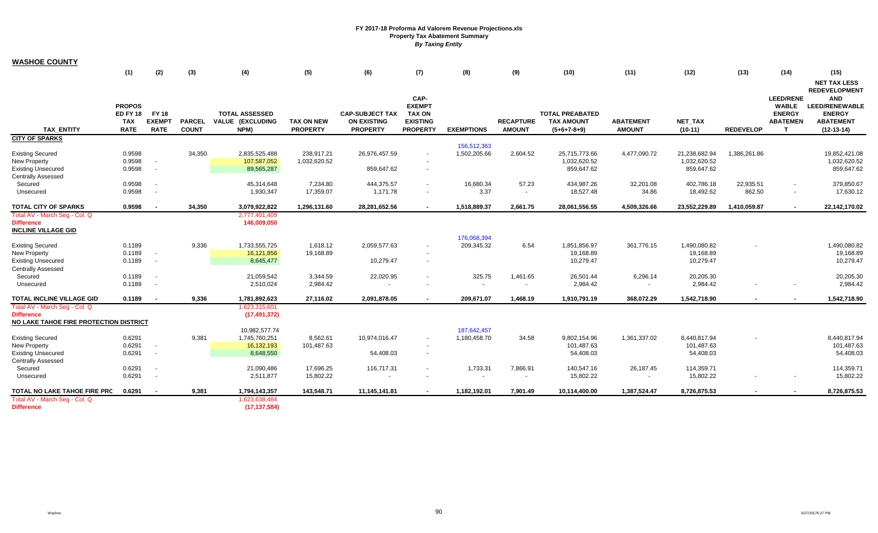FY 2017-18 Proforma Ad Valorem Revenue Projections.xls
Property Tax Abatement Summary
*By Taxing Entity*

## WASHOE COUNTY

| TAX_ENTITY | (1) PROPOSED FY 18 TAX RATE | (2) FY 18 EXEMPT RATE | (3) PARCEL COUNT | (4) TOTAL ASSESSED VALUE (EXCLUDING NPM) | (5) TAX ON NEW PROPERTY | (6) CAP-SUBJECT TAX ON EXISTING PROPERTY | (7) CAP-EXEMPT TAX ON EXISTING PROPERTY | (8) EXEMPTIONS | (9) RECAPTURE AMOUNT | (10) TOTAL PREABATED TAX AMOUNT (5+6+7-8+9) | (11) ABATEMENT AMOUNT | (12) NET_TAX (10-11) | (13) REDEVELOP | (14) LEED/RENEWABLE ENERGY ABATEMENT | (15) NET TAX LESS REDEVELOPMENT AND LEED/RENEWABLE ENERGY ABATEMENT (12-13-14) |
|---|---|---|---|---|---|---|---|---|---|---|---|---|---|---|---|
| **CITY OF SPARKS** | | | | | | | | | | | | | | | |
| | | | | | | | | 156,512,363 | | | | | | | |
| Existing Secured | 0.9598 | | 34,350 | 2,835,525,488 | 238,917.21 | 26,976,457.59 | - | 1,502,205.66 | 2,604.52 | 25,715,773.66 | 4,477,090.72 | 21,238,682.94 | 1,386,261.86 | | 19,852,421.08 |
| New Property | 0.9598 | - | | 107,587,052 | 1,032,620.52 | | - | | | 1,032,620.52 | | 1,032,620.52 | | | 1,032,620.52 |
| Existing Unsecured | 0.9598 | - | | 89,565,287 | | 859,647.62 | - | | | 859,647.62 | | 859,647.62 | | | 859,647.62 |
| Centrally Assessed | | | | | | | | | | | | | | | |
| Secured | 0.9598 | - | | 45,314,648 | 7,234.80 | 444,375.57 | - | 16,680.34 | 57.23 | 434,987.26 | 32,201.08 | 402,786.18 | 22,935.51 | - | 379,850.67 |
| Unsecured | 0.9598 | - | | 1,930,347 | 17,359.07 | 1,171.78 | - | 3.37 | - | 18,527.48 | 34.86 | 18,492.62 | 862.50 | - | 17,630.12 |
| **TOTAL CITY OF SPARKS** | **0.9598** | **-** | **34,350** | **3,079,922,822** | **1,296,131.60** | **28,281,652.56** | **-** | **1,518,889.37** | **2,661.75** | **28,061,556.55** | **4,509,326.66** | **23,552,229.89** | **1,410,059.87** | **-** | **22,142,170.02** |
| Total AV - March Seg - Col. Q | | | | 2,777,401,409 | | | | | | | | | | | |
| **Difference** | | | | **146,009,050** | | | | | | | | | | | |
| **INCLINE VILLAGE GID** | | | | | | | | | | | | | | | |
| | | | | | | | | 176,068,394 | | | | | | | |
| Existing Secured | 0.1189 | | 9,336 | 1,733,555,725 | 1,618.12 | 2,059,577.63 | - | 209,345.32 | 6.54 | 1,851,856.97 | 361,776.15 | 1,490,080.82 | - | | 1,490,080.82 |
| New Property | 0.1189 | - | | 16,121,856 | 19,168.89 | | - | | | 19,168.89 | | 19,168.89 | | | 19,168.89 |
| Existing Unsecured | 0.1189 | - | | 8,645,477 | | 10,279.47 | - | | | 10,279.47 | | 10,279.47 | | | 10,279.47 |
| Centrally Assessed | | | | | | | | | | | | | | | |
| Secured | 0.1189 | - | | 21,059,542 | 3,344.59 | 22,020.95 | - | 325.75 | 1,461.65 | 26,501.44 | 6,296.14 | 20,205.30 | | | 20,205.30 |
| Unsecured | 0.1189 | - | | 2,510,024 | 2,984.42 | - | - | - | - | 2,984.42 | - | 2,984.42 | - | - | 2,984.42 |
| **TOTAL INCLINE VILLAGE GID** | **0.1189** | **-** | **9,336** | **1,781,892,623** | **27,116.02** | **2,091,878.05** | **-** | **209,671.07** | **1,468.19** | **1,910,791.19** | **368,072.29** | **1,542,718.90** | **-** | **-** | **1,542,718.90** |
| Total AV - March Seg - Col. Q | | | | 1,623,315,601 | | | | | | | | | | | |
| **Difference** | | | | **(17,491,372)** | | | | | | | | | | | |
| **NO LAKE TAHOE FIRE PROTECTION DISTRICT** | | | | | | | | | | | | | | | |
| | | | | 10,982,577.74 | | | | 187,642,457 | | | | | | | |
| Existing Secured | 0.6291 | | 9,381 | 1,745,760,251 | 8,562.61 | 10,974,016.47 | - | 1,180,458.70 | 34.58 | 9,802,154.96 | 1,361,337.02 | 8,440,817.94 | - | | 8,440,817.94 |
| New Property | 0.6291 | - | | 16,132,193 | 101,487.63 | | - | | | 101,487.63 | | 101,487.63 | | | 101,487.63 |
| Existing Unsecured | 0.6291 | - | | 8,648,550 | | 54,408.03 | - | | | 54,408.03 | | 54,408.03 | | | 54,408.03 |
| Centrally Assessed | | | | | | | | | | | | | | | |
| Secured | 0.6291 | - | | 21,090,486 | 17,696.25 | 116,717.31 | - | 1,733.31 | 7,866.91 | 140,547.16 | 26,187.45 | 114,359.71 | | | 114,359.71 |
| Unsecured | 0.6291 | - | | 2,511,877 | 15,802.22 | - | - | - | - | 15,802.22 | - | 15,802.22 | - | - | 15,802.22 |
| **TOTAL NO LAKE TAHOE FIRE PRC** | **0.6291** | **-** | **9,381** | **1,794,143,357** | **143,548.71** | **11,145,141.81** | **-** | **1,182,192.01** | **7,901.49** | **10,114,400.00** | **1,387,524.47** | **8,726,875.53** | **-** | **-** | **8,726,875.53** |
| Total AV - March Seg - Col. Q | | | | 1,623,638,484 | | | | | | | | | | | |
| **Difference** | | | | **(17,137,584)** | | | | | | | | | | | |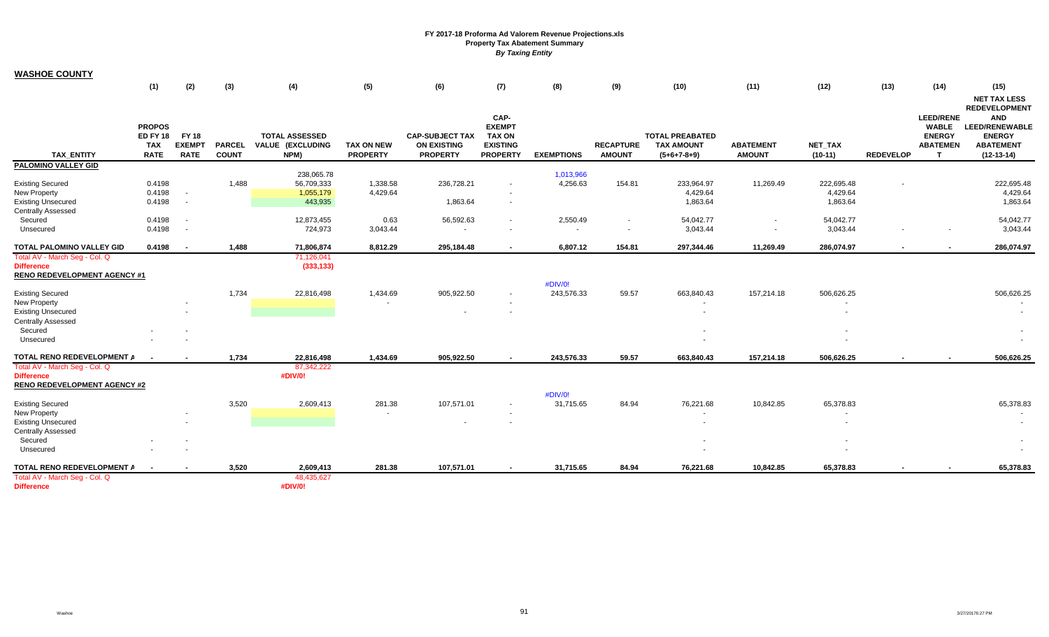**FY 2017-18 Proforma Ad Valorem Revenue Projections.xls**
**Property Tax Abatement Summary**
***By Taxing Entity***

**WASHOE COUNTY**

| TAX_ENTITY | (1) PROPOSED FY 18 TAX RATE | (2) FY 18 EXEMPT RATE | (3) PARCEL COUNT | (4) TOTAL ASSESSED VALUE (EXCLUDING NPM) | (5) TAX ON NEW PROPERTY | (6) CAP-SUBJECT TAX ON EXISTING PROPERTY | (7) CAP-EXEMPT TAX ON EXISTING PROPERTY | (8) EXEMPTIONS | (9) RECAPTURE AMOUNT | (10) TOTAL PREABATED TAX AMOUNT (5+6+7-8+9) | (11) ABATEMENT AMOUNT | (12) NET_TAX (10-11) | (13) REDEVELOP | (14) LEED/RENEWABLE ENERGY ABATEMENT | (15) NET TAX LESS REDEVELOPMENT AND LEED/RENEWABLE ENERGY ABATEMENT (12-13-14) |
|---|---|---|---|---|---|---|---|---|---|---|---|---|---|---|---|
| **PALOMINO VALLEY GID** | | | | 238,065.78 | | | | 1,013,966 | | | | | | | |
| Existing Secured | 0.4198 | | 1,488 | 56,709,333 | 1,338.58 | 236,728.21 | - | 4,256.63 | 154.81 | 233,964.97 | 11,269.49 | 222,695.48 | - | | 222,695.48 |
| New Property | 0.4198 | - | | 1,055,179 | 4,429.64 | | - | | | 4,429.64 | | 4,429.64 | | | 4,429.64 |
| Existing Unsecured | 0.4198 | - | | 443,935 | | 1,863.64 | - | | | 1,863.64 | | 1,863.64 | | | 1,863.64 |
| Centrally Assessed | | | | | | | | | | | | | | | |
| Secured | 0.4198 | - | | 12,873,455 | 0.63 | 56,592.63 | - | 2,550.49 | - | 54,042.77 | - | 54,042.77 | | | 54,042.77 |
| Unsecured | 0.4198 | - | | 724,973 | 3,043.44 | - | - | - | - | 3,043.44 | - | 3,043.44 | - | - | 3,043.44 |
| **TOTAL PALOMINO VALLEY GID** | **0.4198** | **-** | **1,488** | **71,806,874** | **8,812.29** | **295,184.48** | **-** | **6,807.12** | **154.81** | **297,344.46** | **11,269.49** | **286,074.97** | **-** | **-** | **286,074.97** |
| Total AV - March Seg - Col. Q | | | | 71,126,041 | | | | | | | | | | | |
| **Difference** | | | | **(333,133)** | | | | | | | | | | | |
| **RENO REDEVELOPMENT AGENCY #1** | | | | | | | | #DIV/0! | | | | | | | |
| Existing Secured | | | 1,734 | 22,816,498 | 1,434.69 | 905,922.50 | - | 243,576.33 | 59.57 | 663,840.43 | 157,214.18 | 506,626.25 | | | 506,626.25 |
| New Property | | - | | | - | | - | | | - | | - | | | - |
| Existing Unsecured | | - | | | | - | - | | | - | | - | | | - |
| Centrally Assessed | | | | | | | | | | | | | | | |
| Secured | - | - | | | | | | | | - | | - | | | - |
| Unsecured | - | - | | | | | | | | - | | - | | | - |
| **TOTAL RENO REDEVELOPMENT A** | **-** | **-** | **1,734** | **22,816,498** | **1,434.69** | **905,922.50** | **-** | **243,576.33** | **59.57** | **663,840.43** | **157,214.18** | **506,626.25** | **-** | **-** | **506,626.25** |
| Total AV - March Seg - Col. Q | | | | 87,342,222 | | | | | | | | | | | |
| **Difference** | | | | **#DIV/0!** | | | | | | | | | | | |
| **RENO REDEVELOPMENT AGENCY #2** | | | | | | | | #DIV/0! | | | | | | | |
| Existing Secured | | | 3,520 | 2,609,413 | 281.38 | 107,571.01 | - | 31,715.65 | 84.94 | 76,221.68 | 10,842.85 | 65,378.83 | | | 65,378.83 |
| New Property | | - | | | - | | - | | | - | | - | | | - |
| Existing Unsecured | | - | | | | - | - | | | - | | - | | | - |
| Centrally Assessed | | | | | | | | | | | | | | | |
| Secured | - | - | | | | | | | | - | | - | | | - |
| Unsecured | - | - | | | | | | | | - | | - | | | - |
| **TOTAL RENO REDEVELOPMENT A** | **-** | **-** | **3,520** | **2,609,413** | **281.38** | **107,571.01** | **-** | **31,715.65** | **84.94** | **76,221.68** | **10,842.85** | **65,378.83** | **-** | **-** | **65,378.83** |
| Total AV - March Seg - Col. Q | | | | 48,435,627 | | | | | | | | | | | |
| **Difference** | | | | **#DIV/0!** | | | | | | | | | | | |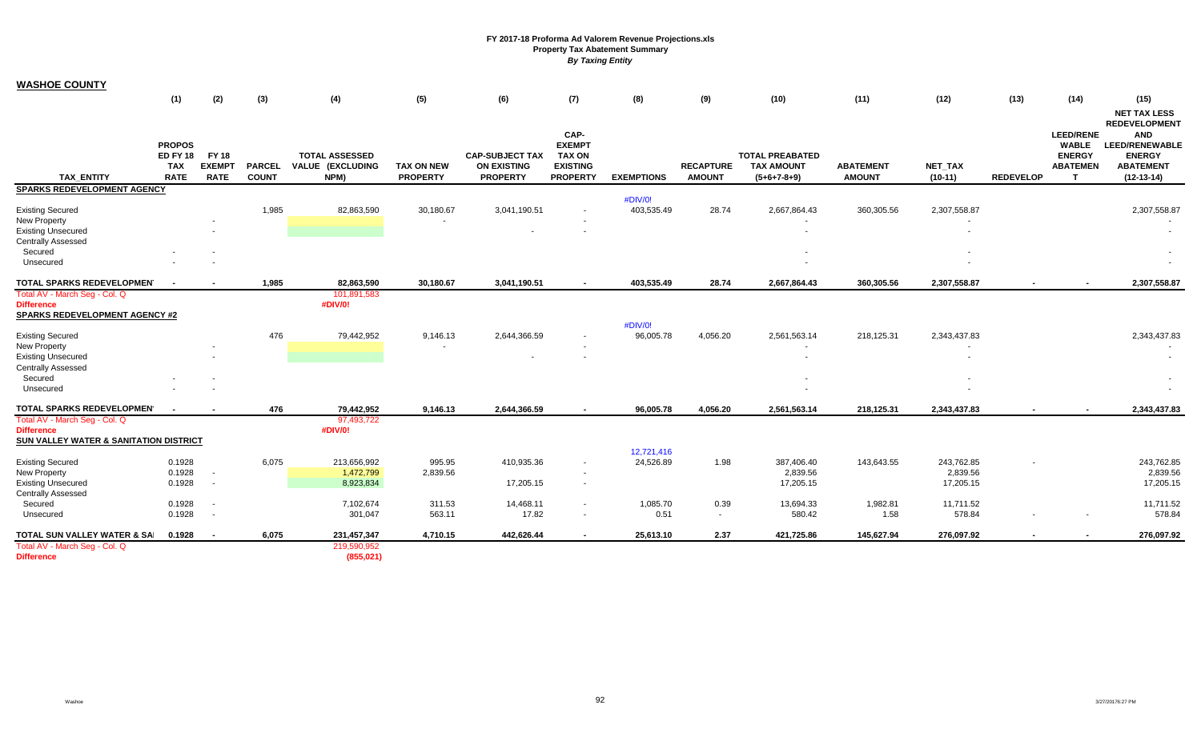# FY 2017-18 Proforma Ad Valorem Revenue Projections.xls
**Property Tax Abatement Summary**
***By Taxing Entity***

## WASHOE COUNTY

| TAX_ENTITY | (1) PROPOSED FY 18 TAX RATE | (2) FY 18 EXEMPT RATE | (3) PARCEL COUNT | (4) TOTAL ASSESSED VALUE (EXCLUDING NPM) | (5) TAX ON NEW PROPERTY | (6) CAP-SUBJECT TAX ON EXISTING PROPERTY | (7) CAP-EXEMPT TAX ON EXISTING PROPERTY | (8) EXEMPTIONS | (9) RECAPTURE AMOUNT | (10) TOTAL PREABATED TAX AMOUNT (5+6+7-8+9) | (11) ABATEMENT AMOUNT | (12) NET_TAX (10-11) | (13) REDEVELOP | (14) LEED/RENEWABLE ENERGY ABATEMENT | (15) NET TAX LESS REDEVELOPMENT AND LEED/RENEWABLE ENERGY ABATEMENT (12-13-14) |
|---|---|---|---|---|---|---|---|---|---|---|---|---|---|---|---|
| **SPARKS REDEVELOPMENT AGENCY** | | | | | | | | #DIV/0! | | | | | | | |
| Existing Secured | | | 1,985 | 82,863,590 | 30,180.67 | 3,041,190.51 | - | 403,535.49 | 28.74 | 2,667,864.43 | 360,305.56 | 2,307,558.87 | | | 2,307,558.87 |
| New Property | | - | | | - | | - | | | - | | - | | | - |
| Existing Unsecured | | - | | | | - | - | | | - | | - | | | - |
| Centrally Assessed | | | | | | | | | | | | | | | |
| Secured | - | - | | | | | | | | - | | - | | | - |
| Unsecured | - | - | | | | | | | | - | | - | | | - |
| **TOTAL SPARKS REDEVELOPMENT** | - | - | 1,985 | 82,863,590 | 30,180.67 | 3,041,190.51 | - | 403,535.49 | 28.74 | 2,667,864.43 | 360,305.56 | 2,307,558.87 | - | - | 2,307,558.87 |
| Total AV - March Seg - Col. Q | | | | 101,891,583 | | | | | | | | | | | |
| **Difference** | | | | #DIV/0! | | | | | | | | | | | |
| **SPARKS REDEVELOPMENT AGENCY #2** | | | | | | | | #DIV/0! | | | | | | | |
| Existing Secured | | | 476 | 79,442,952 | 9,146.13 | 2,644,366.59 | - | 96,005.78 | 4,056.20 | 2,561,563.14 | 218,125.31 | 2,343,437.83 | | | 2,343,437.83 |
| New Property | | - | | | - | | - | | | - | | - | | | - |
| Existing Unsecured | | - | | | | - | - | | | - | | - | | | - |
| Centrally Assessed | | | | | | | | | | | | | | | |
| Secured | - | - | | | | | | | | - | | - | | | - |
| Unsecured | - | - | | | | | | | | - | | - | | | - |
| **TOTAL SPARKS REDEVELOPMENT** | - | - | 476 | 79,442,952 | 9,146.13 | 2,644,366.59 | - | 96,005.78 | 4,056.20 | 2,561,563.14 | 218,125.31 | 2,343,437.83 | - | - | 2,343,437.83 |
| Total AV - March Seg - Col. Q | | | | 97,493,722 | | | | | | | | | | | |
| **Difference** | | | | #DIV/0! | | | | | | | | | | | |
| **SUN VALLEY WATER & SANITATION DISTRICT** | | | | | | | | 12,721,416 | | | | | | | |
| Existing Secured | 0.1928 | | 6,075 | 213,656,992 | 995.95 | 410,935.36 | - | 24,526.89 | 1.98 | 387,406.40 | 143,643.55 | 243,762.85 | - | | 243,762.85 |
| New Property | 0.1928 | - | | 1,472,799 | 2,839.56 | | - | | | 2,839.56 | | 2,839.56 | | | 2,839.56 |
| Existing Unsecured | 0.1928 | - | | 8,923,834 | | 17,205.15 | - | | | 17,205.15 | | 17,205.15 | | | 17,205.15 |
| Centrally Assessed | | | | | | | | | | | | | | | |
| Secured | 0.1928 | - | | 7,102,674 | 311.53 | 14,468.11 | - | 1,085.70 | 0.39 | 13,694.33 | 1,982.81 | 11,711.52 | | | 11,711.52 |
| Unsecured | 0.1928 | - | | 301,047 | 563.11 | 17.82 | - | 0.51 | - | 580.42 | 1.58 | 578.84 | - | - | 578.84 |
| **TOTAL SUN VALLEY WATER & SAN** | 0.1928 | - | 6,075 | 231,457,347 | 4,710.15 | 442,626.44 | - | 25,613.10 | 2.37 | 421,725.86 | 145,627.94 | 276,097.92 | - | - | 276,097.92 |
| Total AV - March Seg - Col. Q | | | | 219,590,952 | | | | | | | | | | | |
| **Difference** | | | | (855,021) | | | | | | | | | | | |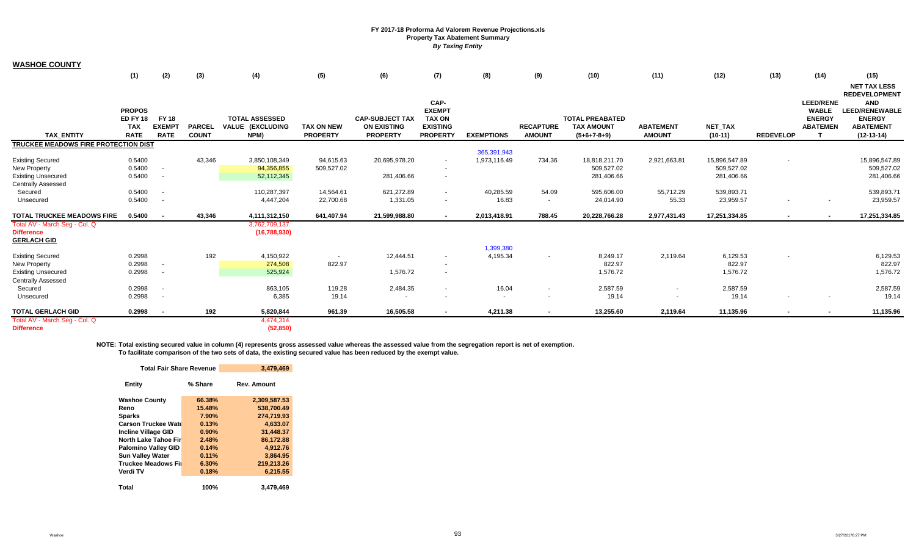**FY 2017-18 Proforma Ad Valorem Revenue Projections.xls**
**Property Tax Abatement Summary**
***By Taxing Entity***

**WASHOE COUNTY**

| | (1) | (2) | (3) | (4) | (5) | (6) | (7) | (8) | (9) | (10) | (11) | (12) | (13) | (14) | (15) |
|---|---|---|---|---|---|---|---|---|---|---|---|---|---|---|---|
| TAX_ENTITY | PROPOSED FY 18 TAX RATE | FY 18 EXEMPT RATE | PARCEL COUNT | TOTAL ASSESSED VALUE (EXCLUDING NPM) | TAX ON NEW PROPERTY | CAP-SUBJECT TAX ON EXISTING PROPERTY | CAP-EXEMPT TAX ON EXISTING PROPERTY | EXEMPTIONS | RECAPTURE AMOUNT | TOTAL PREABATED TAX AMOUNT (5+6+7-8+9) | ABATEMENT AMOUNT | NET_TAX (10-11) | REDEVELOP | LEED/RENEWABLE ENERGY ABATEMENT | NET TAX LESS REDEVELOPMENT AND LEED/RENEWABLE ENERGY ABATEMENT (12-13-14) |
| **TRUCKEE MEADOWS FIRE PROTECTION DIST** | | | | | | | | | | | | | | | |
| | | | | | | | | 365,391,943 | | | | | | | |
| Existing Secured | 0.5400 | | 43,346 | 3,850,108,349 | 94,615.63 | 20,695,978.20 | - | 1,973,116.49 | 734.36 | 18,818,211.70 | 2,921,663.81 | 15,896,547.89 | - | | 15,896,547.89 |
| New Property | 0.5400 | - | | 94,356,855 | 509,527.02 | | - | | | 509,527.02 | | 509,527.02 | | | 509,527.02 |
| Existing Unsecured | 0.5400 | - | | 52,112,345 | | 281,406.66 | - | | | 281,406.66 | | 281,406.66 | | | 281,406.66 |
| Centrally Assessed | | | | | | | | | | | | | | | |
| Secured | 0.5400 | - | | 110,287,397 | 14,564.61 | 621,272.89 | - | 40,285.59 | 54.09 | 595,606.00 | 55,712.29 | 539,893.71 | | | 539,893.71 |
| Unsecured | 0.5400 | - | | 4,447,204 | 22,700.68 | 1,331.05 | - | 16.83 | - | 24,014.90 | 55.33 | 23,959.57 | - | - | 23,959.57 |
| **TOTAL TRUCKEE MEADOWS FIRE** | **0.5400** | **-** | **43,346** | **4,111,312,150** | **641,407.94** | **21,599,988.80** | **-** | **2,013,418.91** | **788.45** | **20,228,766.28** | **2,977,431.43** | **17,251,334.85** | **-** | **-** | **17,251,334.85** |
| Total AV - March Seg - Col. Q | | | | 3,762,709,137 | | | | | | | | | | | |
| **Difference** | | | | **(16,788,930)** | | | | | | | | | | | |
| **GERLACH GID** | | | | | | | | | | | | | | | |
| | | | | | | | | 1,399,380 | | | | | | | |
| Existing Secured | 0.2998 | | 192 | 4,150,922 | - | 12,444.51 | - | 4,195.34 | - | 8,249.17 | 2,119.64 | 6,129.53 | - | | 6,129.53 |
| New Property | 0.2998 | - | | 274,508 | 822.97 | | - | | | 822.97 | | 822.97 | | | 822.97 |
| Existing Unsecured | 0.2998 | - | | 525,924 | | 1,576.72 | - | | | 1,576.72 | | 1,576.72 | | | 1,576.72 |
| Centrally Assessed | | | | | | | | | | | | | | | |
| Secured | 0.2998 | - | | 863,105 | 119.28 | 2,484.35 | - | 16.04 | - | 2,587.59 | - | 2,587.59 | | | 2,587.59 |
| Unsecured | 0.2998 | - | | 6,385 | 19.14 | - | - | - | - | 19.14 | - | 19.14 | - | - | 19.14 |
| **TOTAL GERLACH GID** | **0.2998** | **-** | **192** | **5,820,844** | **961.39** | **16,505.58** | **-** | **4,211.38** | **-** | **13,255.60** | **2,119.64** | **11,135.96** | **-** | **-** | **11,135.96** |
| Total AV - March Seg - Col. Q | | | | 4,474,314 | | | | | | | | | | | |
| **Difference** | | | | **(52,850)** | | | | | | | | | | | |

**NOTE: Total existing secured value in column (4) represents gross assessed value whereas the assessed value from the segregation report is net of exemption.**
**To facilitate comparison of the two sets of data, the existing secured value has been reduced by the exempt value.**

| Total Fair Share Revenue | | 3,479,469 |
|---|---|---|
| **Entity** | **% Share** | **Rev. Amount** |
| **Washoe County** | **66.38%** | **2,309,587.53** |
| **Reno** | **15.48%** | **538,700.49** |
| **Sparks** | **7.90%** | **274,719.93** |
| **Carson Truckee Wate** | **0.13%** | **4,633.07** |
| **Incline Village GID** | **0.90%** | **31,448.37** |
| **North Lake Tahoe Fir** | **2.48%** | **86,172.88** |
| **Palomino Valley GID** | **0.14%** | **4,912.76** |
| **Sun Valley Water** | **0.11%** | **3,864.95** |
| **Truckee Meadows Fi** | **6.30%** | **219,213.26** |
| **Verdi TV** | **0.18%** | **6,215.55** |
| **Total** | **100%** | **3,479,469** |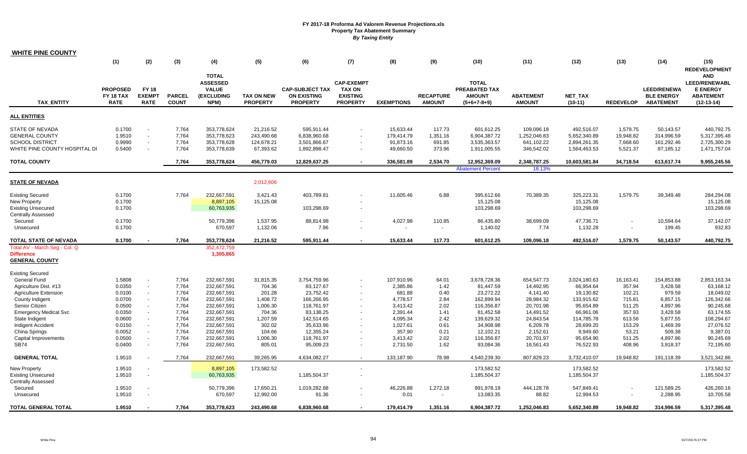**FY 2017-18 Proforma Ad Valorem Revenue Projections.xls**
**Property Tax Abatement Summary**
***By Taxing Entity***

**WHITE PINE COUNTY**

| TAX_ENTITY | (1) PROPOSED FY 18 TAX RATE | (2) FY 18 EXEMPT RATE | (3) PARCEL COUNT | (4) TOTAL ASSESSED VALUE (EXCLUDING NPM) | (5) TAX ON NEW PROPERTY | (6) CAP-SUBJECT TAX ON EXISTING PROPERTY | (7) CAP-EXEMPT TAX ON EXISTING PROPERTY | (8) EXEMPTIONS | (9) RECAPTURE AMOUNT | (10) TOTAL PREABATED TAX AMOUNT (5+6+7-8+9) | (11) ABATEMENT AMOUNT | (12) NET_TAX (10-11) | (13) REDEVELOP | (14) LEED/RENEWABLE ENERGY ABATEMENT | (15) REDEVELOPMENT AND LEED/RENEWABLE ENERGY ABATEMENT (12-13-14) |
|---|---|---|---|---|---|---|---|---|---|---|---|---|---|---|---|
| **ALL ENTITIES** | | | | | | | | | | | | | | | |
| STATE OF NEVADA | 0.1700 | - | 7,764 | 353,778,624 | 21,216.52 | 595,911.44 | - | 15,633.44 | 117.73 | 601,612.25 | 109,096.18 | 492,516.07 | 1,579.75 | 50,143.57 | 440,792.75 |
| GENERAL COUNTY | 1.9510 | - | 7,764 | 353,778,623 | 243,490.68 | 6,838,960.68 | - | 179,414.79 | 1,351.16 | 6,904,387.72 | 1,252,046.83 | 5,652,340.89 | 19,948.82 | 314,996.59 | 5,317,395.48 |
| SCHOOL DISTRICT | 0.9990 | - | 7,764 | 353,778,628 | 124,678.21 | 3,501,866.67 | - | 91,873.16 | 691.85 | 3,535,363.57 | 641,102.22 | 2,894,261.35 | 7,668.60 | 161,292.46 | 2,725,300.29 |
| WHITE PINE COUNTY HOSPITAL DI | 0.5400 | - | 7,764 | 353,778,639 | 67,393.62 | 1,892,898.47 | - | 49,660.50 | 373.96 | 1,911,005.55 | 346,542.02 | 1,564,463.53 | 5,521.37 | 87,185.12 | 1,471,757.04 |
| **TOTAL COUNTY** | | | **7,764** | **353,778,624** | **456,779.03** | **12,829,637.25** | **-** | **336,581.89** | **2,534.70** | **12,952,369.09** | **2,348,787.25** | **10,603,581.84** | **34,718.54** | **613,617.74** | **9,955,245.56** |
| | | | | | | | | | | Abatement Percent | 18.13% | | | | |
| **STATE OF NEVADA** | | | | | 2,012,606 | | | | | | | | | | |
| Existing Secured | 0.1700 | | 7,764 | 232,667,591 | 3,421.43 | 403,789.81 | - | 11,605.46 | 6.88 | 395,612.66 | 70,389.35 | 325,223.31 | 1,579.75 | 39,349.48 | 284,294.08 |
| New Property | 0.1700 | | | 8,897,105 | 15,125.08 | | - | | | 15,125.08 | | 15,125.08 | | | 15,125.08 |
| Existing Unsecured | 0.1700 | | | 60,763,935 | | 103,298.69 | - | | | 103,298.69 | | 103,298.69 | | | 103,298.69 |
| Centrally Assessed | | | | | | | | | | | | | | | |
| Secured | 0.1700 | | | 50,779,396 | 1,537.95 | 88,814.98 | - | 4,027.98 | 110.85 | 86,435.80 | 38,699.09 | 47,736.71 | - | 10,594.64 | 37,142.07 |
| Unsecured | 0.1700 | | | 670,597 | 1,132.06 | 7.96 | - | - | - | 1,140.02 | 7.74 | 1,132.28 | - | 199.45 | 932.83 |
| **TOTAL STATE OF NEVADA** | **0.1700** | **-** | **7,764** | **353,778,624** | **21,216.52** | **595,911.44** | **-** | **15,633.44** | **117.73** | **601,612.25** | **109,096.18** | **492,516.07** | **1,579.75** | **50,143.57** | **440,792.75** |
| Total AV - March Seg - Col. Q | | | | 352,472,759 | | | | | | | | | | | |
| **Difference** | | | | **1,305,865** | | | | | | | | | | | |
| **GENERAL COUNTY** | | | | | | | | | | | | | | | |
| Existing Secured | | | | | | | | | | | | | | | |
| General Fund | 1.5808 | - | 7,764 | 232,667,591 | 31,815.35 | 3,754,759.96 | - | 107,910.96 | 64.01 | 3,678,728.36 | 654,547.73 | 3,024,180.63 | 16,163.41 | 154,853.88 | 2,853,163.34 |
| Agriculture Dist. #13 | 0.0350 | - | 7,764 | 232,667,591 | 704.36 | 83,127.67 | - | 2,385.86 | 1.42 | 81,447.59 | 14,492.95 | 66,954.64 | 357.94 | 3,428.58 | 63,168.12 |
| Agriculture Extension | 0.0100 | - | 7,764 | 232,667,591 | 201.28 | 23,752.42 | - | 681.88 | 0.40 | 23,272.22 | 4,141.40 | 19,130.82 | 102.21 | 979.59 | 18,049.02 |
| County Indigent | 0.0700 | - | 7,764 | 232,667,591 | 1,408.72 | 166,266.95 | - | 4,778.57 | 2.84 | 162,899.94 | 28,984.32 | 133,915.62 | 715.81 | 6,857.15 | 126,342.66 |
| Senior Citizen | 0.0500 | - | 7,764 | 232,667,591 | 1,006.30 | 118,761.97 | - | 3,413.42 | 2.02 | 116,356.87 | 20,701.98 | 95,654.89 | 511.25 | 4,897.96 | 90,245.68 |
| Emergency Medical Svc | 0.0350 | - | 7,764 | 232,667,591 | 704.36 | 83,138.25 | - | 2,391.44 | 1.41 | 81,452.58 | 14,491.52 | 66,961.06 | 357.93 | 3,428.58 | 63,174.55 |
| State Indigent | 0.0600 | - | 7,764 | 232,667,591 | 1,207.59 | 142,514.65 | - | 4,095.34 | 2.42 | 139,629.32 | 24,843.54 | 114,785.78 | 613.56 | 5,877.55 | 108,294.67 |
| Indigent Accident | 0.0150 | - | 7,764 | 232,667,591 | 302.02 | 35,633.96 | - | 1,027.61 | 0.61 | 34,908.98 | 6,209.78 | 28,699.20 | 153.29 | 1,469.39 | 27,076.52 |
| China Springs | 0.0052 | - | 7,764 | 232,667,591 | 104.66 | 12,355.24 | - | 357.90 | 0.21 | 12,102.21 | 2,152.61 | 9,949.60 | 53.21 | 509.38 | 9,387.01 |
| Capital Improvements | 0.0500 | - | 7,764 | 232,667,591 | 1,006.30 | 118,761.97 | - | 3,413.42 | 2.02 | 116,356.87 | 20,701.97 | 95,654.90 | 511.25 | 4,897.96 | 90,245.69 |
| SB74 | 0.0400 | - | 7,764 | 232,667,591 | 805.01 | 95,009.23 | - | 2,731.50 | 1.62 | 93,084.36 | 16,561.43 | 76,522.93 | 408.96 | 3,918.37 | 72,195.60 |
| **GENERAL TOTAL** | 1.9510 | - | 7,764 | 232,667,591 | 39,265.95 | 4,634,082.27 | - | 133,187.90 | 78.98 | 4,540,239.30 | 807,829.23 | 3,732,410.07 | 19,948.82 | 191,118.39 | 3,521,342.86 |
| New Property | 1.9510 | - | | 8,897,105 | 173,582.52 | | - | | | 173,582.52 | | 173,582.52 | | | 173,582.52 |
| Existing Unsecured | 1.9510 | - | | 60,763,935 | | 1,185,504.37 | - | | | 1,185,504.37 | | 1,185,504.37 | | | 1,185,504.37 |
| Centrally Assessed | | | | | | | | | | | | | | | |
| Secured | 1.9510 | - | | 50,779,396 | 17,650.21 | 1,019,282.68 | - | 46,226.88 | 1,272.18 | 991,978.19 | 444,128.78 | 547,849.41 | - | 121,589.25 | 426,260.16 |
| Unsecured | 1.9510 | - | | 670,597 | 12,992.00 | 91.36 | - | 0.01 | - | 13,083.35 | 88.82 | 12,994.53 | - | 2,288.95 | 10,705.58 |
| **TOTAL GENERAL TOTAL** | **1.9510** | **-** | **7,764** | **353,778,623** | **243,490.68** | **6,838,960.68** | **-** | **179,414.79** | **1,351.16** | **6,904,387.72** | **1,252,046.83** | **5,652,340.89** | **19,948.82** | **314,996.59** | **5,317,395.48** |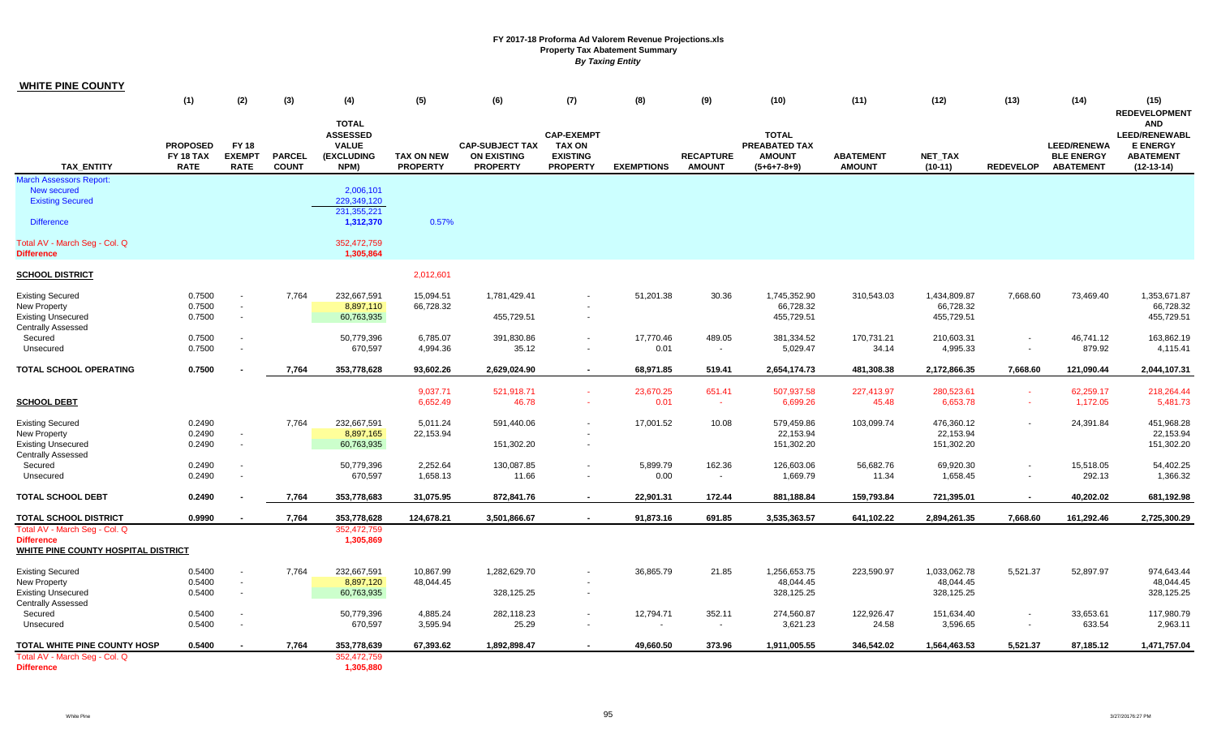# FY 2017-18 Proforma Ad Valorem Revenue Projections.xls

## Property Tax Abatement Summary

*By Taxing Entity*

**WHITE PINE COUNTY**

| TAX_ENTITY | (1) PROPOSED FY 18 TAX RATE | (2) FY 18 EXEMPT RATE | (3) PARCEL COUNT | (4) TOTAL ASSESSED VALUE (EXCLUDING NPM) | (5) TAX ON NEW PROPERTY | (6) CAP-SUBJECT TAX ON EXISTING PROPERTY | (7) CAP-EXEMPT TAX ON EXISTING PROPERTY | (8) EXEMPTIONS | (9) RECAPTURE AMOUNT | (10) TOTAL PREABATED TAX AMOUNT (5+6+7-8+9) | (11) ABATEMENT AMOUNT | (12) NET_TAX (10-11) | (13) REDEVELOP | (14) LEED/RENEWABLE ENERGY ABATEMENT | (15) REDEVELOPMENT AND LEED/RENEWABLE ENERGY ABATEMENT (12-13-14) |
|---|---|---|---|---|---|---|---|---|---|---|---|---|---|---|---|
| March Assessors Report: | | | | | | | | | | | | | | | |
| New secured | | | | 2,006,101 | | | | | | | | | | | |
| Existing Secured | | | | 229,349,120 | | | | | | | | | | | |
| | | | | 231,355,221 | | | | | | | | | | | |
| Difference | | | | 1,312,370 | 0.57% | | | | | | | | | | |
| Total AV - March Seg - Col. Q | | | | 352,472,759 | | | | | | | | | | | |
| Difference | | | | 1,305,864 | | | | | | | | | | | |
| **SCHOOL DISTRICT** | | | | | 2,012,601 | | | | | | | | | | |
| Existing Secured | 0.7500 | - | 7,764 | 232,667,591 | 15,094.51 | 1,781,429.41 | - | 51,201.38 | 30.36 | 1,745,352.90 | 310,543.03 | 1,434,809.87 | 7,668.60 | 73,469.40 | 1,353,671.87 |
| New Property | 0.7500 | - | | 8,897,110 | 66,728.32 | | - | | | 66,728.32 | | 66,728.32 | | | 66,728.32 |
| Existing Unsecured | 0.7500 | - | | 60,763,935 | | 455,729.51 | - | | | 455,729.51 | | 455,729.51 | | | 455,729.51 |
| Centrally Assessed | | | | | | | | | | | | | | | |
| Secured | 0.7500 | - | | 50,779,396 | 6,785.07 | 391,830.86 | - | 17,770.46 | 489.05 | 381,334.52 | 170,731.21 | 210,603.31 | - | 46,741.12 | 163,862.19 |
| Unsecured | 0.7500 | - | | 670,597 | 4,994.36 | 35.12 | - | 0.01 | - | 5,029.47 | 34.14 | 4,995.33 | - | 879.92 | 4,115.41 |
| **TOTAL SCHOOL OPERATING** | **0.7500** | **-** | **7,764** | **353,778,628** | **93,602.26** | **2,629,024.90** | **-** | **68,971.85** | **519.41** | **2,654,174.73** | **481,308.38** | **2,172,866.35** | **7,668.60** | **121,090.44** | **2,044,107.31** |
| | | | | | 9,037.71 | 521,918.71 | - | 23,670.25 | 651.41 | 507,937.58 | 227,413.97 | 280,523.61 | - | 62,259.17 | 218,264.44 |
| **SCHOOL DEBT** | | | | | 6,652.49 | 46.78 | - | 0.01 | - | 6,699.26 | 45.48 | 6,653.78 | - | 1,172.05 | 5,481.73 |
| Existing Secured | 0.2490 | | 7,764 | 232,667,591 | 5,011.24 | 591,440.06 | - | 17,001.52 | 10.08 | 579,459.86 | 103,099.74 | 476,360.12 | - | 24,391.84 | 451,968.28 |
| New Property | 0.2490 | - | | 8,897,165 | 22,153.94 | | - | | | 22,153.94 | | 22,153.94 | | | 22,153.94 |
| Existing Unsecured | 0.2490 | - | | 60,763,935 | | 151,302.20 | - | | | 151,302.20 | | 151,302.20 | | | 151,302.20 |
| Centrally Assessed | | | | | | | | | | | | | | | |
| Secured | 0.2490 | - | | 50,779,396 | 2,252.64 | 130,087.85 | - | 5,899.79 | 162.36 | 126,603.06 | 56,682.76 | 69,920.30 | - | 15,518.05 | 54,402.25 |
| Unsecured | 0.2490 | - | | 670,597 | 1,658.13 | 11.66 | - | 0.00 | - | 1,669.79 | 11.34 | 1,658.45 | - | 292.13 | 1,366.32 |
| **TOTAL SCHOOL DEBT** | **0.2490** | **-** | **7,764** | **353,778,683** | **31,075.95** | **872,841.76** | **-** | **22,901.31** | **172.44** | **881,188.84** | **159,793.84** | **721,395.01** | **-** | **40,202.02** | **681,192.98** |
| **TOTAL SCHOOL DISTRICT** | **0.9990** | **-** | **7,764** | **353,778,628** | **124,678.21** | **3,501,866.67** | **-** | **91,873.16** | **691.85** | **3,535,363.57** | **641,102.22** | **2,894,261.35** | **7,668.60** | **161,292.46** | **2,725,300.29** |
| Total AV - March Seg - Col. Q | | | | 352,472,759 | | | | | | | | | | | |
| Difference | | | | 1,305,869 | | | | | | | | | | | |
| **WHITE PINE COUNTY HOSPITAL DISTRICT** | | | | | | | | | | | | | | | |
| Existing Secured | 0.5400 | - | 7,764 | 232,667,591 | 10,867.99 | 1,282,629.70 | - | 36,865.79 | 21.85 | 1,256,653.75 | 223,590.97 | 1,033,062.78 | 5,521.37 | 52,897.97 | 974,643.44 |
| New Property | 0.5400 | - | | 8,897,120 | 48,044.45 | | - | | | 48,044.45 | | 48,044.45 | | | 48,044.45 |
| Existing Unsecured | 0.5400 | - | | 60,763,935 | | 328,125.25 | - | | | 328,125.25 | | 328,125.25 | | | 328,125.25 |
| Centrally Assessed | | | | | | | | | | | | | | | |
| Secured | 0.5400 | - | | 50,779,396 | 4,885.24 | 282,118.23 | - | 12,794.71 | 352.11 | 274,560.87 | 122,926.47 | 151,634.40 | - | 33,653.61 | 117,980.79 |
| Unsecured | 0.5400 | - | | 670,597 | 3,595.94 | 25.29 | - | - | - | 3,621.23 | 24.58 | 3,596.65 | - | 633.54 | 2,963.11 |
| **TOTAL WHITE PINE COUNTY HOSP** | **0.5400** | **-** | **7,764** | **353,778,639** | **67,393.62** | **1,892,898.47** | **-** | **49,660.50** | **373.96** | **1,911,005.55** | **346,542.02** | **1,564,463.53** | **5,521.37** | **87,185.12** | **1,471,757.04** |
| Total AV - March Seg - Col. Q | | | | 352,472,759 | | | | | | | | | | | |
| Difference | | | | 1,305,880 | | | | | | | | | | | |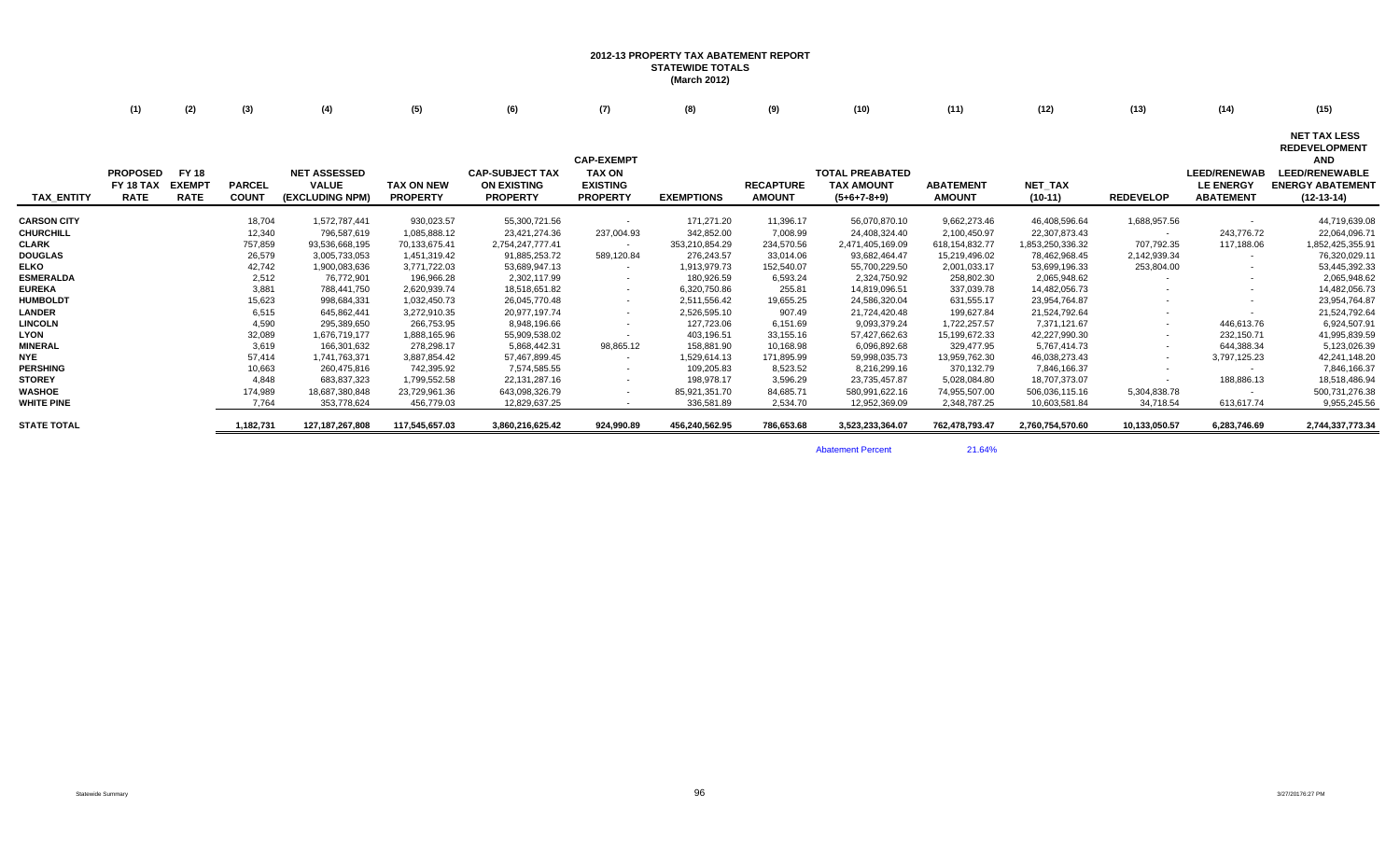# 2012-13 PROPERTY TAX ABATEMENT REPORT
## STATEWIDE TOTALS
### (March 2012)

| | (1) | (2) | (3) | (4) | (5) | (6) | (7) | (8) | (9) | (10) | (11) | (12) | (13) | (14) | (15) |
|---|---|---|---|---|---|---|---|---|---|---|---|---|---|---|---|
| TAX_ENTITY | PROPOSED FY 18 TAX RATE | FY 18 EXEMPT RATE | PARCEL COUNT | NET ASSESSED VALUE (EXCLUDING NPM) | TAX ON NEW PROPERTY | CAP-SUBJECT TAX ON EXISTING PROPERTY | CAP-EXEMPT TAX ON EXISTING PROPERTY | EXEMPTIONS | RECAPTURE AMOUNT | TOTAL PREABATED TAX AMOUNT (5+6+7-8+9) | ABATEMENT AMOUNT | NET_TAX (10-11) | REDEVELOP | LEED/RENEWAB LE ENERGY ABATEMENT | NET TAX LESS REDEVELOPMENT AND LEED/RENEWABLE ENERGY ABATEMENT (12-13-14) |
| CARSON CITY | | | 18,704 | 1,572,787,441 | 930,023.57 | 55,300,721.56 | - | 171,271.20 | 11,396.17 | 56,070,870.10 | 9,662,273.46 | 46,408,596.64 | 1,688,957.56 | - | 44,719,639.08 |
| CHURCHILL | | | 12,340 | 796,587,619 | 1,085,888.12 | 23,421,274.36 | 237,004.93 | 342,852.00 | 7,008.99 | 24,408,324.40 | 2,100,450.97 | 22,307,873.43 | - | 243,776.72 | 22,064,096.71 |
| CLARK | | | 757,859 | 93,536,668,195 | 70,133,675.41 | 2,754,247,777.41 | - | 353,210,854.29 | 234,570.56 | 2,471,405,169.09 | 618,154,832.77 | 1,853,250,336.32 | 707,792.35 | 117,188.06 | 1,852,425,355.91 |
| DOUGLAS | | | 26,579 | 3,005,733,053 | 1,451,319.42 | 91,885,253.72 | 589,120.84 | 276,243.57 | 33,014.06 | 93,682,464.47 | 15,219,496.02 | 78,462,968.45 | 2,142,939.34 | - | 76,320,029.11 |
| ELKO | | | 42,742 | 1,900,083,636 | 3,771,722.03 | 53,689,947.13 | - | 1,913,979.73 | 152,540.07 | 55,700,229.50 | 2,001,033.17 | 53,699,196.33 | 253,804.00 | - | 53,445,392.33 |
| ESMERALDA | | | 2,512 | 76,772,901 | 196,966.28 | 2,302,117.99 | - | 180,926.59 | 6,593.24 | 2,324,750.92 | 258,802.30 | 2,065,948.62 | - | - | 2,065,948.62 |
| EUREKA | | | 3,881 | 788,441,750 | 2,620,939.74 | 18,518,651.82 | - | 6,320,750.86 | 255.81 | 14,819,096.51 | 337,039.78 | 14,482,056.73 | - | - | 14,482,056.73 |
| HUMBOLDT | | | 15,623 | 998,684,331 | 1,032,450.73 | 26,045,770.48 | - | 2,511,556.42 | 19,655.25 | 24,586,320.04 | 631,555.17 | 23,954,764.87 | - | - | 23,954,764.87 |
| LANDER | | | 6,515 | 645,862,441 | 3,272,910.35 | 20,977,197.74 | - | 2,526,595.10 | 907.49 | 21,724,420.48 | 199,627.84 | 21,524,792.64 | - | - | 21,524,792.64 |
| LINCOLN | | | 4,590 | 295,389,650 | 266,753.95 | 8,948,196.66 | - | 127,723.06 | 6,151.69 | 9,093,379.24 | 1,722,257.57 | 7,371,121.67 | - | 446,613.76 | 6,924,507.91 |
| LYON | | | 32,089 | 1,676,719,177 | 1,888,165.96 | 55,909,538.02 | - | 403,196.51 | 33,155.16 | 57,427,662.63 | 15,199,672.33 | 42,227,990.30 | - | 232,150.71 | 41,995,839.59 |
| MINERAL | | | 3,619 | 166,301,632 | 278,298.17 | 5,868,442.31 | 98,865.12 | 158,881.90 | 10,168.98 | 6,096,892.68 | 329,477.95 | 5,767,414.73 | - | 644,388.34 | 5,123,026.39 |
| NYE | | | 57,414 | 1,741,763,371 | 3,887,854.42 | 57,467,899.45 | - | 1,529,614.13 | 171,895.99 | 59,998,035.73 | 13,959,762.30 | 46,038,273.43 | - | 3,797,125.23 | 42,241,148.20 |
| PERSHING | | | 10,663 | 260,475,816 | 742,395.92 | 7,574,585.55 | - | 109,205.83 | 8,523.52 | 8,216,299.16 | 370,132.79 | 7,846,166.37 | - | - | 7,846,166.37 |
| STOREY | | | 4,848 | 683,837,323 | 1,799,552.58 | 22,131,287.16 | - | 198,978.17 | 3,596.29 | 23,735,457.87 | 5,028,084.80 | 18,707,373.07 | - | 188,886.13 | 18,518,486.94 |
| WASHOE | | | 174,989 | 18,687,380,848 | 23,729,961.36 | 643,098,326.79 | - | 85,921,351.70 | 84,685.71 | 580,991,622.16 | 74,955,507.00 | 506,036,115.16 | 5,304,838.78 | - | 500,731,276.38 |
| WHITE PINE | | | 7,764 | 353,778,624 | 456,779.03 | 12,829,637.25 | - | 336,581.89 | 2,534.70 | 12,952,369.09 | 2,348,787.25 | 10,603,581.84 | 34,718.54 | 613,617.74 | 9,955,245.56 |
| STATE TOTAL | | | 1,182,731 | 127,187,267,808 | 117,545,657.03 | 3,860,216,625.42 | 924,990.89 | 456,240,562.95 | 786,653.68 | 3,523,233,364.07 | 762,478,793.47 | 2,760,754,570.60 | 10,133,050.57 | 6,283,746.69 | 2,744,337,773.34 |

Abatement Percent 21.64%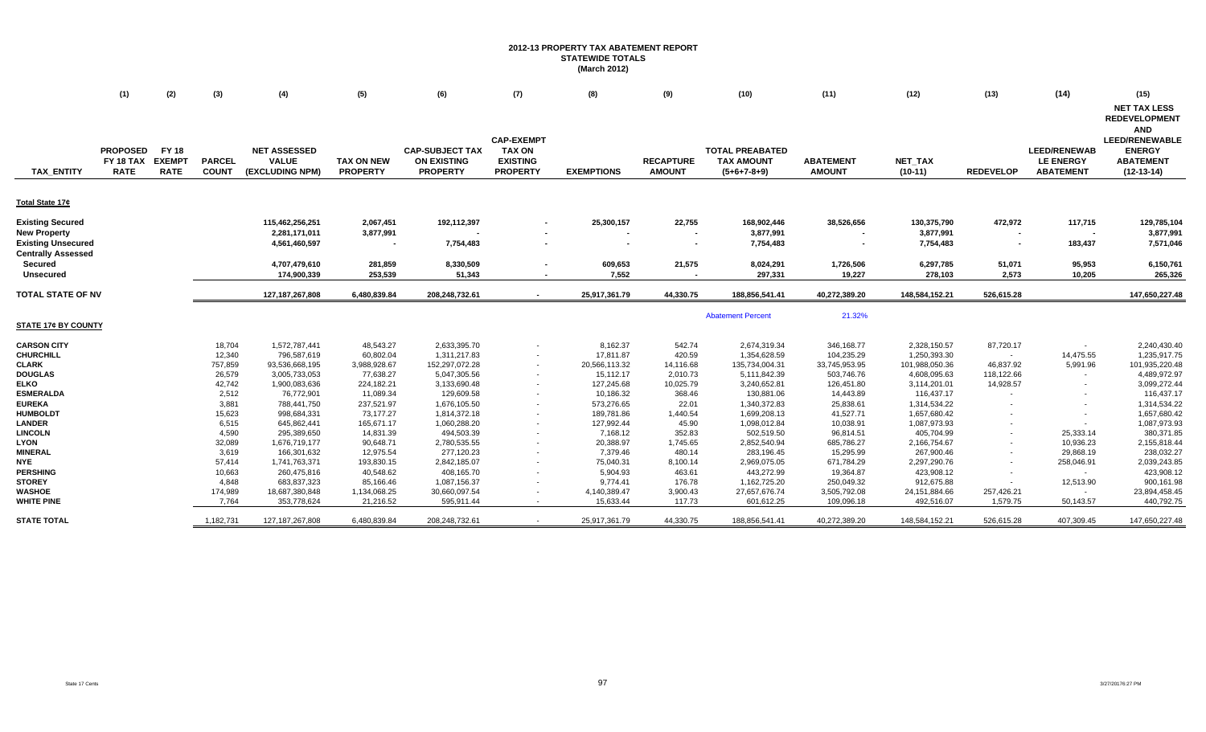# 2012-13 PROPERTY TAX ABATEMENT REPORT
## STATEWIDE TOTALS
### (March 2012)

| | (1) | (2) | (3) | (4) | (5) | (6) | (7) | (8) | (9) | (10) | (11) | (12) | (13) | (14) | (15) |
|---|---|---|---|---|---|---|---|---|---|---|---|---|---|---|---|
| TAX_ENTITY | PROPOSED FY 18 TAX RATE | FY 18 EXEMPT RATE | PARCEL COUNT | NET ASSESSED VALUE (EXCLUDING NPM) | TAX ON NEW PROPERTY | CAP-SUBJECT TAX ON EXISTING PROPERTY | CAP-EXEMPT TAX ON EXISTING PROPERTY | EXEMPTIONS | RECAPTURE AMOUNT | TOTAL PREABATED TAX AMOUNT (5+6+7-8+9) | ABATEMENT AMOUNT | NET_TAX (10-11) | REDEVELOP | LEED/RENEWAB LE ENERGY ABATEMENT | NET TAX LESS REDEVELOPMENT AND LEED/RENEWABLE ENERGY ABATEMENT (12-13-14) |
| **Total State 17¢** | | | | | | | | | | | | | | | |
| **Existing Secured** | | | | 115,462,256,251 | 2,067,451 | 192,112,397 | - | 25,300,157 | 22,755 | 168,902,446 | 38,526,656 | 130,375,790 | 472,972 | 117,715 | 129,785,104 |
| **New Property** | | | | 2,281,171,011 | 3,877,991 | - | - | - | - | 3,877,991 | - | 3,877,991 | - | - | 3,877,991 |
| **Existing Unsecured** | | | | 4,561,460,597 | - | 7,754,483 | - | - | - | 7,754,483 | - | 7,754,483 | - | 183,437 | 7,571,046 |
| **Centrally Assessed** | | | | | | | | | | | | | | | |
| **Secured** | | | | 4,707,479,610 | 281,859 | 8,330,509 | - | 609,653 | 21,575 | 8,024,291 | 1,726,506 | 6,297,785 | 51,071 | 95,953 | 6,150,761 |
| **Unsecured** | | | | 174,900,339 | 253,539 | 51,343 | - | 7,552 | - | 297,331 | 19,227 | 278,103 | 2,573 | 10,205 | 265,326 |
| **TOTAL STATE OF NV** | | | | 127,187,267,808 | 6,480,839.84 | 208,248,732.61 | - | 25,917,361.79 | 44,330.75 | 188,856,541.41 | 40,272,389.20 | 148,584,152.21 | 526,615.28 | | 147,650,227.48 |
| | | | | | | | | | | Abatement Percent | 21.32% | | | | |
| **STATE 17¢ BY COUNTY** | | | | | | | | | | | | | | | |
| **CARSON CITY** | | | 18,704 | 1,572,787,441 | 48,543.27 | 2,633,395.70 | - | 8,162.37 | 542.74 | 2,674,319.34 | 346,168.77 | 2,328,150.57 | 87,720.17 | - | 2,240,430.40 |
| **CHURCHILL** | | | 12,340 | 796,587,619 | 60,802.04 | 1,311,217.83 | - | 17,811.87 | 420.59 | 1,354,628.59 | 104,235.29 | 1,250,393.30 | - | 14,475.55 | 1,235,917.75 |
| **CLARK** | | | 757,859 | 93,536,668,195 | 3,988,928.67 | 152,297,072.28 | - | 20,566,113.32 | 14,116.68 | 135,734,004.31 | 33,745,953.95 | 101,988,050.36 | 46,837.92 | 5,991.96 | 101,935,220.48 |
| **DOUGLAS** | | | 26,579 | 3,005,733,053 | 77,638.27 | 5,047,305.56 | - | 15,112.17 | 2,010.73 | 5,111,842.39 | 503,746.76 | 4,608,095.63 | 118,122.66 | - | 4,489,972.97 |
| **ELKO** | | | 42,742 | 1,900,083,636 | 224,182.21 | 3,133,690.48 | - | 127,245.68 | 10,025.79 | 3,240,652.81 | 126,451.80 | 3,114,201.01 | 14,928.57 | - | 3,099,272.44 |
| **ESMERALDA** | | | 2,512 | 76,772,901 | 11,089.34 | 129,609.58 | - | 10,186.32 | 368.46 | 130,881.06 | 14,443.89 | 116,437.17 | - | - | 116,437.17 |
| **EUREKA** | | | 3,881 | 788,441,750 | 237,521.97 | 1,676,105.50 | - | 573,276.65 | 22.01 | 1,340,372.83 | 25,838.61 | 1,314,534.22 | - | - | 1,314,534.22 |
| **HUMBOLDT** | | | 15,623 | 998,684,331 | 73,177.27 | 1,814,372.18 | - | 189,781.86 | 1,440.54 | 1,699,208.13 | 41,527.71 | 1,657,680.42 | - | - | 1,657,680.42 |
| **LANDER** | | | 6,515 | 645,862,441 | 165,671.17 | 1,060,288.20 | - | 127,992.44 | 45.90 | 1,098,012.84 | 10,038.91 | 1,087,973.93 | - | - | 1,087,973.93 |
| **LINCOLN** | | | 4,590 | 295,389,650 | 14,831.39 | 494,503.39 | - | 7,168.12 | 352.83 | 502,519.50 | 96,814.51 | 405,704.99 | - | 25,333.14 | 380,371.85 |
| **LYON** | | | 32,089 | 1,676,719,177 | 90,648.71 | 2,780,535.55 | - | 20,388.97 | 1,745.65 | 2,852,540.94 | 685,786.27 | 2,166,754.67 | - | 10,936.23 | 2,155,818.44 |
| **MINERAL** | | | 3,619 | 166,301,632 | 12,975.54 | 277,120.23 | - | 7,379.46 | 480.14 | 283,196.45 | 15,295.99 | 267,900.46 | - | 29,868.19 | 238,032.27 |
| **NYE** | | | 57,414 | 1,741,763,371 | 193,830.15 | 2,842,185.07 | - | 75,040.31 | 8,100.14 | 2,969,075.05 | 671,784.29 | 2,297,290.76 | - | 258,046.91 | 2,039,243.85 |
| **PERSHING** | | | 10,663 | 260,475,816 | 40,548.62 | 408,165.70 | - | 5,904.93 | 463.61 | 443,272.99 | 19,364.87 | 423,908.12 | - | - | 423,908.12 |
| **STOREY** | | | 4,848 | 683,837,323 | 85,166.46 | 1,087,156.37 | - | 9,774.41 | 176.78 | 1,162,725.20 | 250,049.32 | 912,675.88 | - | 12,513.90 | 900,161.98 |
| **WASHOE** | | | 174,989 | 18,687,380,848 | 1,134,068.25 | 30,660,097.54 | - | 4,140,389.47 | 3,900.43 | 27,657,676.74 | 3,505,792.08 | 24,151,884.66 | 257,426.21 | - | 23,894,458.45 |
| **WHITE PINE** | | | 7,764 | 353,778,624 | 21,216.52 | 595,911.44 | - | 15,633.44 | 117.73 | 601,612.25 | 109,096.18 | 492,516.07 | 1,579.75 | 50,143.57 | 440,792.75 |
| **STATE TOTAL** | | | 1,182,731 | 127,187,267,808 | 6,480,839.84 | 208,248,732.61 | - | 25,917,361.79 | 44,330.75 | 188,856,541.41 | 40,272,389.20 | 148,584,152.21 | 526,615.28 | 407,309.45 | 147,650,227.48 |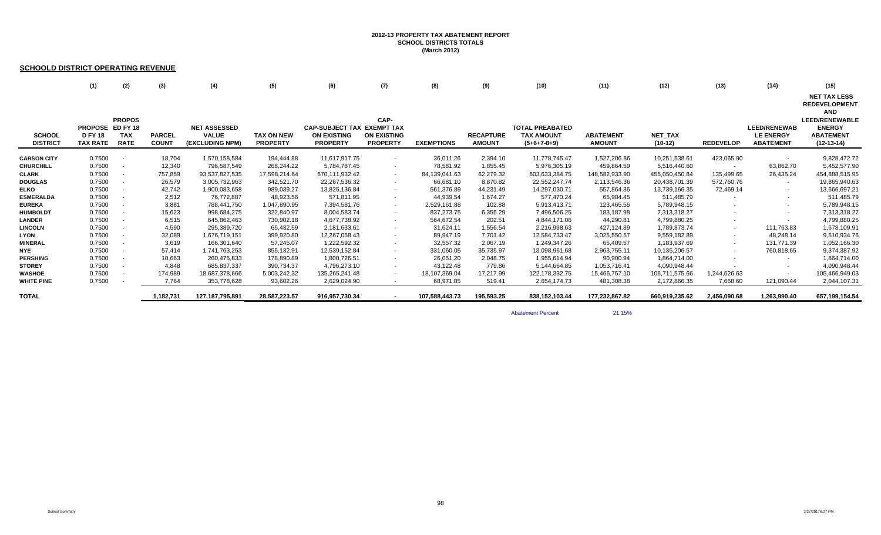**2012-13 PROPERTY TAX ABATEMENT REPORT**
**SCHOOL DISTRICTS TOTALS**
**(March 2012)**

## SCHOOLD DISTRICT OPERATING REVENUE

| | (1) | (2) | (3) | (4) | (5) | (6) | (7) | (8) | (9) | (10) | (11) | (12) | (13) | (14) | (15) |
|---|---|---|---|---|---|---|---|---|---|---|---|---|---|---|---|
| **SCHOOL DISTRICT** | **PROPOSE D FY 18 TAX RATE** | **PROPOS ED FY 18 TAX RATE** | **PARCEL COUNT** | **NET ASSESSED VALUE (EXCLUDING NPM)** | **TAX ON NEW PROPERTY** | **CAP-SUBJECT TAX ON EXISTING PROPERTY** | **CAP-EXEMPT TAX ON EXISTING PROPERTY** | **EXEMPTIONS** | **RECAPTURE AMOUNT** | **TOTAL PREABATED TAX AMOUNT (5+6+7-8+9)** | **ABATEMENT AMOUNT** | **NET_TAX (10-12)** | **REDEVELOP** | **LEED/RENEWABLE ENERGY ABATEMENT** | **NET TAX LESS REDEVELOPMENT AND LEED/RENEWABLE ENERGY ABATEMENT (12-13-14)** |
| **CARSON CITY** | 0.7500 | - | 18,704 | 1,570,158,584 | 194,444.88 | 11,617,917.75 | - | 36,011.26 | 2,394.10 | 11,778,745.47 | 1,527,206.86 | 10,251,538.61 | 423,065.90 | - | 9,828,472.72 |
| **CHURCHILL** | 0.7500 | - | 12,340 | 796,587,549 | 268,244.22 | 5,784,787.45 | - | 78,581.92 | 1,855.45 | 5,976,305.19 | 459,864.59 | 5,516,440.60 | - | 63,862.70 | 5,452,577.90 |
| **CLARK** | 0.7500 | - | 757,859 | 93,537,827,535 | 17,598,214.64 | 670,111,932.42 | - | 84,139,041.63 | 62,279.32 | 603,633,384.75 | 148,582,933.90 | 455,050,450.84 | 135,499.65 | 26,435.24 | 454,888,515.95 |
| **DOUGLAS** | 0.7500 | - | 26,579 | 3,005,732,963 | 342,521.70 | 22,267,536.32 | - | 66,681.10 | 8,870.82 | 22,552,247.74 | 2,113,546.36 | 20,438,701.39 | 572,760.76 | - | 19,865,940.63 |
| **ELKO** | 0.7500 | - | 42,742 | 1,900,083,658 | 989,039.27 | 13,825,136.84 | - | 561,376.89 | 44,231.49 | 14,297,030.71 | 557,864.36 | 13,739,166.35 | 72,469.14 | - | 13,666,697.21 |
| **ESMERALDA** | 0.7500 | - | 2,512 | 76,772,887 | 48,923.56 | 571,811.95 | - | 44,939.54 | 1,674.27 | 577,470.24 | 65,984.45 | 511,485.79 | - | - | 511,485.79 |
| **EUREKA** | 0.7500 | - | 3,881 | 788,441,750 | 1,047,890.95 | 7,394,581.76 | - | 2,529,161.88 | 102.88 | 5,913,413.71 | 123,465.56 | 5,789,948.15 | - | - | 5,789,948.15 |
| **HUMBOLDT** | 0.7500 | - | 15,623 | 998,684,275 | 322,840.97 | 8,004,583.74 | - | 837,273.75 | 6,355.29 | 7,496,506.25 | 183,187.98 | 7,313,318.27 | - | - | 7,313,318.27 |
| **LANDER** | 0.7500 | - | 6,515 | 645,862,463 | 730,902.18 | 4,677,738.92 | - | 564,672.54 | 202.51 | 4,844,171.06 | 44,290.81 | 4,799,880.25 | - | - | 4,799,880.25 |
| **LINCOLN** | 0.7500 | - | 4,590 | 295,389,720 | 65,432.59 | 2,181,633.61 | - | 31,624.11 | 1,556.54 | 2,216,998.63 | 427,124.89 | 1,789,873.74 | - | 111,763.83 | 1,678,109.91 |
| **LYON** | 0.7500 | - | 32,089 | 1,676,719,151 | 399,920.80 | 12,267,058.43 | - | 89,947.19 | 7,701.42 | 12,584,733.47 | 3,025,550.57 | 9,559,182.89 | - | 48,248.14 | 9,510,934.76 |
| **MINERAL** | 0.7500 | - | 3,619 | 166,301,640 | 57,245.07 | 1,222,592.32 | - | 32,557.32 | 2,067.19 | 1,249,347.26 | 65,409.57 | 1,183,937.69 | - | 131,771.39 | 1,052,166.30 |
| **NYE** | 0.7500 | - | 57,414 | 1,741,763,253 | 855,132.91 | 12,539,152.84 | - | 331,060.05 | 35,735.97 | 13,098,961.68 | 2,963,755.11 | 10,135,206.57 | - | 760,818.65 | 9,374,387.92 |
| **PERSHING** | 0.7500 | - | 10,663 | 260,475,833 | 178,890.89 | 1,800,726.51 | - | 26,051.20 | 2,048.75 | 1,955,614.94 | 90,900.94 | 1,864,714.00 | - | - | 1,864,714.00 |
| **STOREY** | 0.7500 | - | 4,848 | 685,837,337 | 390,734.37 | 4,796,273.10 | - | 43,122.48 | 779.86 | 5,144,664.85 | 1,053,716.41 | 4,090,948.44 | - | - | 4,090,948.44 |
| **WASHOE** | 0.7500 | - | 174,989 | 18,687,378,666 | 5,003,242.32 | 135,265,241.48 | - | 18,107,369.04 | 17,217.99 | 122,178,332.75 | 15,466,757.10 | 106,711,575.66 | 1,244,626.63 | - | 105,466,949.03 |
| **WHITE PINE** | 0.7500 | - | 7,764 | 353,778,628 | 93,602.26 | 2,629,024.90 | - | 68,971.85 | 519.41 | 2,654,174.73 | 481,308.38 | 2,172,866.35 | 7,668.60 | 121,090.44 | 2,044,107.31 |
| **TOTAL** | | | 1,182,731 | 127,187,795,891 | 28,587,223.57 | 916,957,730.34 | - | 107,588,443.73 | 195,593.25 | 838,152,103.44 | 177,232,867.82 | 660,919,235.62 | 2,456,090.68 | 1,263,990.40 | 657,199,154.54 |

Abatement Percent 21.15%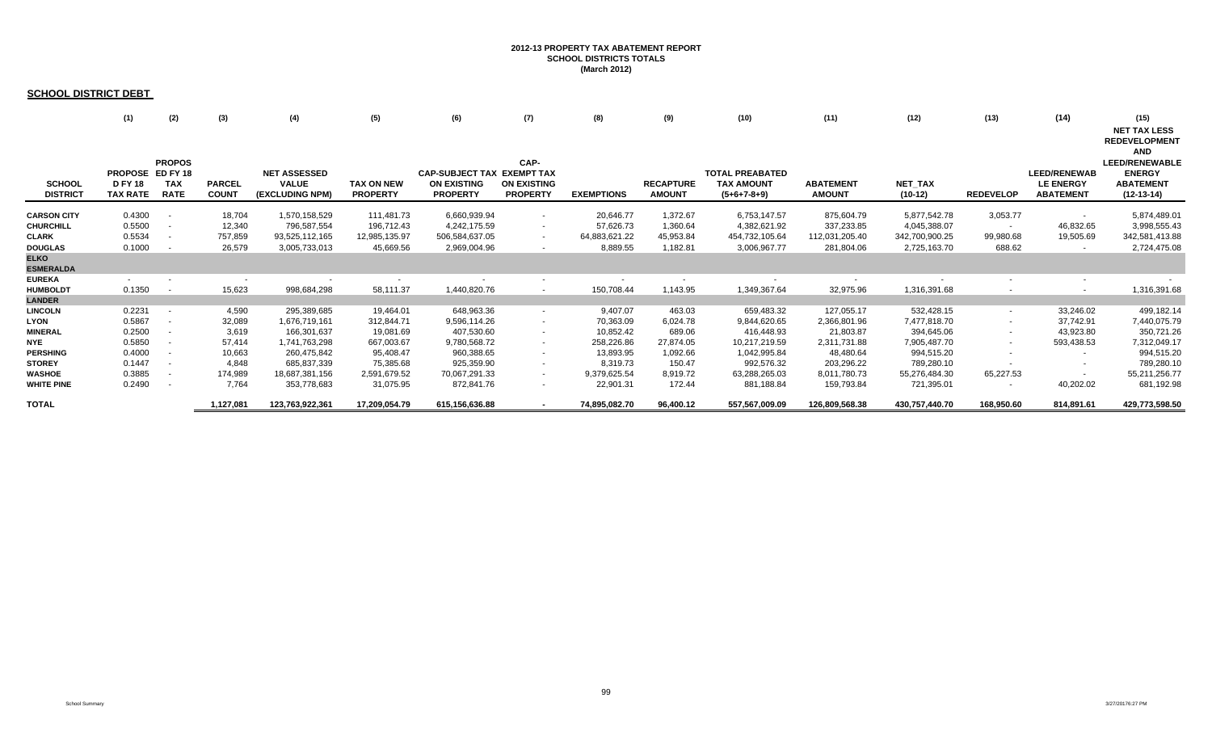**2012-13 PROPERTY TAX ABATEMENT REPORT**
**SCHOOL DISTRICTS TOTALS**
**(March 2012)**

**SCHOOL DISTRICT DEBT**

| | (1) | (2) | (3) | (4) | (5) | (6) | (7) | (8) | (9) | (10) | (11) | (12) | (13) | (14) | (15) |
|---|---|---|---|---|---|---|---|---|---|---|---|---|---|---|---|
| SCHOOL DISTRICT | PROPOSED FY 18 TAX RATE | PROPOSED FY 18 TAX RATE | PARCEL COUNT | NET ASSESSED VALUE (EXCLUDING NPM) | TAX ON NEW PROPERTY | CAP-SUBJECT TAX ON EXISTING PROPERTY | CAP-EXEMPT TAX ON EXISTING PROPERTY | EXEMPTIONS | RECAPTURE AMOUNT | TOTAL PREABATED TAX AMOUNT (5+6+7-8+9) | ABATEMENT AMOUNT | NET_TAX (10-12) | REDEVELOP | LEED/RENEWABLE ENERGY ABATEMENT | NET TAX LESS REDEVELOPMENT AND LEED/RENEWABLE ENERGY ABATEMENT (12-13-14) |
| **CARSON CITY** | 0.4300 | - | 18,704 | 1,570,158,529 | 111,481.73 | 6,660,939.94 | - | 20,646.77 | 1,372.67 | 6,753,147.57 | 875,604.79 | 5,877,542.78 | 3,053.77 | - | 5,874,489.01 |
| **CHURCHILL** | 0.5500 | - | 12,340 | 796,587,554 | 196,712.43 | 4,242,175.59 | - | 57,626.73 | 1,360.64 | 4,382,621.92 | 337,233.85 | 4,045,388.07 | - | 46,832.65 | 3,998,555.43 |
| **CLARK** | 0.5534 | - | 757,859 | 93,525,112,165 | 12,985,135.97 | 506,584,637.05 | - | 64,883,621.22 | 45,953.84 | 454,732,105.64 | 112,031,205.40 | 342,700,900.25 | 99,980.68 | 19,505.69 | 342,581,413.88 |
| **DOUGLAS** | 0.1000 | - | 26,579 | 3,005,733,013 | 45,669.56 | 2,969,004.96 | - | 8,889.55 | 1,182.81 | 3,006,967.77 | 281,804.06 | 2,725,163.70 | 688.62 | - | 2,724,475.08 |
| **ELKO** | | | | | | | | | | | | | | | |
| **ESMERALDA** | | | | | | | | | | | | | | | |
| **EUREKA** | - | - | - | - | - | - | - | - | - | - | - | - | - | - | - |
| **HUMBOLDT** | 0.1350 | - | 15,623 | 998,684,298 | 58,111.37 | 1,440,820.76 | - | 150,708.44 | 1,143.95 | 1,349,367.64 | 32,975.96 | 1,316,391.68 | - | - | 1,316,391.68 |
| **LANDER** | | | | | | | | | | | | | | | |
| **LINCOLN** | 0.2231 | - | 4,590 | 295,389,685 | 19,464.01 | 648,963.36 | - | 9,407.07 | 463.03 | 659,483.32 | 127,055.17 | 532,428.15 | - | 33,246.02 | 499,182.14 |
| **LYON** | 0.5867 | - | 32,089 | 1,676,719,161 | 312,844.71 | 9,596,114.26 | - | 70,363.09 | 6,024.78 | 9,844,620.65 | 2,366,801.96 | 7,477,818.70 | - | 37,742.91 | 7,440,075.79 |
| **MINERAL** | 0.2500 | - | 3,619 | 166,301,637 | 19,081.69 | 407,530.60 | - | 10,852.42 | 689.06 | 416,448.93 | 21,803.87 | 394,645.06 | - | 43,923.80 | 350,721.26 |
| **NYE** | 0.5850 | - | 57,414 | 1,741,763,298 | 667,003.67 | 9,780,568.72 | - | 258,226.86 | 27,874.05 | 10,217,219.59 | 2,311,731.88 | 7,905,487.70 | - | 593,438.53 | 7,312,049.17 |
| **PERSHING** | 0.4000 | - | 10,663 | 260,475,842 | 95,408.47 | 960,388.65 | - | 13,893.95 | 1,092.66 | 1,042,995.84 | 48,480.64 | 994,515.20 | - | - | 994,515.20 |
| **STOREY** | 0.1447 | - | 4,848 | 685,837,339 | 75,385.68 | 925,359.90 | - | 8,319.73 | 150.47 | 992,576.32 | 203,296.22 | 789,280.10 | - | - | 789,280.10 |
| **WASHOE** | 0.3885 | - | 174,989 | 18,687,381,156 | 2,591,679.52 | 70,067,291.33 | - | 9,379,625.54 | 8,919.72 | 63,288,265.03 | 8,011,780.73 | 55,276,484.30 | 65,227.53 | - | 55,211,256.77 |
| **WHITE PINE** | 0.2490 | - | 7,764 | 353,778,683 | 31,075.95 | 872,841.76 | - | 22,901.31 | 172.44 | 881,188.84 | 159,793.84 | 721,395.01 | - | 40,202.02 | 681,192.98 |
| **TOTAL** | | | 1,127,081 | 123,763,922,361 | 17,209,054.79 | 615,156,636.88 | - | 74,895,082.70 | 96,400.12 | 557,567,009.09 | 126,809,568.38 | 430,757,440.70 | 168,950.60 | 814,891.61 | 429,773,598.50 |

School Summary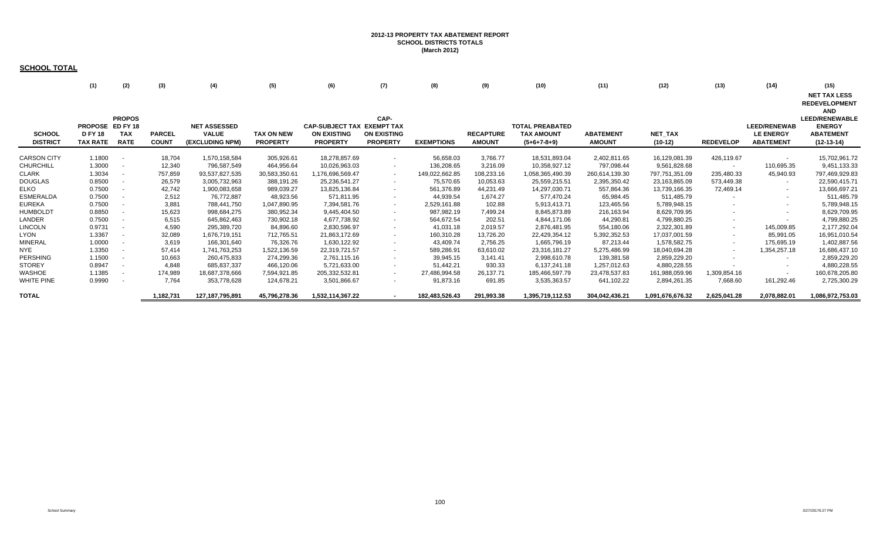**2012-13 PROPERTY TAX ABATEMENT REPORT**
**SCHOOL DISTRICTS TOTALS**
**(March 2012)**

**SCHOOL TOTAL**

| | (1) | (2) | (3) | (4) | (5) | (6) | (7) | (8) | (9) | (10) | (11) | (12) | (13) | (14) | (15) |
|---|---|---|---|---|---|---|---|---|---|---|---|---|---|---|---|
| **SCHOOL DISTRICT** | **PROPOSED FY 18 TAX RATE** | **PROPOSED FY 18 TAX RATE** | **PARCEL COUNT** | **NET ASSESSED VALUE (EXCLUDING NPM)** | **TAX ON NEW PROPERTY** | **CAP-SUBJECT TAX ON EXISTING PROPERTY** | **CAP-EXEMPT TAX ON EXISTING PROPERTY** | **EXEMPTIONS** | **RECAPTURE AMOUNT** | **TOTAL PREABATED TAX AMOUNT (5+6+7-8+9)** | **ABATEMENT AMOUNT** | **NET_TAX (10-12)** | **REDEVELOP** | **LEED/RENEWABLE ENERGY ABATEMENT** | **NET TAX LESS REDEVELOPMENT AND LEED/RENEWABLE ENERGY ABATEMENT (12-13-14)** |
| CARSON CITY | 1.1800 | - | 18,704 | 1,570,158,584 | 305,926.61 | 18,278,857.69 | - | 56,658.03 | 3,766.77 | 18,531,893.04 | 2,402,811.65 | 16,129,081.39 | 426,119.67 | - | 15,702,961.72 |
| CHURCHILL | 1.3000 | - | 12,340 | 796,587,549 | 464,956.64 | 10,026,963.03 | - | 136,208.65 | 3,216.09 | 10,358,927.12 | 797,098.44 | 9,561,828.68 | - | 110,695.35 | 9,451,133.33 |
| CLARK | 1.3034 | - | 757,859 | 93,537,827,535 | 30,583,350.61 | 1,176,696,569.47 | - | 149,022,662.85 | 108,233.16 | 1,058,365,490.39 | 260,614,139.30 | 797,751,351.09 | 235,480.33 | 45,940.93 | 797,469,929.83 |
| DOUGLAS | 0.8500 | - | 26,579 | 3,005,732,963 | 388,191.26 | 25,236,541.27 | - | 75,570.65 | 10,053.63 | 25,559,215.51 | 2,395,350.42 | 23,163,865.09 | 573,449.38 | - | 22,590,415.71 |
| ELKO | 0.7500 | - | 42,742 | 1,900,083,658 | 989,039.27 | 13,825,136.84 | - | 561,376.89 | 44,231.49 | 14,297,030.71 | 557,864.36 | 13,739,166.35 | 72,469.14 | - | 13,666,697.21 |
| ESMERALDA | 0.7500 | - | 2,512 | 76,772,887 | 48,923.56 | 571,811.95 | - | 44,939.54 | 1,674.27 | 577,470.24 | 65,984.45 | 511,485.79 | - | - | 511,485.79 |
| EUREKA | 0.7500 | - | 3,881 | 788,441,750 | 1,047,890.95 | 7,394,581.76 | - | 2,529,161.88 | 102.88 | 5,913,413.71 | 123,465.56 | 5,789,948.15 | - | - | 5,789,948.15 |
| HUMBOLDT | 0.8850 | - | 15,623 | 998,684,275 | 380,952.34 | 9,445,404.50 | - | 987,982.19 | 7,499.24 | 8,845,873.89 | 216,163.94 | 8,629,709.95 | - | - | 8,629,709.95 |
| LANDER | 0.7500 | - | 6,515 | 645,862,463 | 730,902.18 | 4,677,738.92 | - | 564,672.54 | 202.51 | 4,844,171.06 | 44,290.81 | 4,799,880.25 | - | - | 4,799,880.25 |
| LINCOLN | 0.9731 | - | 4,590 | 295,389,720 | 84,896.60 | 2,830,596.97 | - | 41,031.18 | 2,019.57 | 2,876,481.95 | 554,180.06 | 2,322,301.89 | - | 145,009.85 | 2,177,292.04 |
| LYON | 1.3367 | - | 32,089 | 1,676,719,151 | 712,765.51 | 21,863,172.69 | - | 160,310.28 | 13,726.20 | 22,429,354.12 | 5,392,352.53 | 17,037,001.59 | - | 85,991.05 | 16,951,010.54 |
| MINERAL | 1.0000 | - | 3,619 | 166,301,640 | 76,326.76 | 1,630,122.92 | - | 43,409.74 | 2,756.25 | 1,665,796.19 | 87,213.44 | 1,578,582.75 | - | 175,695.19 | 1,402,887.56 |
| NYE | 1.3350 | - | 57,414 | 1,741,763,253 | 1,522,136.59 | 22,319,721.57 | - | 589,286.91 | 63,610.02 | 23,316,181.27 | 5,275,486.99 | 18,040,694.28 | - | 1,354,257.18 | 16,686,437.10 |
| PERSHING | 1.1500 | - | 10,663 | 260,475,833 | 274,299.36 | 2,761,115.16 | - | 39,945.15 | 3,141.41 | 2,998,610.78 | 139,381.58 | 2,859,229.20 | - | - | 2,859,229.20 |
| STOREY | 0.8947 | - | 4,848 | 685,837,337 | 466,120.06 | 5,721,633.00 | - | 51,442.21 | 930.33 | 6,137,241.18 | 1,257,012.63 | 4,880,228.55 | - | - | 4,880,228.55 |
| WASHOE | 1.1385 | - | 174,989 | 18,687,378,666 | 7,594,921.85 | 205,332,532.81 | - | 27,486,994.58 | 26,137.71 | 185,466,597.79 | 23,478,537.83 | 161,988,059.96 | 1,309,854.16 | - | 160,678,205.80 |
| WHITE PINE | 0.9990 | - | 7,764 | 353,778,628 | 124,678.21 | 3,501,866.67 | - | 91,873.16 | 691.85 | 3,535,363.57 | 641,102.22 | 2,894,261.35 | 7,668.60 | 161,292.46 | 2,725,300.29 |
| **TOTAL** | | | **1,182,731** | **127,187,795,891** | **45,796,278.36** | **1,532,114,367.22** | **-** | **182,483,526.43** | **291,993.38** | **1,395,719,112.53** | **304,042,436.21** | **1,091,676,676.32** | **2,625,041.28** | **2,078,882.01** | **1,086,972,753.03** |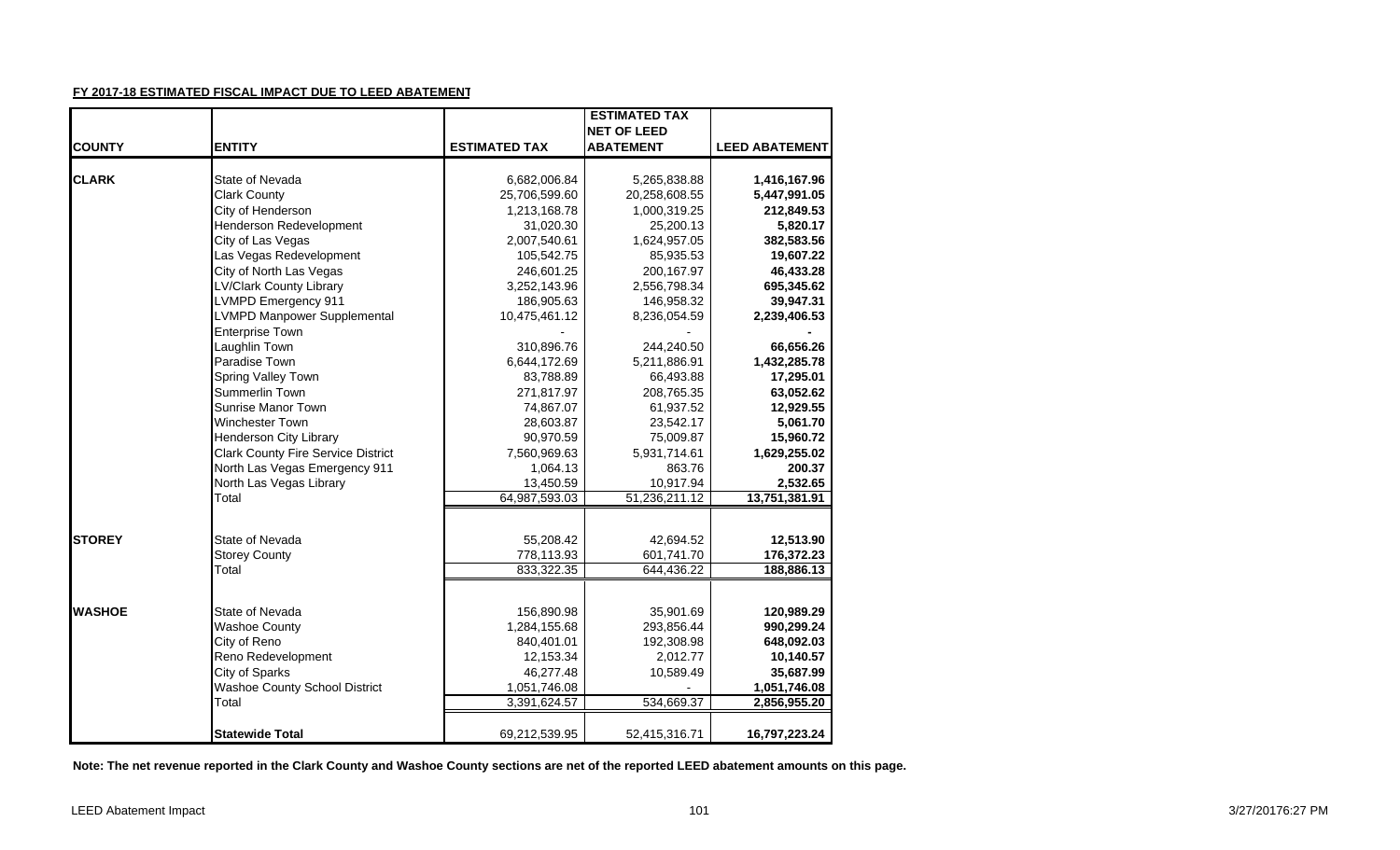**FY 2017-18 ESTIMATED FISCAL IMPACT DUE TO LEED ABATEMENT**

| COUNTY | ENTITY | ESTIMATED TAX | ESTIMATED TAX NET OF LEED ABATEMENT | LEED ABATEMENT |
|---|---|---|---|---|
| **CLARK** | State of Nevada | 6,682,006.84 | 5,265,838.88 | **1,416,167.96** |
| | Clark County | 25,706,599.60 | 20,258,608.55 | **5,447,991.05** |
| | City of Henderson | 1,213,168.78 | 1,000,319.25 | **212,849.53** |
| | Henderson Redevelopment | 31,020.30 | 25,200.13 | **5,820.17** |
| | City of Las Vegas | 2,007,540.61 | 1,624,957.05 | **382,583.56** |
| | Las Vegas Redevelopment | 105,542.75 | 85,935.53 | **19,607.22** |
| | City of North Las Vegas | 246,601.25 | 200,167.97 | **46,433.28** |
| | LV/Clark County Library | 3,252,143.96 | 2,556,798.34 | **695,345.62** |
| | LVMPD Emergency 911 | 186,905.63 | 146,958.32 | **39,947.31** |
| | LVMPD Manpower Supplemental | 10,475,461.12 | 8,236,054.59 | **2,239,406.53** |
| | Enterprise Town | - | - | **-** |
| | Laughlin Town | 310,896.76 | 244,240.50 | **66,656.26** |
| | Paradise Town | 6,644,172.69 | 5,211,886.91 | **1,432,285.78** |
| | Spring Valley Town | 83,788.89 | 66,493.88 | **17,295.01** |
| | Summerlin Town | 271,817.97 | 208,765.35 | **63,052.62** |
| | Sunrise Manor Town | 74,867.07 | 61,937.52 | **12,929.55** |
| | Winchester Town | 28,603.87 | 23,542.17 | **5,061.70** |
| | Henderson City Library | 90,970.59 | 75,009.87 | **15,960.72** |
| | Clark County Fire Service District | 7,560,969.63 | 5,931,714.61 | **1,629,255.02** |
| | North Las Vegas Emergency 911 | 1,064.13 | 863.76 | **200.37** |
| | North Las Vegas Library | 13,450.59 | 10,917.94 | **2,532.65** |
| | Total | 64,987,593.03 | 51,236,211.12 | **13,751,381.91** |
| **STOREY** | State of Nevada | 55,208.42 | 42,694.52 | **12,513.90** |
| | Storey County | 778,113.93 | 601,741.70 | **176,372.23** |
| | Total | 833,322.35 | 644,436.22 | **188,886.13** |
| **WASHOE** | State of Nevada | 156,890.98 | 35,901.69 | **120,989.29** |
| | Washoe County | 1,284,155.68 | 293,856.44 | **990,299.24** |
| | City of Reno | 840,401.01 | 192,308.98 | **648,092.03** |
| | Reno Redevelopment | 12,153.34 | 2,012.77 | **10,140.57** |
| | City of Sparks | 46,277.48 | 10,589.49 | **35,687.99** |
| | Washoe County School District | 1,051,746.08 | - | **1,051,746.08** |
| | Total | 3,391,624.57 | 534,669.37 | **2,856,955.20** |
| | **Statewide Total** | 69,212,539.95 | 52,415,316.71 | **16,797,223.24** |

**Note: The net revenue reported in the Clark County and Washoe County sections are net of the reported LEED abatement amounts on this page.**